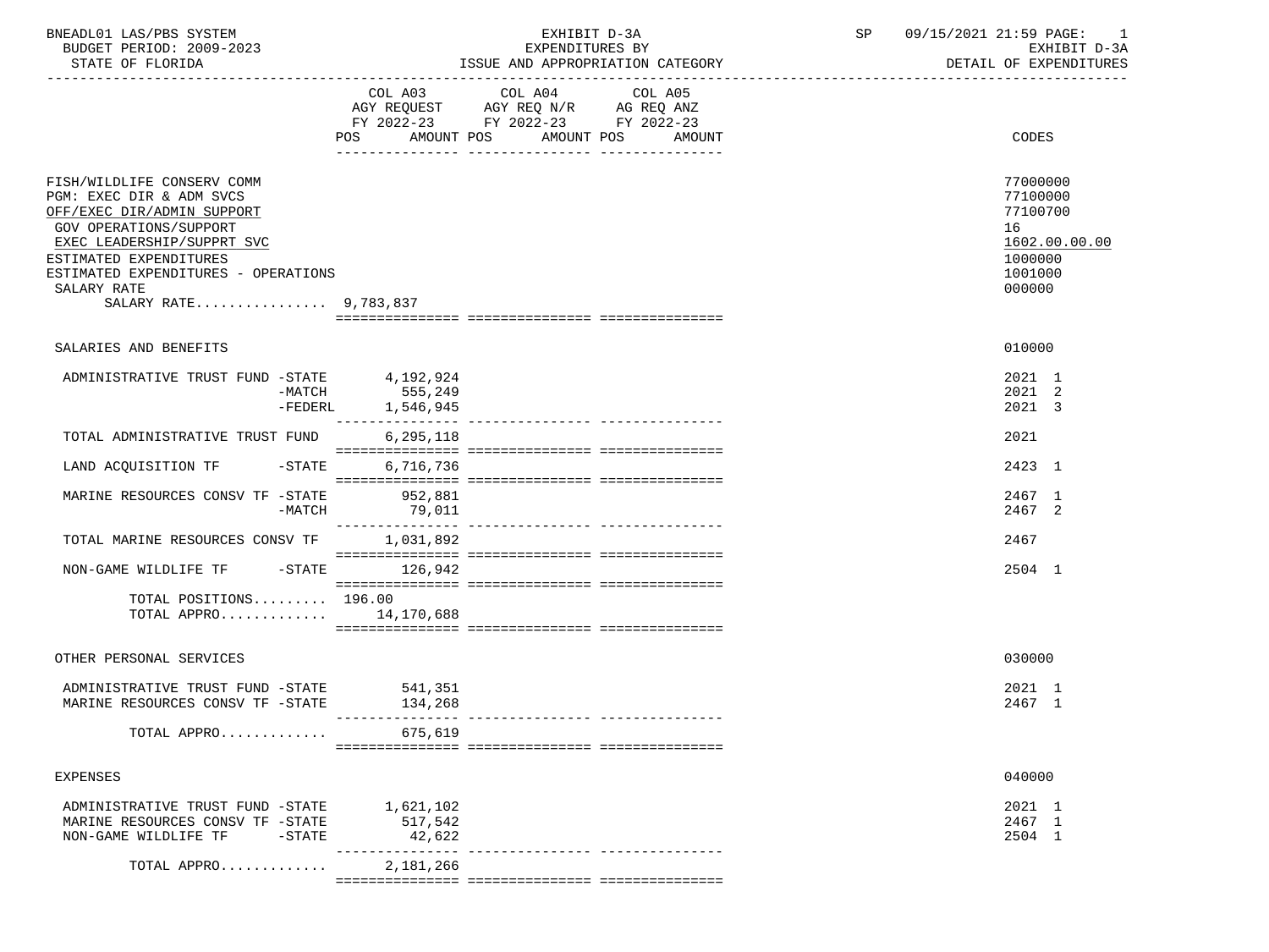BNEADL01 LAS/PBS SYSTEM
BUDGET PERIOD: 2009-2023
STATE OF FLORIDA

EXHIBIT D-3A
EXPENDITURES BY
ISSUE AND APPROPRIATION CATEGORY

SP 09/15/2021 21:59
EXHIBIT D-3A
DETAIL OF EXPENDITURES

| | COL A03 AGY REQUEST FY 2022-23 POS AMOUNT | COL A04 AGY REQ N/R FY 2022-23 POS AMOUNT | COL A05 AG REQ ANZ FY 2022-23 POS AMOUNT | CODES |
|---|---|---|---|---|
| FISH/WILDLIFE CONSERV COMM | | | | 77000000 |
| PGM: EXEC DIR & ADM SVCS | | | | 77100000 |
| OFF/EXEC DIR/ADMIN SUPPORT | | | | 77100700 |
| GOV OPERATIONS/SUPPORT | | | | 16 |
| EXEC LEADERSHIP/SUPPRT SVC | | | | 1602.00.00.00 |
| ESTIMATED EXPENDITURES | | | | 1000000 |
| ESTIMATED EXPENDITURES - OPERATIONS | | | | 1001000 |
| SALARY RATE | | | | 000000 |
| SALARY RATE................ 9,783,837 | | | | |
| SALARIES AND BENEFITS | | | | 010000 |
| ADMINISTRATIVE TRUST FUND -STATE | 4,192,924 | | | 2021 1 |
| -MATCH | 555,249 | | | 2021 2 |
| -FEDERL | 1,546,945 | | | 2021 3 |
| TOTAL ADMINISTRATIVE TRUST FUND | 6,295,118 | | | 2021 |
| LAND ACQUISITION TF -STATE | 6,716,736 | | | 2423 1 |
| MARINE RESOURCES CONSV TF -STATE | 952,881 | | | 2467 1 |
| -MATCH | 79,011 | | | 2467 2 |
| TOTAL MARINE RESOURCES CONSV TF | 1,031,892 | | | 2467 |
| NON-GAME WILDLIFE TF -STATE | 126,942 | | | 2504 1 |
| TOTAL POSITIONS......... | 196.00 | | | |
| TOTAL APPRO............. | 14,170,688 | | | |
| OTHER PERSONAL SERVICES | | | | 030000 |
| ADMINISTRATIVE TRUST FUND -STATE | 541,351 | | | 2021 1 |
| MARINE RESOURCES CONSV TF -STATE | 134,268 | | | 2467 1 |
| TOTAL APPRO............. | 675,619 | | | |
| EXPENSES | | | | 040000 |
| ADMINISTRATIVE TRUST FUND -STATE | 1,621,102 | | | 2021 1 |
| MARINE RESOURCES CONSV TF -STATE | 517,542 | | | 2467 1 |
| NON-GAME WILDLIFE TF -STATE | 42,622 | | | 2504 1 |
| TOTAL APPRO............. | 2,181,266 | | | |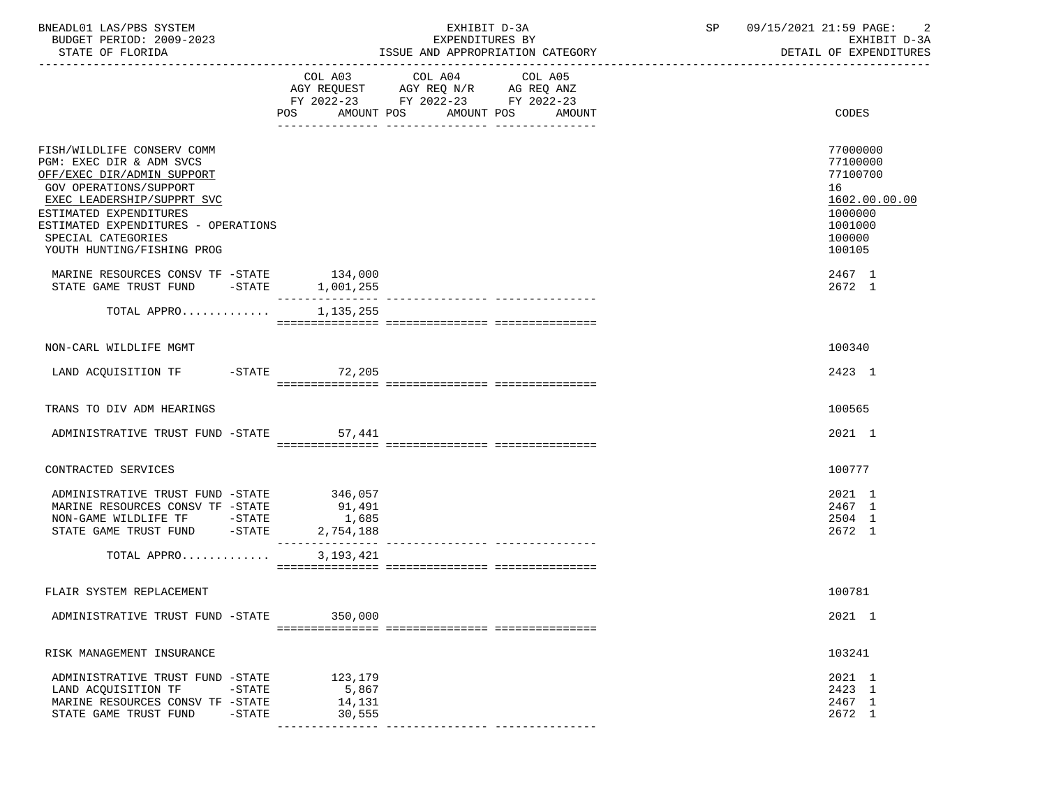BNEADL01 LAS/PBS SYSTEM
BUDGET PERIOD: 2009-2023
STATE OF FLORIDA

EXHIBIT D-3A
EXPENDITURES BY
ISSUE AND APPROPRIATION CATEGORY

SP 09/15/2021 21:59
EXHIBIT D-3A
DETAIL OF EXPENDITURES

| | COL A03 AGY REQUEST FY 2022-23 POS | AMOUNT | COL A04 AGY REQ N/R FY 2022-23 POS | AMOUNT | COL A05 AG REQ ANZ FY 2022-23 POS | AMOUNT | CODES |
|---|---|---|---|---|---|---|---|
| FISH/WILDLIFE CONSERV COMM | | | | | | | 77000000 |
| PGM: EXEC DIR & ADM SVCS | | | | | | | 77100000 |
| OFF/EXEC DIR/ADMIN SUPPORT | | | | | | | 77100700 |
| GOV OPERATIONS/SUPPORT | | | | | | | 16 |
| EXEC LEADERSHIP/SUPPRT SVC | | | | | | | 1602.00.00.00 |
| ESTIMATED EXPENDITURES | | | | | | | 1000000 |
| ESTIMATED EXPENDITURES - OPERATIONS | | | | | | | 1001000 |
| SPECIAL CATEGORIES | | | | | | | 100000 |
| YOUTH HUNTING/FISHING PROG | | | | | | | 100105 |
| MARINE RESOURCES CONSV TF -STATE | | 134,000 | | | | | 2467 1 |
| STATE GAME TRUST FUND -STATE | | 1,001,255 | | | | | 2672 1 |
| TOTAL APPRO............ | | 1,135,255 | | | | | |
| NON-CARL WILDLIFE MGMT | | | | | | | 100340 |
| LAND ACQUISITION TF -STATE | | 72,205 | | | | | 2423 1 |
| TRANS TO DIV ADM HEARINGS | | | | | | | 100565 |
| ADMINISTRATIVE TRUST FUND -STATE | | 57,441 | | | | | 2021 1 |
| CONTRACTED SERVICES | | | | | | | 100777 |
| ADMINISTRATIVE TRUST FUND -STATE | | 346,057 | | | | | 2021 1 |
| MARINE RESOURCES CONSV TF -STATE | | 91,491 | | | | | 2467 1 |
| NON-GAME WILDLIFE TF -STATE | | 1,685 | | | | | 2504 1 |
| STATE GAME TRUST FUND -STATE | | 2,754,188 | | | | | 2672 1 |
| TOTAL APPRO............ | | 3,193,421 | | | | | |
| FLAIR SYSTEM REPLACEMENT | | | | | | | 100781 |
| ADMINISTRATIVE TRUST FUND -STATE | | 350,000 | | | | | 2021 1 |
| RISK MANAGEMENT INSURANCE | | | | | | | 103241 |
| ADMINISTRATIVE TRUST FUND -STATE | | 123,179 | | | | | 2021 1 |
| LAND ACQUISITION TF -STATE | | 5,867 | | | | | 2423 1 |
| MARINE RESOURCES CONSV TF -STATE | | 14,131 | | | | | 2467 1 |
| STATE GAME TRUST FUND -STATE | | 30,555 | | | | | 2672 1 |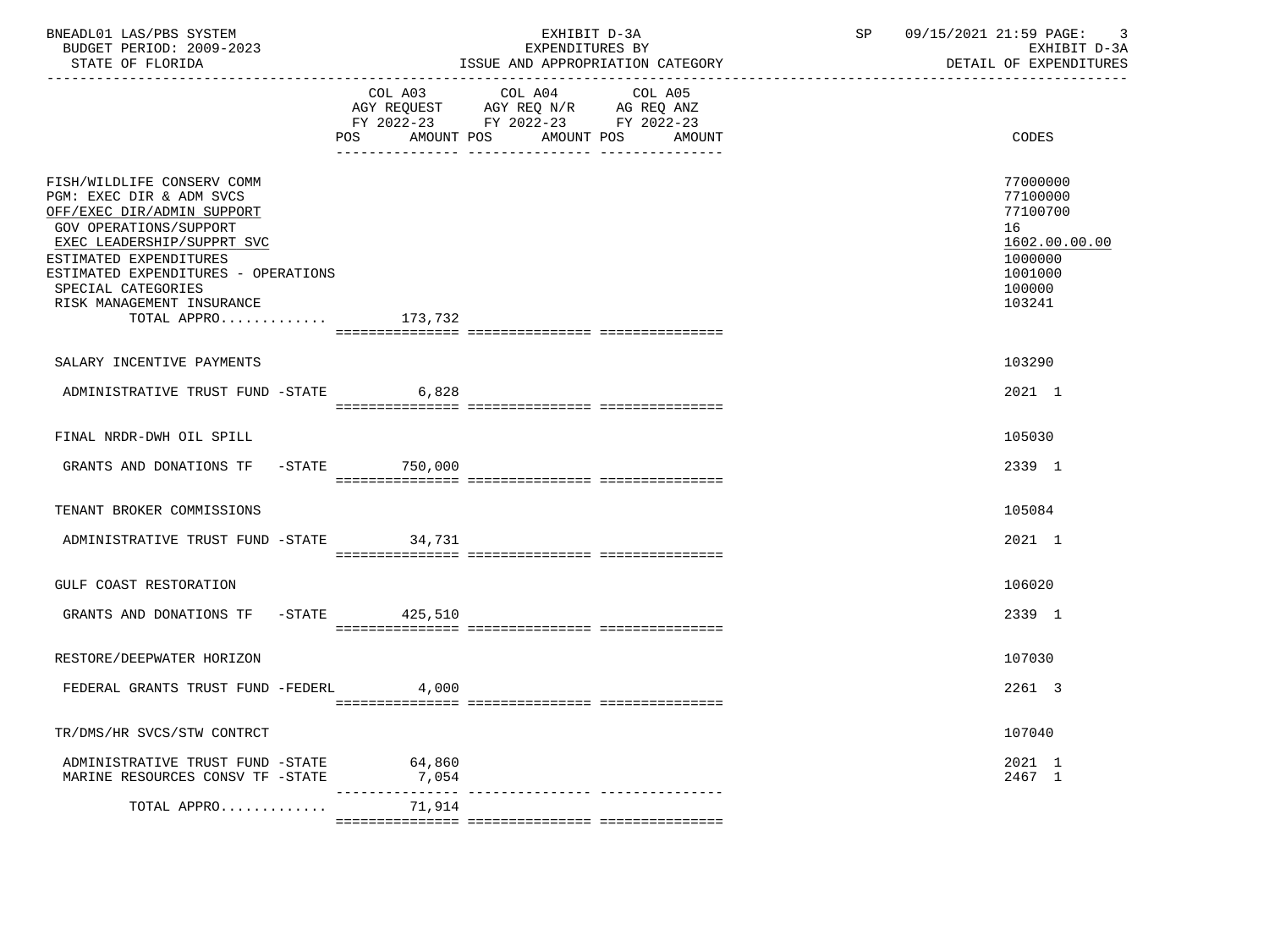BNEADL01 LAS/PBS SYSTEM | EXHIBIT D-3A | SP 09/15/2021 21:59

BUDGET PERIOD: 2009-2023 | EXPENDITURES BY | EXHIBIT D-3A

STATE OF FLORIDA | ISSUE AND APPROPRIATION CATEGORY | DETAIL OF EXPENDITURES

| | COL A03 AGY REQUEST FY 2022-23 POS | AMOUNT | COL A04 AGY REQ N/R FY 2022-23 POS | AMOUNT | COL A05 AG REQ ANZ FY 2022-23 POS | AMOUNT | CODES |
|---|---|---|---|---|---|---|---|
| FISH/WILDLIFE CONSERV COMM | | | | | | | 77000000 |
| PGM: EXEC DIR & ADM SVCS | | | | | | | 77100000 |
| OFF/EXEC DIR/ADMIN SUPPORT | | | | | | | 77100700 |
| GOV OPERATIONS/SUPPORT | | | | | | | 16 |
| EXEC LEADERSHIP/SUPPRT SVC | | | | | | | 1602.00.00.00 |
| ESTIMATED EXPENDITURES | | | | | | | 1000000 |
| ESTIMATED EXPENDITURES - OPERATIONS | | | | | | | 1001000 |
| SPECIAL CATEGORIES | | | | | | | 100000 |
| RISK MANAGEMENT INSURANCE | | | | | | | 103241 |
| TOTAL APPRO............ | | 173,732 | | | | | |
| SALARY INCENTIVE PAYMENTS | | | | | | | 103290 |
| ADMINISTRATIVE TRUST FUND -STATE | | 6,828 | | | | | 2021 1 |
| FINAL NRDR-DWH OIL SPILL | | | | | | | 105030 |
| GRANTS AND DONATIONS TF -STATE | | 750,000 | | | | | 2339 1 |
| TENANT BROKER COMMISSIONS | | | | | | | 105084 |
| ADMINISTRATIVE TRUST FUND -STATE | | 34,731 | | | | | 2021 1 |
| GULF COAST RESTORATION | | | | | | | 106020 |
| GRANTS AND DONATIONS TF -STATE | | 425,510 | | | | | 2339 1 |
| RESTORE/DEEPWATER HORIZON | | | | | | | 107030 |
| FEDERAL GRANTS TRUST FUND -FEDERL | | 4,000 | | | | | 2261 3 |
| TR/DMS/HR SVCS/STW CONTRCT | | | | | | | 107040 |
| ADMINISTRATIVE TRUST FUND -STATE | | 64,860 | | | | | 2021 1 |
| MARINE RESOURCES CONSV TF -STATE | | 7,054 | | | | | 2467 1 |
| TOTAL APPRO............ | | 71,914 | | | | | |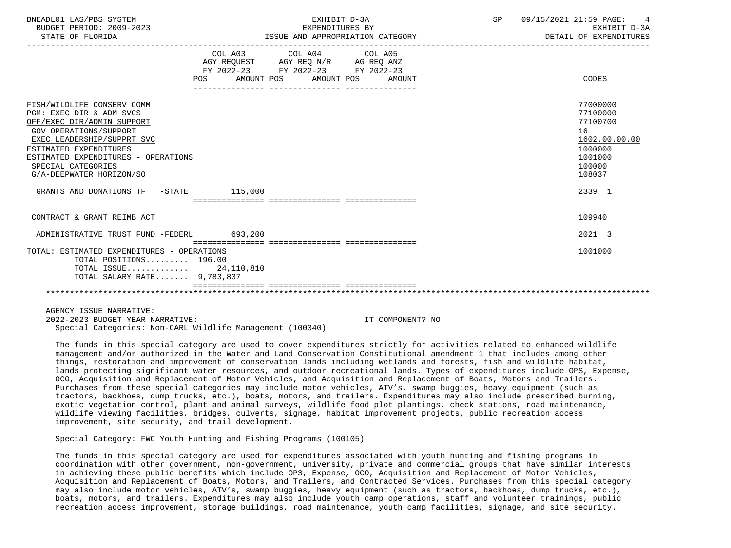| | COL A03 AGY REQUEST FY 2022-23 POS AMOUNT | COL A04 AGY REQ N/R FY 2022-23 POS AMOUNT | COL A05 AG REQ ANZ FY 2022-23 POS AMOUNT | CODES |
|---|---|---|---|---|
| FISH/WILDLIFE CONSERV COMM | | | | 77000000 |
| PGM: EXEC DIR & ADM SVCS | | | | 77100000 |
| OFF/EXEC DIR/ADMIN SUPPORT | | | | 77100700 |
| GOV OPERATIONS/SUPPORT | | | | 16 |
| EXEC LEADERSHIP/SUPPRT SVC | | | | 1602.00.00.00 |
| ESTIMATED EXPENDITURES | | | | 1000000 |
| ESTIMATED EXPENDITURES - OPERATIONS | | | | 1001000 |
| SPECIAL CATEGORIES | | | | 100000 |
| G/A-DEEPWATER HORIZON/SO | | | | 108037 |
| GRANTS AND DONATIONS TF -STATE | 115,000 | | | 2339 1 |
| CONTRACT & GRANT REIMB ACT | | | | 109940 |
| ADMINISTRATIVE TRUST FUND -FEDERL | 693,200 | | | 2021 3 |
| TOTAL: ESTIMATED EXPENDITURES - OPERATIONS | | | | 1001000 |
| TOTAL POSITIONS......... | 196.00 | | | |
| TOTAL ISSUE............ | 24,110,810 | | | |
| TOTAL SALARY RATE....... | 9,783,837 | | | |

AGENCY ISSUE NARRATIVE:
2022-2023 BUDGET YEAR NARRATIVE: IT COMPONENT? NO

Special Categories: Non-CARL Wildlife Management (100340)

The funds in this special category are used to cover expenditures strictly for activities related to enhanced wildlife management and/or authorized in the Water and Land Conservation Constitutional amendment 1 that includes among other things, restoration and improvement of conservation lands including wetlands and forests, fish and wildlife habitat, lands protecting significant water resources, and outdoor recreational lands. Types of expenditures include OPS, Expense, OCO, Acquisition and Replacement of Motor Vehicles, and Acquisition and Replacement of Boats, Motors and Trailers. Purchases from these special categories may include motor vehicles, ATV's, swamp buggies, heavy equipment (such as tractors, backhoes, dump trucks, etc.), boats, motors, and trailers. Expenditures may also include prescribed burning, exotic vegetation control, plant and animal surveys, wildlife food plot plantings, check stations, road maintenance, wildlife viewing facilities, bridges, culverts, signage, habitat improvement projects, public recreation access improvement, site security, and trail development.

Special Category: FWC Youth Hunting and Fishing Programs (100105)

The funds in this special category are used for expenditures associated with youth hunting and fishing programs in coordination with other government, non-government, university, private and commercial groups that have similar interests in achieving these public benefits which include OPS, Expense, OCO, Acquisition and Replacement of Motor Vehicles, Acquisition and Replacement of Boats, Motors, and Trailers, and Contracted Services. Purchases from this special category may also include motor vehicles, ATV's, swamp buggies, heavy equipment (such as tractors, backhoes, dump trucks, etc.), boats, motors, and trailers. Expenditures may also include youth camp operations, staff and volunteer trainings, public recreation access improvement, storage buildings, road maintenance, youth camp facilities, signage, and site security.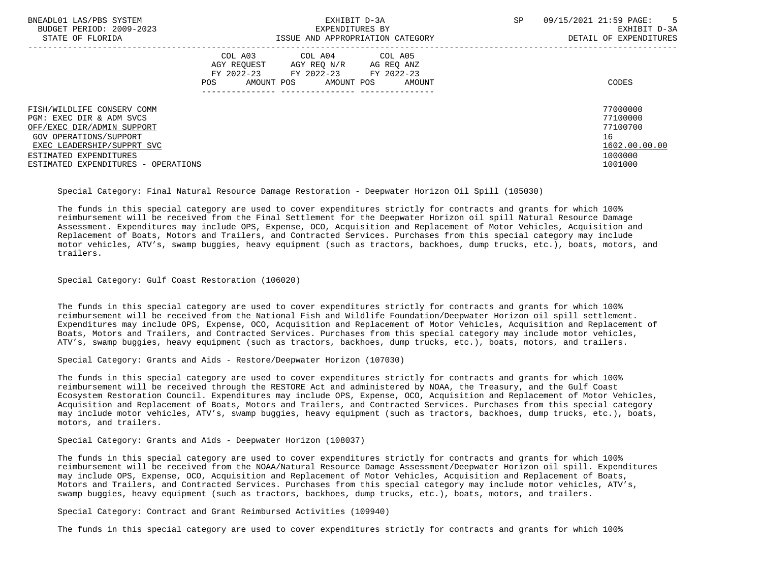| | COL A03 AGY REQUEST FY 2022-23 POS AMOUNT | COL A04 AGY REQ N/R FY 2022-23 POS AMOUNT | COL A05 AG REQ ANZ FY 2022-23 POS AMOUNT | CODES |
|---|---|---|---|---|
| FISH/WILDLIFE CONSERV COMM | | | | 77000000 |
| PGM: EXEC DIR & ADM SVCS | | | | 77100000 |
| OFF/EXEC DIR/ADMIN SUPPORT | | | | 77100700 |
| GOV OPERATIONS/SUPPORT | | | | 16 |
| EXEC LEADERSHIP/SUPPRT SVC | | | | 1602.00.00.00 |
| ESTIMATED EXPENDITURES | | | | 1000000 |
| ESTIMATED EXPENDITURES - OPERATIONS | | | | 1001000 |

Special Category: Final Natural Resource Damage Restoration - Deepwater Horizon Oil Spill (105030)

The funds in this special category are used to cover expenditures strictly for contracts and grants for which 100% reimbursement will be received from the Final Settlement for the Deepwater Horizon oil spill Natural Resource Damage Assessment. Expenditures may include OPS, Expense, OCO, Acquisition and Replacement of Motor Vehicles, Acquisition and Replacement of Boats, Motors and Trailers, and Contracted Services. Purchases from this special category may include motor vehicles, ATV's, swamp buggies, heavy equipment (such as tractors, backhoes, dump trucks, etc.), boats, motors, and trailers.

Special Category: Gulf Coast Restoration (106020)

The funds in this special category are used to cover expenditures strictly for contracts and grants for which 100% reimbursement will be received from the National Fish and Wildlife Foundation/Deepwater Horizon oil spill settlement. Expenditures may include OPS, Expense, OCO, Acquisition and Replacement of Motor Vehicles, Acquisition and Replacement of Boats, Motors and Trailers, and Contracted Services. Purchases from this special category may include motor vehicles, ATV's, swamp buggies, heavy equipment (such as tractors, backhoes, dump trucks, etc.), boats, motors, and trailers.

Special Category: Grants and Aids - Restore/Deepwater Horizon (107030)

The funds in this special category are used to cover expenditures strictly for contracts and grants for which 100% reimbursement will be received through the RESTORE Act and administered by NOAA, the Treasury, and the Gulf Coast Ecosystem Restoration Council. Expenditures may include OPS, Expense, OCO, Acquisition and Replacement of Motor Vehicles, Acquisition and Replacement of Boats, Motors and Trailers, and Contracted Services. Purchases from this special category may include motor vehicles, ATV's, swamp buggies, heavy equipment (such as tractors, backhoes, dump trucks, etc.), boats, motors, and trailers.

Special Category: Grants and Aids - Deepwater Horizon (108037)

The funds in this special category are used to cover expenditures strictly for contracts and grants for which 100% reimbursement will be received from the NOAA/Natural Resource Damage Assessment/Deepwater Horizon oil spill. Expenditures may include OPS, Expense, OCO, Acquisition and Replacement of Motor Vehicles, Acquisition and Replacement of Boats, Motors and Trailers, and Contracted Services. Purchases from this special category may include motor vehicles, ATV's, swamp buggies, heavy equipment (such as tractors, backhoes, dump trucks, etc.), boats, motors, and trailers.

Special Category: Contract and Grant Reimbursed Activities (109940)

The funds in this special category are used to cover expenditures strictly for contracts and grants for which 100%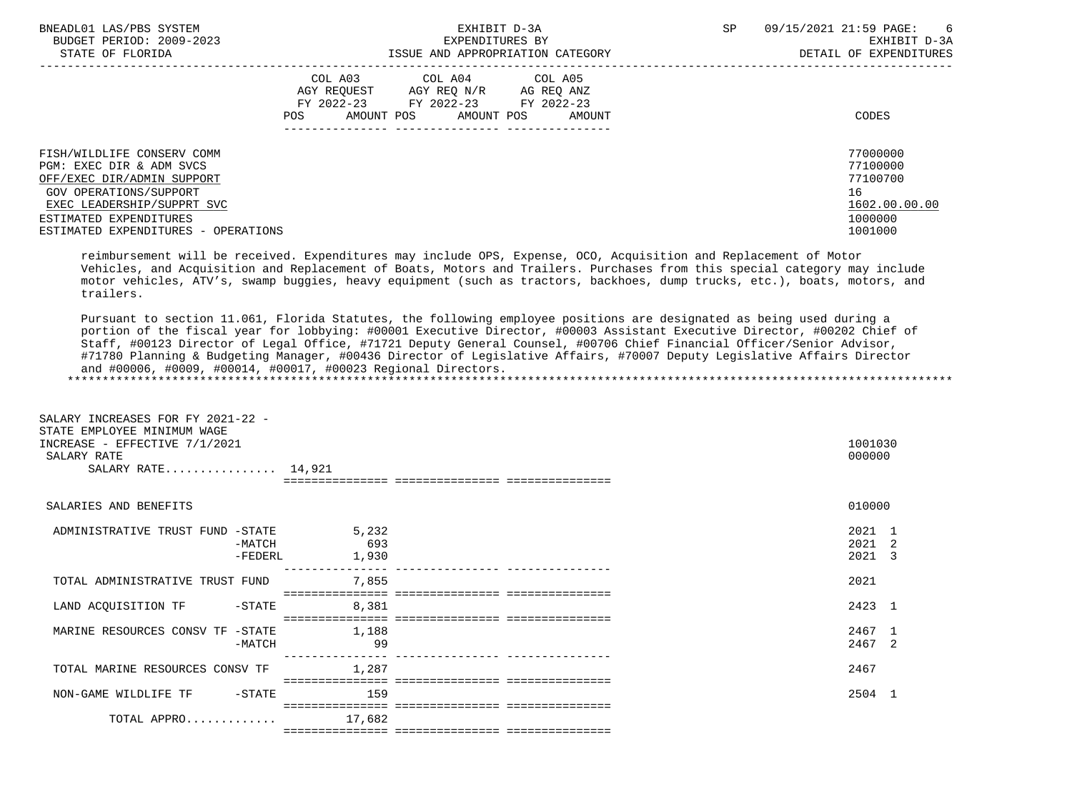FISH/WILDLIFE CONSERV COMM — 77000000
PGM: EXEC DIR & ADM SVCS — 77100000
OFF/EXEC DIR/ADMIN SUPPORT — 77100700
GOV OPERATIONS/SUPPORT — 16
EXEC LEADERSHIP/SUPPRT SVC — 1602.00.00.00
ESTIMATED EXPENDITURES — 1000000
ESTIMATED EXPENDITURES - OPERATIONS — 1001000

reimbursement will be received. Expenditures may include OPS, Expense, OCO, Acquisition and Replacement of Motor Vehicles, and Acquisition and Replacement of Boats, Motors and Trailers. Purchases from this special category may include motor vehicles, ATV's, swamp buggies, heavy equipment (such as tractors, backhoes, dump trucks, etc.), boats, motors, and trailers.

Pursuant to section 11.061, Florida Statutes, the following employee positions are designated as being used during a portion of the fiscal year for lobbying: #00001 Executive Director, #00003 Assistant Executive Director, #00202 Chief of Staff, #00123 Director of Legal Office, #71721 Deputy General Counsel, #00706 Chief Financial Officer/Senior Advisor, #71780 Planning & Budgeting Manager, #00436 Director of Legislative Affairs, #70007 Deputy Legislative Affairs Director and #00006, #0009, #00014, #00017, #00023 Regional Directors.

| | COL A03 AGY REQUEST FY 2022-23 POS AMOUNT | COL A04 AGY REQ N/R FY 2022-23 POS AMOUNT | COL A05 AG REQ ANZ FY 2022-23 POS AMOUNT | CODES |
|---|---|---|---|---|
| SALARY INCREASES FOR FY 2021-22 - STATE EMPLOYEE MINIMUM WAGE INCREASE - EFFECTIVE 7/1/2021 | | | | 1001030 |
| SALARY RATE | | | | 000000 |
| SALARY RATE................ 14,921 | | | | |
| SALARIES AND BENEFITS | | | | 010000 |
| ADMINISTRATIVE TRUST FUND -STATE | 5,232 | | | 2021 1 |
| -MATCH | 693 | | | 2021 2 |
| -FEDERL | 1,930 | | | 2021 3 |
| TOTAL ADMINISTRATIVE TRUST FUND | 7,855 | | | 2021 |
| LAND ACQUISITION TF -STATE | 8,381 | | | 2423 1 |
| MARINE RESOURCES CONSV TF -STATE | 1,188 | | | 2467 1 |
| -MATCH | 99 | | | 2467 2 |
| TOTAL MARINE RESOURCES CONSV TF | 1,287 | | | 2467 |
| NON-GAME WILDLIFE TF -STATE | 159 | | | 2504 1 |
| TOTAL APPRO............. | 17,682 | | | |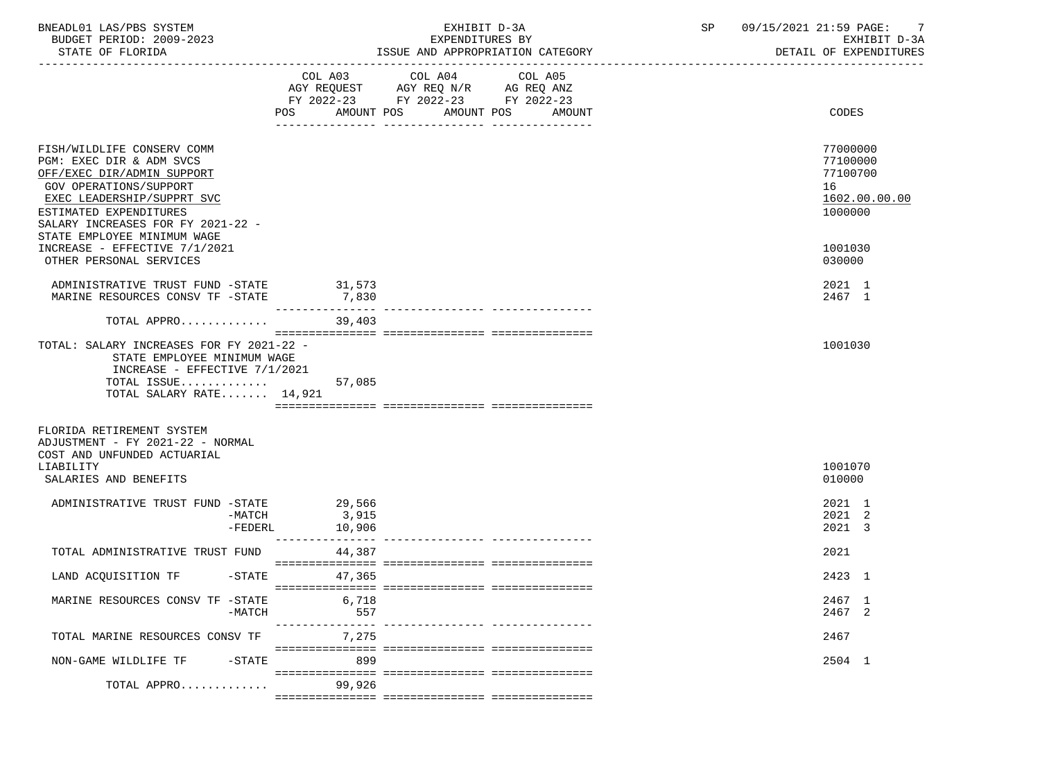BNEADL01 LAS/PBS SYSTEM — BUDGET PERIOD: 2009-2023 — STATE OF FLORIDA

EXHIBIT D-3A — EXPENDITURES BY ISSUE AND APPROPRIATION CATEGORY

SP 09/15/2021 21:59 — EXHIBIT D-3A — DETAIL OF EXPENDITURES

| | COL A03 AGY REQUEST FY 2022-23 POS | AMOUNT | COL A04 AGY REQ N/R FY 2022-23 POS | AMOUNT | COL A05 AG REQ ANZ FY 2022-23 POS | AMOUNT | CODES |
|---|---|---|---|---|---|---|---|
| FISH/WILDLIFE CONSERV COMM | | | | | | | 77000000 |
| PGM: EXEC DIR & ADM SVCS | | | | | | | 77100000 |
| OFF/EXEC DIR/ADMIN SUPPORT | | | | | | | 77100700 |
| GOV OPERATIONS/SUPPORT | | | | | | | 16 |
| EXEC LEADERSHIP/SUPPRT SVC | | | | | | | 1602.00.00.00 |
| ESTIMATED EXPENDITURES | | | | | | | 1000000 |
| SALARY INCREASES FOR FY 2021-22 - STATE EMPLOYEE MINIMUM WAGE INCREASE - EFFECTIVE 7/1/2021 | | | | | | | 1001030 |
| OTHER PERSONAL SERVICES | | | | | | | 030000 |
| ADMINISTRATIVE TRUST FUND -STATE | | 31,573 | | | | | 2021 1 |
| MARINE RESOURCES CONSV TF -STATE | | 7,830 | | | | | 2467 1 |
| TOTAL APPRO............ | | 39,403 | | | | | |
| TOTAL: SALARY INCREASES FOR FY 2021-22 - STATE EMPLOYEE MINIMUM WAGE INCREASE - EFFECTIVE 7/1/2021 | | | | | | | 1001030 |
| TOTAL ISSUE............ | | 57,085 | | | | | |
| TOTAL SALARY RATE....... | 14,921 | | | | | | |
| FLORIDA RETIREMENT SYSTEM ADJUSTMENT - FY 2021-22 - NORMAL COST AND UNFUNDED ACTUARIAL LIABILITY | | | | | | | 1001070 |
| SALARIES AND BENEFITS | | | | | | | 010000 |
| ADMINISTRATIVE TRUST FUND -STATE | | 29,566 | | | | | 2021 1 |
| -MATCH | | 3,915 | | | | | 2021 2 |
| -FEDERL | | 10,906 | | | | | 2021 3 |
| TOTAL ADMINISTRATIVE TRUST FUND | | 44,387 | | | | | 2021 |
| LAND ACQUISITION TF -STATE | | 47,365 | | | | | 2423 1 |
| MARINE RESOURCES CONSV TF -STATE | | 6,718 | | | | | 2467 1 |
| -MATCH | | 557 | | | | | 2467 2 |
| TOTAL MARINE RESOURCES CONSV TF | | 7,275 | | | | | 2467 |
| NON-GAME WILDLIFE TF -STATE | | 899 | | | | | 2504 1 |
| TOTAL APPRO............ | | 99,926 | | | | | |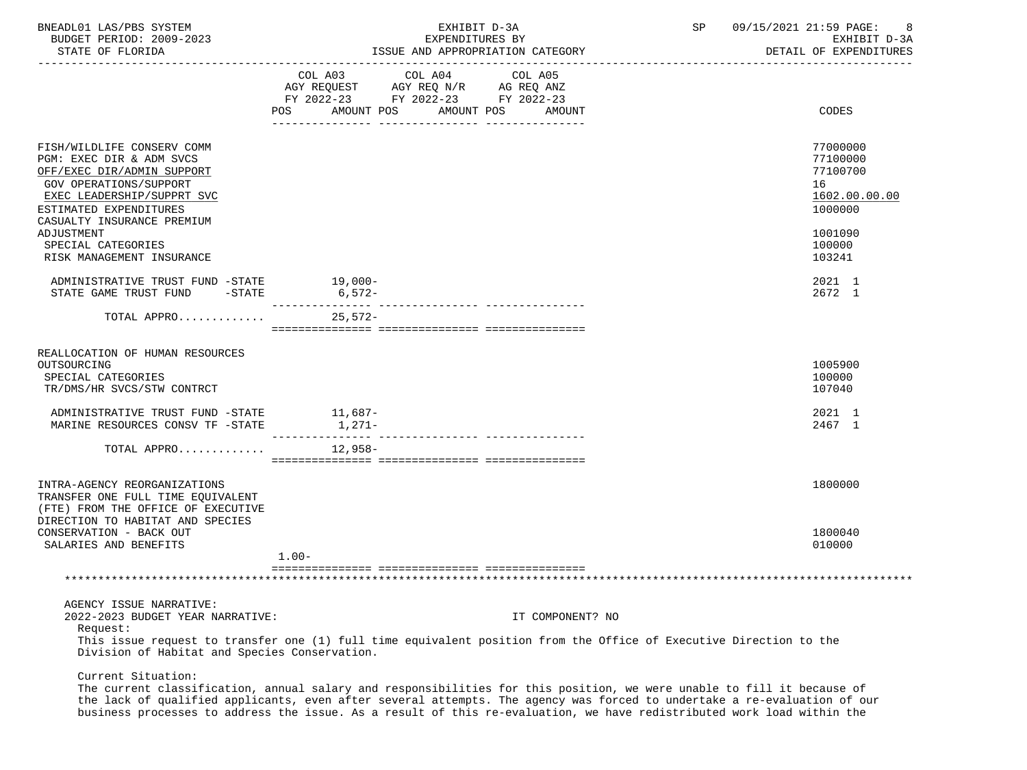| | COL A03 AGY REQUEST FY 2022-23 POS | AMOUNT | COL A04 AGY REQ N/R FY 2022-23 POS | AMOUNT | COL A05 AG REQ ANZ FY 2022-23 POS | AMOUNT | CODES |
|---|---|---|---|---|---|---|---|
| FISH/WILDLIFE CONSERV COMM | | | | | | | 77000000 |
| PGM: EXEC DIR & ADM SVCS | | | | | | | 77100000 |
| OFF/EXEC DIR/ADMIN SUPPORT | | | | | | | 77100700 |
| GOV OPERATIONS/SUPPORT | | | | | | | 16 |
| EXEC LEADERSHIP/SUPPRT SVC | | | | | | | 1602.00.00.00 |
| ESTIMATED EXPENDITURES | | | | | | | 1000000 |
| CASUALTY INSURANCE PREMIUM ADJUSTMENT | | | | | | | 1001090 |
| SPECIAL CATEGORIES | | | | | | | 100000 |
| RISK MANAGEMENT INSURANCE | | | | | | | 103241 |
| ADMINISTRATIVE TRUST FUND -STATE | | 19,000- | | | | | 2021 1 |
| STATE GAME TRUST FUND -STATE | | 6,572- | | | | | 2672 1 |
| TOTAL APPRO............ | | 25,572- | | | | | |
| REALLOCATION OF HUMAN RESOURCES OUTSOURCING | | | | | | | 1005900 |
| SPECIAL CATEGORIES | | | | | | | 100000 |
| TR/DMS/HR SVCS/STW CONTRCT | | | | | | | 107040 |
| ADMINISTRATIVE TRUST FUND -STATE | | 11,687- | | | | | 2021 1 |
| MARINE RESOURCES CONSV TF -STATE | | 1,271- | | | | | 2467 1 |
| TOTAL APPRO............ | | 12,958- | | | | | |
| INTRA-AGENCY REORGANIZATIONS | | | | | | | 1800000 |
| TRANSFER ONE FULL TIME EQUIVALENT (FTE) FROM THE OFFICE OF EXECUTIVE DIRECTION TO HABITAT AND SPECIES CONSERVATION - BACK OUT | | | | | | | 1800040 |
| SALARIES AND BENEFITS | 1.00- | | | | | | 010000 |

AGENCY ISSUE NARRATIVE:

2022-2023 BUDGET YEAR NARRATIVE: IT COMPONENT? NO

Request:

This issue request to transfer one (1) full time equivalent position from the Office of Executive Direction to the Division of Habitat and Species Conservation.

Current Situation:

The current classification, annual salary and responsibilities for this position, we were unable to fill it because of the lack of qualified applicants, even after several attempts. The agency was forced to undertake a re-evaluation of our business processes to address the issue. As a result of this re-evaluation, we have redistributed work load within the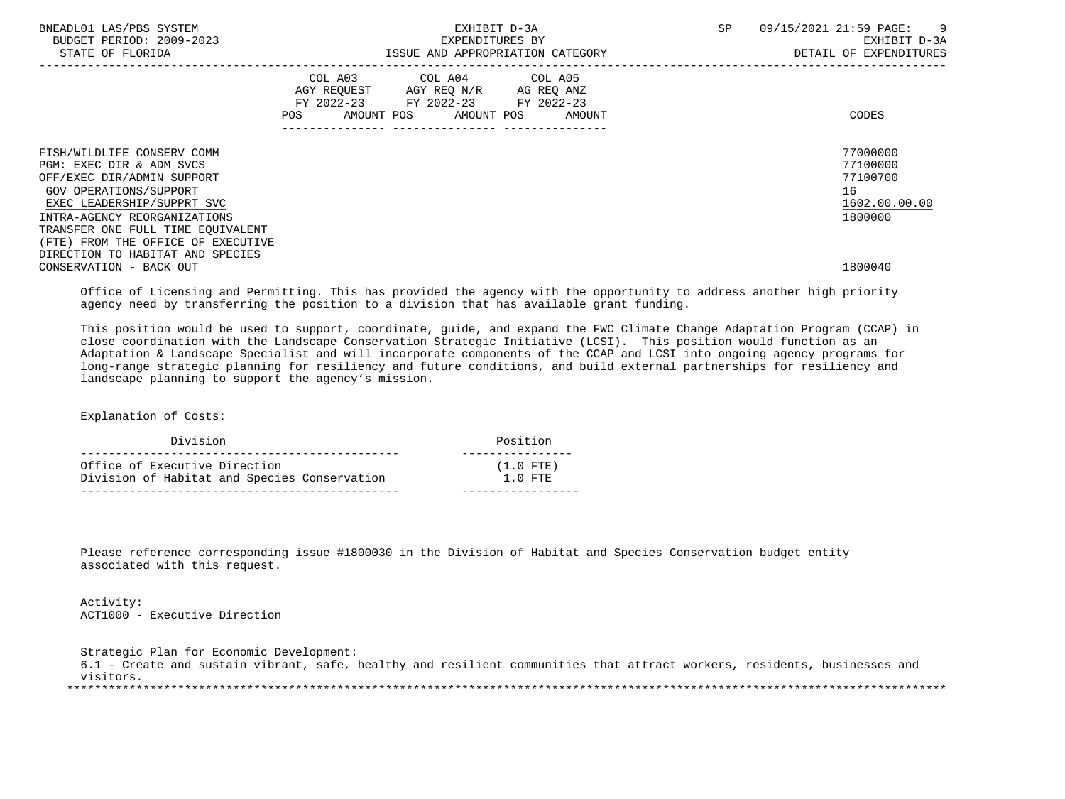| | COL A03 AGY REQUEST FY 2022-23 POS AMOUNT | COL A04 AGY REQ N/R FY 2022-23 POS AMOUNT | COL A05 AG REQ ANZ FY 2022-23 POS AMOUNT | CODES |
|---|---|---|---|---|
| FISH/WILDLIFE CONSERV COMM | | | | 77000000 |
| PGM: EXEC DIR & ADM SVCS | | | | 77100000 |
| OFF/EXEC DIR/ADMIN SUPPORT | | | | 77100700 |
| GOV OPERATIONS/SUPPORT | | | | 16 |
| EXEC LEADERSHIP/SUPPRT SVC | | | | 1602.00.00.00 |
| INTRA-AGENCY REORGANIZATIONS | | | | 1800000 |
| TRANSFER ONE FULL TIME EQUIVALENT (FTE) FROM THE OFFICE OF EXECUTIVE DIRECTION TO HABITAT AND SPECIES CONSERVATION - BACK OUT | | | | 1800040 |

Office of Licensing and Permitting. This has provided the agency with the opportunity to address another high priority agency need by transferring the position to a division that has available grant funding.

This position would be used to support, coordinate, guide, and expand the FWC Climate Change Adaptation Program (CCAP) in close coordination with the Landscape Conservation Strategic Initiative (LCSI). This position would function as an Adaptation & Landscape Specialist and will incorporate components of the CCAP and LCSI into ongoing agency programs for long-range strategic planning for resiliency and future conditions, and build external partnerships for resiliency and landscape planning to support the agency's mission.

Explanation of Costs:

| Division | Position |
|---|---|
| Office of Executive Direction | (1.0 FTE) |
| Division of Habitat and Species Conservation | 1.0 FTE |

Please reference corresponding issue #1800030 in the Division of Habitat and Species Conservation budget entity associated with this request.

Activity:
ACT1000 - Executive Direction

Strategic Plan for Economic Development:
6.1 - Create and sustain vibrant, safe, healthy and resilient communities that attract workers, residents, businesses and visitors.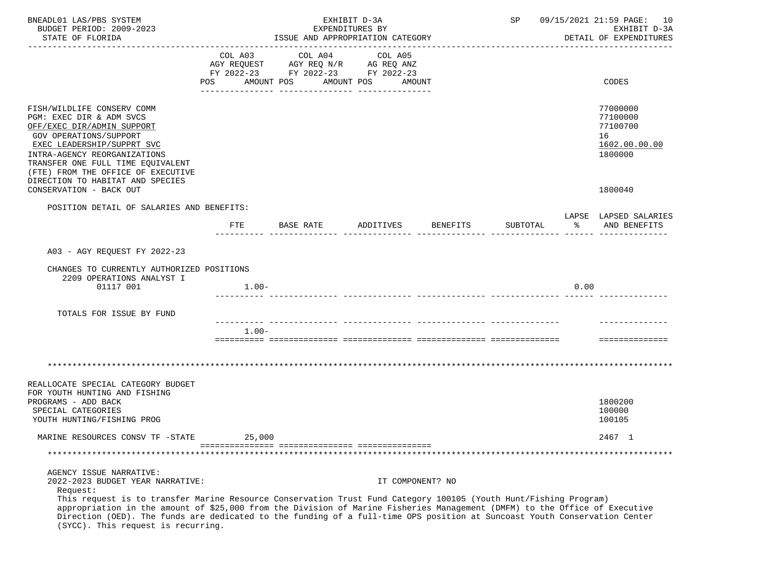| | COL A03 AGY REQUEST FY 2022-23 POS AMOUNT | COL A04 AGY REQ N/R FY 2022-23 POS AMOUNT | COL A05 AG REQ ANZ FY 2022-23 POS AMOUNT | CODES |
|---|---|---|---|---|
| FISH/WILDLIFE CONSERV COMM | | | | 77000000 |
| PGM: EXEC DIR & ADM SVCS | | | | 77100000 |
| OFF/EXEC DIR/ADMIN SUPPORT | | | | 77100700 |
| GOV OPERATIONS/SUPPORT | | | | 16 |
| EXEC LEADERSHIP/SUPPRT SVC | | | | 1602.00.00.00 |
| INTRA-AGENCY REORGANIZATIONS | | | | 1800000 |
| TRANSFER ONE FULL TIME EQUIVALENT (FTE) FROM THE OFFICE OF EXECUTIVE DIRECTION TO HABITAT AND SPECIES CONSERVATION - BACK OUT | | | | 1800040 |

POSITION DETAIL OF SALARIES AND BENEFITS:

| | FTE | BASE RATE | ADDITIVES | BENEFITS | SUBTOTAL | LAPSE % | LAPSED SALARIES AND BENEFITS |
|---|---|---|---|---|---|---|---|
| A03 - AGY REQUEST FY 2022-23 | | | | | | | |
| CHANGES TO CURRENTLY AUTHORIZED POSITIONS | | | | | | | |
| 2209 OPERATIONS ANALYST I 01117 001 | 1.00- | | | | | 0.00 | |
| TOTALS FOR ISSUE BY FUND | 1.00- | | | | | | |

***************************************************************************************************

| | COL A03 | COL A04 | COL A05 | CODES |
|---|---|---|---|---|
| REALLOCATE SPECIAL CATEGORY BUDGET FOR YOUTH HUNTING AND FISHING PROGRAMS - ADD BACK | | | | 1800200 |
| SPECIAL CATEGORIES | | | | 100000 |
| YOUTH HUNTING/FISHING PROG | | | | 100105 |
| MARINE RESOURCES CONSV TF -STATE | 25,000 | | | 2467 1 |

***************************************************************************************************

AGENCY ISSUE NARRATIVE:

2022-2023 BUDGET YEAR NARRATIVE: IT COMPONENT? NO

Request:

This request is to transfer Marine Resource Conservation Trust Fund Category 100105 (Youth Hunt/Fishing Program) appropriation in the amount of $25,000 from the Division of Marine Fisheries Management (DMFM) to the Office of Executive Direction (OED). The funds are dedicated to the funding of a full-time OPS position at Suncoast Youth Conservation Center (SYCC). This request is recurring.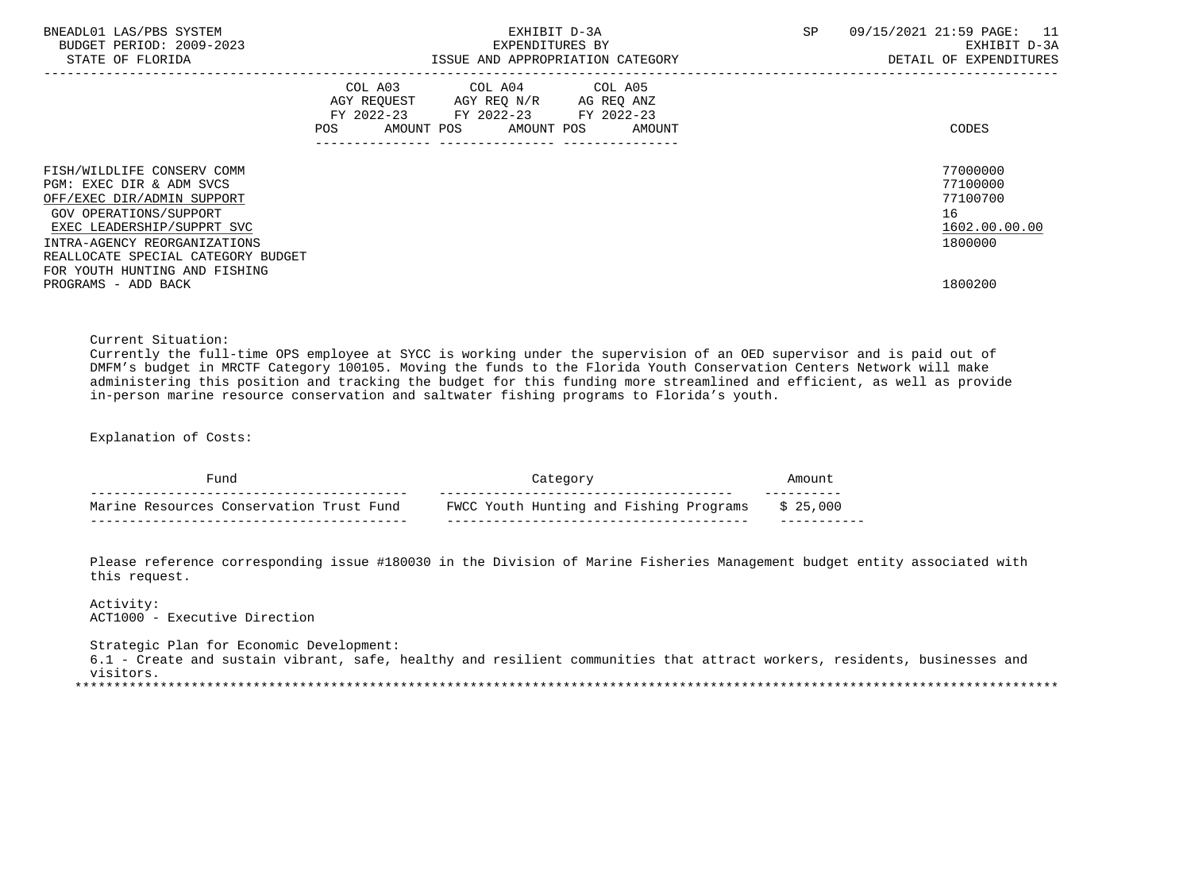| | COL A03 AGY REQUEST FY 2022-23 POS AMOUNT | COL A04 AGY REQ N/R FY 2022-23 POS AMOUNT | COL A05 AG REQ ANZ FY 2022-23 POS AMOUNT | CODES |
|---|---|---|---|---|
| FISH/WILDLIFE CONSERV COMM | | | | 77000000 |
| PGM: EXEC DIR & ADM SVCS | | | | 77100000 |
| OFF/EXEC DIR/ADMIN SUPPORT | | | | 77100700 |
| GOV OPERATIONS/SUPPORT | | | | 16 |
| EXEC LEADERSHIP/SUPPRT SVC | | | | 1602.00.00.00 |
| INTRA-AGENCY REORGANIZATIONS | | | | 1800000 |
| REALLOCATE SPECIAL CATEGORY BUDGET FOR YOUTH HUNTING AND FISHING PROGRAMS - ADD BACK | | | | 1800200 |

Current Situation:
Currently the full-time OPS employee at SYCC is working under the supervision of an OED supervisor and is paid out of DMFM's budget in MRCTF Category 100105. Moving the funds to the Florida Youth Conservation Centers Network will make administering this position and tracking the budget for this funding more streamlined and efficient, as well as provide in-person marine resource conservation and saltwater fishing programs to Florida's youth.

Explanation of Costs:

| Fund | Category | Amount |
|---|---|---|
| Marine Resources Conservation Trust Fund | FWCC Youth Hunting and Fishing Programs | $ 25,000 |

Please reference corresponding issue #180030 in the Division of Marine Fisheries Management budget entity associated with this request.

Activity:
ACT1000 - Executive Direction

Strategic Plan for Economic Development:
6.1 - Create and sustain vibrant, safe, healthy and resilient communities that attract workers, residents, businesses and visitors.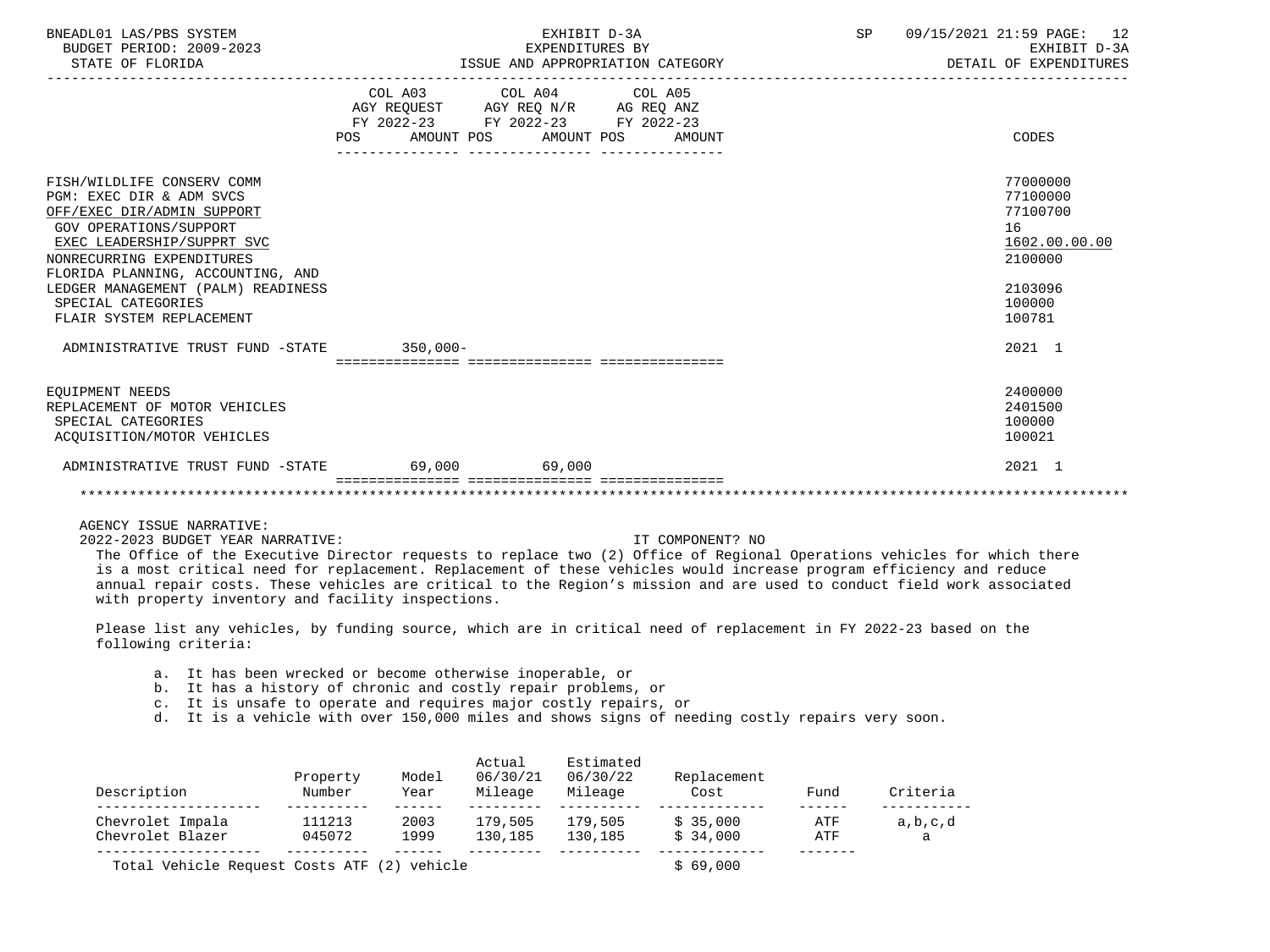| | COL A03 AGY REQUEST FY 2022-23 POS AMOUNT | COL A04 AGY REQ N/R FY 2022-23 POS AMOUNT | COL A05 AG REQ ANZ FY 2022-23 POS AMOUNT | CODES |
|---|---|---|---|---|
| FISH/WILDLIFE CONSERV COMM | | | | 77000000 |
| PGM: EXEC DIR & ADM SVCS | | | | 77100000 |
| OFF/EXEC DIR/ADMIN SUPPORT | | | | 77100700 |
| GOV OPERATIONS/SUPPORT | | | | 16 |
| EXEC LEADERSHIP/SUPPRT SVC | | | | 1602.00.00.00 |
| NONRECURRING EXPENDITURES | | | | 2100000 |
| FLORIDA PLANNING, ACCOUNTING, AND LEDGER MANAGEMENT (PALM) READINESS | | | | 2103096 |
| SPECIAL CATEGORIES | | | | 100000 |
| FLAIR SYSTEM REPLACEMENT | | | | 100781 |
| ADMINISTRATIVE TRUST FUND -STATE | 350,000- | | | 2021 1 |
| EQUIPMENT NEEDS | | | | 2400000 |
| REPLACEMENT OF MOTOR VEHICLES | | | | 2401500 |
| SPECIAL CATEGORIES | | | | 100000 |
| ACQUISITION/MOTOR VEHICLES | | | | 100021 |
| ADMINISTRATIVE TRUST FUND -STATE | 69,000 | 69,000 | | 2021 1 |

AGENCY ISSUE NARRATIVE:

2022-2023 BUDGET YEAR NARRATIVE: IT COMPONENT? NO

The Office of the Executive Director requests to replace two (2) Office of Regional Operations vehicles for which there is a most critical need for replacement. Replacement of these vehicles would increase program efficiency and reduce annual repair costs. These vehicles are critical to the Region's mission and are used to conduct field work associated with property inventory and facility inspections.

Please list any vehicles, by funding source, which are in critical need of replacement in FY 2022-23 based on the following criteria:

a. It has been wrecked or become otherwise inoperable, or
b. It has a history of chronic and costly repair problems, or
c. It is unsafe to operate and requires major costly repairs, or
d. It is a vehicle with over 150,000 miles and shows signs of needing costly repairs very soon.

| Description | Property Number | Model Year | Actual 06/30/21 Mileage | Estimated 06/30/22 Mileage | Replacement Cost | Fund | Criteria |
|---|---|---|---|---|---|---|---|
| Chevrolet Impala | 111213 | 2003 | 179,505 | 179,505 | $ 35,000 | ATF | a,b,c,d |
| Chevrolet Blazer | 045072 | 1999 | 130,185 | 130,185 | $ 34,000 | ATF | a |
| Total Vehicle Request Costs ATF (2) vehicle | | | | | $ 69,000 | | |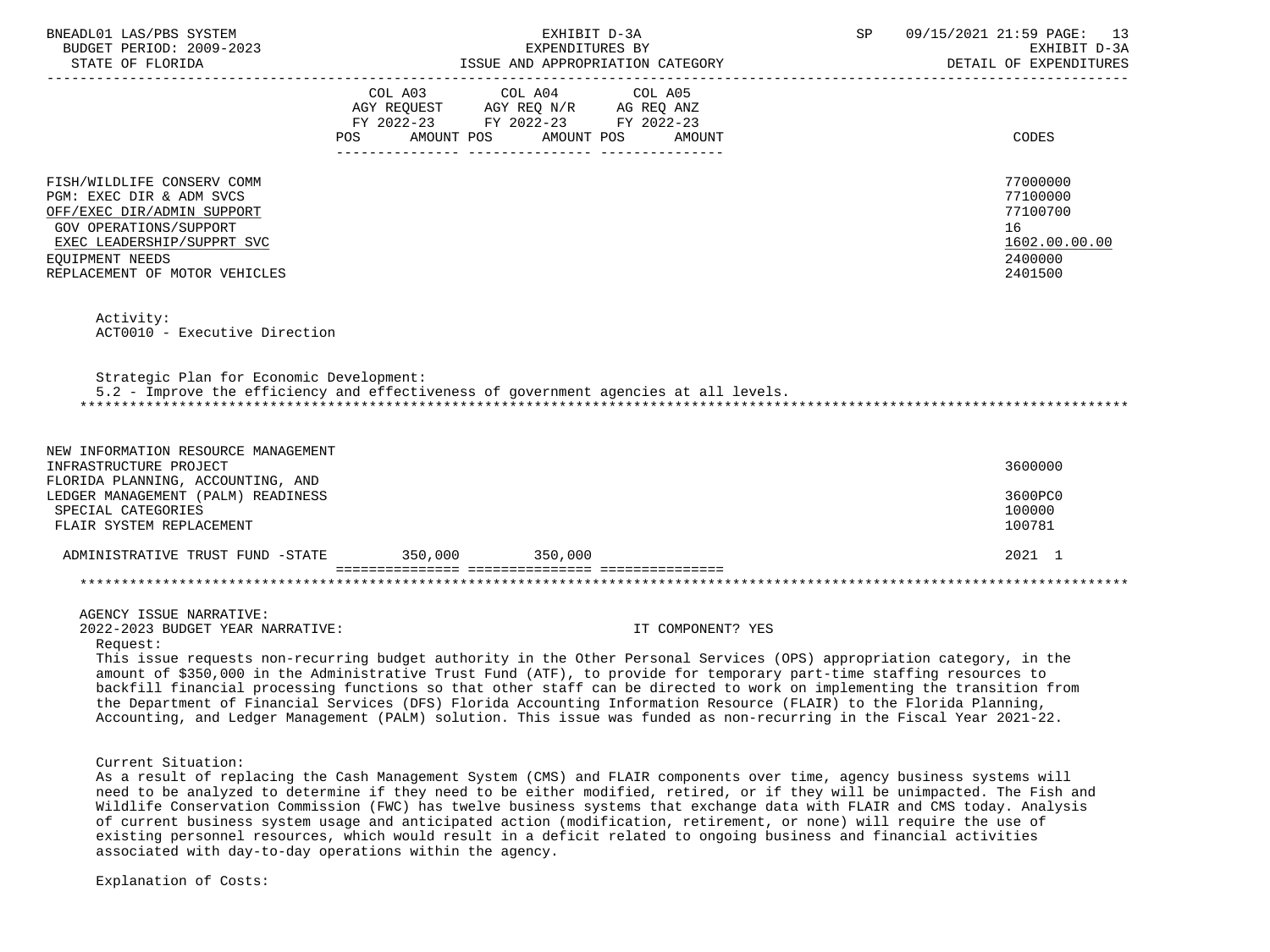| | COL A03 AGY REQUEST FY 2022-23 POS AMOUNT | COL A04 AGY REQ N/R FY 2022-23 POS AMOUNT | COL A05 AG REQ ANZ FY 2022-23 POS AMOUNT | CODES |
|---|---|---|---|---|
| FISH/WILDLIFE CONSERV COMM | | | | 77000000 |
| PGM: EXEC DIR & ADM SVCS | | | | 77100000 |
| OFF/EXEC DIR/ADMIN SUPPORT | | | | 77100700 |
| GOV OPERATIONS/SUPPORT | | | | 16 |
| EXEC LEADERSHIP/SUPPRT SVC | | | | 1602.00.00.00 |
| EQUIPMENT NEEDS | | | | 2400000 |
| REPLACEMENT OF MOTOR VEHICLES | | | | 2401500 |

Activity:
ACT0010 - Executive Direction

Strategic Plan for Economic Development:
5.2 - Improve the efficiency and effectiveness of government agencies at all levels.

| | COL A03 | COL A04 | COL A05 | CODES |
|---|---|---|---|---|
| NEW INFORMATION RESOURCE MANAGEMENT INFRASTRUCTURE PROJECT | | | | 3600000 |
| FLORIDA PLANNING, ACCOUNTING, AND LEDGER MANAGEMENT (PALM) READINESS | | | | 3600PC0 |
| SPECIAL CATEGORIES | | | | 100000 |
| FLAIR SYSTEM REPLACEMENT | | | | 100781 |
| ADMINISTRATIVE TRUST FUND -STATE | 350,000 | 350,000 | | 2021 1 |

AGENCY ISSUE NARRATIVE:
2022-2023 BUDGET YEAR NARRATIVE: IT COMPONENT? YES

Request:
This issue requests non-recurring budget authority in the Other Personal Services (OPS) appropriation category, in the amount of $350,000 in the Administrative Trust Fund (ATF), to provide for temporary part-time staffing resources to backfill financial processing functions so that other staff can be directed to work on implementing the transition from the Department of Financial Services (DFS) Florida Accounting Information Resource (FLAIR) to the Florida Planning, Accounting, and Ledger Management (PALM) solution. This issue was funded as non-recurring in the Fiscal Year 2021-22.

Current Situation:
As a result of replacing the Cash Management System (CMS) and FLAIR components over time, agency business systems will need to be analyzed to determine if they need to be either modified, retired, or if they will be unimpacted. The Fish and Wildlife Conservation Commission (FWC) has twelve business systems that exchange data with FLAIR and CMS today. Analysis of current business system usage and anticipated action (modification, retirement, or none) will require the use of existing personnel resources, which would result in a deficit related to ongoing business and financial activities associated with day-to-day operations within the agency.

Explanation of Costs: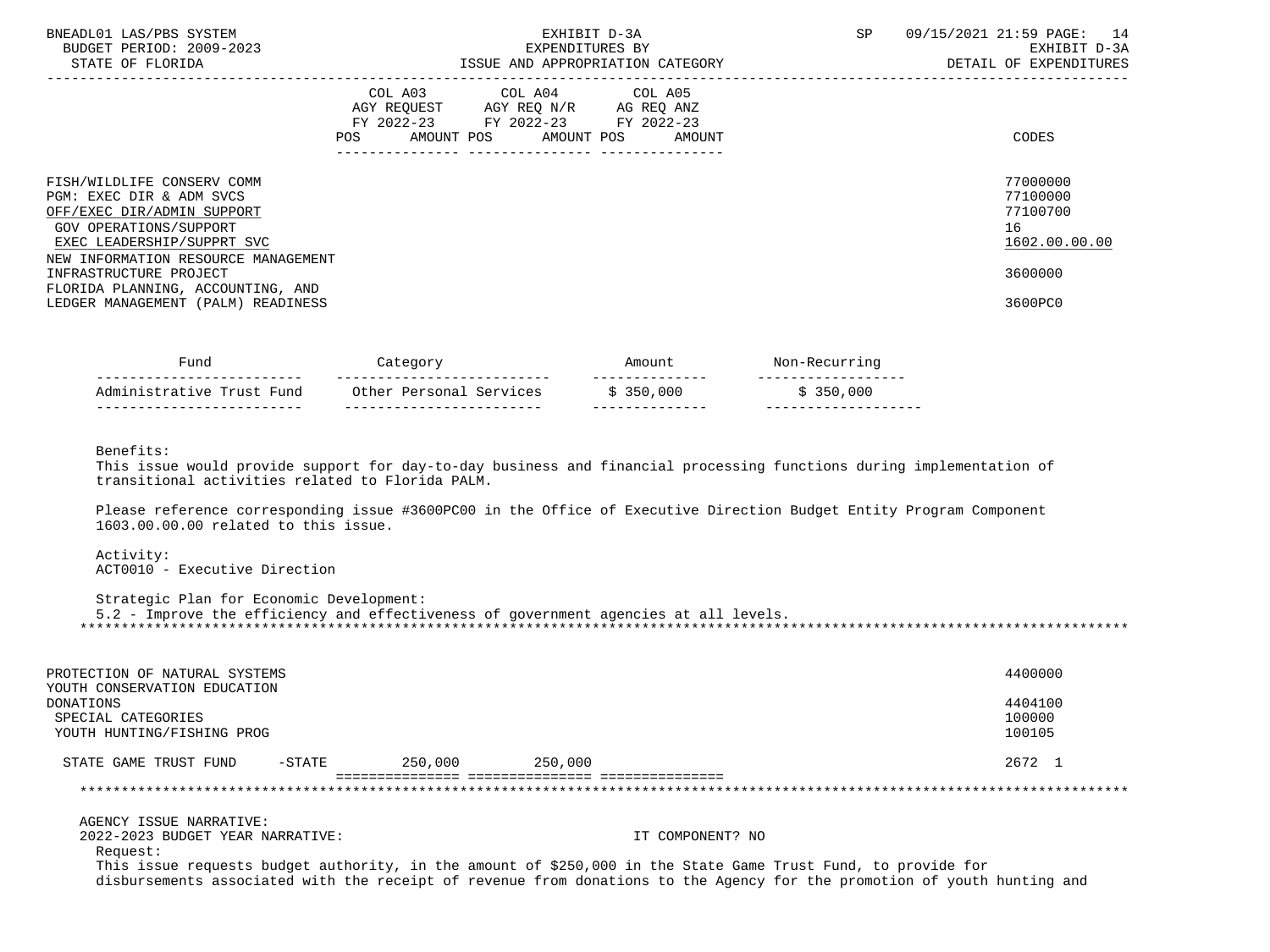| | COL A03 AGY REQUEST FY 2022-23 POS AMOUNT | COL A04 AGY REQ N/R FY 2022-23 POS AMOUNT | COL A05 AG REQ ANZ FY 2022-23 POS AMOUNT | CODES |
|---|---|---|---|---|
| FISH/WILDLIFE CONSERV COMM | | | | 77000000 |
| PGM: EXEC DIR & ADM SVCS | | | | 77100000 |
| OFF/EXEC DIR/ADMIN SUPPORT | | | | 77100700 |
| GOV OPERATIONS/SUPPORT | | | | 16 |
| EXEC LEADERSHIP/SUPPRT SVC | | | | 1602.00.00.00 |
| NEW INFORMATION RESOURCE MANAGEMENT INFRASTRUCTURE PROJECT | | | | 3600000 |
| FLORIDA PLANNING, ACCOUNTING, AND LEDGER MANAGEMENT (PALM) READINESS | | | | 3600PC0 |

| Fund | Category | Amount | Non-Recurring |
|---|---|---|---|
| Administrative Trust Fund | Other Personal Services | $ 350,000 | $ 350,000 |

Benefits:
This issue would provide support for day-to-day business and financial processing functions during implementation of transitional activities related to Florida PALM.

Please reference corresponding issue #3600PC00 in the Office of Executive Direction Budget Entity Program Component 1603.00.00.00 related to this issue.

Activity:
ACT0010 - Executive Direction

Strategic Plan for Economic Development:
5.2 - Improve the efficiency and effectiveness of government agencies at all levels.

*******************************************************************************************************************************

| | COL A03 | COL A04 | COL A05 | CODES |
|---|---|---|---|---|
| PROTECTION OF NATURAL SYSTEMS | | | | 4400000 |
| YOUTH CONSERVATION EDUCATION DONATIONS | | | | 4404100 |
| SPECIAL CATEGORIES | | | | 100000 |
| YOUTH HUNTING/FISHING PROG | | | | 100105 |
| STATE GAME TRUST FUND -STATE | 250,000 | 250,000 | | 2672 1 |

*******************************************************************************************************************************

AGENCY ISSUE NARRATIVE:
2022-2023 BUDGET YEAR NARRATIVE: IT COMPONENT? NO

Request:
This issue requests budget authority, in the amount of $250,000 in the State Game Trust Fund, to provide for disbursements associated with the receipt of revenue from donations to the Agency for the promotion of youth hunting and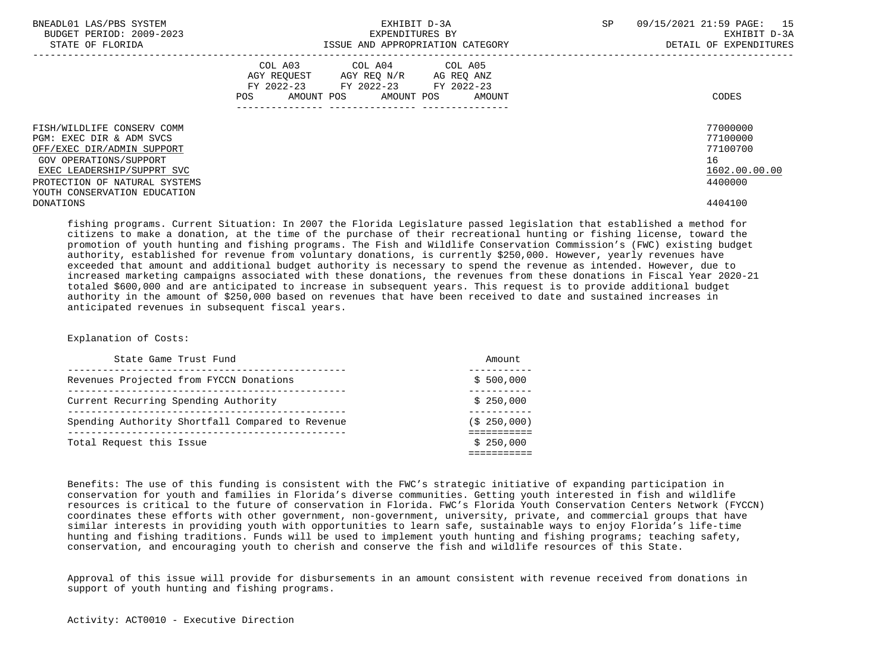| | COL A03 AGY REQUEST FY 2022-23 POS AMOUNT | COL A04 AGY REQ N/R FY 2022-23 POS AMOUNT | COL A05 AG REQ ANZ FY 2022-23 POS AMOUNT | CODES |
|---|---|---|---|---|
| FISH/WILDLIFE CONSERV COMM | | | | 77000000 |
| PGM: EXEC DIR & ADM SVCS | | | | 77100000 |
| OFF/EXEC DIR/ADMIN SUPPORT | | | | 77100700 |
| GOV OPERATIONS/SUPPORT | | | | 16 |
| EXEC LEADERSHIP/SUPPRT SVC | | | | 1602.00.00.00 |
| PROTECTION OF NATURAL SYSTEMS | | | | 4400000 |
| YOUTH CONSERVATION EDUCATION DONATIONS | | | | 4404100 |

fishing programs. Current Situation: In 2007 the Florida Legislature passed legislation that established a method for citizens to make a donation, at the time of the purchase of their recreational hunting or fishing license, toward the promotion of youth hunting and fishing programs. The Fish and Wildlife Conservation Commission's (FWC) existing budget authority, established for revenue from voluntary donations, is currently $250,000. However, yearly revenues have exceeded that amount and additional budget authority is necessary to spend the revenue as intended. However, due to increased marketing campaigns associated with these donations, the revenues from these donations in Fiscal Year 2020-21 totaled $600,000 and are anticipated to increase in subsequent years. This request is to provide additional budget authority in the amount of $250,000 based on revenues that have been received to date and sustained increases in anticipated revenues in subsequent fiscal years.

Explanation of Costs:

| State Game Trust Fund | Amount |
|---|---|
| Revenues Projected from FYCCN Donations | $ 500,000 |
| Current Recurring Spending Authority | $ 250,000 |
| Spending Authority Shortfall Compared to Revenue | ($ 250,000) |
| Total Request this Issue | $ 250,000 |

Benefits: The use of this funding is consistent with the FWC's strategic initiative of expanding participation in conservation for youth and families in Florida's diverse communities. Getting youth interested in fish and wildlife resources is critical to the future of conservation in Florida. FWC's Florida Youth Conservation Centers Network (FYCCN) coordinates these efforts with other government, non-government, university, private, and commercial groups that have similar interests in providing youth with opportunities to learn safe, sustainable ways to enjoy Florida's life-time hunting and fishing traditions. Funds will be used to implement youth hunting and fishing programs; teaching safety, conservation, and encouraging youth to cherish and conserve the fish and wildlife resources of this State.

Approval of this issue will provide for disbursements in an amount consistent with revenue received from donations in support of youth hunting and fishing programs.

Activity: ACT0010 - Executive Direction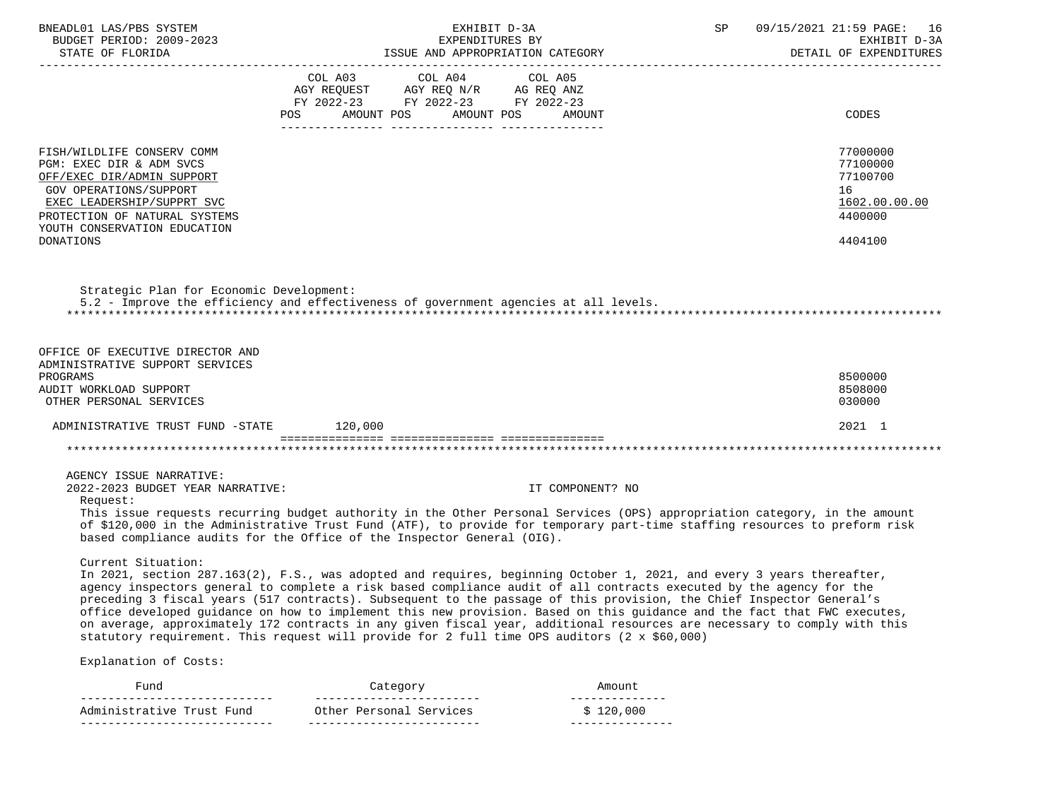| | COL A03 AGY REQUEST FY 2022-23 POS AMOUNT | COL A04 AGY REQ N/R FY 2022-23 POS AMOUNT | COL A05 AG REQ ANZ FY 2022-23 POS AMOUNT | CODES |
|---|---|---|---|---|
| FISH/WILDLIFE CONSERV COMM | | | | 77000000 |
| PGM: EXEC DIR & ADM SVCS | | | | 77100000 |
| OFF/EXEC DIR/ADMIN SUPPORT | | | | 77100700 |
| GOV OPERATIONS/SUPPORT | | | | 16 |
| EXEC LEADERSHIP/SUPPRT SVC | | | | 1602.00.00.00 |
| PROTECTION OF NATURAL SYSTEMS | | | | 4400000 |
| YOUTH CONSERVATION EDUCATION DONATIONS | | | | 4404100 |

Strategic Plan for Economic Development:
5.2 - Improve the efficiency and effectiveness of government agencies at all levels.

| | COL A03 | COL A04 | COL A05 | CODES |
|---|---|---|---|---|
| OFFICE OF EXECUTIVE DIRECTOR AND ADMINISTRATIVE SUPPORT SERVICES PROGRAMS | | | | 8500000 |
| AUDIT WORKLOAD SUPPORT | | | | 8508000 |
| OTHER PERSONAL SERVICES | | | | 030000 |
| ADMINISTRATIVE TRUST FUND -STATE | 120,000 | | | 2021 1 |

AGENCY ISSUE NARRATIVE:
2022-2023 BUDGET YEAR NARRATIVE: IT COMPONENT? NO

Request:
This issue requests recurring budget authority in the Other Personal Services (OPS) appropriation category, in the amount of $120,000 in the Administrative Trust Fund (ATF), to provide for temporary part-time staffing resources to preform risk based compliance audits for the Office of the Inspector General (OIG).

Current Situation:
In 2021, section 287.163(2), F.S., was adopted and requires, beginning October 1, 2021, and every 3 years thereafter, agency inspectors general to complete a risk based compliance audit of all contracts executed by the agency for the preceding 3 fiscal years (517 contracts). Subsequent to the passage of this provision, the Chief Inspector General's office developed guidance on how to implement this new provision. Based on this guidance and the fact that FWC executes, on average, approximately 172 contracts in any given fiscal year, additional resources are necessary to comply with this statutory requirement. This request will provide for 2 full time OPS auditors (2 x $60,000)

Explanation of Costs:

| Fund | Category | Amount |
|---|---|---|
| Administrative Trust Fund | Other Personal Services | $ 120,000 |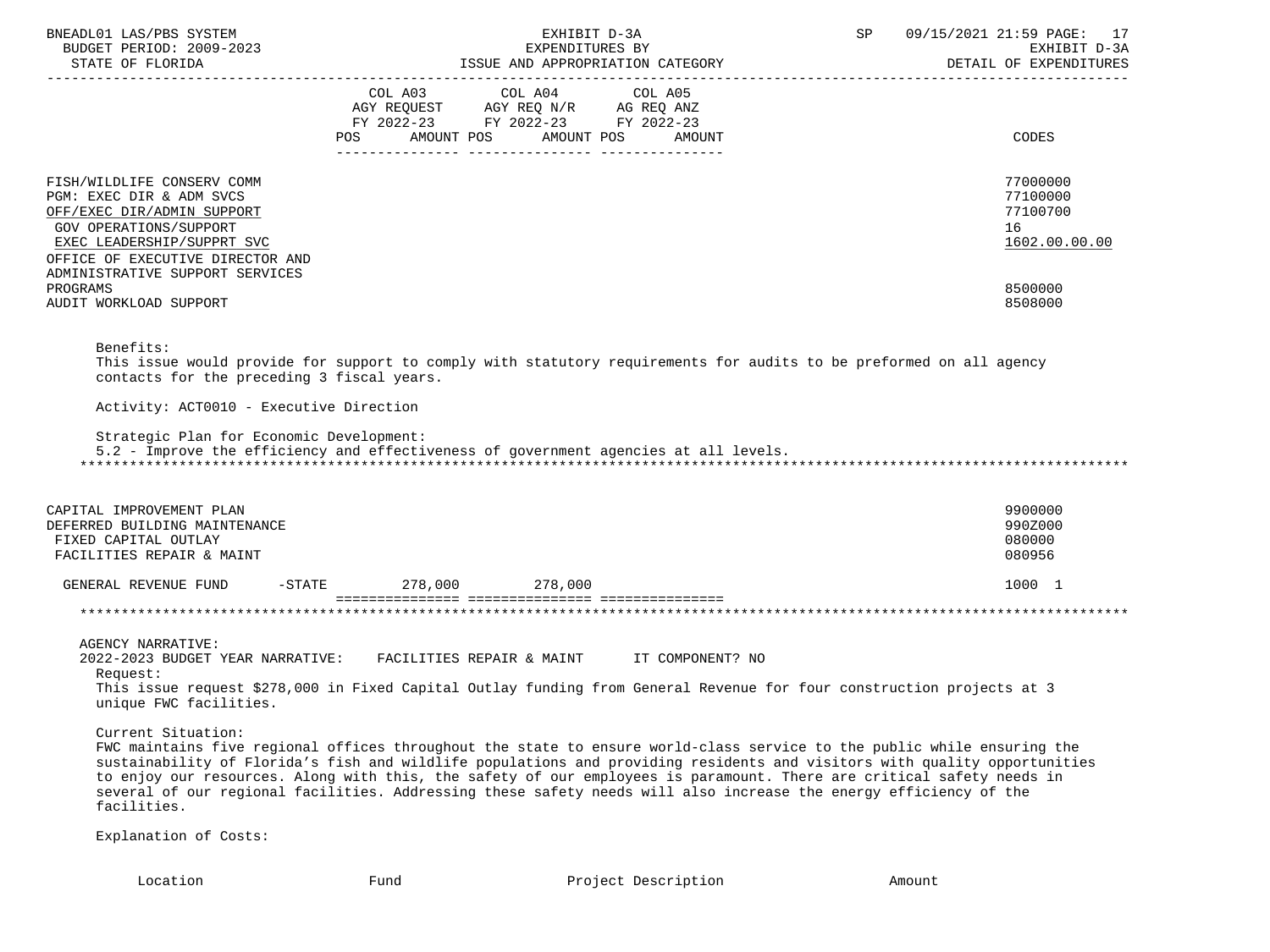| | COL A03 AGY REQUEST FY 2022-23 POS AMOUNT | COL A04 AGY REQ N/R FY 2022-23 POS AMOUNT | COL A05 AG REQ ANZ FY 2022-23 POS AMOUNT | CODES |
|---|---|---|---|---|
| FISH/WILDLIFE CONSERV COMM | | | | 77000000 |
| PGM: EXEC DIR & ADM SVCS | | | | 77100000 |
| OFF/EXEC DIR/ADMIN SUPPORT | | | | 77100700 |
| GOV OPERATIONS/SUPPORT | | | | 16 |
| EXEC LEADERSHIP/SUPPRT SVC | | | | 1602.00.00.00 |
| OFFICE OF EXECUTIVE DIRECTOR AND ADMINISTRATIVE SUPPORT SERVICES | | | | |
| PROGRAMS | | | | 8500000 |
| AUDIT WORKLOAD SUPPORT | | | | 8508000 |

Benefits:
This issue would provide for support to comply with statutory requirements for audits to be preformed on all agency contacts for the preceding 3 fiscal years.

Activity: ACT0010 - Executive Direction

Strategic Plan for Economic Development:
5.2 - Improve the efficiency and effectiveness of government agencies at all levels.

*******************************************************************************************************************************

| | COL A03 | COL A04 | COL A05 | CODES |
|---|---|---|---|---|
| CAPITAL IMPROVEMENT PLAN | | | | 9900000 |
| DEFERRED BUILDING MAINTENANCE | | | | 990Z000 |
| FIXED CAPITAL OUTLAY | | | | 080000 |
| FACILITIES REPAIR & MAINT | | | | 080956 |
| GENERAL REVENUE FUND -STATE | 278,000 | 278,000 | | 1000 1 |

*******************************************************************************************************************************

AGENCY NARRATIVE:
2022-2023 BUDGET YEAR NARRATIVE: FACILITIES REPAIR & MAINT IT COMPONENT? NO

Request:
This issue request $278,000 in Fixed Capital Outlay funding from General Revenue for four construction projects at 3 unique FWC facilities.

Current Situation:
FWC maintains five regional offices throughout the state to ensure world-class service to the public while ensuring the sustainability of Florida's fish and wildlife populations and providing residents and visitors with quality opportunities to enjoy our resources. Along with this, the safety of our employees is paramount. There are critical safety needs in several of our regional facilities. Addressing these safety needs will also increase the energy efficiency of the facilities.

Explanation of Costs:

| Location | Fund | Project Description | Amount |
|---|---|---|---|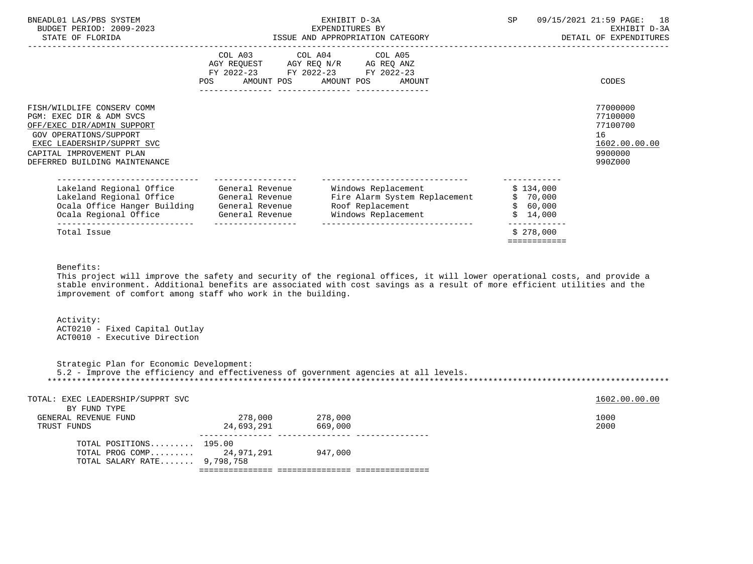| | COL A03 AGY REQUEST FY 2022-23 POS AMOUNT | COL A04 AGY REQ N/R FY 2022-23 POS AMOUNT | COL A05 AG REQ ANZ FY 2022-23 POS AMOUNT | CODES |
|---|---|---|---|---|
| FISH/WILDLIFE CONSERV COMM | | | | 77000000 |
| PGM: EXEC DIR & ADM SVCS | | | | 77100000 |
| OFF/EXEC DIR/ADMIN SUPPORT | | | | 77100700 |
| GOV OPERATIONS/SUPPORT | | | | 16 |
| EXEC LEADERSHIP/SUPPRT SVC | | | | 1602.00.00.00 |
| CAPITAL IMPROVEMENT PLAN | | | | 9900000 |
| DEFERRED BUILDING MAINTENANCE | | | | 990Z000 |

| | | | |
|---|---|---|---|
| Lakeland Regional Office | General Revenue | Windows Replacement | $ 134,000 |
| Lakeland Regional Office | General Revenue | Fire Alarm System Replacement | $ 70,000 |
| Ocala Office Hanger Building | General Revenue | Roof Replacement | $ 60,000 |
| Ocala Regional Office | General Revenue | Windows Replacement | $ 14,000 |
| Total Issue | | | $ 278,000 |

Benefits:
This project will improve the safety and security of the regional offices, it will lower operational costs, and provide a stable environment. Additional benefits are associated with cost savings as a result of more efficient utilities and the improvement of comfort among staff who work in the building.

Activity:
ACT0210 - Fixed Capital Outlay
ACT0010 - Executive Direction

Strategic Plan for Economic Development:
5.2 - Improve the efficiency and effectiveness of government agencies at all levels.

| | COL A03 | COL A04 | COL A05 | CODES |
|---|---|---|---|---|
| TOTAL: EXEC LEADERSHIP/SUPPRT SVC | | | | 1602.00.00.00 |
| BY FUND TYPE | | | | |
| GENERAL REVENUE FUND | 278,000 | 278,000 | | 1000 |
| TRUST FUNDS | 24,693,291 | 669,000 | | 2000 |
| TOTAL POSITIONS......... | 195.00 | | | |
| TOTAL PROG COMP......... | 24,971,291 | 947,000 | | |
| TOTAL SALARY RATE....... | 9,798,758 | | | |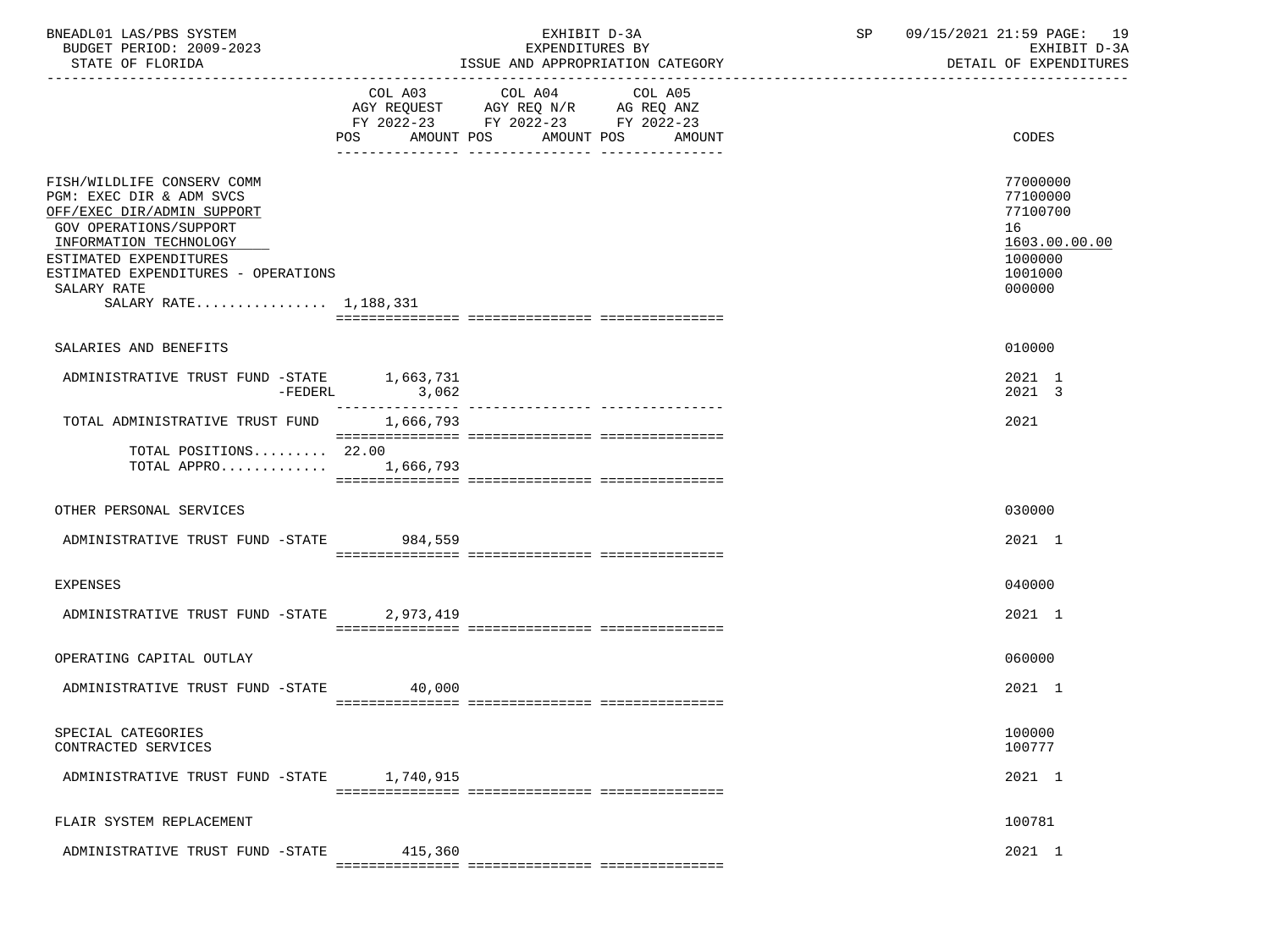BNEADL01 LAS/PBS SYSTEM — BUDGET PERIOD: 2009-2023 — STATE OF FLORIDA

EXHIBIT D-3A — EXPENDITURES BY ISSUE AND APPROPRIATION CATEGORY

SP 09/15/2021 21:59 — EXHIBIT D-3A — DETAIL OF EXPENDITURES

| | COL A03 AGY REQUEST FY 2022-23 POS AMOUNT | COL A04 AGY REQ N/R FY 2022-23 POS AMOUNT | COL A05 AG REQ ANZ FY 2022-23 POS AMOUNT | CODES |
|---|---|---|---|---|
| FISH/WILDLIFE CONSERV COMM | | | | 77000000 |
| PGM: EXEC DIR & ADM SVCS | | | | 77100000 |
| OFF/EXEC DIR/ADMIN SUPPORT | | | | 77100700 |
| GOV OPERATIONS/SUPPORT | | | | 16 |
| INFORMATION TECHNOLOGY | | | | 1603.00.00.00 |
| ESTIMATED EXPENDITURES | | | | 1000000 |
| ESTIMATED EXPENDITURES - OPERATIONS | | | | 1001000 |
| SALARY RATE | | | | 000000 |
| SALARY RATE................ | 1,188,331 | | | |
| SALARIES AND BENEFITS | | | | 010000 |
| ADMINISTRATIVE TRUST FUND -STATE | 1,663,731 | | | 2021 1 |
| -FEDERL | 3,062 | | | 2021 3 |
| TOTAL ADMINISTRATIVE TRUST FUND | 1,666,793 | | | 2021 |
| TOTAL POSITIONS......... | 22.00 | | | |
| TOTAL APPRO............. | 1,666,793 | | | |
| OTHER PERSONAL SERVICES | | | | 030000 |
| ADMINISTRATIVE TRUST FUND -STATE | 984,559 | | | 2021 1 |
| EXPENSES | | | | 040000 |
| ADMINISTRATIVE TRUST FUND -STATE | 2,973,419 | | | 2021 1 |
| OPERATING CAPITAL OUTLAY | | | | 060000 |
| ADMINISTRATIVE TRUST FUND -STATE | 40,000 | | | 2021 1 |
| SPECIAL CATEGORIES | | | | 100000 |
| CONTRACTED SERVICES | | | | 100777 |
| ADMINISTRATIVE TRUST FUND -STATE | 1,740,915 | | | 2021 1 |
| FLAIR SYSTEM REPLACEMENT | | | | 100781 |
| ADMINISTRATIVE TRUST FUND -STATE | 415,360 | | | 2021 1 |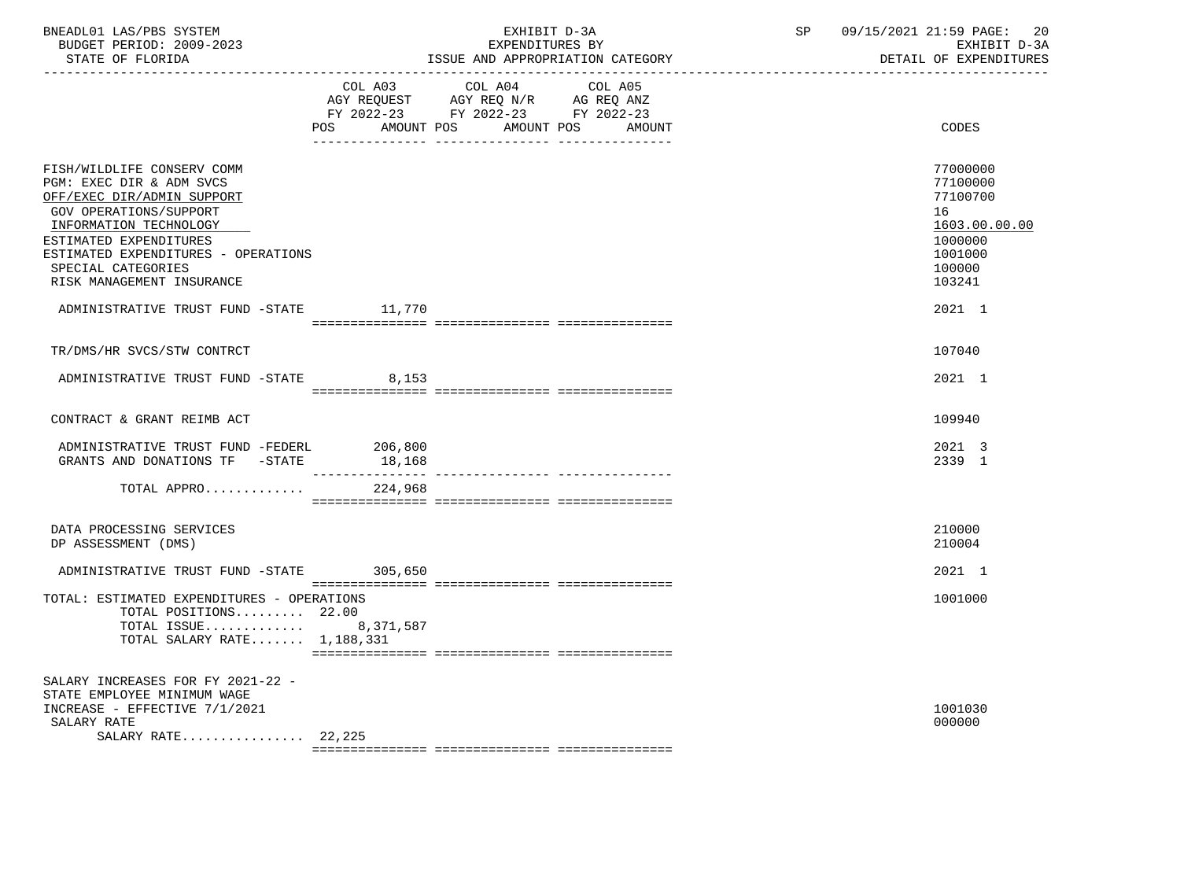BNEADL01 LAS/PBS SYSTEM — EXHIBIT D-3A — EXPENDITURES BY ISSUE AND APPROPRIATION CATEGORY — SP 09/15/2021 21:59 — EXHIBIT D-3A DETAIL OF EXPENDITURES

BUDGET PERIOD: 2009-2023
STATE OF FLORIDA

| | COL A03 AGY REQUEST FY 2022-23 POS AMOUNT | COL A04 AGY REQ N/R FY 2022-23 POS AMOUNT | COL A05 AG REQ ANZ FY 2022-23 POS AMOUNT | CODES |
|---|---|---|---|---|
| FISH/WILDLIFE CONSERV COMM | | | | 77000000 |
| PGM: EXEC DIR & ADM SVCS | | | | 77100000 |
| OFF/EXEC DIR/ADMIN SUPPORT | | | | 77100700 |
| GOV OPERATIONS/SUPPORT | | | | 16 |
| INFORMATION TECHNOLOGY | | | | 1603.00.00.00 |
| ESTIMATED EXPENDITURES | | | | 1000000 |
| ESTIMATED EXPENDITURES - OPERATIONS | | | | 1001000 |
| SPECIAL CATEGORIES | | | | 100000 |
| RISK MANAGEMENT INSURANCE | | | | 103241 |
| ADMINISTRATIVE TRUST FUND -STATE | 11,770 | | | 2021 1 |
| TR/DMS/HR SVCS/STW CONTRCT | | | | 107040 |
| ADMINISTRATIVE TRUST FUND -STATE | 8,153 | | | 2021 1 |
| CONTRACT & GRANT REIMB ACT | | | | 109940 |
| ADMINISTRATIVE TRUST FUND -FEDERL | 206,800 | | | 2021 3 |
| GRANTS AND DONATIONS TF -STATE | 18,168 | | | 2339 1 |
| TOTAL APPRO............. | 224,968 | | | |
| DATA PROCESSING SERVICES | | | | 210000 |
| DP ASSESSMENT (DMS) | | | | 210004 |
| ADMINISTRATIVE TRUST FUND -STATE | 305,650 | | | 2021 1 |
| TOTAL: ESTIMATED EXPENDITURES - OPERATIONS | | | | 1001000 |
| TOTAL POSITIONS......... | 22.00 | | | |
| TOTAL ISSUE............. | 8,371,587 | | | |
| TOTAL SALARY RATE....... | 1,188,331 | | | |
| SALARY INCREASES FOR FY 2021-22 - STATE EMPLOYEE MINIMUM WAGE INCREASE - EFFECTIVE 7/1/2021 | | | | 1001030 |
| SALARY RATE | | | | 000000 |
| SALARY RATE................ | 22,225 | | | |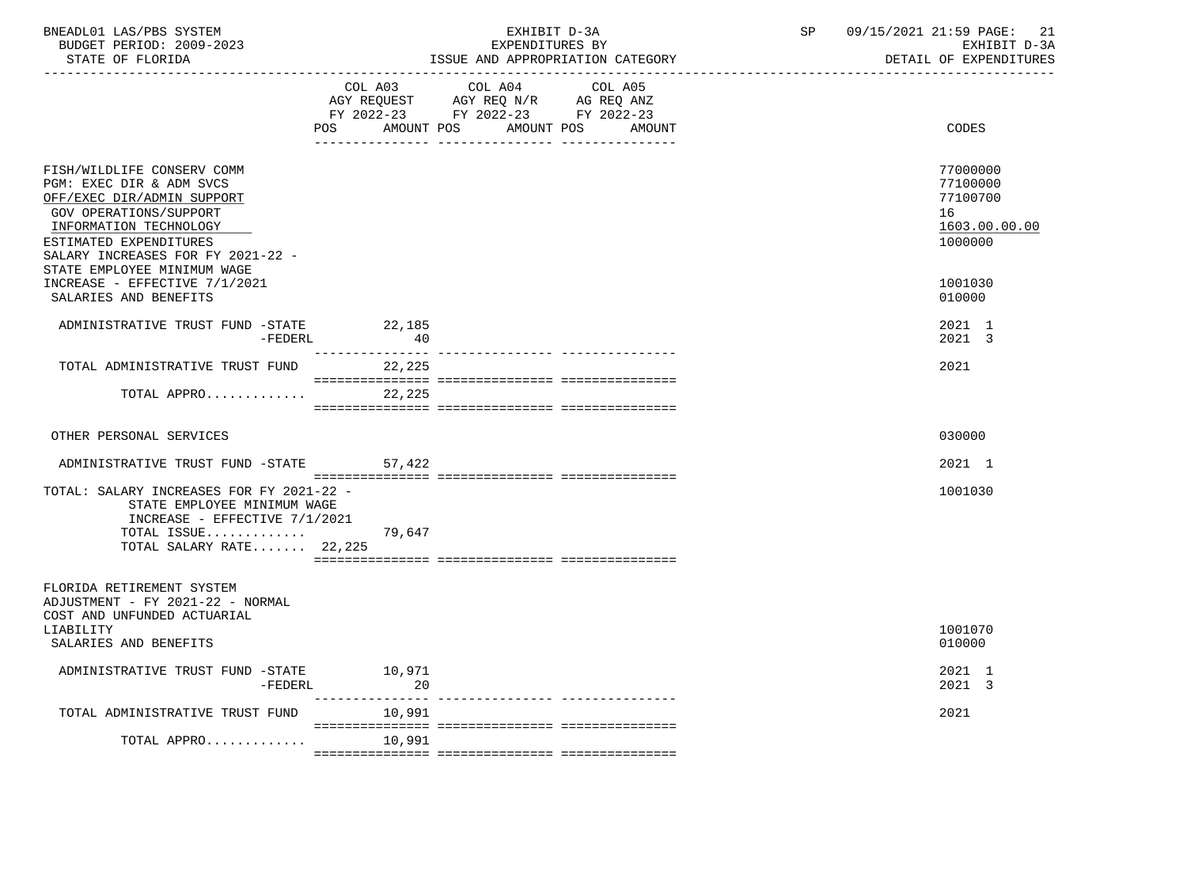BNEADL01 LAS/PBS SYSTEM — BUDGET PERIOD: 2009-2023 — STATE OF FLORIDA

EXHIBIT D-3A — EXPENDITURES BY ISSUE AND APPROPRIATION CATEGORY

SP 09/15/2021 21:59 — EXHIBIT D-3A — DETAIL OF EXPENDITURES

| | COL A03 AGY REQUEST FY 2022-23 POS | AMOUNT | COL A04 AGY REQ N/R FY 2022-23 POS | AMOUNT | COL A05 AG REQ ANZ FY 2022-23 POS | AMOUNT | CODES |
|---|---|---|---|---|---|---|---|
| FISH/WILDLIFE CONSERV COMM | | | | | | | 77000000 |
| PGM: EXEC DIR & ADM SVCS | | | | | | | 77100000 |
| OFF/EXEC DIR/ADMIN SUPPORT | | | | | | | 77100700 |
| GOV OPERATIONS/SUPPORT | | | | | | | 16 |
| INFORMATION TECHNOLOGY | | | | | | | 1603.00.00.00 |
| ESTIMATED EXPENDITURES | | | | | | | 1000000 |
| SALARY INCREASES FOR FY 2021-22 - STATE EMPLOYEE MINIMUM WAGE INCREASE - EFFECTIVE 7/1/2021 | | | | | | | 1001030 |
| SALARIES AND BENEFITS | | | | | | | 010000 |
| ADMINISTRATIVE TRUST FUND -STATE | | 22,185 | | | | | 2021 1 |
| -FEDERL | | 40 | | | | | 2021 3 |
| TOTAL ADMINISTRATIVE TRUST FUND | | 22,225 | | | | | 2021 |
| TOTAL APPRO............ | | 22,225 | | | | | |
| OTHER PERSONAL SERVICES | | | | | | | 030000 |
| ADMINISTRATIVE TRUST FUND -STATE | | 57,422 | | | | | 2021 1 |
| TOTAL: SALARY INCREASES FOR FY 2021-22 - STATE EMPLOYEE MINIMUM WAGE INCREASE - EFFECTIVE 7/1/2021 | | | | | | | 1001030 |
| TOTAL ISSUE............ | | 79,647 | | | | | |
| TOTAL SALARY RATE....... 22,225 | | | | | | | |
| FLORIDA RETIREMENT SYSTEM ADJUSTMENT - FY 2021-22 - NORMAL COST AND UNFUNDED ACTUARIAL LIABILITY | | | | | | | 1001070 |
| SALARIES AND BENEFITS | | | | | | | 010000 |
| ADMINISTRATIVE TRUST FUND -STATE | | 10,971 | | | | | 2021 1 |
| -FEDERL | | 20 | | | | | 2021 3 |
| TOTAL ADMINISTRATIVE TRUST FUND | | 10,991 | | | | | 2021 |
| TOTAL APPRO............ | | 10,991 | | | | | |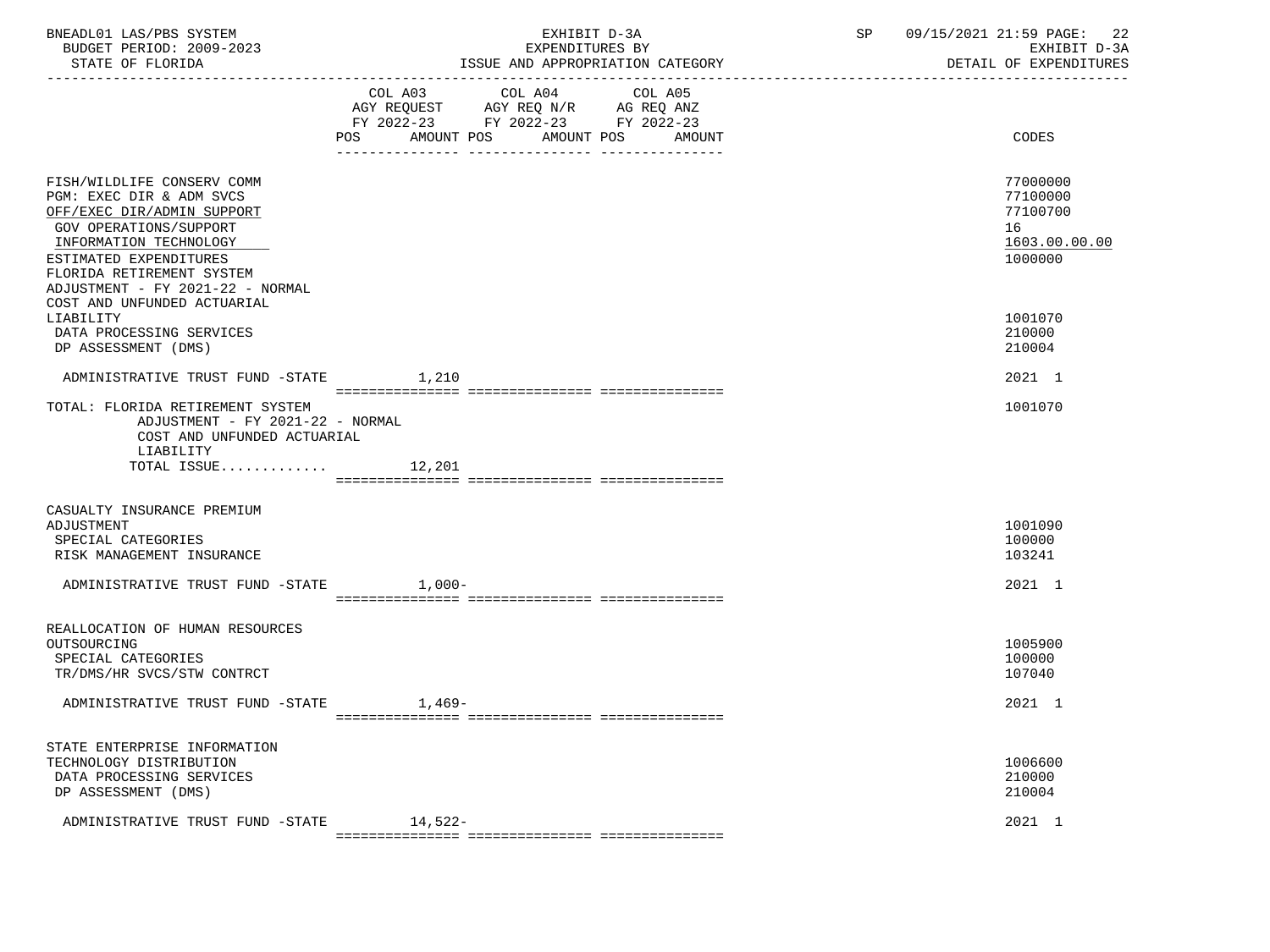BNEADL01 LAS/PBS SYSTEM | EXHIBIT D-3A | SP 09/15/2021 21:59
BUDGET PERIOD: 2009-2023 | EXPENDITURES BY | EXHIBIT D-3A
STATE OF FLORIDA | ISSUE AND APPROPRIATION CATEGORY | DETAIL OF EXPENDITURES

| | COL A03 AGY REQUEST FY 2022-23 POS AMOUNT | COL A04 AGY REQ N/R FY 2022-23 POS AMOUNT | COL A05 AG REQ ANZ FY 2022-23 POS AMOUNT | CODES |
|---|---|---|---|---|
| FISH/WILDLIFE CONSERV COMM | | | | 77000000 |
| PGM: EXEC DIR & ADM SVCS | | | | 77100000 |
| OFF/EXEC DIR/ADMIN SUPPORT | | | | 77100700 |
| GOV OPERATIONS/SUPPORT | | | | 16 |
| INFORMATION TECHNOLOGY | | | | 1603.00.00.00 |
| ESTIMATED EXPENDITURES | | | | 1000000 |
| FLORIDA RETIREMENT SYSTEM ADJUSTMENT - FY 2021-22 - NORMAL COST AND UNFUNDED ACTUARIAL LIABILITY | | | | 1001070 |
| DATA PROCESSING SERVICES | | | | 210000 |
| DP ASSESSMENT (DMS) | | | | 210004 |
| ADMINISTRATIVE TRUST FUND -STATE | 1,210 | | | 2021 1 |
| TOTAL: FLORIDA RETIREMENT SYSTEM ADJUSTMENT - FY 2021-22 - NORMAL COST AND UNFUNDED ACTUARIAL LIABILITY | | | | 1001070 |
| TOTAL ISSUE............ | 12,201 | | | |
| CASUALTY INSURANCE PREMIUM ADJUSTMENT | | | | 1001090 |
| SPECIAL CATEGORIES | | | | 100000 |
| RISK MANAGEMENT INSURANCE | | | | 103241 |
| ADMINISTRATIVE TRUST FUND -STATE | 1,000- | | | 2021 1 |
| REALLOCATION OF HUMAN RESOURCES OUTSOURCING | | | | 1005900 |
| SPECIAL CATEGORIES | | | | 100000 |
| TR/DMS/HR SVCS/STW CONTRCT | | | | 107040 |
| ADMINISTRATIVE TRUST FUND -STATE | 1,469- | | | 2021 1 |
| STATE ENTERPRISE INFORMATION TECHNOLOGY DISTRIBUTION | | | | 1006600 |
| DATA PROCESSING SERVICES | | | | 210000 |
| DP ASSESSMENT (DMS) | | | | 210004 |
| ADMINISTRATIVE TRUST FUND -STATE | 14,522- | | | 2021 1 |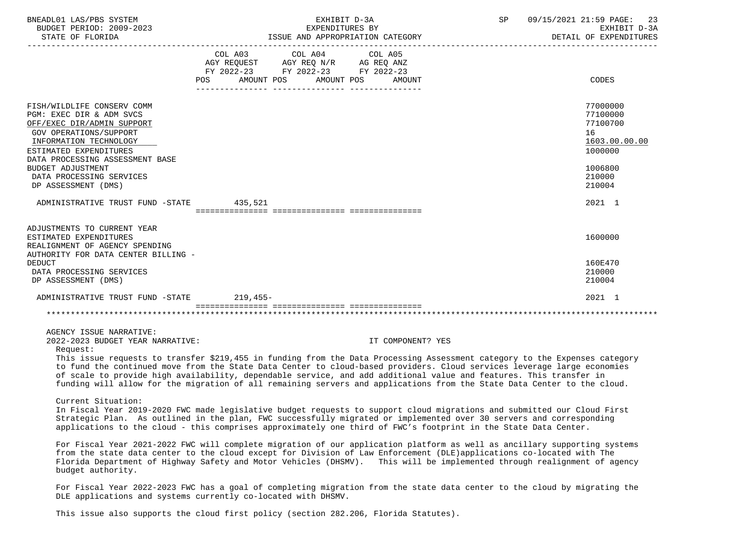| | COL A03 AGY REQUEST FY 2022-23 POS AMOUNT | COL A04 AGY REQ N/R FY 2022-23 POS AMOUNT | COL A05 AG REQ ANZ FY 2022-23 POS AMOUNT | CODES |
|---|---|---|---|---|
| FISH/WILDLIFE CONSERV COMM | | | | 77000000 |
| PGM: EXEC DIR & ADM SVCS | | | | 77100000 |
| OFF/EXEC DIR/ADMIN SUPPORT | | | | 77100700 |
| GOV OPERATIONS/SUPPORT | | | | 16 |
| INFORMATION TECHNOLOGY | | | | 1603.00.00.00 |
| ESTIMATED EXPENDITURES | | | | 1000000 |
| DATA PROCESSING ASSESSMENT BASE BUDGET ADJUSTMENT | | | | 1006800 |
| DATA PROCESSING SERVICES | | | | 210000 |
| DP ASSESSMENT (DMS) | | | | 210004 |
| ADMINISTRATIVE TRUST FUND -STATE | 435,521 | | | 2021 1 |
| ADJUSTMENTS TO CURRENT YEAR ESTIMATED EXPENDITURES | | | | 1600000 |
| REALIGNMENT OF AGENCY SPENDING AUTHORITY FOR DATA CENTER BILLING - DEDUCT | | | | 160E470 |
| DATA PROCESSING SERVICES | | | | 210000 |
| DP ASSESSMENT (DMS) | | | | 210004 |
| ADMINISTRATIVE TRUST FUND -STATE | 219,455- | | | 2021 1 |

AGENCY ISSUE NARRATIVE:

2022-2023 BUDGET YEAR NARRATIVE: IT COMPONENT? YES

Request:

This issue requests to transfer $219,455 in funding from the Data Processing Assessment category to the Expenses category to fund the continued move from the State Data Center to cloud-based providers. Cloud services leverage large economies of scale to provide high availability, dependable service, and add additional value and features. This transfer in funding will allow for the migration of all remaining servers and applications from the State Data Center to the cloud.

Current Situation:

In Fiscal Year 2019-2020 FWC made legislative budget requests to support cloud migrations and submitted our Cloud First Strategic Plan. As outlined in the plan, FWC successfully migrated or implemented over 30 servers and corresponding applications to the cloud - this comprises approximately one third of FWC's footprint in the State Data Center.

For Fiscal Year 2021-2022 FWC will complete migration of our application platform as well as ancillary supporting systems from the state data center to the cloud except for Division of Law Enforcement (DLE)applications co-located with The Florida Department of Highway Safety and Motor Vehicles (DHSMV). This will be implemented through realignment of agency budget authority.

For Fiscal Year 2022-2023 FWC has a goal of completing migration from the state data center to the cloud by migrating the DLE applications and systems currently co-located with DHSMV.

This issue also supports the cloud first policy (section 282.206, Florida Statutes).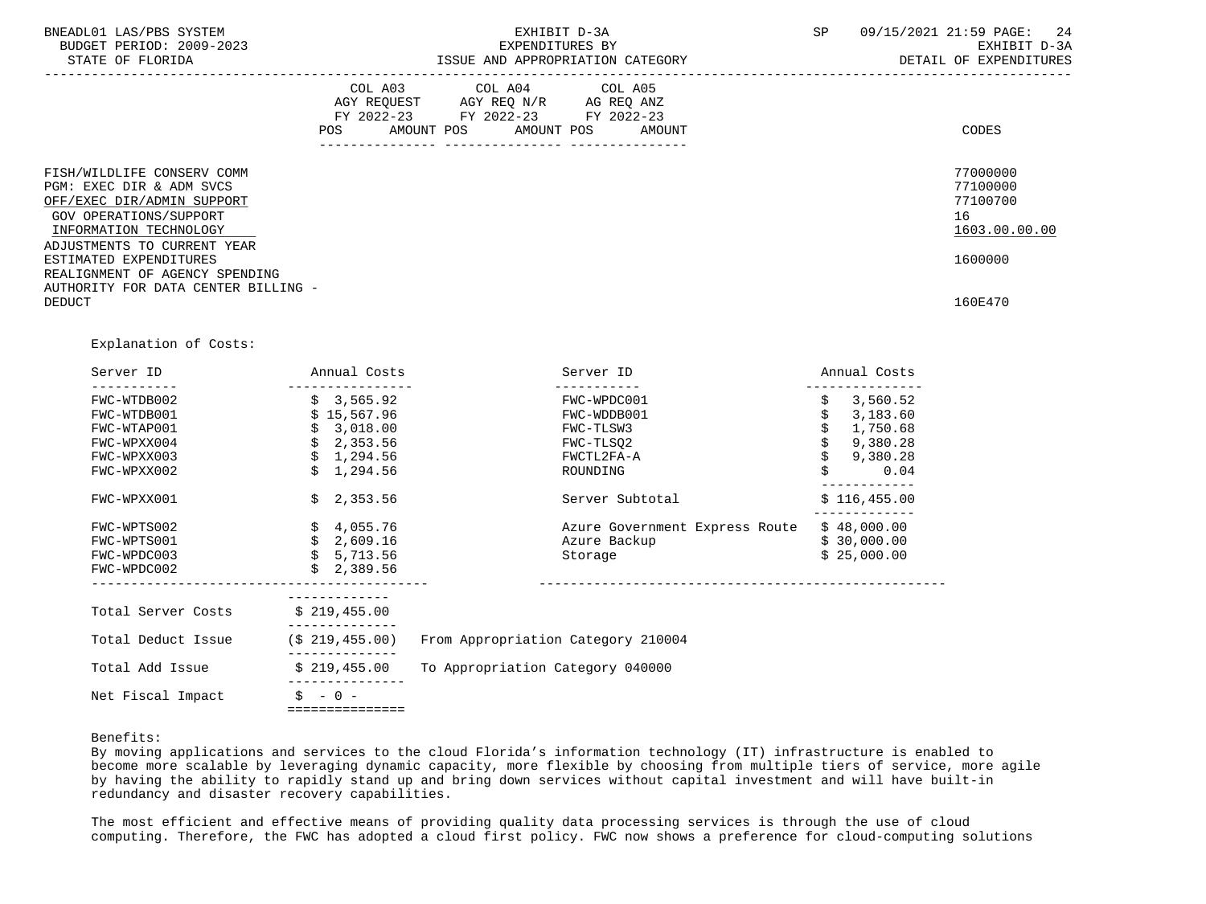| | COL A03 AGY REQUEST FY 2022-23 POS AMOUNT | COL A04 AGY REQ N/R FY 2022-23 POS AMOUNT | COL A05 AG REQ ANZ FY 2022-23 POS AMOUNT | CODES |
|---|---|---|---|---|
| FISH/WILDLIFE CONSERV COMM | | | | 77000000 |
| PGM: EXEC DIR & ADM SVCS | | | | 77100000 |
| OFF/EXEC DIR/ADMIN SUPPORT | | | | 77100700 |
| GOV OPERATIONS/SUPPORT | | | | 16 |
| INFORMATION TECHNOLOGY | | | | 1603.00.00.00 |
| ADJUSTMENTS TO CURRENT YEAR ESTIMATED EXPENDITURES | | | | 1600000 |
| REALIGNMENT OF AGENCY SPENDING AUTHORITY FOR DATA CENTER BILLING - DEDUCT | | | | 160E470 |

Explanation of Costs:

| Server ID | Annual Costs | Server ID | Annual Costs |
|---|---|---|---|
| FWC-WTDB002 | $ 3,565.92 | FWC-WPDC001 | $ 3,560.52 |
| FWC-WTDB001 | $ 15,567.96 | FWC-WDDB001 | $ 3,183.60 |
| FWC-WTAP001 | $ 3,018.00 | FWC-TLSW3 | $ 1,750.68 |
| FWC-WPXX004 | $ 2,353.56 | FWC-TLSQ2 | $ 9,380.28 |
| FWC-WPXX003 | $ 1,294.56 | FWCTL2FA-A | $ 9,380.28 |
| FWC-WPXX002 | $ 1,294.56 | ROUNDING | $ 0.04 |
| FWC-WPXX001 | $ 2,353.56 | Server Subtotal | $ 116,455.00 |
| FWC-WPTS002 | $ 4,055.76 | Azure Government Express Route | $ 48,000.00 |
| FWC-WPTS001 | $ 2,609.16 | Azure Backup | $ 30,000.00 |
| FWC-WPDC003 | $ 5,713.56 | Storage | $ 25,000.00 |
| FWC-WPDC002 | $ 2,389.56 | | |

| | | |
|---|---|---|
| Total Server Costs | $ 219,455.00 | |
| Total Deduct Issue | ($ 219,455.00) | From Appropriation Category 210004 |
| Total Add Issue | $ 219,455.00 | To Appropriation Category 040000 |
| Net Fiscal Impact | $ - 0 - | |

Benefits:
By moving applications and services to the cloud Florida's information technology (IT) infrastructure is enabled to become more scalable by leveraging dynamic capacity, more flexible by choosing from multiple tiers of service, more agile by having the ability to rapidly stand up and bring down services without capital investment and will have built-in redundancy and disaster recovery capabilities.

The most efficient and effective means of providing quality data processing services is through the use of cloud computing. Therefore, the FWC has adopted a cloud first policy. FWC now shows a preference for cloud-computing solutions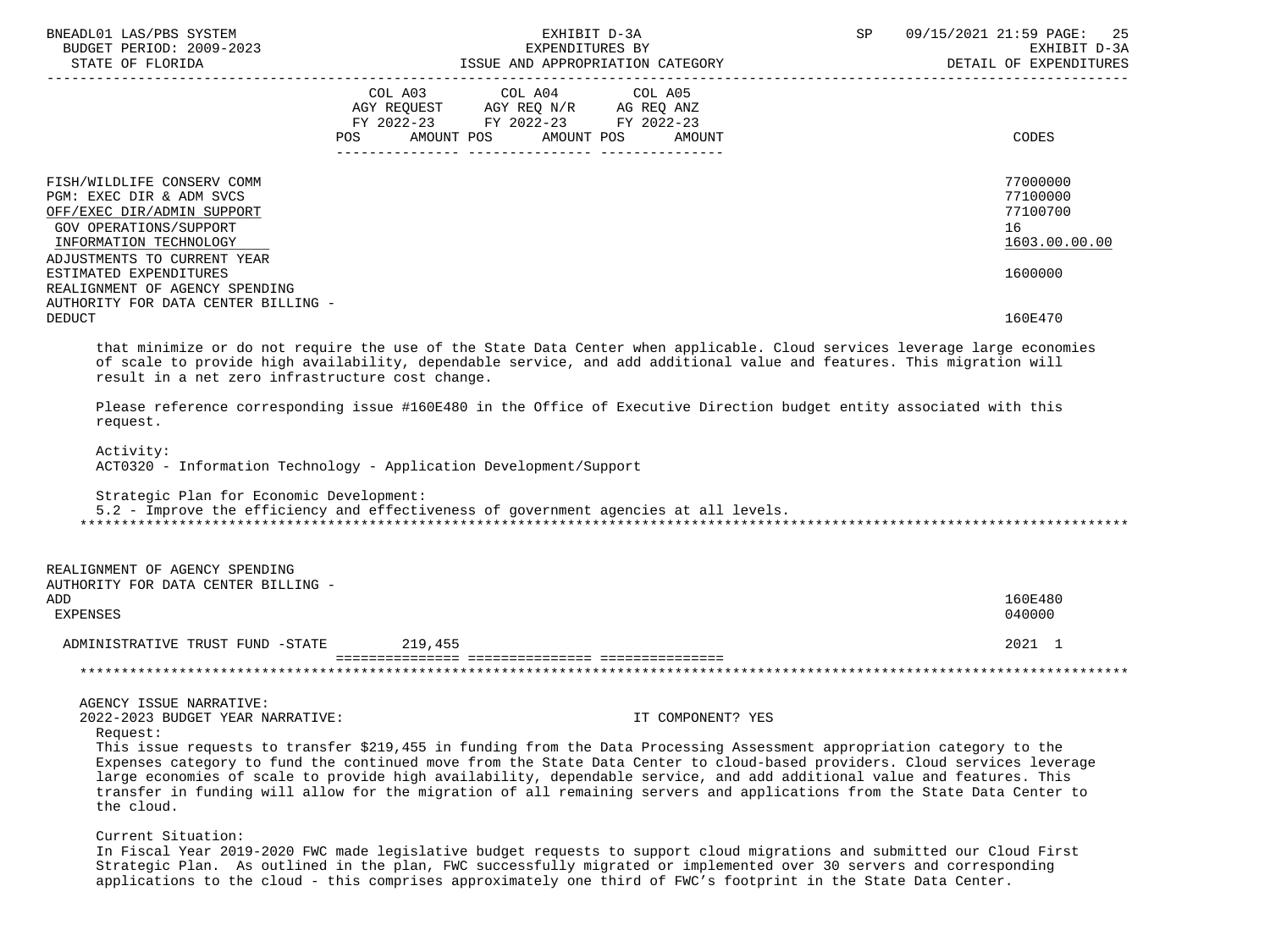| | COL A03 AGY REQUEST FY 2022-23 POS AMOUNT | COL A04 AGY REQ N/R FY 2022-23 POS AMOUNT | COL A05 AG REQ ANZ FY 2022-23 POS AMOUNT | CODES |
|---|---|---|---|---|
| FISH/WILDLIFE CONSERV COMM | | | | 77000000 |
| PGM: EXEC DIR & ADM SVCS | | | | 77100000 |
| OFF/EXEC DIR/ADMIN SUPPORT | | | | 77100700 |
| GOV OPERATIONS/SUPPORT | | | | 16 |
| INFORMATION TECHNOLOGY | | | | 1603.00.00.00 |
| ADJUSTMENTS TO CURRENT YEAR ESTIMATED EXPENDITURES | | | | 1600000 |
| REALIGNMENT OF AGENCY SPENDING AUTHORITY FOR DATA CENTER BILLING - DEDUCT | | | | 160E470 |

that minimize or do not require the use of the State Data Center when applicable. Cloud services leverage large economies of scale to provide high availability, dependable service, and add additional value and features. This migration will result in a net zero infrastructure cost change.

Please reference corresponding issue #160E480 in the Office of Executive Direction budget entity associated with this request.

Activity:
ACT0320 - Information Technology - Application Development/Support

Strategic Plan for Economic Development:
5.2 - Improve the efficiency and effectiveness of government agencies at all levels.

*******************************************************************************************************************************

| | COL A03 | COL A04 | COL A05 | CODES |
|---|---|---|---|---|
| REALIGNMENT OF AGENCY SPENDING AUTHORITY FOR DATA CENTER BILLING - ADD | | | | 160E480 |
| EXPENSES | | | | 040000 |
| ADMINISTRATIVE TRUST FUND -STATE | 219,455 | | | 2021 1 |

*******************************************************************************************************************************

AGENCY ISSUE NARRATIVE:
2022-2023 BUDGET YEAR NARRATIVE: IT COMPONENT? YES

Request:
This issue requests to transfer $219,455 in funding from the Data Processing Assessment appropriation category to the Expenses category to fund the continued move from the State Data Center to cloud-based providers. Cloud services leverage large economies of scale to provide high availability, dependable service, and add additional value and features. This transfer in funding will allow for the migration of all remaining servers and applications from the State Data Center to the cloud.

Current Situation:
In Fiscal Year 2019-2020 FWC made legislative budget requests to support cloud migrations and submitted our Cloud First Strategic Plan. As outlined in the plan, FWC successfully migrated or implemented over 30 servers and corresponding applications to the cloud - this comprises approximately one third of FWC's footprint in the State Data Center.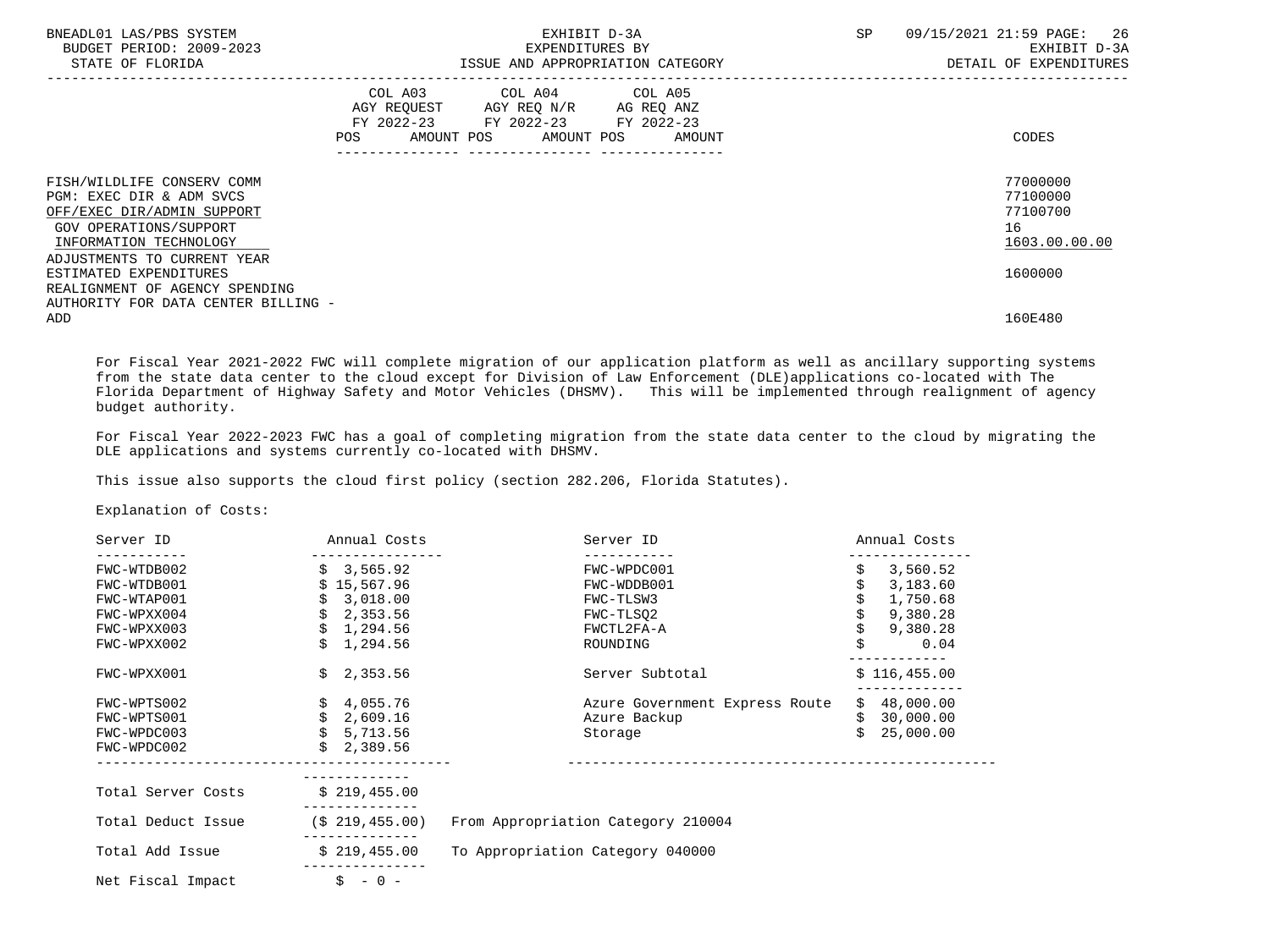FISH/WILDLIFE CONSERV COMM — 77000000
PGM: EXEC DIR & ADM SVCS — 77100000
OFF/EXEC DIR/ADMIN SUPPORT — 77100700
GOV OPERATIONS/SUPPORT — 16
INFORMATION TECHNOLOGY — 1603.00.00.00
ADJUSTMENTS TO CURRENT YEAR ESTIMATED EXPENDITURES — 1600000
REALIGNMENT OF AGENCY SPENDING AUTHORITY FOR DATA CENTER BILLING - ADD — 160E480

| | COL A03 AGY REQUEST FY 2022-23 | COL A04 AGY REQ N/R FY 2022-23 | COL A05 AG REQ ANZ FY 2022-23 | CODES |
|---|---|---|---|---|
| | POS AMOUNT | POS AMOUNT | POS AMOUNT | |

For Fiscal Year 2021-2022 FWC will complete migration of our application platform as well as ancillary supporting systems from the state data center to the cloud except for Division of Law Enforcement (DLE)applications co-located with The Florida Department of Highway Safety and Motor Vehicles (DHSMV). This will be implemented through realignment of agency budget authority.

For Fiscal Year 2022-2023 FWC has a goal of completing migration from the state data center to the cloud by migrating the DLE applications and systems currently co-located with DHSMV.

This issue also supports the cloud first policy (section 282.206, Florida Statutes).

Explanation of Costs:

| Server ID | Annual Costs | Server ID | Annual Costs |
|---|---|---|---|
| FWC-WTDB002 | $ 3,565.92 | FWC-WPDC001 | $ 3,560.52 |
| FWC-WTDB001 | $ 15,567.96 | FWC-WDDB001 | $ 3,183.60 |
| FWC-WTAP001 | $ 3,018.00 | FWC-TLSW3 | $ 1,750.68 |
| FWC-WPXX004 | $ 2,353.56 | FWC-TLSQ2 | $ 9,380.28 |
| FWC-WPXX003 | $ 1,294.56 | FWCTL2FA-A | $ 9,380.28 |
| FWC-WPXX002 | $ 1,294.56 | ROUNDING | $ 0.04 |
| FWC-WPXX001 | $ 2,353.56 | Server Subtotal | $ 116,455.00 |
| FWC-WPTS002 | $ 4,055.76 | Azure Government Express Route | $ 48,000.00 |
| FWC-WPTS001 | $ 2,609.16 | Azure Backup | $ 30,000.00 |
| FWC-WPDC003 | $ 5,713.56 | Storage | $ 25,000.00 |
| FWC-WPDC002 | $ 2,389.56 | | |

| | | |
|---|---|---|
| Total Server Costs | $ 219,455.00 | |
| Total Deduct Issue | ($ 219,455.00) | From Appropriation Category 210004 |
| Total Add Issue | $ 219,455.00 | To Appropriation Category 040000 |
| Net Fiscal Impact | $ - 0 - | |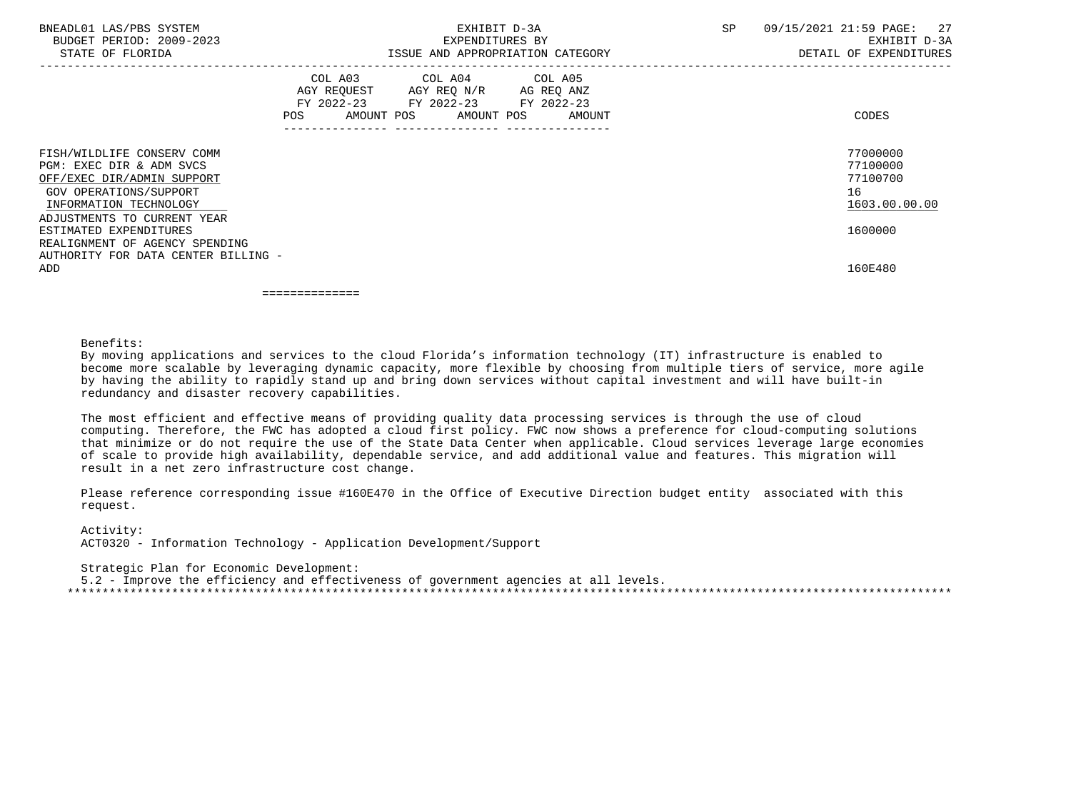| | COL A03 AGY REQUEST FY 2022-23 POS AMOUNT | COL A04 AGY REQ N/R FY 2022-23 POS AMOUNT | COL A05 AG REQ ANZ FY 2022-23 POS AMOUNT | CODES |
|---|---|---|---|---|
| FISH/WILDLIFE CONSERV COMM | | | | 77000000 |
| PGM: EXEC DIR & ADM SVCS | | | | 77100000 |
| OFF/EXEC DIR/ADMIN SUPPORT | | | | 77100700 |
| GOV OPERATIONS/SUPPORT | | | | 16 |
| INFORMATION TECHNOLOGY | | | | 1603.00.00.00 |
| ADJUSTMENTS TO CURRENT YEAR ESTIMATED EXPENDITURES | | | | 1600000 |
| REALIGNMENT OF AGENCY SPENDING AUTHORITY FOR DATA CENTER BILLING - ADD | | | | 160E480 |

Benefits:
By moving applications and services to the cloud Florida's information technology (IT) infrastructure is enabled to become more scalable by leveraging dynamic capacity, more flexible by choosing from multiple tiers of service, more agile by having the ability to rapidly stand up and bring down services without capital investment and will have built-in redundancy and disaster recovery capabilities.

The most efficient and effective means of providing quality data processing services is through the use of cloud computing. Therefore, the FWC has adopted a cloud first policy. FWC now shows a preference for cloud-computing solutions that minimize or do not require the use of the State Data Center when applicable. Cloud services leverage large economies of scale to provide high availability, dependable service, and add additional value and features. This migration will result in a net zero infrastructure cost change.

Please reference corresponding issue #160E470 in the Office of Executive Direction budget entity associated with this request.

Activity:
ACT0320 - Information Technology - Application Development/Support

Strategic Plan for Economic Development:
5.2 - Improve the efficiency and effectiveness of government agencies at all levels.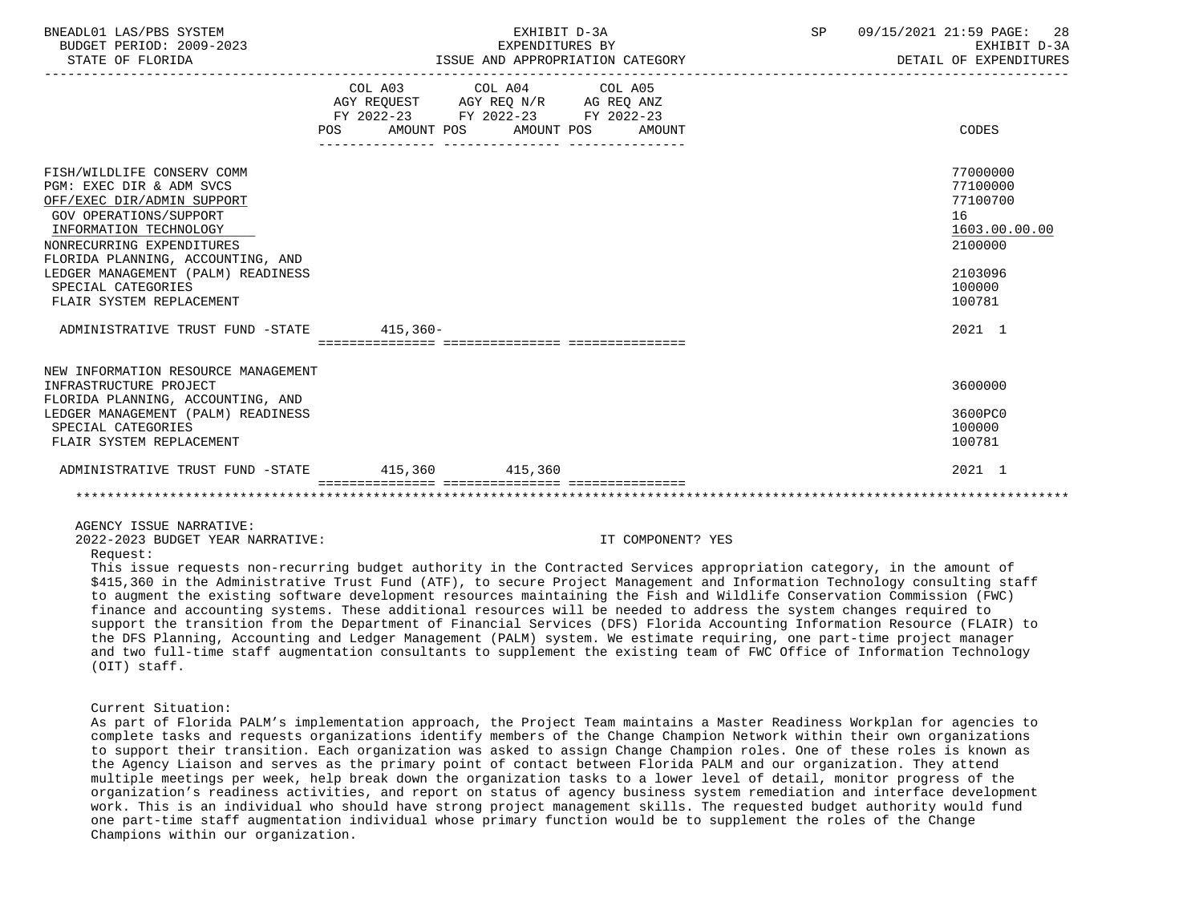EXHIBIT D-3A
EXPENDITURES BY
ISSUE AND APPROPRIATION CATEGORY

EXHIBIT D-3A
DETAIL OF EXPENDITURES

| | COL A03 AGY REQUEST FY 2022-23 POS AMOUNT | COL A04 AGY REQ N/R FY 2022-23 POS AMOUNT | COL A05 AG REQ ANZ FY 2022-23 POS AMOUNT | CODES |
|---|---|---|---|---|
| FISH/WILDLIFE CONSERV COMM | | | | 77000000 |
| PGM: EXEC DIR & ADM SVCS | | | | 77100000 |
| OFF/EXEC DIR/ADMIN SUPPORT | | | | 77100700 |
| GOV OPERATIONS/SUPPORT | | | | 16 |
| INFORMATION TECHNOLOGY | | | | 1603.00.00.00 |
| NONRECURRING EXPENDITURES | | | | 2100000 |
| FLORIDA PLANNING, ACCOUNTING, AND LEDGER MANAGEMENT (PALM) READINESS | | | | 2103096 |
| SPECIAL CATEGORIES | | | | 100000 |
| FLAIR SYSTEM REPLACEMENT | | | | 100781 |
| ADMINISTRATIVE TRUST FUND -STATE | 415,360- | | | 2021 1 |
| NEW INFORMATION RESOURCE MANAGEMENT INFRASTRUCTURE PROJECT | | | | 3600000 |
| FLORIDA PLANNING, ACCOUNTING, AND LEDGER MANAGEMENT (PALM) READINESS | | | | 3600PC0 |
| SPECIAL CATEGORIES | | | | 100000 |
| FLAIR SYSTEM REPLACEMENT | | | | 100781 |
| ADMINISTRATIVE TRUST FUND -STATE | 415,360 | 415,360 | | 2021 1 |

AGENCY ISSUE NARRATIVE:

2022-2023 BUDGET YEAR NARRATIVE: IT COMPONENT? YES

Request:

This issue requests non-recurring budget authority in the Contracted Services appropriation category, in the amount of $415,360 in the Administrative Trust Fund (ATF), to secure Project Management and Information Technology consulting staff to augment the existing software development resources maintaining the Fish and Wildlife Conservation Commission (FWC) finance and accounting systems. These additional resources will be needed to address the system changes required to support the transition from the Department of Financial Services (DFS) Florida Accounting Information Resource (FLAIR) to the DFS Planning, Accounting and Ledger Management (PALM) system. We estimate requiring, one part-time project manager and two full-time staff augmentation consultants to supplement the existing team of FWC Office of Information Technology (OIT) staff.

Current Situation:

As part of Florida PALM's implementation approach, the Project Team maintains a Master Readiness Workplan for agencies to complete tasks and requests organizations identify members of the Change Champion Network within their own organizations to support their transition. Each organization was asked to assign Change Champion roles. One of these roles is known as the Agency Liaison and serves as the primary point of contact between Florida PALM and our organization. They attend multiple meetings per week, help break down the organization tasks to a lower level of detail, monitor progress of the organization's readiness activities, and report on status of agency business system remediation and interface development work. This is an individual who should have strong project management skills. The requested budget authority would fund one part-time staff augmentation individual whose primary function would be to supplement the roles of the Change Champions within our organization.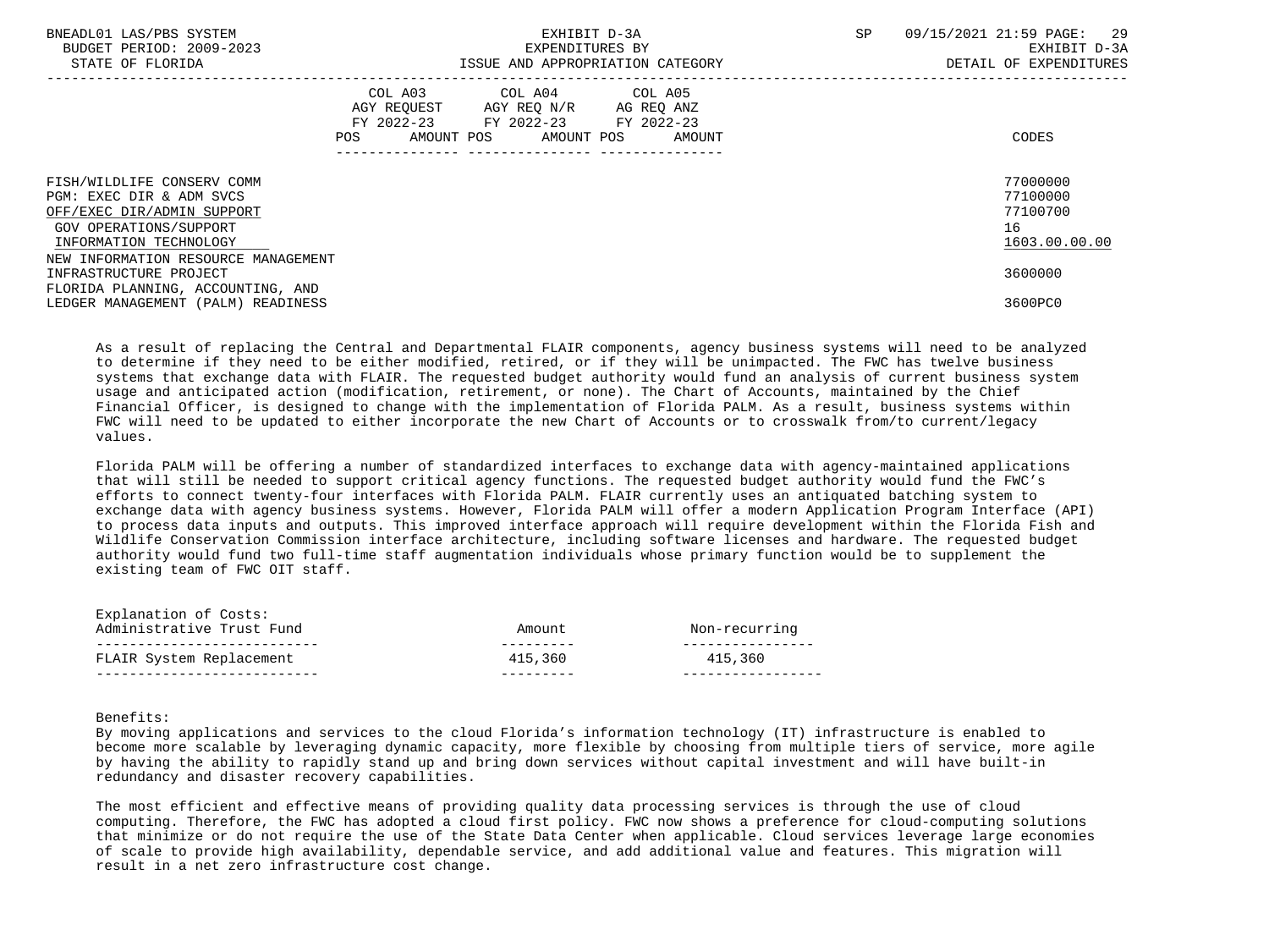| | COL A03 AGY REQUEST FY 2022-23 POS AMOUNT | COL A04 AGY REQ N/R FY 2022-23 POS AMOUNT | COL A05 AG REQ ANZ FY 2022-23 POS AMOUNT | CODES |
|---|---|---|---|---|
| FISH/WILDLIFE CONSERV COMM | | | | 77000000 |
| PGM: EXEC DIR & ADM SVCS | | | | 77100000 |
| OFF/EXEC DIR/ADMIN SUPPORT | | | | 77100700 |
| GOV OPERATIONS/SUPPORT | | | | 16 |
| INFORMATION TECHNOLOGY | | | | 1603.00.00.00 |
| NEW INFORMATION RESOURCE MANAGEMENT INFRASTRUCTURE PROJECT | | | | 3600000 |
| FLORIDA PLANNING, ACCOUNTING, AND LEDGER MANAGEMENT (PALM) READINESS | | | | 3600PC0 |

As a result of replacing the Central and Departmental FLAIR components, agency business systems will need to be analyzed to determine if they need to be either modified, retired, or if they will be unimpacted. The FWC has twelve business systems that exchange data with FLAIR. The requested budget authority would fund an analysis of current business system usage and anticipated action (modification, retirement, or none). The Chart of Accounts, maintained by the Chief Financial Officer, is designed to change with the implementation of Florida PALM. As a result, business systems within FWC will need to be updated to either incorporate the new Chart of Accounts or to crosswalk from/to current/legacy values.

Florida PALM will be offering a number of standardized interfaces to exchange data with agency-maintained applications that will still be needed to support critical agency functions. The requested budget authority would fund the FWC's efforts to connect twenty-four interfaces with Florida PALM. FLAIR currently uses an antiquated batching system to exchange data with agency business systems. However, Florida PALM will offer a modern Application Program Interface (API) to process data inputs and outputs. This improved interface approach will require development within the Florida Fish and Wildlife Conservation Commission interface architecture, including software licenses and hardware. The requested budget authority would fund two full-time staff augmentation individuals whose primary function would be to supplement the existing team of FWC OIT staff.

Explanation of Costs:

| Administrative Trust Fund | Amount | Non-recurring |
|---|---|---|
| FLAIR System Replacement | 415,360 | 415,360 |

Benefits:
By moving applications and services to the cloud Florida's information technology (IT) infrastructure is enabled to become more scalable by leveraging dynamic capacity, more flexible by choosing from multiple tiers of service, more agile by having the ability to rapidly stand up and bring down services without capital investment and will have built-in redundancy and disaster recovery capabilities.

The most efficient and effective means of providing quality data processing services is through the use of cloud computing. Therefore, the FWC has adopted a cloud first policy. FWC now shows a preference for cloud-computing solutions that minimize or do not require the use of the State Data Center when applicable. Cloud services leverage large economies of scale to provide high availability, dependable service, and add additional value and features. This migration will result in a net zero infrastructure cost change.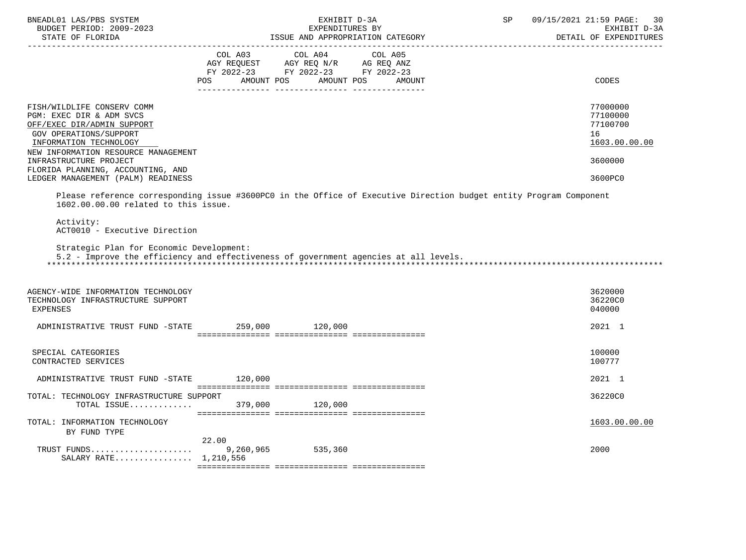| | COL A03 AGY REQUEST FY 2022-23 POS | AMOUNT | COL A04 AGY REQ N/R FY 2022-23 POS | AMOUNT | COL A05 AG REQ ANZ FY 2022-23 POS | AMOUNT | CODES |
|---|---|---|---|---|---|---|---|
| FISH/WILDLIFE CONSERV COMM | | | | | | | 77000000 |
| PGM: EXEC DIR & ADM SVCS | | | | | | | 77100000 |
| OFF/EXEC DIR/ADMIN SUPPORT | | | | | | | 77100700 |
| GOV OPERATIONS/SUPPORT | | | | | | | 16 |
| INFORMATION TECHNOLOGY | | | | | | | 1603.00.00.00 |
| NEW INFORMATION RESOURCE MANAGEMENT INFRASTRUCTURE PROJECT | | | | | | | 3600000 |
| FLORIDA PLANNING, ACCOUNTING, AND LEDGER MANAGEMENT (PALM) READINESS | | | | | | | 3600PC0 |

Please reference corresponding issue #3600PC0 in the Office of Executive Direction budget entity Program Component 1602.00.00.00 related to this issue.

Activity:
ACT0010 - Executive Direction

Strategic Plan for Economic Development:
5.2 - Improve the efficiency and effectiveness of government agencies at all levels.

*******************************************************************************************************************

| | COL A03 POS | AMOUNT | COL A04 POS | AMOUNT | COL A05 POS | AMOUNT | CODES |
|---|---|---|---|---|---|---|---|
| AGENCY-WIDE INFORMATION TECHNOLOGY | | | | | | | 3620000 |
| TECHNOLOGY INFRASTRUCTURE SUPPORT | | | | | | | 36220C0 |
| EXPENSES | | | | | | | 040000 |
| ADMINISTRATIVE TRUST FUND -STATE | | 259,000 | | 120,000 | | | 2021 1 |
| SPECIAL CATEGORIES | | | | | | | 100000 |
| CONTRACTED SERVICES | | | | | | | 100777 |
| ADMINISTRATIVE TRUST FUND -STATE | | 120,000 | | | | | 2021 1 |
| TOTAL: TECHNOLOGY INFRASTRUCTURE SUPPORT | | | | | | | 36220C0 |
| TOTAL ISSUE............ | | 379,000 | | 120,000 | | | |
| TOTAL: INFORMATION TECHNOLOGY | | | | | | | 1603.00.00.00 |
| BY FUND TYPE | | | | | | | |
| TRUST FUNDS..................... | 22.00 | 9,260,965 | | 535,360 | | | 2000 |
| SALARY RATE................ | | 1,210,556 | | | | | |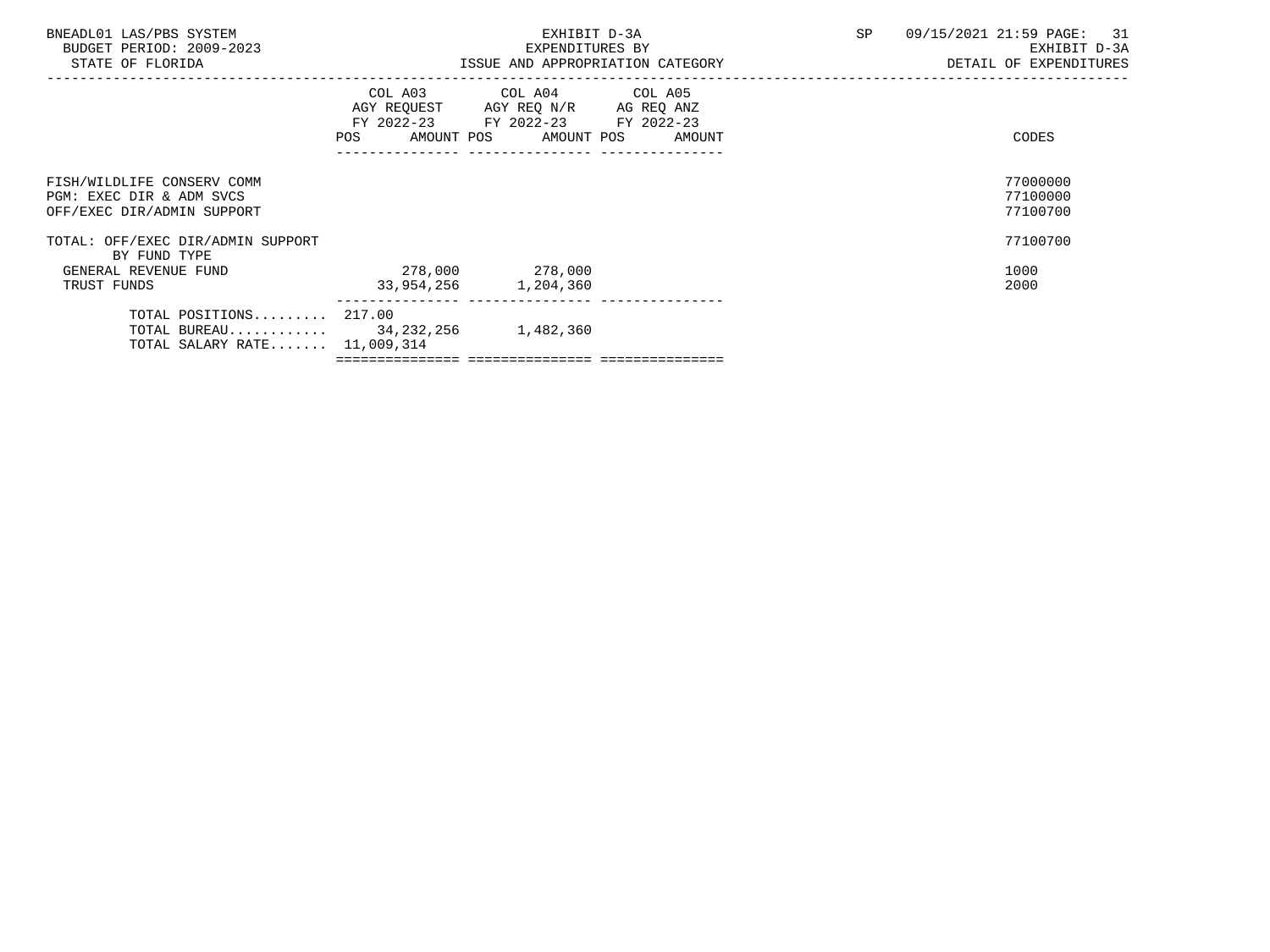BNEADL01 LAS/PBS SYSTEM
BUDGET PERIOD: 2009-2023
STATE OF FLORIDA

EXHIBIT D-3A
EXPENDITURES BY
ISSUE AND APPROPRIATION CATEGORY

SP 09/15/2021 21:59
EXHIBIT D-3A
DETAIL OF EXPENDITURES

| | COL A03 AGY REQUEST FY 2022-23 POS | AMOUNT | COL A04 AGY REQ N/R FY 2022-23 POS | AMOUNT | COL A05 AG REQ ANZ FY 2022-23 POS | AMOUNT | CODES |
|---|---|---|---|---|---|---|---|
| FISH/WILDLIFE CONSERV COMM | | | | | | | 77000000 |
| PGM: EXEC DIR & ADM SVCS | | | | | | | 77100000 |
| OFF/EXEC DIR/ADMIN SUPPORT | | | | | | | 77100700 |
| TOTAL: OFF/EXEC DIR/ADMIN SUPPORT | | | | | | | 77100700 |
| BY FUND TYPE | | | | | | | |
| GENERAL REVENUE FUND | | 278,000 | | 278,000 | | | 1000 |
| TRUST FUNDS | | 33,954,256 | | 1,204,360 | | | 2000 |
| TOTAL POSITIONS......... | 217.00 | | | | | | |
| TOTAL BUREAU............ | | 34,232,256 | | 1,482,360 | | | |
| TOTAL SALARY RATE....... | | 11,009,314 | | | | | |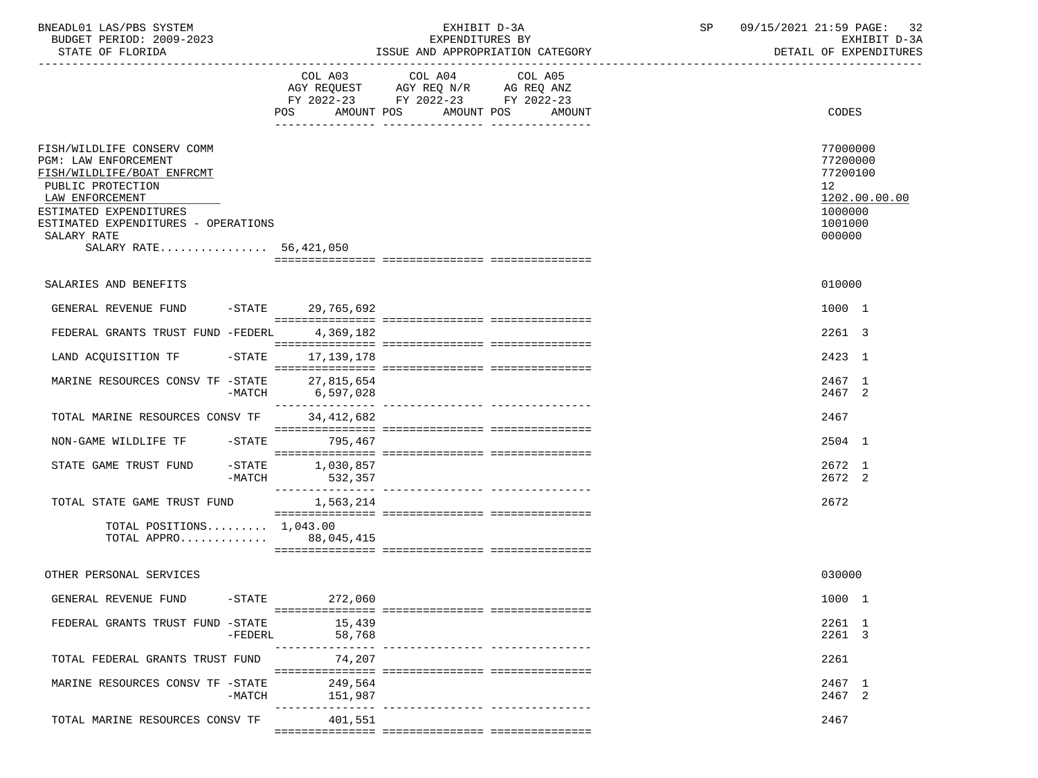BNEADL01 LAS/PBS SYSTEM — EXHIBIT D-3A — EXPENDITURES BY ISSUE AND APPROPRIATION CATEGORY — BUDGET PERIOD: 2009-2023 — STATE OF FLORIDA — SP 09/15/2021 21:59 — EXHIBIT D-3A DETAIL OF EXPENDITURES

| | COL A03 AGY REQUEST FY 2022-23 POS AMOUNT | COL A04 AGY REQ N/R FY 2022-23 POS AMOUNT | COL A05 AG REQ ANZ FY 2022-23 POS AMOUNT | CODES |
|---|---|---|---|---|
| FISH/WILDLIFE CONSERV COMM | | | | 77000000 |
| PGM: LAW ENFORCEMENT | | | | 77200000 |
| FISH/WILDLIFE/BOAT ENFRCMT | | | | 77200100 |
| PUBLIC PROTECTION | | | | 12 |
| LAW ENFORCEMENT | | | | 1202.00.00.00 |
| ESTIMATED EXPENDITURES | | | | 1000000 |
| ESTIMATED EXPENDITURES - OPERATIONS | | | | 1001000 |
| SALARY RATE | | | | 000000 |
| SALARY RATE................ | 56,421,050 | | | |
| SALARIES AND BENEFITS | | | | 010000 |
| GENERAL REVENUE FUND -STATE | 29,765,692 | | | 1000 1 |
| FEDERAL GRANTS TRUST FUND -FEDERL | 4,369,182 | | | 2261 3 |
| LAND ACQUISITION TF -STATE | 17,139,178 | | | 2423 1 |
| MARINE RESOURCES CONSV TF -STATE | 27,815,654 | | | 2467 1 |
| -MATCH | 6,597,028 | | | 2467 2 |
| TOTAL MARINE RESOURCES CONSV TF | 34,412,682 | | | 2467 |
| NON-GAME WILDLIFE TF -STATE | 795,467 | | | 2504 1 |
| STATE GAME TRUST FUND -STATE | 1,030,857 | | | 2672 1 |
| -MATCH | 532,357 | | | 2672 2 |
| TOTAL STATE GAME TRUST FUND | 1,563,214 | | | 2672 |
| TOTAL POSITIONS......... | 1,043.00 | | | |
| TOTAL APPRO............. | 88,045,415 | | | |
| OTHER PERSONAL SERVICES | | | | 030000 |
| GENERAL REVENUE FUND -STATE | 272,060 | | | 1000 1 |
| FEDERAL GRANTS TRUST FUND -STATE | 15,439 | | | 2261 1 |
| -FEDERL | 58,768 | | | 2261 3 |
| TOTAL FEDERAL GRANTS TRUST FUND | 74,207 | | | 2261 |
| MARINE RESOURCES CONSV TF -STATE | 249,564 | | | 2467 1 |
| -MATCH | 151,987 | | | 2467 2 |
| TOTAL MARINE RESOURCES CONSV TF | 401,551 | | | 2467 |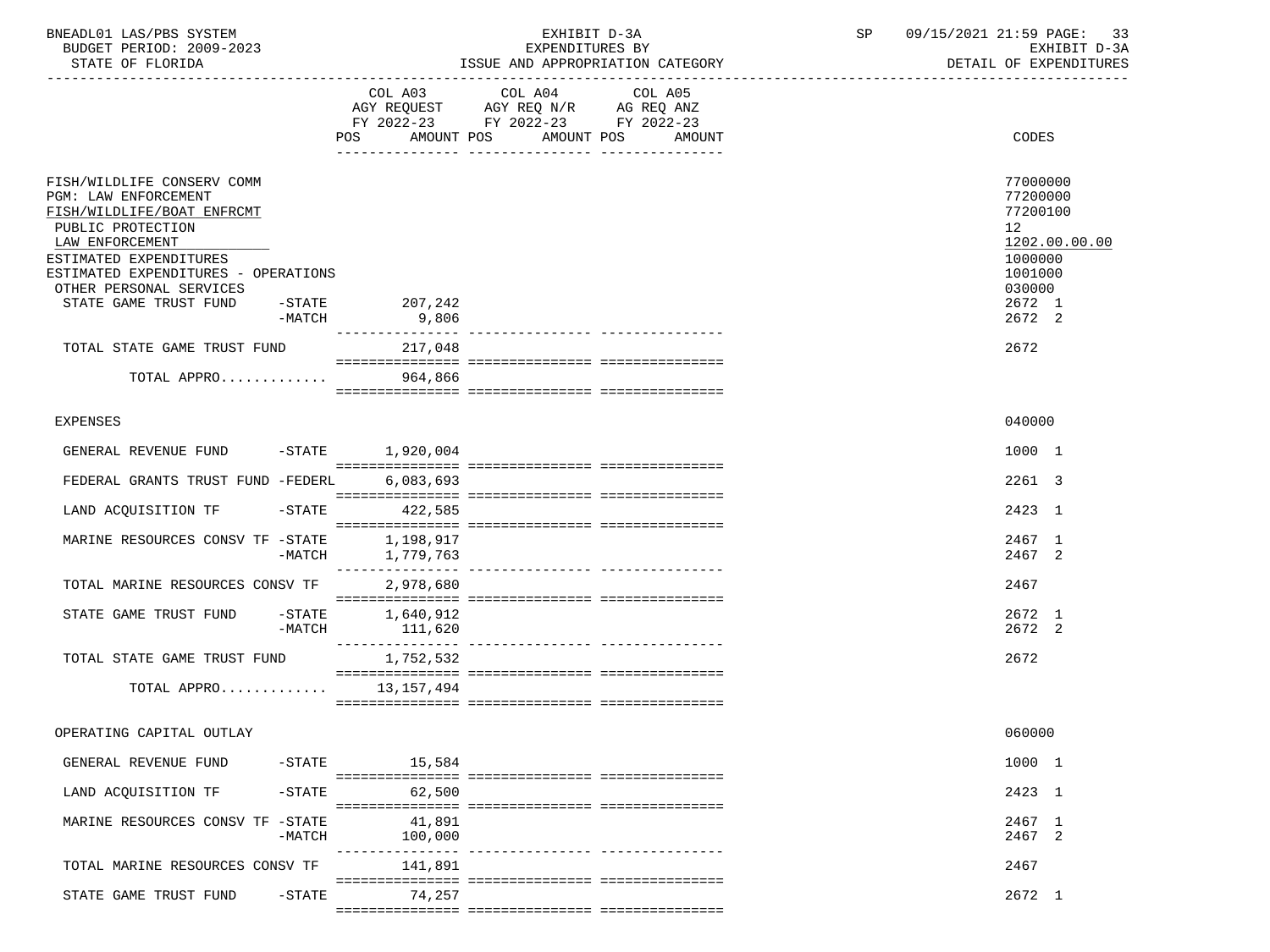BNEADL01 LAS/PBS SYSTEM | EXHIBIT D-3A | EXPENDITURES BY | ISSUE AND APPROPRIATION CATEGORY
BUDGET PERIOD: 2009-2023 | STATE OF FLORIDA | EXHIBIT D-3A | DETAIL OF EXPENDITURES

| | COL A03 AGY REQUEST FY 2022-23 POS AMOUNT | COL A04 AGY REQ N/R FY 2022-23 POS AMOUNT | COL A05 AG REQ ANZ FY 2022-23 POS AMOUNT | CODES |
|---|---|---|---|---|
| FISH/WILDLIFE CONSERV COMM | | | | 77000000 |
| PGM: LAW ENFORCEMENT | | | | 77200000 |
| FISH/WILDLIFE/BOAT ENFRCMT | | | | 77200100 |
| PUBLIC PROTECTION | | | | 12 |
| LAW ENFORCEMENT | | | | 1202.00.00.00 |
| ESTIMATED EXPENDITURES | | | | 1000000 |
| ESTIMATED EXPENDITURES - OPERATIONS | | | | 1001000 |
| OTHER PERSONAL SERVICES | | | | 030000 |
| STATE GAME TRUST FUND -STATE | 207,242 | | | 2672 1 |
| -MATCH | 9,806 | | | 2672 2 |
| TOTAL STATE GAME TRUST FUND | 217,048 | | | 2672 |
| TOTAL APPRO............ | 964,866 | | | |
| EXPENSES | | | | 040000 |
| GENERAL REVENUE FUND -STATE | 1,920,004 | | | 1000 1 |
| FEDERAL GRANTS TRUST FUND -FEDERL | 6,083,693 | | | 2261 3 |
| LAND ACQUISITION TF -STATE | 422,585 | | | 2423 1 |
| MARINE RESOURCES CONSV TF -STATE | 1,198,917 | | | 2467 1 |
| -MATCH | 1,779,763 | | | 2467 2 |
| TOTAL MARINE RESOURCES CONSV TF | 2,978,680 | | | 2467 |
| STATE GAME TRUST FUND -STATE | 1,640,912 | | | 2672 1 |
| -MATCH | 111,620 | | | 2672 2 |
| TOTAL STATE GAME TRUST FUND | 1,752,532 | | | 2672 |
| TOTAL APPRO............ | 13,157,494 | | | |
| OPERATING CAPITAL OUTLAY | | | | 060000 |
| GENERAL REVENUE FUND -STATE | 15,584 | | | 1000 1 |
| LAND ACQUISITION TF -STATE | 62,500 | | | 2423 1 |
| MARINE RESOURCES CONSV TF -STATE | 41,891 | | | 2467 1 |
| -MATCH | 100,000 | | | 2467 2 |
| TOTAL MARINE RESOURCES CONSV TF | 141,891 | | | 2467 |
| STATE GAME TRUST FUND -STATE | 74,257 | | | 2672 1 |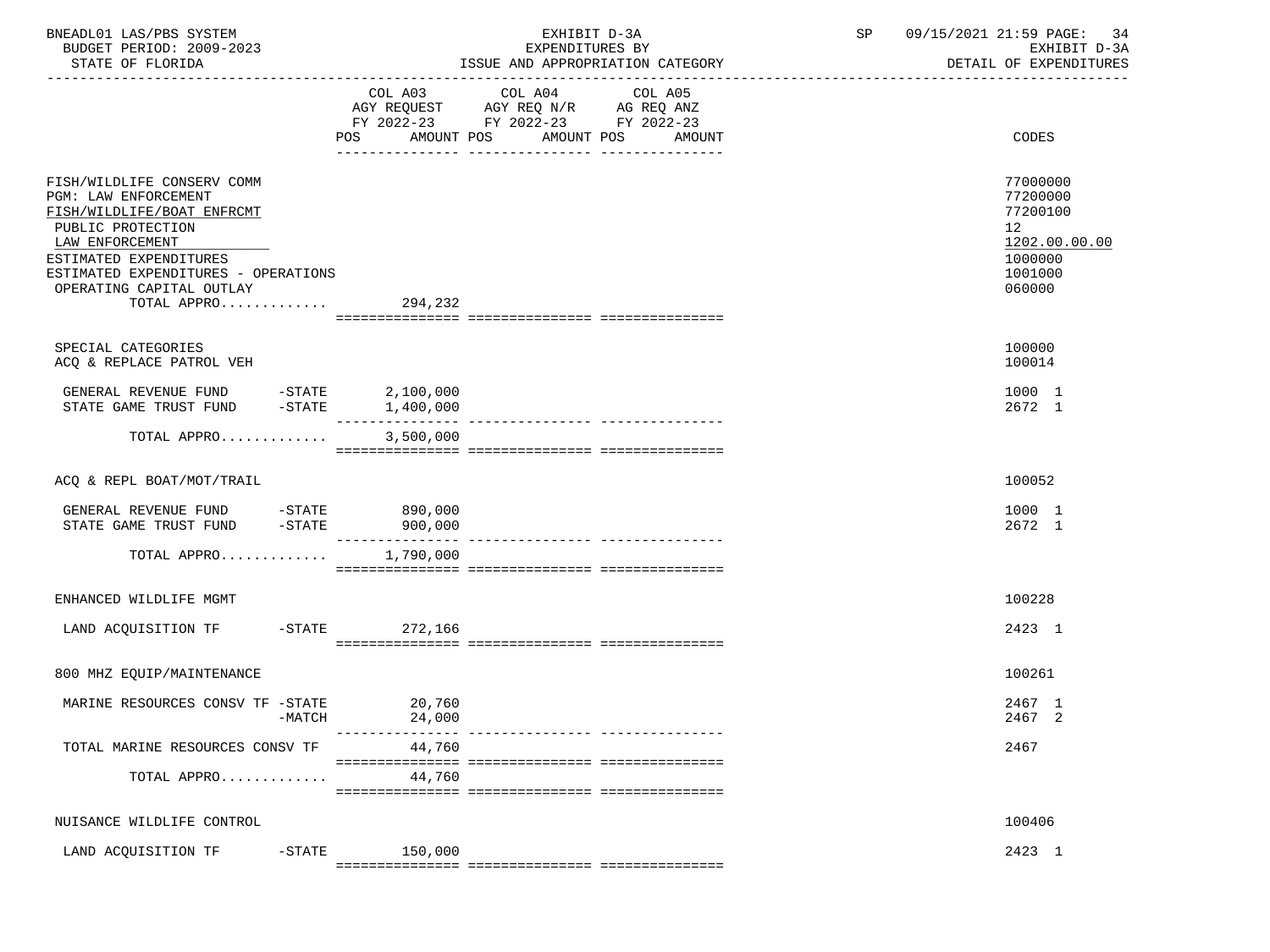BNEADL01 LAS/PBS SYSTEM | EXHIBIT D-3A | SP 09/15/2021 21:59

BUDGET PERIOD: 2009-2023 | EXPENDITURES BY | EXHIBIT D-3A

STATE OF FLORIDA | ISSUE AND APPROPRIATION CATEGORY | DETAIL OF EXPENDITURES

| | COL A03 AGY REQUEST FY 2022-23 POS AMOUNT | COL A04 AGY REQ N/R FY 2022-23 POS AMOUNT | COL A05 AG REQ ANZ FY 2022-23 POS AMOUNT | CODES |
|---|---|---|---|---|
| FISH/WILDLIFE CONSERV COMM | | | | 77000000 |
| PGM: LAW ENFORCEMENT | | | | 77200000 |
| FISH/WILDLIFE/BOAT ENFRCMT | | | | 77200100 |
| PUBLIC PROTECTION | | | | 12 |
| LAW ENFORCEMENT | | | | 1202.00.00.00 |
| ESTIMATED EXPENDITURES | | | | 1000000 |
| ESTIMATED EXPENDITURES - OPERATIONS | | | | 1001000 |
| OPERATING CAPITAL OUTLAY | | | | 060000 |
| TOTAL APPRO............ | 294,232 | | | |
| SPECIAL CATEGORIES | | | | 100000 |
| ACQ & REPLACE PATROL VEH | | | | 100014 |
| GENERAL REVENUE FUND -STATE | 2,100,000 | | | 1000 1 |
| STATE GAME TRUST FUND -STATE | 1,400,000 | | | 2672 1 |
| TOTAL APPRO............ | 3,500,000 | | | |
| ACQ & REPL BOAT/MOT/TRAIL | | | | 100052 |
| GENERAL REVENUE FUND -STATE | 890,000 | | | 1000 1 |
| STATE GAME TRUST FUND -STATE | 900,000 | | | 2672 1 |
| TOTAL APPRO............ | 1,790,000 | | | |
| ENHANCED WILDLIFE MGMT | | | | 100228 |
| LAND ACQUISITION TF -STATE | 272,166 | | | 2423 1 |
| 800 MHZ EQUIP/MAINTENANCE | | | | 100261 |
| MARINE RESOURCES CONSV TF -STATE | 20,760 | | | 2467 1 |
| -MATCH | 24,000 | | | 2467 2 |
| TOTAL MARINE RESOURCES CONSV TF | 44,760 | | | 2467 |
| TOTAL APPRO............ | 44,760 | | | |
| NUISANCE WILDLIFE CONTROL | | | | 100406 |
| LAND ACQUISITION TF -STATE | 150,000 | | | 2423 1 |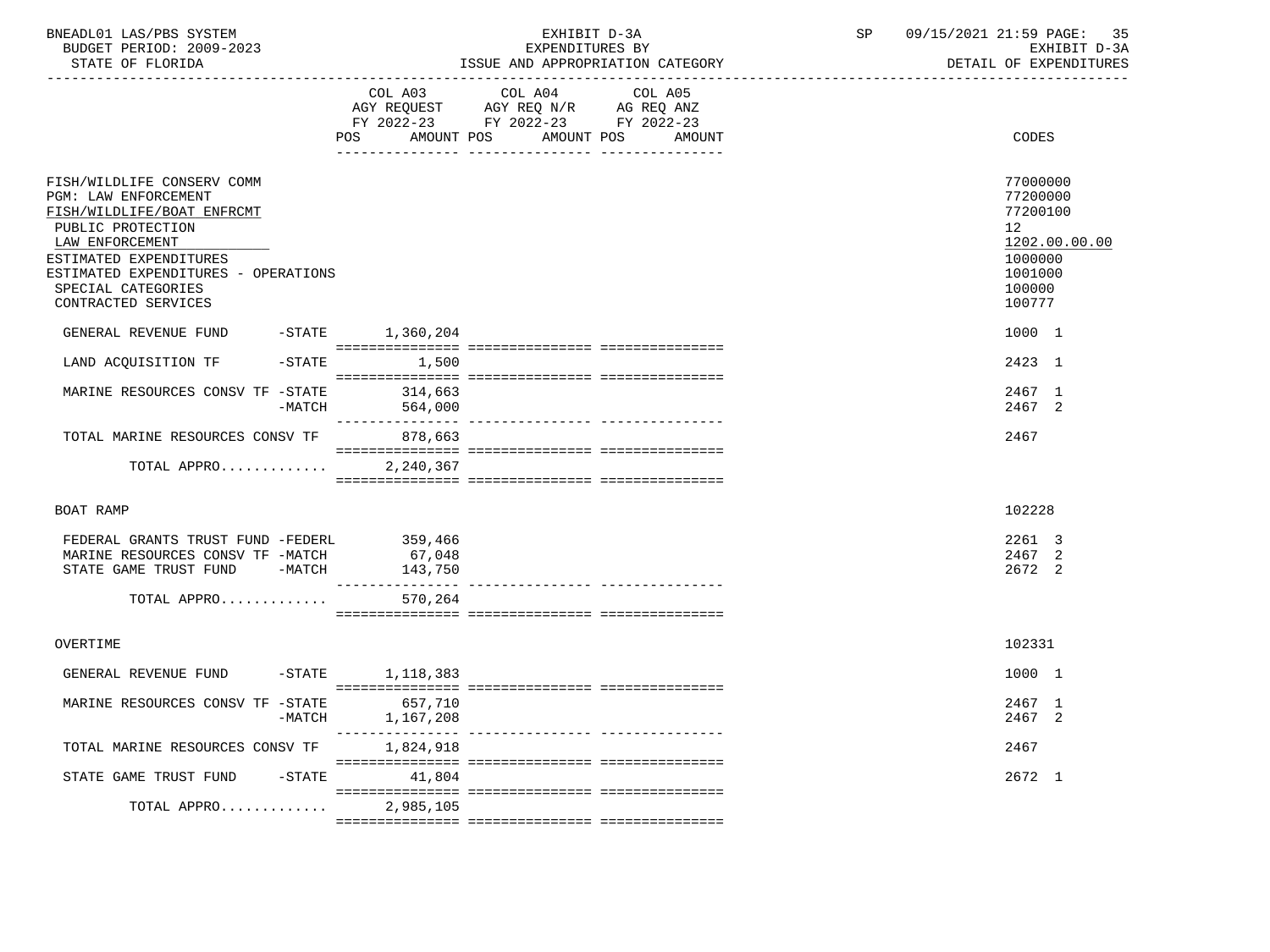BNEADL01 LAS/PBS SYSTEM — BUDGET PERIOD: 2009-2023 — STATE OF FLORIDA

EXHIBIT D-3A — EXPENDITURES BY ISSUE AND APPROPRIATION CATEGORY

SP 09/15/2021 21:59 — EXHIBIT D-3A — DETAIL OF EXPENDITURES

| | COL A03 AGY REQUEST FY 2022-23 POS | AMOUNT | COL A04 AGY REQ N/R FY 2022-23 POS | AMOUNT | COL A05 AG REQ ANZ FY 2022-23 POS | AMOUNT | CODES |
|---|---|---|---|---|---|---|---|
| FISH/WILDLIFE CONSERV COMM | | | | | | | 77000000 |
| PGM: LAW ENFORCEMENT | | | | | | | 77200000 |
| FISH/WILDLIFE/BOAT ENFRCMT | | | | | | | 77200100 |
| PUBLIC PROTECTION | | | | | | | 12 |
| LAW ENFORCEMENT | | | | | | | 1202.00.00.00 |
| ESTIMATED EXPENDITURES | | | | | | | 1000000 |
| ESTIMATED EXPENDITURES - OPERATIONS | | | | | | | 1001000 |
| SPECIAL CATEGORIES | | | | | | | 100000 |
| CONTRACTED SERVICES | | | | | | | 100777 |
| GENERAL REVENUE FUND -STATE | | 1,360,204 | | | | | 1000 1 |
| LAND ACQUISITION TF -STATE | | 1,500 | | | | | 2423 1 |
| MARINE RESOURCES CONSV TF -STATE | | 314,663 | | | | | 2467 1 |
| -MATCH | | 564,000 | | | | | 2467 2 |
| TOTAL MARINE RESOURCES CONSV TF | | 878,663 | | | | | 2467 |
| TOTAL APPRO............. | | 2,240,367 | | | | | |
| BOAT RAMP | | | | | | | 102228 |
| FEDERAL GRANTS TRUST FUND -FEDERL | | 359,466 | | | | | 2261 3 |
| MARINE RESOURCES CONSV TF -MATCH | | 67,048 | | | | | 2467 2 |
| STATE GAME TRUST FUND -MATCH | | 143,750 | | | | | 2672 2 |
| TOTAL APPRO............. | | 570,264 | | | | | |
| OVERTIME | | | | | | | 102331 |
| GENERAL REVENUE FUND -STATE | | 1,118,383 | | | | | 1000 1 |
| MARINE RESOURCES CONSV TF -STATE | | 657,710 | | | | | 2467 1 |
| -MATCH | | 1,167,208 | | | | | 2467 2 |
| TOTAL MARINE RESOURCES CONSV TF | | 1,824,918 | | | | | 2467 |
| STATE GAME TRUST FUND -STATE | | 41,804 | | | | | 2672 1 |
| TOTAL APPRO............. | | 2,985,105 | | | | | |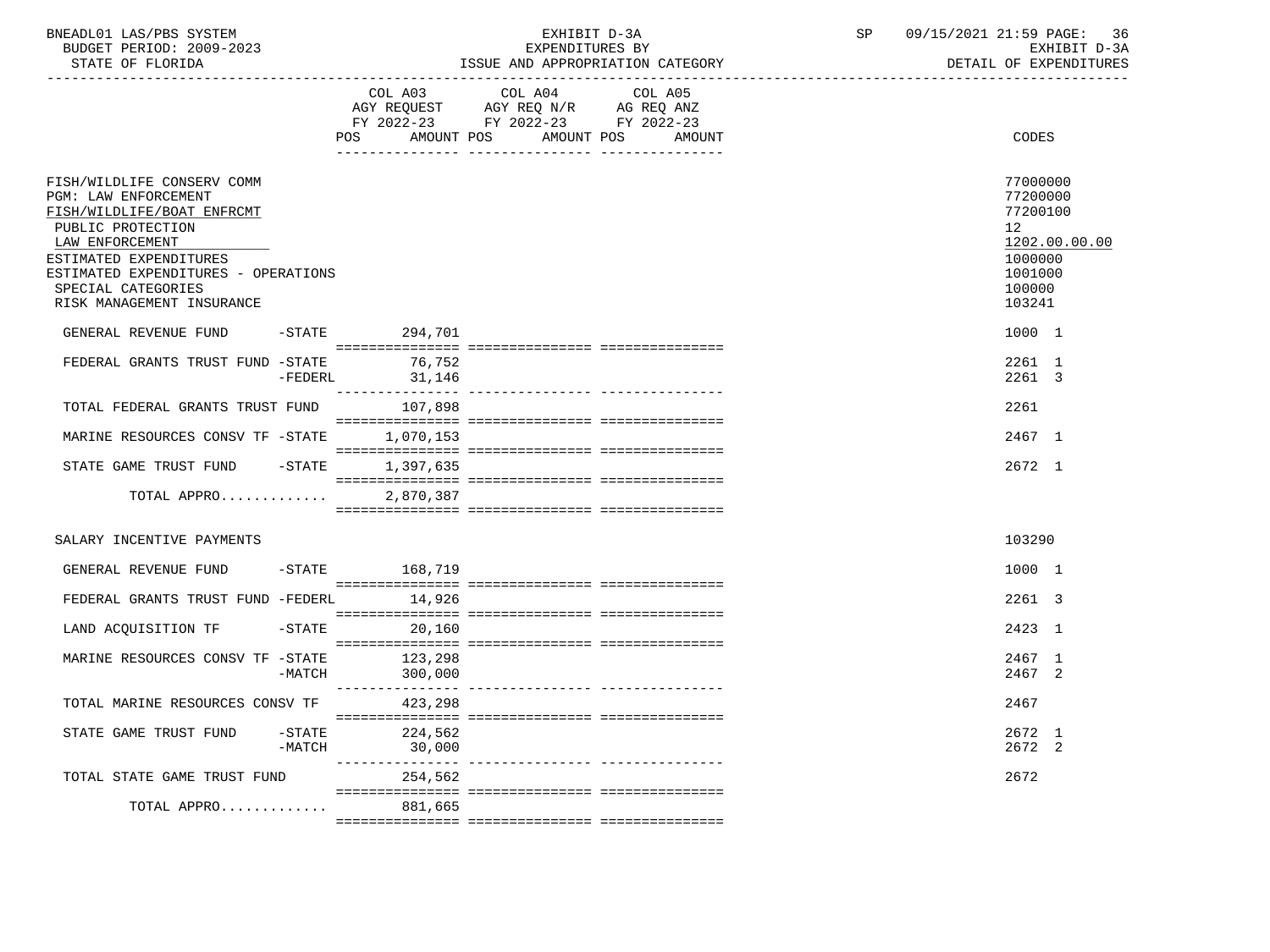BNEADL01 LAS/PBS SYSTEM | EXHIBIT D-3A | SP 09/15/2021 21:59

BUDGET PERIOD: 2009-2023 | EXPENDITURES BY | EXHIBIT D-3A

STATE OF FLORIDA | ISSUE AND APPROPRIATION CATEGORY | DETAIL OF EXPENDITURES

| | COL A03 AGY REQUEST FY 2022-23 POS AMOUNT | COL A04 AGY REQ N/R FY 2022-23 POS AMOUNT | COL A05 AG REQ ANZ FY 2022-23 POS AMOUNT | CODES |
|---|---|---|---|---|
| FISH/WILDLIFE CONSERV COMM | | | | 77000000 |
| PGM: LAW ENFORCEMENT | | | | 77200000 |
| FISH/WILDLIFE/BOAT ENFRCMT | | | | 77200100 |
| PUBLIC PROTECTION | | | | 12 |
| LAW ENFORCEMENT | | | | 1202.00.00.00 |
| ESTIMATED EXPENDITURES | | | | 1000000 |
| ESTIMATED EXPENDITURES - OPERATIONS | | | | 1001000 |
| SPECIAL CATEGORIES | | | | 100000 |
| RISK MANAGEMENT INSURANCE | | | | 103241 |
| GENERAL REVENUE FUND -STATE | 294,701 | | | 1000 1 |
| FEDERAL GRANTS TRUST FUND -STATE | 76,752 | | | 2261 1 |
| -FEDERL | 31,146 | | | 2261 3 |
| TOTAL FEDERAL GRANTS TRUST FUND | 107,898 | | | 2261 |
| MARINE RESOURCES CONSV TF -STATE | 1,070,153 | | | 2467 1 |
| STATE GAME TRUST FUND -STATE | 1,397,635 | | | 2672 1 |
| TOTAL APPRO............ | 2,870,387 | | | |
| SALARY INCENTIVE PAYMENTS | | | | 103290 |
| GENERAL REVENUE FUND -STATE | 168,719 | | | 1000 1 |
| FEDERAL GRANTS TRUST FUND -FEDERL | 14,926 | | | 2261 3 |
| LAND ACQUISITION TF -STATE | 20,160 | | | 2423 1 |
| MARINE RESOURCES CONSV TF -STATE | 123,298 | | | 2467 1 |
| -MATCH | 300,000 | | | 2467 2 |
| TOTAL MARINE RESOURCES CONSV TF | 423,298 | | | 2467 |
| STATE GAME TRUST FUND -STATE | 224,562 | | | 2672 1 |
| -MATCH | 30,000 | | | 2672 2 |
| TOTAL STATE GAME TRUST FUND | 254,562 | | | 2672 |
| TOTAL APPRO............ | 881,665 | | | |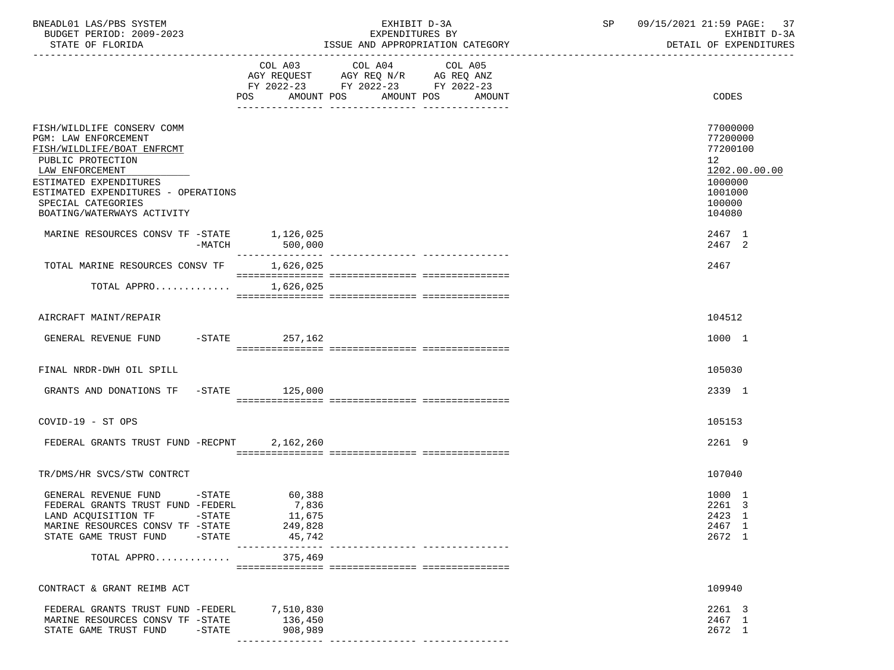BNEADL01 LAS/PBS SYSTEM — BUDGET PERIOD: 2009-2023 — STATE OF FLORIDA

EXHIBIT D-3A — EXPENDITURES BY ISSUE AND APPROPRIATION CATEGORY

SP 09/15/2021 21:59 — EXHIBIT D-3A — DETAIL OF EXPENDITURES

| | COL A03 AGY REQUEST FY 2022-23 POS AMOUNT | COL A04 AGY REQ N/R FY 2022-23 POS AMOUNT | COL A05 AG REQ ANZ FY 2022-23 POS AMOUNT | CODES |
|---|---|---|---|---|
| FISH/WILDLIFE CONSERV COMM | | | | 77000000 |
| PGM: LAW ENFORCEMENT | | | | 77200000 |
| FISH/WILDLIFE/BOAT ENFRCMT | | | | 77200100 |
| PUBLIC PROTECTION | | | | 12 |
| LAW ENFORCEMENT | | | | 1202.00.00.00 |
| ESTIMATED EXPENDITURES | | | | 1000000 |
| ESTIMATED EXPENDITURES - OPERATIONS | | | | 1001000 |
| SPECIAL CATEGORIES | | | | 100000 |
| BOATING/WATERWAYS ACTIVITY | | | | 104080 |
| MARINE RESOURCES CONSV TF -STATE | 1,126,025 | | | 2467 1 |
| -MATCH | 500,000 | | | 2467 2 |
| TOTAL MARINE RESOURCES CONSV TF | 1,626,025 | | | 2467 |
| TOTAL APPRO............ | 1,626,025 | | | |
| AIRCRAFT MAINT/REPAIR | | | | 104512 |
| GENERAL REVENUE FUND -STATE | 257,162 | | | 1000 1 |
| FINAL NRDR-DWH OIL SPILL | | | | 105030 |
| GRANTS AND DONATIONS TF -STATE | 125,000 | | | 2339 1 |
| COVID-19 - ST OPS | | | | 105153 |
| FEDERAL GRANTS TRUST FUND -RECPNT | 2,162,260 | | | 2261 9 |
| TR/DMS/HR SVCS/STW CONTRCT | | | | 107040 |
| GENERAL REVENUE FUND -STATE | 60,388 | | | 1000 1 |
| FEDERAL GRANTS TRUST FUND -FEDERL | 7,836 | | | 2261 3 |
| LAND ACQUISITION TF -STATE | 11,675 | | | 2423 1 |
| MARINE RESOURCES CONSV TF -STATE | 249,828 | | | 2467 1 |
| STATE GAME TRUST FUND -STATE | 45,742 | | | 2672 1 |
| TOTAL APPRO............ | 375,469 | | | |
| CONTRACT & GRANT REIMB ACT | | | | 109940 |
| FEDERAL GRANTS TRUST FUND -FEDERL | 7,510,830 | | | 2261 3 |
| MARINE RESOURCES CONSV TF -STATE | 136,450 | | | 2467 1 |
| STATE GAME TRUST FUND -STATE | 908,989 | | | 2672 1 |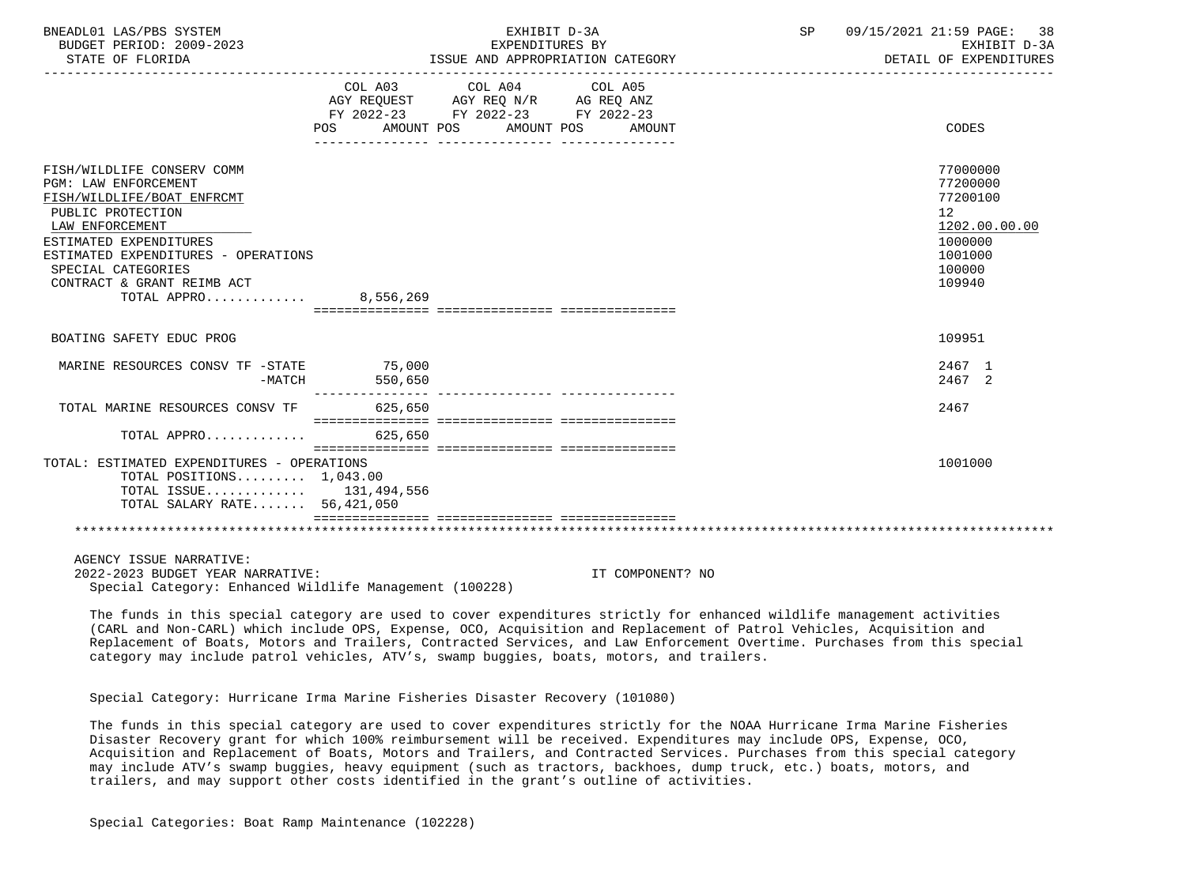| | COL A03 AGY REQUEST FY 2022-23 POS AMOUNT | COL A04 AGY REQ N/R FY 2022-23 POS AMOUNT | COL A05 AG REQ ANZ FY 2022-23 POS AMOUNT | CODES |
|---|---|---|---|---|
| FISH/WILDLIFE CONSERV COMM | | | | 77000000 |
| PGM: LAW ENFORCEMENT | | | | 77200000 |
| FISH/WILDLIFE/BOAT ENFRCMT | | | | 77200100 |
| PUBLIC PROTECTION | | | | 12 |
| LAW ENFORCEMENT | | | | 1202.00.00.00 |
| ESTIMATED EXPENDITURES | | | | 1000000 |
| ESTIMATED EXPENDITURES - OPERATIONS | | | | 1001000 |
| SPECIAL CATEGORIES | | | | 100000 |
| CONTRACT & GRANT REIMB ACT | | | | 109940 |
| TOTAL APPRO............ | 8,556,269 | | | |
| BOATING SAFETY EDUC PROG | | | | 109951 |
| MARINE RESOURCES CONSV TF -STATE | 75,000 | | | 2467 1 |
| -MATCH | 550,650 | | | 2467 2 |
| TOTAL MARINE RESOURCES CONSV TF | 625,650 | | | 2467 |
| TOTAL APPRO............ | 625,650 | | | |
| TOTAL: ESTIMATED EXPENDITURES - OPERATIONS | | | | 1001000 |
| TOTAL POSITIONS......... | 1,043.00 | | | |
| TOTAL ISSUE............ | 131,494,556 | | | |
| TOTAL SALARY RATE....... | 56,421,050 | | | |

AGENCY ISSUE NARRATIVE:
2022-2023 BUDGET YEAR NARRATIVE: IT COMPONENT? NO
Special Category: Enhanced Wildlife Management (100228)

The funds in this special category are used to cover expenditures strictly for enhanced wildlife management activities (CARL and Non-CARL) which include OPS, Expense, OCO, Acquisition and Replacement of Patrol Vehicles, Acquisition and Replacement of Boats, Motors and Trailers, Contracted Services, and Law Enforcement Overtime. Purchases from this special category may include patrol vehicles, ATV's, swamp buggies, boats, motors, and trailers.

Special Category: Hurricane Irma Marine Fisheries Disaster Recovery (101080)

The funds in this special category are used to cover expenditures strictly for the NOAA Hurricane Irma Marine Fisheries Disaster Recovery grant for which 100% reimbursement will be received. Expenditures may include OPS, Expense, OCO, Acquisition and Replacement of Boats, Motors and Trailers, and Contracted Services. Purchases from this special category may include ATV's swamp buggies, heavy equipment (such as tractors, backhoes, dump truck, etc.) boats, motors, and trailers, and may support other costs identified in the grant's outline of activities.

Special Categories: Boat Ramp Maintenance (102228)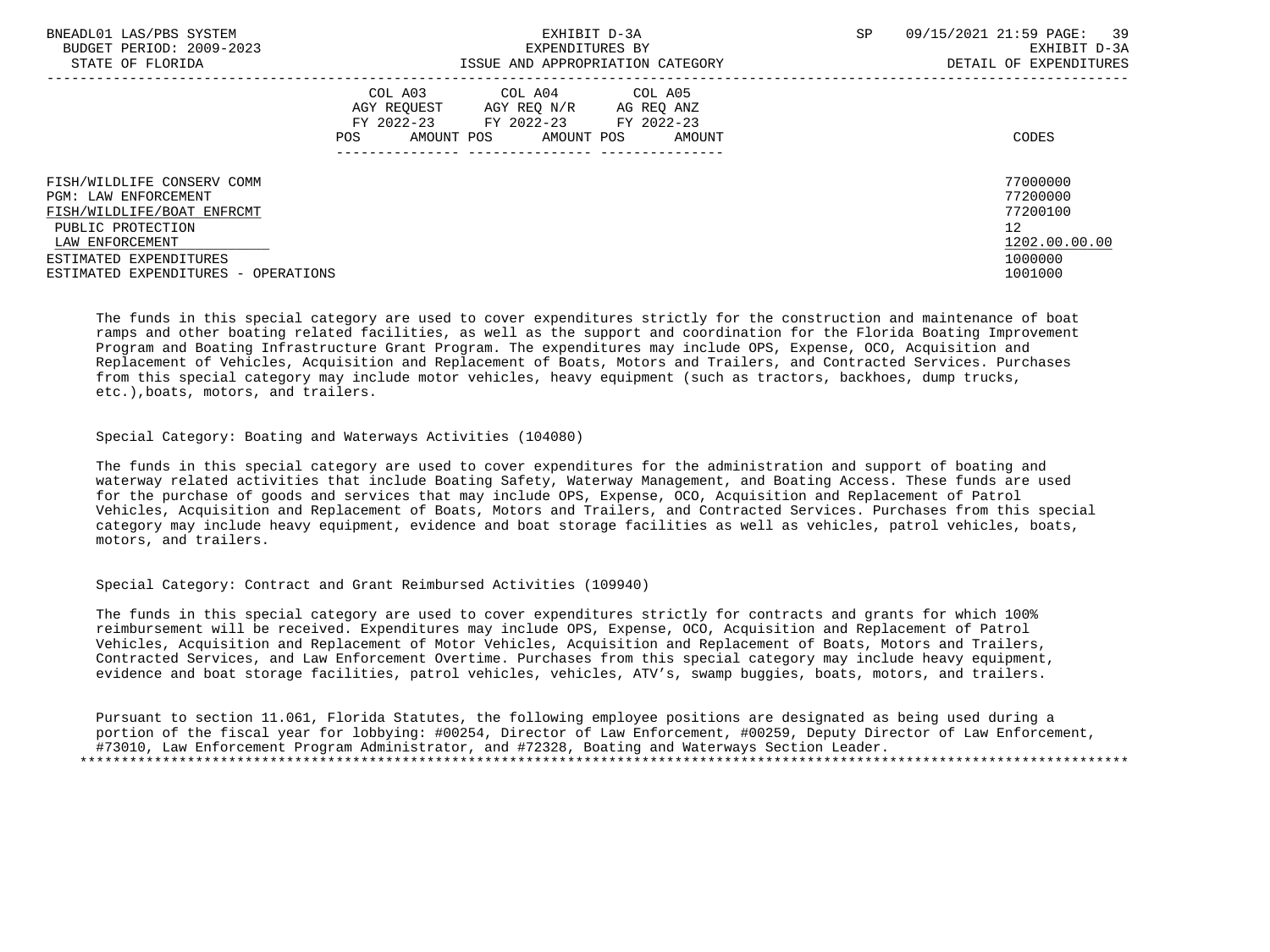| | COL A03 AGY REQUEST FY 2022-23 POS AMOUNT | COL A04 AGY REQ N/R FY 2022-23 POS AMOUNT | COL A05 AG REQ ANZ FY 2022-23 POS AMOUNT | CODES |
|---|---|---|---|---|
| FISH/WILDLIFE CONSERV COMM | | | | 77000000 |
| PGM: LAW ENFORCEMENT | | | | 77200000 |
| FISH/WILDLIFE/BOAT ENFRCMT | | | | 77200100 |
| PUBLIC PROTECTION | | | | 12 |
| LAW ENFORCEMENT | | | | 1202.00.00.00 |
| ESTIMATED EXPENDITURES | | | | 1000000 |
| ESTIMATED EXPENDITURES - OPERATIONS | | | | 1001000 |

The funds in this special category are used to cover expenditures strictly for the construction and maintenance of boat ramps and other boating related facilities, as well as the support and coordination for the Florida Boating Improvement Program and Boating Infrastructure Grant Program. The expenditures may include OPS, Expense, OCO, Acquisition and Replacement of Vehicles, Acquisition and Replacement of Boats, Motors and Trailers, and Contracted Services. Purchases from this special category may include motor vehicles, heavy equipment (such as tractors, backhoes, dump trucks, etc.),boats, motors, and trailers.

Special Category: Boating and Waterways Activities (104080)

The funds in this special category are used to cover expenditures for the administration and support of boating and waterway related activities that include Boating Safety, Waterway Management, and Boating Access. These funds are used for the purchase of goods and services that may include OPS, Expense, OCO, Acquisition and Replacement of Patrol Vehicles, Acquisition and Replacement of Boats, Motors and Trailers, and Contracted Services. Purchases from this special category may include heavy equipment, evidence and boat storage facilities as well as vehicles, patrol vehicles, boats, motors, and trailers.

Special Category: Contract and Grant Reimbursed Activities (109940)

The funds in this special category are used to cover expenditures strictly for contracts and grants for which 100% reimbursement will be received. Expenditures may include OPS, Expense, OCO, Acquisition and Replacement of Patrol Vehicles, Acquisition and Replacement of Motor Vehicles, Acquisition and Replacement of Boats, Motors and Trailers, Contracted Services, and Law Enforcement Overtime. Purchases from this special category may include heavy equipment, evidence and boat storage facilities, patrol vehicles, vehicles, ATV's, swamp buggies, boats, motors, and trailers.

Pursuant to section 11.061, Florida Statutes, the following employee positions are designated as being used during a portion of the fiscal year for lobbying: #00254, Director of Law Enforcement, #00259, Deputy Director of Law Enforcement, #73010, Law Enforcement Program Administrator, and #72328, Boating and Waterways Section Leader.

*******************************************************************************************************************************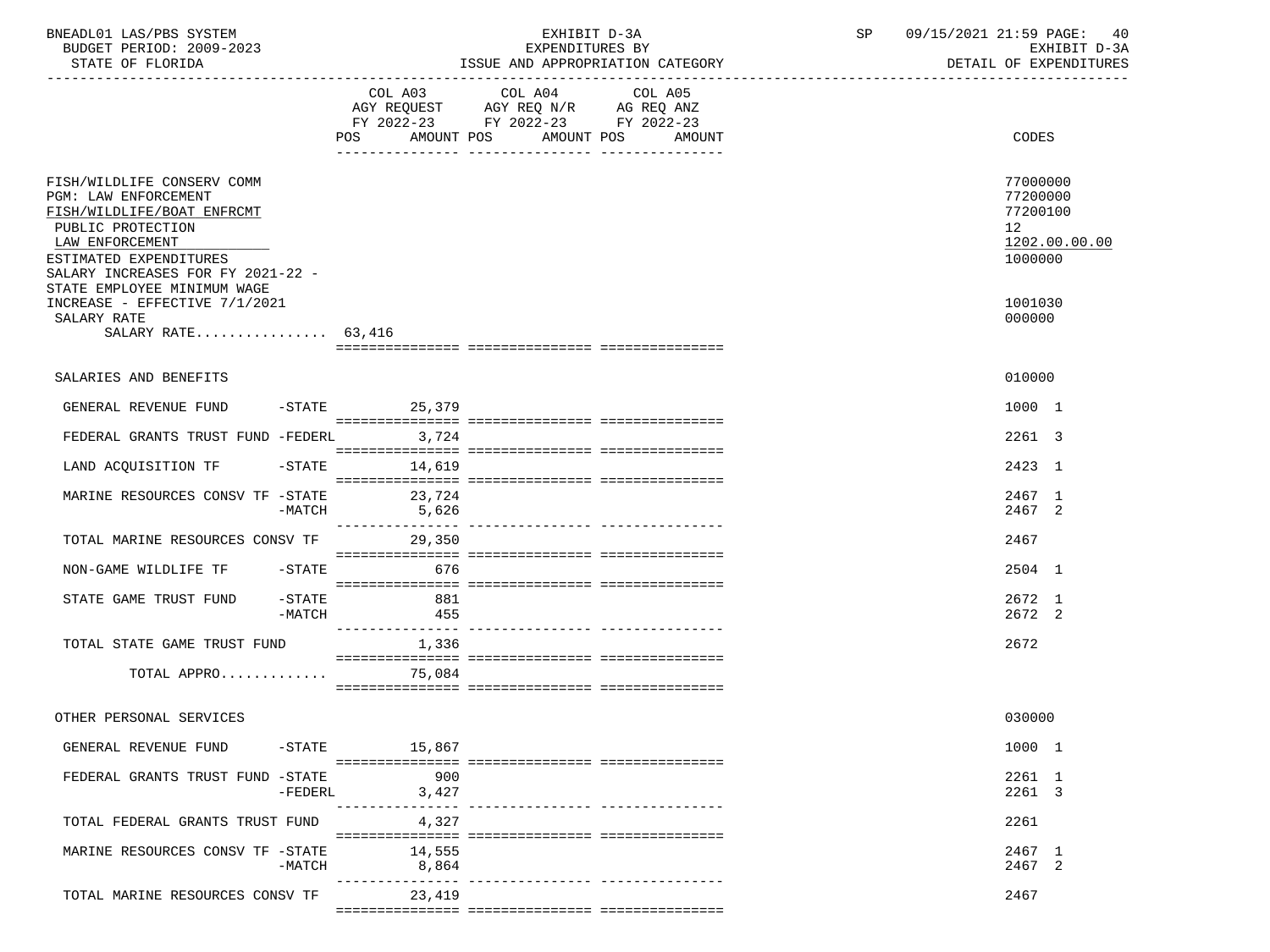BNEADL01 LAS/PBS SYSTEM — EXHIBIT D-3A — EXPENDITURES BY ISSUE AND APPROPRIATION CATEGORY — DETAIL OF EXPENDITURES

BUDGET PERIOD: 2009-2023 — STATE OF FLORIDA

| | COL A03 AGY REQUEST FY 2022-23 POS AMOUNT | COL A04 AGY REQ N/R FY 2022-23 POS AMOUNT | COL A05 AG REQ ANZ FY 2022-23 POS AMOUNT | CODES |
|---|---|---|---|---|
| FISH/WILDLIFE CONSERV COMM | | | | 77000000 |
| PGM: LAW ENFORCEMENT | | | | 77200000 |
| FISH/WILDLIFE/BOAT ENFRCMT | | | | 77200100 |
| PUBLIC PROTECTION | | | | 12 |
| LAW ENFORCEMENT | | | | 1202.00.00.00 |
| ESTIMATED EXPENDITURES | | | | 1000000 |
| SALARY INCREASES FOR FY 2021-22 - STATE EMPLOYEE MINIMUM WAGE INCREASE - EFFECTIVE 7/1/2021 | | | | 1001030 |
| SALARY RATE | | | | 000000 |
| SALARY RATE................ 63,416 | | | | |
| SALARIES AND BENEFITS | | | | 010000 |
| GENERAL REVENUE FUND -STATE | 25,379 | | | 1000 1 |
| FEDERAL GRANTS TRUST FUND -FEDERL | 3,724 | | | 2261 3 |
| LAND ACQUISITION TF -STATE | 14,619 | | | 2423 1 |
| MARINE RESOURCES CONSV TF -STATE | 23,724 | | | 2467 1 |
| -MATCH | 5,626 | | | 2467 2 |
| TOTAL MARINE RESOURCES CONSV TF | 29,350 | | | 2467 |
| NON-GAME WILDLIFE TF -STATE | 676 | | | 2504 1 |
| STATE GAME TRUST FUND -STATE | 881 | | | 2672 1 |
| -MATCH | 455 | | | 2672 2 |
| TOTAL STATE GAME TRUST FUND | 1,336 | | | 2672 |
| TOTAL APPRO............. | 75,084 | | | |
| OTHER PERSONAL SERVICES | | | | 030000 |
| GENERAL REVENUE FUND -STATE | 15,867 | | | 1000 1 |
| FEDERAL GRANTS TRUST FUND -STATE | 900 | | | 2261 1 |
| -FEDERL | 3,427 | | | 2261 3 |
| TOTAL FEDERAL GRANTS TRUST FUND | 4,327 | | | 2261 |
| MARINE RESOURCES CONSV TF -STATE | 14,555 | | | 2467 1 |
| -MATCH | 8,864 | | | 2467 2 |
| TOTAL MARINE RESOURCES CONSV TF | 23,419 | | | 2467 |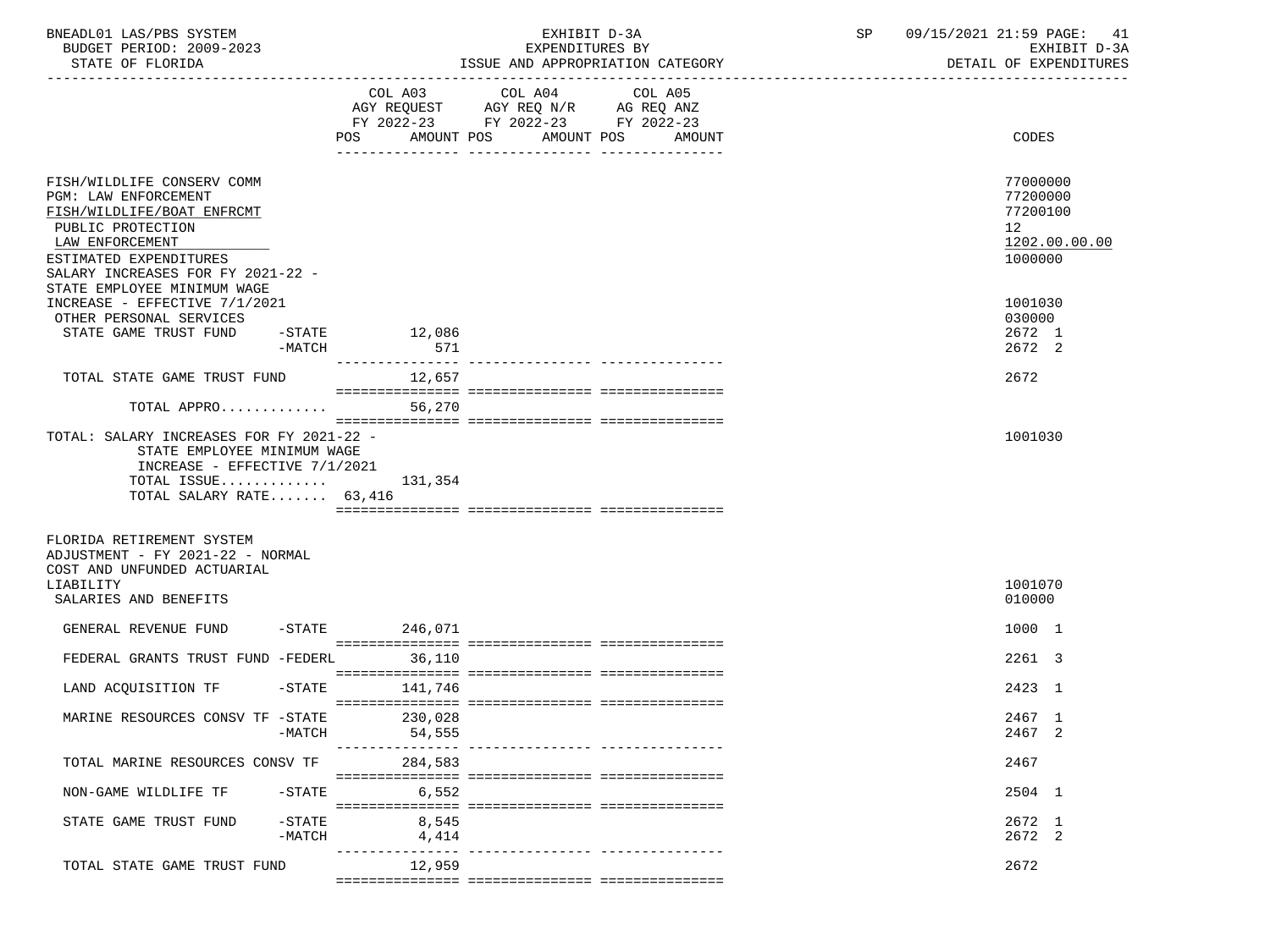BNEADL01 LAS/PBS SYSTEM — EXHIBIT D-3A — EXPENDITURES BY ISSUE AND APPROPRIATION CATEGORY — DETAIL OF EXPENDITURES

BUDGET PERIOD: 2009-2023 — STATE OF FLORIDA

| | COL A03 AGY REQUEST FY 2022-23 POS AMOUNT | COL A04 AGY REQ N/R FY 2022-23 POS AMOUNT | COL A05 AG REQ ANZ FY 2022-23 POS AMOUNT | CODES |
|---|---|---|---|---|
| FISH/WILDLIFE CONSERV COMM | | | | 77000000 |
| PGM: LAW ENFORCEMENT | | | | 77200000 |
| FISH/WILDLIFE/BOAT ENFRCMT | | | | 77200100 |
| PUBLIC PROTECTION | | | | 12 |
| LAW ENFORCEMENT | | | | 1202.00.00.00 |
| ESTIMATED EXPENDITURES | | | | 1000000 |
| SALARY INCREASES FOR FY 2021-22 - STATE EMPLOYEE MINIMUM WAGE INCREASE - EFFECTIVE 7/1/2021 | | | | 1001030 |
| OTHER PERSONAL SERVICES | | | | 030000 |
| STATE GAME TRUST FUND -STATE | 12,086 | | | 2672 1 |
| -MATCH | 571 | | | 2672 2 |
| TOTAL STATE GAME TRUST FUND | 12,657 | | | 2672 |
| TOTAL APPRO............ | 56,270 | | | |
| TOTAL: SALARY INCREASES FOR FY 2021-22 - STATE EMPLOYEE MINIMUM WAGE INCREASE - EFFECTIVE 7/1/2021 | | | | 1001030 |
| TOTAL ISSUE............ | 131,354 | | | |
| TOTAL SALARY RATE....... 63,416 | | | | |
| FLORIDA RETIREMENT SYSTEM ADJUSTMENT - FY 2021-22 - NORMAL COST AND UNFUNDED ACTUARIAL LIABILITY | | | | 1001070 |
| SALARIES AND BENEFITS | | | | 010000 |
| GENERAL REVENUE FUND -STATE | 246,071 | | | 1000 1 |
| FEDERAL GRANTS TRUST FUND -FEDERL | 36,110 | | | 2261 3 |
| LAND ACQUISITION TF -STATE | 141,746 | | | 2423 1 |
| MARINE RESOURCES CONSV TF -STATE | 230,028 | | | 2467 1 |
| -MATCH | 54,555 | | | 2467 2 |
| TOTAL MARINE RESOURCES CONSV TF | 284,583 | | | 2467 |
| NON-GAME WILDLIFE TF -STATE | 6,552 | | | 2504 1 |
| STATE GAME TRUST FUND -STATE | 8,545 | | | 2672 1 |
| -MATCH | 4,414 | | | 2672 2 |
| TOTAL STATE GAME TRUST FUND | 12,959 | | | 2672 |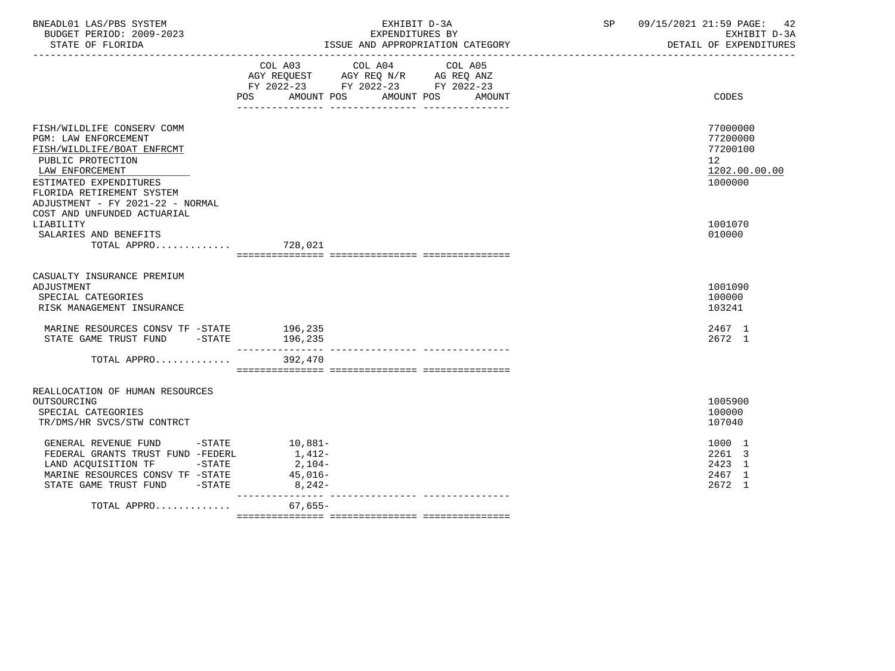BNEADL01 LAS/PBS SYSTEM — EXHIBIT D-3A — EXPENDITURES BY ISSUE AND APPROPRIATION CATEGORY
BUDGET PERIOD: 2009-2023 — STATE OF FLORIDA — SP 09/15/2021 21:59 — EXHIBIT D-3A DETAIL OF EXPENDITURES

| | COL A03 AGY REQUEST FY 2022-23 POS | AMOUNT | COL A04 AGY REQ N/R FY 2022-23 POS | AMOUNT | COL A05 AG REQ ANZ FY 2022-23 POS | AMOUNT | CODES |
|---|---|---|---|---|---|---|---|
| FISH/WILDLIFE CONSERV COMM | | | | | | | 77000000 |
| PGM: LAW ENFORCEMENT | | | | | | | 77200000 |
| FISH/WILDLIFE/BOAT ENFRCMT | | | | | | | 77200100 |
| PUBLIC PROTECTION | | | | | | | 12 |
| LAW ENFORCEMENT | | | | | | | 1202.00.00.00 |
| ESTIMATED EXPENDITURES | | | | | | | 1000000 |
| FLORIDA RETIREMENT SYSTEM ADJUSTMENT - FY 2021-22 - NORMAL COST AND UNFUNDED ACTUARIAL LIABILITY | | | | | | | 1001070 |
| SALARIES AND BENEFITS | | | | | | | 010000 |
| TOTAL APPRO............ | | 728,021 | | | | | |
| CASUALTY INSURANCE PREMIUM ADJUSTMENT | | | | | | | 1001090 |
| SPECIAL CATEGORIES | | | | | | | 100000 |
| RISK MANAGEMENT INSURANCE | | | | | | | 103241 |
| MARINE RESOURCES CONSV TF -STATE | | 196,235 | | | | | 2467 1 |
| STATE GAME TRUST FUND -STATE | | 196,235 | | | | | 2672 1 |
| TOTAL APPRO............ | | 392,470 | | | | | |
| REALLOCATION OF HUMAN RESOURCES OUTSOURCING | | | | | | | 1005900 |
| SPECIAL CATEGORIES | | | | | | | 100000 |
| TR/DMS/HR SVCS/STW CONTRCT | | | | | | | 107040 |
| GENERAL REVENUE FUND -STATE | | 10,881- | | | | | 1000 1 |
| FEDERAL GRANTS TRUST FUND -FEDERL | | 1,412- | | | | | 2261 3 |
| LAND ACQUISITION TF -STATE | | 2,104- | | | | | 2423 1 |
| MARINE RESOURCES CONSV TF -STATE | | 45,016- | | | | | 2467 1 |
| STATE GAME TRUST FUND -STATE | | 8,242- | | | | | 2672 1 |
| TOTAL APPRO............ | | 67,655- | | | | | |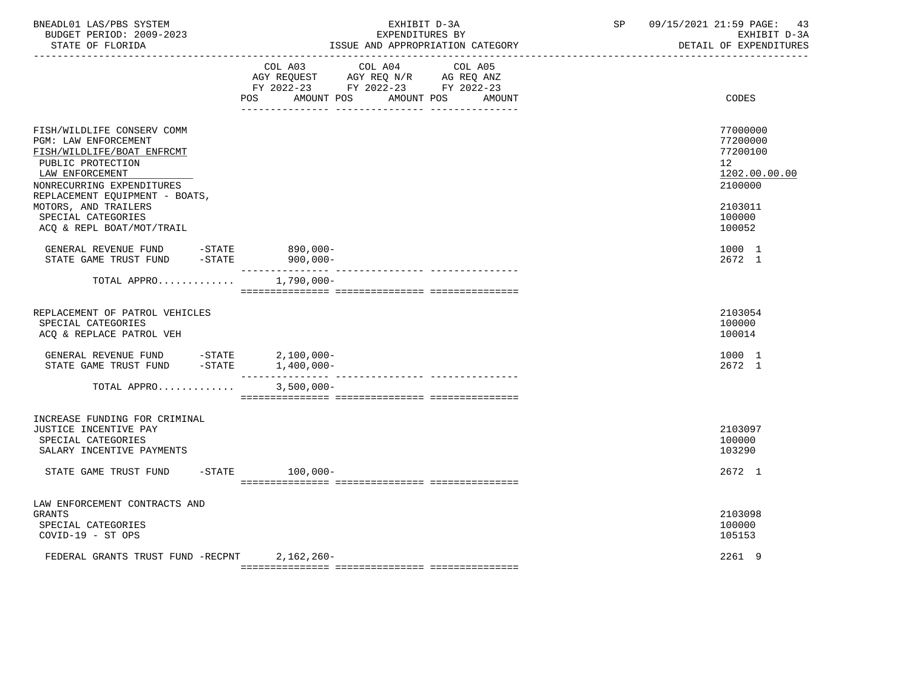BNEADL01 LAS/PBS SYSTEM | EXHIBIT D-3A | SP 09/15/2021 21:59
BUDGET PERIOD: 2009-2023 | EXPENDITURES BY | EXHIBIT D-3A
STATE OF FLORIDA | ISSUE AND APPROPRIATION CATEGORY | DETAIL OF EXPENDITURES

| | COL A03 AGY REQUEST FY 2022-23 POS AMOUNT | COL A04 AGY REQ N/R FY 2022-23 POS AMOUNT | COL A05 AG REQ ANZ FY 2022-23 POS AMOUNT | CODES |
|---|---|---|---|---|
| FISH/WILDLIFE CONSERV COMM | | | | 77000000 |
| PGM: LAW ENFORCEMENT | | | | 77200000 |
| FISH/WILDLIFE/BOAT ENFRCMT | | | | 77200100 |
| PUBLIC PROTECTION | | | | 12 |
| LAW ENFORCEMENT | | | | 1202.00.00.00 |
| NONRECURRING EXPENDITURES | | | | 2100000 |
| REPLACEMENT EQUIPMENT - BOATS, MOTORS, AND TRAILERS | | | | 2103011 |
| SPECIAL CATEGORIES | | | | 100000 |
| ACQ & REPL BOAT/MOT/TRAIL | | | | 100052 |
| GENERAL REVENUE FUND -STATE | 890,000- | | | 1000 1 |
| STATE GAME TRUST FUND -STATE | 900,000- | | | 2672 1 |
| TOTAL APPRO............ | 1,790,000- | | | |
| REPLACEMENT OF PATROL VEHICLES | | | | 2103054 |
| SPECIAL CATEGORIES | | | | 100000 |
| ACQ & REPLACE PATROL VEH | | | | 100014 |
| GENERAL REVENUE FUND -STATE | 2,100,000- | | | 1000 1 |
| STATE GAME TRUST FUND -STATE | 1,400,000- | | | 2672 1 |
| TOTAL APPRO............ | 3,500,000- | | | |
| INCREASE FUNDING FOR CRIMINAL JUSTICE INCENTIVE PAY | | | | 2103097 |
| SPECIAL CATEGORIES | | | | 100000 |
| SALARY INCENTIVE PAYMENTS | | | | 103290 |
| STATE GAME TRUST FUND -STATE | 100,000- | | | 2672 1 |
| LAW ENFORCEMENT CONTRACTS AND GRANTS | | | | 2103098 |
| SPECIAL CATEGORIES | | | | 100000 |
| COVID-19 - ST OPS | | | | 105153 |
| FEDERAL GRANTS TRUST FUND -RECPNT | 2,162,260- | | | 2261 9 |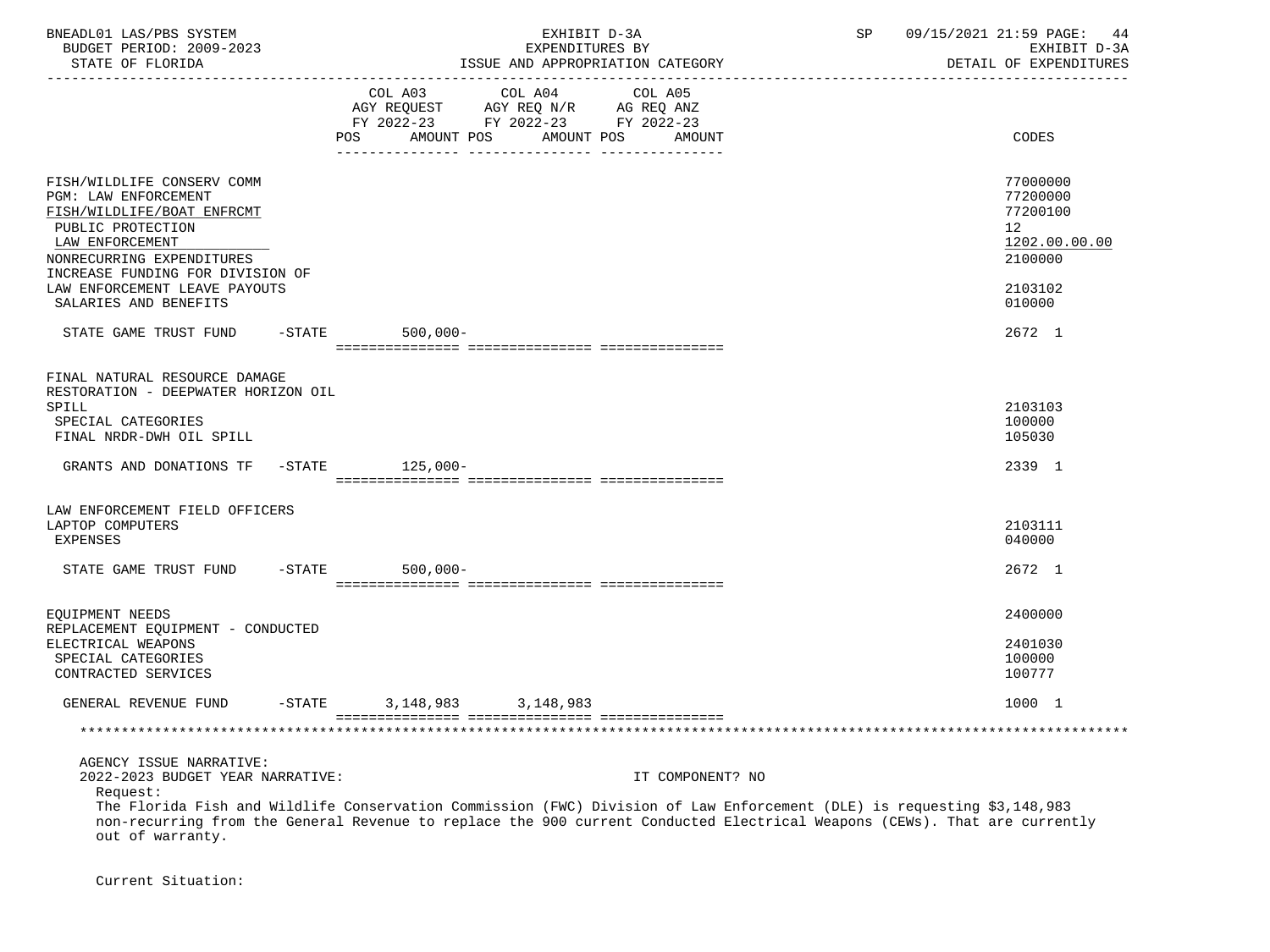| | COL A03 AGY REQUEST FY 2022-23 POS AMOUNT | COL A04 AGY REQ N/R FY 2022-23 POS AMOUNT | COL A05 AG REQ ANZ FY 2022-23 POS AMOUNT | CODES |
|---|---|---|---|---|
| FISH/WILDLIFE CONSERV COMM | | | | 77000000 |
| PGM: LAW ENFORCEMENT | | | | 77200000 |
| FISH/WILDLIFE/BOAT ENFRCMT | | | | 77200100 |
| PUBLIC PROTECTION | | | | 12 |
| LAW ENFORCEMENT | | | | 1202.00.00.00 |
| NONRECURRING EXPENDITURES | | | | 2100000 |
| INCREASE FUNDING FOR DIVISION OF LAW ENFORCEMENT LEAVE PAYOUTS | | | | 2103102 |
| SALARIES AND BENEFITS | | | | 010000 |
| STATE GAME TRUST FUND -STATE | 500,000- | | | 2672 1 |
| FINAL NATURAL RESOURCE DAMAGE RESTORATION - DEEPWATER HORIZON OIL SPILL | | | | 2103103 |
| SPECIAL CATEGORIES | | | | 100000 |
| FINAL NRDR-DWH OIL SPILL | | | | 105030 |
| GRANTS AND DONATIONS TF -STATE | 125,000- | | | 2339 1 |
| LAW ENFORCEMENT FIELD OFFICERS LAPTOP COMPUTERS | | | | 2103111 |
| EXPENSES | | | | 040000 |
| STATE GAME TRUST FUND -STATE | 500,000- | | | 2672 1 |
| EQUIPMENT NEEDS | | | | 2400000 |
| REPLACEMENT EQUIPMENT - CONDUCTED ELECTRICAL WEAPONS | | | | 2401030 |
| SPECIAL CATEGORIES | | | | 100000 |
| CONTRACTED SERVICES | | | | 100777 |
| GENERAL REVENUE FUND -STATE | 3,148,983 | 3,148,983 | | 1000 1 |

AGENCY ISSUE NARRATIVE:

2022-2023 BUDGET YEAR NARRATIVE: IT COMPONENT? NO

Request:

The Florida Fish and Wildlife Conservation Commission (FWC) Division of Law Enforcement (DLE) is requesting $3,148,983 non-recurring from the General Revenue to replace the 900 current Conducted Electrical Weapons (CEWs). That are currently out of warranty.

Current Situation: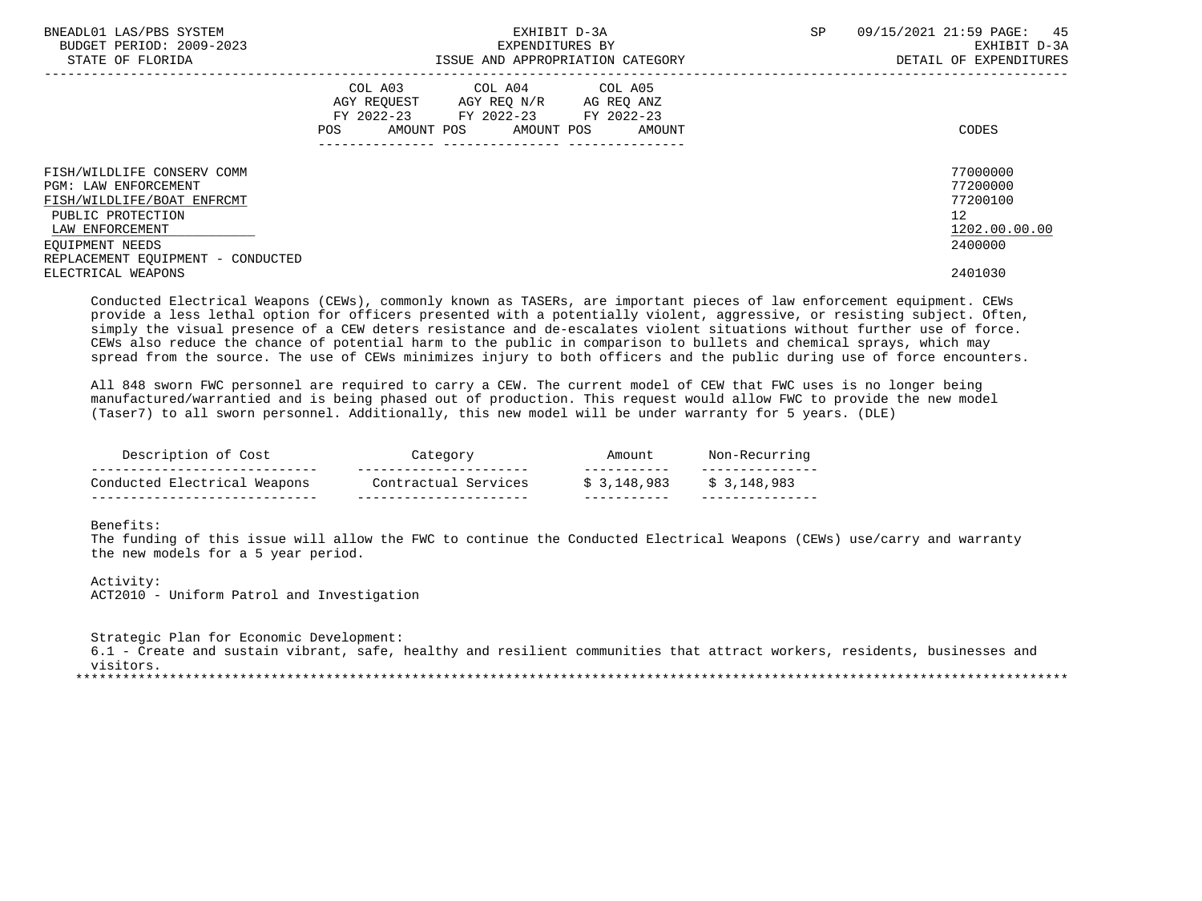| | COL A03 AGY REQUEST FY 2022-23 POS AMOUNT | COL A04 AGY REQ N/R FY 2022-23 POS AMOUNT | COL A05 AG REQ ANZ FY 2022-23 POS AMOUNT | CODES |
|---|---|---|---|---|
| FISH/WILDLIFE CONSERV COMM | | | | 77000000 |
| PGM: LAW ENFORCEMENT | | | | 77200000 |
| FISH/WILDLIFE/BOAT ENFRCMT | | | | 77200100 |
| PUBLIC PROTECTION | | | | 12 |
| LAW ENFORCEMENT | | | | 1202.00.00.00 |
| EQUIPMENT NEEDS | | | | 2400000 |
| REPLACEMENT EQUIPMENT - CONDUCTED ELECTRICAL WEAPONS | | | | 2401030 |

Conducted Electrical Weapons (CEWs), commonly known as TASERs, are important pieces of law enforcement equipment. CEWs provide a less lethal option for officers presented with a potentially violent, aggressive, or resisting subject. Often, simply the visual presence of a CEW deters resistance and de-escalates violent situations without further use of force. CEWs also reduce the chance of potential harm to the public in comparison to bullets and chemical sprays, which may spread from the source. The use of CEWs minimizes injury to both officers and the public during use of force encounters.

All 848 sworn FWC personnel are required to carry a CEW. The current model of CEW that FWC uses is no longer being manufactured/warrantied and is being phased out of production. This request would allow FWC to provide the new model (Taser7) to all sworn personnel. Additionally, this new model will be under warranty for 5 years. (DLE)

| Description of Cost | Category | Amount | Non-Recurring |
|---|---|---|---|
| Conducted Electrical Weapons | Contractual Services | $ 3,148,983 | $ 3,148,983 |

Benefits:
The funding of this issue will allow the FWC to continue the Conducted Electrical Weapons (CEWs) use/carry and warranty the new models for a 5 year period.

Activity:
ACT2010 - Uniform Patrol and Investigation

Strategic Plan for Economic Development:
6.1 - Create and sustain vibrant, safe, healthy and resilient communities that attract workers, residents, businesses and visitors.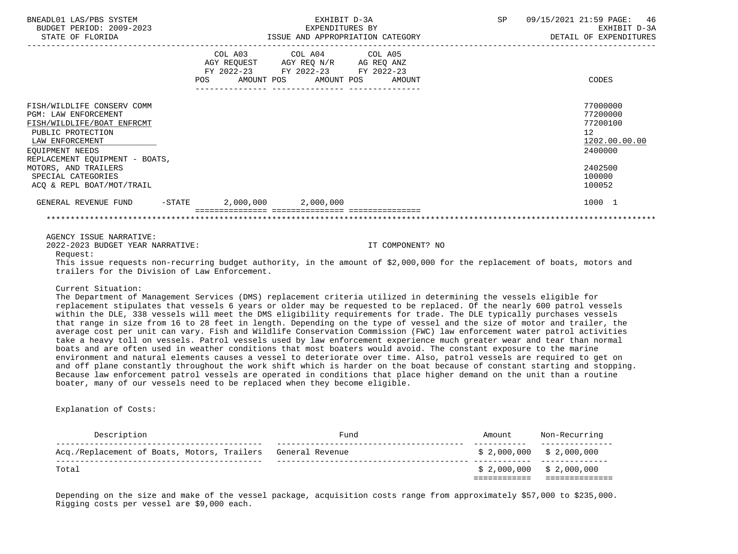| | COL A03 AGY REQUEST FY 2022-23 POS AMOUNT | COL A04 AGY REQ N/R FY 2022-23 POS AMOUNT | COL A05 AG REQ ANZ FY 2022-23 POS AMOUNT | CODES |
|---|---|---|---|---|
| FISH/WILDLIFE CONSERV COMM | | | | 77000000 |
| PGM: LAW ENFORCEMENT | | | | 77200000 |
| FISH/WILDLIFE/BOAT ENFRCMT | | | | 77200100 |
| PUBLIC PROTECTION | | | | 12 |
| LAW ENFORCEMENT | | | | 1202.00.00.00 |
| EQUIPMENT NEEDS | | | | 2400000 |
| REPLACEMENT EQUIPMENT - BOATS, MOTORS, AND TRAILERS | | | | 2402500 |
| SPECIAL CATEGORIES | | | | 100000 |
| ACQ & REPL BOAT/MOT/TRAIL | | | | 100052 |
| GENERAL REVENUE FUND -STATE | 2,000,000 | 2,000,000 | | 1000 1 |

AGENCY ISSUE NARRATIVE:

2022-2023 BUDGET YEAR NARRATIVE: IT COMPONENT? NO

Request:

This issue requests non-recurring budget authority, in the amount of $2,000,000 for the replacement of boats, motors and trailers for the Division of Law Enforcement.

Current Situation:

The Department of Management Services (DMS) replacement criteria utilized in determining the vessels eligible for replacement stipulates that vessels 6 years or older may be requested to be replaced. Of the nearly 600 patrol vessels within the DLE, 338 vessels will meet the DMS eligibility requirements for trade. The DLE typically purchases vessels that range in size from 16 to 28 feet in length. Depending on the type of vessel and the size of motor and trailer, the average cost per unit can vary. Fish and Wildlife Conservation Commission (FWC) law enforcement water patrol activities take a heavy toll on vessels. Patrol vessels used by law enforcement experience much greater wear and tear than normal boats and are often used in weather conditions that most boaters would avoid. The constant exposure to the marine environment and natural elements causes a vessel to deteriorate over time. Also, patrol vessels are required to get on and off plane constantly throughout the work shift which is harder on the boat because of constant starting and stopping. Because law enforcement patrol vessels are operated in conditions that place higher demand on the unit than a routine boater, many of our vessels need to be replaced when they become eligible.

Explanation of Costs:

| Description | Fund | Amount | Non-Recurring |
|---|---|---|---|
| Acq./Replacement of Boats, Motors, Trailers | General Revenue | $ 2,000,000 | $ 2,000,000 |
| Total | | $ 2,000,000 | $ 2,000,000 |

Depending on the size and make of the vessel package, acquisition costs range from approximately $57,000 to $235,000. Rigging costs per vessel are $9,000 each.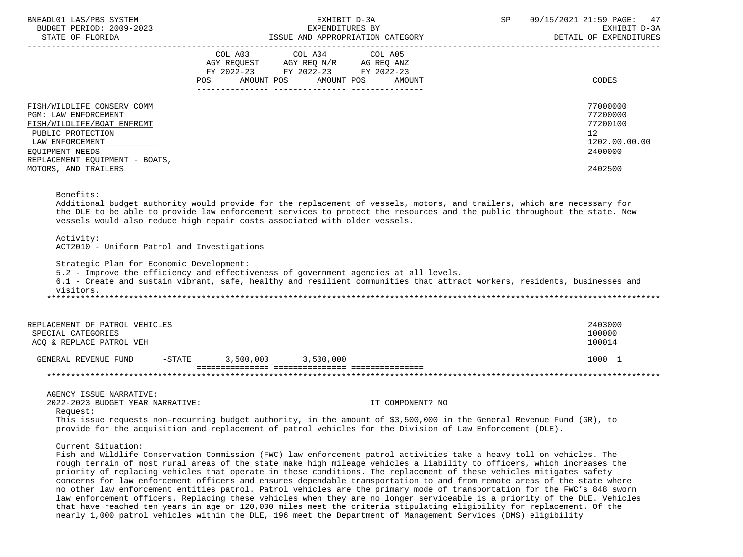| | COL A03 AGY REQUEST FY 2022-23 POS AMOUNT | COL A04 AGY REQ N/R FY 2022-23 POS AMOUNT | COL A05 AG REQ ANZ FY 2022-23 POS AMOUNT | CODES |
|---|---|---|---|---|
| FISH/WILDLIFE CONSERV COMM | | | | 77000000 |
| PGM: LAW ENFORCEMENT | | | | 77200000 |
| FISH/WILDLIFE/BOAT ENFRCMT | | | | 77200100 |
| PUBLIC PROTECTION | | | | 12 |
| LAW ENFORCEMENT | | | | 1202.00.00.00 |
| EQUIPMENT NEEDS | | | | 2400000 |
| REPLACEMENT EQUIPMENT - BOATS, MOTORS, AND TRAILERS | | | | 2402500 |

Benefits:
Additional budget authority would provide for the replacement of vessels, motors, and trailers, which are necessary for the DLE to be able to provide law enforcement services to protect the resources and the public throughout the state. New vessels would also reduce high repair costs associated with older vessels.

Activity:
ACT2010 - Uniform Patrol and Investigations

Strategic Plan for Economic Development:
5.2 - Improve the efficiency and effectiveness of government agencies at all levels.
6.1 - Create and sustain vibrant, safe, healthy and resilient communities that attract workers, residents, businesses and visitors.

*******************************************************************************************************************

| | COL A03 | COL A04 | COL A05 | CODES |
|---|---|---|---|---|
| REPLACEMENT OF PATROL VEHICLES | | | | 2403000 |
| SPECIAL CATEGORIES | | | | 100000 |
| ACQ & REPLACE PATROL VEH | | | | 100014 |
| GENERAL REVENUE FUND -STATE | 3,500,000 | 3,500,000 | | 1000 1 |

*******************************************************************************************************************

AGENCY ISSUE NARRATIVE:
2022-2023 BUDGET YEAR NARRATIVE: IT COMPONENT? NO

Request:
This issue requests non-recurring budget authority, in the amount of $3,500,000 in the General Revenue Fund (GR), to provide for the acquisition and replacement of patrol vehicles for the Division of Law Enforcement (DLE).

Current Situation:
Fish and Wildlife Conservation Commission (FWC) law enforcement patrol activities take a heavy toll on vehicles. The rough terrain of most rural areas of the state make high mileage vehicles a liability to officers, which increases the priority of replacing vehicles that operate in these conditions. The replacement of these vehicles mitigates safety concerns for law enforcement officers and ensures dependable transportation to and from remote areas of the state where no other law enforcement entities patrol. Patrol vehicles are the primary mode of transportation for the FWC's 848 sworn law enforcement officers. Replacing these vehicles when they are no longer serviceable is a priority of the DLE. Vehicles that have reached ten years in age or 120,000 miles meet the criteria stipulating eligibility for replacement. Of the nearly 1,000 patrol vehicles within the DLE, 196 meet the Department of Management Services (DMS) eligibility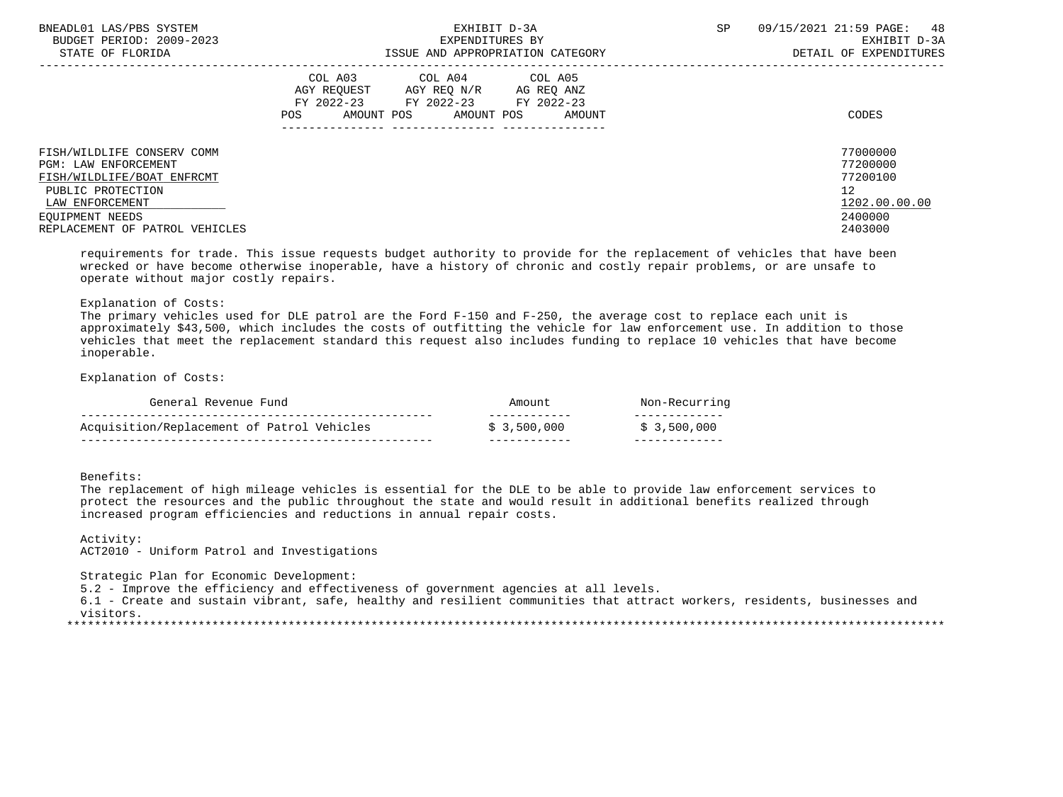| | COL A03 AGY REQUEST FY 2022-23 POS AMOUNT | COL A04 AGY REQ N/R FY 2022-23 POS AMOUNT | COL A05 AG REQ ANZ FY 2022-23 POS AMOUNT | CODES |
|---|---|---|---|---|
| FISH/WILDLIFE CONSERV COMM | | | | 77000000 |
| PGM: LAW ENFORCEMENT | | | | 77200000 |
| FISH/WILDLIFE/BOAT ENFRCMT | | | | 77200100 |
| PUBLIC PROTECTION | | | | 12 |
| LAW ENFORCEMENT | | | | 1202.00.00.00 |
| EQUIPMENT NEEDS | | | | 2400000 |
| REPLACEMENT OF PATROL VEHICLES | | | | 2403000 |

requirements for trade. This issue requests budget authority to provide for the replacement of vehicles that have been wrecked or have become otherwise inoperable, have a history of chronic and costly repair problems, or are unsafe to operate without major costly repairs.

Explanation of Costs:
The primary vehicles used for DLE patrol are the Ford F-150 and F-250, the average cost to replace each unit is approximately $43,500, which includes the costs of outfitting the vehicle for law enforcement use. In addition to those vehicles that meet the replacement standard this request also includes funding to replace 10 vehicles that have become inoperable.

Explanation of Costs:

| General Revenue Fund | Amount | Non-Recurring |
|---|---|---|
| Acquisition/Replacement of Patrol Vehicles | $ 3,500,000 | $ 3,500,000 |

Benefits:
The replacement of high mileage vehicles is essential for the DLE to be able to provide law enforcement services to protect the resources and the public throughout the state and would result in additional benefits realized through increased program efficiencies and reductions in annual repair costs.

Activity:
ACT2010 - Uniform Patrol and Investigations

Strategic Plan for Economic Development:
5.2 - Improve the efficiency and effectiveness of government agencies at all levels.
6.1 - Create and sustain vibrant, safe, healthy and resilient communities that attract workers, residents, businesses and visitors.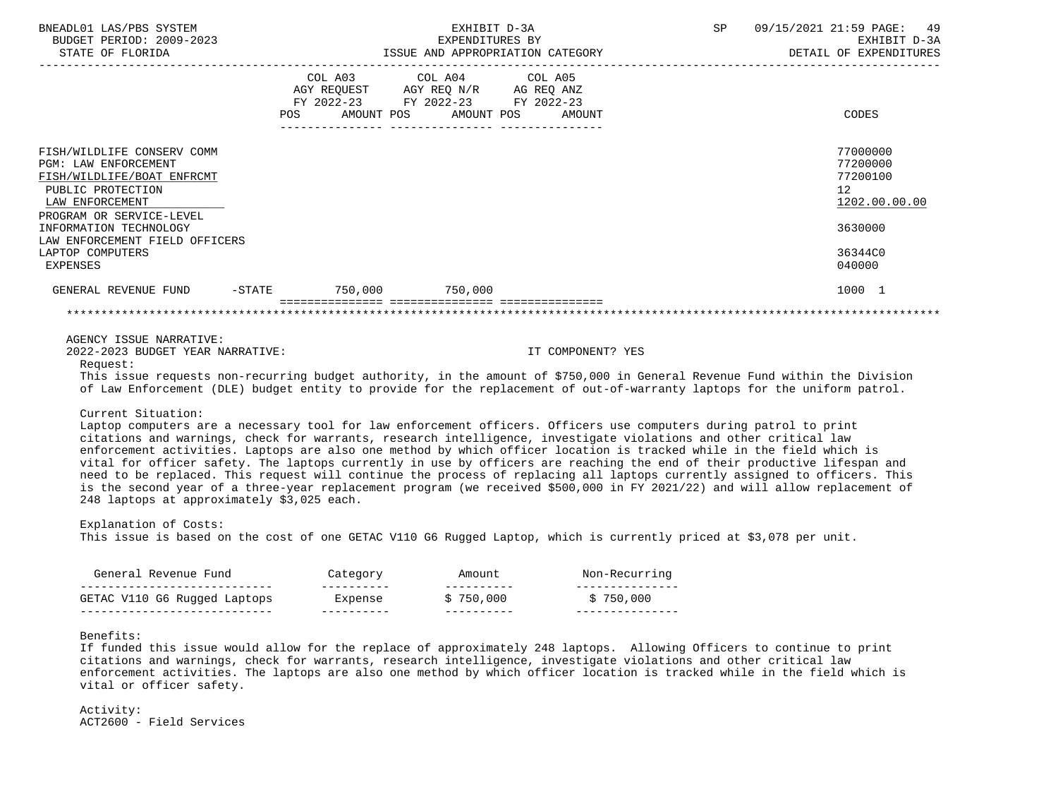EXHIBIT D-3A
EXPENDITURES BY
ISSUE AND APPROPRIATION CATEGORY

BNEADL01 LAS/PBS SYSTEM
BUDGET PERIOD: 2009-2023
STATE OF FLORIDA

SP 09/15/2021 21:59

EXHIBIT D-3A
DETAIL OF EXPENDITURES

| | COL A03 AGY REQUEST FY 2022-23 POS | AMOUNT | COL A04 AGY REQ N/R FY 2022-23 POS | AMOUNT | COL A05 AG REQ ANZ FY 2022-23 POS | AMOUNT | CODES |
|---|---|---|---|---|---|---|---|
| FISH/WILDLIFE CONSERV COMM | | | | | | | 77000000 |
| PGM: LAW ENFORCEMENT | | | | | | | 77200000 |
| FISH/WILDLIFE/BOAT ENFRCMT | | | | | | | 77200100 |
| PUBLIC PROTECTION | | | | | | | 12 |
| LAW ENFORCEMENT | | | | | | | 1202.00.00.00 |
| PROGRAM OR SERVICE-LEVEL | | | | | | | |
| INFORMATION TECHNOLOGY | | | | | | | 3630000 |
| LAW ENFORCEMENT FIELD OFFICERS | | | | | | | |
| LAPTOP COMPUTERS | | | | | | | 36344C0 |
| EXPENSES | | | | | | | 040000 |
| GENERAL REVENUE FUND -STATE | | 750,000 | | 750,000 | | | 1000 1 |

AGENCY ISSUE NARRATIVE:
2022-2023 BUDGET YEAR NARRATIVE: IT COMPONENT? YES

Request:
This issue requests non-recurring budget authority, in the amount of $750,000 in General Revenue Fund within the Division of Law Enforcement (DLE) budget entity to provide for the replacement of out-of-warranty laptops for the uniform patrol.

Current Situation:
Laptop computers are a necessary tool for law enforcement officers. Officers use computers during patrol to print citations and warnings, check for warrants, research intelligence, investigate violations and other critical law enforcement activities. Laptops are also one method by which officer location is tracked while in the field which is vital for officer safety. The laptops currently in use by officers are reaching the end of their productive lifespan and need to be replaced. This request will continue the process of replacing all laptops currently assigned to officers. This is the second year of a three-year replacement program (we received $500,000 in FY 2021/22) and will allow replacement of 248 laptops at approximately $3,025 each.

Explanation of Costs:
This issue is based on the cost of one GETAC V110 G6 Rugged Laptop, which is currently priced at $3,078 per unit.

| General Revenue Fund | Category | Amount | Non-Recurring |
|---|---|---|---|
| GETAC V110 G6 Rugged Laptops | Expense | $ 750,000 | $ 750,000 |

Benefits:
If funded this issue would allow for the replace of approximately 248 laptops. Allowing Officers to continue to print citations and warnings, check for warrants, research intelligence, investigate violations and other critical law enforcement activities. The laptops are also one method by which officer location is tracked while in the field which is vital or officer safety.

Activity:
ACT2600 - Field Services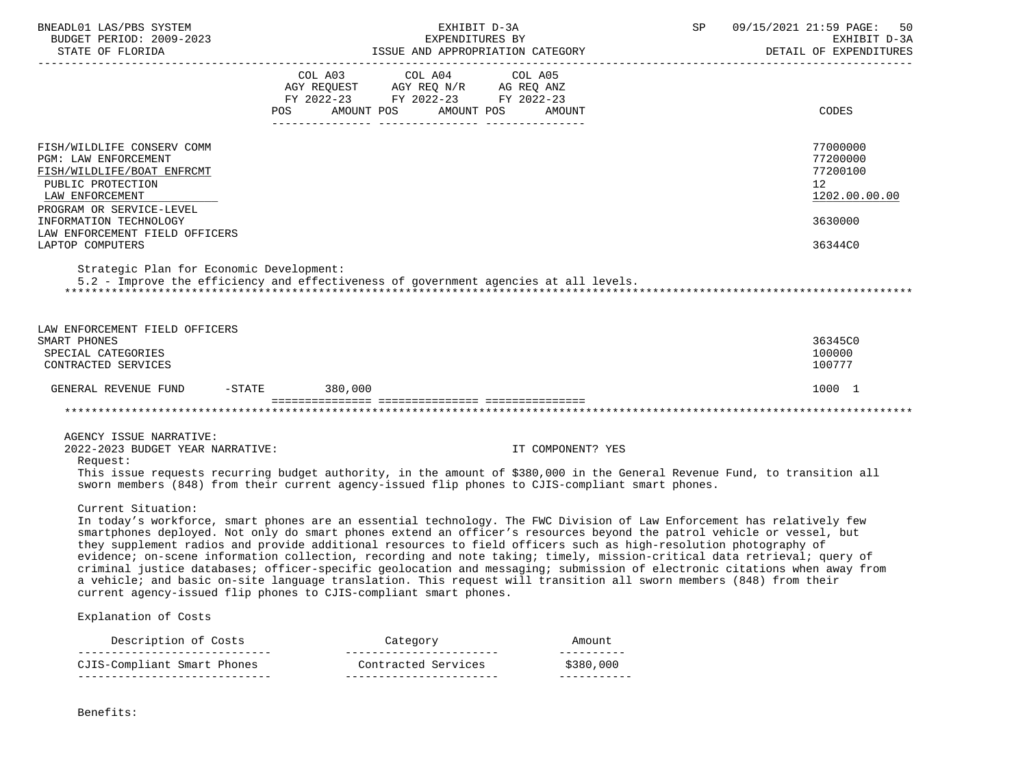| | COL A03 AGY REQUEST FY 2022-23 POS AMOUNT | COL A04 AGY REQ N/R FY 2022-23 POS AMOUNT | COL A05 AG REQ ANZ FY 2022-23 POS AMOUNT | CODES |
|---|---|---|---|---|
| FISH/WILDLIFE CONSERV COMM | | | | 77000000 |
| PGM: LAW ENFORCEMENT | | | | 77200000 |
| FISH/WILDLIFE/BOAT ENFRCMT | | | | 77200100 |
| PUBLIC PROTECTION | | | | 12 |
| LAW ENFORCEMENT | | | | 1202.00.00.00 |
| PROGRAM OR SERVICE-LEVEL | | | | |
| INFORMATION TECHNOLOGY | | | | 3630000 |
| LAW ENFORCEMENT FIELD OFFICERS | | | | |
| LAPTOP COMPUTERS | | | | 36344C0 |

Strategic Plan for Economic Development:
5.2 - Improve the efficiency and effectiveness of government agencies at all levels.

| | COL A03 | COL A04 | COL A05 | CODES |
|---|---|---|---|---|
| LAW ENFORCEMENT FIELD OFFICERS | | | | |
| SMART PHONES | | | | 36345C0 |
| SPECIAL CATEGORIES | | | | 100000 |
| CONTRACTED SERVICES | | | | 100777 |
| GENERAL REVENUE FUND -STATE | 380,000 | | | 1000 1 |

AGENCY ISSUE NARRATIVE:
2022-2023 BUDGET YEAR NARRATIVE: IT COMPONENT? YES

Request:
This issue requests recurring budget authority, in the amount of $380,000 in the General Revenue Fund, to transition all sworn members (848) from their current agency-issued flip phones to CJIS-compliant smart phones.

Current Situation:
In today's workforce, smart phones are an essential technology. The FWC Division of Law Enforcement has relatively few smartphones deployed. Not only do smart phones extend an officer's resources beyond the patrol vehicle or vessel, but they supplement radios and provide additional resources to field officers such as high-resolution photography of evidence; on-scene information collection, recording and note taking; timely, mission-critical data retrieval; query of criminal justice databases; officer-specific geolocation and messaging; submission of electronic citations when away from a vehicle; and basic on-site language translation. This request will transition all sworn members (848) from their current agency-issued flip phones to CJIS-compliant smart phones.

Explanation of Costs

| Description of Costs | Category | Amount |
|---|---|---|
| CJIS-Compliant Smart Phones | Contracted Services | $380,000 |

Benefits: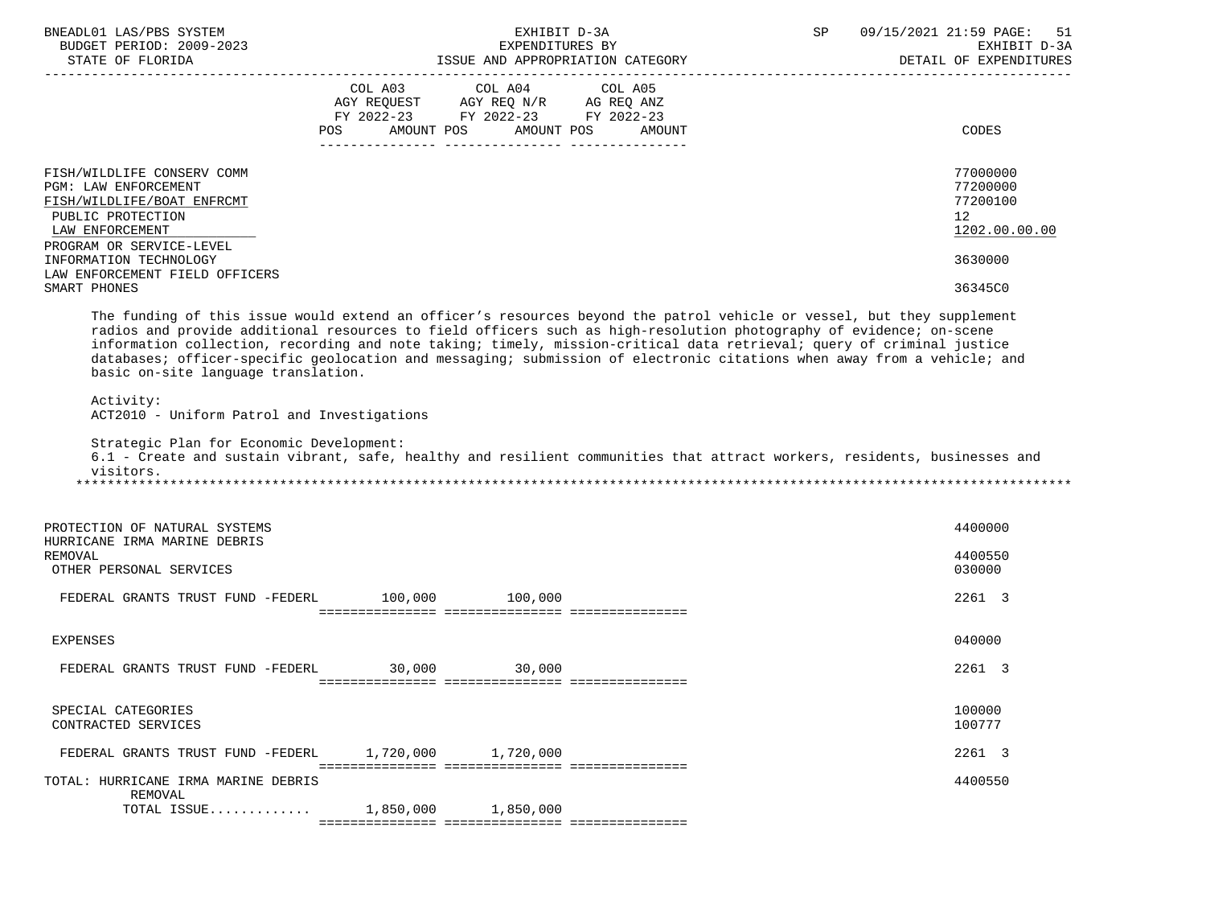| | COL A03 AGY REQUEST FY 2022-23 POS AMOUNT | COL A04 AGY REQ N/R FY 2022-23 POS AMOUNT | COL A05 AG REQ ANZ FY 2022-23 POS AMOUNT | CODES |
|---|---|---|---|---|
| FISH/WILDLIFE CONSERV COMM | | | | 77000000 |
| PGM: LAW ENFORCEMENT | | | | 77200000 |
| FISH/WILDLIFE/BOAT ENFRCMT | | | | 77200100 |
| PUBLIC PROTECTION | | | | 12 |
| LAW ENFORCEMENT | | | | 1202.00.00.00 |
| PROGRAM OR SERVICE-LEVEL | | | | |
| INFORMATION TECHNOLOGY | | | | 3630000 |
| LAW ENFORCEMENT FIELD OFFICERS | | | | |
| SMART PHONES | | | | 36345C0 |

The funding of this issue would extend an officer's resources beyond the patrol vehicle or vessel, but they supplement radios and provide additional resources to field officers such as high-resolution photography of evidence; on-scene information collection, recording and note taking; timely, mission-critical data retrieval; query of criminal justice databases; officer-specific geolocation and messaging; submission of electronic citations when away from a vehicle; and basic on-site language translation.

Activity:
ACT2010 - Uniform Patrol and Investigations

Strategic Plan for Economic Development:
6.1 - Create and sustain vibrant, safe, healthy and resilient communities that attract workers, residents, businesses and visitors.

*******************************************************************************************************************

| | COL A03 | COL A04 | COL A05 | CODES |
|---|---|---|---|---|
| PROTECTION OF NATURAL SYSTEMS | | | | 4400000 |
| HURRICANE IRMA MARINE DEBRIS REMOVAL | | | | 4400550 |
| OTHER PERSONAL SERVICES | | | | 030000 |
| FEDERAL GRANTS TRUST FUND -FEDERL | 100,000 | 100,000 | | 2261 3 |
| EXPENSES | | | | 040000 |
| FEDERAL GRANTS TRUST FUND -FEDERL | 30,000 | 30,000 | | 2261 3 |
| SPECIAL CATEGORIES | | | | 100000 |
| CONTRACTED SERVICES | | | | 100777 |
| FEDERAL GRANTS TRUST FUND -FEDERL | 1,720,000 | 1,720,000 | | 2261 3 |
| TOTAL: HURRICANE IRMA MARINE DEBRIS REMOVAL | | | | 4400550 |
| TOTAL ISSUE............ | 1,850,000 | 1,850,000 | | |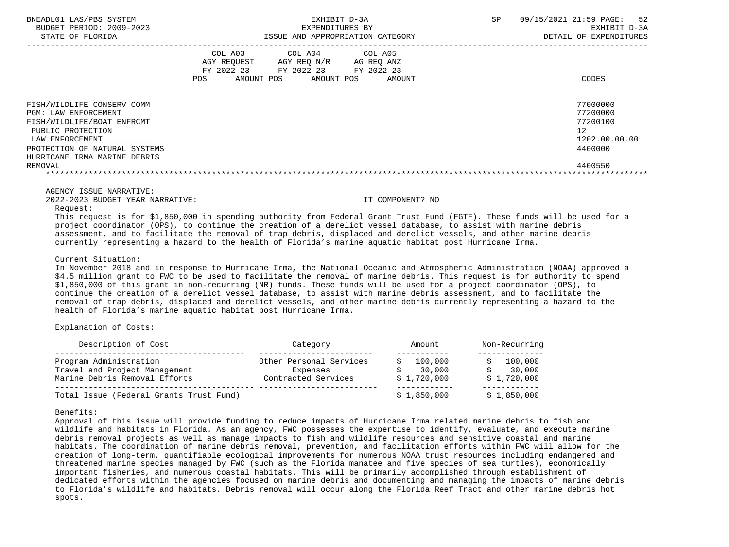| | COL A03 AGY REQUEST FY 2022-23 | | COL A04 AGY REQ N/R FY 2022-23 | | COL A05 AG REQ ANZ FY 2022-23 | | |
|---|---|---|---|---|---|---|---|
| | POS | AMOUNT | POS | AMOUNT | POS | AMOUNT | CODES |

FISH/WILDLIFE CONSERV COMM — 77000000
PGM: LAW ENFORCEMENT — 77200000
FISH/WILDLIFE/BOAT ENFRCMT — 77200100
PUBLIC PROTECTION — 12
LAW ENFORCEMENT — 1202.00.00.00
PROTECTION OF NATURAL SYSTEMS — 4400000
HURRICANE IRMA MARINE DEBRIS REMOVAL — 4400550

AGENCY ISSUE NARRATIVE:

2022-2023 BUDGET YEAR NARRATIVE: IT COMPONENT? NO

Request:

This request is for $1,850,000 in spending authority from Federal Grant Trust Fund (FGTF). These funds will be used for a project coordinator (OPS), to continue the creation of a derelict vessel database, to assist with marine debris assessment, and to facilitate the removal of trap debris, displaced and derelict vessels, and other marine debris currently representing a hazard to the health of Florida's marine aquatic habitat post Hurricane Irma.

Current Situation:

In November 2018 and in response to Hurricane Irma, the National Oceanic and Atmospheric Administration (NOAA) approved a $4.5 million grant to FWC to be used to facilitate the removal of marine debris. This request is for authority to spend $1,850,000 of this grant in non-recurring (NR) funds. These funds will be used for a project coordinator (OPS), to continue the creation of a derelict vessel database, to assist with marine debris assessment, and to facilitate the removal of trap debris, displaced and derelict vessels, and other marine debris currently representing a hazard to the health of Florida's marine aquatic habitat post Hurricane Irma.

Explanation of Costs:

| Description of Cost | Category | Amount | Non-Recurring |
|---|---|---|---|
| Program Administration | Other Personal Services | $ 100,000 | $ 100,000 |
| Travel and Project Management | Expenses | $ 30,000 | $ 30,000 |
| Marine Debris Removal Efforts | Contracted Services | $ 1,720,000 | $ 1,720,000 |
| Total Issue (Federal Grants Trust Fund) | | $ 1,850,000 | $ 1,850,000 |

Benefits:

Approval of this issue will provide funding to reduce impacts of Hurricane Irma related marine debris to fish and wildlife and habitats in Florida. As an agency, FWC possesses the expertise to identify, evaluate, and execute marine debris removal projects as well as manage impacts to fish and wildlife resources and sensitive coastal and marine habitats. The coordination of marine debris removal, prevention, and facilitation efforts within FWC will allow for the creation of long-term, quantifiable ecological improvements for numerous NOAA trust resources including endangered and threatened marine species managed by FWC (such as the Florida manatee and five species of sea turtles), economically important fisheries, and numerous coastal habitats. This will be primarily accomplished through establishment of dedicated efforts within the agencies focused on marine debris and documenting and managing the impacts of marine debris to Florida's wildlife and habitats. Debris removal will occur along the Florida Reef Tract and other marine debris hot spots.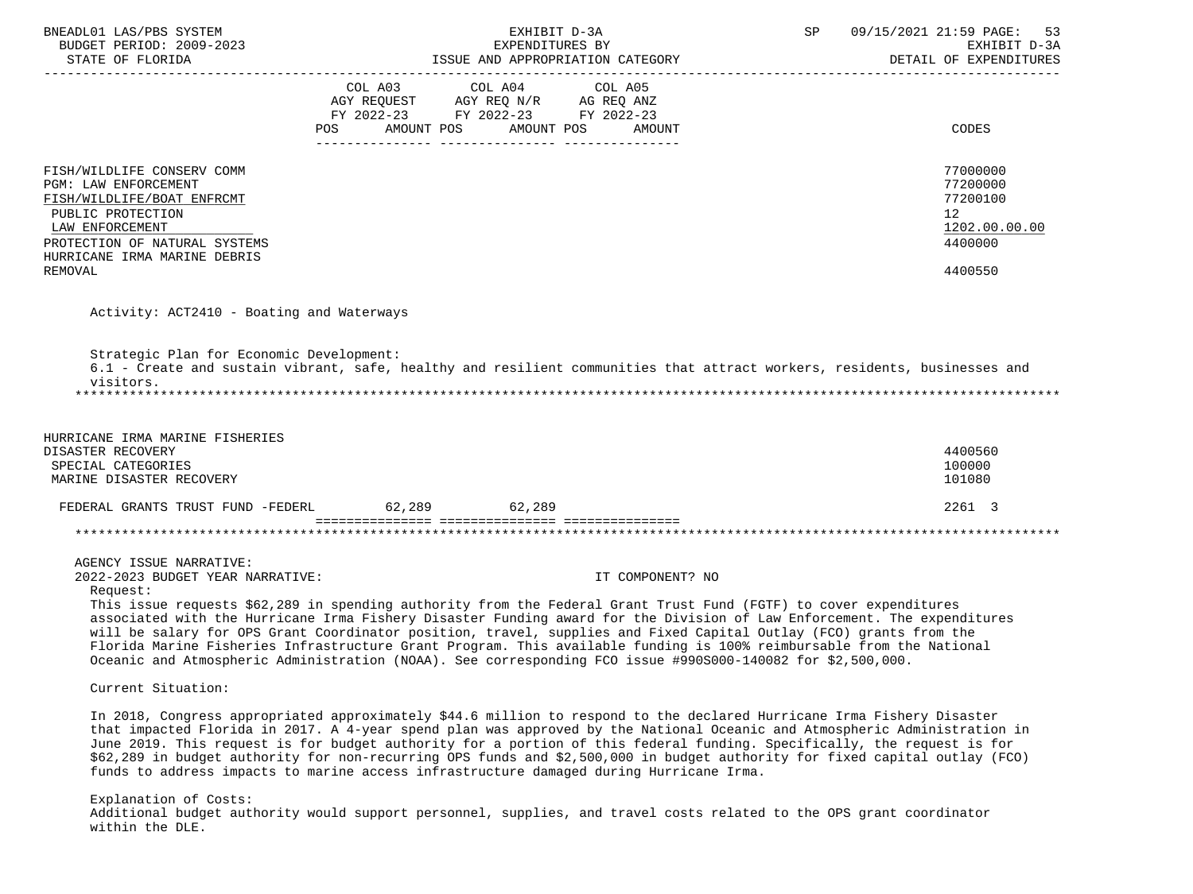| | COL A03 AGY REQUEST FY 2022-23 POS AMOUNT | COL A04 AGY REQ N/R FY 2022-23 POS AMOUNT | COL A05 AG REQ ANZ FY 2022-23 POS AMOUNT | CODES |
|---|---|---|---|---|
| FISH/WILDLIFE CONSERV COMM | | | | 77000000 |
| PGM: LAW ENFORCEMENT | | | | 77200000 |
| FISH/WILDLIFE/BOAT ENFRCMT | | | | 77200100 |
| PUBLIC PROTECTION | | | | 12 |
| LAW ENFORCEMENT | | | | 1202.00.00.00 |
| PROTECTION OF NATURAL SYSTEMS | | | | 4400000 |
| HURRICANE IRMA MARINE DEBRIS REMOVAL | | | | 4400550 |

Activity: ACT2410 - Boating and Waterways

Strategic Plan for Economic Development:
6.1 - Create and sustain vibrant, safe, healthy and resilient communities that attract workers, residents, businesses and visitors.

*******************************************************************************************************************

| | COL A03 | COL A04 | COL A05 | CODES |
|---|---|---|---|---|
| HURRICANE IRMA MARINE FISHERIES DISASTER RECOVERY | | | | 4400560 |
| SPECIAL CATEGORIES | | | | 100000 |
| MARINE DISASTER RECOVERY | | | | 101080 |
| FEDERAL GRANTS TRUST FUND -FEDERL | 62,289 | 62,289 | | 2261 3 |

*******************************************************************************************************************

AGENCY ISSUE NARRATIVE:
2022-2023 BUDGET YEAR NARRATIVE: IT COMPONENT? NO

Request:
This issue requests $62,289 in spending authority from the Federal Grant Trust Fund (FGTF) to cover expenditures associated with the Hurricane Irma Fishery Disaster Funding award for the Division of Law Enforcement. The expenditures will be salary for OPS Grant Coordinator position, travel, supplies and Fixed Capital Outlay (FCO) grants from the Florida Marine Fisheries Infrastructure Grant Program. This available funding is 100% reimbursable from the National Oceanic and Atmospheric Administration (NOAA). See corresponding FCO issue #990S000-140082 for $2,500,000.

Current Situation:

In 2018, Congress appropriated approximately $44.6 million to respond to the declared Hurricane Irma Fishery Disaster that impacted Florida in 2017. A 4-year spend plan was approved by the National Oceanic and Atmospheric Administration in June 2019. This request is for budget authority for a portion of this federal funding. Specifically, the request is for $62,289 in budget authority for non-recurring OPS funds and $2,500,000 in budget authority for fixed capital outlay (FCO) funds to address impacts to marine access infrastructure damaged during Hurricane Irma.

Explanation of Costs:
Additional budget authority would support personnel, supplies, and travel costs related to the OPS grant coordinator within the DLE.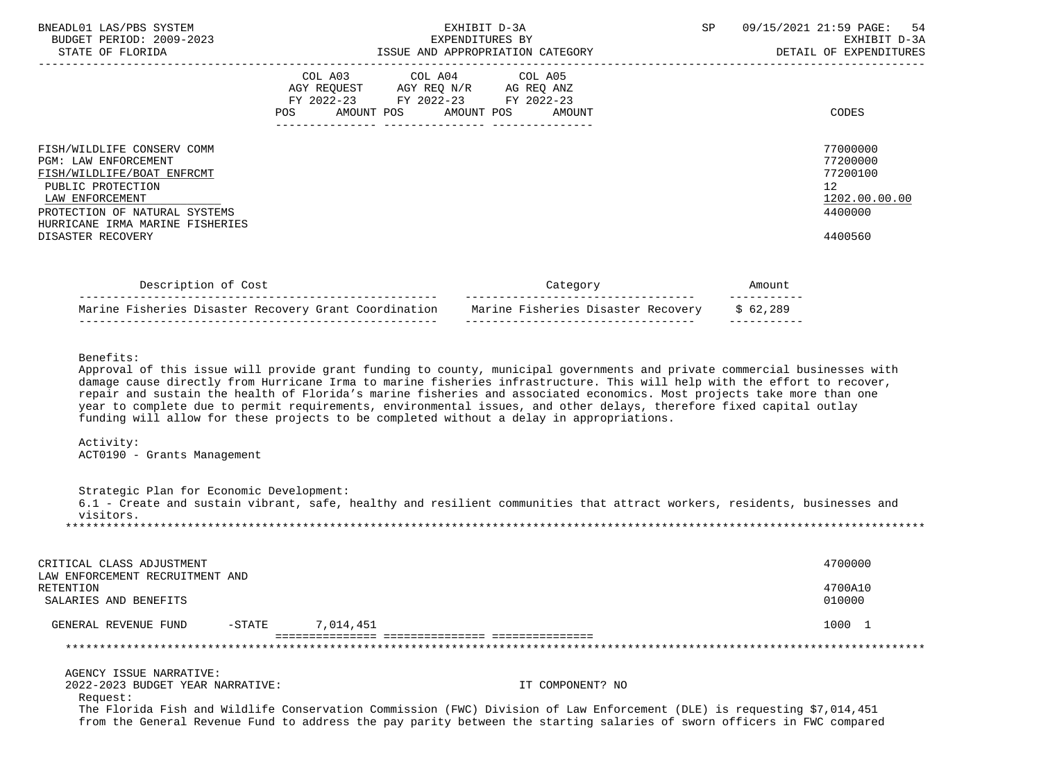| | COL A03 AGY REQUEST FY 2022-23 POS AMOUNT | COL A04 AGY REQ N/R FY 2022-23 POS AMOUNT | COL A05 AG REQ ANZ FY 2022-23 POS AMOUNT | CODES |
|---|---|---|---|---|
| FISH/WILDLIFE CONSERV COMM | | | | 77000000 |
| PGM: LAW ENFORCEMENT | | | | 77200000 |
| FISH/WILDLIFE/BOAT ENFRCMT | | | | 77200100 |
| PUBLIC PROTECTION | | | | 12 |
| LAW ENFORCEMENT | | | | 1202.00.00.00 |
| PROTECTION OF NATURAL SYSTEMS | | | | 4400000 |
| HURRICANE IRMA MARINE FISHERIES DISASTER RECOVERY | | | | 4400560 |

| Description of Cost | Category | Amount |
|---|---|---|
| Marine Fisheries Disaster Recovery Grant Coordination | Marine Fisheries Disaster Recovery | $ 62,289 |

Benefits:
Approval of this issue will provide grant funding to county, municipal governments and private commercial businesses with damage cause directly from Hurricane Irma to marine fisheries infrastructure. This will help with the effort to recover, repair and sustain the health of Florida's marine fisheries and associated economics. Most projects take more than one year to complete due to permit requirements, environmental issues, and other delays, therefore fixed capital outlay funding will allow for these projects to be completed without a delay in appropriations.

Activity:
ACT0190 - Grants Management

Strategic Plan for Economic Development:
6.1 - Create and sustain vibrant, safe, healthy and resilient communities that attract workers, residents, businesses and visitors.

*******************************************************************************************************************

| | COL A03 | COL A04 | COL A05 | CODES |
|---|---|---|---|---|
| CRITICAL CLASS ADJUSTMENT | | | | 4700000 |
| LAW ENFORCEMENT RECRUITMENT AND RETENTION | | | | 4700A10 |
| SALARIES AND BENEFITS | | | | 010000 |
| GENERAL REVENUE FUND -STATE | 7,014,451 | | | 1000 1 |

*******************************************************************************************************************

AGENCY ISSUE NARRATIVE:
2022-2023 BUDGET YEAR NARRATIVE: IT COMPONENT? NO

Request:
The Florida Fish and Wildlife Conservation Commission (FWC) Division of Law Enforcement (DLE) is requesting $7,014,451 from the General Revenue Fund to address the pay parity between the starting salaries of sworn officers in FWC compared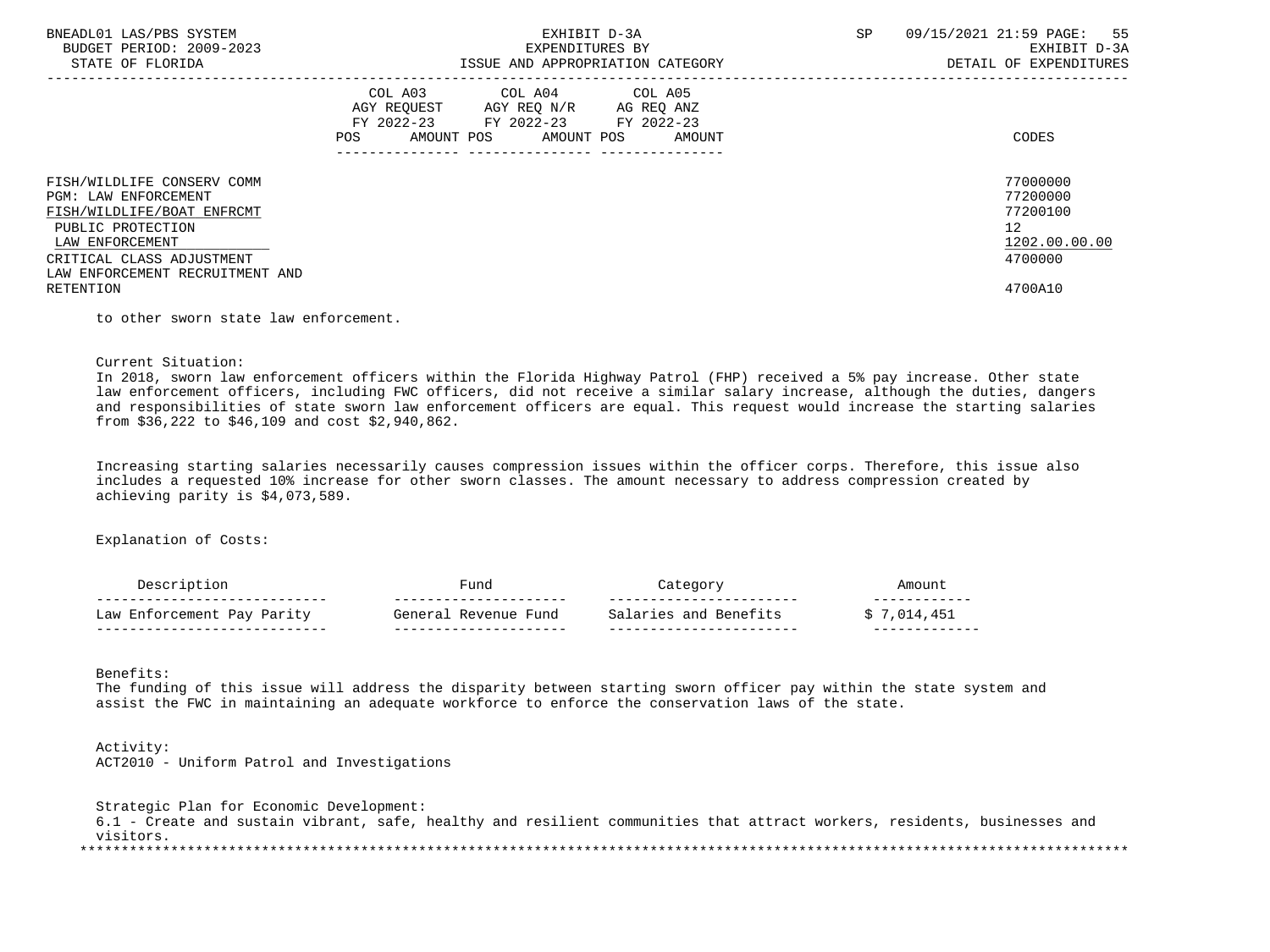| | COL A03 AGY REQUEST FY 2022-23 POS AMOUNT | COL A04 AGY REQ N/R FY 2022-23 POS AMOUNT | COL A05 AG REQ ANZ FY 2022-23 POS AMOUNT | CODES |
|---|---|---|---|---|
| FISH/WILDLIFE CONSERV COMM | | | | 77000000 |
| PGM: LAW ENFORCEMENT | | | | 77200000 |
| FISH/WILDLIFE/BOAT ENFRCMT | | | | 77200100 |
| PUBLIC PROTECTION | | | | 12 |
| LAW ENFORCEMENT | | | | 1202.00.00.00 |
| CRITICAL CLASS ADJUSTMENT | | | | 4700000 |
| LAW ENFORCEMENT RECRUITMENT AND RETENTION | | | | 4700A10 |

to other sworn state law enforcement.

Current Situation:
In 2018, sworn law enforcement officers within the Florida Highway Patrol (FHP) received a 5% pay increase. Other state law enforcement officers, including FWC officers, did not receive a similar salary increase, although the duties, dangers and responsibilities of state sworn law enforcement officers are equal. This request would increase the starting salaries from $36,222 to $46,109 and cost $2,940,862.

Increasing starting salaries necessarily causes compression issues within the officer corps. Therefore, this issue also includes a requested 10% increase for other sworn classes. The amount necessary to address compression created by achieving parity is $4,073,589.

Explanation of Costs:

| Description | Fund | Category | Amount |
|---|---|---|---|
| Law Enforcement Pay Parity | General Revenue Fund | Salaries and Benefits | $ 7,014,451 |

Benefits:
The funding of this issue will address the disparity between starting sworn officer pay within the state system and assist the FWC in maintaining an adequate workforce to enforce the conservation laws of the state.

Activity:
ACT2010 - Uniform Patrol and Investigations

Strategic Plan for Economic Development:
6.1 - Create and sustain vibrant, safe, healthy and resilient communities that attract workers, residents, businesses and visitors.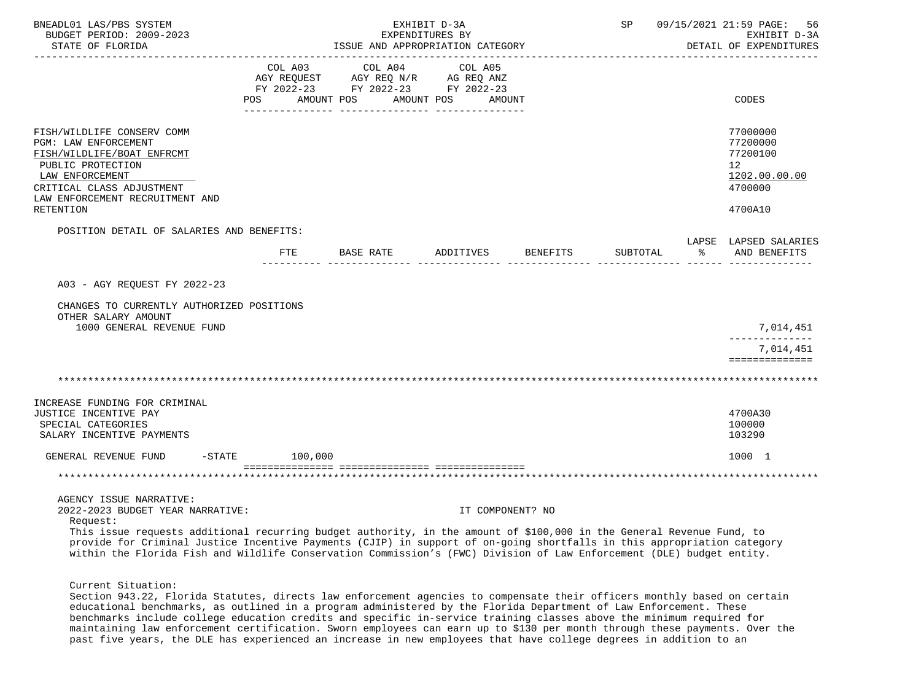BNEADL01 LAS/PBS SYSTEM — EXHIBIT D-3A — EXPENDITURES BY ISSUE AND APPROPRIATION CATEGORY — BUDGET PERIOD: 2009-2023 — STATE OF FLORIDA — SP 09/15/2021 21:59 — EXHIBIT D-3A DETAIL OF EXPENDITURES

| | COL A03 AGY REQUEST FY 2022-23 POS AMOUNT | COL A04 AGY REQ N/R FY 2022-23 POS AMOUNT | COL A05 AG REQ ANZ FY 2022-23 POS AMOUNT | CODES |
|---|---|---|---|---|
| FISH/WILDLIFE CONSERV COMM | | | | 77000000 |
| PGM: LAW ENFORCEMENT | | | | 77200000 |
| FISH/WILDLIFE/BOAT ENFRCMT | | | | 77200100 |
| PUBLIC PROTECTION | | | | 12 |
| LAW ENFORCEMENT | | | | 1202.00.00.00 |
| CRITICAL CLASS ADJUSTMENT | | | | 4700000 |
| LAW ENFORCEMENT RECRUITMENT AND RETENTION | | | | 4700A10 |

POSITION DETAIL OF SALARIES AND BENEFITS:

| | FTE | BASE RATE | ADDITIVES | BENEFITS | SUBTOTAL | LAPSE % | LAPSED SALARIES AND BENEFITS |
|---|---|---|---|---|---|---|---|
| A03 - AGY REQUEST FY 2022-23 | | | | | | | |
| CHANGES TO CURRENTLY AUTHORIZED POSITIONS | | | | | | | |
| OTHER SALARY AMOUNT | | | | | | | |
| 1000 GENERAL REVENUE FUND | | | | | | | 7,014,451 |
| | | | | | | | 7,014,451 |

*******************************************************************************************************************

| | COL A03 | COL A04 | COL A05 | CODES |
|---|---|---|---|---|
| INCREASE FUNDING FOR CRIMINAL JUSTICE INCENTIVE PAY | | | | 4700A30 |
| SPECIAL CATEGORIES | | | | 100000 |
| SALARY INCENTIVE PAYMENTS | | | | 103290 |
| GENERAL REVENUE FUND -STATE | 100,000 | | | 1000 1 |

*******************************************************************************************************************

AGENCY ISSUE NARRATIVE:

2022-2023 BUDGET YEAR NARRATIVE: IT COMPONENT? NO

Request:

This issue requests additional recurring budget authority, in the amount of $100,000 in the General Revenue Fund, to provide for Criminal Justice Incentive Payments (CJIP) in support of on-going shortfalls in this appropriation category within the Florida Fish and Wildlife Conservation Commission's (FWC) Division of Law Enforcement (DLE) budget entity.

Current Situation:

Section 943.22, Florida Statutes, directs law enforcement agencies to compensate their officers monthly based on certain educational benchmarks, as outlined in a program administered by the Florida Department of Law Enforcement. These benchmarks include college education credits and specific in-service training classes above the minimum required for maintaining law enforcement certification. Sworn employees can earn up to $130 per month through these payments. Over the past five years, the DLE has experienced an increase in new employees that have college degrees in addition to an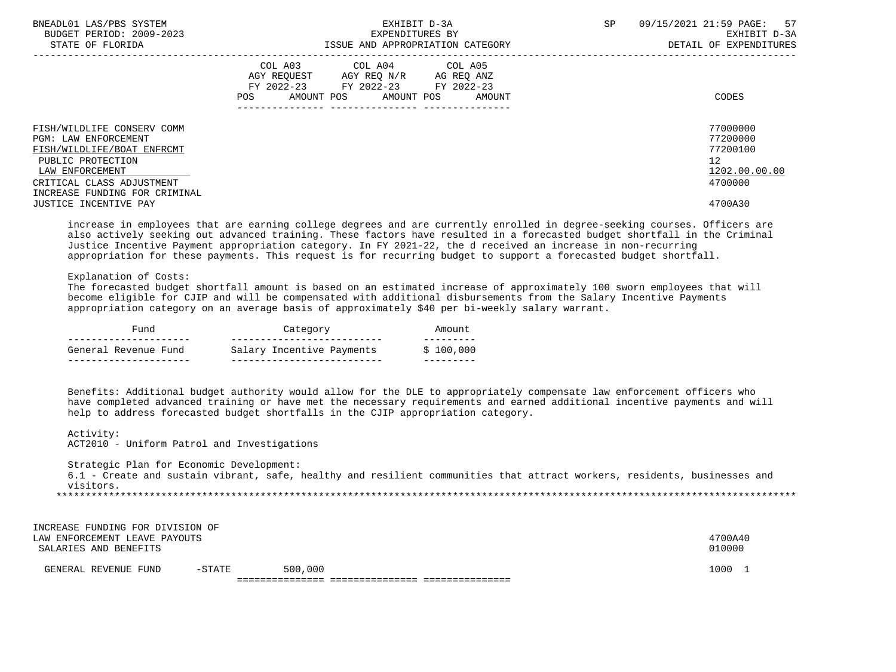| | COL A03 AGY REQUEST FY 2022-23 POS AMOUNT | COL A04 AGY REQ N/R FY 2022-23 POS AMOUNT | COL A05 AG REQ ANZ FY 2022-23 POS AMOUNT | CODES |
|---|---|---|---|---|
| FISH/WILDLIFE CONSERV COMM | | | | 77000000 |
| PGM: LAW ENFORCEMENT | | | | 77200000 |
| FISH/WILDLIFE/BOAT ENFRCMT | | | | 77200100 |
| PUBLIC PROTECTION | | | | 12 |
| LAW ENFORCEMENT | | | | 1202.00.00.00 |
| CRITICAL CLASS ADJUSTMENT | | | | 4700000 |
| INCREASE FUNDING FOR CRIMINAL JUSTICE INCENTIVE PAY | | | | 4700A30 |

increase in employees that are earning college degrees and are currently enrolled in degree-seeking courses. Officers are also actively seeking out advanced training. These factors have resulted in a forecasted budget shortfall in the Criminal Justice Incentive Payment appropriation category. In FY 2021-22, the d received an increase in non-recurring appropriation for these payments. This request is for recurring budget to support a forecasted budget shortfall.

Explanation of Costs:
The forecasted budget shortfall amount is based on an estimated increase of approximately 100 sworn employees that will become eligible for CJIP and will be compensated with additional disbursements from the Salary Incentive Payments appropriation category on an average basis of approximately $40 per bi-weekly salary warrant.

| Fund | Category | Amount |
|---|---|---|
| General Revenue Fund | Salary Incentive Payments | $ 100,000 |

Benefits: Additional budget authority would allow for the DLE to appropriately compensate law enforcement officers who have completed advanced training or have met the necessary requirements and earned additional incentive payments and will help to address forecasted budget shortfalls in the CJIP appropriation category.

Activity:
ACT2010 - Uniform Patrol and Investigations

Strategic Plan for Economic Development:
6.1 - Create and sustain vibrant, safe, healthy and resilient communities that attract workers, residents, businesses and visitors.

*******************************************************************************************************************

| | COL A03 | COL A04 | COL A05 | CODES |
|---|---|---|---|---|
| INCREASE FUNDING FOR DIVISION OF LAW ENFORCEMENT LEAVE PAYOUTS | | | | 4700A40 |
| SALARIES AND BENEFITS | | | | 010000 |
| GENERAL REVENUE FUND -STATE | 500,000 | | | 1000 1 |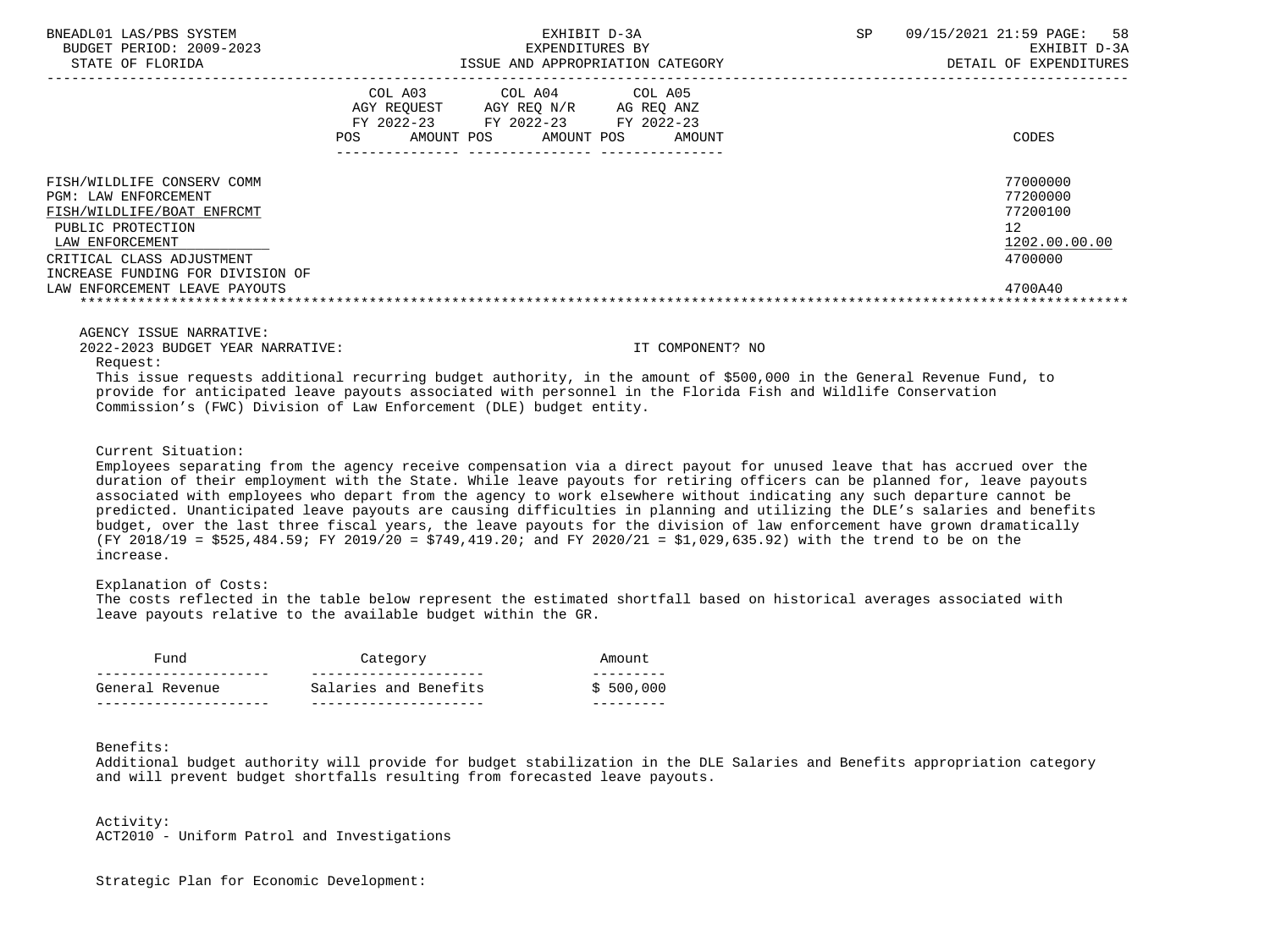| | COL A03 AGY REQUEST FY 2022-23 POS AMOUNT | COL A04 AGY REQ N/R FY 2022-23 POS AMOUNT | COL A05 AG REQ ANZ FY 2022-23 POS AMOUNT | CODES |
|---|---|---|---|---|
| FISH/WILDLIFE CONSERV COMM | | | | 77000000 |
| PGM: LAW ENFORCEMENT | | | | 77200000 |
| FISH/WILDLIFE/BOAT ENFRCMT | | | | 77200100 |
| PUBLIC PROTECTION | | | | 12 |
| LAW ENFORCEMENT | | | | 1202.00.00.00 |
| CRITICAL CLASS ADJUSTMENT | | | | 4700000 |
| INCREASE FUNDING FOR DIVISION OF LAW ENFORCEMENT LEAVE PAYOUTS | | | | 4700A40 |

AGENCY ISSUE NARRATIVE:

2022-2023 BUDGET YEAR NARRATIVE: IT COMPONENT? NO

Request:

This issue requests additional recurring budget authority, in the amount of $500,000 in the General Revenue Fund, to provide for anticipated leave payouts associated with personnel in the Florida Fish and Wildlife Conservation Commission's (FWC) Division of Law Enforcement (DLE) budget entity.

Current Situation:

Employees separating from the agency receive compensation via a direct payout for unused leave that has accrued over the duration of their employment with the State. While leave payouts for retiring officers can be planned for, leave payouts associated with employees who depart from the agency to work elsewhere without indicating any such departure cannot be predicted. Unanticipated leave payouts are causing difficulties in planning and utilizing the DLE's salaries and benefits budget, over the last three fiscal years, the leave payouts for the division of law enforcement have grown dramatically (FY 2018/19 = $525,484.59; FY 2019/20 = $749,419.20; and FY 2020/21 = $1,029,635.92) with the trend to be on the increase.

Explanation of Costs:

The costs reflected in the table below represent the estimated shortfall based on historical averages associated with leave payouts relative to the available budget within the GR.

| Fund | Category | Amount |
|---|---|---|
| General Revenue | Salaries and Benefits | $ 500,000 |

Benefits:

Additional budget authority will provide for budget stabilization in the DLE Salaries and Benefits appropriation category and will prevent budget shortfalls resulting from forecasted leave payouts.

Activity:

ACT2010 - Uniform Patrol and Investigations

Strategic Plan for Economic Development: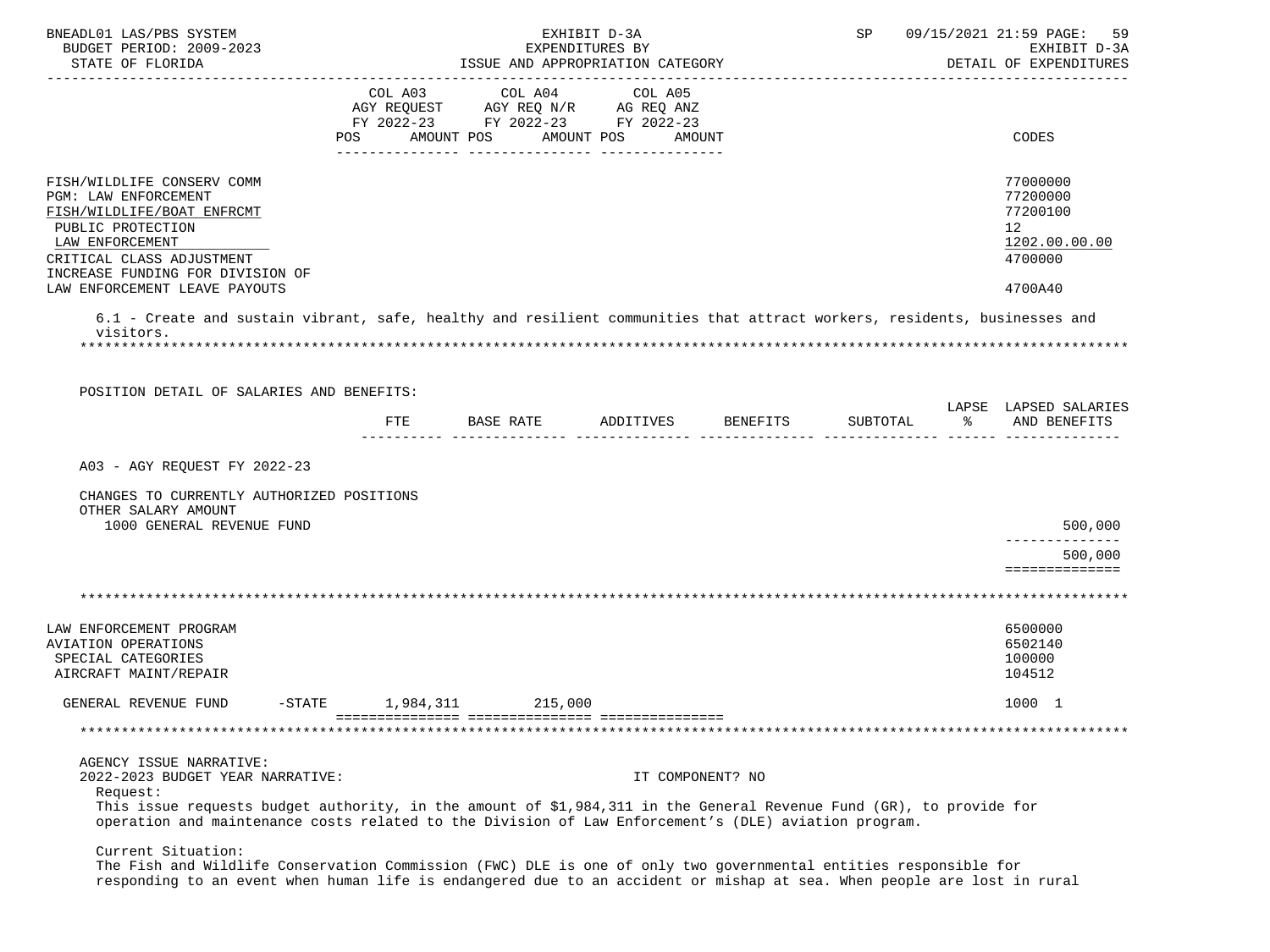| | COL A03 AGY REQUEST FY 2022-23 POS AMOUNT | COL A04 AGY REQ N/R FY 2022-23 POS AMOUNT | COL A05 AG REQ ANZ FY 2022-23 POS AMOUNT | CODES |
|---|---|---|---|---|
| FISH/WILDLIFE CONSERV COMM | | | | 77000000 |
| PGM: LAW ENFORCEMENT | | | | 77200000 |
| FISH/WILDLIFE/BOAT ENFRCMT | | | | 77200100 |
| PUBLIC PROTECTION | | | | 12 |
| LAW ENFORCEMENT | | | | 1202.00.00.00 |
| CRITICAL CLASS ADJUSTMENT | | | | 4700000 |
| INCREASE FUNDING FOR DIVISION OF LAW ENFORCEMENT LEAVE PAYOUTS | | | | 4700A40 |

6.1 - Create and sustain vibrant, safe, healthy and resilient communities that attract workers, residents, businesses and visitors.

POSITION DETAIL OF SALARIES AND BENEFITS:

| | FTE | BASE RATE | ADDITIVES | BENEFITS | SUBTOTAL | LAPSE % | LAPSED SALARIES AND BENEFITS |
|---|---|---|---|---|---|---|---|
| A03 - AGY REQUEST FY 2022-23 | | | | | | | |
| CHANGES TO CURRENTLY AUTHORIZED POSITIONS | | | | | | | |
| OTHER SALARY AMOUNT | | | | | | | |
| 1000 GENERAL REVENUE FUND | | | | | | | 500,000 |
| | | | | | | | 500,000 |

| | COL A03 | COL A04 | COL A05 | CODES |
|---|---|---|---|---|
| LAW ENFORCEMENT PROGRAM | | | | 6500000 |
| AVIATION OPERATIONS | | | | 6502140 |
| SPECIAL CATEGORIES | | | | 100000 |
| AIRCRAFT MAINT/REPAIR | | | | 104512 |
| GENERAL REVENUE FUND -STATE | 1,984,311 | 215,000 | | 1000 1 |

AGENCY ISSUE NARRATIVE:

2022-2023 BUDGET YEAR NARRATIVE: IT COMPONENT? NO

Request:

This issue requests budget authority, in the amount of $1,984,311 in the General Revenue Fund (GR), to provide for operation and maintenance costs related to the Division of Law Enforcement's (DLE) aviation program.

Current Situation:

The Fish and Wildlife Conservation Commission (FWC) DLE is one of only two governmental entities responsible for responding to an event when human life is endangered due to an accident or mishap at sea. When people are lost in rural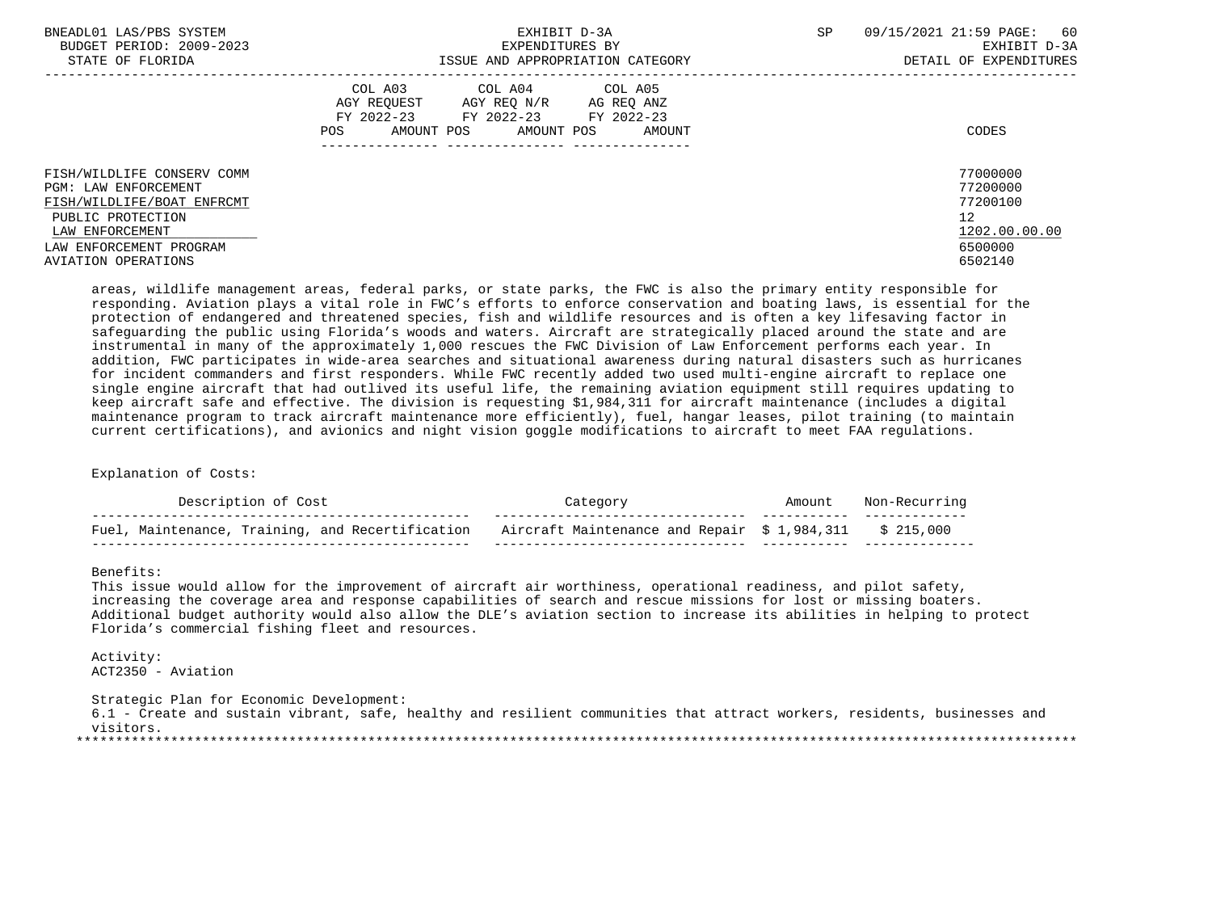| | COL A03 AGY REQUEST FY 2022-23 POS AMOUNT | COL A04 AGY REQ N/R FY 2022-23 POS AMOUNT | COL A05 AG REQ ANZ FY 2022-23 POS AMOUNT | CODES |
|---|---|---|---|---|
| FISH/WILDLIFE CONSERV COMM | | | | 77000000 |
| PGM: LAW ENFORCEMENT | | | | 77200000 |
| FISH/WILDLIFE/BOAT ENFRCMT | | | | 77200100 |
| PUBLIC PROTECTION | | | | 12 |
| LAW ENFORCEMENT | | | | 1202.00.00.00 |
| LAW ENFORCEMENT PROGRAM | | | | 6500000 |
| AVIATION OPERATIONS | | | | 6502140 |

areas, wildlife management areas, federal parks, or state parks, the FWC is also the primary entity responsible for responding. Aviation plays a vital role in FWC's efforts to enforce conservation and boating laws, is essential for the protection of endangered and threatened species, fish and wildlife resources and is often a key lifesaving factor in safeguarding the public using Florida's woods and waters. Aircraft are strategically placed around the state and are instrumental in many of the approximately 1,000 rescues the FWC Division of Law Enforcement performs each year. In addition, FWC participates in wide-area searches and situational awareness during natural disasters such as hurricanes for incident commanders and first responders. While FWC recently added two used multi-engine aircraft to replace one single engine aircraft that had outlived its useful life, the remaining aviation equipment still requires updating to keep aircraft safe and effective. The division is requesting $1,984,311 for aircraft maintenance (includes a digital maintenance program to track aircraft maintenance more efficiently), fuel, hangar leases, pilot training (to maintain current certifications), and avionics and night vision goggle modifications to aircraft to meet FAA regulations.

Explanation of Costs:

| Description of Cost | Category | Amount | Non-Recurring |
|---|---|---|---|
| Fuel, Maintenance, Training, and Recertification | Aircraft Maintenance and Repair | $ 1,984,311 | $ 215,000 |

Benefits:
This issue would allow for the improvement of aircraft air worthiness, operational readiness, and pilot safety, increasing the coverage area and response capabilities of search and rescue missions for lost or missing boaters. Additional budget authority would also allow the DLE's aviation section to increase its abilities in helping to protect Florida's commercial fishing fleet and resources.

Activity:
ACT2350 - Aviation

Strategic Plan for Economic Development:
6.1 - Create and sustain vibrant, safe, healthy and resilient communities that attract workers, residents, businesses and visitors.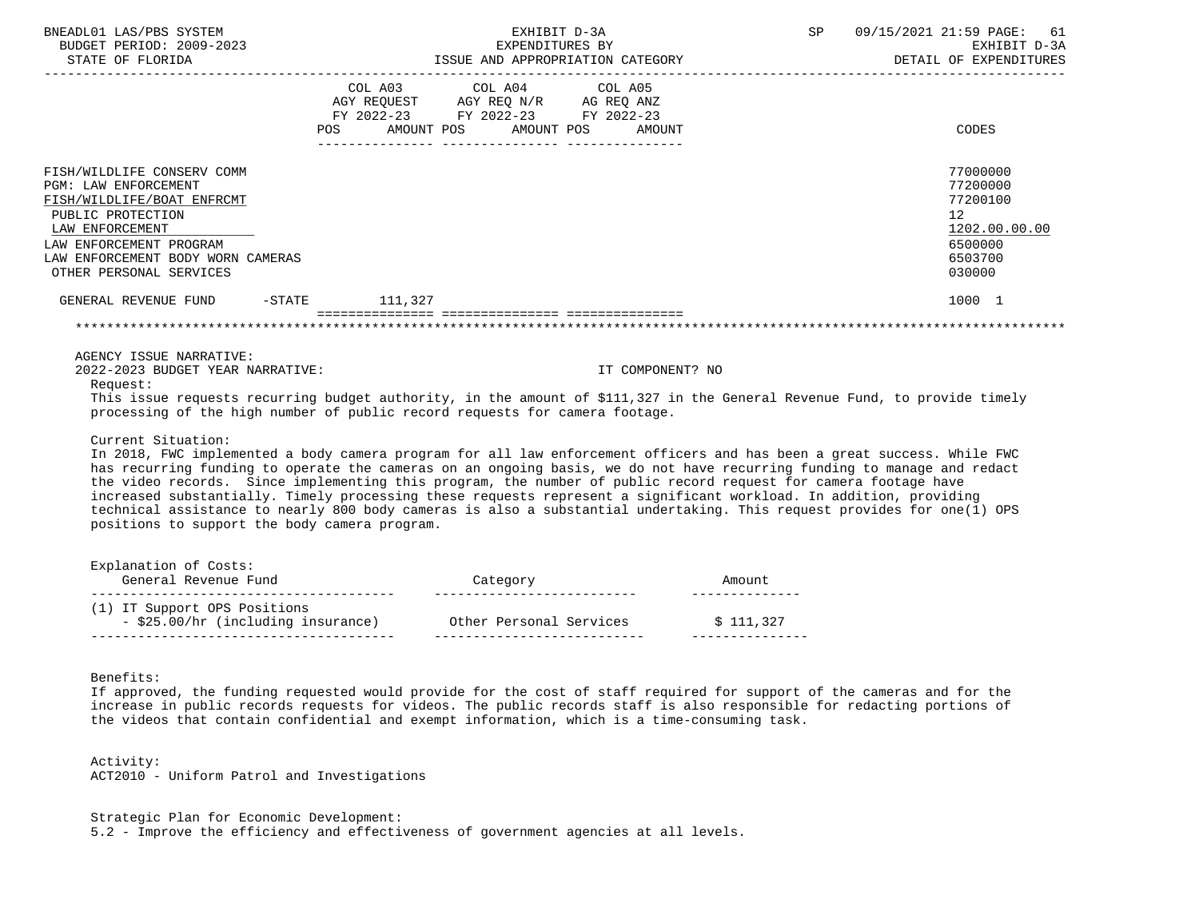BNEADL01 LAS/PBS SYSTEM | EXHIBIT D-3A | SP 09/15/2021 21:59
BUDGET PERIOD: 2009-2023 | EXPENDITURES BY | EXHIBIT D-3A
STATE OF FLORIDA | ISSUE AND APPROPRIATION CATEGORY | DETAIL OF EXPENDITURES

| | COL A03 AGY REQUEST FY 2022-23 POS AMOUNT | COL A04 AGY REQ N/R FY 2022-23 POS AMOUNT | COL A05 AG REQ ANZ FY 2022-23 POS AMOUNT | CODES |
|---|---|---|---|---|
| FISH/WILDLIFE CONSERV COMM | | | | 77000000 |
| PGM: LAW ENFORCEMENT | | | | 77200000 |
| FISH/WILDLIFE/BOAT ENFRCMT | | | | 77200100 |
| PUBLIC PROTECTION | | | | 12 |
| LAW ENFORCEMENT | | | | 1202.00.00.00 |
| LAW ENFORCEMENT PROGRAM | | | | 6500000 |
| LAW ENFORCEMENT BODY WORN CAMERAS | | | | 6503700 |
| OTHER PERSONAL SERVICES | | | | 030000 |
| GENERAL REVENUE FUND -STATE | 111,327 | | | 1000 1 |

AGENCY ISSUE NARRATIVE:
2022-2023 BUDGET YEAR NARRATIVE: IT COMPONENT? NO

Request:
This issue requests recurring budget authority, in the amount of $111,327 in the General Revenue Fund, to provide timely processing of the high number of public record requests for camera footage.

Current Situation:
In 2018, FWC implemented a body camera program for all law enforcement officers and has been a great success. While FWC has recurring funding to operate the cameras on an ongoing basis, we do not have recurring funding to manage and redact the video records. Since implementing this program, the number of public record request for camera footage have increased substantially. Timely processing these requests represent a significant workload. In addition, providing technical assistance to nearly 800 body cameras is also a substantial undertaking. This request provides for one(1) OPS positions to support the body camera program.

Explanation of Costs:

| General Revenue Fund | Category | Amount |
|---|---|---|
| (1) IT Support OPS Positions - $25.00/hr (including insurance) | Other Personal Services | $ 111,327 |

Benefits:
If approved, the funding requested would provide for the cost of staff required for support of the cameras and for the increase in public records requests for videos. The public records staff is also responsible for redacting portions of the videos that contain confidential and exempt information, which is a time-consuming task.

Activity:
ACT2010 - Uniform Patrol and Investigations

Strategic Plan for Economic Development:
5.2 - Improve the efficiency and effectiveness of government agencies at all levels.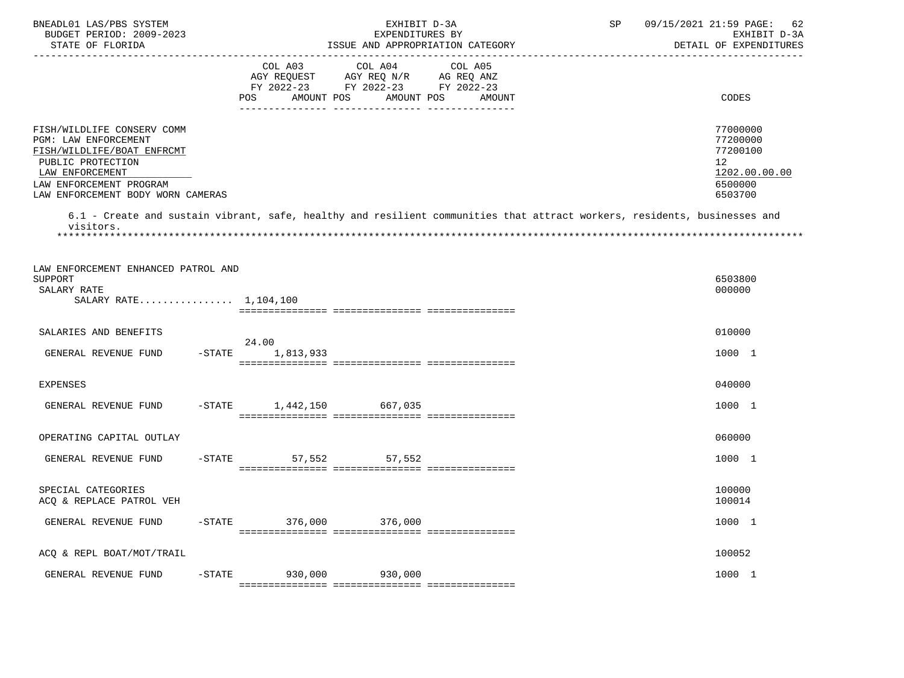BNEADL01 LAS/PBS SYSTEM — EXHIBIT D-3A — EXPENDITURES BY ISSUE AND APPROPRIATION CATEGORY — SP 09/15/2021 21:59
BUDGET PERIOD: 2009-2023 — EXHIBIT D-3A
STATE OF FLORIDA — DETAIL OF EXPENDITURES

| | COL A03 AGY REQUEST FY 2022-23 POS AMOUNT | COL A04 AGY REQ N/R FY 2022-23 POS AMOUNT | COL A05 AG REQ ANZ FY 2022-23 POS AMOUNT | CODES |
|---|---|---|---|---|
| FISH/WILDLIFE CONSERV COMM | | | | 77000000 |
| PGM: LAW ENFORCEMENT | | | | 77200000 |
| FISH/WILDLIFE/BOAT ENFRCMT | | | | 77200100 |
| PUBLIC PROTECTION | | | | 12 |
| LAW ENFORCEMENT | | | | 1202.00.00.00 |
| LAW ENFORCEMENT PROGRAM | | | | 6500000 |
| LAW ENFORCEMENT BODY WORN CAMERAS | | | | 6503700 |

6.1 - Create and sustain vibrant, safe, healthy and resilient communities that attract workers, residents, businesses and visitors.

*******************************************************************************************************************

| | COL A03 AGY REQUEST FY 2022-23 POS AMOUNT | COL A04 AGY REQ N/R FY 2022-23 POS AMOUNT | COL A05 AG REQ ANZ FY 2022-23 POS AMOUNT | CODES |
|---|---|---|---|---|
| LAW ENFORCEMENT ENHANCED PATROL AND SUPPORT | | | | 6503800 |
| SALARY RATE | | | | 000000 |
| SALARY RATE................ | 1,104,100 | | | |
| SALARIES AND BENEFITS | | | | 010000 |
| GENERAL REVENUE FUND -STATE | 24.00 1,813,933 | | | 1000 1 |
| EXPENSES | | | | 040000 |
| GENERAL REVENUE FUND -STATE | 1,442,150 | 667,035 | | 1000 1 |
| OPERATING CAPITAL OUTLAY | | | | 060000 |
| GENERAL REVENUE FUND -STATE | 57,552 | 57,552 | | 1000 1 |
| SPECIAL CATEGORIES | | | | 100000 |
| ACQ & REPLACE PATROL VEH | | | | 100014 |
| GENERAL REVENUE FUND -STATE | 376,000 | 376,000 | | 1000 1 |
| ACQ & REPL BOAT/MOT/TRAIL | | | | 100052 |
| GENERAL REVENUE FUND -STATE | 930,000 | 930,000 | | 1000 1 |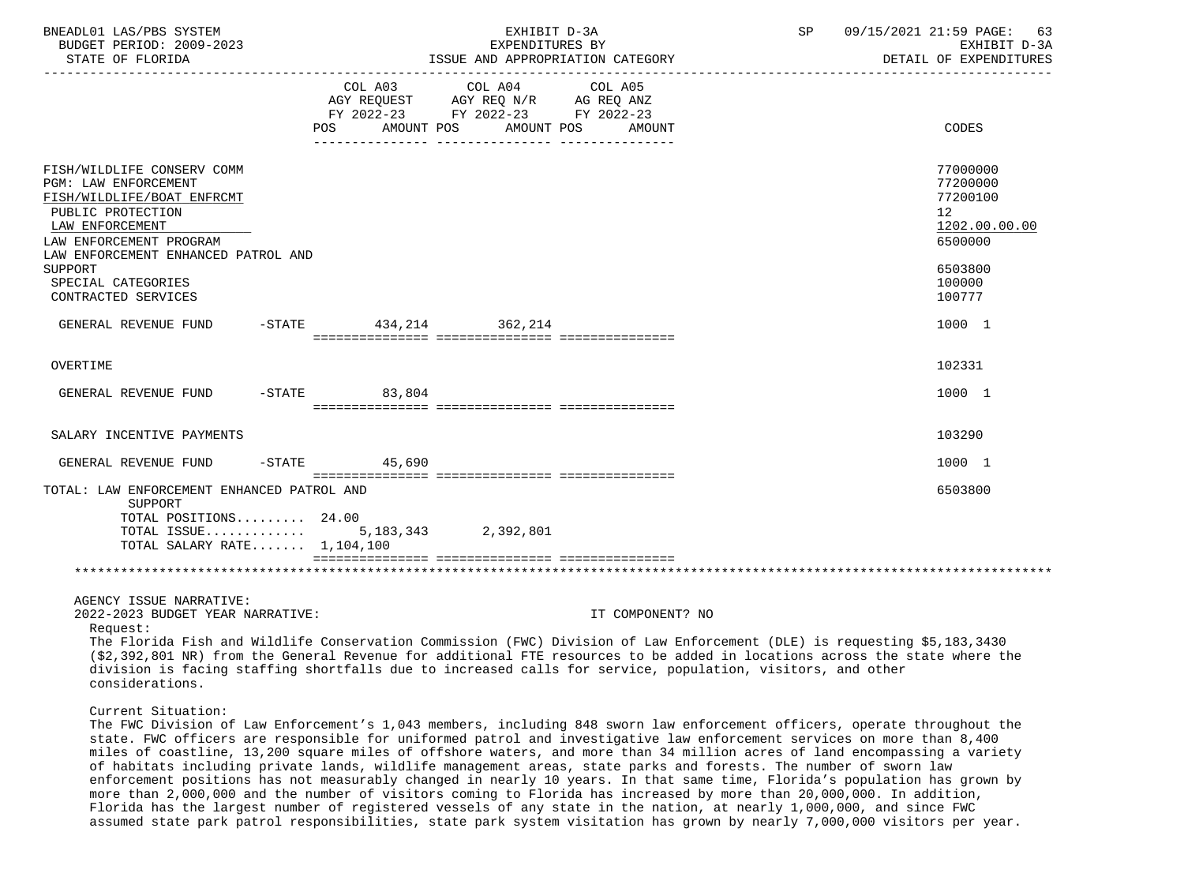| | COL A03 AGY REQUEST FY 2022-23 POS AMOUNT | COL A04 AGY REQ N/R FY 2022-23 POS AMOUNT | COL A05 AG REQ ANZ FY 2022-23 POS AMOUNT | CODES |
|---|---|---|---|---|
| FISH/WILDLIFE CONSERV COMM | | | | 77000000 |
| PGM: LAW ENFORCEMENT | | | | 77200000 |
| FISH/WILDLIFE/BOAT ENFRCMT | | | | 77200100 |
| PUBLIC PROTECTION | | | | 12 |
| LAW ENFORCEMENT | | | | 1202.00.00.00 |
| LAW ENFORCEMENT PROGRAM | | | | 6500000 |
| LAW ENFORCEMENT ENHANCED PATROL AND SUPPORT | | | | 6503800 |
| SPECIAL CATEGORIES | | | | 100000 |
| CONTRACTED SERVICES | | | | 100777 |
| GENERAL REVENUE FUND -STATE | 434,214 | 362,214 | | 1000 1 |
| OVERTIME | | | | 102331 |
| GENERAL REVENUE FUND -STATE | 83,804 | | | 1000 1 |
| SALARY INCENTIVE PAYMENTS | | | | 103290 |
| GENERAL REVENUE FUND -STATE | 45,690 | | | 1000 1 |
| TOTAL: LAW ENFORCEMENT ENHANCED PATROL AND SUPPORT | | | | 6503800 |
| TOTAL POSITIONS......... | 24.00 | | | |
| TOTAL ISSUE............. | 5,183,343 | 2,392,801 | | |
| TOTAL SALARY RATE....... | 1,104,100 | | | |

AGENCY ISSUE NARRATIVE:

2022-2023 BUDGET YEAR NARRATIVE: IT COMPONENT? NO

Request:

The Florida Fish and Wildlife Conservation Commission (FWC) Division of Law Enforcement (DLE) is requesting $5,183,3430 ($2,392,801 NR) from the General Revenue for additional FTE resources to be added in locations across the state where the division is facing staffing shortfalls due to increased calls for service, population, visitors, and other considerations.

Current Situation:

The FWC Division of Law Enforcement's 1,043 members, including 848 sworn law enforcement officers, operate throughout the state. FWC officers are responsible for uniformed patrol and investigative law enforcement services on more than 8,400 miles of coastline, 13,200 square miles of offshore waters, and more than 34 million acres of land encompassing a variety of habitats including private lands, wildlife management areas, state parks and forests. The number of sworn law enforcement positions has not measurably changed in nearly 10 years. In that same time, Florida's population has grown by more than 2,000,000 and the number of visitors coming to Florida has increased by more than 20,000,000. In addition, Florida has the largest number of registered vessels of any state in the nation, at nearly 1,000,000, and since FWC assumed state park patrol responsibilities, state park system visitation has grown by nearly 7,000,000 visitors per year.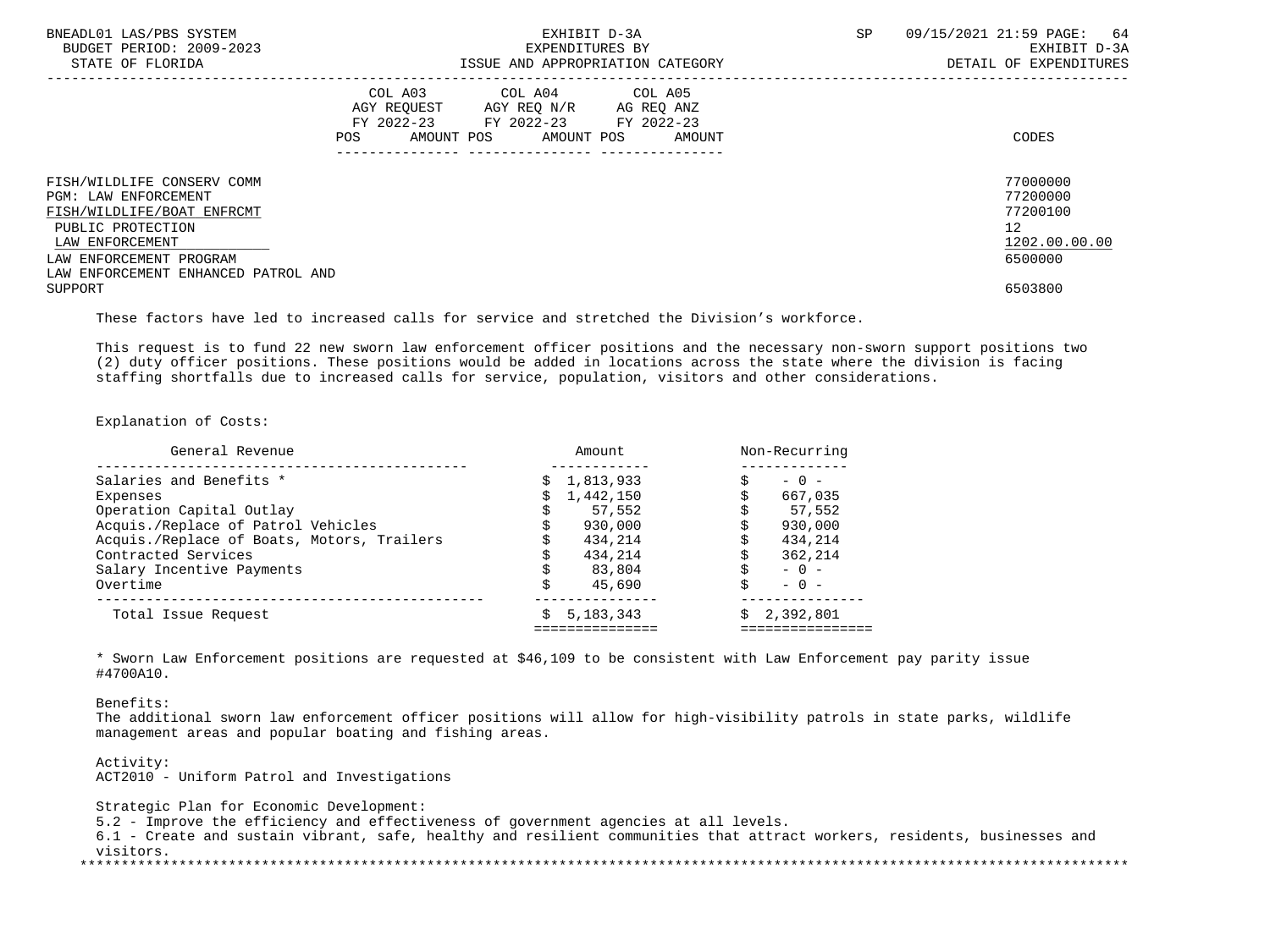| | COL A03 AGY REQUEST FY 2022-23 POS AMOUNT | COL A04 AGY REQ N/R FY 2022-23 POS AMOUNT | COL A05 AG REQ ANZ FY 2022-23 POS AMOUNT | CODES |
|---|---|---|---|---|
| FISH/WILDLIFE CONSERV COMM | | | | 77000000 |
| PGM: LAW ENFORCEMENT | | | | 77200000 |
| FISH/WILDLIFE/BOAT ENFRCMT | | | | 77200100 |
| PUBLIC PROTECTION | | | | 12 |
| LAW ENFORCEMENT | | | | 1202.00.00.00 |
| LAW ENFORCEMENT PROGRAM | | | | 6500000 |
| LAW ENFORCEMENT ENHANCED PATROL AND SUPPORT | | | | 6503800 |

These factors have led to increased calls for service and stretched the Division's workforce.

This request is to fund 22 new sworn law enforcement officer positions and the necessary non-sworn support positions two (2) duty officer positions. These positions would be added in locations across the state where the division is facing staffing shortfalls due to increased calls for service, population, visitors and other considerations.

Explanation of Costs:

| General Revenue | Amount | Non-Recurring |
|---|---|---|
| Salaries and Benefits * | $ 1,813,933 | $ - 0 - |
| Expenses | $ 1,442,150 | $ 667,035 |
| Operation Capital Outlay | $ 57,552 | $ 57,552 |
| Acquis./Replace of Patrol Vehicles | $ 930,000 | $ 930,000 |
| Acquis./Replace of Boats, Motors, Trailers | $ 434,214 | $ 434,214 |
| Contracted Services | $ 434,214 | $ 362,214 |
| Salary Incentive Payments | $ 83,804 | $ - 0 - |
| Overtime | $ 45,690 | $ - 0 - |
| Total Issue Request | $ 5,183,343 | $ 2,392,801 |

* Sworn Law Enforcement positions are requested at $46,109 to be consistent with Law Enforcement pay parity issue #4700A10.

Benefits:
The additional sworn law enforcement officer positions will allow for high-visibility patrols in state parks, wildlife management areas and popular boating and fishing areas.

Activity:
ACT2010 - Uniform Patrol and Investigations

Strategic Plan for Economic Development:
5.2 - Improve the efficiency and effectiveness of government agencies at all levels.
6.1 - Create and sustain vibrant, safe, healthy and resilient communities that attract workers, residents, businesses and visitors.

*******************************************************************************************************************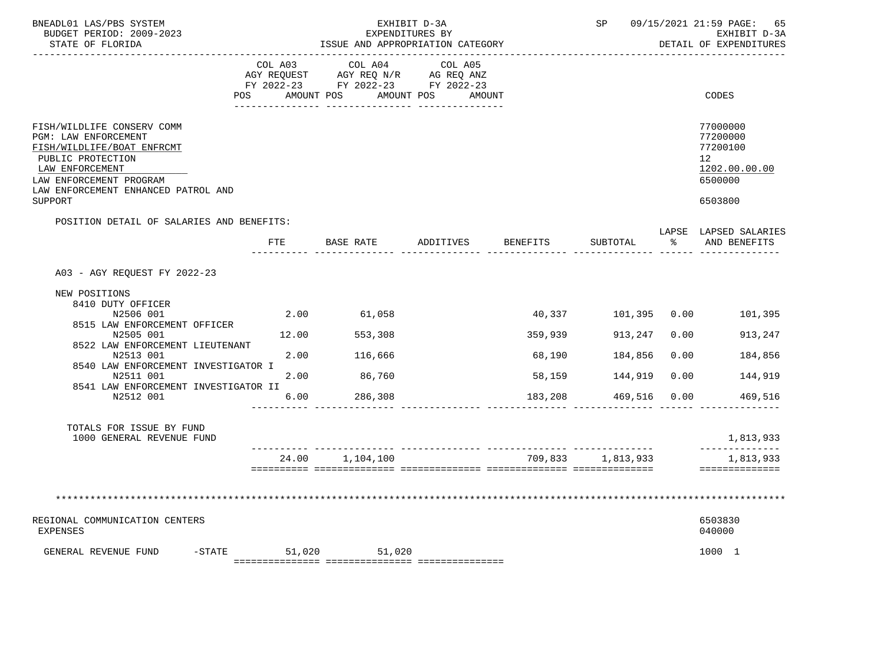BNEADL01 LAS/PBS SYSTEM — BUDGET PERIOD: 2009-2023 — STATE OF FLORIDA

EXHIBIT D-3A — EXPENDITURES BY ISSUE AND APPROPRIATION CATEGORY

SP 09/15/2021 21:59 — EXHIBIT D-3A — DETAIL OF EXPENDITURES

| | COL A03 AGY REQUEST FY 2022-23 POS AMOUNT | COL A04 AGY REQ N/R FY 2022-23 POS AMOUNT | COL A05 AG REQ ANZ FY 2022-23 POS AMOUNT | CODES |
|---|---|---|---|---|
| FISH/WILDLIFE CONSERV COMM | | | | 77000000 |
| PGM: LAW ENFORCEMENT | | | | 77200000 |
| FISH/WILDLIFE/BOAT ENFRCMT | | | | 77200100 |
| PUBLIC PROTECTION | | | | 12 |
| LAW ENFORCEMENT | | | | 1202.00.00.00 |
| LAW ENFORCEMENT PROGRAM | | | | 6500000 |
| LAW ENFORCEMENT ENHANCED PATROL AND SUPPORT | | | | 6503800 |

POSITION DETAIL OF SALARIES AND BENEFITS:

| | FTE | BASE RATE | ADDITIVES | BENEFITS | SUBTOTAL | LAPSE % | LAPSED SALARIES AND BENEFITS |
|---|---|---|---|---|---|---|---|
| A03 - AGY REQUEST FY 2022-23 | | | | | | | |
| NEW POSITIONS | | | | | | | |
| 8410 DUTY OFFICER N2506 001 | 2.00 | 61,058 | | 40,337 | 101,395 | 0.00 | 101,395 |
| 8515 LAW ENFORCEMENT OFFICER N2505 001 | 12.00 | 553,308 | | 359,939 | 913,247 | 0.00 | 913,247 |
| 8522 LAW ENFORCEMENT LIEUTENANT N2513 001 | 2.00 | 116,666 | | 68,190 | 184,856 | 0.00 | 184,856 |
| 8540 LAW ENFORCEMENT INVESTIGATOR I N2511 001 | 2.00 | 86,760 | | 58,159 | 144,919 | 0.00 | 144,919 |
| 8541 LAW ENFORCEMENT INVESTIGATOR II N2512 001 | 6.00 | 286,308 | | 183,208 | 469,516 | 0.00 | 469,516 |
| TOTALS FOR ISSUE BY FUND | | | | | | | |
| 1000 GENERAL REVENUE FUND | | | | | | | 1,813,933 |
| | 24.00 | 1,104,100 | | 709,833 | 1,813,933 | | 1,813,933 |

\*\*\*\*\*\*\*\*\*\*\*\*\*\*\*\*\*\*\*\*\*\*\*\*\*\*\*\*\*\*\*\*\*\*\*\*\*\*\*\*\*\*\*\*\*\*\*\*\*\*\*\*\*\*\*\*\*\*\*\*\*\*\*\*\*\*\*\*\*\*\*\*\*\*\*\*\*\*\*\*\*\*\*\*\*\*\*\*\*\*\*\*\*\*\*\*\*\*\*\*\*\*\*\*\*\*\*\*\*\*\*\*\*\*\*\*\*

| | COL A03 | COL A04 | COL A05 | CODES |
|---|---|---|---|---|
| REGIONAL COMMUNICATION CENTERS | | | | 6503830 |
| EXPENSES | | | | 040000 |
| GENERAL REVENUE FUND -STATE | 51,020 | 51,020 | | 1000 1 |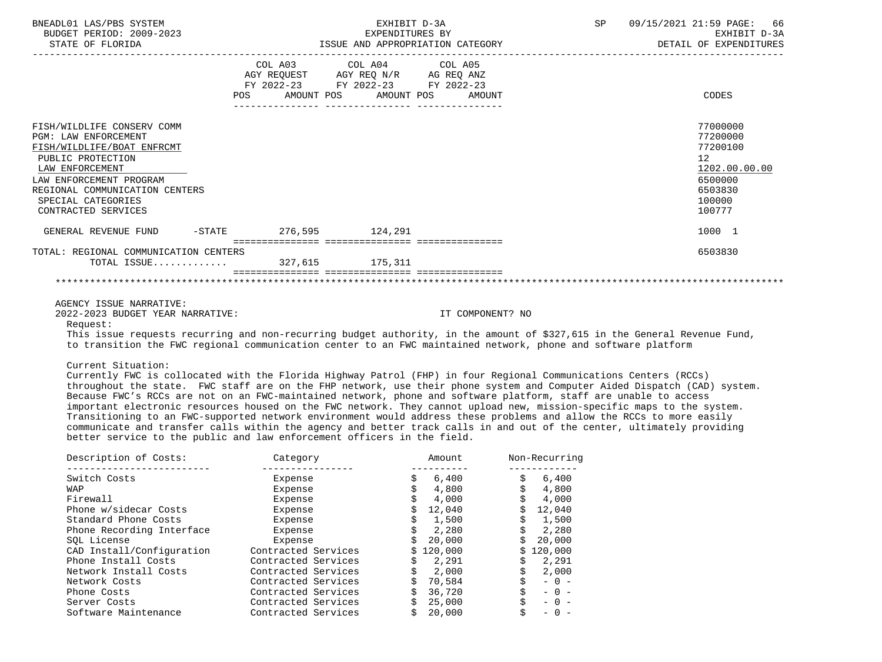BNEADL01 LAS/PBS SYSTEM — BUDGET PERIOD: 2009-2023 — STATE OF FLORIDA

EXHIBIT D-3A — EXPENDITURES BY ISSUE AND APPROPRIATION CATEGORY

SP 09/15/2021 21:59 — EXHIBIT D-3A — DETAIL OF EXPENDITURES

| | COL A03 AGY REQUEST FY 2022-23 POS AMOUNT | COL A04 AGY REQ N/R FY 2022-23 POS AMOUNT | COL A05 AG REQ ANZ FY 2022-23 POS AMOUNT | CODES |
|---|---|---|---|---|
| FISH/WILDLIFE CONSERV COMM | | | | 77000000 |
| PGM: LAW ENFORCEMENT | | | | 77200000 |
| FISH/WILDLIFE/BOAT ENFRCMT | | | | 77200100 |
| PUBLIC PROTECTION | | | | 12 |
| LAW ENFORCEMENT | | | | 1202.00.00.00 |
| LAW ENFORCEMENT PROGRAM | | | | 6500000 |
| REGIONAL COMMUNICATION CENTERS | | | | 6503830 |
| SPECIAL CATEGORIES | | | | 100000 |
| CONTRACTED SERVICES | | | | 100777 |
| GENERAL REVENUE FUND -STATE | 276,595 | 124,291 | | 1000 1 |
| TOTAL: REGIONAL COMMUNICATION CENTERS | | | | 6503830 |
| TOTAL ISSUE............ | 327,615 | 175,311 | | |

AGENCY ISSUE NARRATIVE:

2022-2023 BUDGET YEAR NARRATIVE: IT COMPONENT? NO

Request:

This issue requests recurring and non-recurring budget authority, in the amount of $327,615 in the General Revenue Fund, to transition the FWC regional communication center to an FWC maintained network, phone and software platform

Current Situation:

Currently FWC is collocated with the Florida Highway Patrol (FHP) in four Regional Communications Centers (RCCs) throughout the state. FWC staff are on the FHP network, use their phone system and Computer Aided Dispatch (CAD) system. Because FWC's RCCs are not on an FWC-maintained network, phone and software platform, staff are unable to access important electronic resources housed on the FWC network. They cannot upload new, mission-specific maps to the system. Transitioning to an FWC-supported network environment would address these problems and allow the RCCs to more easily communicate and transfer calls within the agency and better track calls in and out of the center, ultimately providing better service to the public and law enforcement officers in the field.

| Description of Costs: | Category | Amount | Non-Recurring |
|---|---|---|---|
| Switch Costs | Expense | $ 6,400 | $ 6,400 |
| WAP | Expense | $ 4,800 | $ 4,800 |
| Firewall | Expense | $ 4,000 | $ 4,000 |
| Phone w/sidecar Costs | Expense | $ 12,040 | $ 12,040 |
| Standard Phone Costs | Expense | $ 1,500 | $ 1,500 |
| Phone Recording Interface | Expense | $ 2,280 | $ 2,280 |
| SQL License | Expense | $ 20,000 | $ 20,000 |
| CAD Install/Configuration | Contracted Services | $ 120,000 | $ 120,000 |
| Phone Install Costs | Contracted Services | $ 2,291 | $ 2,291 |
| Network Install Costs | Contracted Services | $ 2,000 | $ 2,000 |
| Network Costs | Contracted Services | $ 70,584 | $ - 0 - |
| Phone Costs | Contracted Services | $ 36,720 | $ - 0 - |
| Server Costs | Contracted Services | $ 25,000 | $ - 0 - |
| Software Maintenance | Contracted Services | $ 20,000 | $ - 0 - |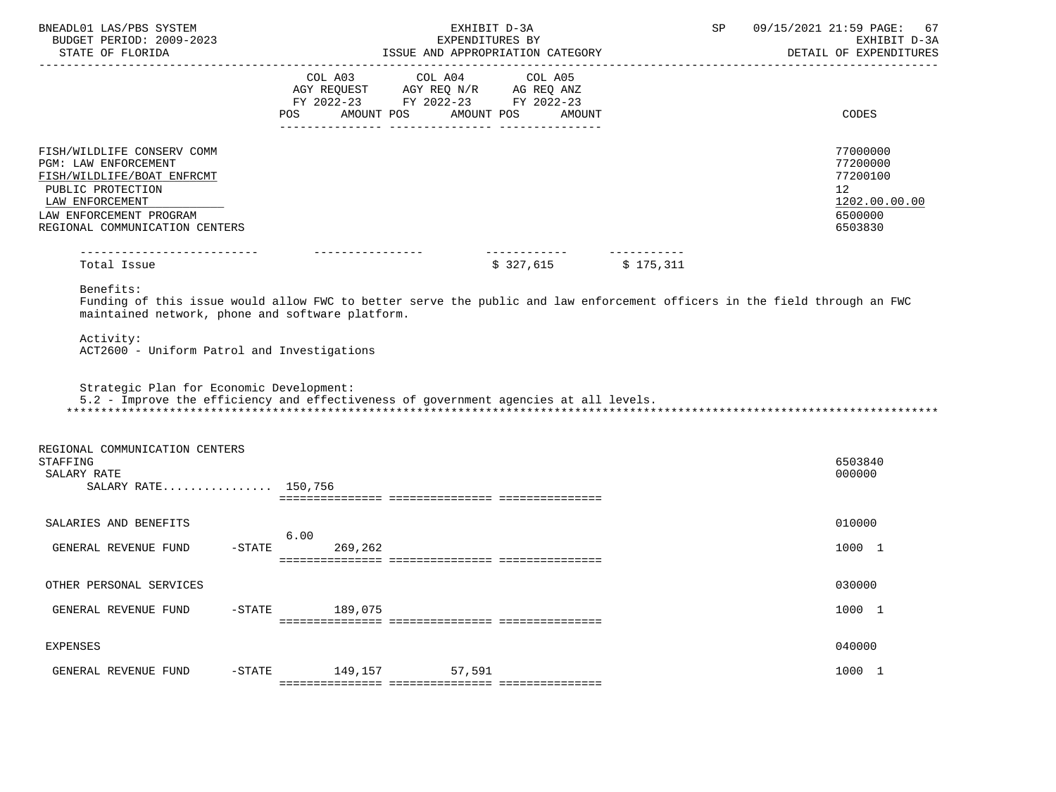| | COL A03 AGY REQUEST FY 2022-23 POS AMOUNT | COL A04 AGY REQ N/R FY 2022-23 POS AMOUNT | COL A05 AG REQ ANZ FY 2022-23 POS AMOUNT | | CODES |
|---|---|---|---|---|---|
| FISH/WILDLIFE CONSERV COMM | | | | | 77000000 |
| PGM: LAW ENFORCEMENT | | | | | 77200000 |
| FISH/WILDLIFE/BOAT ENFRCMT | | | | | 77200100 |
| PUBLIC PROTECTION | | | | | 12 |
| LAW ENFORCEMENT | | | | | 1202.00.00.00 |
| LAW ENFORCEMENT PROGRAM | | | | | 6500000 |
| REGIONAL COMMUNICATION CENTERS | | | | | 6503830 |
| Total Issue | | | $ 327,615 | $ 175,311 | |

Benefits:
Funding of this issue would allow FWC to better serve the public and law enforcement officers in the field through an FWC maintained network, phone and software platform.

Activity:
ACT2600 - Uniform Patrol and Investigations

Strategic Plan for Economic Development:
5.2 - Improve the efficiency and effectiveness of government agencies at all levels.

******************************************************************************************************************************

| | COL A03 | COL A04 | COL A05 | CODES |
|---|---|---|---|---|
| REGIONAL COMMUNICATION CENTERS | | | | |
| STAFFING | | | | 6503840 |
| SALARY RATE | | | | 000000 |
| SALARY RATE................ 150,756 | | | | |
| SALARIES AND BENEFITS | | | | 010000 |
| GENERAL REVENUE FUND -STATE | 6.00 269,262 | | | 1000 1 |
| OTHER PERSONAL SERVICES | | | | 030000 |
| GENERAL REVENUE FUND -STATE | 189,075 | | | 1000 1 |
| EXPENSES | | | | 040000 |
| GENERAL REVENUE FUND -STATE | 149,157 | 57,591 | | 1000 1 |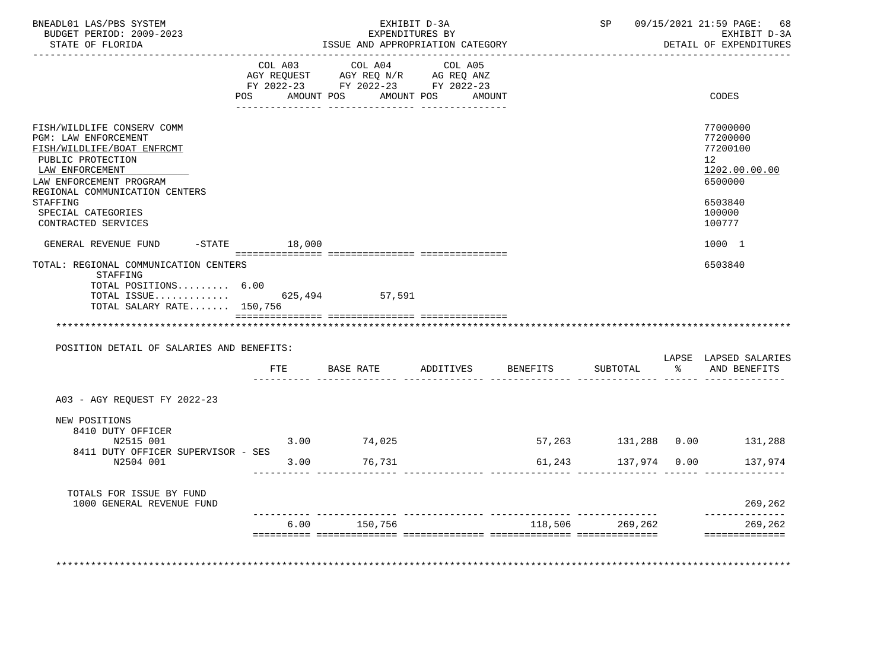BNEADL01 LAS/PBS SYSTEM — EXHIBIT D-3A — SP 09/15/2021 21:59 PAGE: 68
BUDGET PERIOD: 2009-2023 — EXPENDITURES BY — EXHIBIT D-3A
STATE OF FLORIDA — ISSUE AND APPROPRIATION CATEGORY — DETAIL OF EXPENDITURES

| | COL A03 AGY REQUEST FY 2022-23 POS AMOUNT | COL A04 AGY REQ N/R FY 2022-23 POS AMOUNT | COL A05 AG REQ ANZ FY 2022-23 POS AMOUNT | CODES |
|---|---|---|---|---|
| FISH/WILDLIFE CONSERV COMM | | | | 77000000 |
| PGM: LAW ENFORCEMENT | | | | 77200000 |
| FISH/WILDLIFE/BOAT ENFRCMT | | | | 77200100 |
| PUBLIC PROTECTION | | | | 12 |
| LAW ENFORCEMENT | | | | 1202.00.00.00 |
| LAW ENFORCEMENT PROGRAM | | | | 6500000 |
| REGIONAL COMMUNICATION CENTERS STAFFING | | | | 6503840 |
| SPECIAL CATEGORIES | | | | 100000 |
| CONTRACTED SERVICES | | | | 100777 |
| GENERAL REVENUE FUND -STATE | 18,000 | | | 1000 1 |
| TOTAL: REGIONAL COMMUNICATION CENTERS STAFFING | | | | 6503840 |
| TOTAL POSITIONS......... | 6.00 | | | |
| TOTAL ISSUE............. | 625,494 | 57,591 | | |
| TOTAL SALARY RATE....... | 150,756 | | | |

POSITION DETAIL OF SALARIES AND BENEFITS:

| | FTE | BASE RATE | ADDITIVES | BENEFITS | SUBTOTAL | LAPSE % | LAPSED SALARIES AND BENEFITS |
|---|---|---|---|---|---|---|---|
| A03 - AGY REQUEST FY 2022-23 | | | | | | | |
| NEW POSITIONS | | | | | | | |
| 8410 DUTY OFFICER N2515 001 | 3.00 | 74,025 | | 57,263 | 131,288 | 0.00 | 131,288 |
| 8411 DUTY OFFICER SUPERVISOR - SES N2504 001 | 3.00 | 76,731 | | 61,243 | 137,974 | 0.00 | 137,974 |
| TOTALS FOR ISSUE BY FUND | | | | | | | |
| 1000 GENERAL REVENUE FUND | | | | | | | 269,262 |
| | 6.00 | 150,756 | | 118,506 | 269,262 | | 269,262 |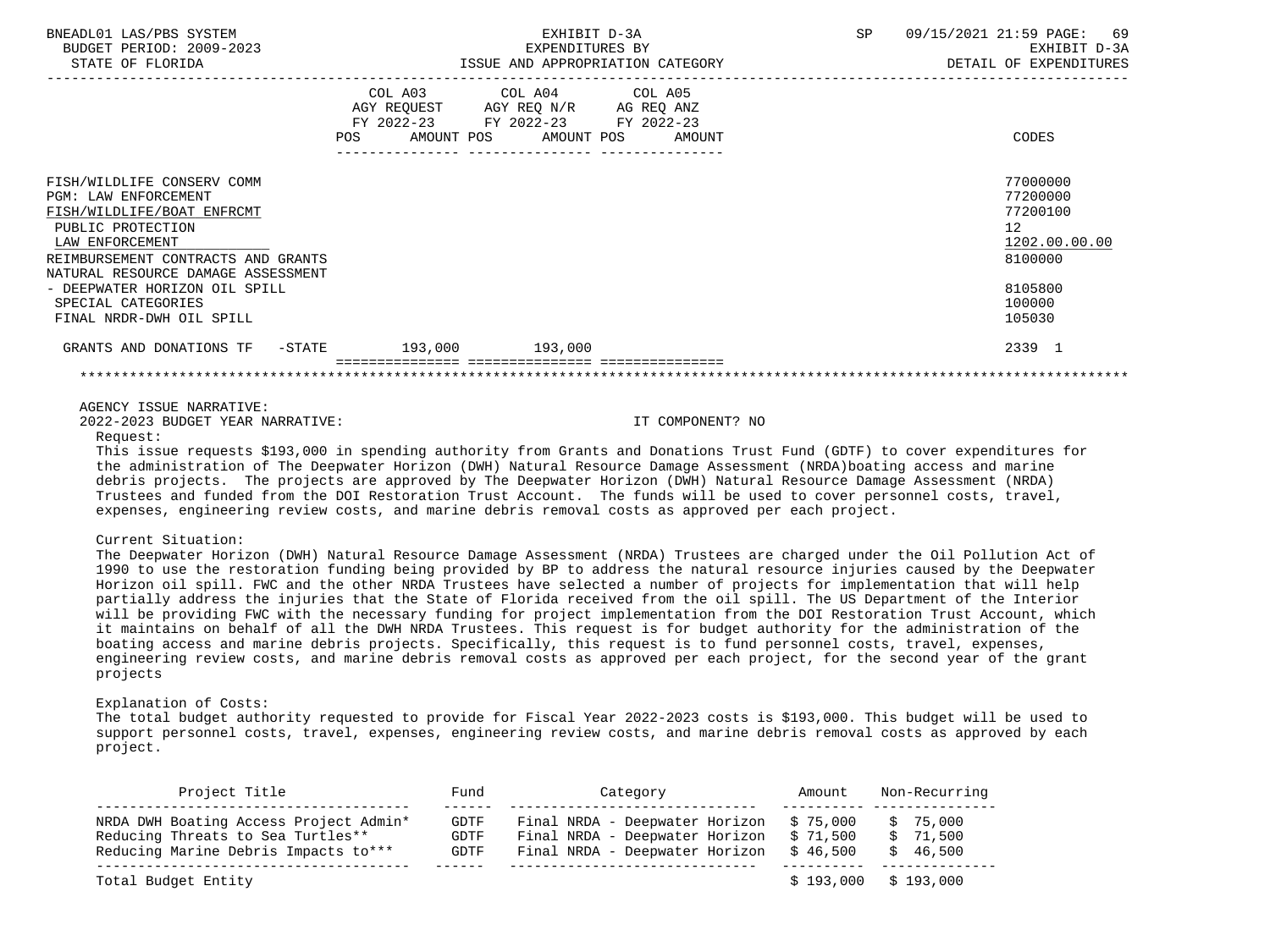| | COL A03 AGY REQUEST FY 2022-23 POS AMOUNT | COL A04 AGY REQ N/R FY 2022-23 POS AMOUNT | COL A05 AG REQ ANZ FY 2022-23 POS AMOUNT | CODES |
|---|---|---|---|---|
| FISH/WILDLIFE CONSERV COMM | | | | 77000000 |
| PGM: LAW ENFORCEMENT | | | | 77200000 |
| FISH/WILDLIFE/BOAT ENFRCMT | | | | 77200100 |
| PUBLIC PROTECTION | | | | 12 |
| LAW ENFORCEMENT | | | | 1202.00.00.00 |
| REIMBURSEMENT CONTRACTS AND GRANTS | | | | 8100000 |
| NATURAL RESOURCE DAMAGE ASSESSMENT - DEEPWATER HORIZON OIL SPILL | | | | 8105800 |
| SPECIAL CATEGORIES | | | | 100000 |
| FINAL NRDR-DWH OIL SPILL | | | | 105030 |
| GRANTS AND DONATIONS TF -STATE | 193,000 | 193,000 | | 2339 1 |

AGENCY ISSUE NARRATIVE:

2022-2023 BUDGET YEAR NARRATIVE: IT COMPONENT? NO

Request:

This issue requests $193,000 in spending authority from Grants and Donations Trust Fund (GDTF) to cover expenditures for the administration of The Deepwater Horizon (DWH) Natural Resource Damage Assessment (NRDA)boating access and marine debris projects. The projects are approved by The Deepwater Horizon (DWH) Natural Resource Damage Assessment (NRDA) Trustees and funded from the DOI Restoration Trust Account. The funds will be used to cover personnel costs, travel, expenses, engineering review costs, and marine debris removal costs as approved per each project.

Current Situation:

The Deepwater Horizon (DWH) Natural Resource Damage Assessment (NRDA) Trustees are charged under the Oil Pollution Act of 1990 to use the restoration funding being provided by BP to address the natural resource injuries caused by the Deepwater Horizon oil spill. FWC and the other NRDA Trustees have selected a number of projects for implementation that will help partially address the injuries that the State of Florida received from the oil spill. The US Department of the Interior will be providing FWC with the necessary funding for project implementation from the DOI Restoration Trust Account, which it maintains on behalf of all the DWH NRDA Trustees. This request is for budget authority for the administration of the boating access and marine debris projects. Specifically, this request is to fund personnel costs, travel, expenses, engineering review costs, and marine debris removal costs as approved per each project, for the second year of the grant projects

Explanation of Costs:

The total budget authority requested to provide for Fiscal Year 2022-2023 costs is $193,000. This budget will be used to support personnel costs, travel, expenses, engineering review costs, and marine debris removal costs as approved by each project.

| Project Title | Fund | Category | Amount | Non-Recurring |
|---|---|---|---|---|
| NRDA DWH Boating Access Project Admin* | GDTF | Final NRDA - Deepwater Horizon | $ 75,000 | $ 75,000 |
| Reducing Threats to Sea Turtles** | GDTF | Final NRDA - Deepwater Horizon | $ 71,500 | $ 71,500 |
| Reducing Marine Debris Impacts to*** | GDTF | Final NRDA - Deepwater Horizon | $ 46,500 | $ 46,500 |
| Total Budget Entity | | | $ 193,000 | $ 193,000 |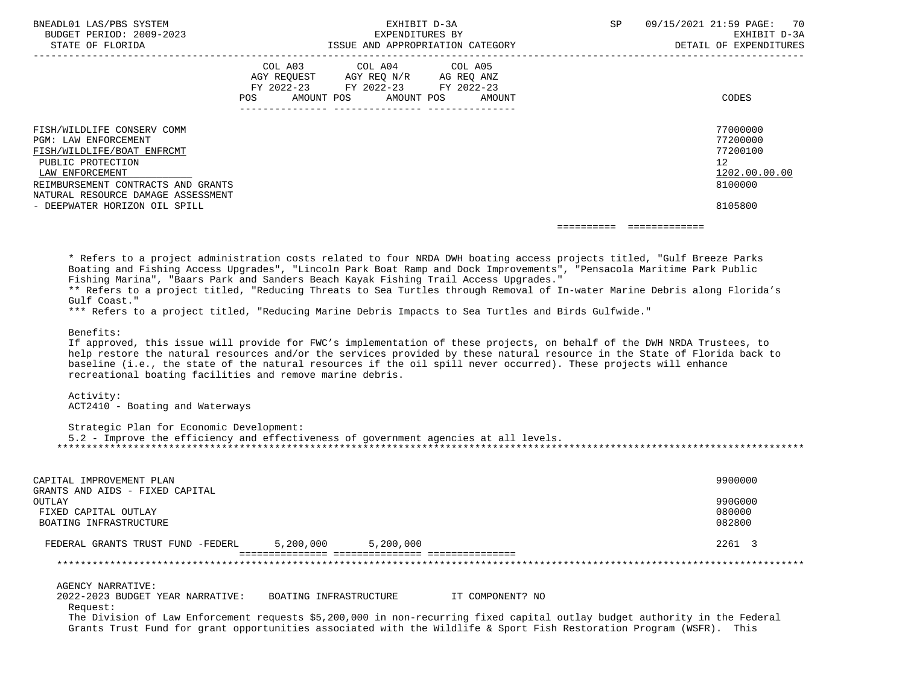| | COL A03 AGY REQUEST FY 2022-23 POS AMOUNT | COL A04 AGY REQ N/R FY 2022-23 POS AMOUNT | COL A05 AG REQ ANZ FY 2022-23 POS AMOUNT | CODES |
|---|---|---|---|---|
| FISH/WILDLIFE CONSERV COMM | | | | 77000000 |
| PGM: LAW ENFORCEMENT | | | | 77200000 |
| FISH/WILDLIFE/BOAT ENFRCMT | | | | 77200100 |
| PUBLIC PROTECTION | | | | 12 |
| LAW ENFORCEMENT | | | | 1202.00.00.00 |
| REIMBURSEMENT CONTRACTS AND GRANTS | | | | 8100000 |
| NATURAL RESOURCE DAMAGE ASSESSMENT - DEEPWATER HORIZON OIL SPILL | | | | 8105800 |

* Refers to a project administration costs related to four NRDA DWH boating access projects titled, "Gulf Breeze Parks Boating and Fishing Access Upgrades", "Lincoln Park Boat Ramp and Dock Improvements", "Pensacola Maritime Park Public Fishing Marina", "Baars Park and Sanders Beach Kayak Fishing Trail Access Upgrades."
** Refers to a project titled, "Reducing Threats to Sea Turtles through Removal of In-water Marine Debris along Florida's Gulf Coast."
*** Refers to a project titled, "Reducing Marine Debris Impacts to Sea Turtles and Birds Gulfwide."

Benefits:
If approved, this issue will provide for FWC's implementation of these projects, on behalf of the DWH NRDA Trustees, to help restore the natural resources and/or the services provided by these natural resource in the State of Florida back to baseline (i.e., the state of the natural resources if the oil spill never occurred). These projects will enhance recreational boating facilities and remove marine debris.

Activity:
ACT2410 - Boating and Waterways

Strategic Plan for Economic Development:
5.2 - Improve the efficiency and effectiveness of government agencies at all levels.

| | COL A03 | COL A04 | COL A05 | CODES |
|---|---|---|---|---|
| CAPITAL IMPROVEMENT PLAN | | | | 9900000 |
| GRANTS AND AIDS - FIXED CAPITAL OUTLAY | | | | 990G000 |
| FIXED CAPITAL OUTLAY | | | | 080000 |
| BOATING INFRASTRUCTURE | | | | 082800 |
| FEDERAL GRANTS TRUST FUND -FEDERL | 5,200,000 | 5,200,000 | | 2261 3 |

AGENCY NARRATIVE:
2022-2023 BUDGET YEAR NARRATIVE: BOATING INFRASTRUCTURE IT COMPONENT? NO
Request:
The Division of Law Enforcement requests $5,200,000 in non-recurring fixed capital outlay budget authority in the Federal Grants Trust Fund for grant opportunities associated with the Wildlife & Sport Fish Restoration Program (WSFR). This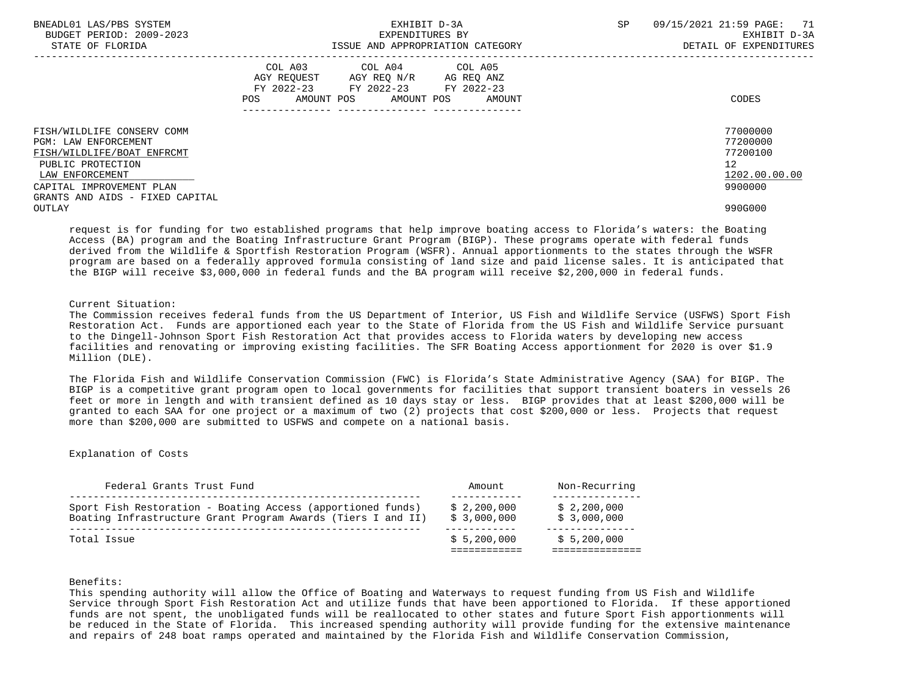| | COL A03 AGY REQUEST FY 2022-23 POS AMOUNT | COL A04 AGY REQ N/R FY 2022-23 POS AMOUNT | COL A05 AG REQ ANZ FY 2022-23 POS AMOUNT | CODES |
|---|---|---|---|---|
| FISH/WILDLIFE CONSERV COMM | | | | 77000000 |
| PGM: LAW ENFORCEMENT | | | | 77200000 |
| FISH/WILDLIFE/BOAT ENFRCMT | | | | 77200100 |
| PUBLIC PROTECTION | | | | 12 |
| LAW ENFORCEMENT | | | | 1202.00.00.00 |
| CAPITAL IMPROVEMENT PLAN | | | | 9900000 |
| GRANTS AND AIDS - FIXED CAPITAL OUTLAY | | | | 990G000 |

request is for funding for two established programs that help improve boating access to Florida's waters: the Boating Access (BA) program and the Boating Infrastructure Grant Program (BIGP). These programs operate with federal funds derived from the Wildlife & Sportfish Restoration Program (WSFR). Annual apportionments to the states through the WSFR program are based on a federally approved formula consisting of land size and paid license sales. It is anticipated that the BIGP will receive $3,000,000 in federal funds and the BA program will receive $2,200,000 in federal funds.

Current Situation:
The Commission receives federal funds from the US Department of Interior, US Fish and Wildlife Service (USFWS) Sport Fish Restoration Act. Funds are apportioned each year to the State of Florida from the US Fish and Wildlife Service pursuant to the Dingell-Johnson Sport Fish Restoration Act that provides access to Florida waters by developing new access facilities and renovating or improving existing facilities. The SFR Boating Access apportionment for 2020 is over $1.9 Million (DLE).

The Florida Fish and Wildlife Conservation Commission (FWC) is Florida's State Administrative Agency (SAA) for BIGP. The BIGP is a competitive grant program open to local governments for facilities that support transient boaters in vessels 26 feet or more in length and with transient defined as 10 days stay or less. BIGP provides that at least $200,000 will be granted to each SAA for one project or a maximum of two (2) projects that cost $200,000 or less. Projects that request more than $200,000 are submitted to USFWS and compete on a national basis.

Explanation of Costs

| Federal Grants Trust Fund | Amount | Non-Recurring |
|---|---|---|
| Sport Fish Restoration - Boating Access (apportioned funds) | $ 2,200,000 | $ 2,200,000 |
| Boating Infrastructure Grant Program Awards (Tiers I and II) | $ 3,000,000 | $ 3,000,000 |
| Total Issue | $ 5,200,000 | $ 5,200,000 |

Benefits:
This spending authority will allow the Office of Boating and Waterways to request funding from US Fish and Wildlife Service through Sport Fish Restoration Act and utilize funds that have been apportioned to Florida. If these apportioned funds are not spent, the unobligated funds will be reallocated to other states and future Sport Fish apportionments will be reduced in the State of Florida. This increased spending authority will provide funding for the extensive maintenance and repairs of 248 boat ramps operated and maintained by the Florida Fish and Wildlife Conservation Commission,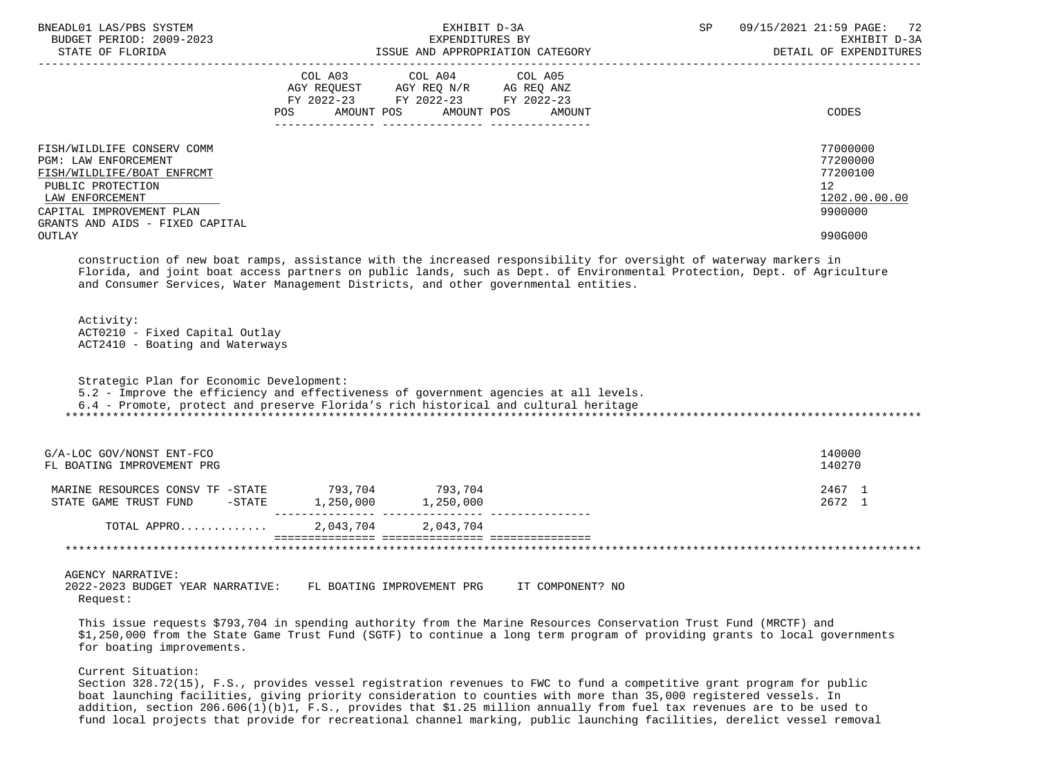| | COL A03 AGY REQUEST FY 2022-23 POS AMOUNT | COL A04 AGY REQ N/R FY 2022-23 POS AMOUNT | COL A05 AG REQ ANZ FY 2022-23 POS AMOUNT | CODES |
|---|---|---|---|---|
| FISH/WILDLIFE CONSERV COMM | | | | 77000000 |
| PGM: LAW ENFORCEMENT | | | | 77200000 |
| FISH/WILDLIFE/BOAT ENFRCMT | | | | 77200100 |
| PUBLIC PROTECTION | | | | 12 |
| LAW ENFORCEMENT | | | | 1202.00.00.00 |
| CAPITAL IMPROVEMENT PLAN | | | | 9900000 |
| GRANTS AND AIDS - FIXED CAPITAL OUTLAY | | | | 990G000 |

construction of new boat ramps, assistance with the increased responsibility for oversight of waterway markers in Florida, and joint boat access partners on public lands, such as Dept. of Environmental Protection, Dept. of Agriculture and Consumer Services, Water Management Districts, and other governmental entities.

Activity:
ACT0210 - Fixed Capital Outlay
ACT2410 - Boating and Waterways

Strategic Plan for Economic Development:
5.2 - Improve the efficiency and effectiveness of government agencies at all levels.
6.4 - Promote, protect and preserve Florida's rich historical and cultural heritage

| | COL A03 | COL A04 | COL A05 | CODES |
|---|---|---|---|---|
| G/A-LOC GOV/NONST ENT-FCO | | | | 140000 |
| FL BOATING IMPROVEMENT PRG | | | | 140270 |
| MARINE RESOURCES CONSV TF -STATE | 793,704 | 793,704 | | 2467 1 |
| STATE GAME TRUST FUND -STATE | 1,250,000 | 1,250,000 | | 2672 1 |
| TOTAL APPRO............ | 2,043,704 | 2,043,704 | | |

AGENCY NARRATIVE:
2022-2023 BUDGET YEAR NARRATIVE: FL BOATING IMPROVEMENT PRG IT COMPONENT? NO
Request:

This issue requests $793,704 in spending authority from the Marine Resources Conservation Trust Fund (MRCTF) and $1,250,000 from the State Game Trust Fund (SGTF) to continue a long term program of providing grants to local governments for boating improvements.

Current Situation:
Section 328.72(15), F.S., provides vessel registration revenues to FWC to fund a competitive grant program for public boat launching facilities, giving priority consideration to counties with more than 35,000 registered vessels. In addition, section 206.606(1)(b)1, F.S., provides that $1.25 million annually from fuel tax revenues are to be used to fund local projects that provide for recreational channel marking, public launching facilities, derelict vessel removal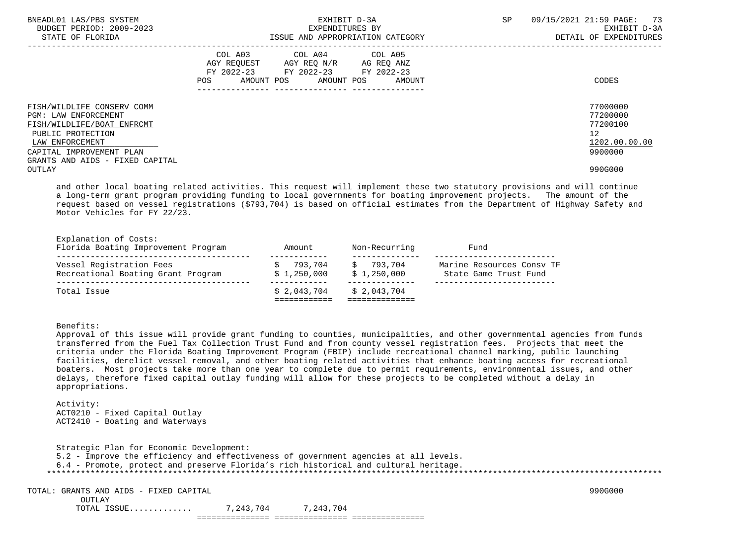| | COL A03 AGY REQUEST FY 2022-23 | | COL A04 AGY REQ N/R FY 2022-23 | | COL A05 AG REQ ANZ FY 2022-23 | | |
|---|---|---|---|---|---|---|---|
| | POS | AMOUNT | POS | AMOUNT | POS | AMOUNT | CODES |
| FISH/WILDLIFE CONSERV COMM | | | | | | | 77000000 |
| PGM: LAW ENFORCEMENT | | | | | | | 77200000 |
| FISH/WILDLIFE/BOAT ENFRCMT | | | | | | | 77200100 |
| PUBLIC PROTECTION | | | | | | | 12 |
| LAW ENFORCEMENT | | | | | | | 1202.00.00.00 |
| CAPITAL IMPROVEMENT PLAN | | | | | | | 9900000 |
| GRANTS AND AIDS - FIXED CAPITAL OUTLAY | | | | | | | 990G000 |

and other local boating related activities. This request will implement these two statutory provisions and will continue a long-term grant program providing funding to local governments for boating improvement projects. The amount of the request based on vessel registrations ($793,704) is based on official estimates from the Department of Highway Safety and Motor Vehicles for FY 22/23.

Explanation of Costs:

| Florida Boating Improvement Program | Amount | Non-Recurring | Fund |
|---|---|---|---|
| Vessel Registration Fees | $ 793,704 | $ 793,704 | Marine Resources Consv TF |
| Recreational Boating Grant Program | $ 1,250,000 | $ 1,250,000 | State Game Trust Fund |
| Total Issue | $ 2,043,704 | $ 2,043,704 | |

Benefits:
Approval of this issue will provide grant funding to counties, municipalities, and other governmental agencies from funds transferred from the Fuel Tax Collection Trust Fund and from county vessel registration fees. Projects that meet the criteria under the Florida Boating Improvement Program (FBIP) include recreational channel marking, public launching facilities, derelict vessel removal, and other boating related activities that enhance boating access for recreational boaters. Most projects take more than one year to complete due to permit requirements, environmental issues, and other delays, therefore fixed capital outlay funding will allow for these projects to be completed without a delay in appropriations.

Activity:
ACT0210 - Fixed Capital Outlay
ACT2410 - Boating and Waterways

Strategic Plan for Economic Development:
5.2 - Improve the efficiency and effectiveness of government agencies at all levels.
6.4 - Promote, protect and preserve Florida's rich historical and cultural heritage.

| TOTAL: GRANTS AND AIDS - FIXED CAPITAL OUTLAY | COL A03 | COL A04 | COL A05 | CODES |
|---|---|---|---|---|
| | | | | 990G000 |
| TOTAL ISSUE............ | 7,243,704 | 7,243,704 | | |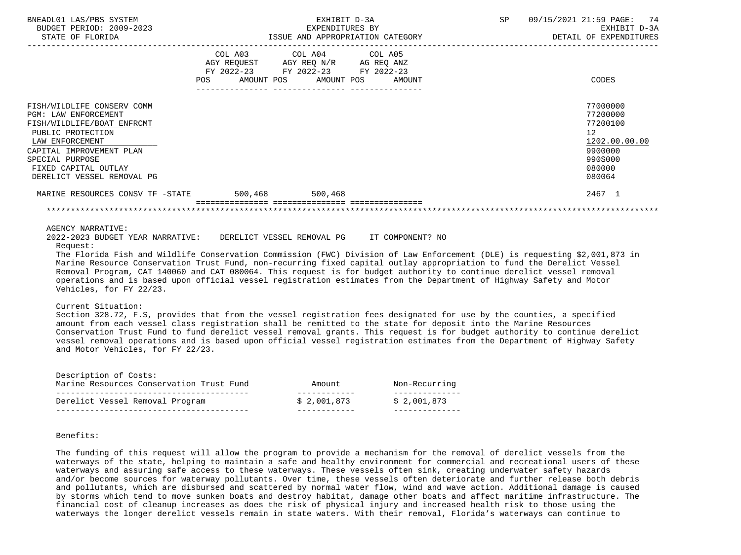| | COL A03 AGY REQUEST FY 2022-23 POS AMOUNT | COL A04 AGY REQ N/R FY 2022-23 POS AMOUNT | COL A05 AG REQ ANZ FY 2022-23 POS AMOUNT | CODES |
|---|---|---|---|---|
| FISH/WILDLIFE CONSERV COMM | | | | 77000000 |
| PGM: LAW ENFORCEMENT | | | | 77200000 |
| FISH/WILDLIFE/BOAT ENFRCMT | | | | 77200100 |
| PUBLIC PROTECTION | | | | 12 |
| LAW ENFORCEMENT | | | | 1202.00.00.00 |
| CAPITAL IMPROVEMENT PLAN | | | | 9900000 |
| SPECIAL PURPOSE | | | | 990S000 |
| FIXED CAPITAL OUTLAY | | | | 080000 |
| DERELICT VESSEL REMOVAL PG | | | | 080064 |
| MARINE RESOURCES CONSV TF -STATE | 500,468 | 500,468 | | 2467 1 |

AGENCY NARRATIVE:

2022-2023 BUDGET YEAR NARRATIVE: DERELICT VESSEL REMOVAL PG IT COMPONENT? NO

Request:

The Florida Fish and Wildlife Conservation Commission (FWC) Division of Law Enforcement (DLE) is requesting $2,001,873 in Marine Resource Conservation Trust Fund, non-recurring fixed capital outlay appropriation to fund the Derelict Vessel Removal Program, CAT 140060 and CAT 080064. This request is for budget authority to continue derelict vessel removal operations and is based upon official vessel registration estimates from the Department of Highway Safety and Motor Vehicles, for FY 22/23.

Current Situation:

Section 328.72, F.S, provides that from the vessel registration fees designated for use by the counties, a specified amount from each vessel class registration shall be remitted to the state for deposit into the Marine Resources Conservation Trust Fund to fund derelict vessel removal grants. This request is for budget authority to continue derelict vessel removal operations and is based upon official vessel registration estimates from the Department of Highway Safety and Motor Vehicles, for FY 22/23.

Description of Costs:

| Marine Resources Conservation Trust Fund | Amount | Non-Recurring |
|---|---|---|
| Derelict Vessel Removal Program | $ 2,001,873 | $ 2,001,873 |

Benefits:

The funding of this request will allow the program to provide a mechanism for the removal of derelict vessels from the waterways of the state, helping to maintain a safe and healthy environment for commercial and recreational users of these waterways and assuring safe access to these waterways. These vessels often sink, creating underwater safety hazards and/or become sources for waterway pollutants. Over time, these vessels often deteriorate and further release both debris and pollutants, which are disbursed and scattered by normal water flow, wind and wave action. Additional damage is caused by storms which tend to move sunken boats and destroy habitat, damage other boats and affect maritime infrastructure. The financial cost of cleanup increases as does the risk of physical injury and increased health risk to those using the waterways the longer derelict vessels remain in state waters. With their removal, Florida's waterways can continue to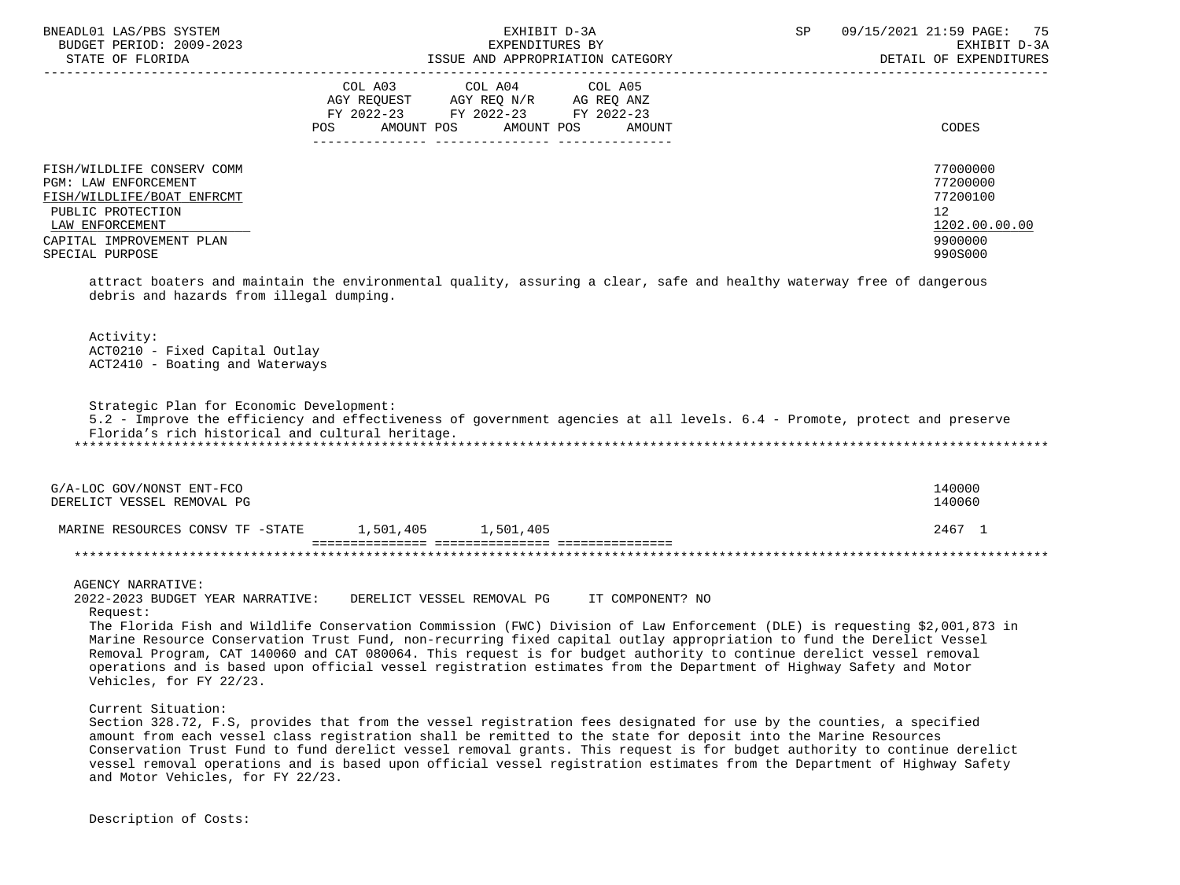| | COL A03 AGY REQUEST FY 2022-23 POS AMOUNT | COL A04 AGY REQ N/R FY 2022-23 POS AMOUNT | COL A05 AG REQ ANZ FY 2022-23 POS AMOUNT | CODES |
|---|---|---|---|---|
| FISH/WILDLIFE CONSERV COMM | | | | 77000000 |
| PGM: LAW ENFORCEMENT | | | | 77200000 |
| FISH/WILDLIFE/BOAT ENFRCMT | | | | 77200100 |
| PUBLIC PROTECTION | | | | 12 |
| LAW ENFORCEMENT | | | | 1202.00.00.00 |
| CAPITAL IMPROVEMENT PLAN | | | | 9900000 |
| SPECIAL PURPOSE | | | | 990S000 |

attract boaters and maintain the environmental quality, assuring a clear, safe and healthy waterway free of dangerous debris and hazards from illegal dumping.

Activity:
ACT0210 - Fixed Capital Outlay
ACT2410 - Boating and Waterways

Strategic Plan for Economic Development:
5.2 - Improve the efficiency and effectiveness of government agencies at all levels. 6.4 - Promote, protect and preserve Florida's rich historical and cultural heritage.

| | COL A03 | COL A04 | COL A05 | CODES |
|---|---|---|---|---|
| G/A-LOC GOV/NONST ENT-FCO | | | | 140000 |
| DERELICT VESSEL REMOVAL PG | | | | 140060 |
| MARINE RESOURCES CONSV TF -STATE | 1,501,405 | 1,501,405 | | 2467 1 |

AGENCY NARRATIVE:
2022-2023 BUDGET YEAR NARRATIVE: DERELICT VESSEL REMOVAL PG IT COMPONENT? NO

Request:
The Florida Fish and Wildlife Conservation Commission (FWC) Division of Law Enforcement (DLE) is requesting $2,001,873 in Marine Resource Conservation Trust Fund, non-recurring fixed capital outlay appropriation to fund the Derelict Vessel Removal Program, CAT 140060 and CAT 080064. This request is for budget authority to continue derelict vessel removal operations and is based upon official vessel registration estimates from the Department of Highway Safety and Motor Vehicles, for FY 22/23.

Current Situation:
Section 328.72, F.S, provides that from the vessel registration fees designated for use by the counties, a specified amount from each vessel class registration shall be remitted to the state for deposit into the Marine Resources Conservation Trust Fund to fund derelict vessel removal grants. This request is for budget authority to continue derelict vessel removal operations and is based upon official vessel registration estimates from the Department of Highway Safety and Motor Vehicles, for FY 22/23.

Description of Costs: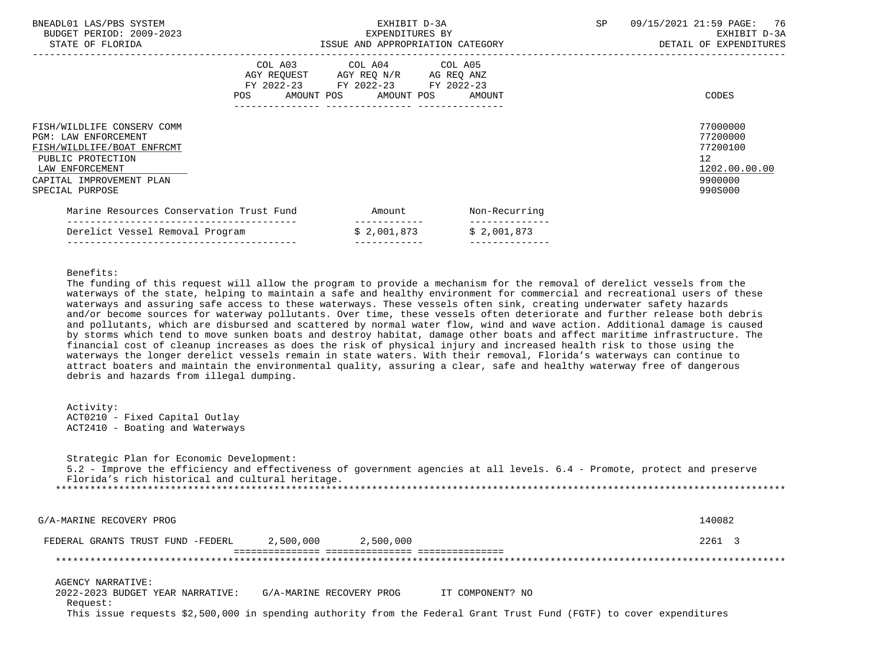| | COL A03 AGY REQUEST FY 2022-23 POS AMOUNT | COL A04 AGY REQ N/R FY 2022-23 POS AMOUNT | COL A05 AG REQ ANZ FY 2022-23 POS AMOUNT | CODES |
|---|---|---|---|---|

FISH/WILDLIFE CONSERV COMM — 77000000
PGM: LAW ENFORCEMENT — 77200000
FISH/WILDLIFE/BOAT ENFRCMT — 77200100
PUBLIC PROTECTION — 12
LAW ENFORCEMENT — 1202.00.00.00
CAPITAL IMPROVEMENT PLAN — 9900000
SPECIAL PURPOSE — 990S000

| Marine Resources Conservation Trust Fund | Amount | Non-Recurring |
|---|---|---|
| Derelict Vessel Removal Program | $ 2,001,873 | $ 2,001,873 |

Benefits:
The funding of this request will allow the program to provide a mechanism for the removal of derelict vessels from the waterways of the state, helping to maintain a safe and healthy environment for commercial and recreational users of these waterways and assuring safe access to these waterways. These vessels often sink, creating underwater safety hazards and/or become sources for waterway pollutants. Over time, these vessels often deteriorate and further release both debris and pollutants, which are disbursed and scattered by normal water flow, wind and wave action. Additional damage is caused by storms which tend to move sunken boats and destroy habitat, damage other boats and affect maritime infrastructure. The financial cost of cleanup increases as does the risk of physical injury and increased health risk to those using the waterways the longer derelict vessels remain in state waters. With their removal, Florida's waterways can continue to attract boaters and maintain the environmental quality, assuring a clear, safe and healthy waterway free of dangerous debris and hazards from illegal dumping.

Activity:
ACT0210 - Fixed Capital Outlay
ACT2410 - Boating and Waterways

Strategic Plan for Economic Development:
5.2 - Improve the efficiency and effectiveness of government agencies at all levels. 6.4 - Promote, protect and preserve Florida's rich historical and cultural heritage.

******************************************************************************************************************************

G/A-MARINE RECOVERY PROG — 140082

| | COL A03 | COL A04 | COL A05 | CODES |
|---|---|---|---|---|
| FEDERAL GRANTS TRUST FUND -FEDERL | 2,500,000 | 2,500,000 | | 2261 3 |

******************************************************************************************************************************

AGENCY NARRATIVE:
2022-2023 BUDGET YEAR NARRATIVE: G/A-MARINE RECOVERY PROG IT COMPONENT? NO
Request:
This issue requests $2,500,000 in spending authority from the Federal Grant Trust Fund (FGTF) to cover expenditures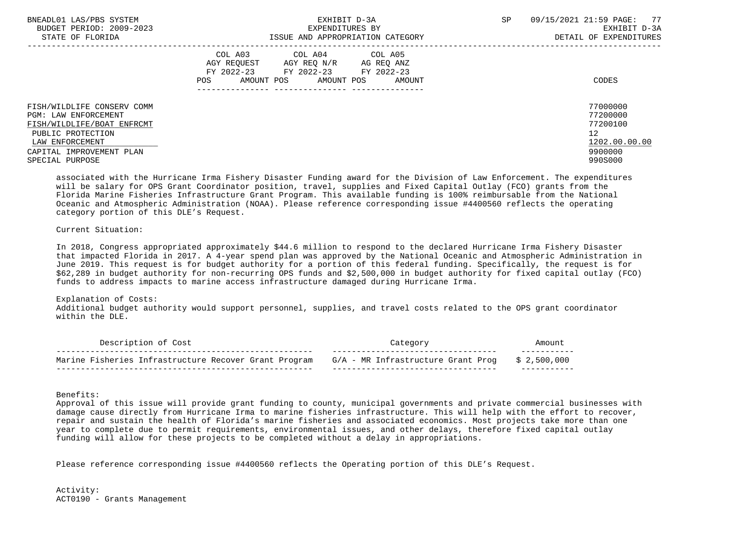| | COL A03 AGY REQUEST FY 2022-23 POS AMOUNT | COL A04 AGY REQ N/R FY 2022-23 POS AMOUNT | COL A05 AG REQ ANZ FY 2022-23 POS AMOUNT | CODES |
|---|---|---|---|---|
| FISH/WILDLIFE CONSERV COMM | | | | 77000000 |
| PGM: LAW ENFORCEMENT | | | | 77200000 |
| FISH/WILDLIFE/BOAT ENFRCMT | | | | 77200100 |
| PUBLIC PROTECTION | | | | 12 |
| LAW ENFORCEMENT | | | | 1202.00.00.00 |
| CAPITAL IMPROVEMENT PLAN | | | | 9900000 |
| SPECIAL PURPOSE | | | | 990S000 |

associated with the Hurricane Irma Fishery Disaster Funding award for the Division of Law Enforcement. The expenditures will be salary for OPS Grant Coordinator position, travel, supplies and Fixed Capital Outlay (FCO) grants from the Florida Marine Fisheries Infrastructure Grant Program. This available funding is 100% reimbursable from the National Oceanic and Atmospheric Administration (NOAA). Please reference corresponding issue #4400560 reflects the operating category portion of this DLE's Request.

Current Situation:

In 2018, Congress appropriated approximately $44.6 million to respond to the declared Hurricane Irma Fishery Disaster that impacted Florida in 2017. A 4-year spend plan was approved by the National Oceanic and Atmospheric Administration in June 2019. This request is for budget authority for a portion of this federal funding. Specifically, the request is for $62,289 in budget authority for non-recurring OPS funds and $2,500,000 in budget authority for fixed capital outlay (FCO) funds to address impacts to marine access infrastructure damaged during Hurricane Irma.

Explanation of Costs:
Additional budget authority would support personnel, supplies, and travel costs related to the OPS grant coordinator within the DLE.

| Description of Cost | Category | Amount |
|---|---|---|
| Marine Fisheries Infrastructure Recover Grant Program | G/A - MR Infrastructure Grant Prog | $ 2,500,000 |

Benefits:
Approval of this issue will provide grant funding to county, municipal governments and private commercial businesses with damage cause directly from Hurricane Irma to marine fisheries infrastructure. This will help with the effort to recover, repair and sustain the health of Florida's marine fisheries and associated economics. Most projects take more than one year to complete due to permit requirements, environmental issues, and other delays, therefore fixed capital outlay funding will allow for these projects to be completed without a delay in appropriations.

Please reference corresponding issue #4400560 reflects the Operating portion of this DLE's Request.

Activity:
ACT0190 - Grants Management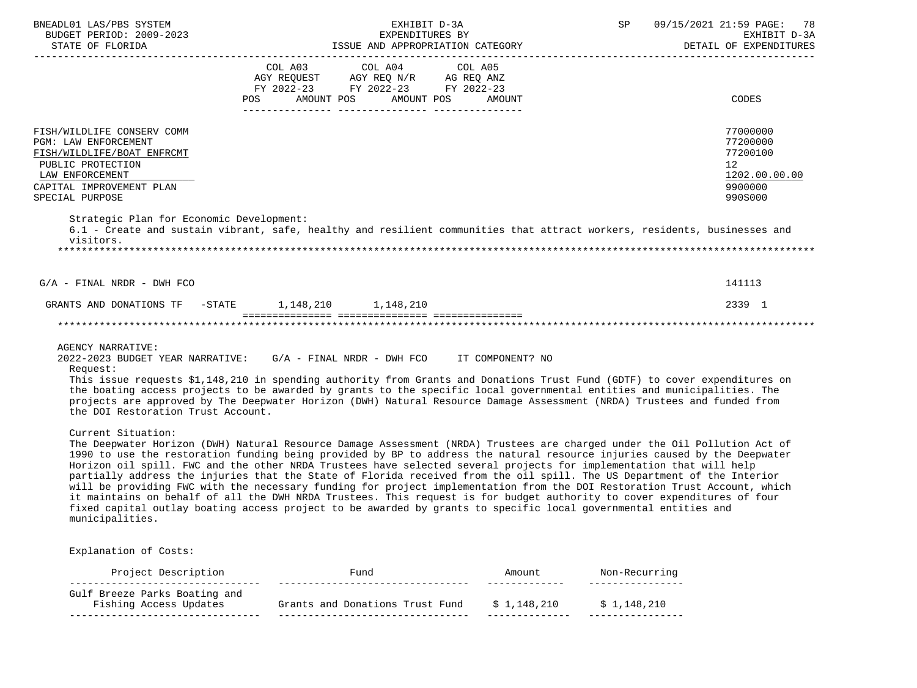| | COL A03 AGY REQUEST FY 2022-23 POS AMOUNT | COL A04 AGY REQ N/R FY 2022-23 POS AMOUNT | COL A05 AG REQ ANZ FY 2022-23 POS AMOUNT | CODES |
|---|---|---|---|---|
| FISH/WILDLIFE CONSERV COMM | | | | 77000000 |
| PGM: LAW ENFORCEMENT | | | | 77200000 |
| FISH/WILDLIFE/BOAT ENFRCMT | | | | 77200100 |
| PUBLIC PROTECTION | | | | 12 |
| LAW ENFORCEMENT | | | | 1202.00.00.00 |
| CAPITAL IMPROVEMENT PLAN | | | | 9900000 |
| SPECIAL PURPOSE | | | | 990S000 |

Strategic Plan for Economic Development:
6.1 - Create and sustain vibrant, safe, healthy and resilient communities that attract workers, residents, businesses and visitors.

| | COL A03 | COL A04 | COL A05 | CODES |
|---|---|---|---|---|
| G/A - FINAL NRDR - DWH FCO | | | | 141113 |
| GRANTS AND DONATIONS TF -STATE | 1,148,210 | 1,148,210 | | 2339 1 |

AGENCY NARRATIVE:
2022-2023 BUDGET YEAR NARRATIVE: G/A - FINAL NRDR - DWH FCO IT COMPONENT? NO

Request:
This issue requests $1,148,210 in spending authority from Grants and Donations Trust Fund (GDTF) to cover expenditures on the boating access projects to be awarded by grants to the specific local governmental entities and municipalities. The projects are approved by The Deepwater Horizon (DWH) Natural Resource Damage Assessment (NRDA) Trustees and funded from the DOI Restoration Trust Account.

Current Situation:
The Deepwater Horizon (DWH) Natural Resource Damage Assessment (NRDA) Trustees are charged under the Oil Pollution Act of 1990 to use the restoration funding being provided by BP to address the natural resource injuries caused by the Deepwater Horizon oil spill. FWC and the other NRDA Trustees have selected several projects for implementation that will help partially address the injuries that the State of Florida received from the oil spill. The US Department of the Interior will be providing FWC with the necessary funding for project implementation from the DOI Restoration Trust Account, which it maintains on behalf of all the DWH NRDA Trustees. This request is for budget authority to cover expenditures of four fixed capital outlay boating access project to be awarded by grants to specific local governmental entities and municipalities.

Explanation of Costs:

| Project Description | Fund | Amount | Non-Recurring |
|---|---|---|---|
| Gulf Breeze Parks Boating and Fishing Access Updates | Grants and Donations Trust Fund | $ 1,148,210 | $ 1,148,210 |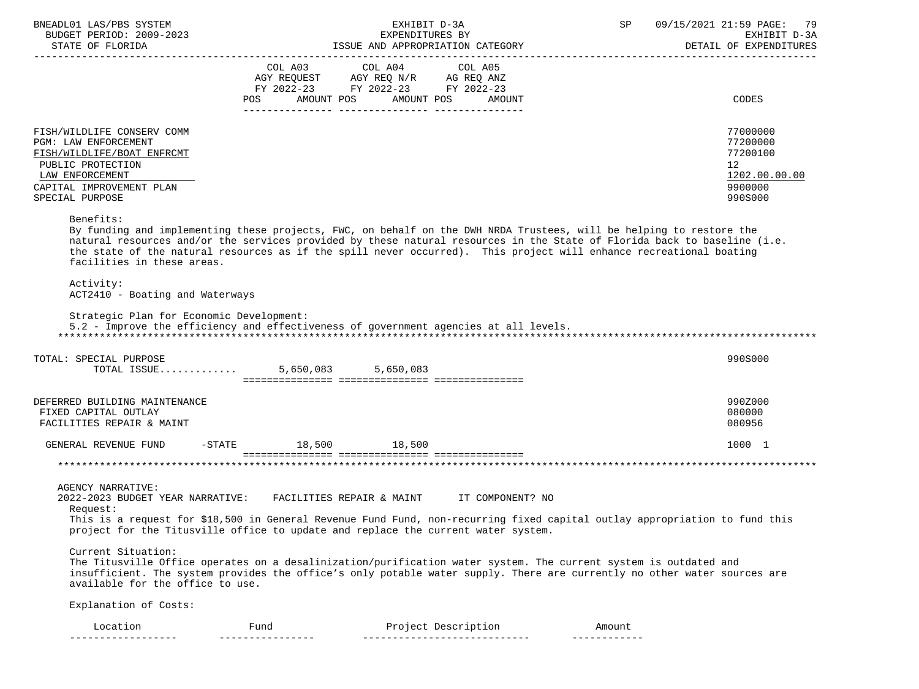| | COL A03 AGY REQUEST FY 2022-23 POS AMOUNT | COL A04 AGY REQ N/R FY 2022-23 POS AMOUNT | COL A05 AG REQ ANZ FY 2022-23 POS AMOUNT | CODES |
|---|---|---|---|---|
| FISH/WILDLIFE CONSERV COMM | | | | 77000000 |
| PGM: LAW ENFORCEMENT | | | | 77200000 |
| FISH/WILDLIFE/BOAT ENFRCMT | | | | 77200100 |
| PUBLIC PROTECTION | | | | 12 |
| LAW ENFORCEMENT | | | | 1202.00.00.00 |
| CAPITAL IMPROVEMENT PLAN | | | | 9900000 |
| SPECIAL PURPOSE | | | | 990S000 |

Benefits:
By funding and implementing these projects, FWC, on behalf on the DWH NRDA Trustees, will be helping to restore the natural resources and/or the services provided by these natural resources in the State of Florida back to baseline (i.e. the state of the natural resources as if the spill never occurred). This project will enhance recreational boating facilities in these areas.

Activity:
ACT2410 - Boating and Waterways

Strategic Plan for Economic Development:
5.2 - Improve the efficiency and effectiveness of government agencies at all levels.

*******************************************************************************************************************************

| | COL A03 | COL A04 | COL A05 | CODES |
|---|---|---|---|---|
| TOTAL: SPECIAL PURPOSE | | | | 990S000 |
| TOTAL ISSUE............ | 5,650,083 | 5,650,083 | | |
| DEFERRED BUILDING MAINTENANCE | | | | 990Z000 |
| FIXED CAPITAL OUTLAY | | | | 080000 |
| FACILITIES REPAIR & MAINT | | | | 080956 |
| GENERAL REVENUE FUND -STATE | 18,500 | 18,500 | | 1000 1 |

*******************************************************************************************************************************

AGENCY NARRATIVE:
2022-2023 BUDGET YEAR NARRATIVE: FACILITIES REPAIR & MAINT IT COMPONENT? NO

Request:
This is a request for $18,500 in General Revenue Fund Fund, non-recurring fixed capital outlay appropriation to fund this project for the Titusville office to update and replace the current water system.

Current Situation:
The Titusville Office operates on a desalinization/purification water system. The current system is outdated and insufficient. The system provides the office's only potable water supply. There are currently no other water sources are available for the office to use.

Explanation of Costs:

| Location | Fund | Project Description | Amount |
|---|---|---|---|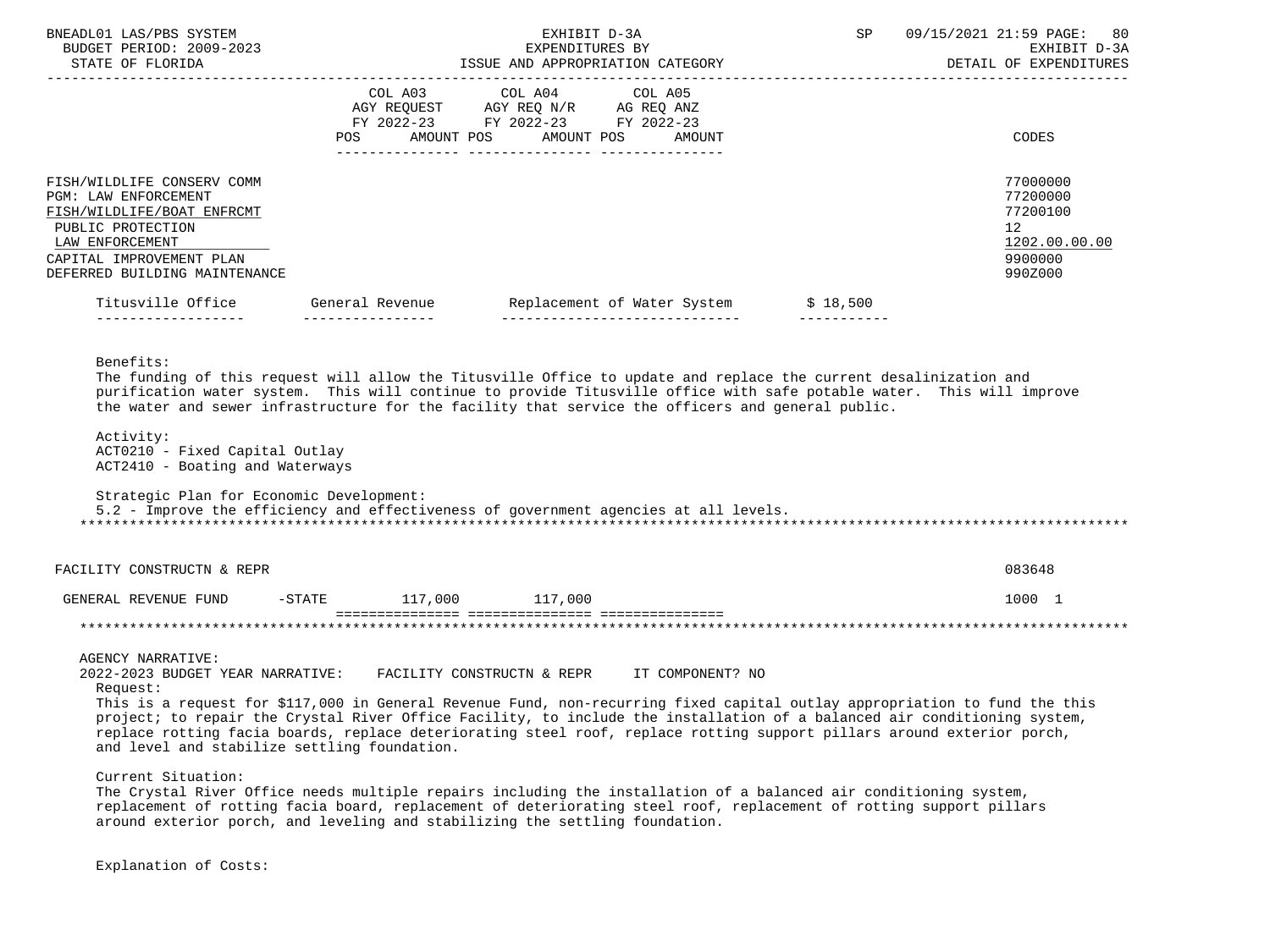| | COL A03 AGY REQUEST FY 2022-23 POS AMOUNT | COL A04 AGY REQ N/R FY 2022-23 POS AMOUNT | COL A05 AG REQ ANZ FY 2022-23 POS AMOUNT | CODES |
|---|---|---|---|---|

FISH/WILDLIFE CONSERV COMM — 77000000
PGM: LAW ENFORCEMENT — 77200000
FISH/WILDLIFE/BOAT ENFRCMT — 77200100
PUBLIC PROTECTION — 12
LAW ENFORCEMENT — 1202.00.00.00
CAPITAL IMPROVEMENT PLAN — 9900000
DEFERRED BUILDING MAINTENANCE — 990Z000

| Titusville Office | General Revenue | Replacement of Water System | $ 18,500 |
|---|---|---|---|

Benefits:
The funding of this request will allow the Titusville Office to update and replace the current desalinization and purification water system. This will continue to provide Titusville office with safe potable water. This will improve the water and sewer infrastructure for the facility that service the officers and general public.

Activity:
ACT0210 - Fixed Capital Outlay
ACT2410 - Boating and Waterways

Strategic Plan for Economic Development:
5.2 - Improve the efficiency and effectiveness of government agencies at all levels.

*****************************************************************************************************************************

FACILITY CONSTRUCTN & REPR — 083648

| | COL A03 | COL A04 | COL A05 | CODES |
|---|---|---|---|---|
| GENERAL REVENUE FUND -STATE | 117,000 | 117,000 | | 1000 1 |

*****************************************************************************************************************************

AGENCY NARRATIVE:
2022-2023 BUDGET YEAR NARRATIVE: FACILITY CONSTRUCTN & REPR IT COMPONENT? NO

Request:
This is a request for $117,000 in General Revenue Fund, non-recurring fixed capital outlay appropriation to fund the this project; to repair the Crystal River Office Facility, to include the installation of a balanced air conditioning system, replace rotting facia boards, replace deteriorating steel roof, replace rotting support pillars around exterior porch, and level and stabilize settling foundation.

Current Situation:
The Crystal River Office needs multiple repairs including the installation of a balanced air conditioning system, replacement of rotting facia board, replacement of deteriorating steel roof, replacement of rotting support pillars around exterior porch, and leveling and stabilizing the settling foundation.

Explanation of Costs: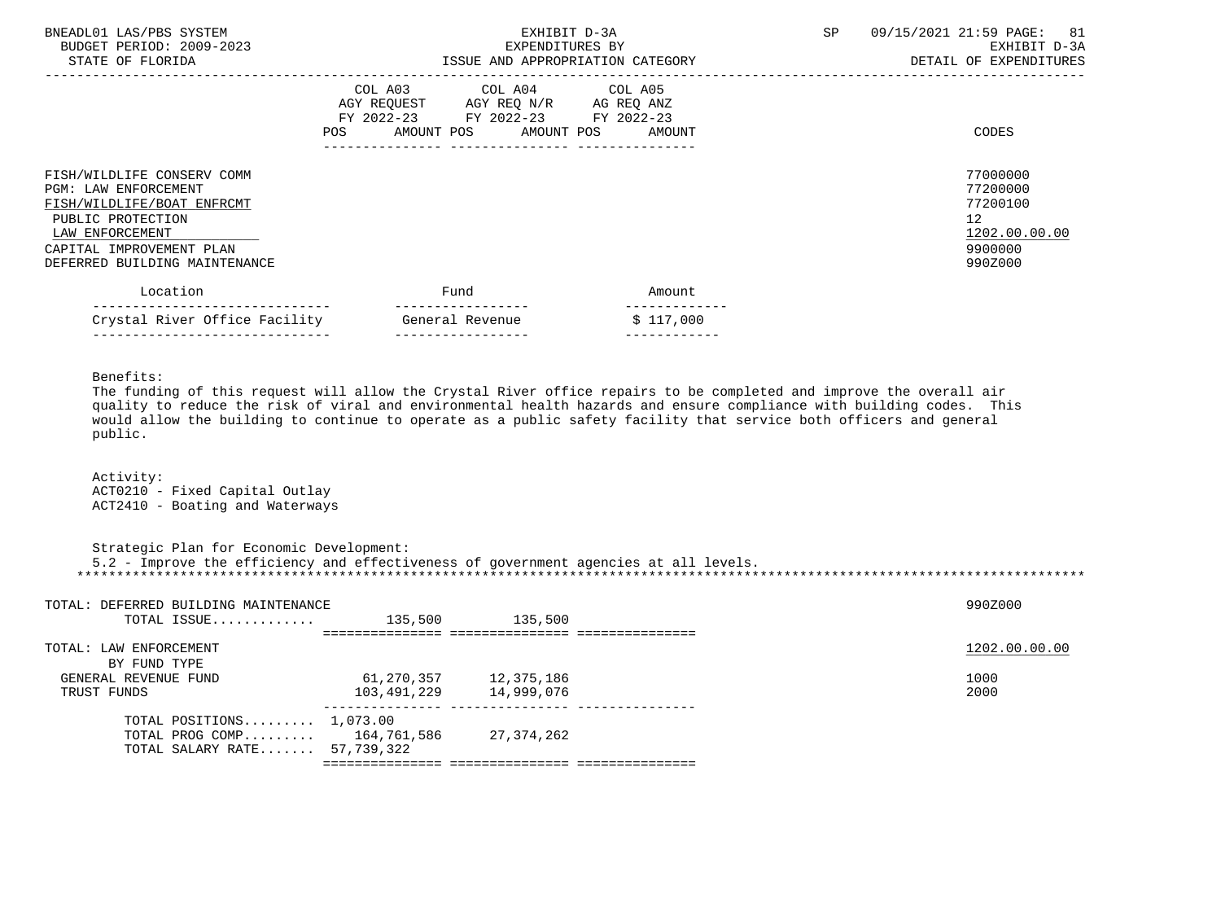BNEADL01 LAS/PBS SYSTEM | EXHIBIT D-3A | SP 09/15/2021 21:59

BUDGET PERIOD: 2009-2023 | EXPENDITURES BY | EXHIBIT D-3A

STATE OF FLORIDA | ISSUE AND APPROPRIATION CATEGORY | DETAIL OF EXPENDITURES

| | COL A03 AGY REQUEST FY 2022-23 POS AMOUNT | COL A04 AGY REQ N/R FY 2022-23 POS AMOUNT | COL A05 AG REQ ANZ FY 2022-23 POS AMOUNT | CODES |
|---|---|---|---|---|
| FISH/WILDLIFE CONSERV COMM | | | | 77000000 |
| PGM: LAW ENFORCEMENT | | | | 77200000 |
| FISH/WILDLIFE/BOAT ENFRCMT | | | | 77200100 |
| PUBLIC PROTECTION | | | | 12 |
| LAW ENFORCEMENT | | | | 1202.00.00.00 |
| CAPITAL IMPROVEMENT PLAN | | | | 9900000 |
| DEFERRED BUILDING MAINTENANCE | | | | 990Z000 |

| Location | Fund | Amount |
|---|---|---|
| Crystal River Office Facility | General Revenue | $ 117,000 |

Benefits:
The funding of this request will allow the Crystal River office repairs to be completed and improve the overall air quality to reduce the risk of viral and environmental health hazards and ensure compliance with building codes. This would allow the building to continue to operate as a public safety facility that service both officers and general public.

Activity:
ACT0210 - Fixed Capital Outlay
ACT2410 - Boating and Waterways

Strategic Plan for Economic Development:
5.2 - Improve the efficiency and effectiveness of government agencies at all levels.

| | COL A03 | COL A04 | COL A05 | CODES |
|---|---|---|---|---|
| TOTAL: DEFERRED BUILDING MAINTENANCE | | | | 990Z000 |
| TOTAL ISSUE............. | 135,500 | 135,500 | | |
| TOTAL: LAW ENFORCEMENT | | | | 1202.00.00.00 |
| BY FUND TYPE | | | | |
| GENERAL REVENUE FUND | 61,270,357 | 12,375,186 | | 1000 |
| TRUST FUNDS | 103,491,229 | 14,999,076 | | 2000 |
| TOTAL POSITIONS......... | 1,073.00 | | | |
| TOTAL PROG COMP......... | 164,761,586 | 27,374,262 | | |
| TOTAL SALARY RATE....... | 57,739,322 | | | |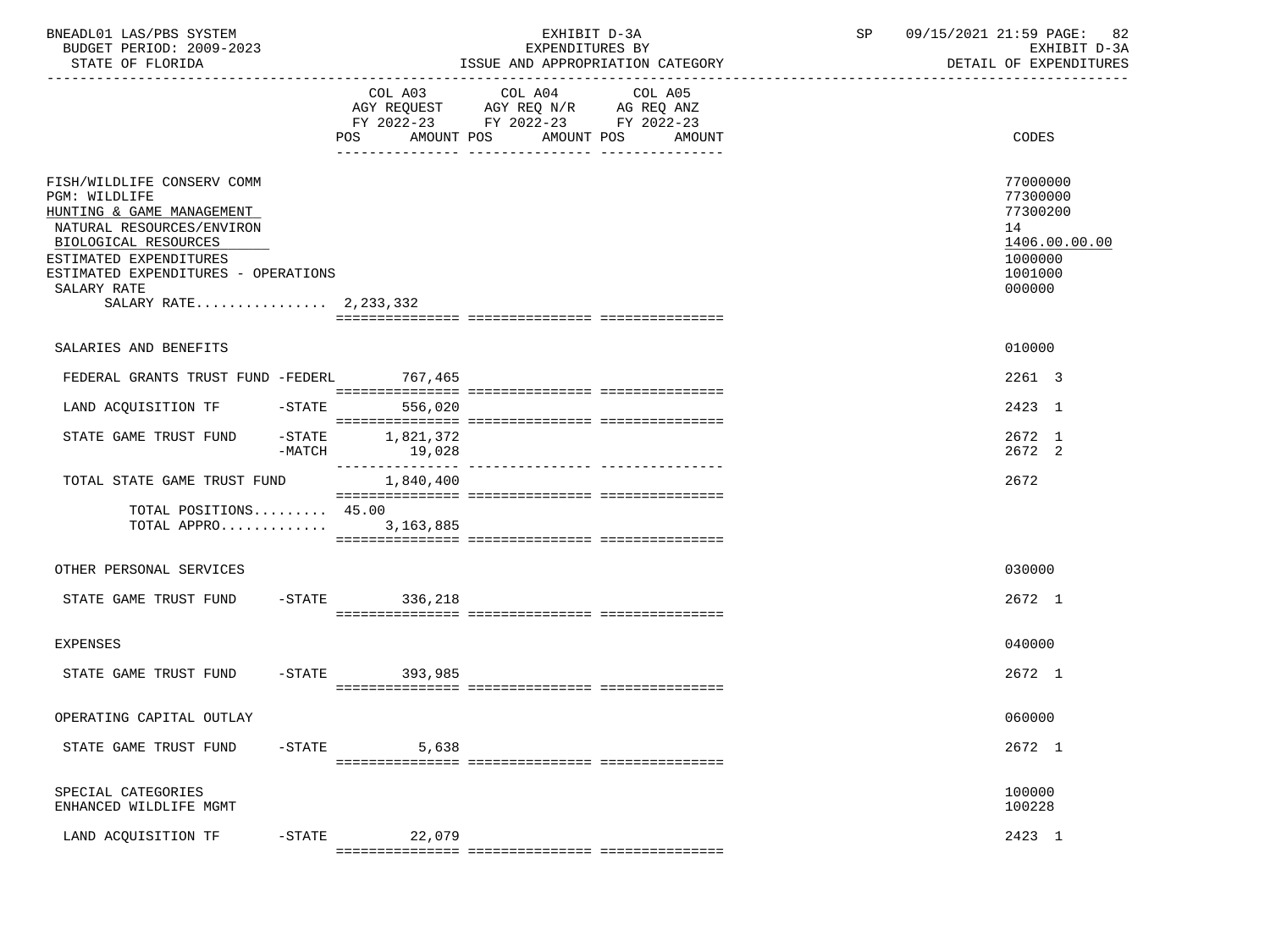BNEADL01 LAS/PBS SYSTEM | EXHIBIT D-3A | SP 09/15/2021 21:59

BUDGET PERIOD: 2009-2023 — EXPENDITURES BY — EXHIBIT D-3A

STATE OF FLORIDA — ISSUE AND APPROPRIATION CATEGORY — DETAIL OF EXPENDITURES

| | COL A03 AGY REQUEST FY 2022-23 POS AMOUNT | COL A04 AGY REQ N/R FY 2022-23 POS AMOUNT | COL A05 AG REQ ANZ FY 2022-23 POS AMOUNT | CODES |
|---|---|---|---|---|
| FISH/WILDLIFE CONSERV COMM | | | | 77000000 |
| PGM: WILDLIFE | | | | 77300000 |
| HUNTING & GAME MANAGEMENT | | | | 77300200 |
| NATURAL RESOURCES/ENVIRON | | | | 14 |
| BIOLOGICAL RESOURCES | | | | 1406.00.00.00 |
| ESTIMATED EXPENDITURES | | | | 1000000 |
| ESTIMATED EXPENDITURES - OPERATIONS | | | | 1001000 |
| SALARY RATE | | | | 000000 |
| SALARY RATE................ 2,233,332 | | | | |
| SALARIES AND BENEFITS | | | | 010000 |
| FEDERAL GRANTS TRUST FUND -FEDERL | 767,465 | | | 2261 3 |
| LAND ACQUISITION TF -STATE | 556,020 | | | 2423 1 |
| STATE GAME TRUST FUND -STATE | 1,821,372 | | | 2672 1 |
| -MATCH | 19,028 | | | 2672 2 |
| TOTAL STATE GAME TRUST FUND | 1,840,400 | | | 2672 |
| TOTAL POSITIONS......... 45.00 | | | | |
| TOTAL APPRO............. | 3,163,885 | | | |
| OTHER PERSONAL SERVICES | | | | 030000 |
| STATE GAME TRUST FUND -STATE | 336,218 | | | 2672 1 |
| EXPENSES | | | | 040000 |
| STATE GAME TRUST FUND -STATE | 393,985 | | | 2672 1 |
| OPERATING CAPITAL OUTLAY | | | | 060000 |
| STATE GAME TRUST FUND -STATE | 5,638 | | | 2672 1 |
| SPECIAL CATEGORIES | | | | 100000 |
| ENHANCED WILDLIFE MGMT | | | | 100228 |
| LAND ACQUISITION TF -STATE | 22,079 | | | 2423 1 |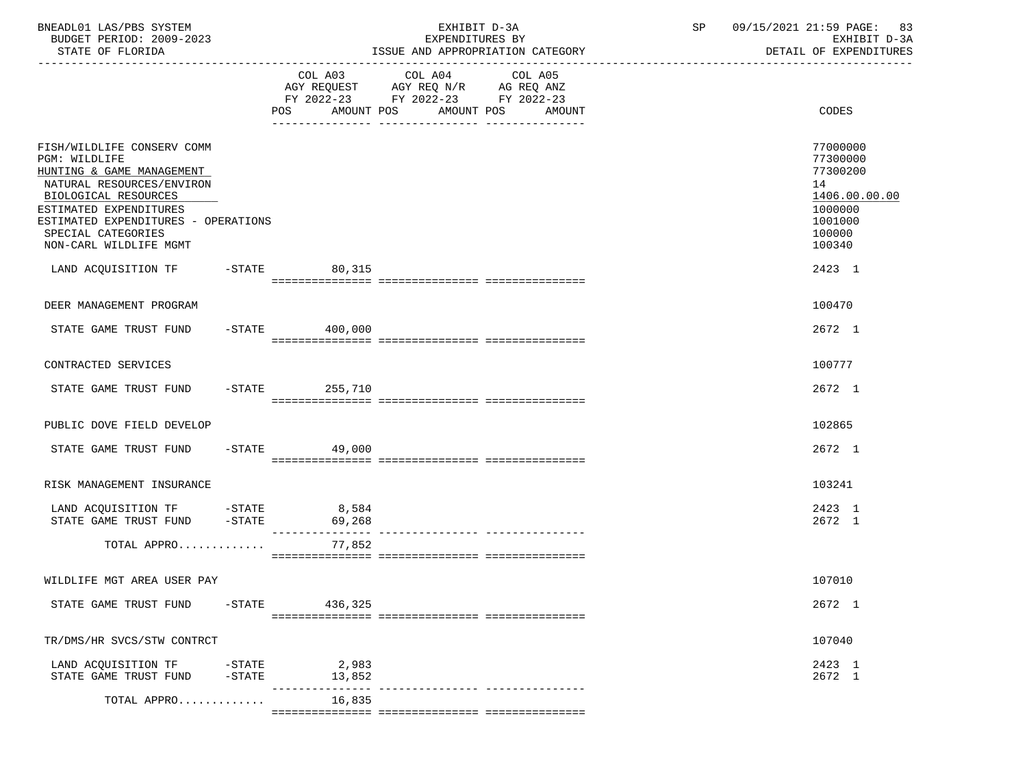BNEADL01 LAS/PBS SYSTEM | EXHIBIT D-3A | SP 09/15/2021 21:59 PAGE: 83
BUDGET PERIOD: 2009-2023 | EXPENDITURES BY | EXHIBIT D-3A
STATE OF FLORIDA | ISSUE AND APPROPRIATION CATEGORY | DETAIL OF EXPENDITURES

| | COL A03 AGY REQUEST FY 2022-23 POS AMOUNT | COL A04 AGY REQ N/R FY 2022-23 POS AMOUNT | COL A05 AG REQ ANZ FY 2022-23 POS AMOUNT | CODES |
|---|---|---|---|---|
| FISH/WILDLIFE CONSERV COMM | | | | 77000000 |
| PGM: WILDLIFE | | | | 77300000 |
| HUNTING & GAME MANAGEMENT | | | | 77300200 |
| NATURAL RESOURCES/ENVIRON | | | | 14 |
| BIOLOGICAL RESOURCES | | | | 1406.00.00.00 |
| ESTIMATED EXPENDITURES | | | | 1000000 |
| ESTIMATED EXPENDITURES - OPERATIONS | | | | 1001000 |
| SPECIAL CATEGORIES | | | | 100000 |
| NON-CARL WILDLIFE MGMT | | | | 100340 |
| LAND ACQUISITION TF -STATE | 80,315 | | | 2423 1 |
| DEER MANAGEMENT PROGRAM | | | | 100470 |
| STATE GAME TRUST FUND -STATE | 400,000 | | | 2672 1 |
| CONTRACTED SERVICES | | | | 100777 |
| STATE GAME TRUST FUND -STATE | 255,710 | | | 2672 1 |
| PUBLIC DOVE FIELD DEVELOP | | | | 102865 |
| STATE GAME TRUST FUND -STATE | 49,000 | | | 2672 1 |
| RISK MANAGEMENT INSURANCE | | | | 103241 |
| LAND ACQUISITION TF -STATE | 8,584 | | | 2423 1 |
| STATE GAME TRUST FUND -STATE | 69,268 | | | 2672 1 |
| TOTAL APPRO............ | 77,852 | | | |
| WILDLIFE MGT AREA USER PAY | | | | 107010 |
| STATE GAME TRUST FUND -STATE | 436,325 | | | 2672 1 |
| TR/DMS/HR SVCS/STW CONTRCT | | | | 107040 |
| LAND ACQUISITION TF -STATE | 2,983 | | | 2423 1 |
| STATE GAME TRUST FUND -STATE | 13,852 | | | 2672 1 |
| TOTAL APPRO............ | 16,835 | | | |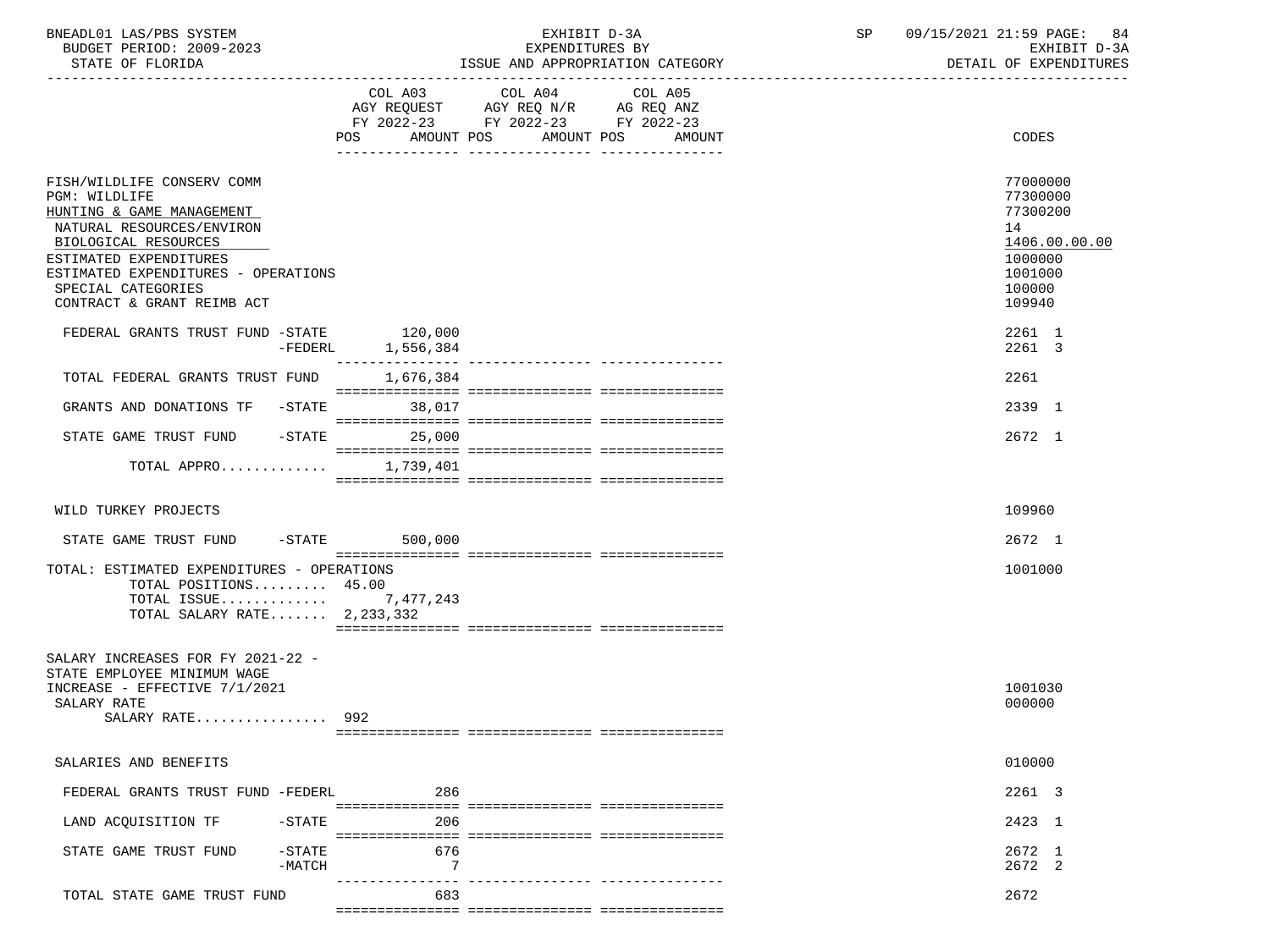BNEADL01 LAS/PBS SYSTEM | EXHIBIT D-3A | SP 09/15/2021 21:59
BUDGET PERIOD: 2009-2023 | EXPENDITURES BY | EXHIBIT D-3A
STATE OF FLORIDA | ISSUE AND APPROPRIATION CATEGORY | DETAIL OF EXPENDITURES

| | COL A03 AGY REQUEST FY 2022-23 POS AMOUNT | COL A04 AGY REQ N/R FY 2022-23 POS AMOUNT | COL A05 AG REQ ANZ FY 2022-23 POS AMOUNT | CODES |
|---|---|---|---|---|
| FISH/WILDLIFE CONSERV COMM | | | | 77000000 |
| PGM: WILDLIFE | | | | 77300000 |
| HUNTING & GAME MANAGEMENT | | | | 77300200 |
| NATURAL RESOURCES/ENVIRON | | | | 14 |
| BIOLOGICAL RESOURCES | | | | 1406.00.00.00 |
| ESTIMATED EXPENDITURES | | | | 1000000 |
| ESTIMATED EXPENDITURES - OPERATIONS | | | | 1001000 |
| SPECIAL CATEGORIES | | | | 100000 |
| CONTRACT & GRANT REIMB ACT | | | | 109940 |
| FEDERAL GRANTS TRUST FUND -STATE | 120,000 | | | 2261 1 |
| -FEDERL | 1,556,384 | | | 2261 3 |
| TOTAL FEDERAL GRANTS TRUST FUND | 1,676,384 | | | 2261 |
| GRANTS AND DONATIONS TF -STATE | 38,017 | | | 2339 1 |
| STATE GAME TRUST FUND -STATE | 25,000 | | | 2672 1 |
| TOTAL APPRO............ | 1,739,401 | | | |
| WILD TURKEY PROJECTS | | | | 109960 |
| STATE GAME TRUST FUND -STATE | 500,000 | | | 2672 1 |
| TOTAL: ESTIMATED EXPENDITURES - OPERATIONS | | | | 1001000 |
| TOTAL POSITIONS......... 45.00 | | | | |
| TOTAL ISSUE............. | 7,477,243 | | | |
| TOTAL SALARY RATE....... 2,233,332 | | | | |
| SALARY INCREASES FOR FY 2021-22 - STATE EMPLOYEE MINIMUM WAGE INCREASE - EFFECTIVE 7/1/2021 | | | | 1001030 |
| SALARY RATE | | | | 000000 |
| SALARY RATE................ 992 | | | | |
| SALARIES AND BENEFITS | | | | 010000 |
| FEDERAL GRANTS TRUST FUND -FEDERL | 286 | | | 2261 3 |
| LAND ACQUISITION TF -STATE | 206 | | | 2423 1 |
| STATE GAME TRUST FUND -STATE | 676 | | | 2672 1 |
| -MATCH | 7 | | | 2672 2 |
| TOTAL STATE GAME TRUST FUND | 683 | | | 2672 |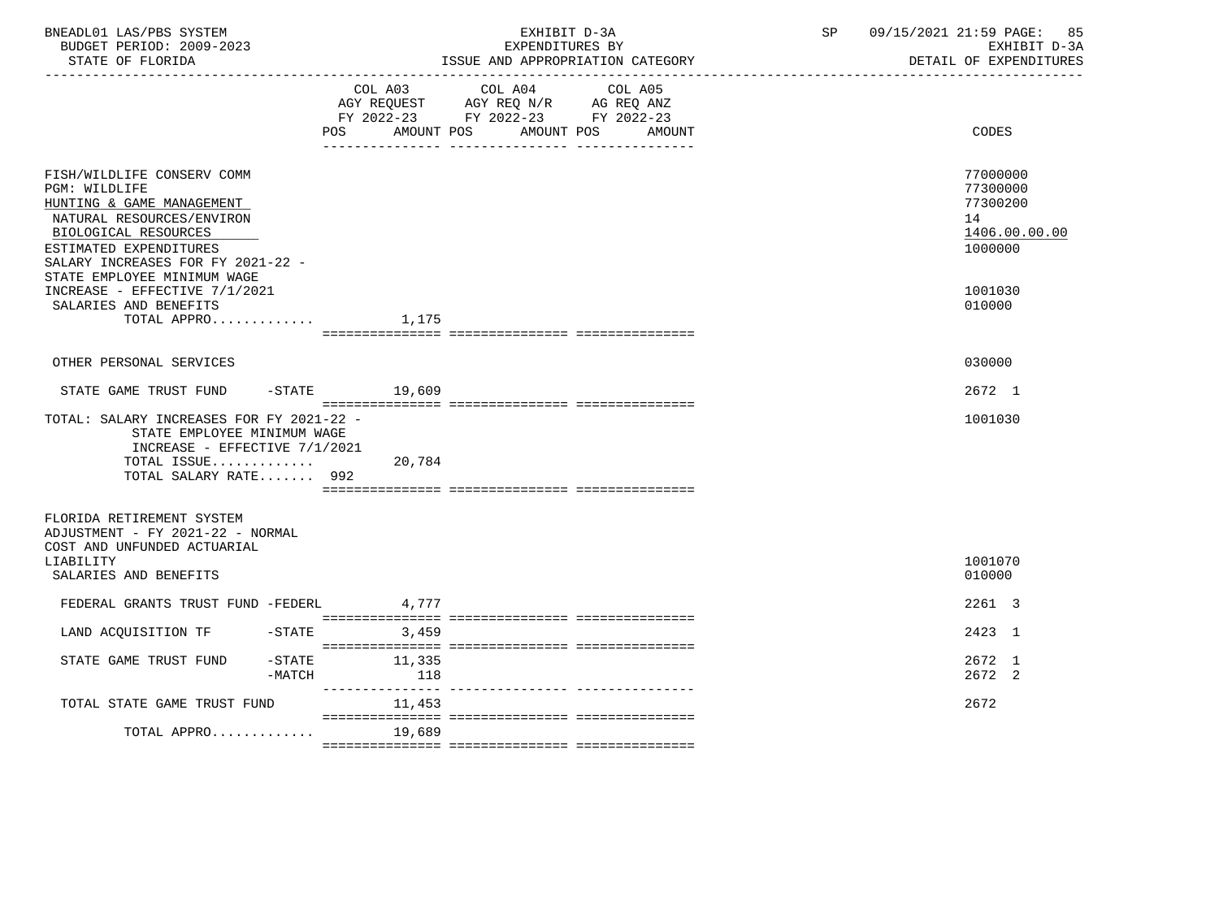BNEADL01 LAS/PBS SYSTEM — BUDGET PERIOD: 2009-2023 — STATE OF FLORIDA

EXHIBIT D-3A — EXPENDITURES BY ISSUE AND APPROPRIATION CATEGORY

SP 09/15/2021 21:59 — EXHIBIT D-3A — DETAIL OF EXPENDITURES

| | COL A03 AGY REQUEST FY 2022-23 POS | AMOUNT | COL A04 AGY REQ N/R FY 2022-23 POS | AMOUNT | COL A05 AG REQ ANZ FY 2022-23 POS | AMOUNT | CODES |
|---|---|---|---|---|---|---|---|
| FISH/WILDLIFE CONSERV COMM | | | | | | | 77000000 |
| PGM: WILDLIFE | | | | | | | 77300000 |
| HUNTING & GAME MANAGEMENT | | | | | | | 77300200 |
| NATURAL RESOURCES/ENVIRON | | | | | | | 14 |
| BIOLOGICAL RESOURCES | | | | | | | 1406.00.00.00 |
| ESTIMATED EXPENDITURES | | | | | | | 1000000 |
| SALARY INCREASES FOR FY 2021-22 - STATE EMPLOYEE MINIMUM WAGE INCREASE - EFFECTIVE 7/1/2021 | | | | | | | 1001030 |
| SALARIES AND BENEFITS | | | | | | | 010000 |
| TOTAL APPRO............. | | 1,175 | | | | | |
| OTHER PERSONAL SERVICES | | | | | | | 030000 |
| STATE GAME TRUST FUND -STATE | | 19,609 | | | | | 2672 1 |
| TOTAL: SALARY INCREASES FOR FY 2021-22 - STATE EMPLOYEE MINIMUM WAGE INCREASE - EFFECTIVE 7/1/2021 | | | | | | | 1001030 |
| TOTAL ISSUE............. | | 20,784 | | | | | |
| TOTAL SALARY RATE....... | | 992 | | | | | |
| FLORIDA RETIREMENT SYSTEM ADJUSTMENT - FY 2021-22 - NORMAL COST AND UNFUNDED ACTUARIAL LIABILITY | | | | | | | 1001070 |
| SALARIES AND BENEFITS | | | | | | | 010000 |
| FEDERAL GRANTS TRUST FUND -FEDERL | | 4,777 | | | | | 2261 3 |
| LAND ACQUISITION TF -STATE | | 3,459 | | | | | 2423 1 |
| STATE GAME TRUST FUND -STATE | | 11,335 | | | | | 2672 1 |
| -MATCH | | 118 | | | | | 2672 2 |
| TOTAL STATE GAME TRUST FUND | | 11,453 | | | | | 2672 |
| TOTAL APPRO............. | | 19,689 | | | | | |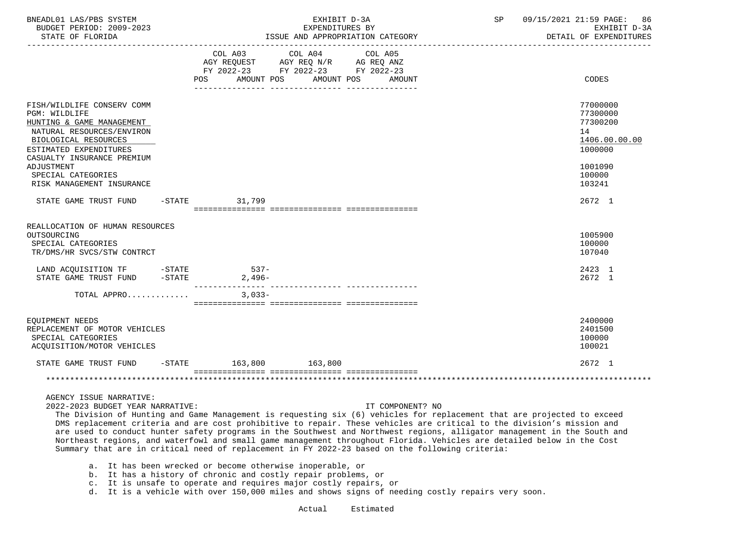BNEADL01 LAS/PBS SYSTEM — EXHIBIT D-3A — EXPENDITURES BY ISSUE AND APPROPRIATION CATEGORY
BUDGET PERIOD: 2009-2023 — STATE OF FLORIDA — DETAIL OF EXPENDITURES

| | COL A03 AGY REQUEST FY 2022-23 POS AMOUNT | COL A04 AGY REQ N/R FY 2022-23 POS AMOUNT | COL A05 AG REQ ANZ FY 2022-23 POS AMOUNT | CODES |
|---|---|---|---|---|
| FISH/WILDLIFE CONSERV COMM | | | | 77000000 |
| PGM: WILDLIFE | | | | 77300000 |
| HUNTING & GAME MANAGEMENT | | | | 77300200 |
| NATURAL RESOURCES/ENVIRON | | | | 14 |
| BIOLOGICAL RESOURCES | | | | 1406.00.00.00 |
| ESTIMATED EXPENDITURES | | | | 1000000 |
| CASUALTY INSURANCE PREMIUM ADJUSTMENT | | | | 1001090 |
| SPECIAL CATEGORIES | | | | 100000 |
| RISK MANAGEMENT INSURANCE | | | | 103241 |
| STATE GAME TRUST FUND -STATE | 31,799 | | | 2672 1 |
| REALLOCATION OF HUMAN RESOURCES OUTSOURCING | | | | 1005900 |
| SPECIAL CATEGORIES | | | | 100000 |
| TR/DMS/HR SVCS/STW CONTRCT | | | | 107040 |
| LAND ACQUISITION TF -STATE | 537- | | | 2423 1 |
| STATE GAME TRUST FUND -STATE | 2,496- | | | 2672 1 |
| TOTAL APPRO............ | 3,033- | | | |
| EQUIPMENT NEEDS | | | | 2400000 |
| REPLACEMENT OF MOTOR VEHICLES | | | | 2401500 |
| SPECIAL CATEGORIES | | | | 100000 |
| ACQUISITION/MOTOR VEHICLES | | | | 100021 |
| STATE GAME TRUST FUND -STATE | 163,800 | 163,800 | | 2672 1 |

AGENCY ISSUE NARRATIVE:

2022-2023 BUDGET YEAR NARRATIVE: IT COMPONENT? NO

The Division of Hunting and Game Management is requesting six (6) vehicles for replacement that are projected to exceed DMS replacement criteria and are cost prohibitive to repair. These vehicles are critical to the division's mission and are used to conduct hunter safety programs in the Southwest and Northwest regions, alligator management in the South and Northeast regions, and waterfowl and small game management throughout Florida. Vehicles are detailed below in the Cost Summary that are in critical need of replacement in FY 2022-23 based on the following criteria:

a. It has been wrecked or become otherwise inoperable, or
b. It has a history of chronic and costly repair problems, or
c. It is unsafe to operate and requires major costly repairs, or
d. It is a vehicle with over 150,000 miles and shows signs of needing costly repairs very soon.

Actual Estimated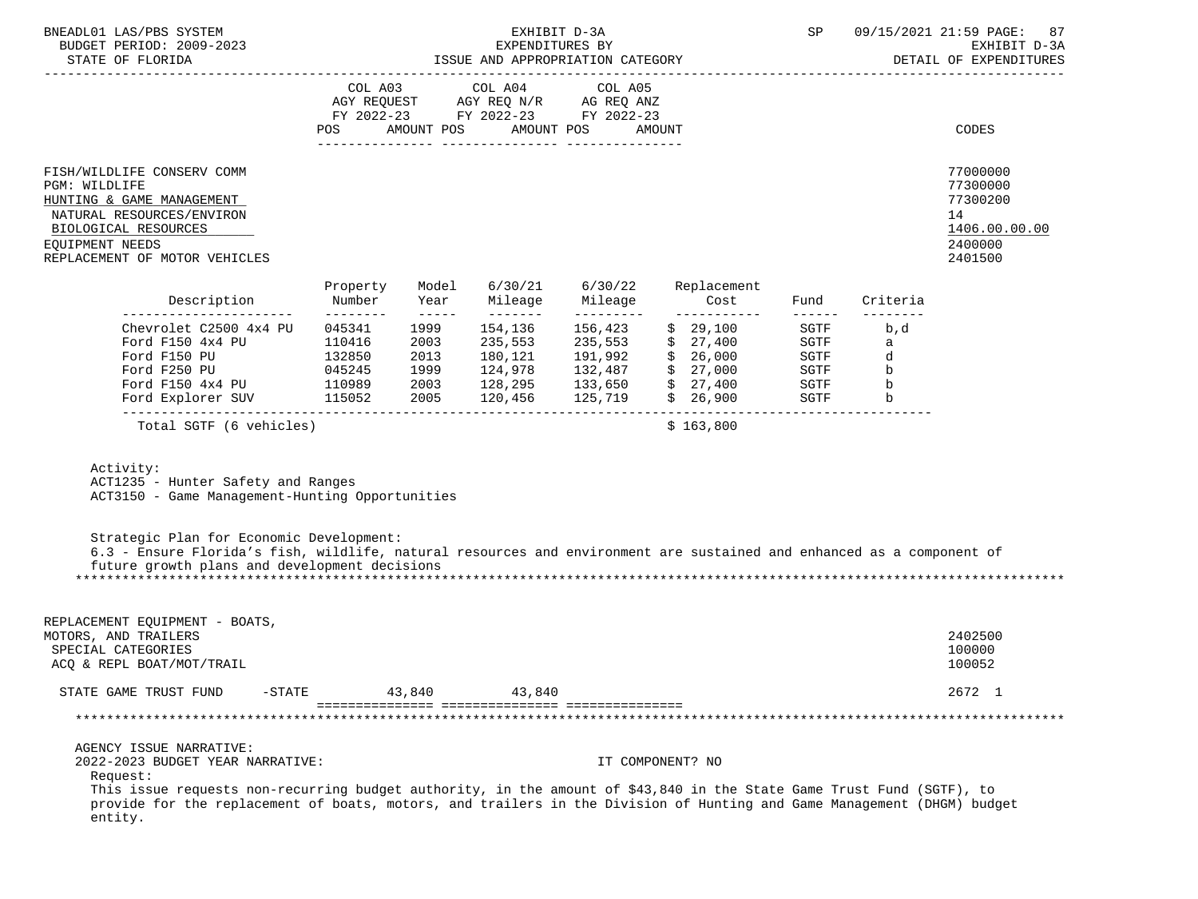FISH/WILDLIFE CONSERV COMM — 77000000
PGM: WILDLIFE — 77300000
HUNTING & GAME MANAGEMENT — 77300200
NATURAL RESOURCES/ENVIRON — 14
BIOLOGICAL RESOURCES — 1406.00.00.00
EQUIPMENT NEEDS — 2400000
REPLACEMENT OF MOTOR VEHICLES — 2401500

| | COL A03 AGY REQUEST FY 2022-23 POS | AMOUNT | COL A04 AGY REQ N/R FY 2022-23 POS | AMOUNT | COL A05 AG REQ ANZ FY 2022-23 POS | AMOUNT | CODES |
|---|---|---|---|---|---|---|---|

| Description | Property Number | Model Year | 6/30/21 Mileage | 6/30/22 Mileage | Replacement Cost | Fund | Criteria |
|---|---|---|---|---|---|---|---|
| Chevrolet C2500 4x4 PU | 045341 | 1999 | 154,136 | 156,423 | $ 29,100 | SGTF | b,d |
| Ford F150 4x4 PU | 110416 | 2003 | 235,553 | 235,553 | $ 27,400 | SGTF | a |
| Ford F150 PU | 132850 | 2013 | 180,121 | 191,992 | $ 26,000 | SGTF | d |
| Ford F250 PU | 045245 | 1999 | 124,978 | 132,487 | $ 27,000 | SGTF | b |
| Ford F150 4x4 PU | 110989 | 2003 | 128,295 | 133,650 | $ 27,400 | SGTF | b |
| Ford Explorer SUV | 115052 | 2005 | 120,456 | 125,719 | $ 26,900 | SGTF | b |
| Total SGTF (6 vehicles) | | | | | $ 163,800 | | |

Activity:
ACT1235 - Hunter Safety and Ranges
ACT3150 - Game Management-Hunting Opportunities

Strategic Plan for Economic Development:
6.3 - Ensure Florida’s fish, wildlife, natural resources and environment are sustained and enhanced as a component of future growth plans and development decisions

*******************************************************************************************************************

REPLACEMENT EQUIPMENT - BOATS, MOTORS, AND TRAILERS — 2402500
SPECIAL CATEGORIES — 100000
ACQ & REPL BOAT/MOT/TRAIL — 100052

| | COL A03 | COL A04 | COL A05 | CODES |
|---|---|---|---|---|
| STATE GAME TRUST FUND -STATE | 43,840 | 43,840 | | 2672 1 |

*******************************************************************************************************************

AGENCY ISSUE NARRATIVE:
2022-2023 BUDGET YEAR NARRATIVE: IT COMPONENT? NO

Request:
This issue requests non-recurring budget authority, in the amount of $43,840 in the State Game Trust Fund (SGTF), to provide for the replacement of boats, motors, and trailers in the Division of Hunting and Game Management (DHGM) budget entity.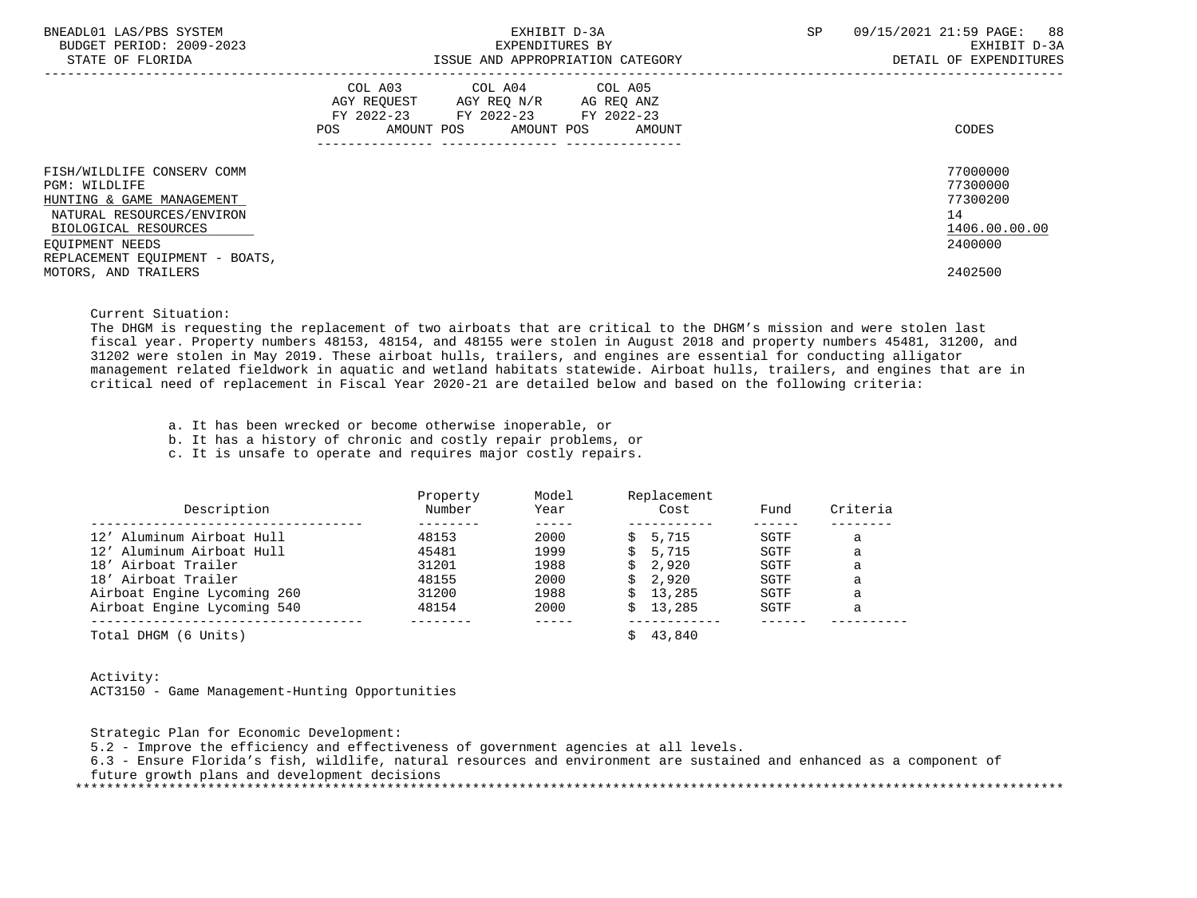| | COL A03 AGY REQUEST FY 2022-23 POS AMOUNT | COL A04 AGY REQ N/R FY 2022-23 POS AMOUNT | COL A05 AG REQ ANZ FY 2022-23 POS AMOUNT | CODES |
|---|---|---|---|---|
| FISH/WILDLIFE CONSERV COMM | | | | 77000000 |
| PGM: WILDLIFE | | | | 77300000 |
| HUNTING & GAME MANAGEMENT | | | | 77300200 |
| NATURAL RESOURCES/ENVIRON | | | | 14 |
| BIOLOGICAL RESOURCES | | | | 1406.00.00.00 |
| EQUIPMENT NEEDS | | | | 2400000 |
| REPLACEMENT EQUIPMENT - BOATS, MOTORS, AND TRAILERS | | | | 2402500 |

Current Situation:
The DHGM is requesting the replacement of two airboats that are critical to the DHGM's mission and were stolen last fiscal year. Property numbers 48153, 48154, and 48155 were stolen in August 2018 and property numbers 45481, 31200, and 31202 were stolen in May 2019. These airboat hulls, trailers, and engines are essential for conducting alligator management related fieldwork in aquatic and wetland habitats statewide. Airboat hulls, trailers, and engines that are in critical need of replacement in Fiscal Year 2020-21 are detailed below and based on the following criteria:

a. It has been wrecked or become otherwise inoperable, or
b. It has a history of chronic and costly repair problems, or
c. It is unsafe to operate and requires major costly repairs.

| Description | Property Number | Model Year | Replacement Cost | Fund | Criteria |
|---|---|---|---|---|---|
| 12' Aluminum Airboat Hull | 48153 | 2000 | $ 5,715 | SGTF | a |
| 12' Aluminum Airboat Hull | 45481 | 1999 | $ 5,715 | SGTF | a |
| 18' Airboat Trailer | 31201 | 1988 | $ 2,920 | SGTF | a |
| 18' Airboat Trailer | 48155 | 2000 | $ 2,920 | SGTF | a |
| Airboat Engine Lycoming 260 | 31200 | 1988 | $ 13,285 | SGTF | a |
| Airboat Engine Lycoming 540 | 48154 | 2000 | $ 13,285 | SGTF | a |
| Total DHGM (6 Units) | | | $ 43,840 | | |

Activity:
ACT3150 - Game Management-Hunting Opportunities

Strategic Plan for Economic Development:
5.2 - Improve the efficiency and effectiveness of government agencies at all levels.
6.3 - Ensure Florida's fish, wildlife, natural resources and environment are sustained and enhanced as a component of future growth plans and development decisions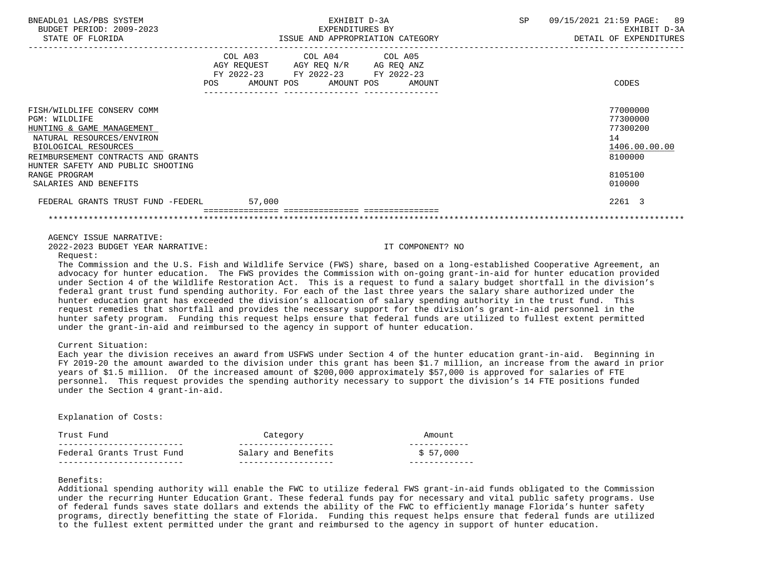| | COL A03 AGY REQUEST FY 2022-23 POS AMOUNT | COL A04 AGY REQ N/R FY 2022-23 POS AMOUNT | COL A05 AG REQ ANZ FY 2022-23 POS AMOUNT | CODES |
|---|---|---|---|---|
| FISH/WILDLIFE CONSERV COMM | | | | 77000000 |
| PGM: WILDLIFE | | | | 77300000 |
| HUNTING & GAME MANAGEMENT | | | | 77300200 |
| NATURAL RESOURCES/ENVIRON | | | | 14 |
| BIOLOGICAL RESOURCES | | | | 1406.00.00.00 |
| REIMBURSEMENT CONTRACTS AND GRANTS | | | | 8100000 |
| HUNTER SAFETY AND PUBLIC SHOOTING RANGE PROGRAM | | | | 8105100 |
| SALARIES AND BENEFITS | | | | 010000 |
| FEDERAL GRANTS TRUST FUND -FEDERL | 57,000 | | | 2261 3 |

AGENCY ISSUE NARRATIVE:

2022-2023 BUDGET YEAR NARRATIVE: IT COMPONENT? NO

Request:

The Commission and the U.S. Fish and Wildlife Service (FWS) share, based on a long-established Cooperative Agreement, an advocacy for hunter education. The FWS provides the Commission with on-going grant-in-aid for hunter education provided under Section 4 of the Wildlife Restoration Act. This is a request to fund a salary budget shortfall in the division's federal grant trust fund spending authority. For each of the last three years the salary share authorized under the hunter education grant has exceeded the division's allocation of salary spending authority in the trust fund. This request remedies that shortfall and provides the necessary support for the division's grant-in-aid personnel in the hunter safety program. Funding this request helps ensure that federal funds are utilized to fullest extent permitted under the grant-in-aid and reimbursed to the agency in support of hunter education.

Current Situation:

Each year the division receives an award from USFWS under Section 4 of the hunter education grant-in-aid. Beginning in FY 2019-20 the amount awarded to the division under this grant has been $1.7 million, an increase from the award in prior years of $1.5 million. Of the increased amount of $200,000 approximately $57,000 is approved for salaries of FTE personnel. This request provides the spending authority necessary to support the division's 14 FTE positions funded under the Section 4 grant-in-aid.

Explanation of Costs:

| Trust Fund | Category | Amount |
|---|---|---|
| Federal Grants Trust Fund | Salary and Benefits | $ 57,000 |

Benefits:

Additional spending authority will enable the FWC to utilize federal FWS grant-in-aid funds obligated to the Commission under the recurring Hunter Education Grant. These federal funds pay for necessary and vital public safety programs. Use of federal funds saves state dollars and extends the ability of the FWC to efficiently manage Florida's hunter safety programs, directly benefitting the state of Florida. Funding this request helps ensure that federal funds are utilized to the fullest extent permitted under the grant and reimbursed to the agency in support of hunter education.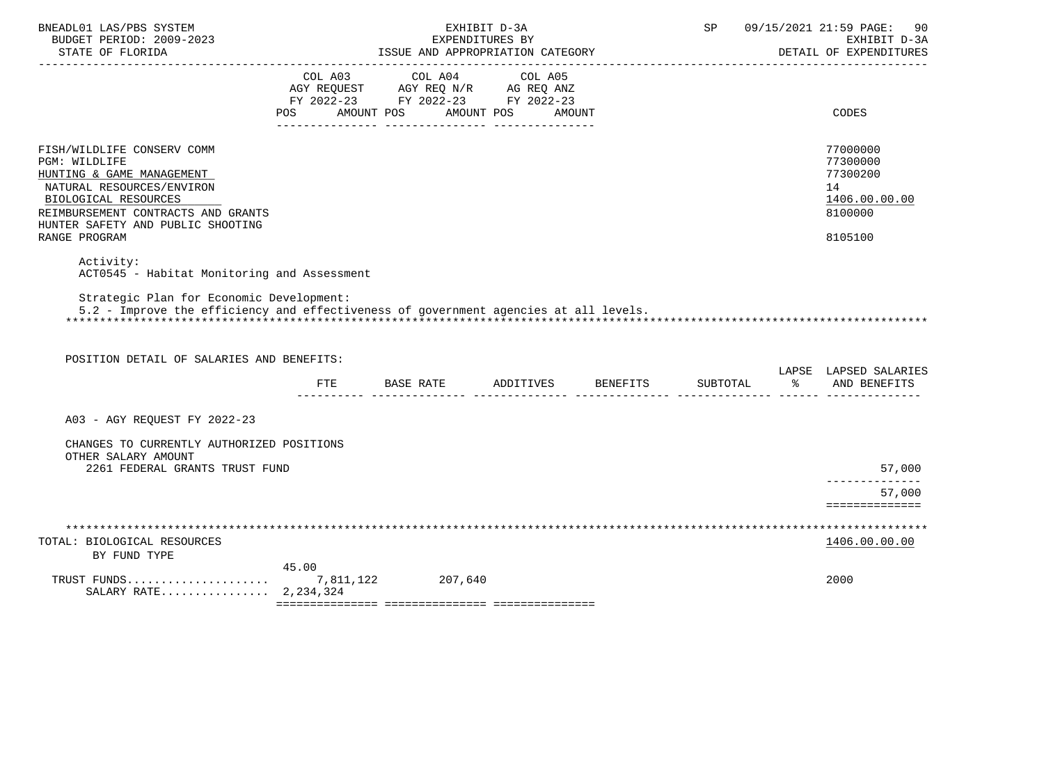| | COL A03 AGY REQUEST FY 2022-23 POS AMOUNT | COL A04 AGY REQ N/R FY 2022-23 POS AMOUNT | COL A05 AG REQ ANZ FY 2022-23 POS AMOUNT | CODES |
|---|---|---|---|---|
| FISH/WILDLIFE CONSERV COMM | | | | 77000000 |
| PGM: WILDLIFE | | | | 77300000 |
| HUNTING & GAME MANAGEMENT | | | | 77300200 |
| NATURAL RESOURCES/ENVIRON | | | | 14 |
| BIOLOGICAL RESOURCES | | | | 1406.00.00.00 |
| REIMBURSEMENT CONTRACTS AND GRANTS | | | | 8100000 |
| HUNTER SAFETY AND PUBLIC SHOOTING RANGE PROGRAM | | | | 8105100 |

Activity:
ACT0545 - Habitat Monitoring and Assessment

Strategic Plan for Economic Development:
5.2 - Improve the efficiency and effectiveness of government agencies at all levels.

POSITION DETAIL OF SALARIES AND BENEFITS:

| | FTE | BASE RATE | ADDITIVES | BENEFITS | SUBTOTAL | LAPSE % | LAPSED SALARIES AND BENEFITS |
|---|---|---|---|---|---|---|---|
| A03 - AGY REQUEST FY 2022-23 | | | | | | | |
| CHANGES TO CURRENTLY AUTHORIZED POSITIONS | | | | | | | |
| OTHER SALARY AMOUNT | | | | | | | |
| 2261 FEDERAL GRANTS TRUST FUND | | | | | | | 57,000 |
| | | | | | | | 57,000 |

| TOTAL: BIOLOGICAL RESOURCES BY FUND TYPE | COL A03 | COL A04 | COL A05 | 1406.00.00.00 |
|---|---|---|---|---|
| | 45.00 | | | |
| TRUST FUNDS..................... | 7,811,122 | 207,640 | | 2000 |
| SALARY RATE................ | 2,234,324 | | | |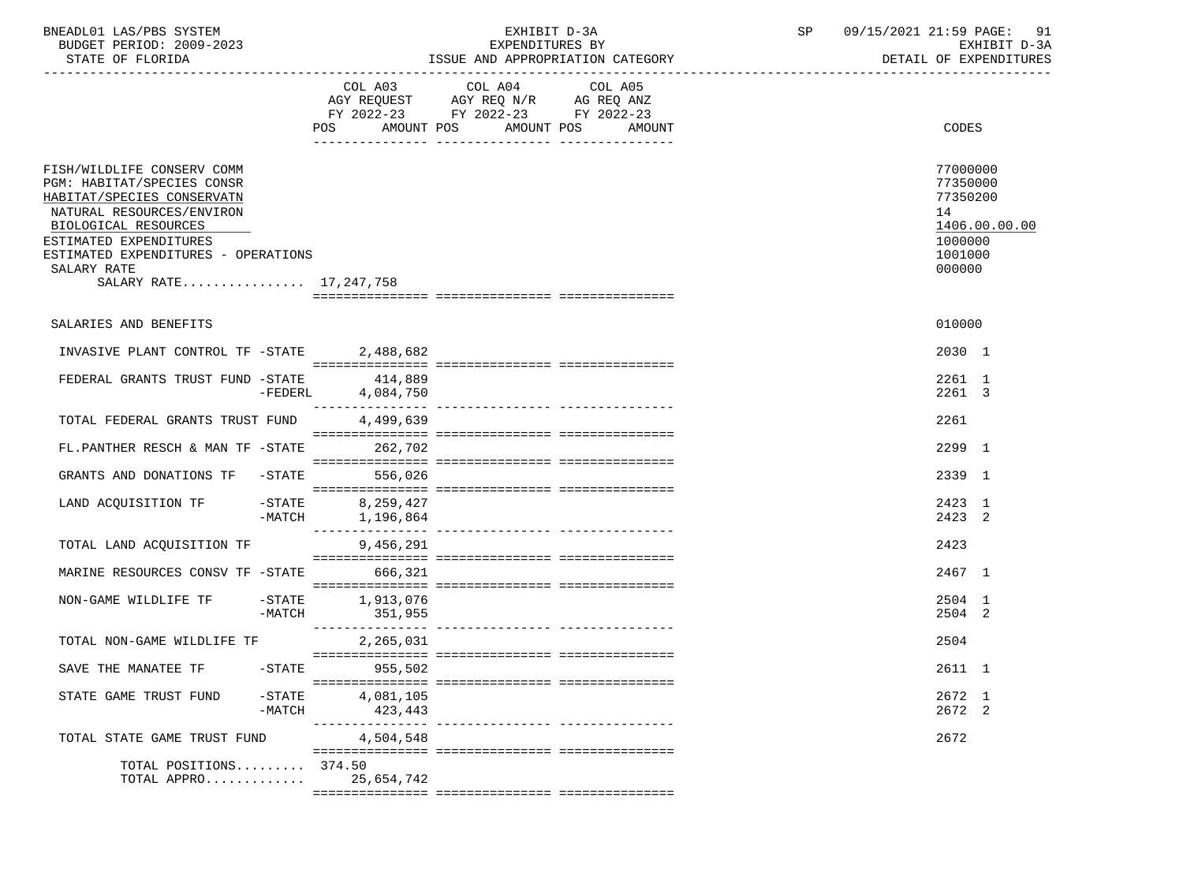BNEADL01 LAS/PBS SYSTEM | EXHIBIT D-3A | SP 09/15/2021 21:59

BUDGET PERIOD: 2009-2023 | EXPENDITURES BY | EXHIBIT D-3A

STATE OF FLORIDA | ISSUE AND APPROPRIATION CATEGORY | DETAIL OF EXPENDITURES

| | COL A03 AGY REQUEST FY 2022-23 POS AMOUNT | COL A04 AGY REQ N/R FY 2022-23 POS AMOUNT | COL A05 AG REQ ANZ FY 2022-23 POS AMOUNT | CODES |
|---|---|---|---|---|
| FISH/WILDLIFE CONSERV COMM | | | | 77000000 |
| PGM: HABITAT/SPECIES CONSR | | | | 77350000 |
| HABITAT/SPECIES CONSERVATN | | | | 77350200 |
| NATURAL RESOURCES/ENVIRON | | | | 14 |
| BIOLOGICAL RESOURCES | | | | 1406.00.00.00 |
| ESTIMATED EXPENDITURES | | | | 1000000 |
| ESTIMATED EXPENDITURES - OPERATIONS | | | | 1001000 |
| SALARY RATE | | | | 000000 |
| SALARY RATE................ | 17,247,758 | | | |
| SALARIES AND BENEFITS | | | | 010000 |
| INVASIVE PLANT CONTROL TF -STATE | 2,488,682 | | | 2030 1 |
| FEDERAL GRANTS TRUST FUND -STATE | 414,889 | | | 2261 1 |
| -FEDERL | 4,084,750 | | | 2261 3 |
| TOTAL FEDERAL GRANTS TRUST FUND | 4,499,639 | | | 2261 |
| FL.PANTHER RESCH & MAN TF -STATE | 262,702 | | | 2299 1 |
| GRANTS AND DONATIONS TF -STATE | 556,026 | | | 2339 1 |
| LAND ACQUISITION TF -STATE | 8,259,427 | | | 2423 1 |
| -MATCH | 1,196,864 | | | 2423 2 |
| TOTAL LAND ACQUISITION TF | 9,456,291 | | | 2423 |
| MARINE RESOURCES CONSV TF -STATE | 666,321 | | | 2467 1 |
| NON-GAME WILDLIFE TF -STATE | 1,913,076 | | | 2504 1 |
| -MATCH | 351,955 | | | 2504 2 |
| TOTAL NON-GAME WILDLIFE TF | 2,265,031 | | | 2504 |
| SAVE THE MANATEE TF -STATE | 955,502 | | | 2611 1 |
| STATE GAME TRUST FUND -STATE | 4,081,105 | | | 2672 1 |
| -MATCH | 423,443 | | | 2672 2 |
| TOTAL STATE GAME TRUST FUND | 4,504,548 | | | 2672 |
| TOTAL POSITIONS......... | 374.50 | | | |
| TOTAL APPRO............. | 25,654,742 | | | |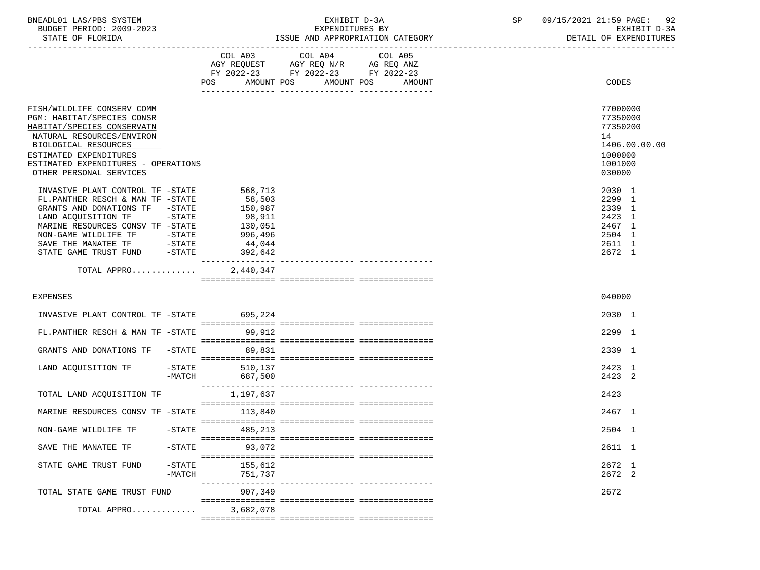BNEADL01 LAS/PBS SYSTEM — EXHIBIT D-3A — EXPENDITURES BY ISSUE AND APPROPRIATION CATEGORY — SP 09/15/2021 21:59
BUDGET PERIOD: 2009-2023 — EXHIBIT D-3A
STATE OF FLORIDA — DETAIL OF EXPENDITURES

| | COL A03 AGY REQUEST FY 2022-23 POS AMOUNT | COL A04 AGY REQ N/R FY 2022-23 POS AMOUNT | COL A05 AG REQ ANZ FY 2022-23 POS AMOUNT | CODES |
|---|---|---|---|---|
| FISH/WILDLIFE CONSERV COMM | | | | 77000000 |
| PGM: HABITAT/SPECIES CONSR | | | | 77350000 |
| HABITAT/SPECIES CONSERVATN | | | | 77350200 |
| NATURAL RESOURCES/ENVIRON | | | | 14 |
| BIOLOGICAL RESOURCES | | | | 1406.00.00.00 |
| ESTIMATED EXPENDITURES | | | | 1000000 |
| ESTIMATED EXPENDITURES - OPERATIONS | | | | 1001000 |
| OTHER PERSONAL SERVICES | | | | 030000 |
| INVASIVE PLANT CONTROL TF -STATE | 568,713 | | | 2030 1 |
| FL.PANTHER RESCH & MAN TF -STATE | 58,503 | | | 2299 1 |
| GRANTS AND DONATIONS TF -STATE | 150,987 | | | 2339 1 |
| LAND ACQUISITION TF -STATE | 98,911 | | | 2423 1 |
| MARINE RESOURCES CONSV TF -STATE | 130,051 | | | 2467 1 |
| NON-GAME WILDLIFE TF -STATE | 996,496 | | | 2504 1 |
| SAVE THE MANATEE TF -STATE | 44,044 | | | 2611 1 |
| STATE GAME TRUST FUND -STATE | 392,642 | | | 2672 1 |
| TOTAL APPRO............ | 2,440,347 | | | |
| EXPENSES | | | | 040000 |
| INVASIVE PLANT CONTROL TF -STATE | 695,224 | | | 2030 1 |
| FL.PANTHER RESCH & MAN TF -STATE | 99,912 | | | 2299 1 |
| GRANTS AND DONATIONS TF -STATE | 89,831 | | | 2339 1 |
| LAND ACQUISITION TF -STATE | 510,137 | | | 2423 1 |
| -MATCH | 687,500 | | | 2423 2 |
| TOTAL LAND ACQUISITION TF | 1,197,637 | | | 2423 |
| MARINE RESOURCES CONSV TF -STATE | 113,840 | | | 2467 1 |
| NON-GAME WILDLIFE TF -STATE | 485,213 | | | 2504 1 |
| SAVE THE MANATEE TF -STATE | 93,072 | | | 2611 1 |
| STATE GAME TRUST FUND -STATE | 155,612 | | | 2672 1 |
| -MATCH | 751,737 | | | 2672 2 |
| TOTAL STATE GAME TRUST FUND | 907,349 | | | 2672 |
| TOTAL APPRO............ | 3,682,078 | | | |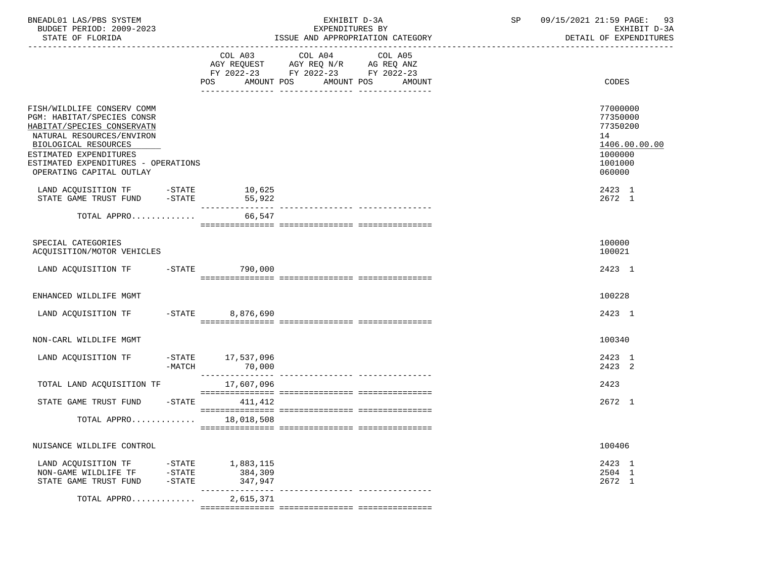BNEADL01 LAS/PBS SYSTEM — EXHIBIT D-3A — SP 09/15/2021 21:59

BUDGET PERIOD: 2009-2023 — EXPENDITURES BY — EXHIBIT D-3A

STATE OF FLORIDA — ISSUE AND APPROPRIATION CATEGORY — DETAIL OF EXPENDITURES

| | | COL A03 AGY REQUEST FY 2022-23 POS AMOUNT | COL A04 AGY REQ N/R FY 2022-23 POS AMOUNT | COL A05 AG REQ ANZ FY 2022-23 POS AMOUNT | CODES |
|---|---|---|---|---|---|
| FISH/WILDLIFE CONSERV COMM | | | | | 77000000 |
| PGM: HABITAT/SPECIES CONSR | | | | | 77350000 |
| HABITAT/SPECIES CONSERVATN | | | | | 77350200 |
| NATURAL RESOURCES/ENVIRON | | | | | 14 |
| BIOLOGICAL RESOURCES | | | | | 1406.00.00.00 |
| ESTIMATED EXPENDITURES | | | | | 1000000 |
| ESTIMATED EXPENDITURES - OPERATIONS | | | | | 1001000 |
| OPERATING CAPITAL OUTLAY | | | | | 060000 |
| LAND ACQUISITION TF | -STATE | 10,625 | | | 2423 1 |
| STATE GAME TRUST FUND | -STATE | 55,922 | | | 2672 1 |
| TOTAL APPRO............. | | 66,547 | | | |
| SPECIAL CATEGORIES | | | | | 100000 |
| ACQUISITION/MOTOR VEHICLES | | | | | 100021 |
| LAND ACQUISITION TF | -STATE | 790,000 | | | 2423 1 |
| ENHANCED WILDLIFE MGMT | | | | | 100228 |
| LAND ACQUISITION TF | -STATE | 8,876,690 | | | 2423 1 |
| NON-CARL WILDLIFE MGMT | | | | | 100340 |
| LAND ACQUISITION TF | -STATE | 17,537,096 | | | 2423 1 |
| | -MATCH | 70,000 | | | 2423 2 |
| TOTAL LAND ACQUISITION TF | | 17,607,096 | | | 2423 |
| STATE GAME TRUST FUND | -STATE | 411,412 | | | 2672 1 |
| TOTAL APPRO............. | | 18,018,508 | | | |
| NUISANCE WILDLIFE CONTROL | | | | | 100406 |
| LAND ACQUISITION TF | -STATE | 1,883,115 | | | 2423 1 |
| NON-GAME WILDLIFE TF | -STATE | 384,309 | | | 2504 1 |
| STATE GAME TRUST FUND | -STATE | 347,947 | | | 2672 1 |
| TOTAL APPRO............. | | 2,615,371 | | | |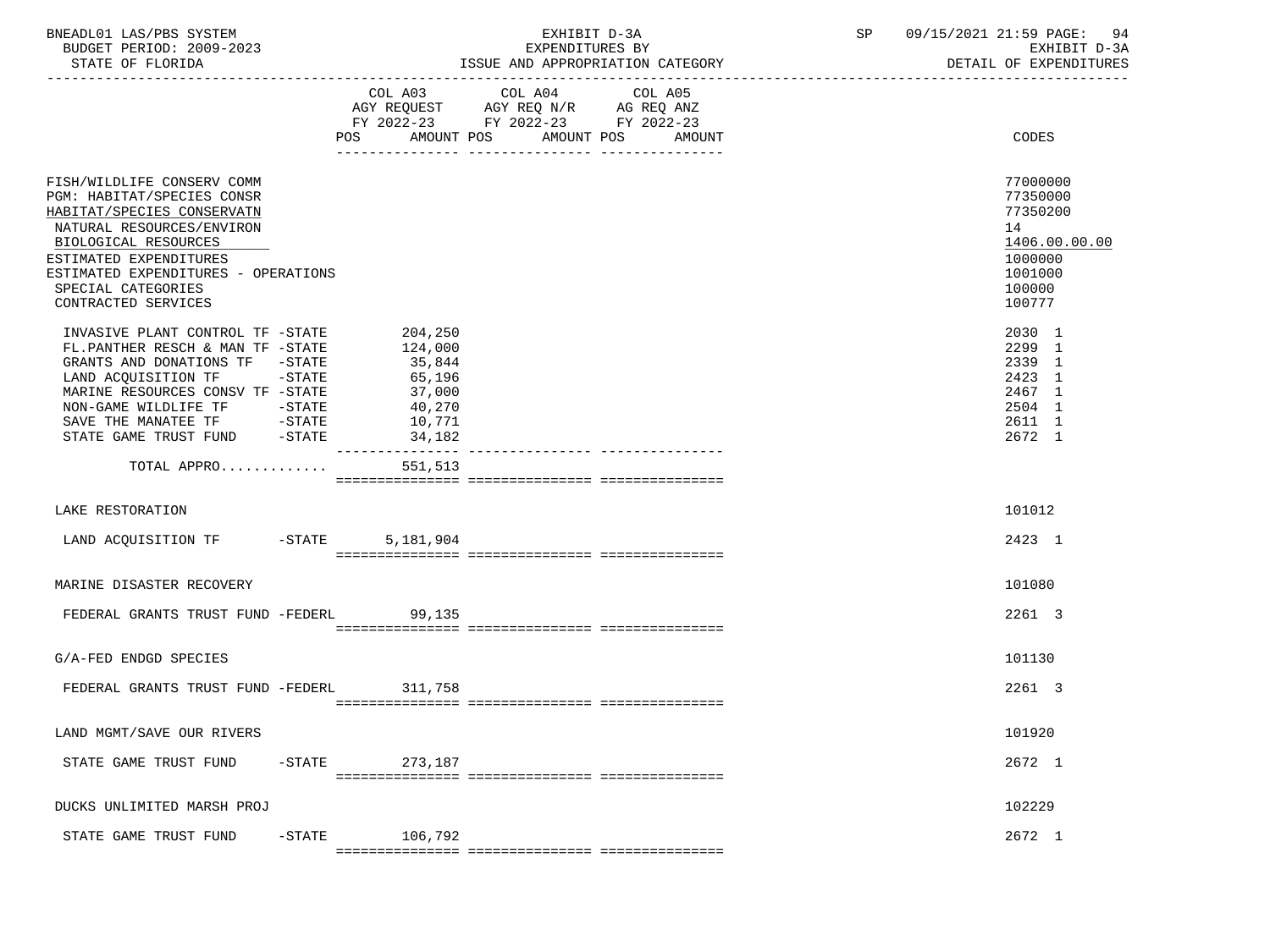BNEADL01 LAS/PBS SYSTEM — EXHIBIT D-3A — EXPENDITURES BY ISSUE AND APPROPRIATION CATEGORY — BUDGET PERIOD: 2009-2023 — STATE OF FLORIDA — SP 09/15/2021 21:59 — EXHIBIT D-3A DETAIL OF EXPENDITURES

| | COL A03 AGY REQUEST FY 2022-23 POS AMOUNT | COL A04 AGY REQ N/R FY 2022-23 POS AMOUNT | COL A05 AG REQ ANZ FY 2022-23 POS AMOUNT | CODES |
|---|---|---|---|---|
| FISH/WILDLIFE CONSERV COMM | | | | 77000000 |
| PGM: HABITAT/SPECIES CONSR | | | | 77350000 |
| HABITAT/SPECIES CONSERVATN | | | | 77350200 |
| NATURAL RESOURCES/ENVIRON | | | | 14 |
| BIOLOGICAL RESOURCES | | | | 1406.00.00.00 |
| ESTIMATED EXPENDITURES | | | | 1000000 |
| ESTIMATED EXPENDITURES - OPERATIONS | | | | 1001000 |
| SPECIAL CATEGORIES | | | | 100000 |
| CONTRACTED SERVICES | | | | 100777 |
| INVASIVE PLANT CONTROL TF -STATE | 204,250 | | | 2030 1 |
| FL.PANTHER RESCH & MAN TF -STATE | 124,000 | | | 2299 1 |
| GRANTS AND DONATIONS TF -STATE | 35,844 | | | 2339 1 |
| LAND ACQUISITION TF -STATE | 65,196 | | | 2423 1 |
| MARINE RESOURCES CONSV TF -STATE | 37,000 | | | 2467 1 |
| NON-GAME WILDLIFE TF -STATE | 40,270 | | | 2504 1 |
| SAVE THE MANATEE TF -STATE | 10,771 | | | 2611 1 |
| STATE GAME TRUST FUND -STATE | 34,182 | | | 2672 1 |
| TOTAL APPRO............ | 551,513 | | | |
| LAKE RESTORATION | | | | 101012 |
| LAND ACQUISITION TF -STATE | 5,181,904 | | | 2423 1 |
| MARINE DISASTER RECOVERY | | | | 101080 |
| FEDERAL GRANTS TRUST FUND -FEDERL | 99,135 | | | 2261 3 |
| G/A-FED ENDGD SPECIES | | | | 101130 |
| FEDERAL GRANTS TRUST FUND -FEDERL | 311,758 | | | 2261 3 |
| LAND MGMT/SAVE OUR RIVERS | | | | 101920 |
| STATE GAME TRUST FUND -STATE | 273,187 | | | 2672 1 |
| DUCKS UNLIMITED MARSH PROJ | | | | 102229 |
| STATE GAME TRUST FUND -STATE | 106,792 | | | 2672 1 |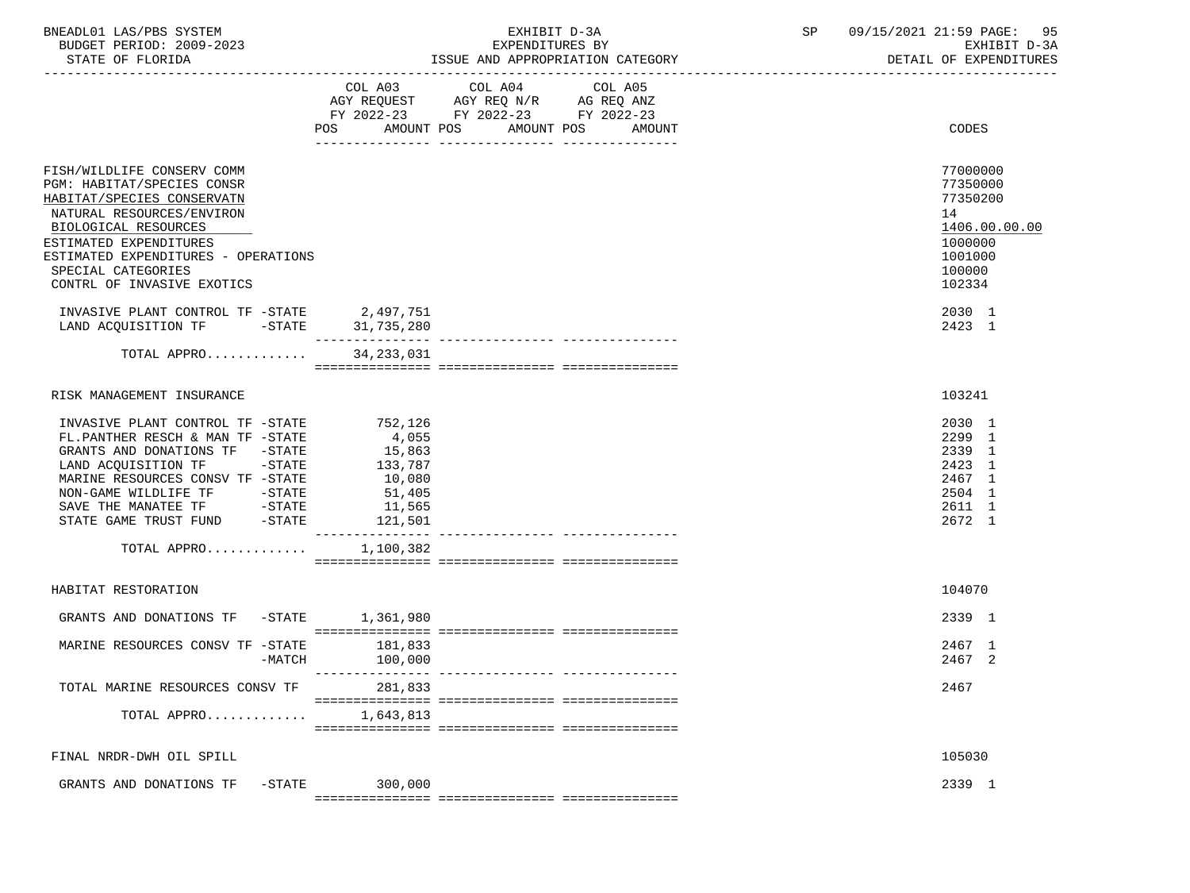BNEADL01 LAS/PBS SYSTEM — EXHIBIT D-3A — EXPENDITURES BY ISSUE AND APPROPRIATION CATEGORY — DETAIL OF EXPENDITURES

BUDGET PERIOD: 2009-2023

STATE OF FLORIDA

| | COL A03 AGY REQUEST FY 2022-23 POS AMOUNT | COL A04 AGY REQ N/R FY 2022-23 POS AMOUNT | COL A05 AG REQ ANZ FY 2022-23 POS AMOUNT | CODES |
|---|---|---|---|---|
| FISH/WILDLIFE CONSERV COMM | | | | 77000000 |
| PGM: HABITAT/SPECIES CONSR | | | | 77350000 |
| HABITAT/SPECIES CONSERVATN | | | | 77350200 |
| NATURAL RESOURCES/ENVIRON | | | | 14 |
| BIOLOGICAL RESOURCES | | | | 1406.00.00.00 |
| ESTIMATED EXPENDITURES | | | | 1000000 |
| ESTIMATED EXPENDITURES - OPERATIONS | | | | 1001000 |
| SPECIAL CATEGORIES | | | | 100000 |
| CONTRL OF INVASIVE EXOTICS | | | | 102334 |
| INVASIVE PLANT CONTROL TF -STATE | 2,497,751 | | | 2030 1 |
| LAND ACQUISITION TF -STATE | 31,735,280 | | | 2423 1 |
| TOTAL APPRO............ | 34,233,031 | | | |
| RISK MANAGEMENT INSURANCE | | | | 103241 |
| INVASIVE PLANT CONTROL TF -STATE | 752,126 | | | 2030 1 |
| FL.PANTHER RESCH & MAN TF -STATE | 4,055 | | | 2299 1 |
| GRANTS AND DONATIONS TF -STATE | 15,863 | | | 2339 1 |
| LAND ACQUISITION TF -STATE | 133,787 | | | 2423 1 |
| MARINE RESOURCES CONSV TF -STATE | 10,080 | | | 2467 1 |
| NON-GAME WILDLIFE TF -STATE | 51,405 | | | 2504 1 |
| SAVE THE MANATEE TF -STATE | 11,565 | | | 2611 1 |
| STATE GAME TRUST FUND -STATE | 121,501 | | | 2672 1 |
| TOTAL APPRO............ | 1,100,382 | | | |
| HABITAT RESTORATION | | | | 104070 |
| GRANTS AND DONATIONS TF -STATE | 1,361,980 | | | 2339 1 |
| MARINE RESOURCES CONSV TF -STATE | 181,833 | | | 2467 1 |
| -MATCH | 100,000 | | | 2467 2 |
| TOTAL MARINE RESOURCES CONSV TF | 281,833 | | | 2467 |
| TOTAL APPRO............ | 1,643,813 | | | |
| FINAL NRDR-DWH OIL SPILL | | | | 105030 |
| GRANTS AND DONATIONS TF -STATE | 300,000 | | | 2339 1 |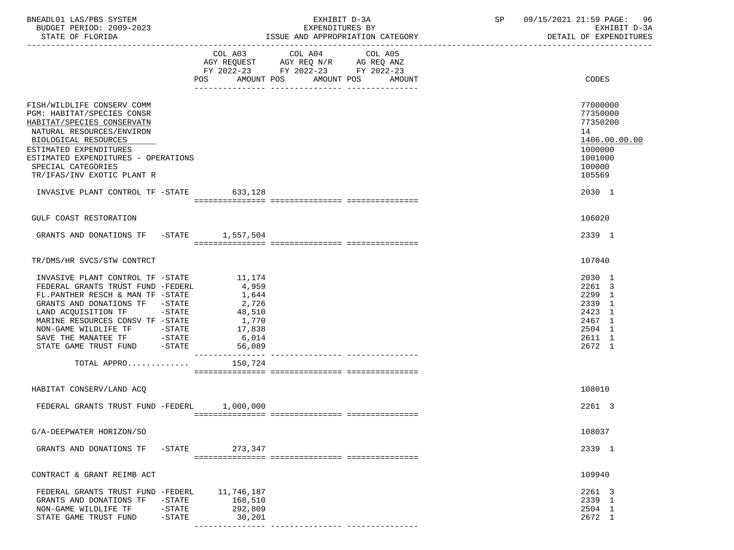BNEADL01 LAS/PBS SYSTEM | EXHIBIT D-3A | SP 09/15/2021 21:59

BUDGET PERIOD: 2009-2023 | EXPENDITURES BY | EXHIBIT D-3A

STATE OF FLORIDA | ISSUE AND APPROPRIATION CATEGORY | DETAIL OF EXPENDITURES

| | COL A03 AGY REQUEST FY 2022-23 POS AMOUNT | COL A04 AGY REQ N/R FY 2022-23 POS AMOUNT | COL A05 AG REQ ANZ FY 2022-23 POS AMOUNT | CODES |
|---|---|---|---|---|
| FISH/WILDLIFE CONSERV COMM | | | | 77000000 |
| PGM: HABITAT/SPECIES CONSR | | | | 77350000 |
| HABITAT/SPECIES CONSERVATN | | | | 77350200 |
| NATURAL RESOURCES/ENVIRON | | | | 14 |
| BIOLOGICAL RESOURCES | | | | 1406.00.00.00 |
| ESTIMATED EXPENDITURES | | | | 1000000 |
| ESTIMATED EXPENDITURES - OPERATIONS | | | | 1001000 |
| SPECIAL CATEGORIES | | | | 100000 |
| TR/IFAS/INV EXOTIC PLANT R | | | | 105569 |
| INVASIVE PLANT CONTROL TF -STATE | 633,128 | | | 2030 1 |
| GULF COAST RESTORATION | | | | 106020 |
| GRANTS AND DONATIONS TF -STATE | 1,557,504 | | | 2339 1 |
| TR/DMS/HR SVCS/STW CONTRCT | | | | 107040 |
| INVASIVE PLANT CONTROL TF -STATE | 11,174 | | | 2030 1 |
| FEDERAL GRANTS TRUST FUND -FEDERL | 4,959 | | | 2261 3 |
| FL.PANTHER RESCH & MAN TF -STATE | 1,644 | | | 2299 1 |
| GRANTS AND DONATIONS TF -STATE | 2,726 | | | 2339 1 |
| LAND ACQUISITION TF -STATE | 48,510 | | | 2423 1 |
| MARINE RESOURCES CONSV TF -STATE | 1,770 | | | 2467 1 |
| NON-GAME WILDLIFE TF -STATE | 17,838 | | | 2504 1 |
| SAVE THE MANATEE TF -STATE | 6,014 | | | 2611 1 |
| STATE GAME TRUST FUND -STATE | 56,089 | | | 2672 1 |
| TOTAL APPRO............ | 150,724 | | | |
| HABITAT CONSERV/LAND ACQ | | | | 108010 |
| FEDERAL GRANTS TRUST FUND -FEDERL | 1,000,000 | | | 2261 3 |
| G/A-DEEPWATER HORIZON/SO | | | | 108037 |
| GRANTS AND DONATIONS TF -STATE | 273,347 | | | 2339 1 |
| CONTRACT & GRANT REIMB ACT | | | | 109940 |
| FEDERAL GRANTS TRUST FUND -FEDERL | 11,746,187 | | | 2261 3 |
| GRANTS AND DONATIONS TF -STATE | 168,510 | | | 2339 1 |
| NON-GAME WILDLIFE TF -STATE | 292,809 | | | 2504 1 |
| STATE GAME TRUST FUND -STATE | 30,201 | | | 2672 1 |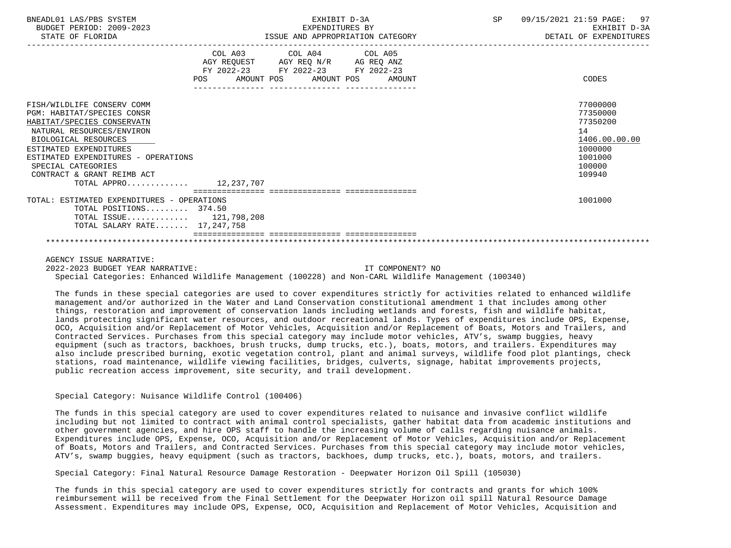| | COL A03 AGY REQUEST FY 2022-23 POS AMOUNT | COL A04 AGY REQ N/R FY 2022-23 POS AMOUNT | COL A05 AG REQ ANZ FY 2022-23 POS AMOUNT | CODES |
|---|---|---|---|---|
| FISH/WILDLIFE CONSERV COMM | | | | 77000000 |
| PGM: HABITAT/SPECIES CONSR | | | | 77350000 |
| HABITAT/SPECIES CONSERVATN | | | | 77350200 |
| NATURAL RESOURCES/ENVIRON | | | | 14 |
| BIOLOGICAL RESOURCES | | | | 1406.00.00.00 |
| ESTIMATED EXPENDITURES | | | | 1000000 |
| ESTIMATED EXPENDITURES - OPERATIONS | | | | 1001000 |
| SPECIAL CATEGORIES | | | | 100000 |
| CONTRACT & GRANT REIMB ACT | | | | 109940 |
| TOTAL APPRO............ | 12,237,707 | | | |
| TOTAL: ESTIMATED EXPENDITURES - OPERATIONS | | | | 1001000 |
| TOTAL POSITIONS......... | 374.50 | | | |
| TOTAL ISSUE............ | 121,798,208 | | | |
| TOTAL SALARY RATE....... | 17,247,758 | | | |

AGENCY ISSUE NARRATIVE:

2022-2023 BUDGET YEAR NARRATIVE: IT COMPONENT? NO

Special Categories: Enhanced Wildlife Management (100228) and Non-CARL Wildlife Management (100340)

The funds in these special categories are used to cover expenditures strictly for activities related to enhanced wildlife management and/or authorized in the Water and Land Conservation constitutional amendment 1 that includes among other things, restoration and improvement of conservation lands including wetlands and forests, fish and wildlife habitat, lands protecting significant water resources, and outdoor recreational lands. Types of expenditures include OPS, Expense, OCO, Acquisition and/or Replacement of Motor Vehicles, Acquisition and/or Replacement of Boats, Motors and Trailers, and Contracted Services. Purchases from this special category may include motor vehicles, ATV's, swamp buggies, heavy equipment (such as tractors, backhoes, brush trucks, dump trucks, etc.), boats, motors, and trailers. Expenditures may also include prescribed burning, exotic vegetation control, plant and animal surveys, wildlife food plot plantings, check stations, road maintenance, wildlife viewing facilities, bridges, culverts, signage, habitat improvements projects, public recreation access improvement, site security, and trail development.

Special Category: Nuisance Wildlife Control (100406)

The funds in this special category are used to cover expenditures related to nuisance and invasive conflict wildlife including but not limited to contract with animal control specialists, gather habitat data from academic institutions and other government agencies, and hire OPS staff to handle the increasing volume of calls regarding nuisance animals. Expenditures include OPS, Expense, OCO, Acquisition and/or Replacement of Motor Vehicles, Acquisition and/or Replacement of Boats, Motors and Trailers, and Contracted Services. Purchases from this special category may include motor vehicles, ATV's, swamp buggies, heavy equipment (such as tractors, backhoes, dump trucks, etc.), boats, motors, and trailers.

Special Category: Final Natural Resource Damage Restoration - Deepwater Horizon Oil Spill (105030)

The funds in this special category are used to cover expenditures strictly for contracts and grants for which 100% reimbursement will be received from the Final Settlement for the Deepwater Horizon oil spill Natural Resource Damage Assessment. Expenditures may include OPS, Expense, OCO, Acquisition and Replacement of Motor Vehicles, Acquisition and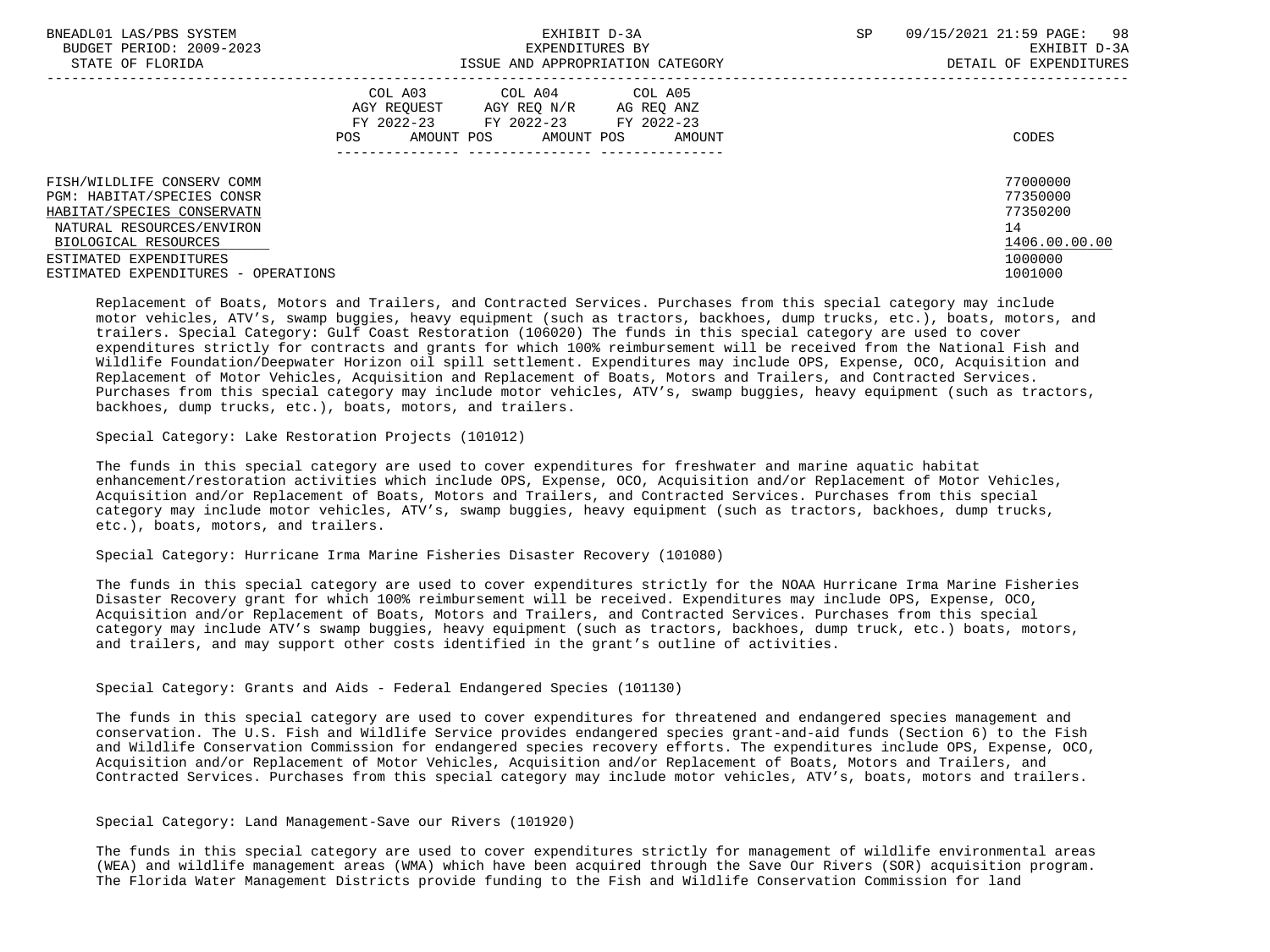| | COL A03 AGY REQUEST FY 2022-23 POS AMOUNT | COL A04 AGY REQ N/R FY 2022-23 POS AMOUNT | COL A05 AG REQ ANZ FY 2022-23 POS AMOUNT | CODES |
|---|---|---|---|---|
| FISH/WILDLIFE CONSERV COMM | | | | 77000000 |
| PGM: HABITAT/SPECIES CONSR | | | | 77350000 |
| HABITAT/SPECIES CONSERVATN | | | | 77350200 |
| NATURAL RESOURCES/ENVIRON | | | | 14 |
| BIOLOGICAL RESOURCES | | | | 1406.00.00.00 |
| ESTIMATED EXPENDITURES | | | | 1000000 |
| ESTIMATED EXPENDITURES - OPERATIONS | | | | 1001000 |

Replacement of Boats, Motors and Trailers, and Contracted Services. Purchases from this special category may include motor vehicles, ATV's, swamp buggies, heavy equipment (such as tractors, backhoes, dump trucks, etc.), boats, motors, and trailers. Special Category: Gulf Coast Restoration (106020) The funds in this special category are used to cover expenditures strictly for contracts and grants for which 100% reimbursement will be received from the National Fish and Wildlife Foundation/Deepwater Horizon oil spill settlement. Expenditures may include OPS, Expense, OCO, Acquisition and Replacement of Motor Vehicles, Acquisition and Replacement of Boats, Motors and Trailers, and Contracted Services. Purchases from this special category may include motor vehicles, ATV's, swamp buggies, heavy equipment (such as tractors, backhoes, dump trucks, etc.), boats, motors, and trailers.

Special Category: Lake Restoration Projects (101012)

The funds in this special category are used to cover expenditures for freshwater and marine aquatic habitat enhancement/restoration activities which include OPS, Expense, OCO, Acquisition and/or Replacement of Motor Vehicles, Acquisition and/or Replacement of Boats, Motors and Trailers, and Contracted Services. Purchases from this special category may include motor vehicles, ATV's, swamp buggies, heavy equipment (such as tractors, backhoes, dump trucks, etc.), boats, motors, and trailers.

Special Category: Hurricane Irma Marine Fisheries Disaster Recovery (101080)

The funds in this special category are used to cover expenditures strictly for the NOAA Hurricane Irma Marine Fisheries Disaster Recovery grant for which 100% reimbursement will be received. Expenditures may include OPS, Expense, OCO, Acquisition and/or Replacement of Boats, Motors and Trailers, and Contracted Services. Purchases from this special category may include ATV's swamp buggies, heavy equipment (such as tractors, backhoes, dump truck, etc.) boats, motors, and trailers, and may support other costs identified in the grant's outline of activities.

Special Category: Grants and Aids - Federal Endangered Species (101130)

The funds in this special category are used to cover expenditures for threatened and endangered species management and conservation. The U.S. Fish and Wildlife Service provides endangered species grant-and-aid funds (Section 6) to the Fish and Wildlife Conservation Commission for endangered species recovery efforts. The expenditures include OPS, Expense, OCO, Acquisition and/or Replacement of Motor Vehicles, Acquisition and/or Replacement of Boats, Motors and Trailers, and Contracted Services. Purchases from this special category may include motor vehicles, ATV's, boats, motors and trailers.

Special Category: Land Management-Save our Rivers (101920)

The funds in this special category are used to cover expenditures strictly for management of wildlife environmental areas (WEA) and wildlife management areas (WMA) which have been acquired through the Save Our Rivers (SOR) acquisition program. The Florida Water Management Districts provide funding to the Fish and Wildlife Conservation Commission for land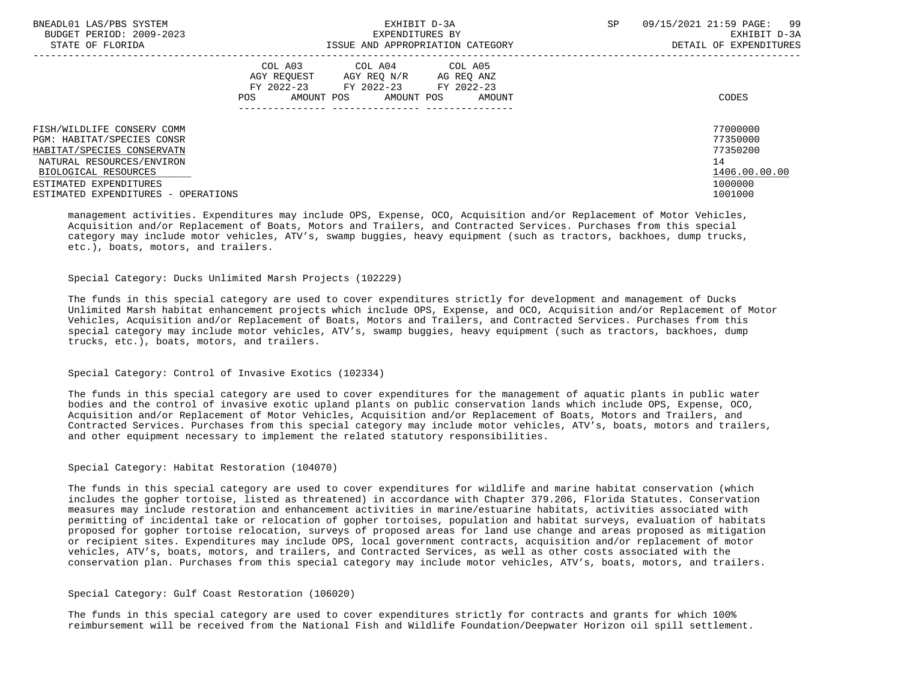| | COL A03 AGY REQUEST FY 2022-23 POS AMOUNT | COL A04 AGY REQ N/R FY 2022-23 POS AMOUNT | COL A05 AG REQ ANZ FY 2022-23 POS AMOUNT | CODES |
|---|---|---|---|---|
| FISH/WILDLIFE CONSERV COMM | | | | 77000000 |
| PGM: HABITAT/SPECIES CONSR | | | | 77350000 |
| HABITAT/SPECIES CONSERVATN | | | | 77350200 |
| NATURAL RESOURCES/ENVIRON | | | | 14 |
| BIOLOGICAL RESOURCES | | | | 1406.00.00.00 |
| ESTIMATED EXPENDITURES | | | | 1000000 |
| ESTIMATED EXPENDITURES - OPERATIONS | | | | 1001000 |

management activities. Expenditures may include OPS, Expense, OCO, Acquisition and/or Replacement of Motor Vehicles, Acquisition and/or Replacement of Boats, Motors and Trailers, and Contracted Services. Purchases from this special category may include motor vehicles, ATV's, swamp buggies, heavy equipment (such as tractors, backhoes, dump trucks, etc.), boats, motors, and trailers.

Special Category: Ducks Unlimited Marsh Projects (102229)

The funds in this special category are used to cover expenditures strictly for development and management of Ducks Unlimited Marsh habitat enhancement projects which include OPS, Expense, and OCO, Acquisition and/or Replacement of Motor Vehicles, Acquisition and/or Replacement of Boats, Motors and Trailers, and Contracted Services. Purchases from this special category may include motor vehicles, ATV's, swamp buggies, heavy equipment (such as tractors, backhoes, dump trucks, etc.), boats, motors, and trailers.

Special Category: Control of Invasive Exotics (102334)

The funds in this special category are used to cover expenditures for the management of aquatic plants in public water bodies and the control of invasive exotic upland plants on public conservation lands which include OPS, Expense, OCO, Acquisition and/or Replacement of Motor Vehicles, Acquisition and/or Replacement of Boats, Motors and Trailers, and Contracted Services. Purchases from this special category may include motor vehicles, ATV's, boats, motors and trailers, and other equipment necessary to implement the related statutory responsibilities.

Special Category: Habitat Restoration (104070)

The funds in this special category are used to cover expenditures for wildlife and marine habitat conservation (which includes the gopher tortoise, listed as threatened) in accordance with Chapter 379.206, Florida Statutes. Conservation measures may include restoration and enhancement activities in marine/estuarine habitats, activities associated with permitting of incidental take or relocation of gopher tortoises, population and habitat surveys, evaluation of habitats proposed for gopher tortoise relocation, surveys of proposed areas for land use change and areas proposed as mitigation or recipient sites. Expenditures may include OPS, local government contracts, acquisition and/or replacement of motor vehicles, ATV's, boats, motors, and trailers, and Contracted Services, as well as other costs associated with the conservation plan. Purchases from this special category may include motor vehicles, ATV's, boats, motors, and trailers.

Special Category: Gulf Coast Restoration (106020)

The funds in this special category are used to cover expenditures strictly for contracts and grants for which 100% reimbursement will be received from the National Fish and Wildlife Foundation/Deepwater Horizon oil spill settlement.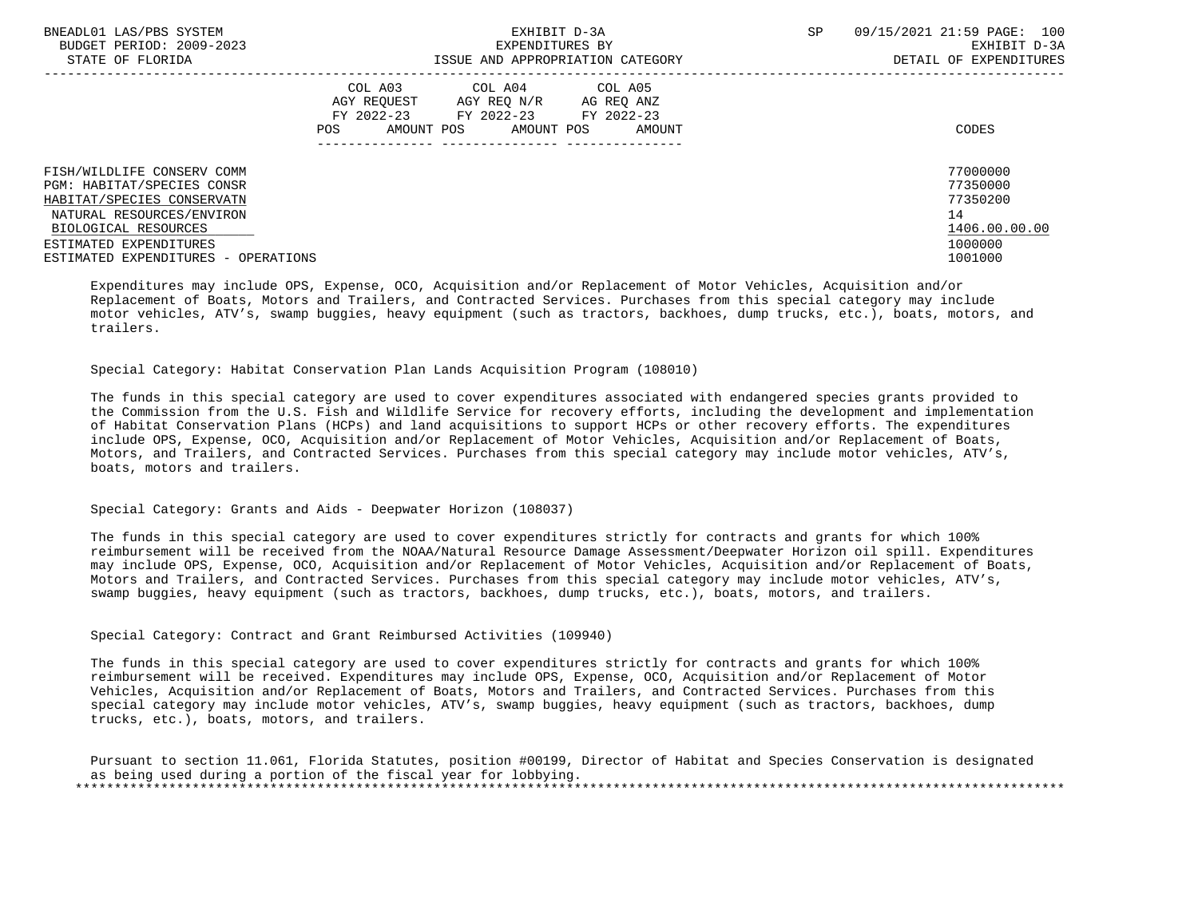| | COL A03 AGY REQUEST FY 2022-23 POS AMOUNT | COL A04 AGY REQ N/R FY 2022-23 POS AMOUNT | COL A05 AG REQ ANZ FY 2022-23 POS AMOUNT | CODES |
|---|---|---|---|---|
| FISH/WILDLIFE CONSERV COMM | | | | 77000000 |
| PGM: HABITAT/SPECIES CONSR | | | | 77350000 |
| HABITAT/SPECIES CONSERVATN | | | | 77350200 |
| NATURAL RESOURCES/ENVIRON | | | | 14 |
| BIOLOGICAL RESOURCES | | | | 1406.00.00.00 |
| ESTIMATED EXPENDITURES | | | | 1000000 |
| ESTIMATED EXPENDITURES - OPERATIONS | | | | 1001000 |

Expenditures may include OPS, Expense, OCO, Acquisition and/or Replacement of Motor Vehicles, Acquisition and/or Replacement of Boats, Motors and Trailers, and Contracted Services. Purchases from this special category may include motor vehicles, ATV's, swamp buggies, heavy equipment (such as tractors, backhoes, dump trucks, etc.), boats, motors, and trailers.

Special Category: Habitat Conservation Plan Lands Acquisition Program (108010)

The funds in this special category are used to cover expenditures associated with endangered species grants provided to the Commission from the U.S. Fish and Wildlife Service for recovery efforts, including the development and implementation of Habitat Conservation Plans (HCPs) and land acquisitions to support HCPs or other recovery efforts. The expenditures include OPS, Expense, OCO, Acquisition and/or Replacement of Motor Vehicles, Acquisition and/or Replacement of Boats, Motors, and Trailers, and Contracted Services. Purchases from this special category may include motor vehicles, ATV's, boats, motors and trailers.

Special Category: Grants and Aids - Deepwater Horizon (108037)

The funds in this special category are used to cover expenditures strictly for contracts and grants for which 100% reimbursement will be received from the NOAA/Natural Resource Damage Assessment/Deepwater Horizon oil spill. Expenditures may include OPS, Expense, OCO, Acquisition and/or Replacement of Motor Vehicles, Acquisition and/or Replacement of Boats, Motors and Trailers, and Contracted Services. Purchases from this special category may include motor vehicles, ATV's, swamp buggies, heavy equipment (such as tractors, backhoes, dump trucks, etc.), boats, motors, and trailers.

Special Category: Contract and Grant Reimbursed Activities (109940)

The funds in this special category are used to cover expenditures strictly for contracts and grants for which 100% reimbursement will be received. Expenditures may include OPS, Expense, OCO, Acquisition and/or Replacement of Motor Vehicles, Acquisition and/or Replacement of Boats, Motors and Trailers, and Contracted Services. Purchases from this special category may include motor vehicles, ATV's, swamp buggies, heavy equipment (such as tractors, backhoes, dump trucks, etc.), boats, motors, and trailers.

Pursuant to section 11.061, Florida Statutes, position #00199, Director of Habitat and Species Conservation is designated as being used during a portion of the fiscal year for lobbying.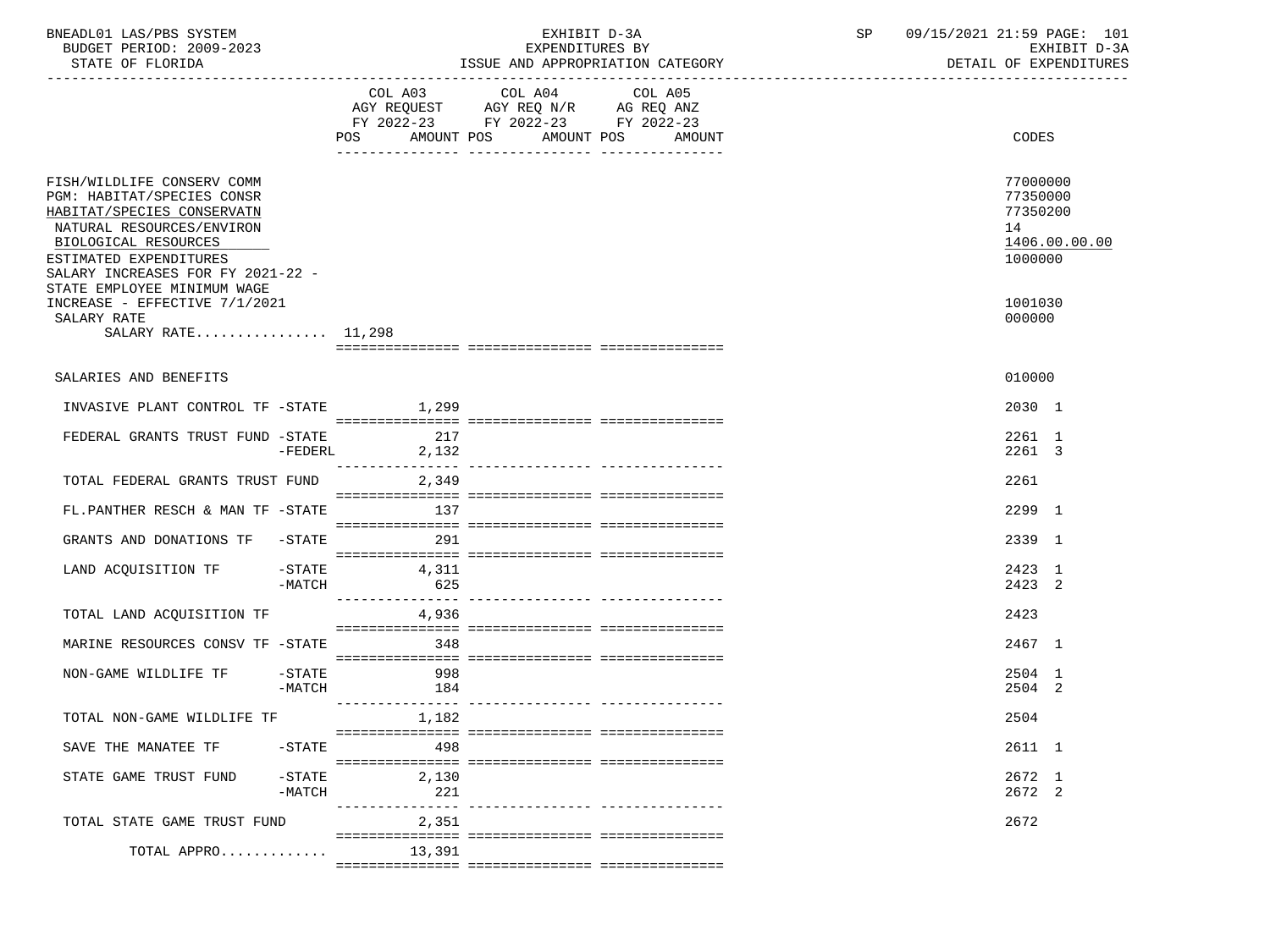BNEADL01 LAS/PBS SYSTEM
BUDGET PERIOD: 2009-2023
STATE OF FLORIDA

EXHIBIT D-3A
EXPENDITURES BY
ISSUE AND APPROPRIATION CATEGORY

SP 09/15/2021 21:59 PAGE: 101
EXHIBIT D-3A
DETAIL OF EXPENDITURES

| | | COL A03 AGY REQUEST FY 2022-23 POS AMOUNT | COL A04 AGY REQ N/R FY 2022-23 POS AMOUNT | COL A05 AG REQ ANZ FY 2022-23 POS AMOUNT | CODES |
|---|---|---|---|---|---|
| FISH/WILDLIFE CONSERV COMM | | | | | 77000000 |
| PGM: HABITAT/SPECIES CONSR | | | | | 77350000 |
| HABITAT/SPECIES CONSERVATN | | | | | 77350200 |
| NATURAL RESOURCES/ENVIRON | | | | | 14 |
| BIOLOGICAL RESOURCES | | | | | 1406.00.00.00 |
| ESTIMATED EXPENDITURES | | | | | 1000000 |
| SALARY INCREASES FOR FY 2021-22 - STATE EMPLOYEE MINIMUM WAGE INCREASE - EFFECTIVE 7/1/2021 | | | | | 1001030 |
| SALARY RATE | | | | | 000000 |
| SALARY RATE................ | | 11,298 | | | |
| SALARIES AND BENEFITS | | | | | 010000 |
| INVASIVE PLANT CONTROL TF | -STATE | 1,299 | | | 2030 1 |
| FEDERAL GRANTS TRUST FUND | -STATE | 217 | | | 2261 1 |
| | -FEDERL | 2,132 | | | 2261 3 |
| TOTAL FEDERAL GRANTS TRUST FUND | | 2,349 | | | 2261 |
| FL.PANTHER RESCH & MAN TF | -STATE | 137 | | | 2299 1 |
| GRANTS AND DONATIONS TF | -STATE | 291 | | | 2339 1 |
| LAND ACQUISITION TF | -STATE | 4,311 | | | 2423 1 |
| | -MATCH | 625 | | | 2423 2 |
| TOTAL LAND ACQUISITION TF | | 4,936 | | | 2423 |
| MARINE RESOURCES CONSV TF | -STATE | 348 | | | 2467 1 |
| NON-GAME WILDLIFE TF | -STATE | 998 | | | 2504 1 |
| | -MATCH | 184 | | | 2504 2 |
| TOTAL NON-GAME WILDLIFE TF | | 1,182 | | | 2504 |
| SAVE THE MANATEE TF | -STATE | 498 | | | 2611 1 |
| STATE GAME TRUST FUND | -STATE | 2,130 | | | 2672 1 |
| | -MATCH | 221 | | | 2672 2 |
| TOTAL STATE GAME TRUST FUND | | 2,351 | | | 2672 |
| TOTAL APPRO............. | | 13,391 | | | |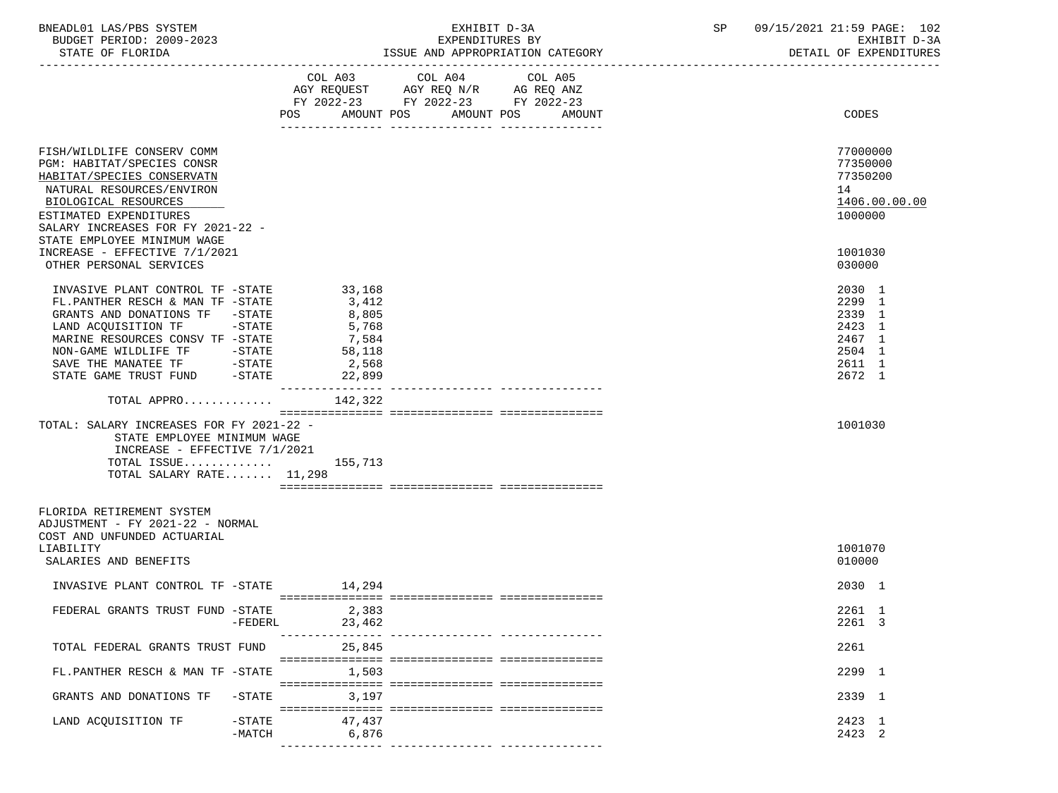BNEADL01 LAS/PBS SYSTEM — EXHIBIT D-3A — SP 09/15/2021 21:59 PAGE: 102
BUDGET PERIOD: 2009-2023 — EXPENDITURES BY — EXHIBIT D-3A
STATE OF FLORIDA — ISSUE AND APPROPRIATION CATEGORY — DETAIL OF EXPENDITURES

| | COL A03 AGY REQUEST FY 2022-23 POS AMOUNT | COL A04 AGY REQ N/R FY 2022-23 POS AMOUNT | COL A05 AG REQ ANZ FY 2022-23 POS AMOUNT | CODES |
|---|---|---|---|---|
| FISH/WILDLIFE CONSERV COMM | | | | 77000000 |
| PGM: HABITAT/SPECIES CONSR | | | | 77350000 |
| HABITAT/SPECIES CONSERVATN | | | | 77350200 |
| NATURAL RESOURCES/ENVIRON | | | | 14 |
| BIOLOGICAL RESOURCES | | | | 1406.00.00.00 |
| ESTIMATED EXPENDITURES | | | | 1000000 |
| SALARY INCREASES FOR FY 2021-22 - STATE EMPLOYEE MINIMUM WAGE INCREASE - EFFECTIVE 7/1/2021 | | | | 1001030 |
| OTHER PERSONAL SERVICES | | | | 030000 |
| INVASIVE PLANT CONTROL TF -STATE | 33,168 | | | 2030 1 |
| FL.PANTHER RESCH & MAN TF -STATE | 3,412 | | | 2299 1 |
| GRANTS AND DONATIONS TF -STATE | 8,805 | | | 2339 1 |
| LAND ACQUISITION TF -STATE | 5,768 | | | 2423 1 |
| MARINE RESOURCES CONSV TF -STATE | 7,584 | | | 2467 1 |
| NON-GAME WILDLIFE TF -STATE | 58,118 | | | 2504 1 |
| SAVE THE MANATEE TF -STATE | 2,568 | | | 2611 1 |
| STATE GAME TRUST FUND -STATE | 22,899 | | | 2672 1 |
| TOTAL APPRO............ | 142,322 | | | |
| TOTAL: SALARY INCREASES FOR FY 2021-22 - STATE EMPLOYEE MINIMUM WAGE INCREASE - EFFECTIVE 7/1/2021 | | | | 1001030 |
| TOTAL ISSUE............ | 155,713 | | | |
| TOTAL SALARY RATE....... | 11,298 | | | |
| FLORIDA RETIREMENT SYSTEM ADJUSTMENT - FY 2021-22 - NORMAL COST AND UNFUNDED ACTUARIAL LIABILITY | | | | 1001070 |
| SALARIES AND BENEFITS | | | | 010000 |
| INVASIVE PLANT CONTROL TF -STATE | 14,294 | | | 2030 1 |
| FEDERAL GRANTS TRUST FUND -STATE | 2,383 | | | 2261 1 |
| -FEDERL | 23,462 | | | 2261 3 |
| TOTAL FEDERAL GRANTS TRUST FUND | 25,845 | | | 2261 |
| FL.PANTHER RESCH & MAN TF -STATE | 1,503 | | | 2299 1 |
| GRANTS AND DONATIONS TF -STATE | 3,197 | | | 2339 1 |
| LAND ACQUISITION TF -STATE | 47,437 | | | 2423 1 |
| -MATCH | 6,876 | | | 2423 2 |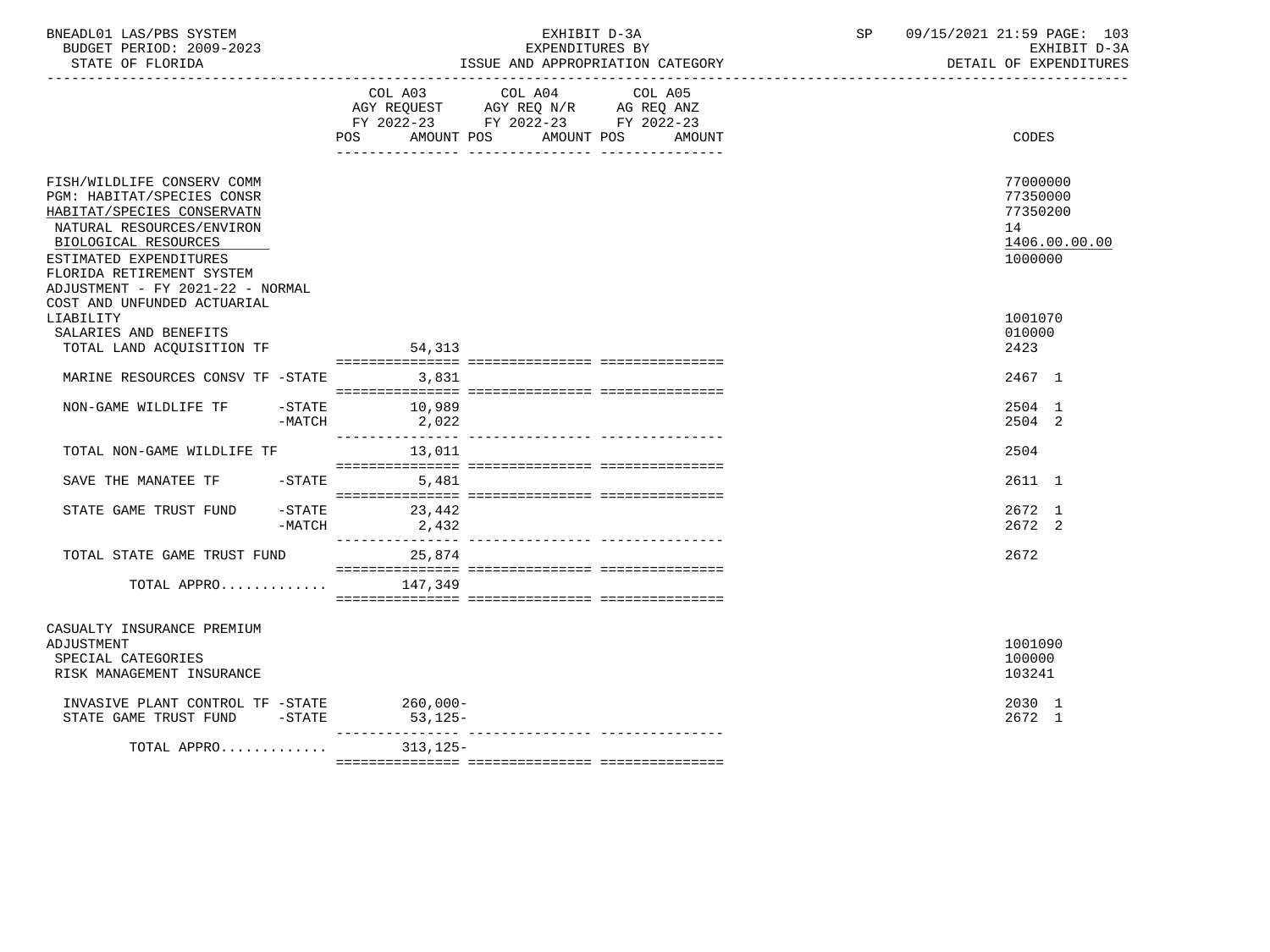BNEADL01 LAS/PBS SYSTEM
BUDGET PERIOD: 2009-2023
STATE OF FLORIDA

EXHIBIT D-3A
EXPENDITURES BY
ISSUE AND APPROPRIATION CATEGORY

SP 09/15/2021 21:59 PAGE: 103
EXHIBIT D-3A
DETAIL OF EXPENDITURES

| | COL A03 AGY REQUEST FY 2022-23 POS AMOUNT | COL A04 AGY REQ N/R FY 2022-23 POS AMOUNT | COL A05 AG REQ ANZ FY 2022-23 POS AMOUNT | CODES |
|---|---|---|---|---|
| FISH/WILDLIFE CONSERV COMM | | | | 77000000 |
| PGM: HABITAT/SPECIES CONSR | | | | 77350000 |
| HABITAT/SPECIES CONSERVATN | | | | 77350200 |
| NATURAL RESOURCES/ENVIRON | | | | 14 |
| BIOLOGICAL RESOURCES | | | | 1406.00.00.00 |
| ESTIMATED EXPENDITURES | | | | 1000000 |
| FLORIDA RETIREMENT SYSTEM ADJUSTMENT - FY 2021-22 - NORMAL COST AND UNFUNDED ACTUARIAL LIABILITY | | | | 1001070 |
| SALARIES AND BENEFITS | | | | 010000 |
| TOTAL LAND ACQUISITION TF | 54,313 | | | 2423 |
| MARINE RESOURCES CONSV TF -STATE | 3,831 | | | 2467 1 |
| NON-GAME WILDLIFE TF -STATE | 10,989 | | | 2504 1 |
| -MATCH | 2,022 | | | 2504 2 |
| TOTAL NON-GAME WILDLIFE TF | 13,011 | | | 2504 |
| SAVE THE MANATEE TF -STATE | 5,481 | | | 2611 1 |
| STATE GAME TRUST FUND -STATE | 23,442 | | | 2672 1 |
| -MATCH | 2,432 | | | 2672 2 |
| TOTAL STATE GAME TRUST FUND | 25,874 | | | 2672 |
| TOTAL APPRO............ | 147,349 | | | |
| CASUALTY INSURANCE PREMIUM ADJUSTMENT | | | | 1001090 |
| SPECIAL CATEGORIES | | | | 100000 |
| RISK MANAGEMENT INSURANCE | | | | 103241 |
| INVASIVE PLANT CONTROL TF -STATE | 260,000- | | | 2030 1 |
| STATE GAME TRUST FUND -STATE | 53,125- | | | 2672 1 |
| TOTAL APPRO............ | 313,125- | | | |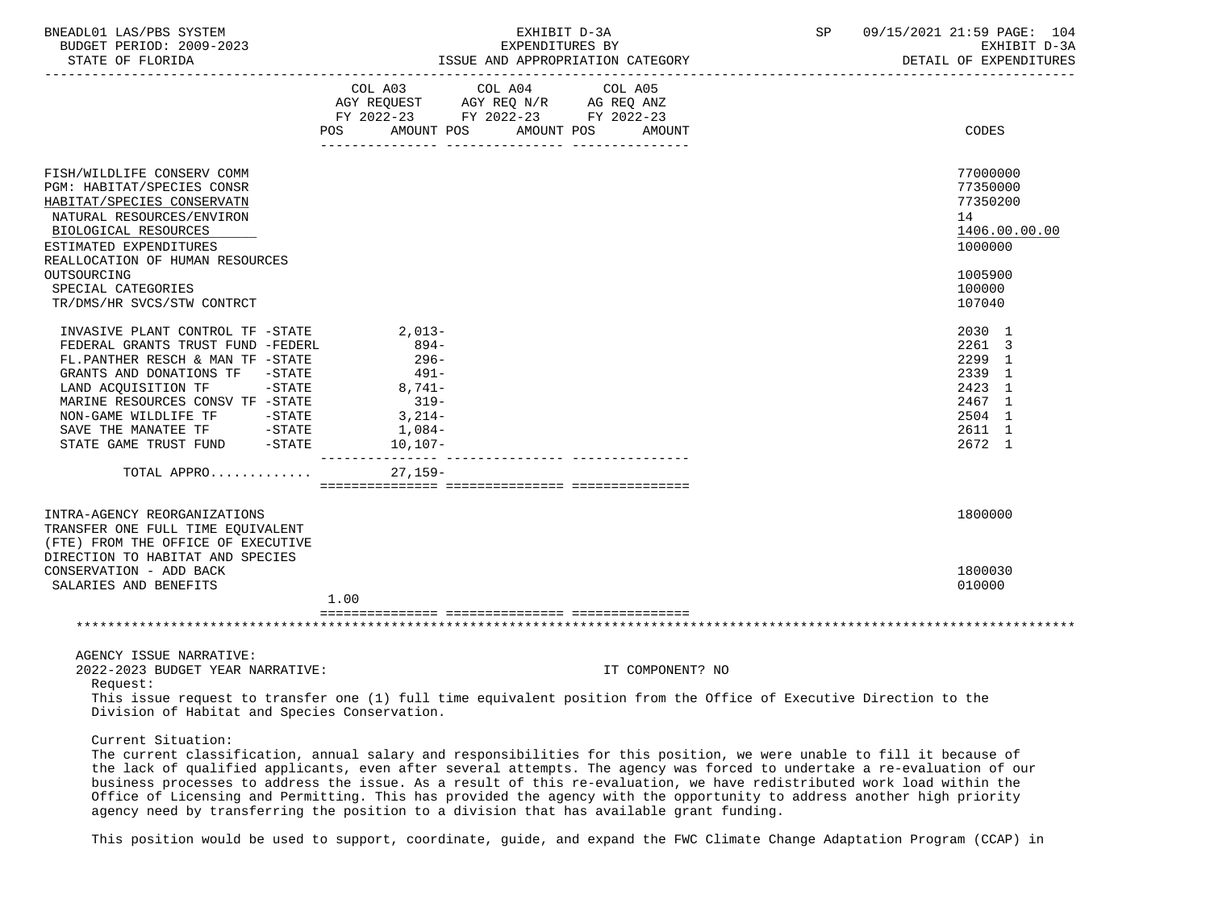BNEADL01 LAS/PBS SYSTEM
BUDGET PERIOD: 2009-2023
STATE OF FLORIDA

EXHIBIT D-3A
EXPENDITURES BY
ISSUE AND APPROPRIATION CATEGORY

SP 09/15/2021 21:59
EXHIBIT D-3A
DETAIL OF EXPENDITURES

| | COL A03 AGY REQUEST FY 2022-23 POS | AMOUNT | COL A04 AGY REQ N/R FY 2022-23 POS | AMOUNT | COL A05 AG REQ ANZ FY 2022-23 POS | AMOUNT | CODES |
|---|---|---|---|---|---|---|---|
| FISH/WILDLIFE CONSERV COMM | | | | | | | 77000000 |
| PGM: HABITAT/SPECIES CONSR | | | | | | | 77350000 |
| HABITAT/SPECIES CONSERVATN | | | | | | | 77350200 |
| NATURAL RESOURCES/ENVIRON | | | | | | | 14 |
| BIOLOGICAL RESOURCES | | | | | | | 1406.00.00.00 |
| ESTIMATED EXPENDITURES | | | | | | | 1000000 |
| REALLOCATION OF HUMAN RESOURCES OUTSOURCING | | | | | | | 1005900 |
| SPECIAL CATEGORIES | | | | | | | 100000 |
| TR/DMS/HR SVCS/STW CONTRCT | | | | | | | 107040 |
| INVASIVE PLANT CONTROL TF -STATE | | 2,013- | | | | | 2030 1 |
| FEDERAL GRANTS TRUST FUND -FEDERL | | 894- | | | | | 2261 3 |
| FL.PANTHER RESCH & MAN TF -STATE | | 296- | | | | | 2299 1 |
| GRANTS AND DONATIONS TF -STATE | | 491- | | | | | 2339 1 |
| LAND ACQUISITION TF -STATE | | 8,741- | | | | | 2423 1 |
| MARINE RESOURCES CONSV TF -STATE | | 319- | | | | | 2467 1 |
| NON-GAME WILDLIFE TF -STATE | | 3,214- | | | | | 2504 1 |
| SAVE THE MANATEE TF -STATE | | 1,084- | | | | | 2611 1 |
| STATE GAME TRUST FUND -STATE | | 10,107- | | | | | 2672 1 |
| TOTAL APPRO............ | | 27,159- | | | | | |
| INTRA-AGENCY REORGANIZATIONS | | | | | | | 1800000 |
| TRANSFER ONE FULL TIME EQUIVALENT (FTE) FROM THE OFFICE OF EXECUTIVE DIRECTION TO HABITAT AND SPECIES CONSERVATION - ADD BACK | | | | | | | 1800030 |
| SALARIES AND BENEFITS | 1.00 | | | | | | 010000 |

AGENCY ISSUE NARRATIVE:

2022-2023 BUDGET YEAR NARRATIVE: IT COMPONENT? NO

Request:

This issue request to transfer one (1) full time equivalent position from the Office of Executive Direction to the Division of Habitat and Species Conservation.

Current Situation:

The current classification, annual salary and responsibilities for this position, we were unable to fill it because of the lack of qualified applicants, even after several attempts. The agency was forced to undertake a re-evaluation of our business processes to address the issue. As a result of this re-evaluation, we have redistributed work load within the Office of Licensing and Permitting. This has provided the agency with the opportunity to address another high priority agency need by transferring the position to a division that has available grant funding.

This position would be used to support, coordinate, guide, and expand the FWC Climate Change Adaptation Program (CCAP) in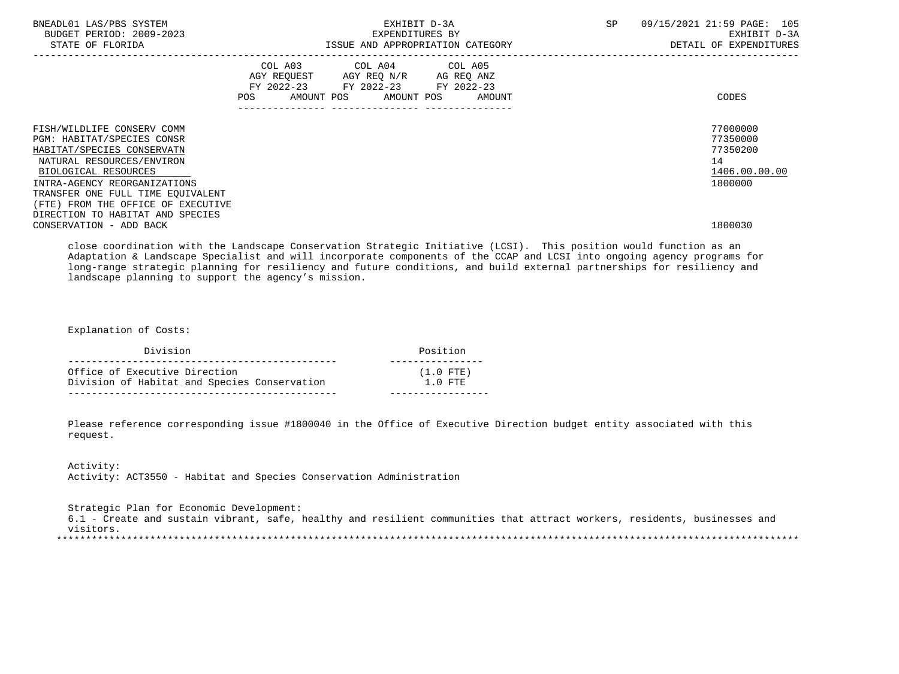| | COL A03 AGY REQUEST FY 2022-23 POS AMOUNT | COL A04 AGY REQ N/R FY 2022-23 POS AMOUNT | COL A05 AG REQ ANZ FY 2022-23 POS AMOUNT | CODES |
|---|---|---|---|---|
| FISH/WILDLIFE CONSERV COMM | | | | 77000000 |
| PGM: HABITAT/SPECIES CONSR | | | | 77350000 |
| HABITAT/SPECIES CONSERVATN | | | | 77350200 |
| NATURAL RESOURCES/ENVIRON | | | | 14 |
| BIOLOGICAL RESOURCES | | | | 1406.00.00.00 |
| INTRA-AGENCY REORGANIZATIONS | | | | 1800000 |
| TRANSFER ONE FULL TIME EQUIVALENT (FTE) FROM THE OFFICE OF EXECUTIVE DIRECTION TO HABITAT AND SPECIES CONSERVATION - ADD BACK | | | | 1800030 |

close coordination with the Landscape Conservation Strategic Initiative (LCSI). This position would function as an Adaptation & Landscape Specialist and will incorporate components of the CCAP and LCSI into ongoing agency programs for long-range strategic planning for resiliency and future conditions, and build external partnerships for resiliency and landscape planning to support the agency's mission.

Explanation of Costs:

| Division | Position |
|---|---|
| Office of Executive Direction | (1.0 FTE) |
| Division of Habitat and Species Conservation | 1.0 FTE |

Please reference corresponding issue #1800040 in the Office of Executive Direction budget entity associated with this request.

Activity:
Activity: ACT3550 - Habitat and Species Conservation Administration

Strategic Plan for Economic Development:
6.1 - Create and sustain vibrant, safe, healthy and resilient communities that attract workers, residents, businesses and visitors.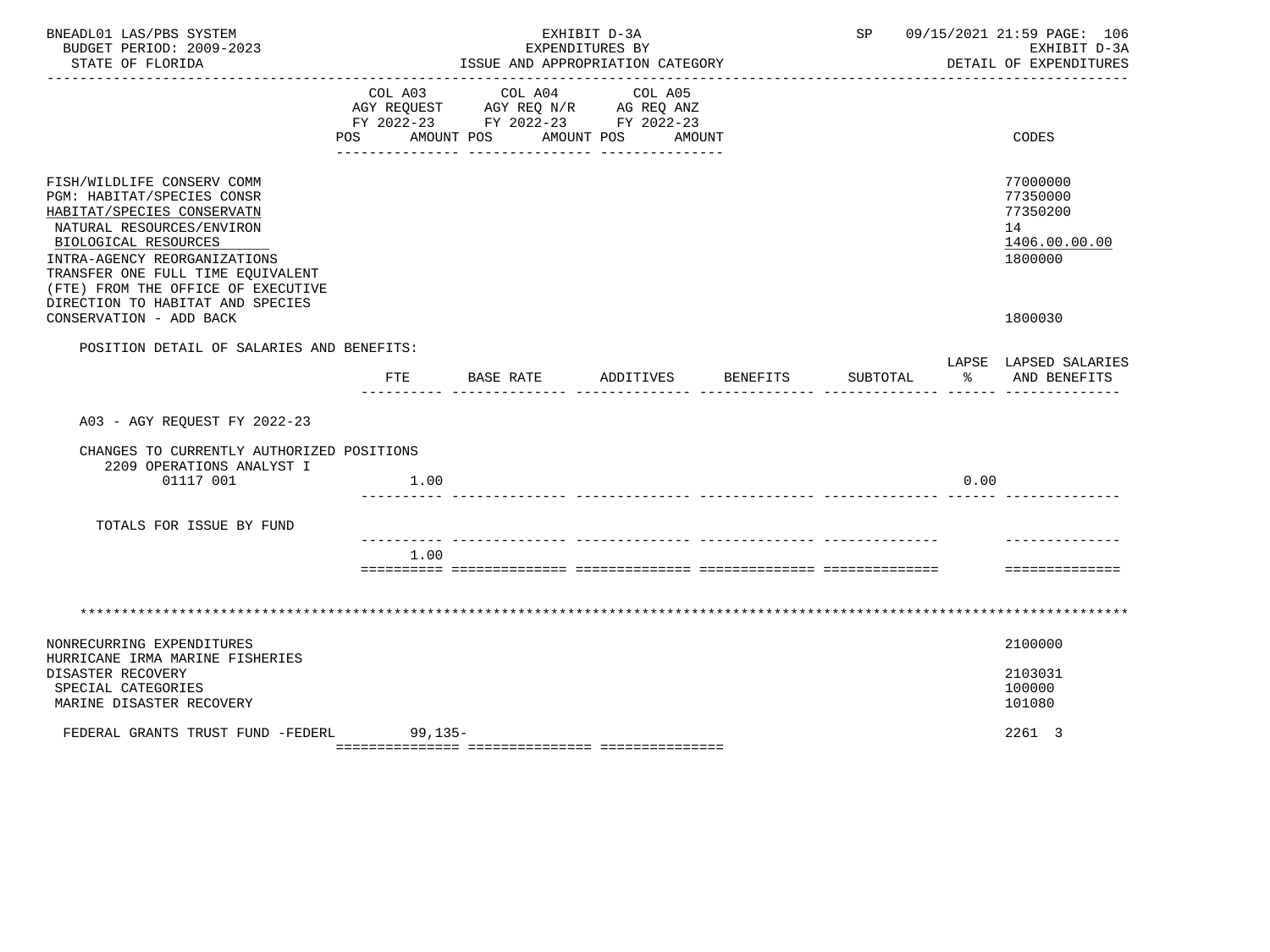BNEADL01 LAS/PBS SYSTEM | EXHIBIT D-3A | SP 09/15/2021 21:59
BUDGET PERIOD: 2009-2023 | EXPENDITURES BY | EXHIBIT D-3A
STATE OF FLORIDA | ISSUE AND APPROPRIATION CATEGORY | DETAIL OF EXPENDITURES

| | COL A03 AGY REQUEST FY 2022-23 POS AMOUNT | COL A04 AGY REQ N/R FY 2022-23 POS AMOUNT | COL A05 AG REQ ANZ FY 2022-23 POS AMOUNT | CODES |
|---|---|---|---|---|
| FISH/WILDLIFE CONSERV COMM | | | | 77000000 |
| PGM: HABITAT/SPECIES CONSR | | | | 77350000 |
| HABITAT/SPECIES CONSERVATN | | | | 77350200 |
| NATURAL RESOURCES/ENVIRON | | | | 14 |
| BIOLOGICAL RESOURCES | | | | 1406.00.00.00 |
| INTRA-AGENCY REORGANIZATIONS | | | | 1800000 |
| TRANSFER ONE FULL TIME EQUIVALENT (FTE) FROM THE OFFICE OF EXECUTIVE DIRECTION TO HABITAT AND SPECIES CONSERVATION - ADD BACK | | | | 1800030 |

POSITION DETAIL OF SALARIES AND BENEFITS:

| | FTE | BASE RATE | ADDITIVES | BENEFITS | SUBTOTAL | LAPSE % | LAPSED SALARIES AND BENEFITS |
|---|---|---|---|---|---|---|---|
| A03 - AGY REQUEST FY 2022-23 | | | | | | | |
| CHANGES TO CURRENTLY AUTHORIZED POSITIONS | | | | | | | |
| 2209 OPERATIONS ANALYST I 01117 001 | 1.00 | | | | | 0.00 | |
| TOTALS FOR ISSUE BY FUND | 1.00 | | | | | | |

*******************************************************************************************************************

| | COL A03 AGY REQUEST FY 2022-23 POS AMOUNT | COL A04 AGY REQ N/R FY 2022-23 POS AMOUNT | COL A05 AG REQ ANZ FY 2022-23 POS AMOUNT | CODES |
|---|---|---|---|---|
| NONRECURRING EXPENDITURES | | | | 2100000 |
| HURRICANE IRMA MARINE FISHERIES DISASTER RECOVERY | | | | 2103031 |
| SPECIAL CATEGORIES | | | | 100000 |
| MARINE DISASTER RECOVERY | | | | 101080 |
| FEDERAL GRANTS TRUST FUND -FEDERL | 99,135- | | | 2261 3 |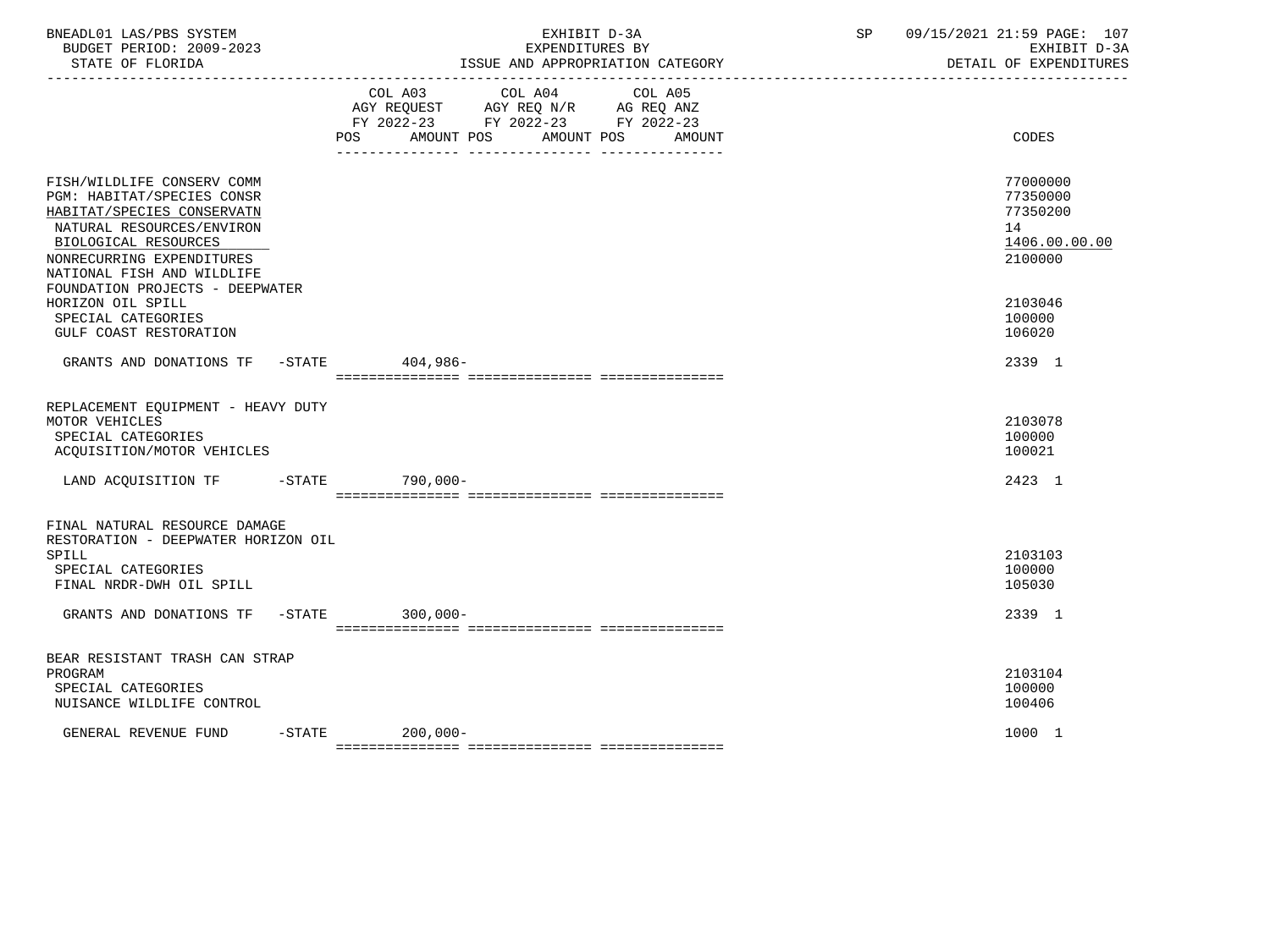BNEADL01 LAS/PBS SYSTEM — EXHIBIT D-3A — EXPENDITURES BY ISSUE AND APPROPRIATION CATEGORY — DETAIL OF EXPENDITURES

BUDGET PERIOD: 2009-2023

STATE OF FLORIDA

| | COL A03 AGY REQUEST FY 2022-23 POS | AMOUNT | COL A04 AGY REQ N/R FY 2022-23 POS | AMOUNT | COL A05 AG REQ ANZ FY 2022-23 POS | AMOUNT | CODES |
|---|---|---|---|---|---|---|---|
| FISH/WILDLIFE CONSERV COMM | | | | | | | 77000000 |
| PGM: HABITAT/SPECIES CONSR | | | | | | | 77350000 |
| HABITAT/SPECIES CONSERVATN | | | | | | | 77350200 |
| NATURAL RESOURCES/ENVIRON | | | | | | | 14 |
| BIOLOGICAL RESOURCES | | | | | | | 1406.00.00.00 |
| NONRECURRING EXPENDITURES | | | | | | | 2100000 |
| NATIONAL FISH AND WILDLIFE FOUNDATION PROJECTS - DEEPWATER HORIZON OIL SPILL | | | | | | | 2103046 |
| SPECIAL CATEGORIES | | | | | | | 100000 |
| GULF COAST RESTORATION | | | | | | | 106020 |
| GRANTS AND DONATIONS TF -STATE | | 404,986- | | | | | 2339 1 |
| REPLACEMENT EQUIPMENT - HEAVY DUTY MOTOR VEHICLES | | | | | | | 2103078 |
| SPECIAL CATEGORIES | | | | | | | 100000 |
| ACQUISITION/MOTOR VEHICLES | | | | | | | 100021 |
| LAND ACQUISITION TF -STATE | | 790,000- | | | | | 2423 1 |
| FINAL NATURAL RESOURCE DAMAGE RESTORATION - DEEPWATER HORIZON OIL SPILL | | | | | | | 2103103 |
| SPECIAL CATEGORIES | | | | | | | 100000 |
| FINAL NRDR-DWH OIL SPILL | | | | | | | 105030 |
| GRANTS AND DONATIONS TF -STATE | | 300,000- | | | | | 2339 1 |
| BEAR RESISTANT TRASH CAN STRAP PROGRAM | | | | | | | 2103104 |
| SPECIAL CATEGORIES | | | | | | | 100000 |
| NUISANCE WILDLIFE CONTROL | | | | | | | 100406 |
| GENERAL REVENUE FUND -STATE | | 200,000- | | | | | 1000 1 |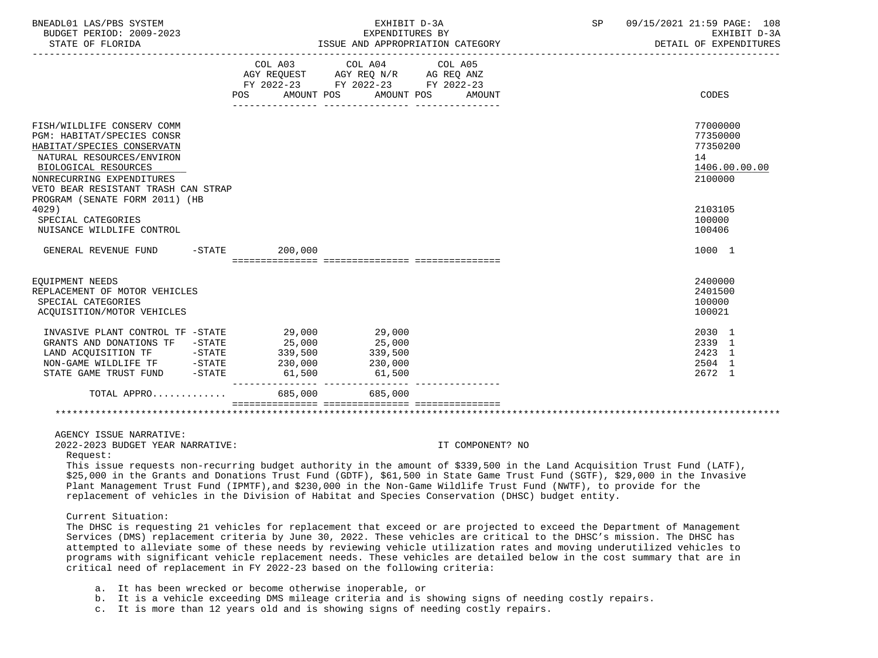BNEADL01 LAS/PBS SYSTEM — BUDGET PERIOD: 2009-2023 — STATE OF FLORIDA

EXHIBIT D-3A — EXPENDITURES BY ISSUE AND APPROPRIATION CATEGORY

SP 09/15/2021 21:59 — EXHIBIT D-3A — DETAIL OF EXPENDITURES

| | COL A03 AGY REQUEST FY 2022-23 POS AMOUNT | COL A04 AGY REQ N/R FY 2022-23 POS AMOUNT | COL A05 AG REQ ANZ FY 2022-23 POS AMOUNT | CODES |
|---|---|---|---|---|
| FISH/WILDLIFE CONSERV COMM | | | | 77000000 |
| PGM: HABITAT/SPECIES CONSR | | | | 77350000 |
| HABITAT/SPECIES CONSERVATN | | | | 77350200 |
| NATURAL RESOURCES/ENVIRON | | | | 14 |
| BIOLOGICAL RESOURCES | | | | 1406.00.00.00 |
| NONRECURRING EXPENDITURES | | | | 2100000 |
| VETO BEAR RESISTANT TRASH CAN STRAP PROGRAM (SENATE FORM 2011) (HB 4029) | | | | 2103105 |
| SPECIAL CATEGORIES | | | | 100000 |
| NUISANCE WILDLIFE CONTROL | | | | 100406 |
| GENERAL REVENUE FUND -STATE | 200,000 | | | 1000 1 |
| EQUIPMENT NEEDS | | | | 2400000 |
| REPLACEMENT OF MOTOR VEHICLES | | | | 2401500 |
| SPECIAL CATEGORIES | | | | 100000 |
| ACQUISITION/MOTOR VEHICLES | | | | 100021 |
| INVASIVE PLANT CONTROL TF -STATE | 29,000 | 29,000 | | 2030 1 |
| GRANTS AND DONATIONS TF -STATE | 25,000 | 25,000 | | 2339 1 |
| LAND ACQUISITION TF -STATE | 339,500 | 339,500 | | 2423 1 |
| NON-GAME WILDLIFE TF -STATE | 230,000 | 230,000 | | 2504 1 |
| STATE GAME TRUST FUND -STATE | 61,500 | 61,500 | | 2672 1 |
| TOTAL APPRO............ | 685,000 | 685,000 | | |

AGENCY ISSUE NARRATIVE:

2022-2023 BUDGET YEAR NARRATIVE: IT COMPONENT? NO

Request:

This issue requests non-recurring budget authority in the amount of $339,500 in the Land Acquisition Trust Fund (LATF), $25,000 in the Grants and Donations Trust Fund (GDTF), $61,500 in State Game Trust Fund (SGTF), $29,000 in the Invasive Plant Management Trust Fund (IPMTF),and $230,000 in the Non-Game Wildlife Trust Fund (NWTF), to provide for the replacement of vehicles in the Division of Habitat and Species Conservation (DHSC) budget entity.

Current Situation:

The DHSC is requesting 21 vehicles for replacement that exceed or are projected to exceed the Department of Management Services (DMS) replacement criteria by June 30, 2022. These vehicles are critical to the DHSC's mission. The DHSC has attempted to alleviate some of these needs by reviewing vehicle utilization rates and moving underutilized vehicles to programs with significant vehicle replacement needs. These vehicles are detailed below in the cost summary that are in critical need of replacement in FY 2022-23 based on the following criteria:

a. It has been wrecked or become otherwise inoperable, or
b. It is a vehicle exceeding DMS mileage criteria and is showing signs of needing costly repairs.
c. It is more than 12 years old and is showing signs of needing costly repairs.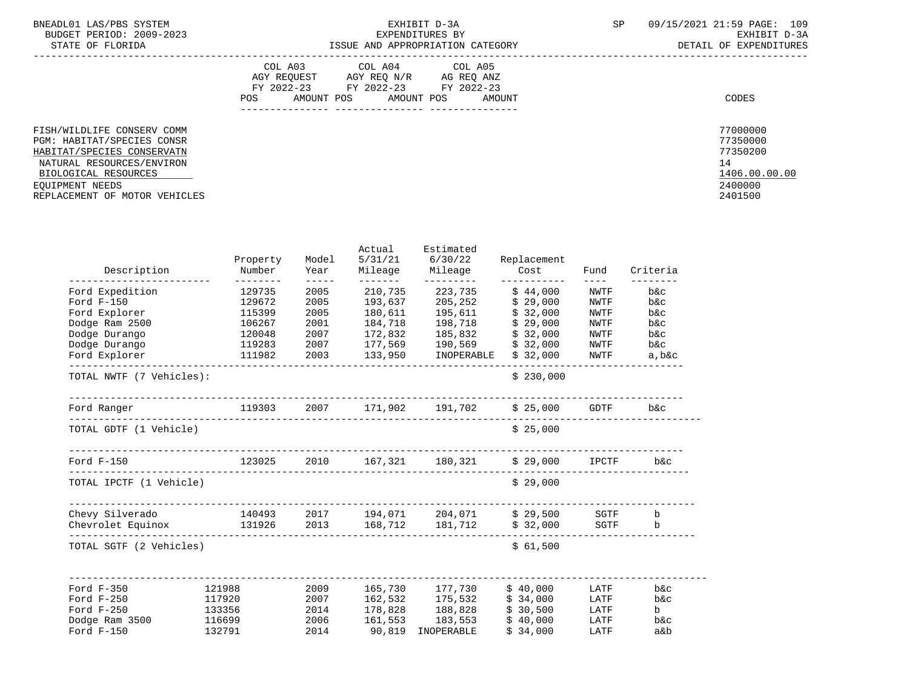EXHIBIT D-3A
EXPENDITURES BY
ISSUE AND APPROPRIATION CATEGORY

BUDGET PERIOD: 2009-2023
STATE OF FLORIDA

EXHIBIT D-3A
DETAIL OF EXPENDITURES

| | COL A03 AGY REQUEST FY 2022-23 | | COL A04 AGY REQ N/R FY 2022-23 | | COL A05 AG REQ ANZ FY 2022-23 | | |
|---|---|---|---|---|---|---|---|
| | POS | AMOUNT | POS | AMOUNT | POS | AMOUNT | CODES |
| FISH/WILDLIFE CONSERV COMM | | | | | | | 77000000 |
| PGM: HABITAT/SPECIES CONSR | | | | | | | 77350000 |
| HABITAT/SPECIES CONSERVATN | | | | | | | 77350200 |
| NATURAL RESOURCES/ENVIRON | | | | | | | 14 |
| BIOLOGICAL RESOURCES | | | | | | | 1406.00.00.00 |
| EQUIPMENT NEEDS | | | | | | | 2400000 |
| REPLACEMENT OF MOTOR VEHICLES | | | | | | | 2401500 |

| Description | Property Number | Model Year | Actual 5/31/21 Mileage | Estimated 6/30/22 Mileage | Replacement Cost | Fund | Criteria |
|---|---|---|---|---|---|---|---|
| Ford Expedition | 129735 | 2005 | 210,735 | 223,735 | $ 44,000 | NWTF | b&c |
| Ford F-150 | 129672 | 2005 | 193,637 | 205,252 | $ 29,000 | NWTF | b&c |
| Ford Explorer | 115399 | 2005 | 180,611 | 195,611 | $ 32,000 | NWTF | b&c |
| Dodge Ram 2500 | 106267 | 2001 | 184,718 | 198,718 | $ 29,000 | NWTF | b&c |
| Dodge Durango | 120048 | 2007 | 172,832 | 185,832 | $ 32,000 | NWTF | b&c |
| Dodge Durango | 119283 | 2007 | 177,569 | 190,569 | $ 32,000 | NWTF | b&c |
| Ford Explorer | 111982 | 2003 | 133,950 | INOPERABLE | $ 32,000 | NWTF | a,b&c |
| TOTAL NWTF (7 Vehicles): | | | | | $ 230,000 | | |
| Ford Ranger | 119303 | 2007 | 171,902 | 191,702 | $ 25,000 | GDTF | b&c |
| TOTAL GDTF (1 Vehicle) | | | | | $ 25,000 | | |
| Ford F-150 | 123025 | 2010 | 167,321 | 180,321 | $ 29,000 | IPCTF | b&c |
| TOTAL IPCTF (1 Vehicle) | | | | | $ 29,000 | | |
| Chevy Silverado | 140493 | 2017 | 194,071 | 204,071 | $ 29,500 | SGTF | b |
| Chevrolet Equinox | 131926 | 2013 | 168,712 | 181,712 | $ 32,000 | SGTF | b |
| TOTAL SGTF (2 Vehicles) | | | | | $ 61,500 | | |
| Ford F-350 | 121988 | 2009 | 165,730 | 177,730 | $ 40,000 | LATF | b&c |
| Ford F-250 | 117920 | 2007 | 162,532 | 175,532 | $ 34,000 | LATF | b&c |
| Ford F-250 | 133356 | 2014 | 178,828 | 188,828 | $ 30,500 | LATF | b |
| Dodge Ram 3500 | 116699 | 2006 | 161,553 | 183,553 | $ 40,000 | LATF | b&c |
| Ford F-150 | 132791 | 2014 | 90,819 | INOPERABLE | $ 34,000 | LATF | a&b |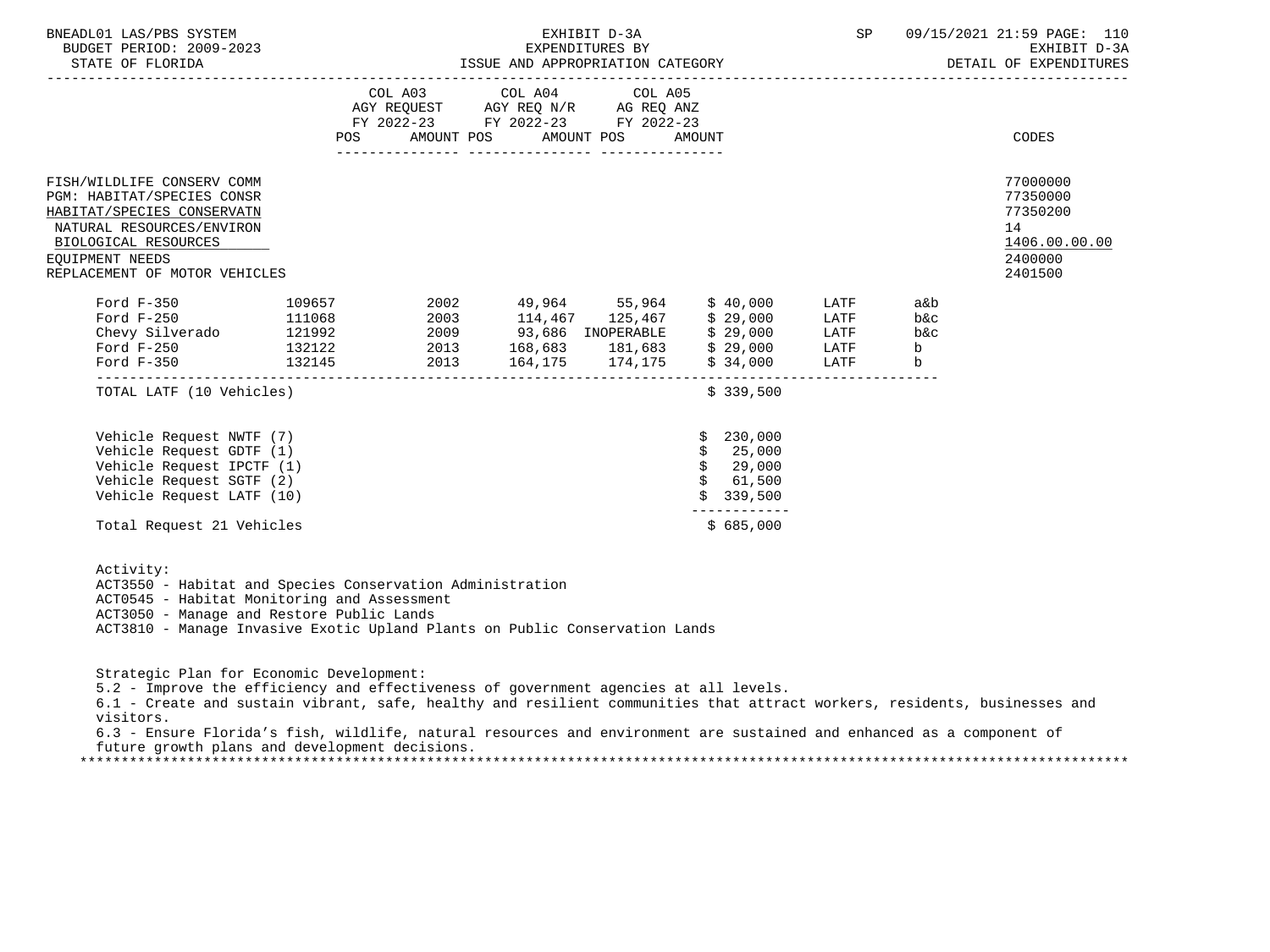EXHIBIT D-3A
EXPENDITURES BY
ISSUE AND APPROPRIATION CATEGORY

BUDGET PERIOD: 2009-2023
STATE OF FLORIDA

EXHIBIT D-3A
DETAIL OF EXPENDITURES

| | COL A03 AGY REQUEST FY 2022-23 POS AMOUNT | COL A04 AGY REQ N/R FY 2022-23 POS AMOUNT | COL A05 AG REQ ANZ FY 2022-23 POS AMOUNT | CODES |
|---|---|---|---|---|
| FISH/WILDLIFE CONSERV COMM | | | | 77000000 |
| PGM: HABITAT/SPECIES CONSR | | | | 77350000 |
| HABITAT/SPECIES CONSERVATN | | | | 77350200 |
| NATURAL RESOURCES/ENVIRON | | | | 14 |
| BIOLOGICAL RESOURCES | | | | 1406.00.00.00 |
| EQUIPMENT NEEDS | | | | 2400000 |
| REPLACEMENT OF MOTOR VEHICLES | | | | 2401500 |

| | | | | | | | |
|---|---|---|---|---|---|---|---|
| Ford F-350 | 109657 | 2002 | 49,964 | 55,964 | $ 40,000 | LATF | a&b |
| Ford F-250 | 111068 | 2003 | 114,467 | 125,467 | $ 29,000 | LATF | b&c |
| Chevy Silverado | 121992 | 2009 | 93,686 | INOPERABLE | $ 29,000 | LATF | b&c |
| Ford F-250 | 132122 | 2013 | 168,683 | 181,683 | $ 29,000 | LATF | b |
| Ford F-350 | 132145 | 2013 | 164,175 | 174,175 | $ 34,000 | LATF | b |
| TOTAL LATF (10 Vehicles) | | | | | $ 339,500 | | |

| | |
|---|---|
| Vehicle Request NWTF (7) | $ 230,000 |
| Vehicle Request GDTF (1) | $ 25,000 |
| Vehicle Request IPCTF (1) | $ 29,000 |
| Vehicle Request SGTF (2) | $ 61,500 |
| Vehicle Request LATF (10) | $ 339,500 |
| Total Request 21 Vehicles | $ 685,000 |

Activity:
ACT3550 - Habitat and Species Conservation Administration
ACT0545 - Habitat Monitoring and Assessment
ACT3050 - Manage and Restore Public Lands
ACT3810 - Manage Invasive Exotic Upland Plants on Public Conservation Lands

Strategic Plan for Economic Development:
5.2 - Improve the efficiency and effectiveness of government agencies at all levels.
6.1 - Create and sustain vibrant, safe, healthy and resilient communities that attract workers, residents, businesses and visitors.
6.3 - Ensure Florida's fish, wildlife, natural resources and environment are sustained and enhanced as a component of future growth plans and development decisions.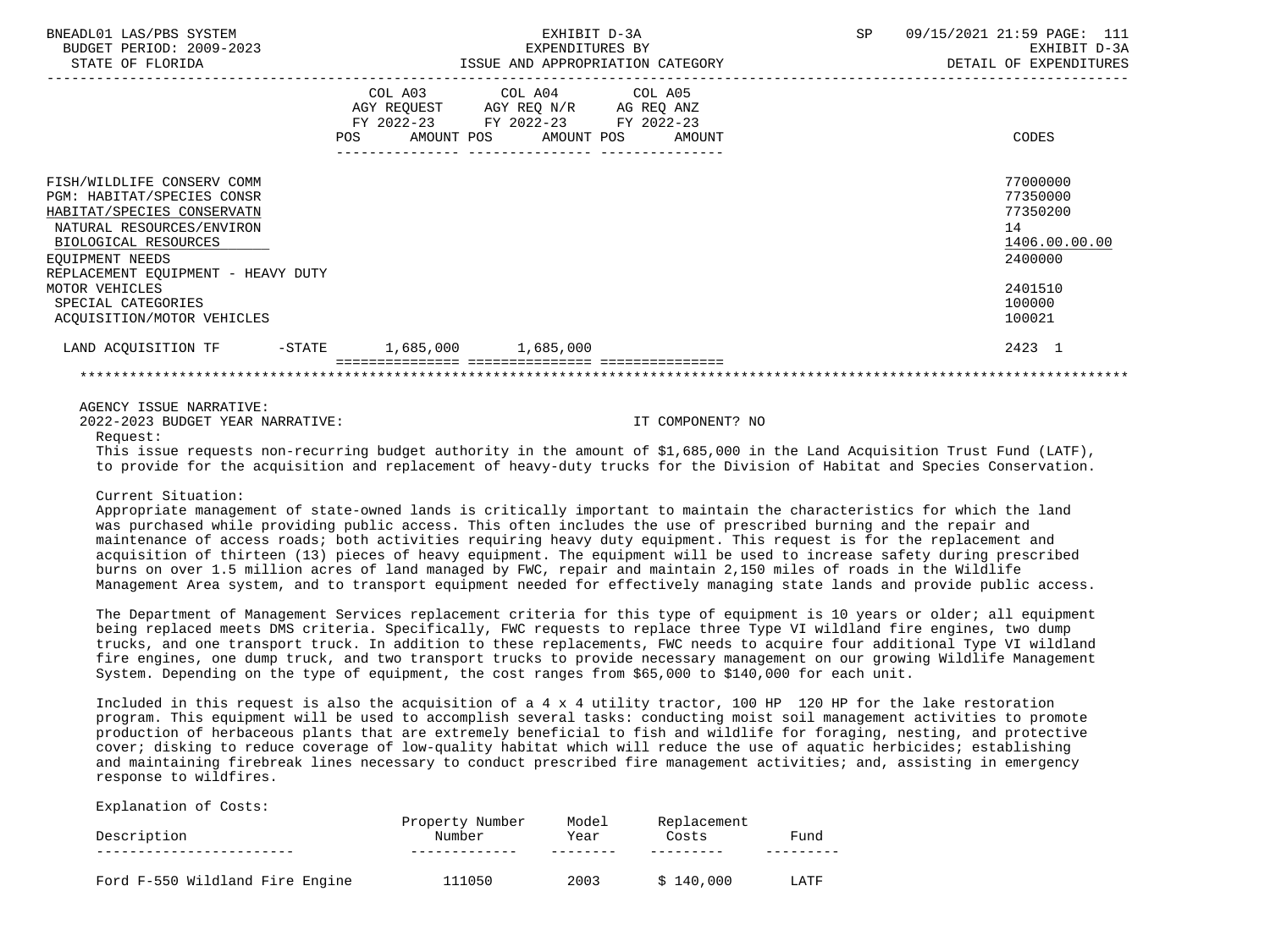| | COL A03 AGY REQUEST FY 2022-23 POS AMOUNT | COL A04 AGY REQ N/R FY 2022-23 POS AMOUNT | COL A05 AG REQ ANZ FY 2022-23 POS AMOUNT | CODES |
|---|---|---|---|---|
| FISH/WILDLIFE CONSERV COMM | | | | 77000000 |
| PGM: HABITAT/SPECIES CONSR | | | | 77350000 |
| HABITAT/SPECIES CONSERVATN | | | | 77350200 |
| NATURAL RESOURCES/ENVIRON | | | | 14 |
| BIOLOGICAL RESOURCES | | | | 1406.00.00.00 |
| EQUIPMENT NEEDS | | | | 2400000 |
| REPLACEMENT EQUIPMENT - HEAVY DUTY MOTOR VEHICLES | | | | 2401510 |
| SPECIAL CATEGORIES | | | | 100000 |
| ACQUISITION/MOTOR VEHICLES | | | | 100021 |
| LAND ACQUISITION TF -STATE | 1,685,000 | 1,685,000 | | 2423 1 |

AGENCY ISSUE NARRATIVE:

2022-2023 BUDGET YEAR NARRATIVE: IT COMPONENT? NO

Request:

This issue requests non-recurring budget authority in the amount of $1,685,000 in the Land Acquisition Trust Fund (LATF), to provide for the acquisition and replacement of heavy-duty trucks for the Division of Habitat and Species Conservation.

Current Situation:

Appropriate management of state-owned lands is critically important to maintain the characteristics for which the land was purchased while providing public access. This often includes the use of prescribed burning and the repair and maintenance of access roads; both activities requiring heavy duty equipment. This request is for the replacement and acquisition of thirteen (13) pieces of heavy equipment. The equipment will be used to increase safety during prescribed burns on over 1.5 million acres of land managed by FWC, repair and maintain 2,150 miles of roads in the Wildlife Management Area system, and to transport equipment needed for effectively managing state lands and provide public access.

The Department of Management Services replacement criteria for this type of equipment is 10 years or older; all equipment being replaced meets DMS criteria. Specifically, FWC requests to replace three Type VI wildland fire engines, two dump trucks, and one transport truck. In addition to these replacements, FWC needs to acquire four additional Type VI wildland fire engines, one dump truck, and two transport trucks to provide necessary management on our growing Wildlife Management System. Depending on the type of equipment, the cost ranges from $65,000 to $140,000 for each unit.

Included in this request is also the acquisition of a 4 x 4 utility tractor, 100 HP 120 HP for the lake restoration program. This equipment will be used to accomplish several tasks: conducting moist soil management activities to promote production of herbaceous plants that are extremely beneficial to fish and wildlife for foraging, nesting, and protective cover; disking to reduce coverage of low-quality habitat which will reduce the use of aquatic herbicides; establishing and maintaining firebreak lines necessary to conduct prescribed fire management activities; and, assisting in emergency response to wildfires.

Explanation of Costs:

| Description | Property Number Number | Model Year | Replacement Costs | Fund |
|---|---|---|---|---|
| Ford F-550 Wildland Fire Engine | 111050 | 2003 | $ 140,000 | LATF |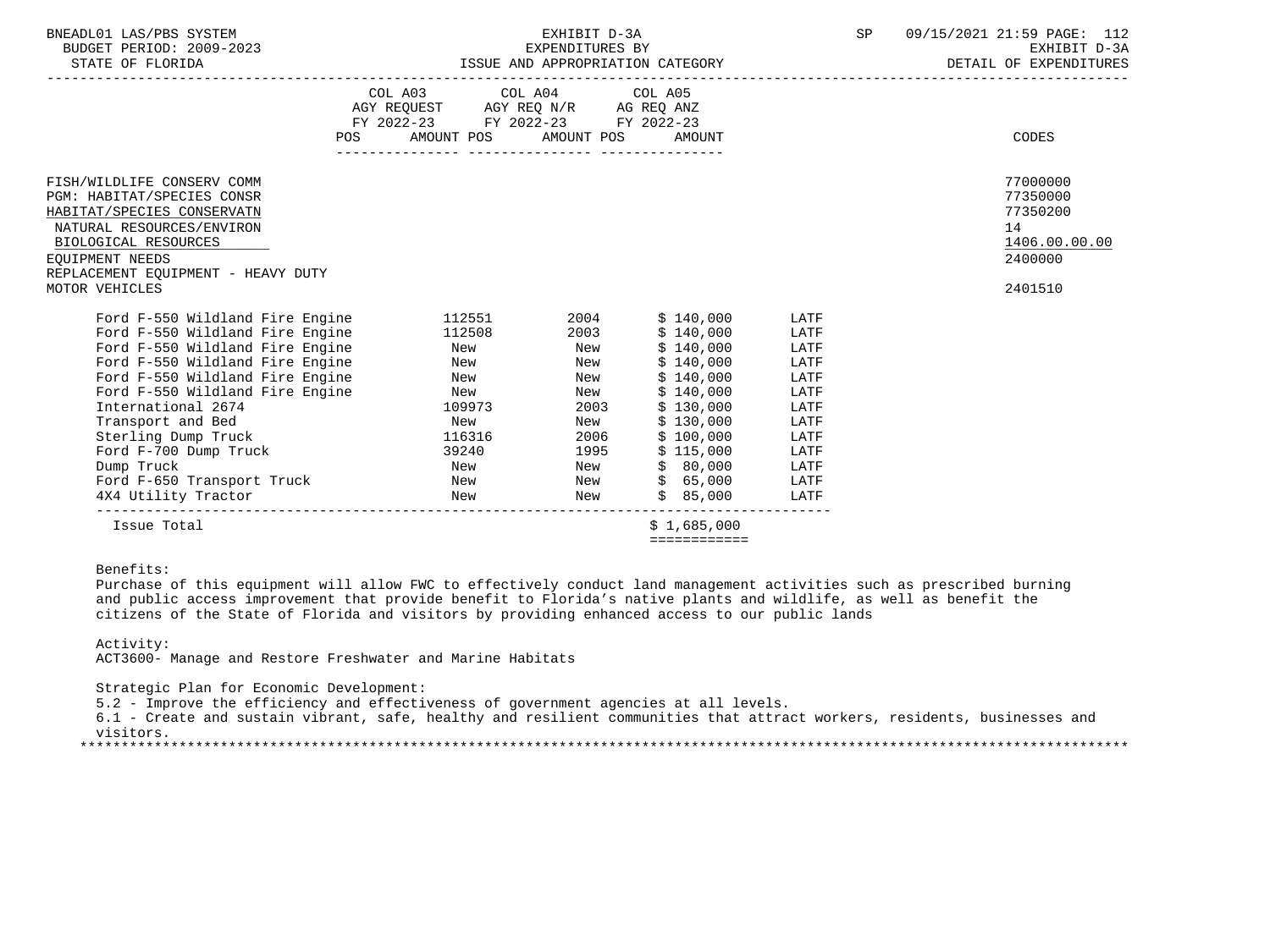BNEADL01 LAS/PBS SYSTEM — EXHIBIT D-3A — EXPENDITURES BY ISSUE AND APPROPRIATION CATEGORY — SP 09/15/2021 21:59 PAGE: 112
BUDGET PERIOD: 2009-2023 — EXHIBIT D-3A
STATE OF FLORIDA — DETAIL OF EXPENDITURES

| | COL A03 AGY REQUEST FY 2022-23 POS | AMOUNT | COL A04 AGY REQ N/R FY 2022-23 POS | AMOUNT | COL A05 AG REQ ANZ FY 2022-23 POS | AMOUNT | CODES |
|---|---|---|---|---|---|---|---|
| FISH/WILDLIFE CONSERV COMM | | | | | | | 77000000 |
| PGM: HABITAT/SPECIES CONSR | | | | | | | 77350000 |
| HABITAT/SPECIES CONSERVATN | | | | | | | 77350200 |
| NATURAL RESOURCES/ENVIRON | | | | | | | 14 |
| BIOLOGICAL RESOURCES | | | | | | | 1406.00.00.00 |
| EQUIPMENT NEEDS | | | | | | | 2400000 |
| REPLACEMENT EQUIPMENT - HEAVY DUTY MOTOR VEHICLES | | | | | | | 2401510 |

| Item | | | Amount | Fund |
|---|---|---|---|---|
| Ford F-550 Wildland Fire Engine | 112551 | 2004 | $ 140,000 | LATF |
| Ford F-550 Wildland Fire Engine | 112508 | 2003 | $ 140,000 | LATF |
| Ford F-550 Wildland Fire Engine | New | New | $ 140,000 | LATF |
| Ford F-550 Wildland Fire Engine | New | New | $ 140,000 | LATF |
| Ford F-550 Wildland Fire Engine | New | New | $ 140,000 | LATF |
| International 2674 | 109973 | 2003 | $ 130,000 | LATF |
| Transport and Bed | New | New | $ 130,000 | LATF |
| Sterling Dump Truck | 116316 | 2006 | $ 100,000 | LATF |
| Ford F-700 Dump Truck | 39240 | 1995 | $ 115,000 | LATF |
| Dump Truck | New | New | $ 80,000 | LATF |
| Ford F-650 Transport Truck | New | New | $ 65,000 | LATF |
| 4X4 Utility Tractor | New | New | $ 85,000 | LATF |
| Issue Total | | | $ 1,685,000 | |

Benefits:
Purchase of this equipment will allow FWC to effectively conduct land management activities such as prescribed burning and public access improvement that provide benefit to Florida's native plants and wildlife, as well as benefit the citizens of the State of Florida and visitors by providing enhanced access to our public lands

Activity:
ACT3600- Manage and Restore Freshwater and Marine Habitats

Strategic Plan for Economic Development:
5.2 - Improve the efficiency and effectiveness of government agencies at all levels.
6.1 - Create and sustain vibrant, safe, healthy and resilient communities that attract workers, residents, businesses and visitors.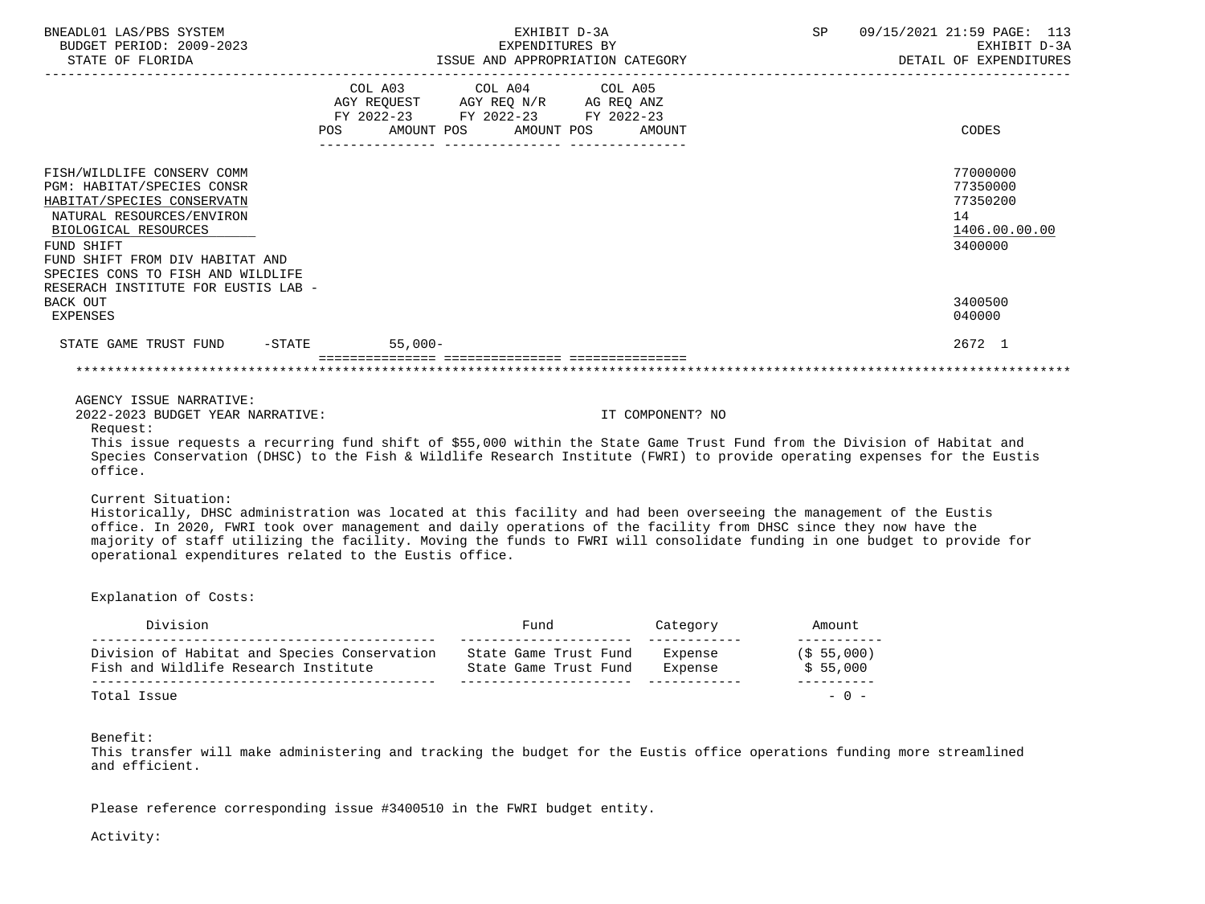| | COL A03 AGY REQUEST FY 2022-23 POS AMOUNT | COL A04 AGY REQ N/R FY 2022-23 POS AMOUNT | COL A05 AG REQ ANZ FY 2022-23 POS AMOUNT | CODES |
|---|---|---|---|---|
| FISH/WILDLIFE CONSERV COMM | | | | 77000000 |
| PGM: HABITAT/SPECIES CONSR | | | | 77350000 |
| HABITAT/SPECIES CONSERVATN | | | | 77350200 |
| NATURAL RESOURCES/ENVIRON | | | | 14 |
| BIOLOGICAL RESOURCES | | | | 1406.00.00.00 |
| FUND SHIFT | | | | 3400000 |
| FUND SHIFT FROM DIV HABITAT AND SPECIES CONS TO FISH AND WILDLIFE RESERACH INSTITUTE FOR EUSTIS LAB - BACK OUT | | | | 3400500 |
| EXPENSES | | | | 040000 |
| STATE GAME TRUST FUND -STATE | 55,000- | | | 2672 1 |

AGENCY ISSUE NARRATIVE:

2022-2023 BUDGET YEAR NARRATIVE: IT COMPONENT? NO

Request:

This issue requests a recurring fund shift of $55,000 within the State Game Trust Fund from the Division of Habitat and Species Conservation (DHSC) to the Fish & Wildlife Research Institute (FWRI) to provide operating expenses for the Eustis office.

Current Situation:

Historically, DHSC administration was located at this facility and had been overseeing the management of the Eustis office. In 2020, FWRI took over management and daily operations of the facility from DHSC since they now have the majority of staff utilizing the facility. Moving the funds to FWRI will consolidate funding in one budget to provide for operational expenditures related to the Eustis office.

Explanation of Costs:

| Division | Fund | Category | Amount |
|---|---|---|---|
| Division of Habitat and Species Conservation | State Game Trust Fund | Expense | ($ 55,000) |
| Fish and Wildlife Research Institute | State Game Trust Fund | Expense | $ 55,000 |
| Total Issue | | | - 0 - |

Benefit:

This transfer will make administering and tracking the budget for the Eustis office operations funding more streamlined and efficient.

Please reference corresponding issue #3400510 in the FWRI budget entity.

Activity: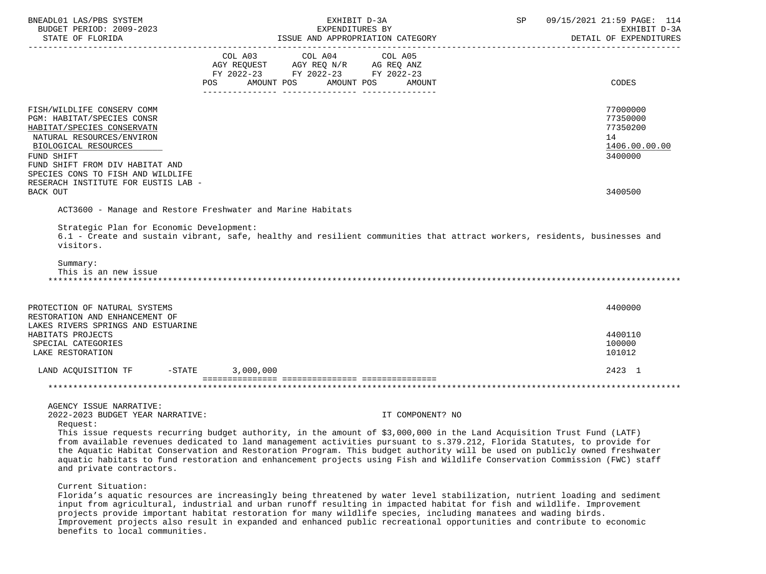| | COL A03 AGY REQUEST FY 2022-23 POS AMOUNT | COL A04 AGY REQ N/R FY 2022-23 POS AMOUNT | COL A05 AG REQ ANZ FY 2022-23 POS AMOUNT | CODES |
|---|---|---|---|---|
| FISH/WILDLIFE CONSERV COMM | | | | 77000000 |
| PGM: HABITAT/SPECIES CONSR | | | | 77350000 |
| HABITAT/SPECIES CONSERVATN | | | | 77350200 |
| NATURAL RESOURCES/ENVIRON | | | | 14 |
| BIOLOGICAL RESOURCES | | | | 1406.00.00.00 |
| FUND SHIFT | | | | 3400000 |
| FUND SHIFT FROM DIV HABITAT AND SPECIES CONS TO FISH AND WILDLIFE RESERACH INSTITUTE FOR EUSTIS LAB - BACK OUT | | | | 3400500 |

ACT3600 - Manage and Restore Freshwater and Marine Habitats

Strategic Plan for Economic Development:
6.1 - Create and sustain vibrant, safe, healthy and resilient communities that attract workers, residents, businesses and visitors.

Summary:
This is an new issue

*******************************************************************************************************************

| | COL A03 | COL A04 | COL A05 | CODES |
|---|---|---|---|---|
| PROTECTION OF NATURAL SYSTEMS | | | | 4400000 |
| RESTORATION AND ENHANCEMENT OF LAKES RIVERS SPRINGS AND ESTUARINE HABITATS PROJECTS | | | | 4400110 |
| SPECIAL CATEGORIES | | | | 100000 |
| LAKE RESTORATION | | | | 101012 |
| LAND ACQUISITION TF -STATE | 3,000,000 | | | 2423 1 |

*******************************************************************************************************************

AGENCY ISSUE NARRATIVE:
2022-2023 BUDGET YEAR NARRATIVE: IT COMPONENT? NO

Request:
This issue requests recurring budget authority, in the amount of $3,000,000 in the Land Acquisition Trust Fund (LATF) from available revenues dedicated to land management activities pursuant to s.379.212, Florida Statutes, to provide for the Aquatic Habitat Conservation and Restoration Program. This budget authority will be used on publicly owned freshwater aquatic habitats to fund restoration and enhancement projects using Fish and Wildlife Conservation Commission (FWC) staff and private contractors.

Current Situation:
Florida's aquatic resources are increasingly being threatened by water level stabilization, nutrient loading and sediment input from agricultural, industrial and urban runoff resulting in impacted habitat for fish and wildlife. Improvement projects provide important habitat restoration for many wildlife species, including manatees and wading birds. Improvement projects also result in expanded and enhanced public recreational opportunities and contribute to economic benefits to local communities.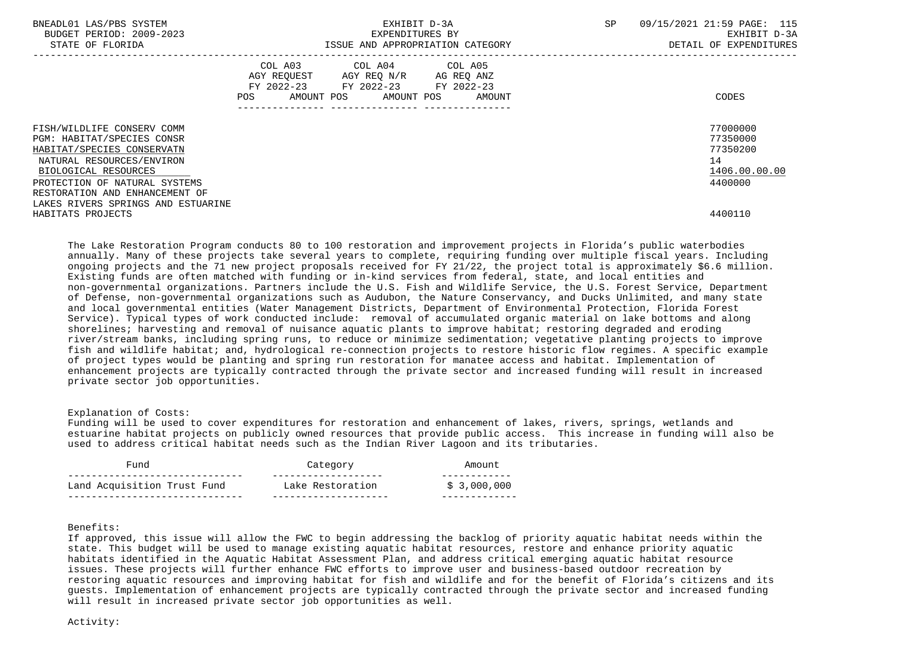| | COL A03 AGY REQUEST FY 2022-23 POS AMOUNT | COL A04 AGY REQ N/R FY 2022-23 POS AMOUNT | COL A05 AG REQ ANZ FY 2022-23 POS AMOUNT | CODES |
|---|---|---|---|---|
| FISH/WILDLIFE CONSERV COMM | | | | 77000000 |
| PGM: HABITAT/SPECIES CONSR | | | | 77350000 |
| HABITAT/SPECIES CONSERVATN | | | | 77350200 |
| NATURAL RESOURCES/ENVIRON | | | | 14 |
| BIOLOGICAL RESOURCES | | | | 1406.00.00.00 |
| PROTECTION OF NATURAL SYSTEMS | | | | 4400000 |
| RESTORATION AND ENHANCEMENT OF LAKES RIVERS SPRINGS AND ESTUARINE HABITATS PROJECTS | | | | 4400110 |

The Lake Restoration Program conducts 80 to 100 restoration and improvement projects in Florida's public waterbodies annually. Many of these projects take several years to complete, requiring funding over multiple fiscal years. Including ongoing projects and the 71 new project proposals received for FY 21/22, the project total is approximately $6.6 million. Existing funds are often matched with funding or in-kind services from federal, state, and local entities and non-governmental organizations. Partners include the U.S. Fish and Wildlife Service, the U.S. Forest Service, Department of Defense, non-governmental organizations such as Audubon, the Nature Conservancy, and Ducks Unlimited, and many state and local governmental entities (Water Management Districts, Department of Environmental Protection, Florida Forest Service). Typical types of work conducted include: removal of accumulated organic material on lake bottoms and along shorelines; harvesting and removal of nuisance aquatic plants to improve habitat; restoring degraded and eroding river/stream banks, including spring runs, to reduce or minimize sedimentation; vegetative planting projects to improve fish and wildlife habitat; and, hydrological re-connection projects to restore historic flow regimes. A specific example of project types would be planting and spring run restoration for manatee access and habitat. Implementation of enhancement projects are typically contracted through the private sector and increased funding will result in increased private sector job opportunities.

Explanation of Costs:
Funding will be used to cover expenditures for restoration and enhancement of lakes, rivers, springs, wetlands and estuarine habitat projects on publicly owned resources that provide public access. This increase in funding will also be used to address critical habitat needs such as the Indian River Lagoon and its tributaries.

| Fund | Category | Amount |
|---|---|---|
| Land Acquisition Trust Fund | Lake Restoration | $ 3,000,000 |

Benefits:
If approved, this issue will allow the FWC to begin addressing the backlog of priority aquatic habitat needs within the state. This budget will be used to manage existing aquatic habitat resources, restore and enhance priority aquatic habitats identified in the Aquatic Habitat Assessment Plan, and address critical emerging aquatic habitat resource issues. These projects will further enhance FWC efforts to improve user and business-based outdoor recreation by restoring aquatic resources and improving habitat for fish and wildlife and for the benefit of Florida's citizens and its guests. Implementation of enhancement projects are typically contracted through the private sector and increased funding will result in increased private sector job opportunities as well.

Activity: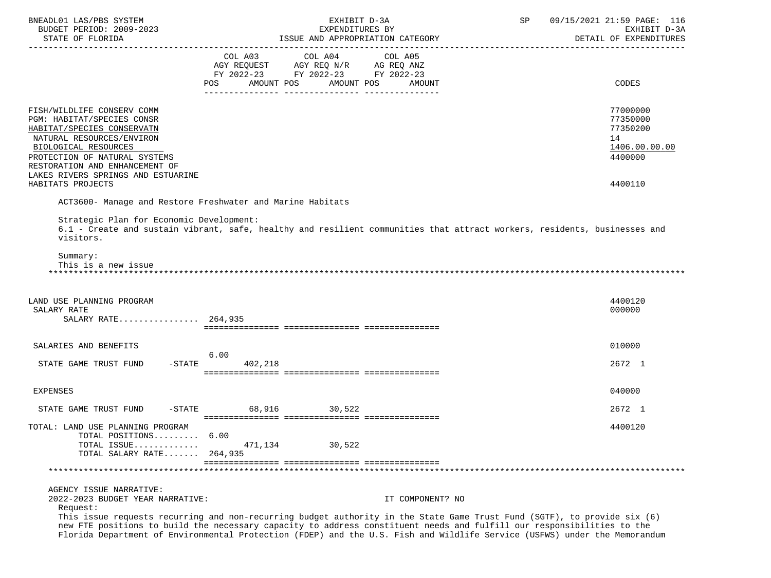| | COL A03 AGY REQUEST FY 2022-23 POS AMOUNT | COL A04 AGY REQ N/R FY 2022-23 POS AMOUNT | COL A05 AG REQ ANZ FY 2022-23 POS AMOUNT | CODES |
|---|---|---|---|---|
| FISH/WILDLIFE CONSERV COMM | | | | 77000000 |
| PGM: HABITAT/SPECIES CONSR | | | | 77350000 |
| HABITAT/SPECIES CONSERVATN | | | | 77350200 |
| NATURAL RESOURCES/ENVIRON | | | | 14 |
| BIOLOGICAL RESOURCES | | | | 1406.00.00.00 |
| PROTECTION OF NATURAL SYSTEMS | | | | 4400000 |
| RESTORATION AND ENHANCEMENT OF LAKES RIVERS SPRINGS AND ESTUARINE HABITATS PROJECTS | | | | 4400110 |

ACT3600- Manage and Restore Freshwater and Marine Habitats

Strategic Plan for Economic Development:
6.1 - Create and sustain vibrant, safe, healthy and resilient communities that attract workers, residents, businesses and visitors.

Summary:
This is a new issue

| | COL A03 AGY REQUEST FY 2022-23 POS AMOUNT | COL A04 AGY REQ N/R FY 2022-23 POS AMOUNT | COL A05 AG REQ ANZ FY 2022-23 POS AMOUNT | CODES |
|---|---|---|---|---|
| LAND USE PLANNING PROGRAM | | | | 4400120 |
| SALARY RATE | | | | 000000 |
| SALARY RATE................ | 264,935 | | | |
| SALARIES AND BENEFITS | | | | 010000 |
| STATE GAME TRUST FUND -STATE | 6.00 402,218 | | | 2672 1 |
| EXPENSES | | | | 040000 |
| STATE GAME TRUST FUND -STATE | 68,916 | 30,522 | | 2672 1 |
| TOTAL: LAND USE PLANNING PROGRAM | | | | 4400120 |
| TOTAL POSITIONS......... | 6.00 | | | |
| TOTAL ISSUE............. | 471,134 | 30,522 | | |
| TOTAL SALARY RATE....... | 264,935 | | | |

AGENCY ISSUE NARRATIVE:
2022-2023 BUDGET YEAR NARRATIVE: IT COMPONENT? NO
Request:
This issue requests recurring and non-recurring budget authority in the State Game Trust Fund (SGTF), to provide six (6) new FTE positions to build the necessary capacity to address constituent needs and fulfill our responsibilities to the Florida Department of Environmental Protection (FDEP) and the U.S. Fish and Wildlife Service (USFWS) under the Memorandum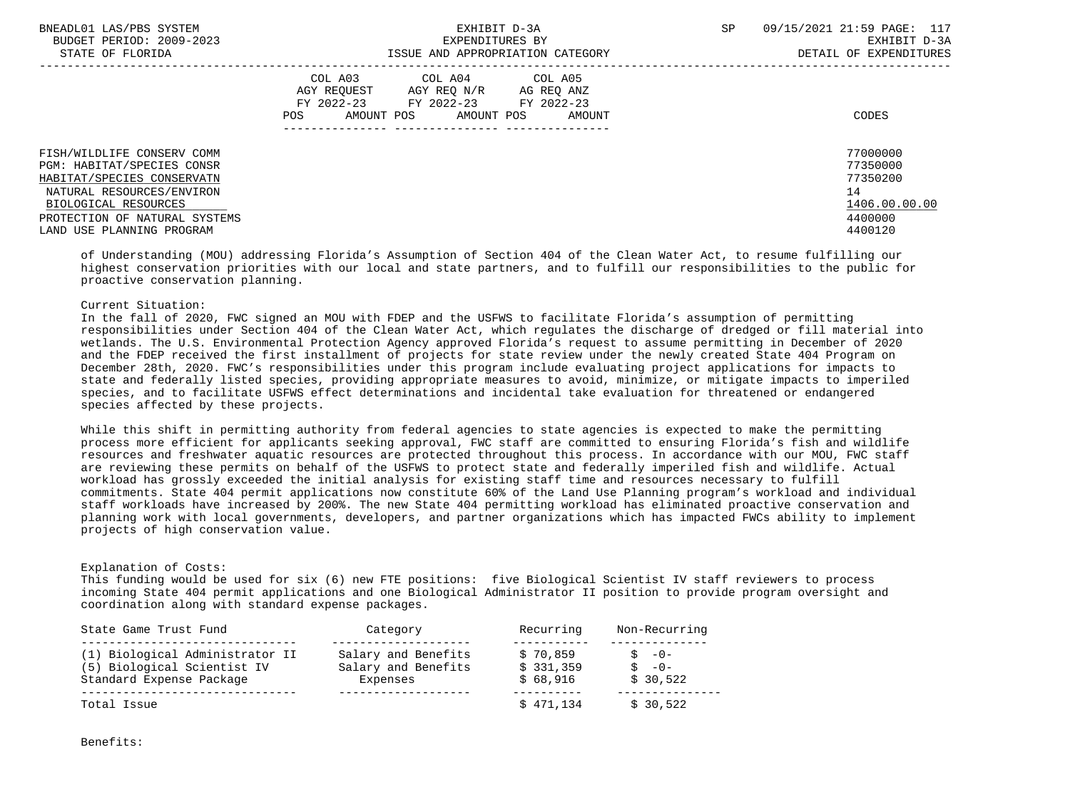| | COL A03 AGY REQUEST FY 2022-23 POS AMOUNT | COL A04 AGY REQ N/R FY 2022-23 POS AMOUNT | COL A05 AG REQ ANZ FY 2022-23 POS AMOUNT | CODES |
|---|---|---|---|---|
| FISH/WILDLIFE CONSERV COMM | | | | 77000000 |
| PGM: HABITAT/SPECIES CONSR | | | | 77350000 |
| HABITAT/SPECIES CONSERVATN | | | | 77350200 |
| NATURAL RESOURCES/ENVIRON | | | | 14 |
| BIOLOGICAL RESOURCES | | | | 1406.00.00.00 |
| PROTECTION OF NATURAL SYSTEMS | | | | 4400000 |
| LAND USE PLANNING PROGRAM | | | | 4400120 |

of Understanding (MOU) addressing Florida's Assumption of Section 404 of the Clean Water Act, to resume fulfilling our highest conservation priorities with our local and state partners, and to fulfill our responsibilities to the public for proactive conservation planning.

Current Situation:
In the fall of 2020, FWC signed an MOU with FDEP and the USFWS to facilitate Florida's assumption of permitting responsibilities under Section 404 of the Clean Water Act, which regulates the discharge of dredged or fill material into wetlands. The U.S. Environmental Protection Agency approved Florida's request to assume permitting in December of 2020 and the FDEP received the first installment of projects for state review under the newly created State 404 Program on December 28th, 2020. FWC's responsibilities under this program include evaluating project applications for impacts to state and federally listed species, providing appropriate measures to avoid, minimize, or mitigate impacts to imperiled species, and to facilitate USFWS effect determinations and incidental take evaluation for threatened or endangered species affected by these projects.

While this shift in permitting authority from federal agencies to state agencies is expected to make the permitting process more efficient for applicants seeking approval, FWC staff are committed to ensuring Florida's fish and wildlife resources and freshwater aquatic resources are protected throughout this process. In accordance with our MOU, FWC staff are reviewing these permits on behalf of the USFWS to protect state and federally imperiled fish and wildlife. Actual workload has grossly exceeded the initial analysis for existing staff time and resources necessary to fulfill commitments. State 404 permit applications now constitute 60% of the Land Use Planning program's workload and individual staff workloads have increased by 200%. The new State 404 permitting workload has eliminated proactive conservation and planning work with local governments, developers, and partner organizations which has impacted FWCs ability to implement projects of high conservation value.

Explanation of Costs:
This funding would be used for six (6) new FTE positions: five Biological Scientist IV staff reviewers to process incoming State 404 permit applications and one Biological Administrator II position to provide program oversight and coordination along with standard expense packages.

| State Game Trust Fund | Category | Recurring | Non-Recurring |
|---|---|---|---|
| (1) Biological Administrator II | Salary and Benefits | $ 70,859 | $ -0- |
| (5) Biological Scientist IV | Salary and Benefits | $ 331,359 | $ -0- |
| Standard Expense Package | Expenses | $ 68,916 | $ 30,522 |
| Total Issue | | $ 471,134 | $ 30,522 |

Benefits: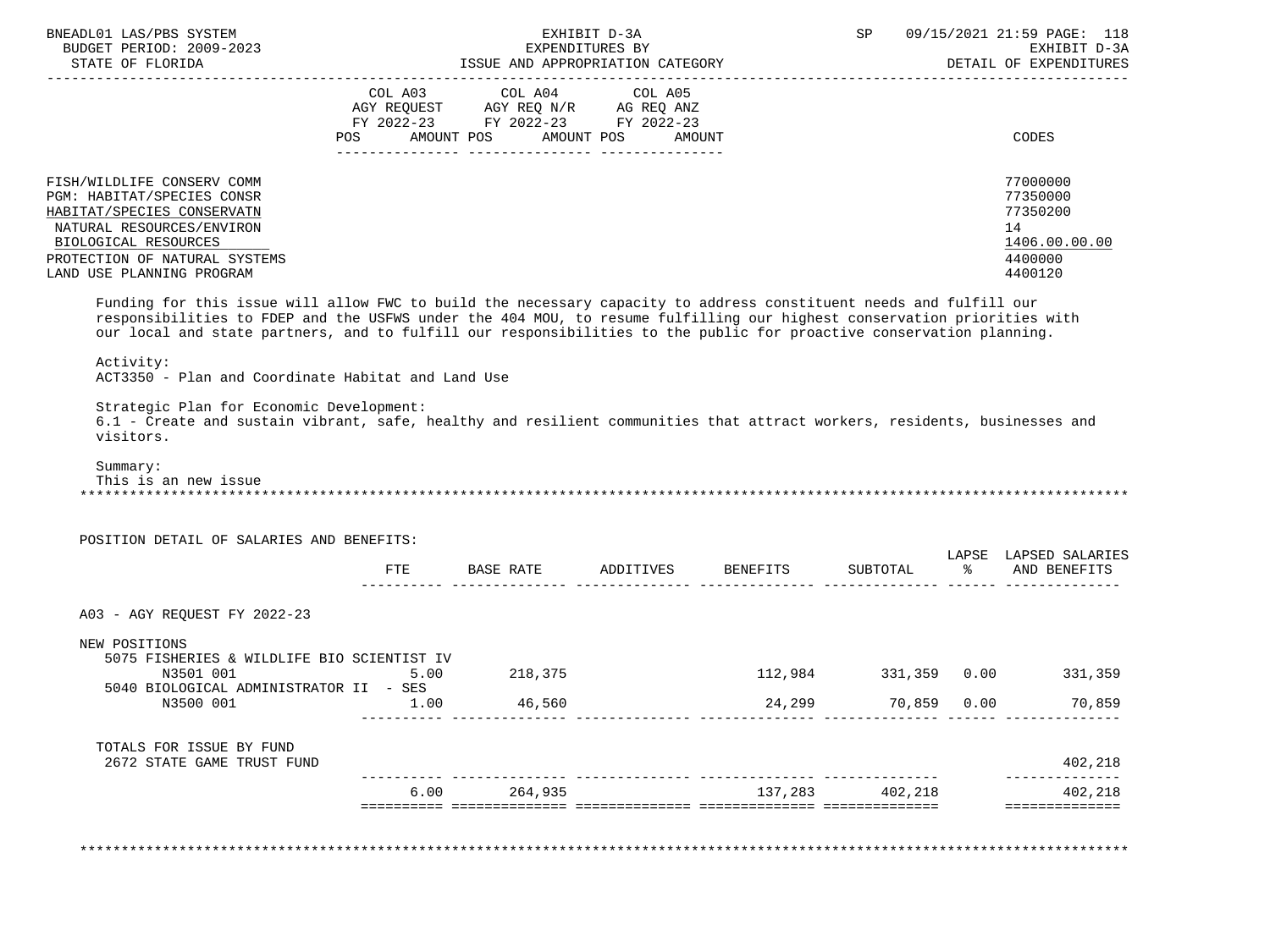| | COL A03 AGY REQUEST FY 2022-23 POS AMOUNT | COL A04 AGY REQ N/R FY 2022-23 POS AMOUNT | COL A05 AG REQ ANZ FY 2022-23 POS AMOUNT | CODES |
|---|---|---|---|---|
| FISH/WILDLIFE CONSERV COMM | | | | 77000000 |
| PGM: HABITAT/SPECIES CONSR | | | | 77350000 |
| HABITAT/SPECIES CONSERVATN | | | | 77350200 |
| NATURAL RESOURCES/ENVIRON | | | | 14 |
| BIOLOGICAL RESOURCES | | | | 1406.00.00.00 |
| PROTECTION OF NATURAL SYSTEMS | | | | 4400000 |
| LAND USE PLANNING PROGRAM | | | | 4400120 |

Funding for this issue will allow FWC to build the necessary capacity to address constituent needs and fulfill our responsibilities to FDEP and the USFWS under the 404 MOU, to resume fulfilling our highest conservation priorities with our local and state partners, and to fulfill our responsibilities to the public for proactive conservation planning.

Activity:
ACT3350 - Plan and Coordinate Habitat and Land Use

Strategic Plan for Economic Development:
6.1 - Create and sustain vibrant, safe, healthy and resilient communities that attract workers, residents, businesses and visitors.

Summary:
This is an new issue

*******************************************************************************************************************

POSITION DETAIL OF SALARIES AND BENEFITS:

| | FTE | BASE RATE | ADDITIVES | BENEFITS | SUBTOTAL | LAPSE % | LAPSED SALARIES AND BENEFITS |
|---|---|---|---|---|---|---|---|
| A03 - AGY REQUEST FY 2022-23 | | | | | | | |
| NEW POSITIONS | | | | | | | |
| 5075 FISHERIES & WILDLIFE BIO SCIENTIST IV | | | | | | | |
| N3501 001 | 5.00 | 218,375 | | 112,984 | 331,359 | 0.00 | 331,359 |
| 5040 BIOLOGICAL ADMINISTRATOR II - SES | | | | | | | |
| N3500 001 | 1.00 | 46,560 | | 24,299 | 70,859 | 0.00 | 70,859 |
| TOTALS FOR ISSUE BY FUND | | | | | | | |
| 2672 STATE GAME TRUST FUND | | | | | | | 402,218 |
| | 6.00 | 264,935 | | 137,283 | 402,218 | | 402,218 |

*******************************************************************************************************************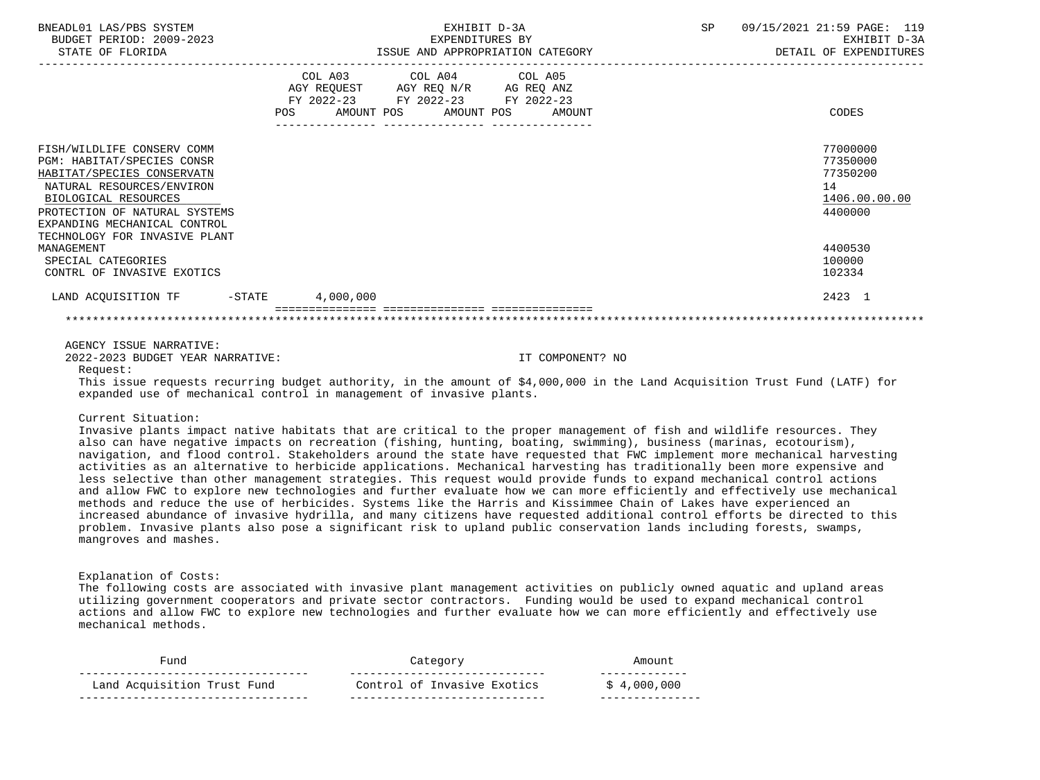| | COL A03 AGY REQUEST FY 2022-23 POS AMOUNT | COL A04 AGY REQ N/R FY 2022-23 POS AMOUNT | COL A05 AG REQ ANZ FY 2022-23 POS AMOUNT | CODES |
|---|---|---|---|---|
| FISH/WILDLIFE CONSERV COMM | | | | 77000000 |
| PGM: HABITAT/SPECIES CONSR | | | | 77350000 |
| HABITAT/SPECIES CONSERVATN | | | | 77350200 |
| NATURAL RESOURCES/ENVIRON | | | | 14 |
| BIOLOGICAL RESOURCES | | | | 1406.00.00.00 |
| PROTECTION OF NATURAL SYSTEMS | | | | 4400000 |
| EXPANDING MECHANICAL CONTROL TECHNOLOGY FOR INVASIVE PLANT MANAGEMENT | | | | 4400530 |
| SPECIAL CATEGORIES | | | | 100000 |
| CONTRL OF INVASIVE EXOTICS | | | | 102334 |
| LAND ACQUISITION TF -STATE | 4,000,000 | | | 2423 1 |

AGENCY ISSUE NARRATIVE:

2022-2023 BUDGET YEAR NARRATIVE: IT COMPONENT? NO

Request:

This issue requests recurring budget authority, in the amount of $4,000,000 in the Land Acquisition Trust Fund (LATF) for expanded use of mechanical control in management of invasive plants.

Current Situation:

Invasive plants impact native habitats that are critical to the proper management of fish and wildlife resources. They also can have negative impacts on recreation (fishing, hunting, boating, swimming), business (marinas, ecotourism), navigation, and flood control. Stakeholders around the state have requested that FWC implement more mechanical harvesting activities as an alternative to herbicide applications. Mechanical harvesting has traditionally been more expensive and less selective than other management strategies. This request would provide funds to expand mechanical control actions and allow FWC to explore new technologies and further evaluate how we can more efficiently and effectively use mechanical methods and reduce the use of herbicides. Systems like the Harris and Kissimmee Chain of Lakes have experienced an increased abundance of invasive hydrilla, and many citizens have requested additional control efforts be directed to this problem. Invasive plants also pose a significant risk to upland public conservation lands including forests, swamps, mangroves and mashes.

Explanation of Costs:

The following costs are associated with invasive plant management activities on publicly owned aquatic and upland areas utilizing government cooperators and private sector contractors. Funding would be used to expand mechanical control actions and allow FWC to explore new technologies and further evaluate how we can more efficiently and effectively use mechanical methods.

| Fund | Category | Amount |
|---|---|---|
| Land Acquisition Trust Fund | Control of Invasive Exotics | $ 4,000,000 |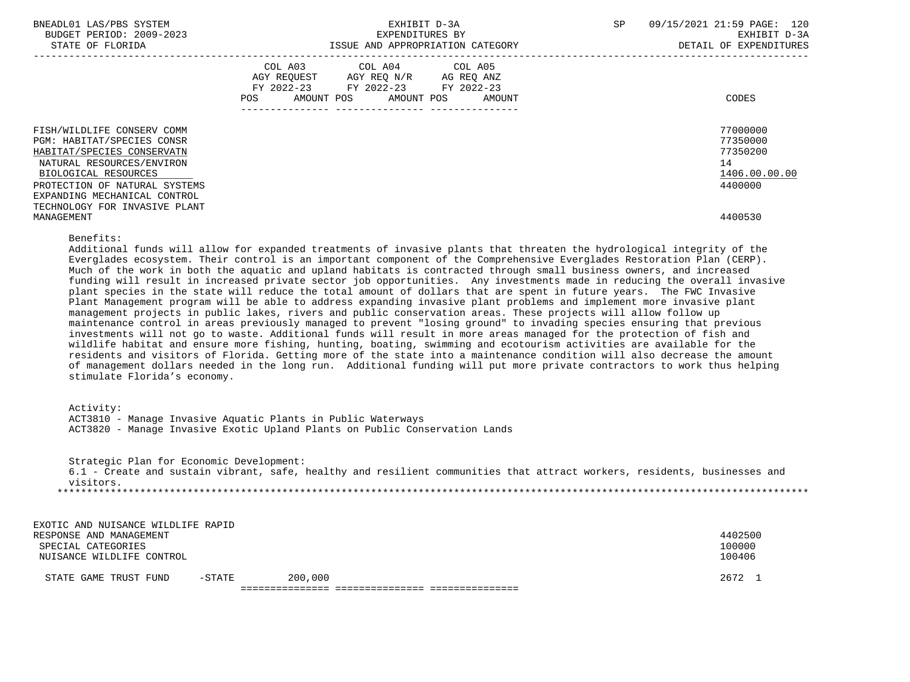| | COL A03 AGY REQUEST FY 2022-23 POS AMOUNT | COL A04 AGY REQ N/R FY 2022-23 POS AMOUNT | COL A05 AG REQ ANZ FY 2022-23 POS AMOUNT | CODES |
|---|---|---|---|---|
| FISH/WILDLIFE CONSERV COMM | | | | 77000000 |
| PGM: HABITAT/SPECIES CONSR | | | | 77350000 |
| HABITAT/SPECIES CONSERVATN | | | | 77350200 |
| NATURAL RESOURCES/ENVIRON | | | | 14 |
| BIOLOGICAL RESOURCES | | | | 1406.00.00.00 |
| PROTECTION OF NATURAL SYSTEMS | | | | 4400000 |
| EXPANDING MECHANICAL CONTROL TECHNOLOGY FOR INVASIVE PLANT MANAGEMENT | | | | 4400530 |

Benefits:
Additional funds will allow for expanded treatments of invasive plants that threaten the hydrological integrity of the Everglades ecosystem. Their control is an important component of the Comprehensive Everglades Restoration Plan (CERP). Much of the work in both the aquatic and upland habitats is contracted through small business owners, and increased funding will result in increased private sector job opportunities. Any investments made in reducing the overall invasive plant species in the state will reduce the total amount of dollars that are spent in future years. The FWC Invasive Plant Management program will be able to address expanding invasive plant problems and implement more invasive plant management projects in public lakes, rivers and public conservation areas. These projects will allow follow up maintenance control in areas previously managed to prevent "losing ground" to invading species ensuring that previous investments will not go to waste. Additional funds will result in more areas managed for the protection of fish and wildlife habitat and ensure more fishing, hunting, boating, swimming and ecotourism activities are available for the residents and visitors of Florida. Getting more of the state into a maintenance condition will also decrease the amount of management dollars needed in the long run. Additional funding will put more private contractors to work thus helping stimulate Florida's economy.

Activity:
ACT3810 - Manage Invasive Aquatic Plants in Public Waterways
ACT3820 - Manage Invasive Exotic Upland Plants on Public Conservation Lands

Strategic Plan for Economic Development:
6.1 - Create and sustain vibrant, safe, healthy and resilient communities that attract workers, residents, businesses and visitors.

*******************************************************************************************************************************

| | COL A03 | COL A04 | COL A05 | CODES |
|---|---|---|---|---|
| EXOTIC AND NUISANCE WILDLIFE RAPID RESPONSE AND MANAGEMENT | | | | 4402500 |
| SPECIAL CATEGORIES | | | | 100000 |
| NUISANCE WILDLIFE CONTROL | | | | 100406 |
| STATE GAME TRUST FUND -STATE | 200,000 | | | 2672 1 |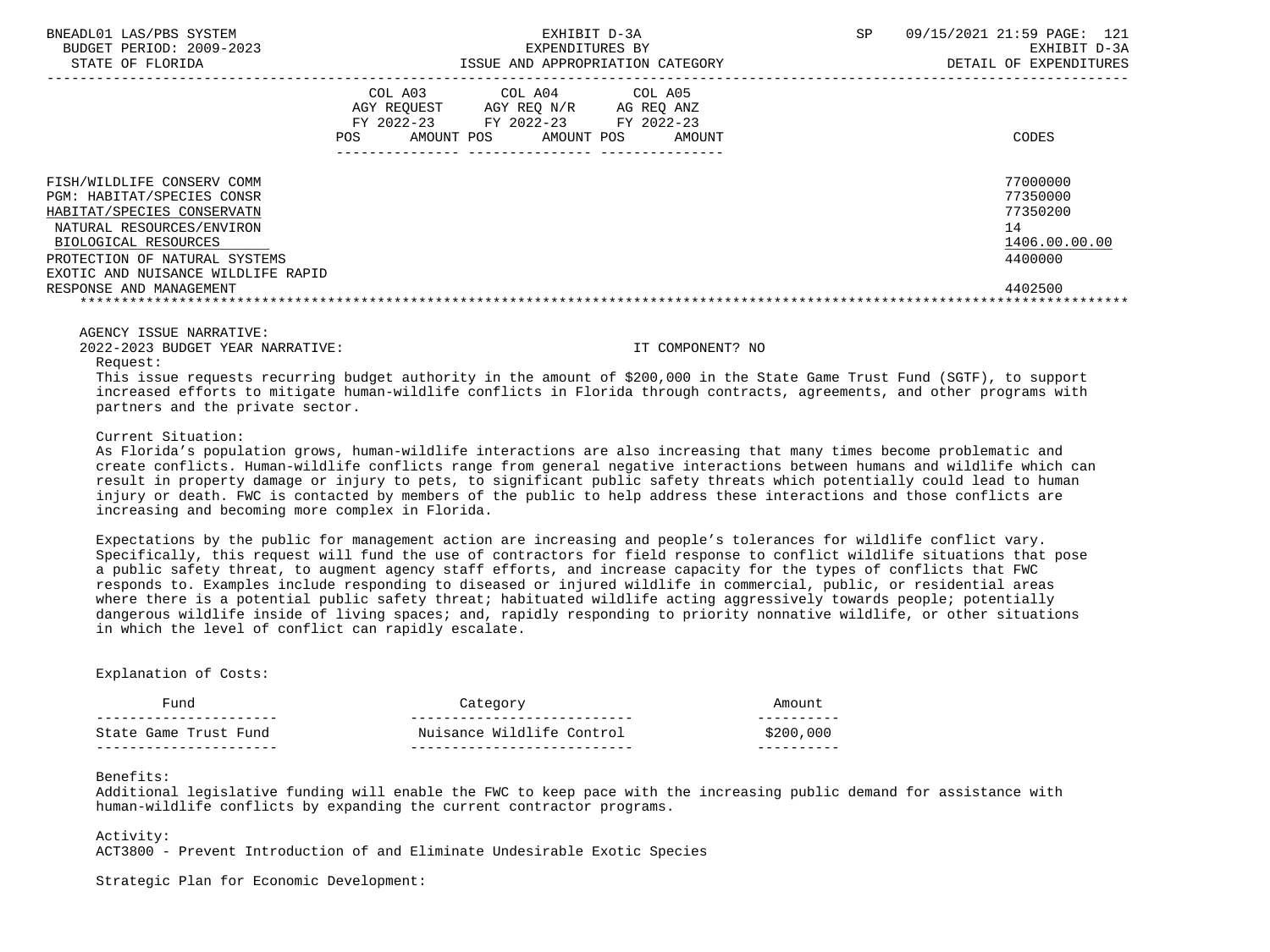| | COL A03 AGY REQUEST FY 2022-23 POS AMOUNT | COL A04 AGY REQ N/R FY 2022-23 POS AMOUNT | COL A05 AG REQ ANZ FY 2022-23 POS AMOUNT | CODES |
|---|---|---|---|---|
| FISH/WILDLIFE CONSERV COMM | | | | 77000000 |
| PGM: HABITAT/SPECIES CONSR | | | | 77350000 |
| HABITAT/SPECIES CONSERVATN | | | | 77350200 |
| NATURAL RESOURCES/ENVIRON | | | | 14 |
| BIOLOGICAL RESOURCES | | | | 1406.00.00.00 |
| PROTECTION OF NATURAL SYSTEMS | | | | 4400000 |
| EXOTIC AND NUISANCE WILDLIFE RAPID RESPONSE AND MANAGEMENT | | | | 4402500 |

AGENCY ISSUE NARRATIVE:

2022-2023 BUDGET YEAR NARRATIVE: IT COMPONENT? NO

Request:

This issue requests recurring budget authority in the amount of $200,000 in the State Game Trust Fund (SGTF), to support increased efforts to mitigate human-wildlife conflicts in Florida through contracts, agreements, and other programs with partners and the private sector.

Current Situation:

As Florida's population grows, human-wildlife interactions are also increasing that many times become problematic and create conflicts. Human-wildlife conflicts range from general negative interactions between humans and wildlife which can result in property damage or injury to pets, to significant public safety threats which potentially could lead to human injury or death. FWC is contacted by members of the public to help address these interactions and those conflicts are increasing and becoming more complex in Florida.

Expectations by the public for management action are increasing and people's tolerances for wildlife conflict vary. Specifically, this request will fund the use of contractors for field response to conflict wildlife situations that pose a public safety threat, to augment agency staff efforts, and increase capacity for the types of conflicts that FWC responds to. Examples include responding to diseased or injured wildlife in commercial, public, or residential areas where there is a potential public safety threat; habituated wildlife acting aggressively towards people; potentially dangerous wildlife inside of living spaces; and, rapidly responding to priority nonnative wildlife, or other situations in which the level of conflict can rapidly escalate.

Explanation of Costs:

| Fund | Category | Amount |
|---|---|---|
| State Game Trust Fund | Nuisance Wildlife Control | $200,000 |

Benefits:

Additional legislative funding will enable the FWC to keep pace with the increasing public demand for assistance with human-wildlife conflicts by expanding the current contractor programs.

Activity:

ACT3800 - Prevent Introduction of and Eliminate Undesirable Exotic Species

Strategic Plan for Economic Development: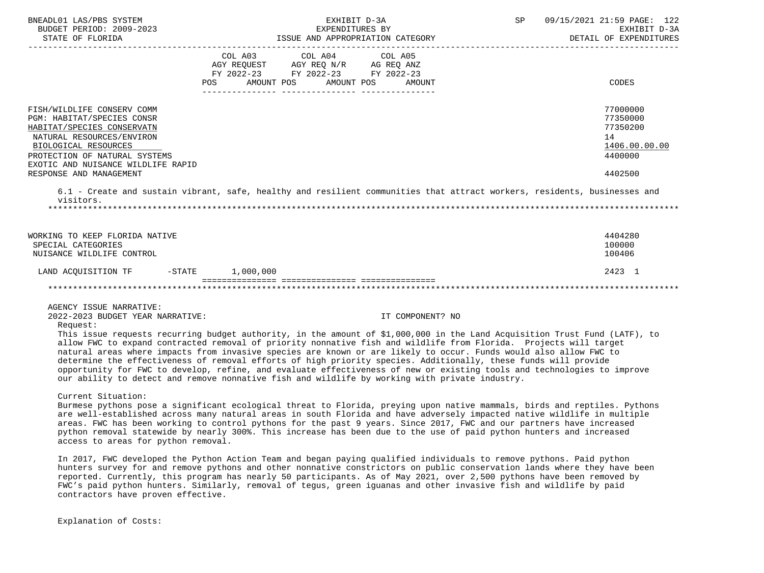| | COL A03 AGY REQUEST FY 2022-23 POS AMOUNT | COL A04 AGY REQ N/R FY 2022-23 POS AMOUNT | COL A05 AG REQ ANZ FY 2022-23 POS AMOUNT | CODES |
|---|---|---|---|---|
| FISH/WILDLIFE CONSERV COMM | | | | 77000000 |
| PGM: HABITAT/SPECIES CONSR | | | | 77350000 |
| HABITAT/SPECIES CONSERVATN | | | | 77350200 |
| NATURAL RESOURCES/ENVIRON | | | | 14 |
| BIOLOGICAL RESOURCES | | | | 1406.00.00.00 |
| PROTECTION OF NATURAL SYSTEMS | | | | 4400000 |
| EXOTIC AND NUISANCE WILDLIFE RAPID RESPONSE AND MANAGEMENT | | | | 4402500 |

6.1 - Create and sustain vibrant, safe, healthy and resilient communities that attract workers, residents, businesses and visitors.

| | COL A03 | COL A04 | COL A05 | CODES |
|---|---|---|---|---|
| WORKING TO KEEP FLORIDA NATIVE | | | | 4404280 |
| SPECIAL CATEGORIES | | | | 100000 |
| NUISANCE WILDLIFE CONTROL | | | | 100406 |
| LAND ACQUISITION TF -STATE | 1,000,000 | | | 2423 1 |

AGENCY ISSUE NARRATIVE:

2022-2023 BUDGET YEAR NARRATIVE: IT COMPONENT? NO

Request:

This issue requests recurring budget authority, in the amount of $1,000,000 in the Land Acquisition Trust Fund (LATF), to allow FWC to expand contracted removal of priority nonnative fish and wildlife from Florida. Projects will target natural areas where impacts from invasive species are known or are likely to occur. Funds would also allow FWC to determine the effectiveness of removal efforts of high priority species. Additionally, these funds will provide opportunity for FWC to develop, refine, and evaluate effectiveness of new or existing tools and technologies to improve our ability to detect and remove nonnative fish and wildlife by working with private industry.

Current Situation:

Burmese pythons pose a significant ecological threat to Florida, preying upon native mammals, birds and reptiles. Pythons are well-established across many natural areas in south Florida and have adversely impacted native wildlife in multiple areas. FWC has been working to control pythons for the past 9 years. Since 2017, FWC and our partners have increased python removal statewide by nearly 300%. This increase has been due to the use of paid python hunters and increased access to areas for python removal.

In 2017, FWC developed the Python Action Team and began paying qualified individuals to remove pythons. Paid python hunters survey for and remove pythons and other nonnative constrictors on public conservation lands where they have been reported. Currently, this program has nearly 50 participants. As of May 2021, over 2,500 pythons have been removed by FWC's paid python hunters. Similarly, removal of tegus, green iguanas and other invasive fish and wildlife by paid contractors have proven effective.

Explanation of Costs: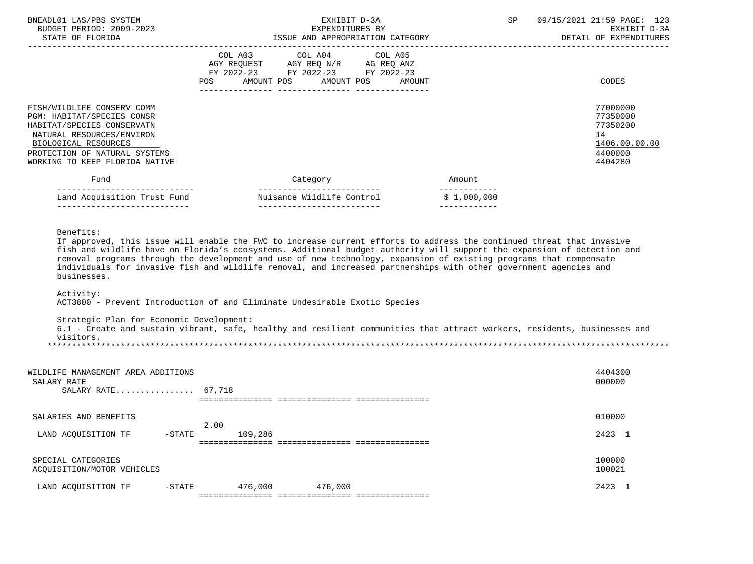| | COL A03 AGY REQUEST FY 2022-23 POS AMOUNT | COL A04 AGY REQ N/R FY 2022-23 POS AMOUNT | COL A05 AG REQ ANZ FY 2022-23 POS AMOUNT | CODES |
|---|---|---|---|---|
| FISH/WILDLIFE CONSERV COMM | | | | 77000000 |
| PGM: HABITAT/SPECIES CONSR | | | | 77350000 |
| HABITAT/SPECIES CONSERVATN | | | | 77350200 |
| NATURAL RESOURCES/ENVIRON | | | | 14 |
| BIOLOGICAL RESOURCES | | | | 1406.00.00.00 |
| PROTECTION OF NATURAL SYSTEMS | | | | 4400000 |
| WORKING TO KEEP FLORIDA NATIVE | | | | 4404280 |

| Fund | Category | Amount |
|---|---|---|
| Land Acquisition Trust Fund | Nuisance Wildlife Control | $ 1,000,000 |

Benefits:
If approved, this issue will enable the FWC to increase current efforts to address the continued threat that invasive fish and wildlife have on Florida's ecosystems. Additional budget authority will support the expansion of detection and removal programs through the development and use of new technology, expansion of existing programs that compensate individuals for invasive fish and wildlife removal, and increased partnerships with other government agencies and businesses.

Activity:
ACT3800 - Prevent Introduction of and Eliminate Undesirable Exotic Species

Strategic Plan for Economic Development:
6.1 - Create and sustain vibrant, safe, healthy and resilient communities that attract workers, residents, businesses and visitors.

*******************************************************************************************************************

| | COL A03 POS | COL A03 AMOUNT | COL A04 POS | COL A04 AMOUNT | COL A05 POS | COL A05 AMOUNT | CODES |
|---|---|---|---|---|---|---|---|
| WILDLIFE MANAGEMENT AREA ADDITIONS | | | | | | | 4404300 |
| SALARY RATE | | | | | | | 000000 |
| SALARY RATE................ | | 67,718 | | | | | |
| SALARIES AND BENEFITS | | | | | | | 010000 |
| LAND ACQUISITION TF -STATE | 2.00 | 109,286 | | | | | 2423 1 |
| SPECIAL CATEGORIES | | | | | | | 100000 |
| ACQUISITION/MOTOR VEHICLES | | | | | | | 100021 |
| LAND ACQUISITION TF -STATE | | 476,000 | | 476,000 | | | 2423 1 |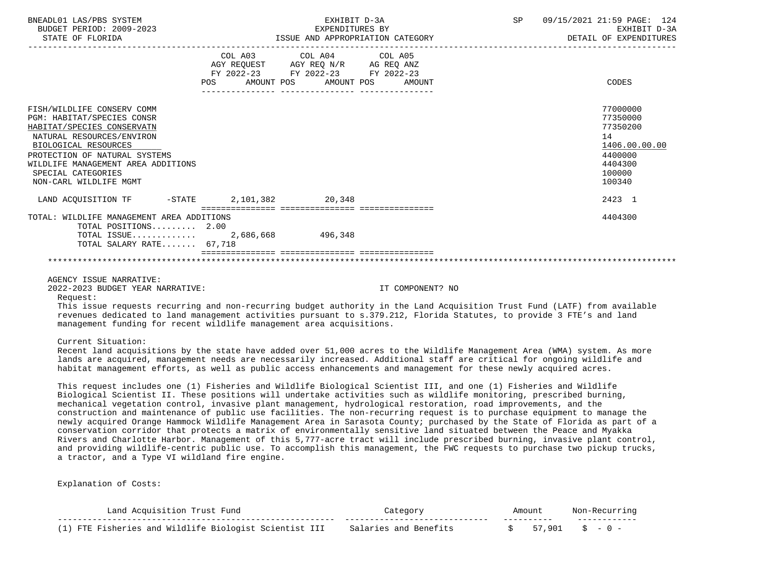| | COL A03 AGY REQUEST FY 2022-23 POS AMOUNT | COL A04 AGY REQ N/R FY 2022-23 POS AMOUNT | COL A05 AG REQ ANZ FY 2022-23 POS AMOUNT | CODES |
|---|---|---|---|---|
| FISH/WILDLIFE CONSERV COMM | | | | 77000000 |
| PGM: HABITAT/SPECIES CONSR | | | | 77350000 |
| HABITAT/SPECIES CONSERVATN | | | | 77350200 |
| NATURAL RESOURCES/ENVIRON | | | | 14 |
| BIOLOGICAL RESOURCES | | | | 1406.00.00.00 |
| PROTECTION OF NATURAL SYSTEMS | | | | 4400000 |
| WILDLIFE MANAGEMENT AREA ADDITIONS | | | | 4404300 |
| SPECIAL CATEGORIES | | | | 100000 |
| NON-CARL WILDLIFE MGMT | | | | 100340 |
| LAND ACQUISITION TF -STATE | 2,101,382 | 20,348 | | 2423 1 |
| TOTAL: WILDLIFE MANAGEMENT AREA ADDITIONS | | | | 4404300 |
| TOTAL POSITIONS......... | 2.00 | | | |
| TOTAL ISSUE............ | 2,686,668 | 496,348 | | |
| TOTAL SALARY RATE....... | 67,718 | | | |

AGENCY ISSUE NARRATIVE:

2022-2023 BUDGET YEAR NARRATIVE: IT COMPONENT? NO

Request:

This issue requests recurring and non-recurring budget authority in the Land Acquisition Trust Fund (LATF) from available revenues dedicated to land management activities pursuant to s.379.212, Florida Statutes, to provide 3 FTE's and land management funding for recent wildlife management area acquisitions.

Current Situation:

Recent land acquisitions by the state have added over 51,000 acres to the Wildlife Management Area (WMA) system. As more lands are acquired, management needs are necessarily increased. Additional staff are critical for ongoing wildlife and habitat management efforts, as well as public access enhancements and management for these newly acquired acres.

This request includes one (1) Fisheries and Wildlife Biological Scientist III, and one (1) Fisheries and Wildlife Biological Scientist II. These positions will undertake activities such as wildlife monitoring, prescribed burning, mechanical vegetation control, invasive plant management, hydrological restoration, road improvements, and the construction and maintenance of public use facilities. The non-recurring request is to purchase equipment to manage the newly acquired Orange Hammock Wildlife Management Area in Sarasota County; purchased by the State of Florida as part of a conservation corridor that protects a matrix of environmentally sensitive land situated between the Peace and Myakka Rivers and Charlotte Harbor. Management of this 5,777-acre tract will include prescribed burning, invasive plant control, and providing wildlife-centric public use. To accomplish this management, the FWC requests to purchase two pickup trucks, a tractor, and a Type VI wildland fire engine.

Explanation of Costs:

| Land Acquisition Trust Fund | Category | Amount | Non-Recurring |
|---|---|---|---|
| (1) FTE Fisheries and Wildlife Biologist Scientist III | Salaries and Benefits | $ 57,901 | $ - 0 - |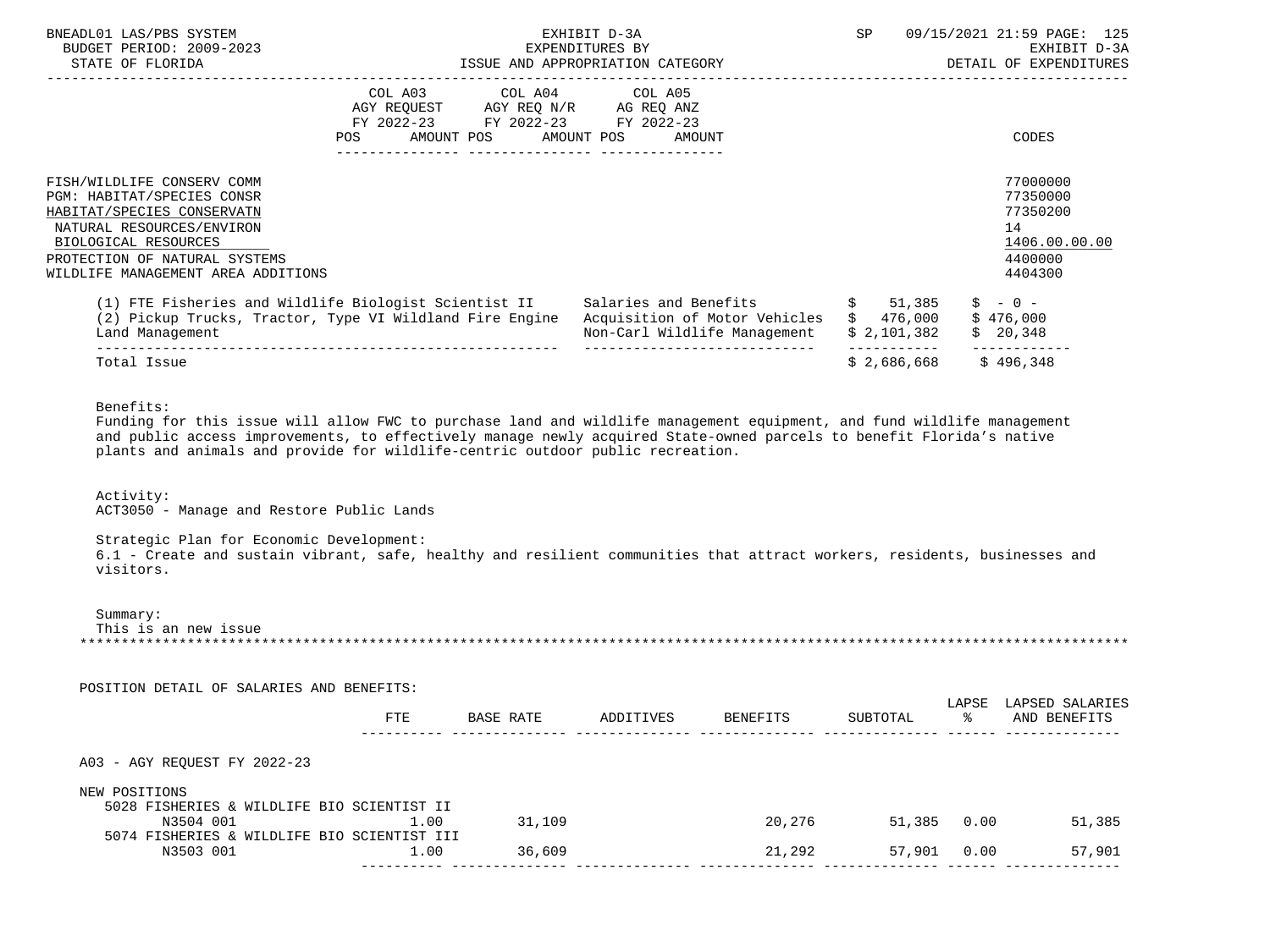BNEADL01 LAS/PBS SYSTEM — EXHIBIT D-3A — EXPENDITURES BY ISSUE AND APPROPRIATION CATEGORY — DETAIL OF EXPENDITURES
BUDGET PERIOD: 2009-2023
STATE OF FLORIDA

| | COL A03 AGY REQUEST FY 2022-23 POS AMOUNT | COL A04 AGY REQ N/R FY 2022-23 POS AMOUNT | COL A05 AG REQ ANZ FY 2022-23 POS AMOUNT | CODES |
|---|---|---|---|---|
| FISH/WILDLIFE CONSERV COMM | | | | 77000000 |
| PGM: HABITAT/SPECIES CONSR | | | | 77350000 |
| HABITAT/SPECIES CONSERVATN | | | | 77350200 |
| NATURAL RESOURCES/ENVIRON | | | | 14 |
| BIOLOGICAL RESOURCES | | | | 1406.00.00.00 |
| PROTECTION OF NATURAL SYSTEMS | | | | 4400000 |
| WILDLIFE MANAGEMENT AREA ADDITIONS | | | | 4404300 |

| | | | |
|---|---|---|---|
| (1) FTE Fisheries and Wildlife Biologist Scientist II | Salaries and Benefits | $ 51,385 | $ - 0 - |
| (2) Pickup Trucks, Tractor, Type VI Wildland Fire Engine | Acquisition of Motor Vehicles | $ 476,000 | $ 476,000 |
| Land Management | Non-Carl Wildlife Management | $ 2,101,382 | $ 20,348 |
| Total Issue | | $ 2,686,668 | $ 496,348 |

Benefits:
Funding for this issue will allow FWC to purchase land and wildlife management equipment, and fund wildlife management and public access improvements, to effectively manage newly acquired State-owned parcels to benefit Florida's native plants and animals and provide for wildlife-centric outdoor public recreation.

Activity:
ACT3050 - Manage and Restore Public Lands

Strategic Plan for Economic Development:
6.1 - Create and sustain vibrant, safe, healthy and resilient communities that attract workers, residents, businesses and visitors.

Summary:
This is an new issue

POSITION DETAIL OF SALARIES AND BENEFITS:

| | FTE | BASE RATE | ADDITIVES | BENEFITS | SUBTOTAL | LAPSE % | LAPSED SALARIES AND BENEFITS |
|---|---|---|---|---|---|---|---|
| A03 - AGY REQUEST FY 2022-23 | | | | | | | |
| NEW POSITIONS | | | | | | | |
| 5028 FISHERIES & WILDLIFE BIO SCIENTIST II | | | | | | | |
| N3504 001 | 1.00 | 31,109 | | 20,276 | 51,385 | 0.00 | 51,385 |
| 5074 FISHERIES & WILDLIFE BIO SCIENTIST III | | | | | | | |
| N3503 001 | 1.00 | 36,609 | | 21,292 | 57,901 | 0.00 | 57,901 |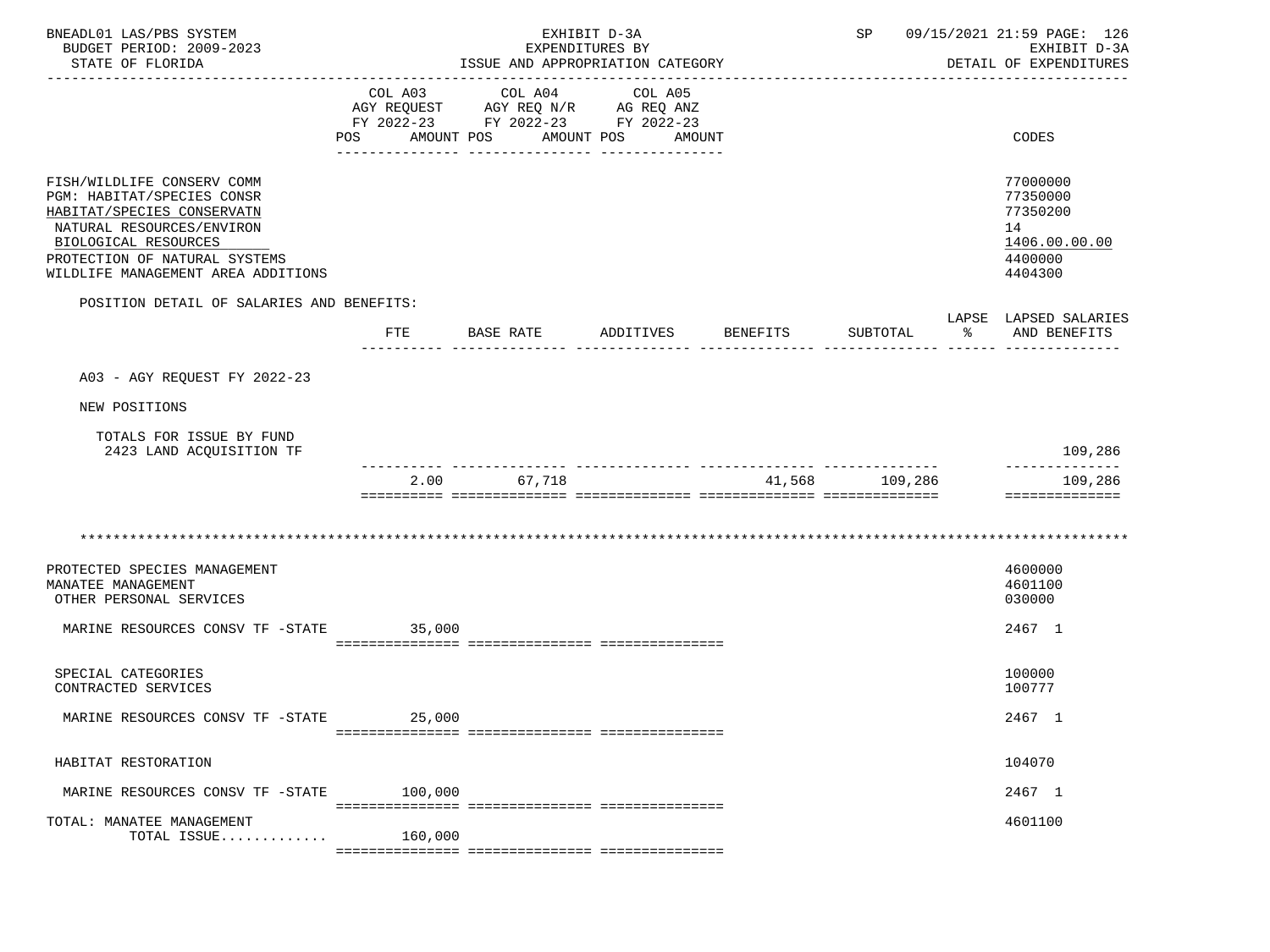BNEADL01 LAS/PBS SYSTEM — EXHIBIT D-3A — SP 09/15/2021 21:59 PAGE: 126
BUDGET PERIOD: 2009-2023 — EXPENDITURES BY — EXHIBIT D-3A
STATE OF FLORIDA — ISSUE AND APPROPRIATION CATEGORY — DETAIL OF EXPENDITURES

| | COL A03 AGY REQUEST FY 2022-23 POS AMOUNT | COL A04 AGY REQ N/R FY 2022-23 POS AMOUNT | COL A05 AG REQ ANZ FY 2022-23 POS AMOUNT | CODES |
|---|---|---|---|---|
| FISH/WILDLIFE CONSERV COMM | | | | 77000000 |
| PGM: HABITAT/SPECIES CONSR | | | | 77350000 |
| HABITAT/SPECIES CONSERVATN | | | | 77350200 |
| NATURAL RESOURCES/ENVIRON | | | | 14 |
| BIOLOGICAL RESOURCES | | | | 1406.00.00.00 |
| PROTECTION OF NATURAL SYSTEMS | | | | 4400000 |
| WILDLIFE MANAGEMENT AREA ADDITIONS | | | | 4404300 |

POSITION DETAIL OF SALARIES AND BENEFITS:

| | FTE | BASE RATE | ADDITIVES | BENEFITS | SUBTOTAL | LAPSE % | LAPSED SALARIES AND BENEFITS |
|---|---|---|---|---|---|---|---|
| A03 - AGY REQUEST FY 2022-23 | | | | | | | |
| NEW POSITIONS | | | | | | | |
| TOTALS FOR ISSUE BY FUND | | | | | | | |
| 2423 LAND ACQUISITION TF | | | | | | | 109,286 |
| | 2.00 | 67,718 | | 41,568 | 109,286 | | 109,286 |

*******************************************************************************************************************

| | COL A03 | COL A04 | COL A05 | CODES |
|---|---|---|---|---|
| PROTECTED SPECIES MANAGEMENT | | | | 4600000 |
| MANATEE MANAGEMENT | | | | 4601100 |
| OTHER PERSONAL SERVICES | | | | 030000 |
| MARINE RESOURCES CONSV TF -STATE | 35,000 | | | 2467 1 |
| SPECIAL CATEGORIES | | | | 100000 |
| CONTRACTED SERVICES | | | | 100777 |
| MARINE RESOURCES CONSV TF -STATE | 25,000 | | | 2467 1 |
| HABITAT RESTORATION | | | | 104070 |
| MARINE RESOURCES CONSV TF -STATE | 100,000 | | | 2467 1 |
| TOTAL: MANATEE MANAGEMENT | | | | 4601100 |
| TOTAL ISSUE............. | 160,000 | | | |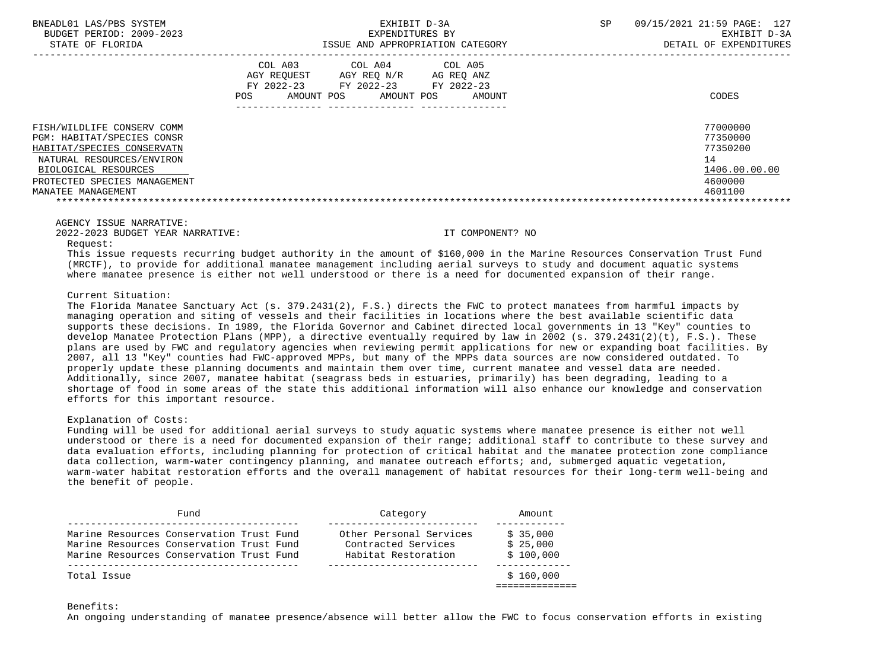| | COL A03 AGY REQUEST FY 2022-23 POS AMOUNT | COL A04 AGY REQ N/R FY 2022-23 POS AMOUNT | COL A05 AG REQ ANZ FY 2022-23 POS AMOUNT | CODES |
|---|---|---|---|---|
| FISH/WILDLIFE CONSERV COMM | | | | 77000000 |
| PGM: HABITAT/SPECIES CONSR | | | | 77350000 |
| HABITAT/SPECIES CONSERVATN | | | | 77350200 |
| NATURAL RESOURCES/ENVIRON | | | | 14 |
| BIOLOGICAL RESOURCES | | | | 1406.00.00.00 |
| PROTECTED SPECIES MANAGEMENT | | | | 4600000 |
| MANATEE MANAGEMENT | | | | 4601100 |

AGENCY ISSUE NARRATIVE:

2022-2023 BUDGET YEAR NARRATIVE: IT COMPONENT? NO

Request:

This issue requests recurring budget authority in the amount of $160,000 in the Marine Resources Conservation Trust Fund (MRCTF), to provide for additional manatee management including aerial surveys to study and document aquatic systems where manatee presence is either not well understood or there is a need for documented expansion of their range.

Current Situation:

The Florida Manatee Sanctuary Act (s. 379.2431(2), F.S.) directs the FWC to protect manatees from harmful impacts by managing operation and siting of vessels and their facilities in locations where the best available scientific data supports these decisions. In 1989, the Florida Governor and Cabinet directed local governments in 13 "Key" counties to develop Manatee Protection Plans (MPP), a directive eventually required by law in 2002 (s. 379.2431(2)(t), F.S.). These plans are used by FWC and regulatory agencies when reviewing permit applications for new or expanding boat facilities. By 2007, all 13 "Key" counties had FWC-approved MPPs, but many of the MPPs data sources are now considered outdated. To properly update these planning documents and maintain them over time, current manatee and vessel data are needed. Additionally, since 2007, manatee habitat (seagrass beds in estuaries, primarily) has been degrading, leading to a shortage of food in some areas of the state this additional information will also enhance our knowledge and conservation efforts for this important resource.

Explanation of Costs:

Funding will be used for additional aerial surveys to study aquatic systems where manatee presence is either not well understood or there is a need for documented expansion of their range; additional staff to contribute to these survey and data evaluation efforts, including planning for protection of critical habitat and the manatee protection zone compliance data collection, warm-water contingency planning, and manatee outreach efforts; and, submerged aquatic vegetation, warm-water habitat restoration efforts and the overall management of habitat resources for their long-term well-being and the benefit of people.

| Fund | Category | Amount |
|---|---|---|
| Marine Resources Conservation Trust Fund | Other Personal Services | $ 35,000 |
| Marine Resources Conservation Trust Fund | Contracted Services | $ 25,000 |
| Marine Resources Conservation Trust Fund | Habitat Restoration | $ 100,000 |
| Total Issue | | $ 160,000 |

Benefits:

An ongoing understanding of manatee presence/absence will better allow the FWC to focus conservation efforts in existing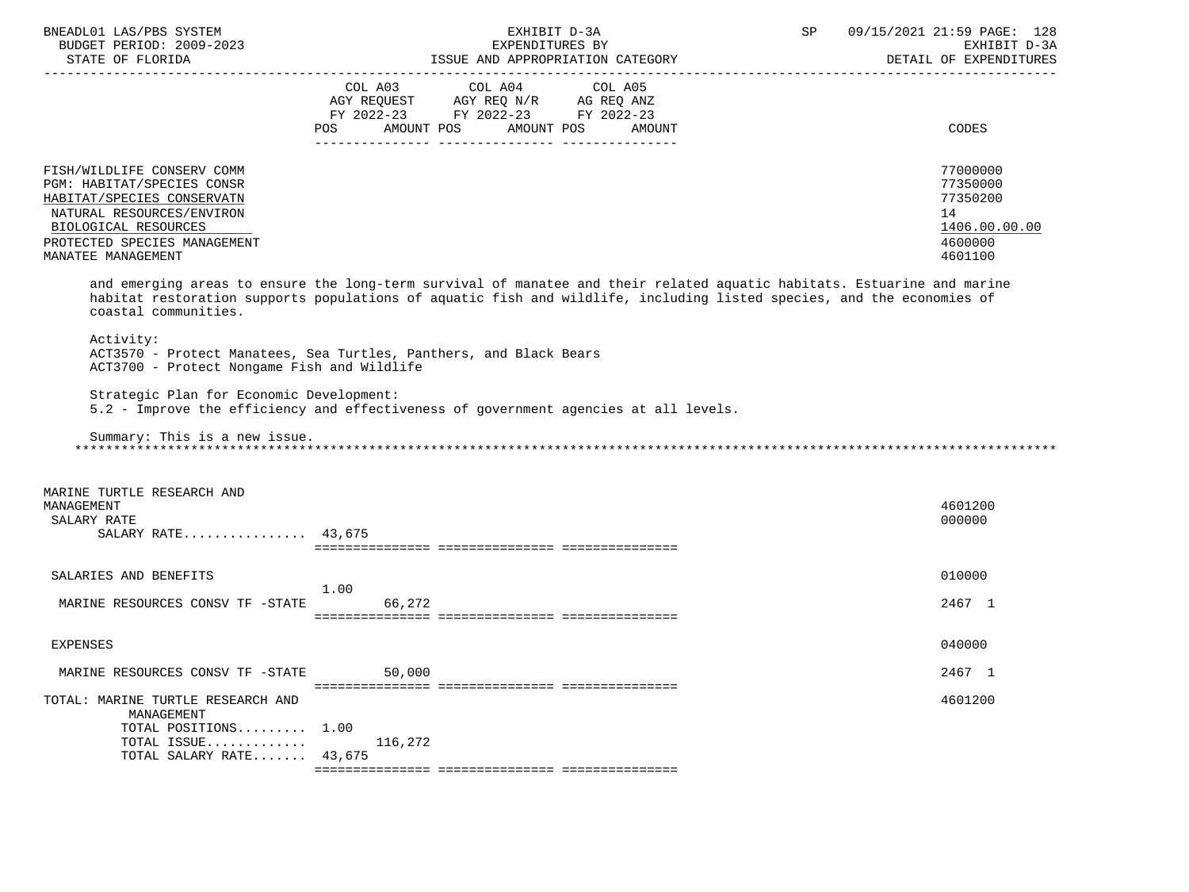| | COL A03 AGY REQUEST FY 2022-23 POS | AMOUNT | COL A04 AGY REQ N/R FY 2022-23 POS | AMOUNT | COL A05 AG REQ ANZ FY 2022-23 POS | AMOUNT | CODES |
|---|---|---|---|---|---|---|---|
| FISH/WILDLIFE CONSERV COMM | | | | | | | 77000000 |
| PGM: HABITAT/SPECIES CONSR | | | | | | | 77350000 |
| HABITAT/SPECIES CONSERVATN | | | | | | | 77350200 |
| NATURAL RESOURCES/ENVIRON | | | | | | | 14 |
| BIOLOGICAL RESOURCES | | | | | | | 1406.00.00.00 |
| PROTECTED SPECIES MANAGEMENT | | | | | | | 4600000 |
| MANATEE MANAGEMENT | | | | | | | 4601100 |

and emerging areas to ensure the long-term survival of manatee and their related aquatic habitats. Estuarine and marine habitat restoration supports populations of aquatic fish and wildlife, including listed species, and the economies of coastal communities.

Activity:
ACT3570 - Protect Manatees, Sea Turtles, Panthers, and Black Bears
ACT3700 - Protect Nongame Fish and Wildlife

Strategic Plan for Economic Development:
5.2 - Improve the efficiency and effectiveness of government agencies at all levels.

Summary: This is a new issue.

*******************************************************************************************************************

| | COL A03 POS | AMOUNT | COL A04 POS | AMOUNT | COL A05 POS | AMOUNT | CODES |
|---|---|---|---|---|---|---|---|
| MARINE TURTLE RESEARCH AND MANAGEMENT | | | | | | | 4601200 |
| SALARY RATE | | | | | | | 000000 |
| SALARY RATE................ | 43,675 | | | | | | |
| SALARIES AND BENEFITS | | | | | | | 010000 |
| MARINE RESOURCES CONSV TF -STATE | 1.00 | 66,272 | | | | | 2467 1 |
| EXPENSES | | | | | | | 040000 |
| MARINE RESOURCES CONSV TF -STATE | | 50,000 | | | | | 2467 1 |
| TOTAL: MARINE TURTLE RESEARCH AND MANAGEMENT | | | | | | | 4601200 |
| TOTAL POSITIONS......... | 1.00 | | | | | | |
| TOTAL ISSUE............. | | 116,272 | | | | | |
| TOTAL SALARY RATE....... | 43,675 | | | | | | |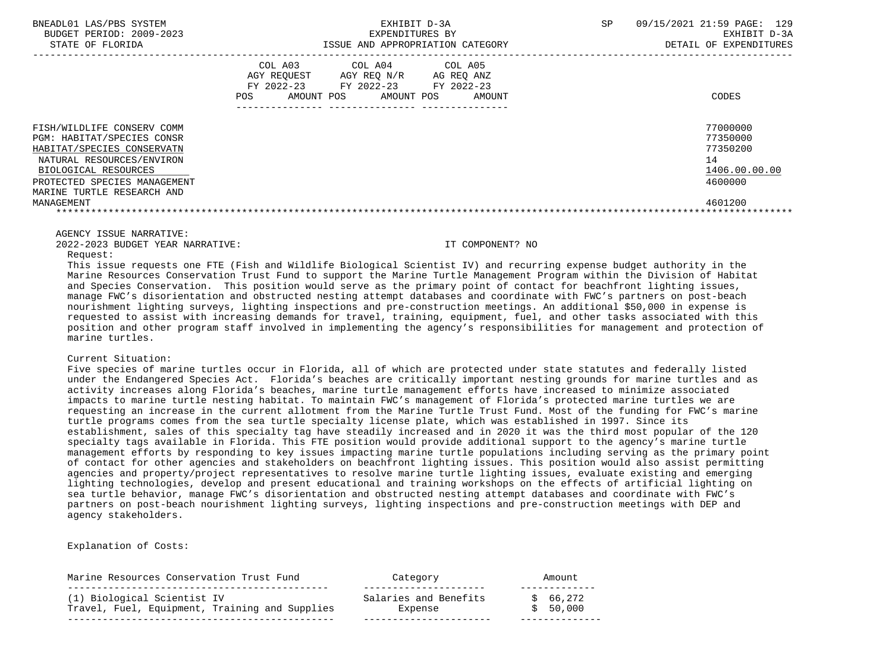| | COL A03 AGY REQUEST FY 2022-23 POS AMOUNT | COL A04 AGY REQ N/R FY 2022-23 POS AMOUNT | COL A05 AG REQ ANZ FY 2022-23 POS AMOUNT | CODES |
|---|---|---|---|---|
| FISH/WILDLIFE CONSERV COMM | | | | 77000000 |
| PGM: HABITAT/SPECIES CONSR | | | | 77350000 |
| HABITAT/SPECIES CONSERVATN | | | | 77350200 |
| NATURAL RESOURCES/ENVIRON | | | | 14 |
| BIOLOGICAL RESOURCES | | | | 1406.00.00.00 |
| PROTECTED SPECIES MANAGEMENT | | | | 4600000 |
| MARINE TURTLE RESEARCH AND MANAGEMENT | | | | 4601200 |

AGENCY ISSUE NARRATIVE:

2022-2023 BUDGET YEAR NARRATIVE: IT COMPONENT? NO

Request:

This issue requests one FTE (Fish and Wildlife Biological Scientist IV) and recurring expense budget authority in the Marine Resources Conservation Trust Fund to support the Marine Turtle Management Program within the Division of Habitat and Species Conservation. This position would serve as the primary point of contact for beachfront lighting issues, manage FWC's disorientation and obstructed nesting attempt databases and coordinate with FWC's partners on post-beach nourishment lighting surveys, lighting inspections and pre-construction meetings. An additional $50,000 in expense is requested to assist with increasing demands for travel, training, equipment, fuel, and other tasks associated with this position and other program staff involved in implementing the agency's responsibilities for management and protection of marine turtles.

Current Situation:

Five species of marine turtles occur in Florida, all of which are protected under state statutes and federally listed under the Endangered Species Act. Florida's beaches are critically important nesting grounds for marine turtles and as activity increases along Florida's beaches, marine turtle management efforts have increased to minimize associated impacts to marine turtle nesting habitat. To maintain FWC's management of Florida's protected marine turtles we are requesting an increase in the current allotment from the Marine Turtle Trust Fund. Most of the funding for FWC's marine turtle programs comes from the sea turtle specialty license plate, which was established in 1997. Since its establishment, sales of this specialty tag have steadily increased and in 2020 it was the third most popular of the 120 specialty tags available in Florida. This FTE position would provide additional support to the agency's marine turtle management efforts by responding to key issues impacting marine turtle populations including serving as the primary point of contact for other agencies and stakeholders on beachfront lighting issues. This position would also assist permitting agencies and property/project representatives to resolve marine turtle lighting issues, evaluate existing and emerging lighting technologies, develop and present educational and training workshops on the effects of artificial lighting on sea turtle behavior, manage FWC's disorientation and obstructed nesting attempt databases and coordinate with FWC's partners on post-beach nourishment lighting surveys, lighting inspections and pre-construction meetings with DEP and agency stakeholders.

Explanation of Costs:

| Marine Resources Conservation Trust Fund | Category | Amount |
|---|---|---|
| (1) Biological Scientist IV | Salaries and Benefits | $ 66,272 |
| Travel, Fuel, Equipment, Training and Supplies | Expense | $ 50,000 |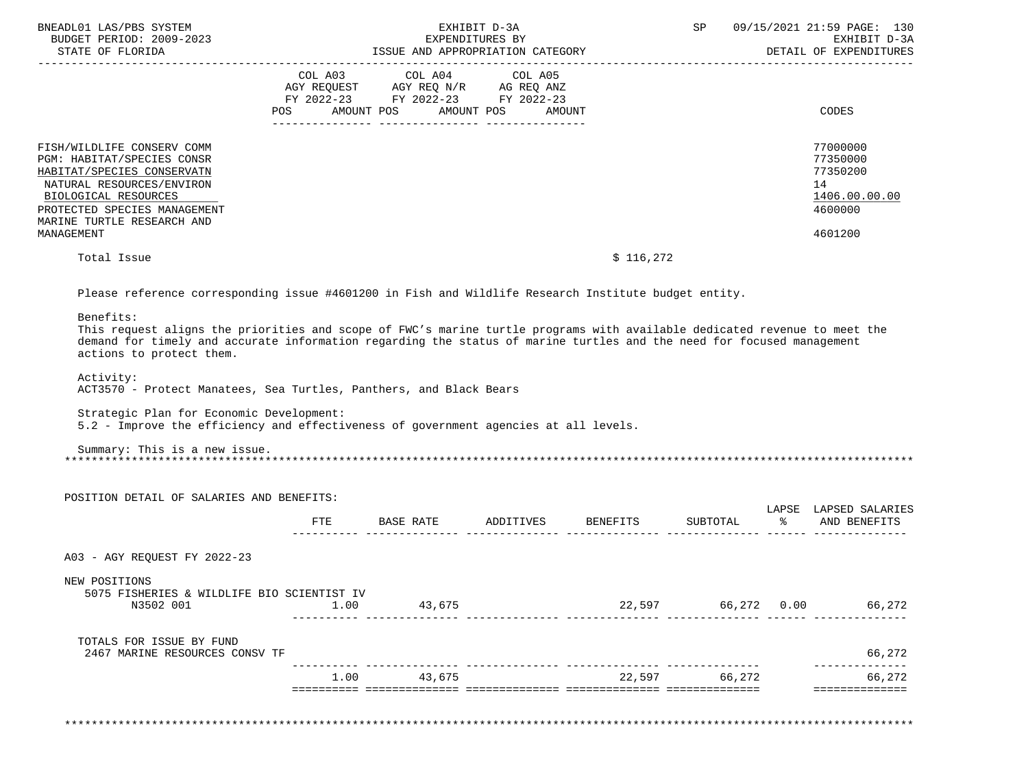| | COL A03 AGY REQUEST FY 2022-23 POS AMOUNT | COL A04 AGY REQ N/R FY 2022-23 POS AMOUNT | COL A05 AG REQ ANZ FY 2022-23 POS AMOUNT | CODES |
|---|---|---|---|---|
| FISH/WILDLIFE CONSERV COMM | | | | 77000000 |
| PGM: HABITAT/SPECIES CONSR | | | | 77350000 |
| HABITAT/SPECIES CONSERVATN | | | | 77350200 |
| NATURAL RESOURCES/ENVIRON | | | | 14 |
| BIOLOGICAL RESOURCES | | | | 1406.00.00.00 |
| PROTECTED SPECIES MANAGEMENT | | | | 4600000 |
| MARINE TURTLE RESEARCH AND MANAGEMENT | | | | 4601200 |

Total Issue $ 116,272

Please reference corresponding issue #4601200 in Fish and Wildlife Research Institute budget entity.

Benefits:
This request aligns the priorities and scope of FWC's marine turtle programs with available dedicated revenue to meet the demand for timely and accurate information regarding the status of marine turtles and the need for focused management actions to protect them.

Activity:
ACT3570 - Protect Manatees, Sea Turtles, Panthers, and Black Bears

Strategic Plan for Economic Development:
5.2 - Improve the efficiency and effectiveness of government agencies at all levels.

Summary: This is a new issue.

*******************************************************************************************************************

POSITION DETAIL OF SALARIES AND BENEFITS:

| | FTE | BASE RATE | ADDITIVES | BENEFITS | SUBTOTAL | LAPSE % | LAPSED SALARIES AND BENEFITS |
|---|---|---|---|---|---|---|---|
| A03 - AGY REQUEST FY 2022-23 | | | | | | | |
| NEW POSITIONS | | | | | | | |
| 5075 FISHERIES & WILDLIFE BIO SCIENTIST IV N3502 001 | 1.00 | 43,675 | | 22,597 | 66,272 | 0.00 | 66,272 |
| TOTALS FOR ISSUE BY FUND | | | | | | | |
| 2467 MARINE RESOURCES CONSV TF | | | | | | | 66,272 |
| | 1.00 | 43,675 | | 22,597 | 66,272 | | 66,272 |

*******************************************************************************************************************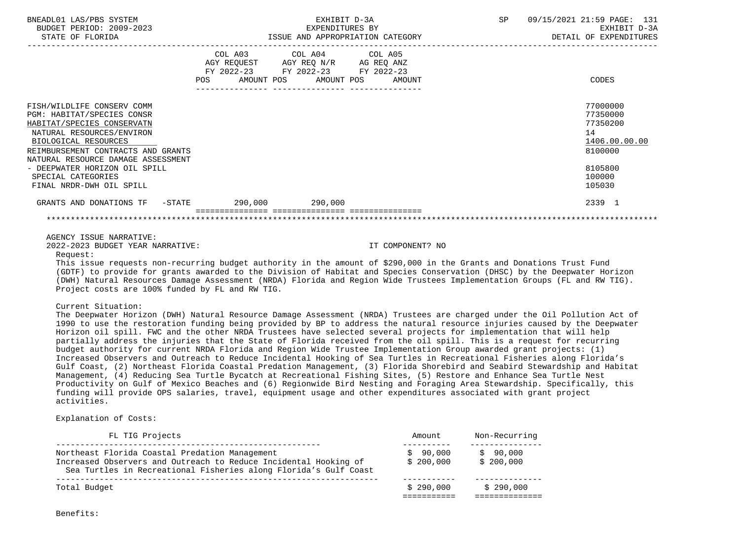| | COL A03 AGY REQUEST FY 2022-23 POS AMOUNT | COL A04 AGY REQ N/R FY 2022-23 POS AMOUNT | COL A05 AG REQ ANZ FY 2022-23 POS AMOUNT | CODES |
|---|---|---|---|---|
| FISH/WILDLIFE CONSERV COMM | | | | 77000000 |
| PGM: HABITAT/SPECIES CONSR | | | | 77350000 |
| HABITAT/SPECIES CONSERVATN | | | | 77350200 |
| NATURAL RESOURCES/ENVIRON | | | | 14 |
| BIOLOGICAL RESOURCES | | | | 1406.00.00.00 |
| REIMBURSEMENT CONTRACTS AND GRANTS | | | | 8100000 |
| NATURAL RESOURCE DAMAGE ASSESSMENT - DEEPWATER HORIZON OIL SPILL | | | | 8105800 |
| SPECIAL CATEGORIES | | | | 100000 |
| FINAL NRDR-DWH OIL SPILL | | | | 105030 |
| GRANTS AND DONATIONS TF -STATE | 290,000 | 290,000 | | 2339 1 |

AGENCY ISSUE NARRATIVE:

2022-2023 BUDGET YEAR NARRATIVE: IT COMPONENT? NO

Request:

This issue requests non-recurring budget authority in the amount of $290,000 in the Grants and Donations Trust Fund (GDTF) to provide for grants awarded to the Division of Habitat and Species Conservation (DHSC) by the Deepwater Horizon (DWH) Natural Resources Damage Assessment (NRDA) Florida and Region Wide Trustees Implementation Groups (FL and RW TIG). Project costs are 100% funded by FL and RW TIG.

Current Situation:

The Deepwater Horizon (DWH) Natural Resource Damage Assessment (NRDA) Trustees are charged under the Oil Pollution Act of 1990 to use the restoration funding being provided by BP to address the natural resource injuries caused by the Deepwater Horizon oil spill. FWC and the other NRDA Trustees have selected several projects for implementation that will help partially address the injuries that the State of Florida received from the oil spill. This is a request for recurring budget authority for current NRDA Florida and Region Wide Trustee Implementation Group awarded grant projects: (1) Increased Observers and Outreach to Reduce Incidental Hooking of Sea Turtles in Recreational Fisheries along Florida's Gulf Coast, (2) Northeast Florida Coastal Predation Management, (3) Florida Shorebird and Seabird Stewardship and Habitat Management, (4) Reducing Sea Turtle Bycatch at Recreational Fishing Sites, (5) Restore and Enhance Sea Turtle Nest Productivity on Gulf of Mexico Beaches and (6) Regionwide Bird Nesting and Foraging Area Stewardship. Specifically, this funding will provide OPS salaries, travel, equipment usage and other expenditures associated with grant project activities.

Explanation of Costs:

| FL TIG Projects | Amount | Non-Recurring |
|---|---|---|
| Northeast Florida Coastal Predation Management | $ 90,000 | $ 90,000 |
| Increased Observers and Outreach to Reduce Incidental Hooking of Sea Turtles in Recreational Fisheries along Florida's Gulf Coast | $ 200,000 | $ 200,000 |
| Total Budget | $ 290,000 | $ 290,000 |

Benefits: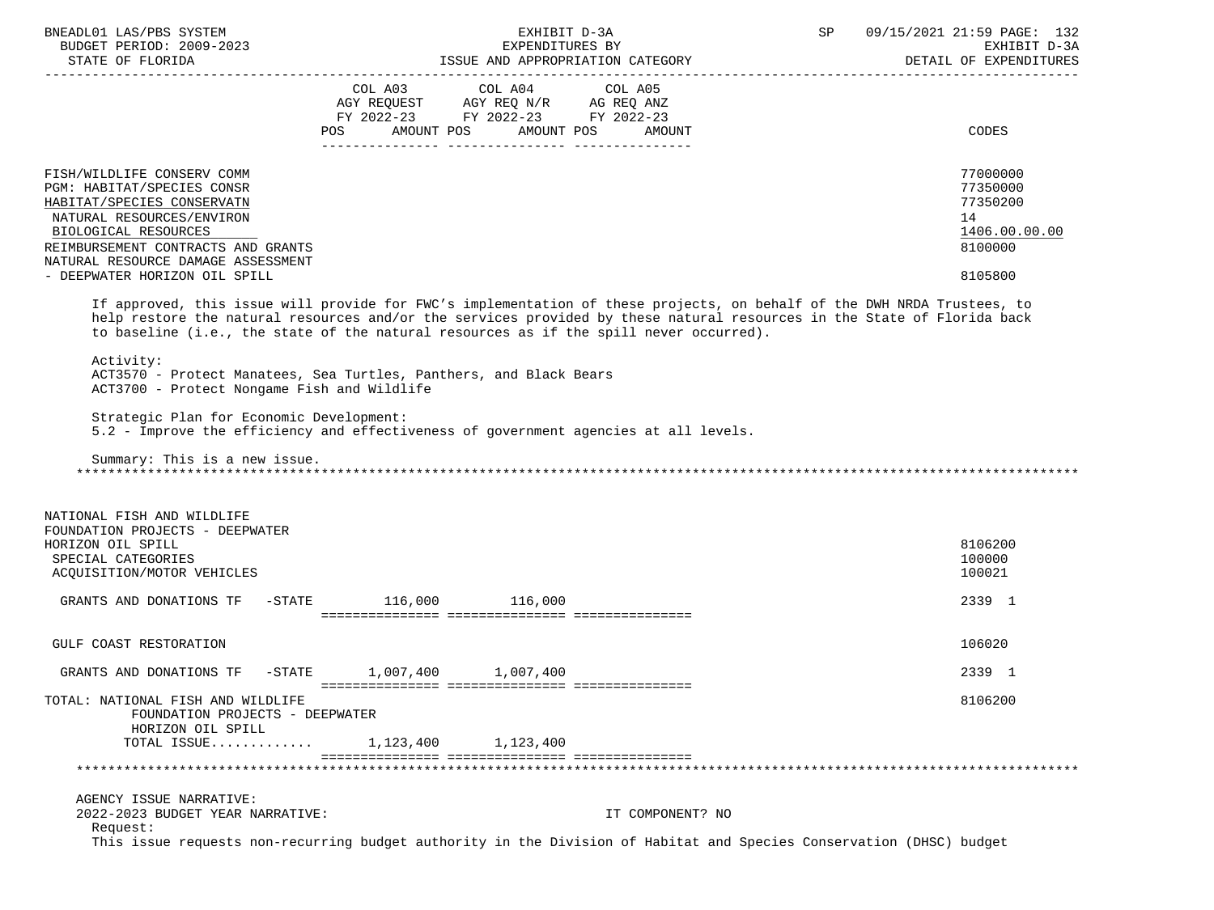| | COL A03 AGY REQUEST FY 2022-23 POS AMOUNT | COL A04 AGY REQ N/R FY 2022-23 POS AMOUNT | COL A05 AG REQ ANZ FY 2022-23 POS AMOUNT | CODES |
|---|---|---|---|---|
| FISH/WILDLIFE CONSERV COMM | | | | 77000000 |
| PGM: HABITAT/SPECIES CONSR | | | | 77350000 |
| HABITAT/SPECIES CONSERVATN | | | | 77350200 |
| NATURAL RESOURCES/ENVIRON | | | | 14 |
| BIOLOGICAL RESOURCES | | | | 1406.00.00.00 |
| REIMBURSEMENT CONTRACTS AND GRANTS | | | | 8100000 |
| NATURAL RESOURCE DAMAGE ASSESSMENT - DEEPWATER HORIZON OIL SPILL | | | | 8105800 |

If approved, this issue will provide for FWC's implementation of these projects, on behalf of the DWH NRDA Trustees, to help restore the natural resources and/or the services provided by these natural resources in the State of Florida back to baseline (i.e., the state of the natural resources as if the spill never occurred).

Activity:
ACT3570 - Protect Manatees, Sea Turtles, Panthers, and Black Bears
ACT3700 - Protect Nongame Fish and Wildlife

Strategic Plan for Economic Development:
5.2 - Improve the efficiency and effectiveness of government agencies at all levels.

Summary: This is a new issue.

| | COL A03 | COL A04 | COL A05 | CODES |
|---|---|---|---|---|
| NATIONAL FISH AND WILDLIFE FOUNDATION PROJECTS - DEEPWATER HORIZON OIL SPILL | | | | 8106200 |
| SPECIAL CATEGORIES | | | | 100000 |
| ACQUISITION/MOTOR VEHICLES | | | | 100021 |
| GRANTS AND DONATIONS TF -STATE | 116,000 | 116,000 | | 2339 1 |
| GULF COAST RESTORATION | | | | 106020 |
| GRANTS AND DONATIONS TF -STATE | 1,007,400 | 1,007,400 | | 2339 1 |
| TOTAL: NATIONAL FISH AND WILDLIFE FOUNDATION PROJECTS - DEEPWATER HORIZON OIL SPILL | | | | 8106200 |
| TOTAL ISSUE............. | 1,123,400 | 1,123,400 | | |

AGENCY ISSUE NARRATIVE:
2022-2023 BUDGET YEAR NARRATIVE: IT COMPONENT? NO

Request:
This issue requests non-recurring budget authority in the Division of Habitat and Species Conservation (DHSC) budget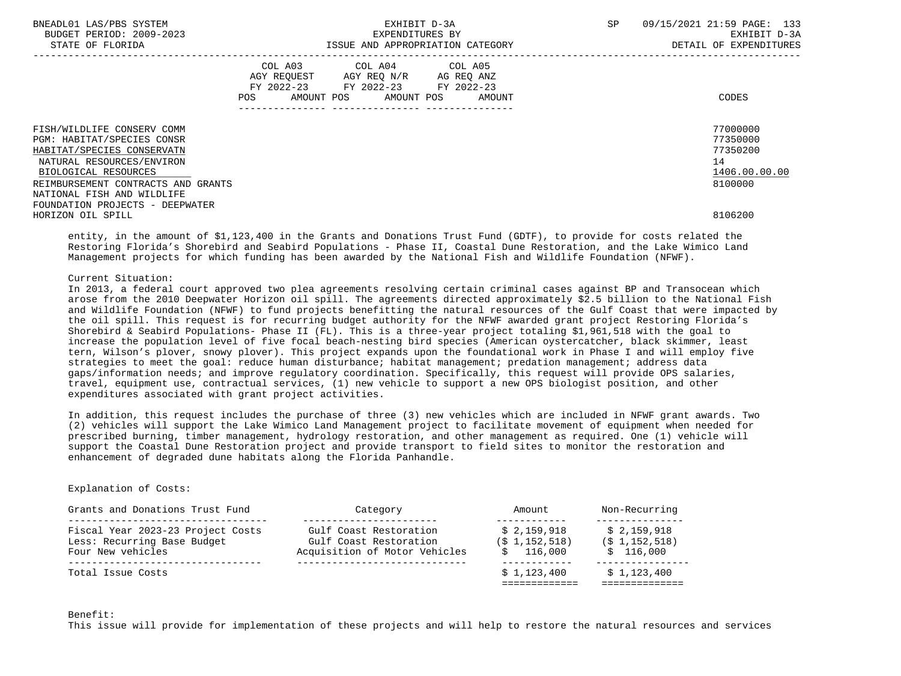| | COL A03 AGY REQUEST FY 2022-23 POS AMOUNT | COL A04 AGY REQ N/R FY 2022-23 POS AMOUNT | COL A05 AG REQ ANZ FY 2022-23 POS AMOUNT | CODES |
|---|---|---|---|---|
| FISH/WILDLIFE CONSERV COMM | | | | 77000000 |
| PGM: HABITAT/SPECIES CONSR | | | | 77350000 |
| HABITAT/SPECIES CONSERVATN | | | | 77350200 |
| NATURAL RESOURCES/ENVIRON | | | | 14 |
| BIOLOGICAL RESOURCES | | | | 1406.00.00.00 |
| REIMBURSEMENT CONTRACTS AND GRANTS | | | | 8100000 |
| NATIONAL FISH AND WILDLIFE FOUNDATION PROJECTS - DEEPWATER HORIZON OIL SPILL | | | | 8106200 |

entity, in the amount of $1,123,400 in the Grants and Donations Trust Fund (GDTF), to provide for costs related the Restoring Florida's Shorebird and Seabird Populations - Phase II, Coastal Dune Restoration, and the Lake Wimico Land Management projects for which funding has been awarded by the National Fish and Wildlife Foundation (NFWF).

Current Situation:
In 2013, a federal court approved two plea agreements resolving certain criminal cases against BP and Transocean which arose from the 2010 Deepwater Horizon oil spill. The agreements directed approximately $2.5 billion to the National Fish and Wildlife Foundation (NFWF) to fund projects benefitting the natural resources of the Gulf Coast that were impacted by the oil spill. This request is for recurring budget authority for the NFWF awarded grant project Restoring Florida's Shorebird & Seabird Populations- Phase II (FL). This is a three-year project totaling $1,961,518 with the goal to increase the population level of five focal beach-nesting bird species (American oystercatcher, black skimmer, least tern, Wilson's plover, snowy plover). This project expands upon the foundational work in Phase I and will employ five strategies to meet the goal: reduce human disturbance; habitat management; predation management; address data gaps/information needs; and improve regulatory coordination. Specifically, this request will provide OPS salaries, travel, equipment use, contractual services, (1) new vehicle to support a new OPS biologist position, and other expenditures associated with grant project activities.

In addition, this request includes the purchase of three (3) new vehicles which are included in NFWF grant awards. Two (2) vehicles will support the Lake Wimico Land Management project to facilitate movement of equipment when needed for prescribed burning, timber management, hydrology restoration, and other management as required. One (1) vehicle will support the Coastal Dune Restoration project and provide transport to field sites to monitor the restoration and enhancement of degraded dune habitats along the Florida Panhandle.

Explanation of Costs:

| Grants and Donations Trust Fund | Category | Amount | Non-Recurring |
|---|---|---|---|
| Fiscal Year 2023-23 Project Costs | Gulf Coast Restoration | $ 2,159,918 | $ 2,159,918 |
| Less: Recurring Base Budget | Gulf Coast Restoration | ($ 1,152,518) | ($ 1,152,518) |
| Four New vehicles | Acquisition of Motor Vehicles | $ 116,000 | $ 116,000 |
| Total Issue Costs | | $ 1,123,400 | $ 1,123,400 |

Benefit:
This issue will provide for implementation of these projects and will help to restore the natural resources and services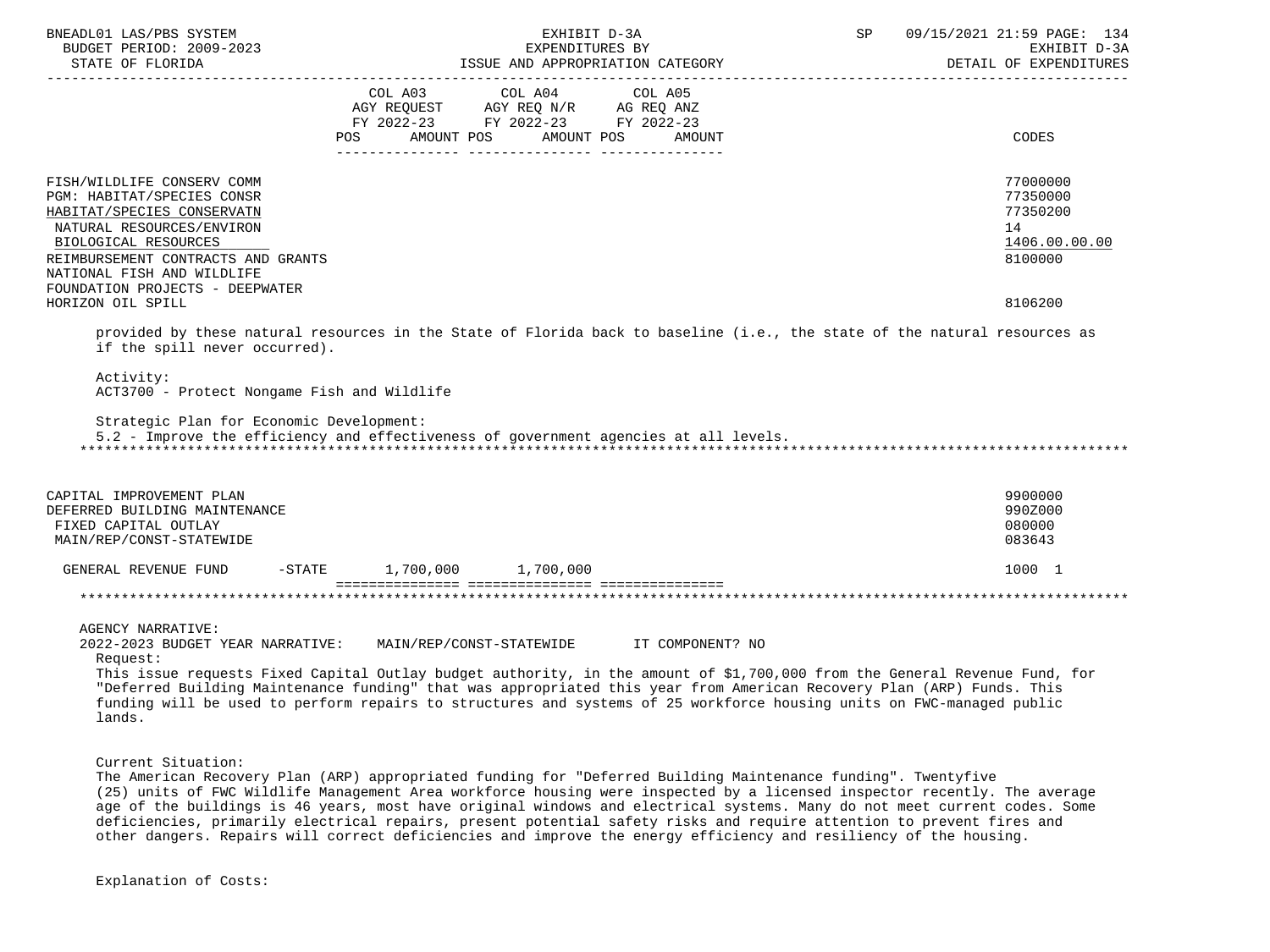| | COL A03 AGY REQUEST FY 2022-23 POS AMOUNT | COL A04 AGY REQ N/R FY 2022-23 POS AMOUNT | COL A05 AG REQ ANZ FY 2022-23 POS AMOUNT | CODES |
|---|---|---|---|---|
| FISH/WILDLIFE CONSERV COMM | | | | 77000000 |
| PGM: HABITAT/SPECIES CONSR | | | | 77350000 |
| HABITAT/SPECIES CONSERVATN | | | | 77350200 |
| NATURAL RESOURCES/ENVIRON | | | | 14 |
| BIOLOGICAL RESOURCES | | | | 1406.00.00.00 |
| REIMBURSEMENT CONTRACTS AND GRANTS | | | | 8100000 |
| NATIONAL FISH AND WILDLIFE FOUNDATION PROJECTS - DEEPWATER HORIZON OIL SPILL | | | | 8106200 |

provided by these natural resources in the State of Florida back to baseline (i.e., the state of the natural resources as if the spill never occurred).

Activity:
ACT3700 - Protect Nongame Fish and Wildlife

Strategic Plan for Economic Development:
5.2 - Improve the efficiency and effectiveness of government agencies at all levels.

******************************************************************************************************************************

| | COL A03 | COL A04 | COL A05 | CODES |
|---|---|---|---|---|
| CAPITAL IMPROVEMENT PLAN | | | | 9900000 |
| DEFERRED BUILDING MAINTENANCE | | | | 990Z000 |
| FIXED CAPITAL OUTLAY | | | | 080000 |
| MAIN/REP/CONST-STATEWIDE | | | | 083643 |
| GENERAL REVENUE FUND -STATE | 1,700,000 | 1,700,000 | | 1000 1 |

******************************************************************************************************************************

AGENCY NARRATIVE:
2022-2023 BUDGET YEAR NARRATIVE: MAIN/REP/CONST-STATEWIDE IT COMPONENT? NO

Request:
This issue requests Fixed Capital Outlay budget authority, in the amount of $1,700,000 from the General Revenue Fund, for "Deferred Building Maintenance funding" that was appropriated this year from American Recovery Plan (ARP) Funds. This funding will be used to perform repairs to structures and systems of 25 workforce housing units on FWC-managed public lands.

Current Situation:
The American Recovery Plan (ARP) appropriated funding for "Deferred Building Maintenance funding". Twentyfive (25) units of FWC Wildlife Management Area workforce housing were inspected by a licensed inspector recently. The average age of the buildings is 46 years, most have original windows and electrical systems. Many do not meet current codes. Some deficiencies, primarily electrical repairs, present potential safety risks and require attention to prevent fires and other dangers. Repairs will correct deficiencies and improve the energy efficiency and resiliency of the housing.

Explanation of Costs: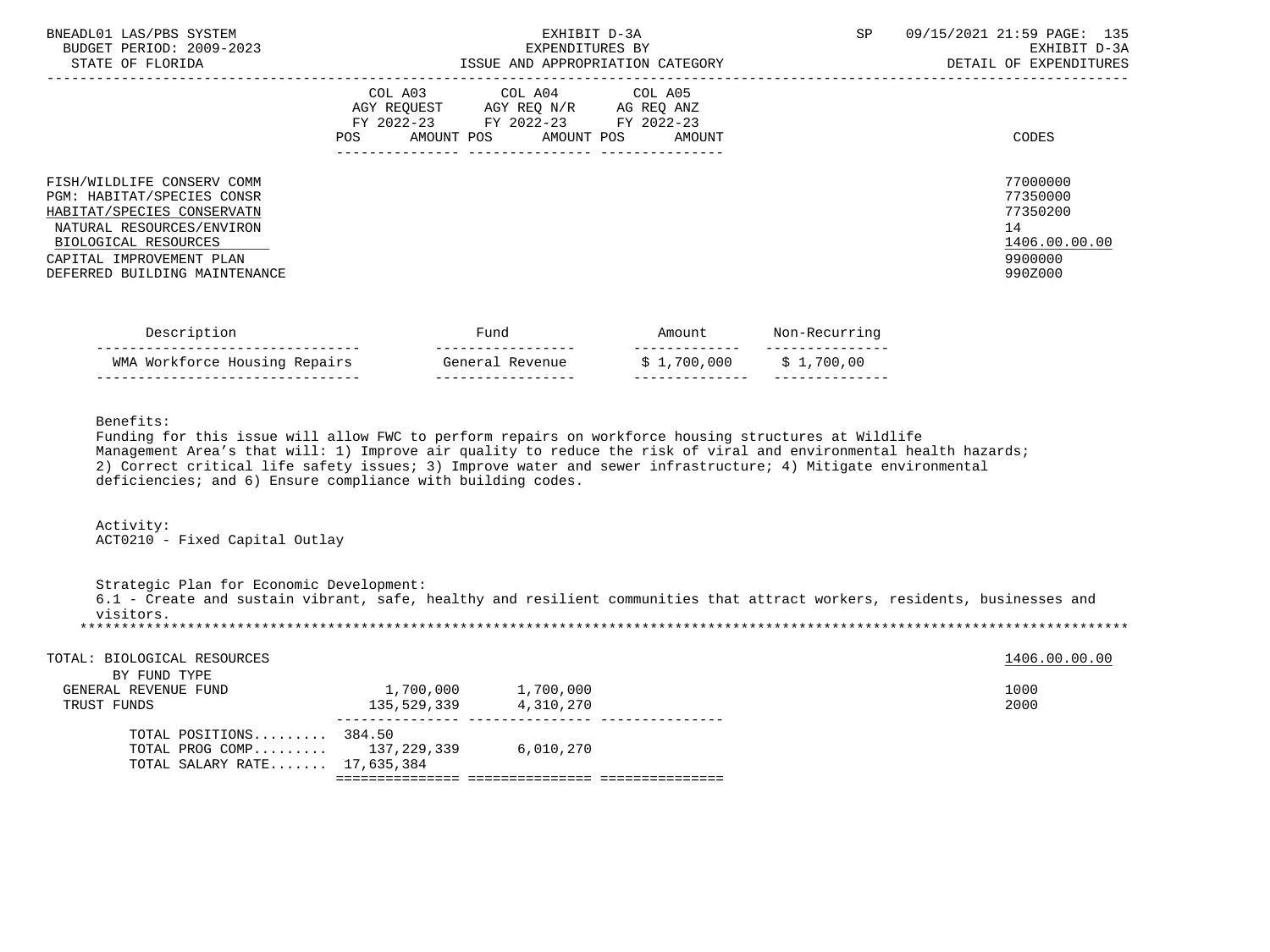| | COL A03 AGY REQUEST FY 2022-23 POS AMOUNT | COL A04 AGY REQ N/R FY 2022-23 POS AMOUNT | COL A05 AG REQ ANZ FY 2022-23 POS AMOUNT | CODES |
|---|---|---|---|---|
| FISH/WILDLIFE CONSERV COMM | | | | 77000000 |
| PGM: HABITAT/SPECIES CONSR | | | | 77350000 |
| HABITAT/SPECIES CONSERVATN | | | | 77350200 |
| NATURAL RESOURCES/ENVIRON | | | | 14 |
| BIOLOGICAL RESOURCES | | | | 1406.00.00.00 |
| CAPITAL IMPROVEMENT PLAN | | | | 9900000 |
| DEFERRED BUILDING MAINTENANCE | | | | 990Z000 |

| Description | Fund | Amount | Non-Recurring |
|---|---|---|---|
| WMA Workforce Housing Repairs | General Revenue | $ 1,700,000 | $ 1,700,00 |

Benefits:
Funding for this issue will allow FWC to perform repairs on workforce housing structures at Wildlife Management Area's that will: 1) Improve air quality to reduce the risk of viral and environmental health hazards; 2) Correct critical life safety issues; 3) Improve water and sewer infrastructure; 4) Mitigate environmental deficiencies; and 6) Ensure compliance with building codes.

Activity:
ACT0210 - Fixed Capital Outlay

Strategic Plan for Economic Development:
6.1 - Create and sustain vibrant, safe, healthy and resilient communities that attract workers, residents, businesses and visitors.

*****************************************************************************************************************************

| TOTAL: BIOLOGICAL RESOURCES | COL A03 | COL A04 | COL A05 | 1406.00.00.00 |
|---|---|---|---|---|
| BY FUND TYPE | | | | |
| GENERAL REVENUE FUND | 1,700,000 | 1,700,000 | | 1000 |
| TRUST FUNDS | 135,529,339 | 4,310,270 | | 2000 |
| TOTAL POSITIONS......... | 384.50 | | | |
| TOTAL PROG COMP......... | 137,229,339 | 6,010,270 | | |
| TOTAL SALARY RATE....... | 17,635,384 | | | |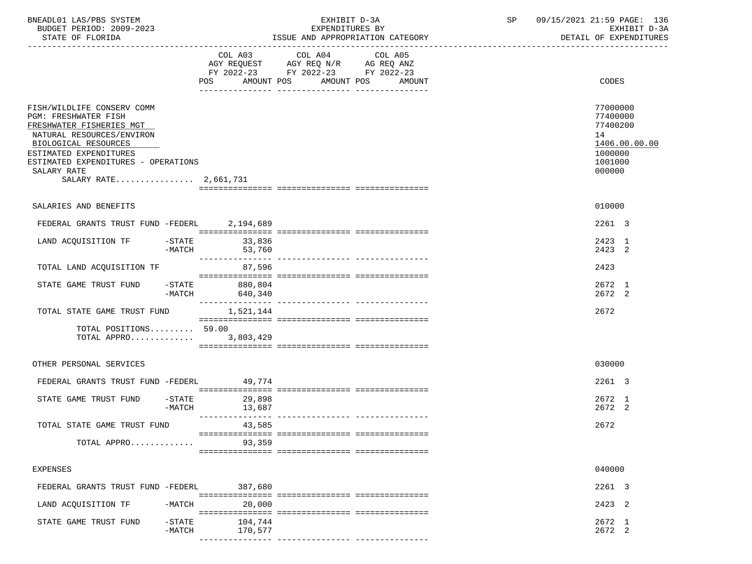BNEADL01 LAS/PBS SYSTEM — EXHIBIT D-3A — EXPENDITURES BY ISSUE AND APPROPRIATION CATEGORY — SP 09/15/2021 21:59

BUDGET PERIOD: 2009-2023 — STATE OF FLORIDA — EXHIBIT D-3A DETAIL OF EXPENDITURES

| | COL A03 AGY REQUEST FY 2022-23 POS AMOUNT | COL A04 AGY REQ N/R FY 2022-23 POS AMOUNT | COL A05 AG REQ ANZ FY 2022-23 POS AMOUNT | CODES |
|---|---|---|---|---|
| FISH/WILDLIFE CONSERV COMM | | | | 77000000 |
| PGM: FRESHWATER FISH | | | | 77400000 |
| FRESHWATER FISHERIES MGT | | | | 77400200 |
| NATURAL RESOURCES/ENVIRON | | | | 14 |
| BIOLOGICAL RESOURCES | | | | 1406.00.00.00 |
| ESTIMATED EXPENDITURES | | | | 1000000 |
| ESTIMATED EXPENDITURES - OPERATIONS | | | | 1001000 |
| SALARY RATE | | | | 000000 |
| SALARY RATE................ 2,661,731 | | | | |
| SALARIES AND BENEFITS | | | | 010000 |
| FEDERAL GRANTS TRUST FUND -FEDERL | 2,194,689 | | | 2261 3 |
| LAND ACQUISITION TF -STATE | 33,836 | | | 2423 1 |
| -MATCH | 53,760 | | | 2423 2 |
| TOTAL LAND ACQUISITION TF | 87,596 | | | 2423 |
| STATE GAME TRUST FUND -STATE | 880,804 | | | 2672 1 |
| -MATCH | 640,340 | | | 2672 2 |
| TOTAL STATE GAME TRUST FUND | 1,521,144 | | | 2672 |
| TOTAL POSITIONS......... | 59.00 | | | |
| TOTAL APPRO............. | 3,803,429 | | | |
| OTHER PERSONAL SERVICES | | | | 030000 |
| FEDERAL GRANTS TRUST FUND -FEDERL | 49,774 | | | 2261 3 |
| STATE GAME TRUST FUND -STATE | 29,898 | | | 2672 1 |
| -MATCH | 13,687 | | | 2672 2 |
| TOTAL STATE GAME TRUST FUND | 43,585 | | | 2672 |
| TOTAL APPRO............. | 93,359 | | | |
| EXPENSES | | | | 040000 |
| FEDERAL GRANTS TRUST FUND -FEDERL | 387,680 | | | 2261 3 |
| LAND ACQUISITION TF -MATCH | 20,000 | | | 2423 2 |
| STATE GAME TRUST FUND -STATE | 104,744 | | | 2672 1 |
| -MATCH | 170,577 | | | 2672 2 |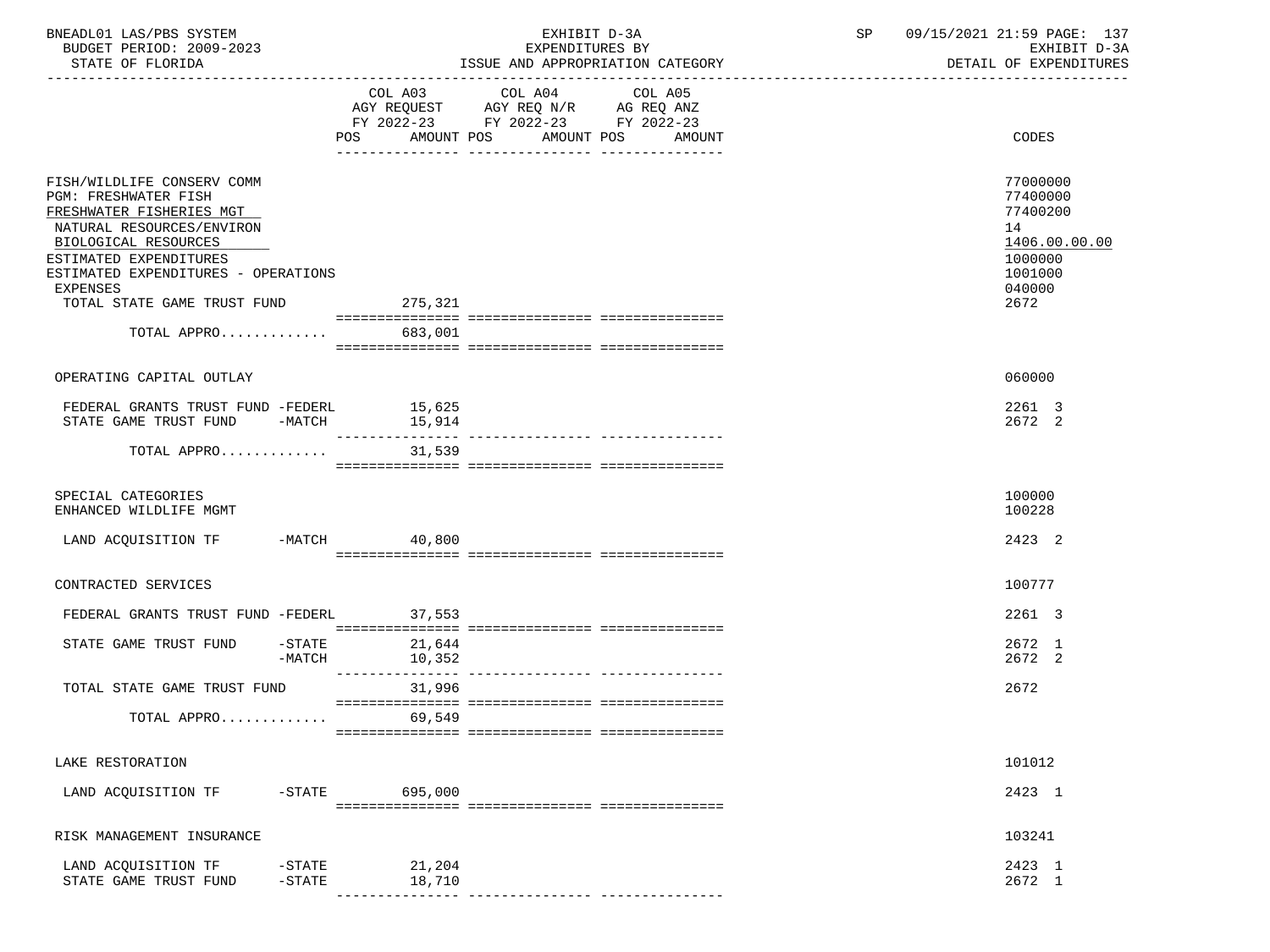| | COL A03 AGY REQUEST FY 2022-23 POS AMOUNT | COL A04 AGY REQ N/R FY 2022-23 POS AMOUNT | COL A05 AG REQ ANZ FY 2022-23 POS AMOUNT | CODES |
|---|---|---|---|---|
| FISH/WILDLIFE CONSERV COMM | | | | 77000000 |
| PGM: FRESHWATER FISH | | | | 77400000 |
| FRESHWATER FISHERIES MGT | | | | 77400200 |
| NATURAL RESOURCES/ENVIRON | | | | 14 |
| BIOLOGICAL RESOURCES | | | | 1406.00.00.00 |
| ESTIMATED EXPENDITURES | | | | 1000000 |
| ESTIMATED EXPENDITURES - OPERATIONS | | | | 1001000 |
| EXPENSES | | | | 040000 |
| TOTAL STATE GAME TRUST FUND | 275,321 | | | 2672 |
| TOTAL APPRO............. | 683,001 | | | |
| OPERATING CAPITAL OUTLAY | | | | 060000 |
| FEDERAL GRANTS TRUST FUND -FEDERL | 15,625 | | | 2261 3 |
| STATE GAME TRUST FUND -MATCH | 15,914 | | | 2672 2 |
| TOTAL APPRO............. | 31,539 | | | |
| SPECIAL CATEGORIES | | | | 100000 |
| ENHANCED WILDLIFE MGMT | | | | 100228 |
| LAND ACQUISITION TF -MATCH | 40,800 | | | 2423 2 |
| CONTRACTED SERVICES | | | | 100777 |
| FEDERAL GRANTS TRUST FUND -FEDERL | 37,553 | | | 2261 3 |
| STATE GAME TRUST FUND -STATE | 21,644 | | | 2672 1 |
| -MATCH | 10,352 | | | 2672 2 |
| TOTAL STATE GAME TRUST FUND | 31,996 | | | 2672 |
| TOTAL APPRO............. | 69,549 | | | |
| LAKE RESTORATION | | | | 101012 |
| LAND ACQUISITION TF -STATE | 695,000 | | | 2423 1 |
| RISK MANAGEMENT INSURANCE | | | | 103241 |
| LAND ACQUISITION TF -STATE | 21,204 | | | 2423 1 |
| STATE GAME TRUST FUND -STATE | 18,710 | | | 2672 1 |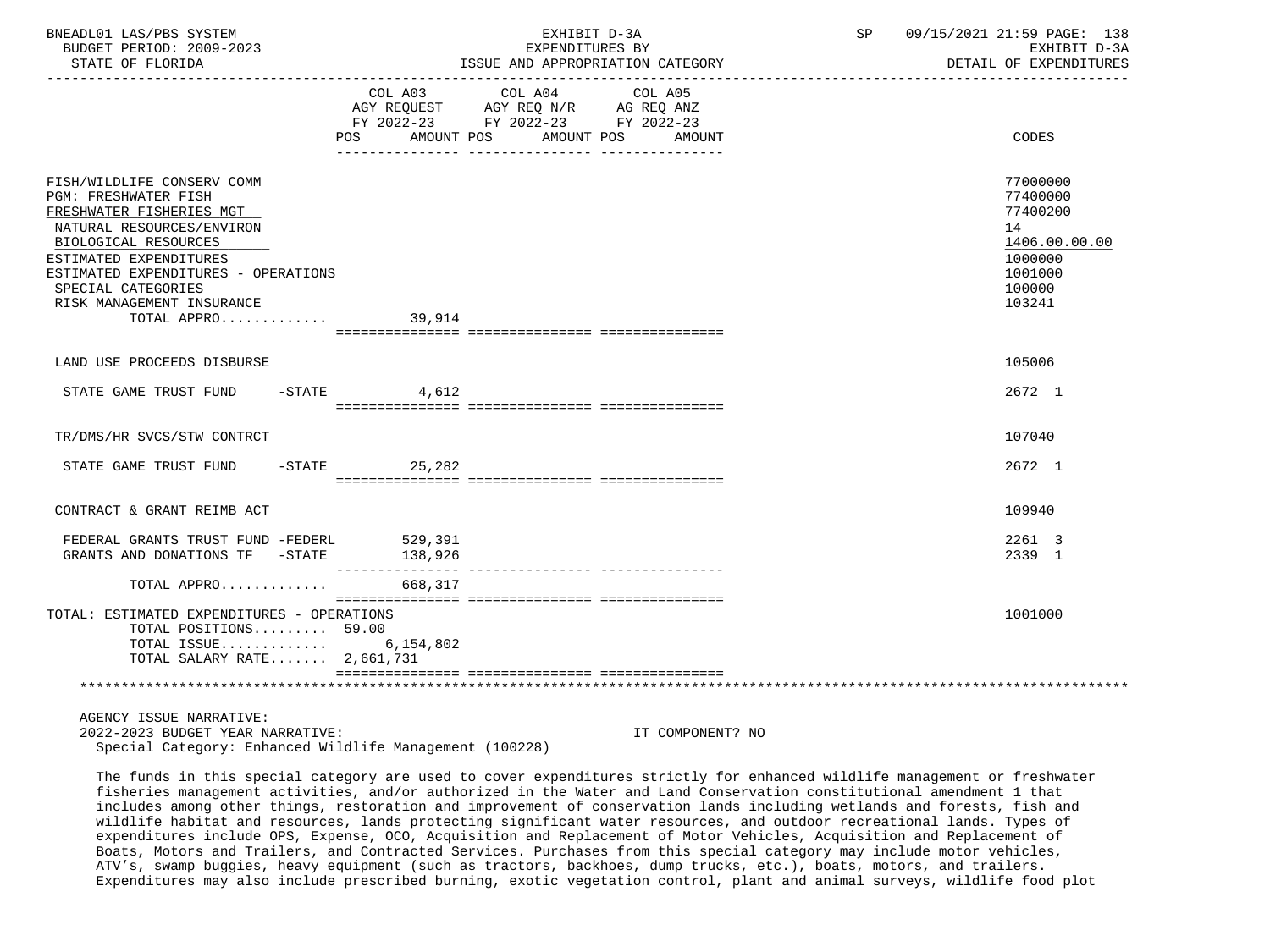| | COL A03 AGY REQUEST FY 2022-23 POS AMOUNT | COL A04 AGY REQ N/R FY 2022-23 POS AMOUNT | COL A05 AG REQ ANZ FY 2022-23 POS AMOUNT | CODES |
|---|---|---|---|---|
| FISH/WILDLIFE CONSERV COMM | | | | 77000000 |
| PGM: FRESHWATER FISH | | | | 77400000 |
| FRESHWATER FISHERIES MGT | | | | 77400200 |
| NATURAL RESOURCES/ENVIRON | | | | 14 |
| BIOLOGICAL RESOURCES | | | | 1406.00.00.00 |
| ESTIMATED EXPENDITURES | | | | 1000000 |
| ESTIMATED EXPENDITURES - OPERATIONS | | | | 1001000 |
| SPECIAL CATEGORIES | | | | 100000 |
| RISK MANAGEMENT INSURANCE | | | | 103241 |
| TOTAL APPRO............ | 39,914 | | | |
| LAND USE PROCEEDS DISBURSE | | | | 105006 |
| STATE GAME TRUST FUND -STATE | 4,612 | | | 2672 1 |
| TR/DMS/HR SVCS/STW CONTRCT | | | | 107040 |
| STATE GAME TRUST FUND -STATE | 25,282 | | | 2672 1 |
| CONTRACT & GRANT REIMB ACT | | | | 109940 |
| FEDERAL GRANTS TRUST FUND -FEDERL | 529,391 | | | 2261 3 |
| GRANTS AND DONATIONS TF -STATE | 138,926 | | | 2339 1 |
| TOTAL APPRO............ | 668,317 | | | |
| TOTAL: ESTIMATED EXPENDITURES - OPERATIONS | | | | 1001000 |
| TOTAL POSITIONS......... | 59.00 | | | |
| TOTAL ISSUE............ | 6,154,802 | | | |
| TOTAL SALARY RATE....... | 2,661,731 | | | |

AGENCY ISSUE NARRATIVE:

2022-2023 BUDGET YEAR NARRATIVE: IT COMPONENT? NO

Special Category: Enhanced Wildlife Management (100228)

The funds in this special category are used to cover expenditures strictly for enhanced wildlife management or freshwater fisheries management activities, and/or authorized in the Water and Land Conservation constitutional amendment 1 that includes among other things, restoration and improvement of conservation lands including wetlands and forests, fish and wildlife habitat and resources, lands protecting significant water resources, and outdoor recreational lands. Types of expenditures include OPS, Expense, OCO, Acquisition and Replacement of Motor Vehicles, Acquisition and Replacement of Boats, Motors and Trailers, and Contracted Services. Purchases from this special category may include motor vehicles, ATV's, swamp buggies, heavy equipment (such as tractors, backhoes, dump trucks, etc.), boats, motors, and trailers. Expenditures may also include prescribed burning, exotic vegetation control, plant and animal surveys, wildlife food plot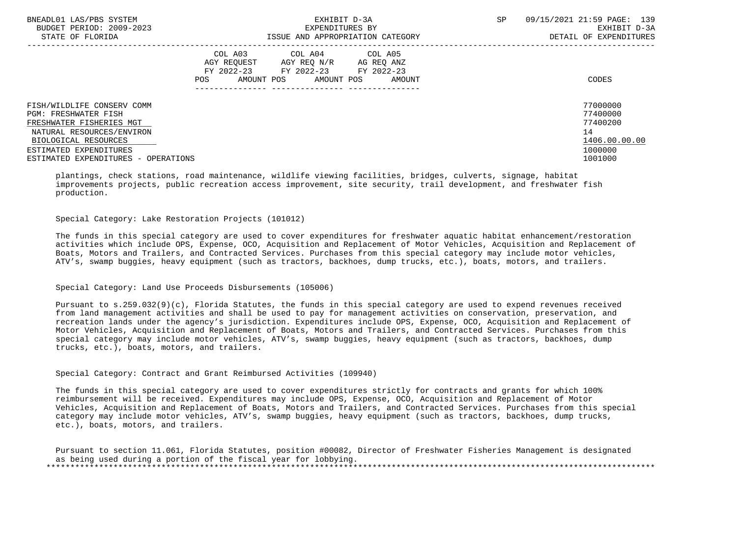| | COL A03 AGY REQUEST FY 2022-23 POS AMOUNT | COL A04 AGY REQ N/R FY 2022-23 POS AMOUNT | COL A05 AG REQ ANZ FY 2022-23 POS AMOUNT | CODES |
|---|---|---|---|---|
| FISH/WILDLIFE CONSERV COMM | | | | 77000000 |
| PGM: FRESHWATER FISH | | | | 77400000 |
| FRESHWATER FISHERIES MGT | | | | 77400200 |
| NATURAL RESOURCES/ENVIRON | | | | 14 |
| BIOLOGICAL RESOURCES | | | | 1406.00.00.00 |
| ESTIMATED EXPENDITURES | | | | 1000000 |
| ESTIMATED EXPENDITURES - OPERATIONS | | | | 1001000 |

plantings, check stations, road maintenance, wildlife viewing facilities, bridges, culverts, signage, habitat improvements projects, public recreation access improvement, site security, trail development, and freshwater fish production.

Special Category: Lake Restoration Projects (101012)

The funds in this special category are used to cover expenditures for freshwater aquatic habitat enhancement/restoration activities which include OPS, Expense, OCO, Acquisition and Replacement of Motor Vehicles, Acquisition and Replacement of Boats, Motors and Trailers, and Contracted Services. Purchases from this special category may include motor vehicles, ATV's, swamp buggies, heavy equipment (such as tractors, backhoes, dump trucks, etc.), boats, motors, and trailers.

Special Category: Land Use Proceeds Disbursements (105006)

Pursuant to s.259.032(9)(c), Florida Statutes, the funds in this special category are used to expend revenues received from land management activities and shall be used to pay for management activities on conservation, preservation, and recreation lands under the agency's jurisdiction. Expenditures include OPS, Expense, OCO, Acquisition and Replacement of Motor Vehicles, Acquisition and Replacement of Boats, Motors and Trailers, and Contracted Services. Purchases from this special category may include motor vehicles, ATV's, swamp buggies, heavy equipment (such as tractors, backhoes, dump trucks, etc.), boats, motors, and trailers.

Special Category: Contract and Grant Reimbursed Activities (109940)

The funds in this special category are used to cover expenditures strictly for contracts and grants for which 100% reimbursement will be received. Expenditures may include OPS, Expense, OCO, Acquisition and Replacement of Motor Vehicles, Acquisition and Replacement of Boats, Motors and Trailers, and Contracted Services. Purchases from this special category may include motor vehicles, ATV's, swamp buggies, heavy equipment (such as tractors, backhoes, dump trucks, etc.), boats, motors, and trailers.

Pursuant to section 11.061, Florida Statutes, position #00082, Director of Freshwater Fisheries Management is designated as being used during a portion of the fiscal year for lobbying.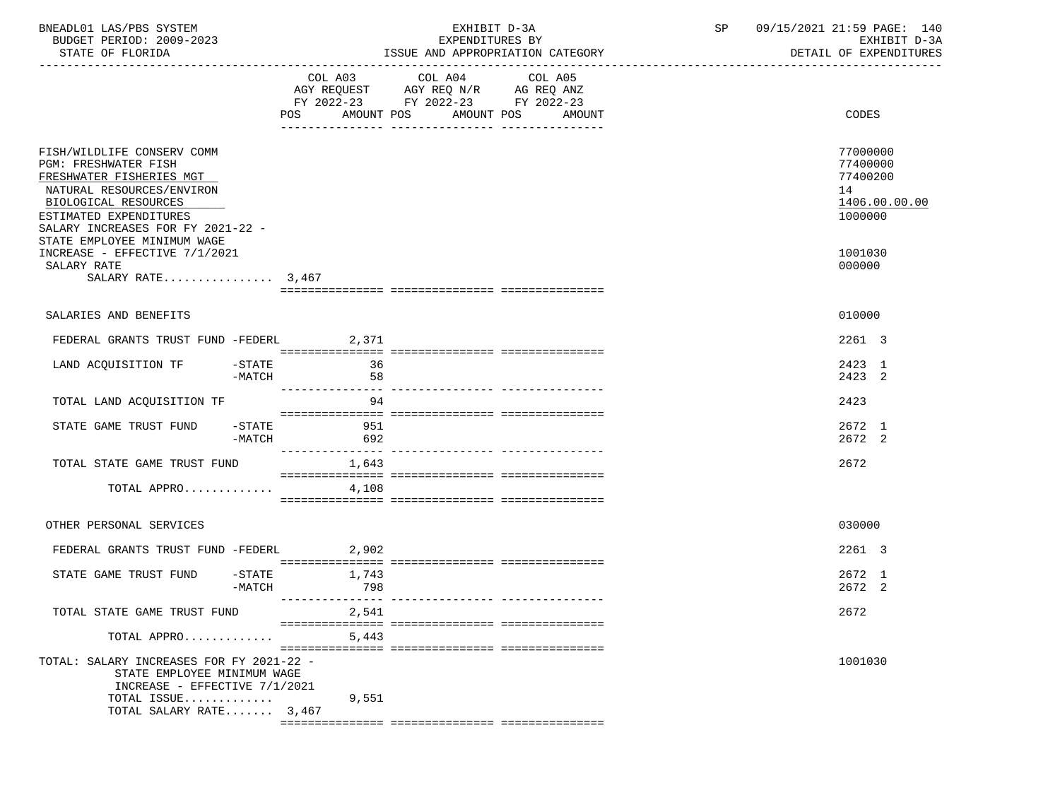BNEADL01 LAS/PBS SYSTEM
BUDGET PERIOD: 2009-2023
STATE OF FLORIDA

EXHIBIT D-3A
EXPENDITURES BY
ISSUE AND APPROPRIATION CATEGORY

SP 09/15/2021 21:59 PAGE: 140
EXHIBIT D-3A
DETAIL OF EXPENDITURES

| | COL A03 AGY REQUEST FY 2022-23 POS AMOUNT | COL A04 AGY REQ N/R FY 2022-23 POS AMOUNT | COL A05 AG REQ ANZ FY 2022-23 POS AMOUNT | CODES |
|---|---|---|---|---|
| FISH/WILDLIFE CONSERV COMM | | | | 77000000 |
| PGM: FRESHWATER FISH | | | | 77400000 |
| FRESHWATER FISHERIES MGT | | | | 77400200 |
| NATURAL RESOURCES/ENVIRON | | | | 14 |
| BIOLOGICAL RESOURCES | | | | 1406.00.00.00 |
| ESTIMATED EXPENDITURES | | | | 1000000 |
| SALARY INCREASES FOR FY 2021-22 - STATE EMPLOYEE MINIMUM WAGE INCREASE - EFFECTIVE 7/1/2021 | | | | 1001030 |
| SALARY RATE | | | | 000000 |
| SALARY RATE................ 3,467 | | | | |
| SALARIES AND BENEFITS | | | | 010000 |
| FEDERAL GRANTS TRUST FUND -FEDERL | 2,371 | | | 2261 3 |
| LAND ACQUISITION TF -STATE | 36 | | | 2423 1 |
| -MATCH | 58 | | | 2423 2 |
| TOTAL LAND ACQUISITION TF | 94 | | | 2423 |
| STATE GAME TRUST FUND -STATE | 951 | | | 2672 1 |
| -MATCH | 692 | | | 2672 2 |
| TOTAL STATE GAME TRUST FUND | 1,643 | | | 2672 |
| TOTAL APPRO............. | 4,108 | | | |
| OTHER PERSONAL SERVICES | | | | 030000 |
| FEDERAL GRANTS TRUST FUND -FEDERL | 2,902 | | | 2261 3 |
| STATE GAME TRUST FUND -STATE | 1,743 | | | 2672 1 |
| -MATCH | 798 | | | 2672 2 |
| TOTAL STATE GAME TRUST FUND | 2,541 | | | 2672 |
| TOTAL APPRO............. | 5,443 | | | |
| TOTAL: SALARY INCREASES FOR FY 2021-22 - STATE EMPLOYEE MINIMUM WAGE INCREASE - EFFECTIVE 7/1/2021 | | | | 1001030 |
| TOTAL ISSUE............. | 9,551 | | | |
| TOTAL SALARY RATE....... 3,467 | | | | |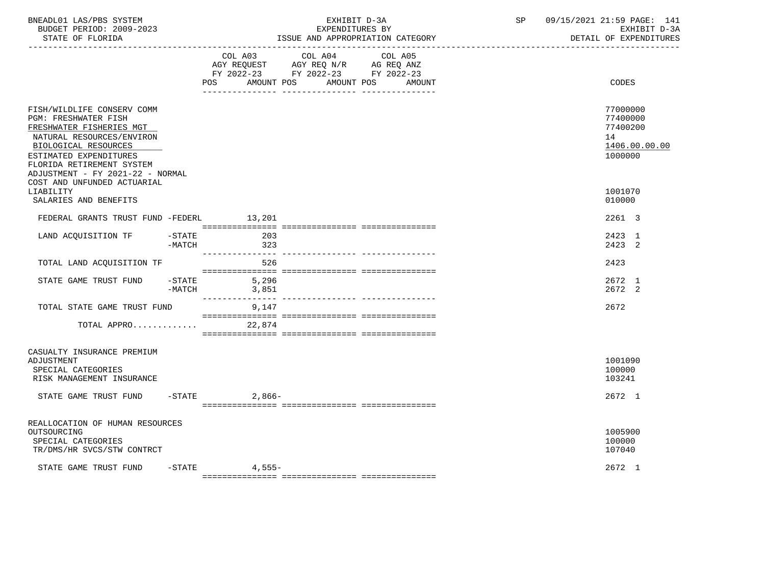BNEADL01 LAS/PBS SYSTEM | EXHIBIT D-3A | SP 09/15/2021 21:59 PAGE: 141
BUDGET PERIOD: 2009-2023 | EXPENDITURES BY | EXHIBIT D-3A
STATE OF FLORIDA | ISSUE AND APPROPRIATION CATEGORY | DETAIL OF EXPENDITURES

| | COL A03 AGY REQUEST FY 2022-23 POS AMOUNT | COL A04 AGY REQ N/R FY 2022-23 POS AMOUNT | COL A05 AG REQ ANZ FY 2022-23 POS AMOUNT | CODES |
|---|---|---|---|---|
| FISH/WILDLIFE CONSERV COMM | | | | 77000000 |
| PGM: FRESHWATER FISH | | | | 77400000 |
| FRESHWATER FISHERIES MGT | | | | 77400200 |
| NATURAL RESOURCES/ENVIRON | | | | 14 |
| BIOLOGICAL RESOURCES | | | | 1406.00.00.00 |
| ESTIMATED EXPENDITURES | | | | 1000000 |
| FLORIDA RETIREMENT SYSTEM ADJUSTMENT - FY 2021-22 - NORMAL COST AND UNFUNDED ACTUARIAL LIABILITY | | | | 1001070 |
| SALARIES AND BENEFITS | | | | 010000 |
| FEDERAL GRANTS TRUST FUND -FEDERL | 13,201 | | | 2261 3 |
| LAND ACQUISITION TF -STATE | 203 | | | 2423 1 |
| LAND ACQUISITION TF -MATCH | 323 | | | 2423 2 |
| TOTAL LAND ACQUISITION TF | 526 | | | 2423 |
| STATE GAME TRUST FUND -STATE | 5,296 | | | 2672 1 |
| STATE GAME TRUST FUND -MATCH | 3,851 | | | 2672 2 |
| TOTAL STATE GAME TRUST FUND | 9,147 | | | 2672 |
| TOTAL APPRO............. | 22,874 | | | |
| CASUALTY INSURANCE PREMIUM ADJUSTMENT | | | | 1001090 |
| SPECIAL CATEGORIES | | | | 100000 |
| RISK MANAGEMENT INSURANCE | | | | 103241 |
| STATE GAME TRUST FUND -STATE | 2,866- | | | 2672 1 |
| REALLOCATION OF HUMAN RESOURCES OUTSOURCING | | | | 1005900 |
| SPECIAL CATEGORIES | | | | 100000 |
| TR/DMS/HR SVCS/STW CONTRCT | | | | 107040 |
| STATE GAME TRUST FUND -STATE | 4,555- | | | 2672 1 |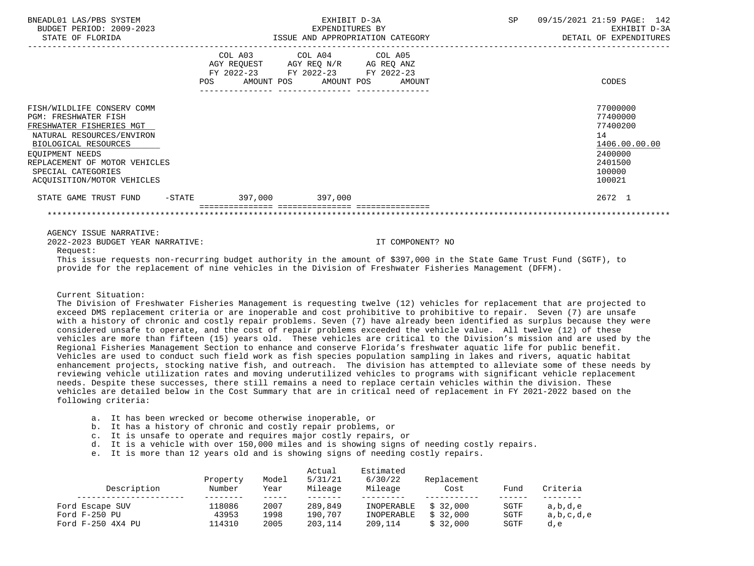| | COL A03 AGY REQUEST FY 2022-23 POS AMOUNT | COL A04 AGY REQ N/R FY 2022-23 POS AMOUNT | COL A05 AG REQ ANZ FY 2022-23 POS AMOUNT | CODES |
|---|---|---|---|---|
| FISH/WILDLIFE CONSERV COMM | | | | 77000000 |
| PGM: FRESHWATER FISH | | | | 77400000 |
| FRESHWATER FISHERIES MGT | | | | 77400200 |
| NATURAL RESOURCES/ENVIRON | | | | 14 |
| BIOLOGICAL RESOURCES | | | | 1406.00.00.00 |
| EQUIPMENT NEEDS | | | | 2400000 |
| REPLACEMENT OF MOTOR VEHICLES | | | | 2401500 |
| SPECIAL CATEGORIES | | | | 100000 |
| ACQUISITION/MOTOR VEHICLES | | | | 100021 |
| STATE GAME TRUST FUND -STATE | 397,000 | 397,000 | | 2672 1 |

AGENCY ISSUE NARRATIVE:

2022-2023 BUDGET YEAR NARRATIVE: IT COMPONENT? NO

Request:

This issue requests non-recurring budget authority in the amount of $397,000 in the State Game Trust Fund (SGTF), to provide for the replacement of nine vehicles in the Division of Freshwater Fisheries Management (DFFM).

Current Situation:

The Division of Freshwater Fisheries Management is requesting twelve (12) vehicles for replacement that are projected to exceed DMS replacement criteria or are inoperable and cost prohibitive to prohibitive to repair. Seven (7) are unsafe with a history of chronic and costly repair problems. Seven (7) have already been identified as surplus because they were considered unsafe to operate, and the cost of repair problems exceeded the vehicle value. All twelve (12) of these vehicles are more than fifteen (15) years old. These vehicles are critical to the Division's mission and are used by the Regional Fisheries Management Section to enhance and conserve Florida's freshwater aquatic life for public benefit. Vehicles are used to conduct such field work as fish species population sampling in lakes and rivers, aquatic habitat enhancement projects, stocking native fish, and outreach. The division has attempted to alleviate some of these needs by reviewing vehicle utilization rates and moving underutilized vehicles to programs with significant vehicle replacement needs. Despite these successes, there still remains a need to replace certain vehicles within the division. These vehicles are detailed below in the Cost Summary that are in critical need of replacement in FY 2021-2022 based on the following criteria:

a. It has been wrecked or become otherwise inoperable, or
b. It has a history of chronic and costly repair problems, or
c. It is unsafe to operate and requires major costly repairs, or
d. It is a vehicle with over 150,000 miles and is showing signs of needing costly repairs.
e. It is more than 12 years old and is showing signs of needing costly repairs.

| Description | Property Number | Model Year | Actual 5/31/21 Mileage | Estimated 6/30/22 Mileage | Replacement Cost | Fund | Criteria |
|---|---|---|---|---|---|---|---|
| Ford Escape SUV | 118086 | 2007 | 289,849 | INOPERABLE | $ 32,000 | SGTF | a,b,d,e |
| Ford F-250 PU | 43953 | 1998 | 190,707 | INOPERABLE | $ 32,000 | SGTF | a,b,c,d,e |
| Ford F-250 4X4 PU | 114310 | 2005 | 203,114 | 209,114 | $ 32,000 | SGTF | d,e |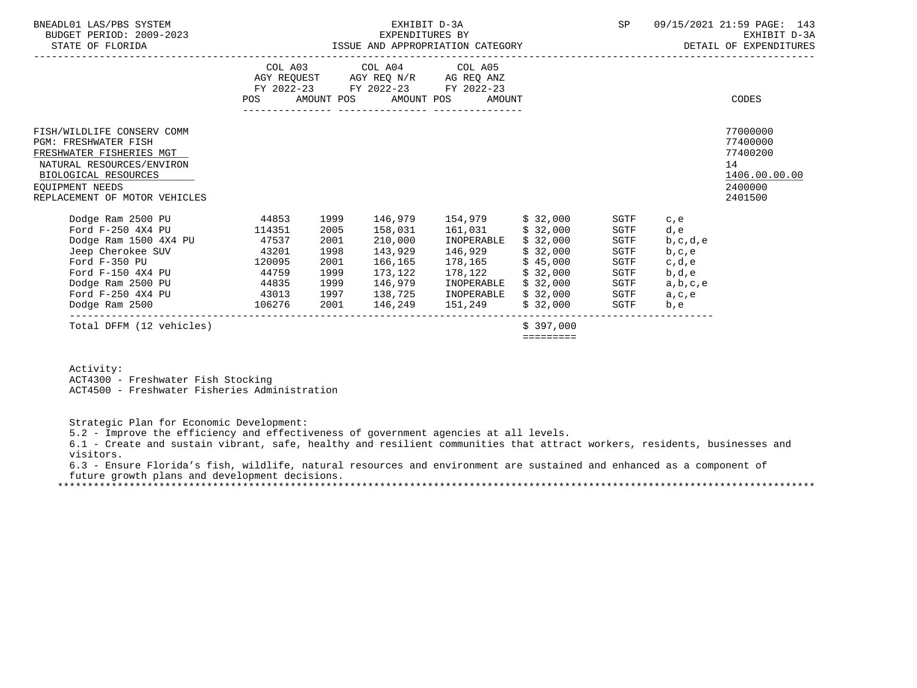| | COL A03 AGY REQUEST FY 2022-23 POS AMOUNT | COL A04 AGY REQ N/R FY 2022-23 POS AMOUNT | COL A05 AG REQ ANZ FY 2022-23 POS AMOUNT | CODES |
|---|---|---|---|---|
| FISH/WILDLIFE CONSERV COMM | | | | 77000000 |
| PGM: FRESHWATER FISH | | | | 77400000 |
| FRESHWATER FISHERIES MGT | | | | 77400200 |
| NATURAL RESOURCES/ENVIRON | | | | 14 |
| BIOLOGICAL RESOURCES | | | | 1406.00.00.00 |
| EQUIPMENT NEEDS | | | | 2400000 |
| REPLACEMENT OF MOTOR VEHICLES | | | | 2401500 |

| Vehicle | | | | | | | |
|---|---|---|---|---|---|---|---|
| Dodge Ram 2500 PU | 44853 | 1999 | 146,979 | 154,979 | $ 32,000 | SGTF | c,e |
| Ford F-250 4X4 PU | 114351 | 2005 | 158,031 | 161,031 | $ 32,000 | SGTF | d,e |
| Dodge Ram 1500 4X4 PU | 47537 | 2001 | 210,000 | INOPERABLE | $ 32,000 | SGTF | b,c,d,e |
| Jeep Cherokee SUV | 43201 | 1998 | 143,929 | 146,929 | $ 32,000 | SGTF | b,c,e |
| Ford F-350 PU | 120095 | 2001 | 166,165 | 178,165 | $ 45,000 | SGTF | c,d,e |
| Ford F-150 4X4 PU | 44759 | 1999 | 173,122 | 178,122 | $ 32,000 | SGTF | b,d,e |
| Dodge Ram 2500 PU | 44835 | 1999 | 146,979 | INOPERABLE | $ 32,000 | SGTF | a,b,c,e |
| Ford F-250 4X4 PU | 43013 | 1997 | 138,725 | INOPERABLE | $ 32,000 | SGTF | a,c,e |
| Dodge Ram 2500 | 106276 | 2001 | 146,249 | 151,249 | $ 32,000 | SGTF | b,e |
| Total DFFM (12 vehicles) | | | | | $ 397,000 | | |

Activity:
ACT4300 - Freshwater Fish Stocking
ACT4500 - Freshwater Fisheries Administration

Strategic Plan for Economic Development:
5.2 - Improve the efficiency and effectiveness of government agencies at all levels.
6.1 - Create and sustain vibrant, safe, healthy and resilient communities that attract workers, residents, businesses and visitors.
6.3 - Ensure Florida's fish, wildlife, natural resources and environment are sustained and enhanced as a component of future growth plans and development decisions.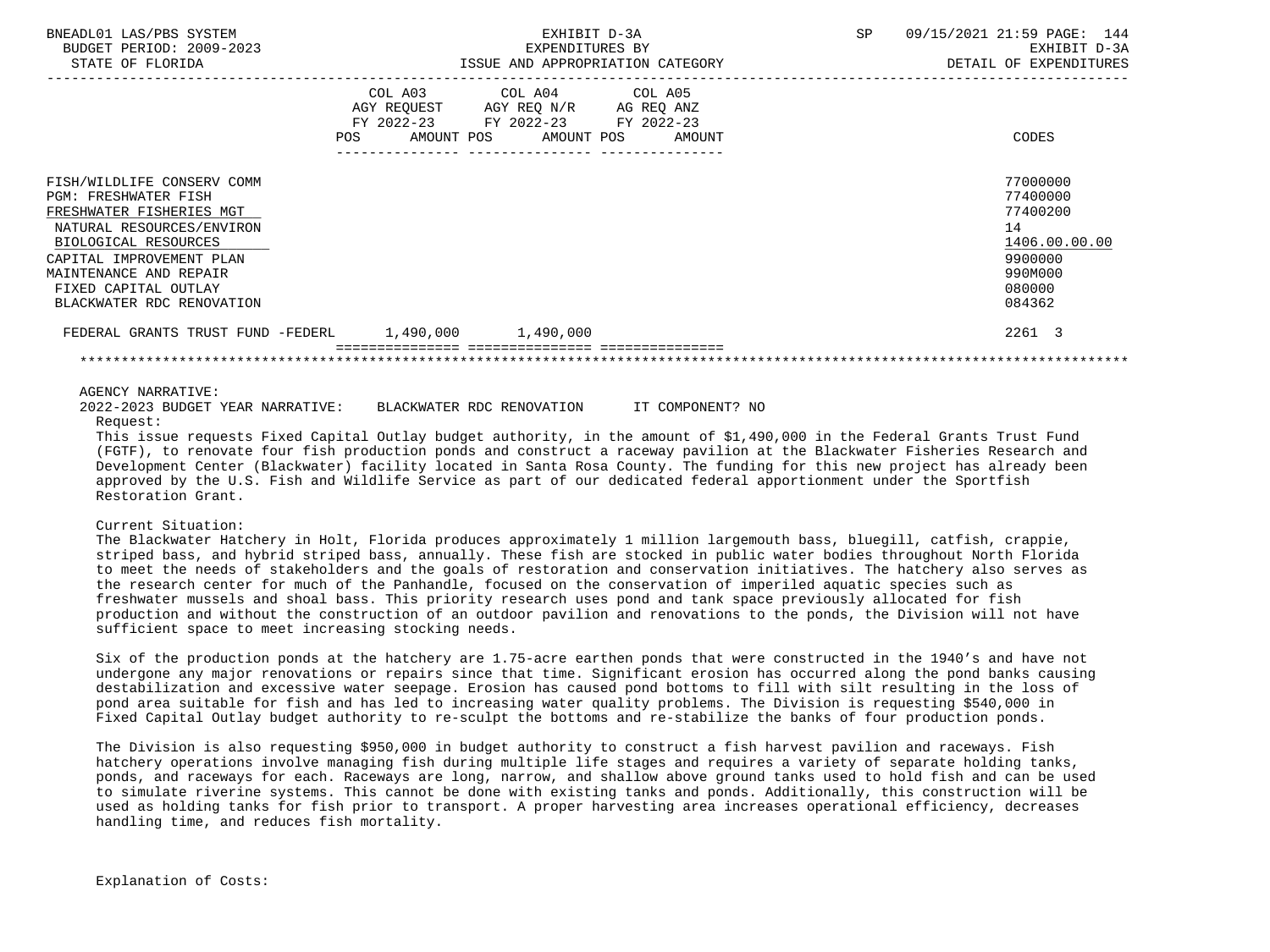| | COL A03 AGY REQUEST FY 2022-23 POS AMOUNT | COL A04 AGY REQ N/R FY 2022-23 POS AMOUNT | COL A05 AG REQ ANZ FY 2022-23 POS AMOUNT | CODES |
|---|---|---|---|---|
| FISH/WILDLIFE CONSERV COMM | | | | 77000000 |
| PGM: FRESHWATER FISH | | | | 77400000 |
| FRESHWATER FISHERIES MGT | | | | 77400200 |
| NATURAL RESOURCES/ENVIRON | | | | 14 |
| BIOLOGICAL RESOURCES | | | | 1406.00.00.00 |
| CAPITAL IMPROVEMENT PLAN | | | | 9900000 |
| MAINTENANCE AND REPAIR | | | | 990M000 |
| FIXED CAPITAL OUTLAY | | | | 080000 |
| BLACKWATER RDC RENOVATION | | | | 084362 |
| FEDERAL GRANTS TRUST FUND -FEDERL | 1,490,000 | 1,490,000 | | 2261 3 |

AGENCY NARRATIVE:

2022-2023 BUDGET YEAR NARRATIVE: BLACKWATER RDC RENOVATION IT COMPONENT? NO

Request:

This issue requests Fixed Capital Outlay budget authority, in the amount of $1,490,000 in the Federal Grants Trust Fund (FGTF), to renovate four fish production ponds and construct a raceway pavilion at the Blackwater Fisheries Research and Development Center (Blackwater) facility located in Santa Rosa County. The funding for this new project has already been approved by the U.S. Fish and Wildlife Service as part of our dedicated federal apportionment under the Sportfish Restoration Grant.

Current Situation:

The Blackwater Hatchery in Holt, Florida produces approximately 1 million largemouth bass, bluegill, catfish, crappie, striped bass, and hybrid striped bass, annually. These fish are stocked in public water bodies throughout North Florida to meet the needs of stakeholders and the goals of restoration and conservation initiatives. The hatchery also serves as the research center for much of the Panhandle, focused on the conservation of imperiled aquatic species such as freshwater mussels and shoal bass. This priority research uses pond and tank space previously allocated for fish production and without the construction of an outdoor pavilion and renovations to the ponds, the Division will not have sufficient space to meet increasing stocking needs.

Six of the production ponds at the hatchery are 1.75-acre earthen ponds that were constructed in the 1940's and have not undergone any major renovations or repairs since that time. Significant erosion has occurred along the pond banks causing destabilization and excessive water seepage. Erosion has caused pond bottoms to fill with silt resulting in the loss of pond area suitable for fish and has led to increasing water quality problems. The Division is requesting $540,000 in Fixed Capital Outlay budget authority to re-sculpt the bottoms and re-stabilize the banks of four production ponds.

The Division is also requesting $950,000 in budget authority to construct a fish harvest pavilion and raceways. Fish hatchery operations involve managing fish during multiple life stages and requires a variety of separate holding tanks, ponds, and raceways for each. Raceways are long, narrow, and shallow above ground tanks used to hold fish and can be used to simulate riverine systems. This cannot be done with existing tanks and ponds. Additionally, this construction will be used as holding tanks for fish prior to transport. A proper harvesting area increases operational efficiency, decreases handling time, and reduces fish mortality.

Explanation of Costs: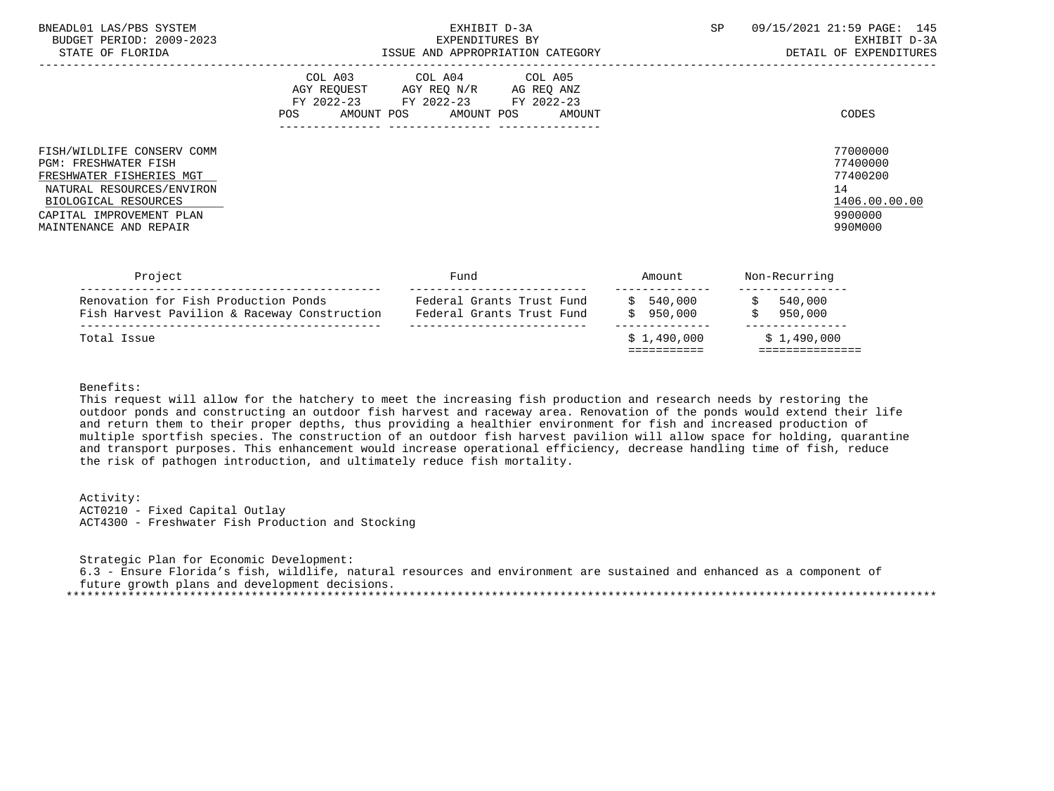| | COL A03 AGY REQUEST FY 2022-23 POS AMOUNT | COL A04 AGY REQ N/R FY 2022-23 POS AMOUNT | COL A05 AG REQ ANZ FY 2022-23 POS AMOUNT | CODES |
|---|---|---|---|---|
| FISH/WILDLIFE CONSERV COMM | | | | 77000000 |
| PGM: FRESHWATER FISH | | | | 77400000 |
| FRESHWATER FISHERIES MGT | | | | 77400200 |
| NATURAL RESOURCES/ENVIRON | | | | 14 |
| BIOLOGICAL RESOURCES | | | | 1406.00.00.00 |
| CAPITAL IMPROVEMENT PLAN | | | | 9900000 |
| MAINTENANCE AND REPAIR | | | | 990M000 |

| Project | Fund | Amount | Non-Recurring |
|---|---|---|---|
| Renovation for Fish Production Ponds | Federal Grants Trust Fund | $ 540,000 | $ 540,000 |
| Fish Harvest Pavilion & Raceway Construction | Federal Grants Trust Fund | $ 950,000 | $ 950,000 |
| Total Issue | | $ 1,490,000 | $ 1,490,000 |

Benefits:
This request will allow for the hatchery to meet the increasing fish production and research needs by restoring the outdoor ponds and constructing an outdoor fish harvest and raceway area. Renovation of the ponds would extend their life and return them to their proper depths, thus providing a healthier environment for fish and increased production of multiple sportfish species. The construction of an outdoor fish harvest pavilion will allow space for holding, quarantine and transport purposes. This enhancement would increase operational efficiency, decrease handling time of fish, reduce the risk of pathogen introduction, and ultimately reduce fish mortality.

Activity:
ACT0210 - Fixed Capital Outlay
ACT4300 - Freshwater Fish Production and Stocking

Strategic Plan for Economic Development:
6.3 - Ensure Florida's fish, wildlife, natural resources and environment are sustained and enhanced as a component of future growth plans and development decisions.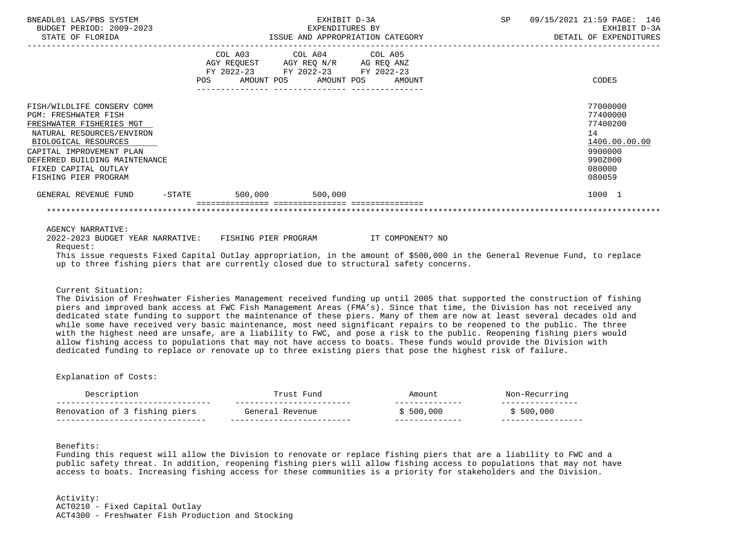| | COL A03 AGY REQUEST FY 2022-23 POS AMOUNT | COL A04 AGY REQ N/R FY 2022-23 POS AMOUNT | COL A05 AG REQ ANZ FY 2022-23 POS AMOUNT | CODES |
|---|---|---|---|---|
| FISH/WILDLIFE CONSERV COMM | | | | 77000000 |
| PGM: FRESHWATER FISH | | | | 77400000 |
| FRESHWATER FISHERIES MGT | | | | 77400200 |
| NATURAL RESOURCES/ENVIRON | | | | 14 |
| BIOLOGICAL RESOURCES | | | | 1406.00.00.00 |
| CAPITAL IMPROVEMENT PLAN | | | | 9900000 |
| DEFERRED BUILDING MAINTENANCE | | | | 990Z000 |
| FIXED CAPITAL OUTLAY | | | | 080000 |
| FISHING PIER PROGRAM | | | | 080059 |
| GENERAL REVENUE FUND -STATE | 500,000 | 500,000 | | 1000 1 |

AGENCY NARRATIVE:

2022-2023 BUDGET YEAR NARRATIVE: FISHING PIER PROGRAM IT COMPONENT? NO

Request:

This issue requests Fixed Capital Outlay appropriation, in the amount of $500,000 in the General Revenue Fund, to replace up to three fishing piers that are currently closed due to structural safety concerns.

Current Situation:

The Division of Freshwater Fisheries Management received funding up until 2005 that supported the construction of fishing piers and improved bank access at FWC Fish Management Areas (FMA's). Since that time, the Division has not received any dedicated state funding to support the maintenance of these piers. Many of them are now at least several decades old and while some have received very basic maintenance, most need significant repairs to be reopened to the public. The three with the highest need are unsafe, are a liability to FWC, and pose a risk to the public. Reopening fishing piers would allow fishing access to populations that may not have access to boats. These funds would provide the Division with dedicated funding to replace or renovate up to three existing piers that pose the highest risk of failure.

Explanation of Costs:

| Description | Trust Fund | Amount | Non-Recurring |
|---|---|---|---|
| Renovation of 3 fishing piers | General Revenue | $ 500,000 | $ 500,000 |

Benefits:

Funding this request will allow the Division to renovate or replace fishing piers that are a liability to FWC and a public safety threat. In addition, reopening fishing piers will allow fishing access to populations that may not have access to boats. Increasing fishing access for these communities is a priority for stakeholders and the Division.

Activity:

ACT0210 - Fixed Capital Outlay

ACT4300 - Freshwater Fish Production and Stocking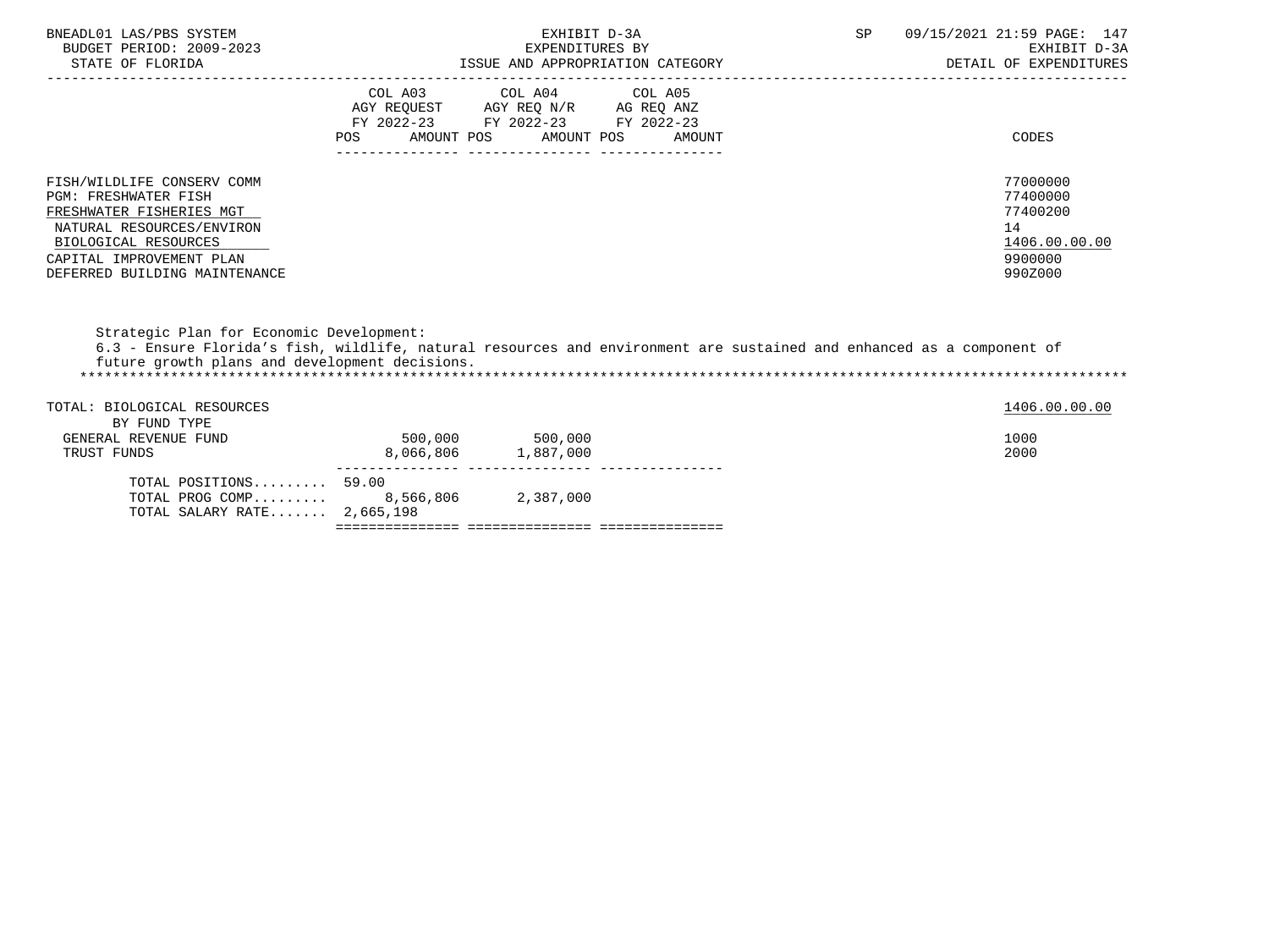| | COL A03 AGY REQUEST FY 2022-23 POS | AMOUNT | COL A04 AGY REQ N/R FY 2022-23 POS | AMOUNT | COL A05 AG REQ ANZ FY 2022-23 POS | AMOUNT | CODES |
|---|---|---|---|---|---|---|---|
| FISH/WILDLIFE CONSERV COMM | | | | | | | 77000000 |
| PGM: FRESHWATER FISH | | | | | | | 77400000 |
| FRESHWATER FISHERIES MGT | | | | | | | 77400200 |
| NATURAL RESOURCES/ENVIRON | | | | | | | 14 |
| BIOLOGICAL RESOURCES | | | | | | | 1406.00.00.00 |
| CAPITAL IMPROVEMENT PLAN | | | | | | | 9900000 |
| DEFERRED BUILDING MAINTENANCE | | | | | | | 990Z000 |

Strategic Plan for Economic Development:
6.3 - Ensure Florida's fish, wildlife, natural resources and environment are sustained and enhanced as a component of future growth plans and development decisions.

| | POS | AMOUNT | POS | AMOUNT | POS | AMOUNT | CODES |
|---|---|---|---|---|---|---|---|
| TOTAL: BIOLOGICAL RESOURCES | | | | | | | 1406.00.00.00 |
| BY FUND TYPE | | | | | | | |
| GENERAL REVENUE FUND | | 500,000 | | 500,000 | | | 1000 |
| TRUST FUNDS | | 8,066,806 | | 1,887,000 | | | 2000 |
| TOTAL POSITIONS......... | 59.00 | | | | | | |
| TOTAL PROG COMP......... | | 8,566,806 | | 2,387,000 | | | |
| TOTAL SALARY RATE....... | | 2,665,198 | | | | | |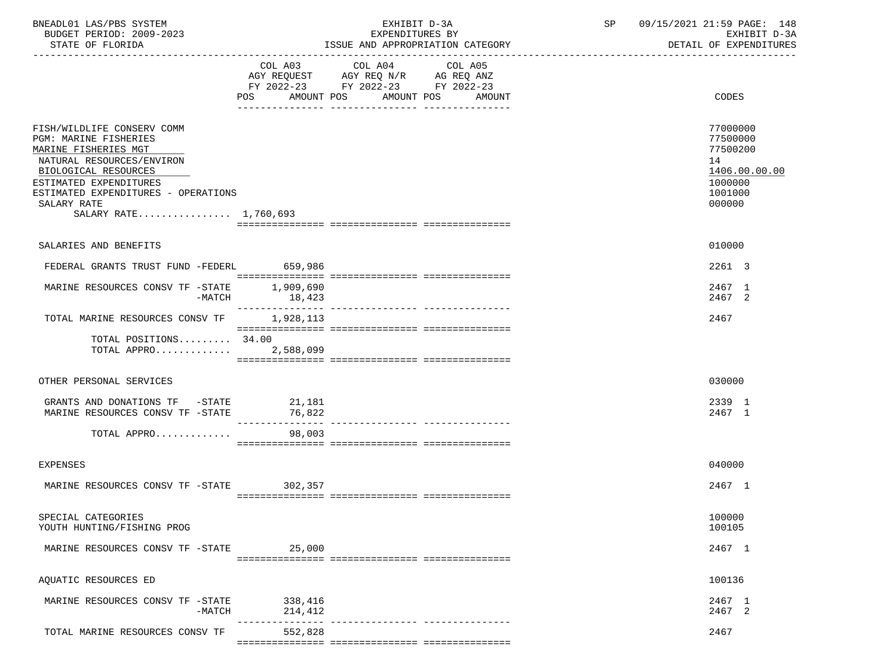BNEADL01 LAS/PBS SYSTEM — EXHIBIT D-3A — EXPENDITURES BY ISSUE AND APPROPRIATION CATEGORY
BUDGET PERIOD: 2009-2023 — STATE OF FLORIDA
SP 09/15/2021 21:59 — EXHIBIT D-3A — DETAIL OF EXPENDITURES

| | COL A03 AGY REQUEST FY 2022-23 POS AMOUNT | COL A04 AGY REQ N/R FY 2022-23 POS AMOUNT | COL A05 AG REQ ANZ FY 2022-23 POS AMOUNT | CODES |
|---|---|---|---|---|
| FISH/WILDLIFE CONSERV COMM | | | | 77000000 |
| PGM: MARINE FISHERIES | | | | 77500000 |
| MARINE FISHERIES MGT | | | | 77500200 |
| NATURAL RESOURCES/ENVIRON | | | | 14 |
| BIOLOGICAL RESOURCES | | | | 1406.00.00.00 |
| ESTIMATED EXPENDITURES | | | | 1000000 |
| ESTIMATED EXPENDITURES - OPERATIONS | | | | 1001000 |
| SALARY RATE | | | | 000000 |
| SALARY RATE................ 1,760,693 | | | | |
| SALARIES AND BENEFITS | | | | 010000 |
| FEDERAL GRANTS TRUST FUND -FEDERL | 659,986 | | | 2261 3 |
| MARINE RESOURCES CONSV TF -STATE | 1,909,690 | | | 2467 1 |
| -MATCH | 18,423 | | | 2467 2 |
| TOTAL MARINE RESOURCES CONSV TF | 1,928,113 | | | 2467 |
| TOTAL POSITIONS......... 34.00 | | | | |
| TOTAL APPRO............. | 2,588,099 | | | |
| OTHER PERSONAL SERVICES | | | | 030000 |
| GRANTS AND DONATIONS TF -STATE | 21,181 | | | 2339 1 |
| MARINE RESOURCES CONSV TF -STATE | 76,822 | | | 2467 1 |
| TOTAL APPRO............. | 98,003 | | | |
| EXPENSES | | | | 040000 |
| MARINE RESOURCES CONSV TF -STATE | 302,357 | | | 2467 1 |
| SPECIAL CATEGORIES | | | | 100000 |
| YOUTH HUNTING/FISHING PROG | | | | 100105 |
| MARINE RESOURCES CONSV TF -STATE | 25,000 | | | 2467 1 |
| AQUATIC RESOURCES ED | | | | 100136 |
| MARINE RESOURCES CONSV TF -STATE | 338,416 | | | 2467 1 |
| -MATCH | 214,412 | | | 2467 2 |
| TOTAL MARINE RESOURCES CONSV TF | 552,828 | | | 2467 |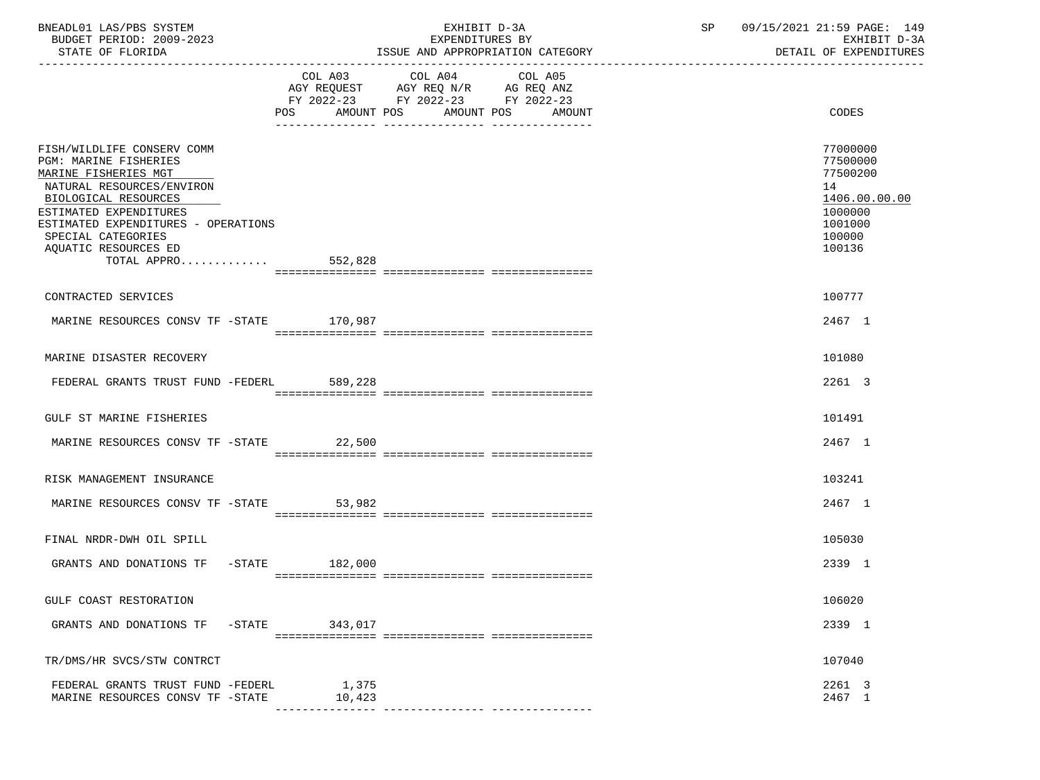BNEADL01 LAS/PBS SYSTEM
BUDGET PERIOD: 2009-2023
STATE OF FLORIDA

EXHIBIT D-3A
EXPENDITURES BY
ISSUE AND APPROPRIATION CATEGORY

SP 09/15/2021 21:59 PAGE: 149
EXHIBIT D-3A
DETAIL OF EXPENDITURES

| | COL A03 AGY REQUEST FY 2022-23 POS AMOUNT | COL A04 AGY REQ N/R FY 2022-23 POS AMOUNT | COL A05 AG REQ ANZ FY 2022-23 POS AMOUNT | CODES |
|---|---|---|---|---|
| FISH/WILDLIFE CONSERV COMM | | | | 77000000 |
| PGM: MARINE FISHERIES | | | | 77500000 |
| MARINE FISHERIES MGT | | | | 77500200 |
| NATURAL RESOURCES/ENVIRON | | | | 14 |
| BIOLOGICAL RESOURCES | | | | 1406.00.00.00 |
| ESTIMATED EXPENDITURES | | | | 1000000 |
| ESTIMATED EXPENDITURES - OPERATIONS | | | | 1001000 |
| SPECIAL CATEGORIES | | | | 100000 |
| AQUATIC RESOURCES ED | | | | 100136 |
| TOTAL APPRO............ | 552,828 | | | |
| CONTRACTED SERVICES | | | | 100777 |
| MARINE RESOURCES CONSV TF -STATE | 170,987 | | | 2467 1 |
| MARINE DISASTER RECOVERY | | | | 101080 |
| FEDERAL GRANTS TRUST FUND -FEDERL | 589,228 | | | 2261 3 |
| GULF ST MARINE FISHERIES | | | | 101491 |
| MARINE RESOURCES CONSV TF -STATE | 22,500 | | | 2467 1 |
| RISK MANAGEMENT INSURANCE | | | | 103241 |
| MARINE RESOURCES CONSV TF -STATE | 53,982 | | | 2467 1 |
| FINAL NRDR-DWH OIL SPILL | | | | 105030 |
| GRANTS AND DONATIONS TF -STATE | 182,000 | | | 2339 1 |
| GULF COAST RESTORATION | | | | 106020 |
| GRANTS AND DONATIONS TF -STATE | 343,017 | | | 2339 1 |
| TR/DMS/HR SVCS/STW CONTRCT | | | | 107040 |
| FEDERAL GRANTS TRUST FUND -FEDERL | 1,375 | | | 2261 3 |
| MARINE RESOURCES CONSV TF -STATE | 10,423 | | | 2467 1 |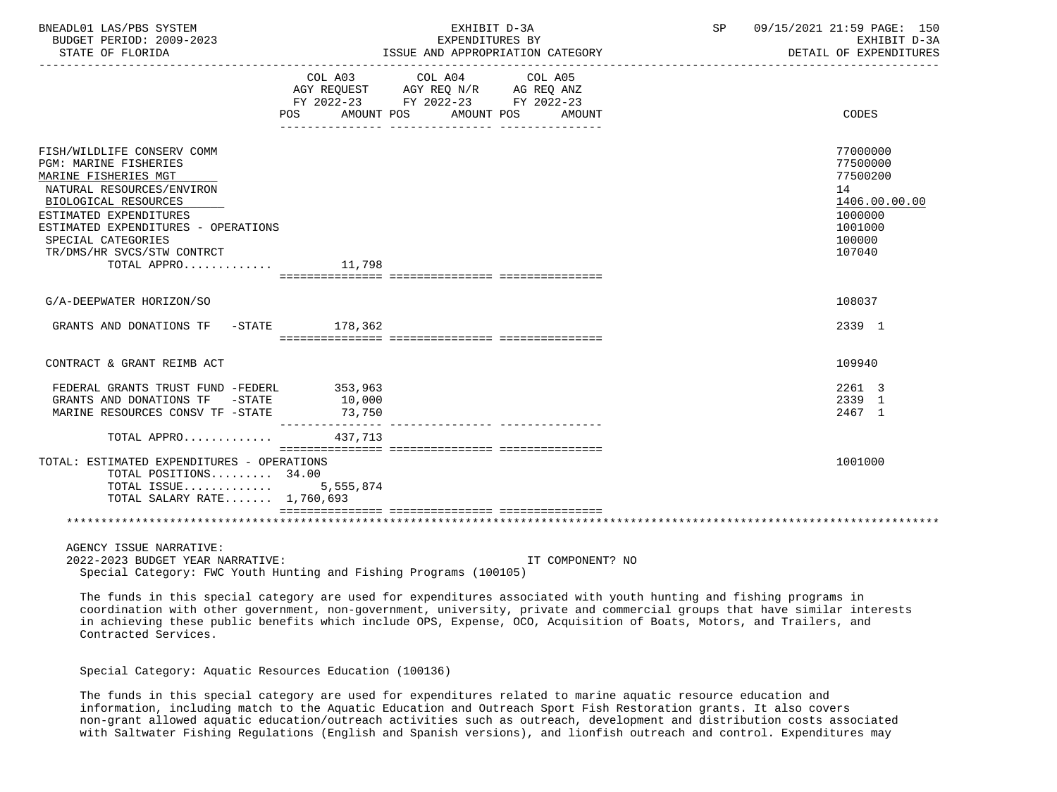| | COL A03 AGY REQUEST FY 2022-23 POS AMOUNT | COL A04 AGY REQ N/R FY 2022-23 POS AMOUNT | COL A05 AG REQ ANZ FY 2022-23 POS AMOUNT | CODES |
|---|---|---|---|---|
| FISH/WILDLIFE CONSERV COMM | | | | 77000000 |
| PGM: MARINE FISHERIES | | | | 77500000 |
| MARINE FISHERIES MGT | | | | 77500200 |
| NATURAL RESOURCES/ENVIRON | | | | 14 |
| BIOLOGICAL RESOURCES | | | | 1406.00.00.00 |
| ESTIMATED EXPENDITURES | | | | 1000000 |
| ESTIMATED EXPENDITURES - OPERATIONS | | | | 1001000 |
| SPECIAL CATEGORIES | | | | 100000 |
| TR/DMS/HR SVCS/STW CONTRCT | | | | 107040 |
| TOTAL APPRO............ | 11,798 | | | |
| G/A-DEEPWATER HORIZON/SO | | | | 108037 |
| GRANTS AND DONATIONS TF -STATE | 178,362 | | | 2339 1 |
| CONTRACT & GRANT REIMB ACT | | | | 109940 |
| FEDERAL GRANTS TRUST FUND -FEDERL | 353,963 | | | 2261 3 |
| GRANTS AND DONATIONS TF -STATE | 10,000 | | | 2339 1 |
| MARINE RESOURCES CONSV TF -STATE | 73,750 | | | 2467 1 |
| TOTAL APPRO............ | 437,713 | | | |
| TOTAL: ESTIMATED EXPENDITURES - OPERATIONS | | | | 1001000 |
| TOTAL POSITIONS......... 34.00 | | | | |
| TOTAL ISSUE............ | 5,555,874 | | | |
| TOTAL SALARY RATE....... 1,760,693 | | | | |

AGENCY ISSUE NARRATIVE:
2022-2023 BUDGET YEAR NARRATIVE: IT COMPONENT? NO

Special Category: FWC Youth Hunting and Fishing Programs (100105)

The funds in this special category are used for expenditures associated with youth hunting and fishing programs in coordination with other government, non-government, university, private and commercial groups that have similar interests in achieving these public benefits which include OPS, Expense, OCO, Acquisition of Boats, Motors, and Trailers, and Contracted Services.

Special Category: Aquatic Resources Education (100136)

The funds in this special category are used for expenditures related to marine aquatic resource education and information, including match to the Aquatic Education and Outreach Sport Fish Restoration grants. It also covers non-grant allowed aquatic education/outreach activities such as outreach, development and distribution costs associated with Saltwater Fishing Regulations (English and Spanish versions), and lionfish outreach and control. Expenditures may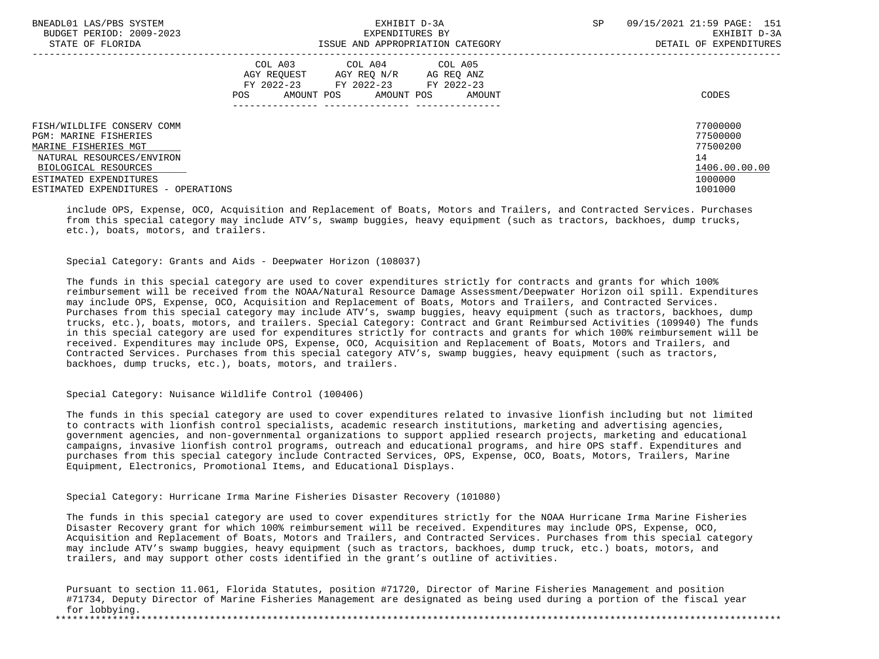| | COL A03 AGY REQUEST FY 2022-23 POS AMOUNT | COL A04 AGY REQ N/R FY 2022-23 POS AMOUNT | COL A05 AG REQ ANZ FY 2022-23 POS AMOUNT | CODES |
|---|---|---|---|---|
| FISH/WILDLIFE CONSERV COMM | | | | 77000000 |
| PGM: MARINE FISHERIES | | | | 77500000 |
| MARINE FISHERIES MGT | | | | 77500200 |
| NATURAL RESOURCES/ENVIRON | | | | 14 |
| BIOLOGICAL RESOURCES | | | | 1406.00.00.00 |
| ESTIMATED EXPENDITURES | | | | 1000000 |
| ESTIMATED EXPENDITURES - OPERATIONS | | | | 1001000 |

include OPS, Expense, OCO, Acquisition and Replacement of Boats, Motors and Trailers, and Contracted Services. Purchases from this special category may include ATV's, swamp buggies, heavy equipment (such as tractors, backhoes, dump trucks, etc.), boats, motors, and trailers.

Special Category: Grants and Aids - Deepwater Horizon (108037)

The funds in this special category are used to cover expenditures strictly for contracts and grants for which 100% reimbursement will be received from the NOAA/Natural Resource Damage Assessment/Deepwater Horizon oil spill. Expenditures may include OPS, Expense, OCO, Acquisition and Replacement of Boats, Motors and Trailers, and Contracted Services. Purchases from this special category may include ATV's, swamp buggies, heavy equipment (such as tractors, backhoes, dump trucks, etc.), boats, motors, and trailers. Special Category: Contract and Grant Reimbursed Activities (109940) The funds in this special category are used for expenditures strictly for contracts and grants for which 100% reimbursement will be received. Expenditures may include OPS, Expense, OCO, Acquisition and Replacement of Boats, Motors and Trailers, and Contracted Services. Purchases from this special category ATV's, swamp buggies, heavy equipment (such as tractors, backhoes, dump trucks, etc.), boats, motors, and trailers.

Special Category: Nuisance Wildlife Control (100406)

The funds in this special category are used to cover expenditures related to invasive lionfish including but not limited to contracts with lionfish control specialists, academic research institutions, marketing and advertising agencies, government agencies, and non-governmental organizations to support applied research projects, marketing and educational campaigns, invasive lionfish control programs, outreach and educational programs, and hire OPS staff. Expenditures and purchases from this special category include Contracted Services, OPS, Expense, OCO, Boats, Motors, Trailers, Marine Equipment, Electronics, Promotional Items, and Educational Displays.

Special Category: Hurricane Irma Marine Fisheries Disaster Recovery (101080)

The funds in this special category are used to cover expenditures strictly for the NOAA Hurricane Irma Marine Fisheries Disaster Recovery grant for which 100% reimbursement will be received. Expenditures may include OPS, Expense, OCO, Acquisition and Replacement of Boats, Motors and Trailers, and Contracted Services. Purchases from this special category may include ATV's swamp buggies, heavy equipment (such as tractors, backhoes, dump truck, etc.) boats, motors, and trailers, and may support other costs identified in the grant's outline of activities.

Pursuant to section 11.061, Florida Statutes, position #71720, Director of Marine Fisheries Management and position #71734, Deputy Director of Marine Fisheries Management are designated as being used during a portion of the fiscal year for lobbying.

*******************************************************************************************************************************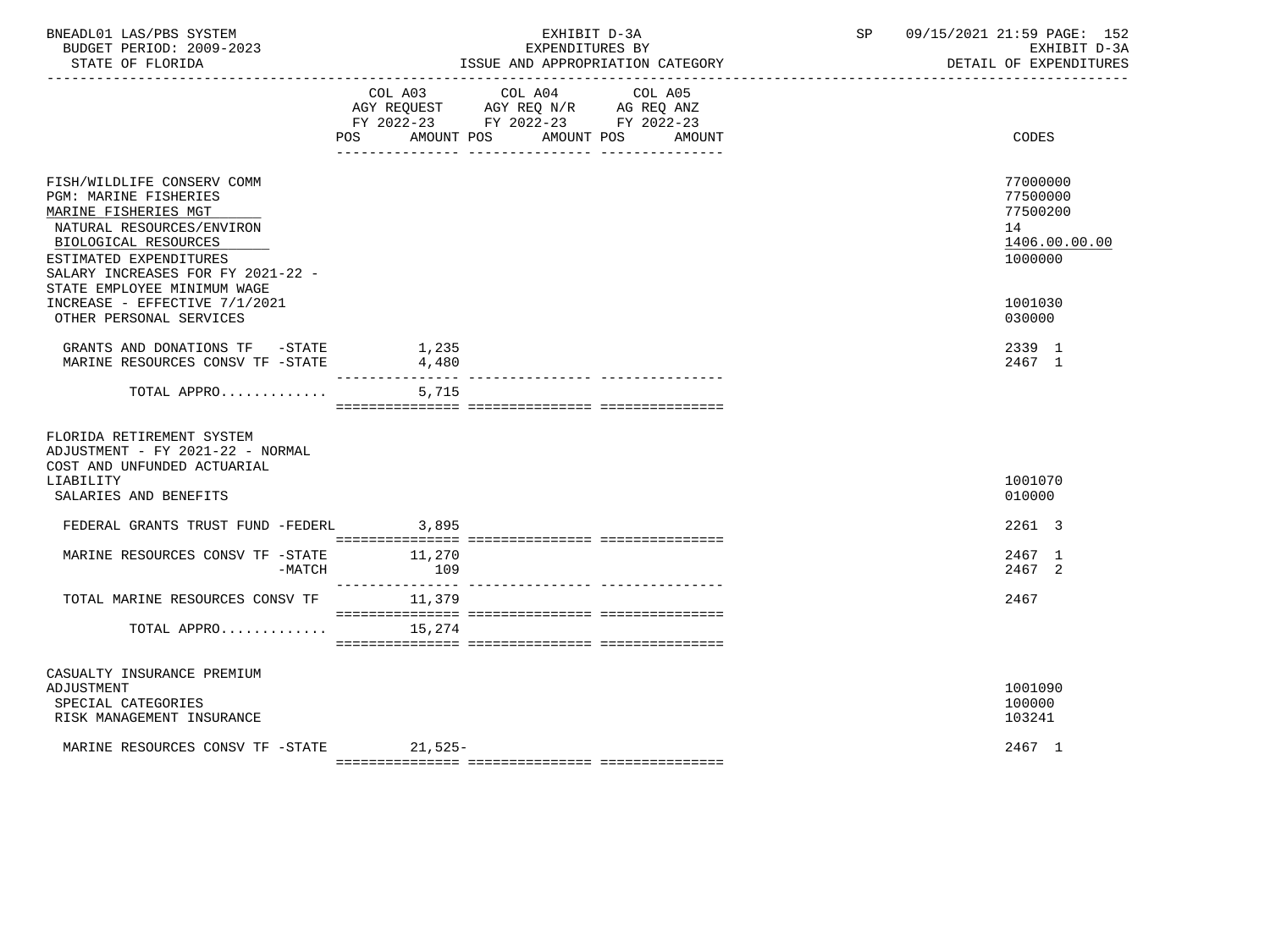BNEADL01 LAS/PBS SYSTEM | EXHIBIT D-3A | SP 09/15/2021 21:59

BUDGET PERIOD: 2009-2023 | EXPENDITURES BY | EXHIBIT D-3A

STATE OF FLORIDA | ISSUE AND APPROPRIATION CATEGORY | DETAIL OF EXPENDITURES

| | COL A03 AGY REQUEST FY 2022-23 POS AMOUNT | COL A04 AGY REQ N/R FY 2022-23 POS AMOUNT | COL A05 AG REQ ANZ FY 2022-23 POS AMOUNT | CODES |
|---|---|---|---|---|
| FISH/WILDLIFE CONSERV COMM | | | | 77000000 |
| PGM: MARINE FISHERIES | | | | 77500000 |
| MARINE FISHERIES MGT | | | | 77500200 |
| NATURAL RESOURCES/ENVIRON | | | | 14 |
| BIOLOGICAL RESOURCES | | | | 1406.00.00.00 |
| ESTIMATED EXPENDITURES | | | | 1000000 |
| SALARY INCREASES FOR FY 2021-22 - STATE EMPLOYEE MINIMUM WAGE INCREASE - EFFECTIVE 7/1/2021 | | | | 1001030 |
| OTHER PERSONAL SERVICES | | | | 030000 |
| GRANTS AND DONATIONS TF -STATE | 1,235 | | | 2339 1 |
| MARINE RESOURCES CONSV TF -STATE | 4,480 | | | 2467 1 |
| TOTAL APPRO............ | 5,715 | | | |
| FLORIDA RETIREMENT SYSTEM ADJUSTMENT - FY 2021-22 - NORMAL COST AND UNFUNDED ACTUARIAL LIABILITY | | | | 1001070 |
| SALARIES AND BENEFITS | | | | 010000 |
| FEDERAL GRANTS TRUST FUND -FEDERL | 3,895 | | | 2261 3 |
| MARINE RESOURCES CONSV TF -STATE | 11,270 | | | 2467 1 |
| -MATCH | 109 | | | 2467 2 |
| TOTAL MARINE RESOURCES CONSV TF | 11,379 | | | 2467 |
| TOTAL APPRO............ | 15,274 | | | |
| CASUALTY INSURANCE PREMIUM ADJUSTMENT | | | | 1001090 |
| SPECIAL CATEGORIES | | | | 100000 |
| RISK MANAGEMENT INSURANCE | | | | 103241 |
| MARINE RESOURCES CONSV TF -STATE | 21,525- | | | 2467 1 |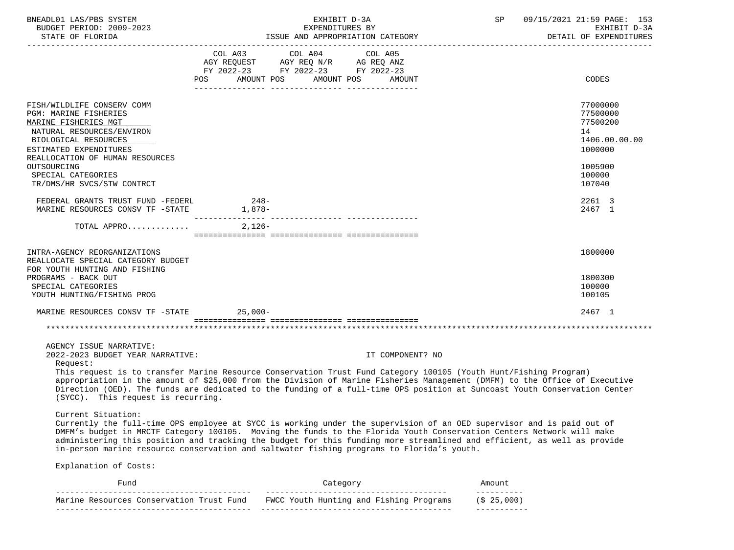| | COL A03 AGY REQUEST FY 2022-23 POS AMOUNT | COL A04 AGY REQ N/R FY 2022-23 POS AMOUNT | COL A05 AG REQ ANZ FY 2022-23 POS AMOUNT | CODES |
|---|---|---|---|---|
| FISH/WILDLIFE CONSERV COMM | | | | 77000000 |
| PGM: MARINE FISHERIES | | | | 77500000 |
| MARINE FISHERIES MGT | | | | 77500200 |
| NATURAL RESOURCES/ENVIRON | | | | 14 |
| BIOLOGICAL RESOURCES | | | | 1406.00.00.00 |
| ESTIMATED EXPENDITURES | | | | 1000000 |
| REALLOCATION OF HUMAN RESOURCES OUTSOURCING | | | | 1005900 |
| SPECIAL CATEGORIES | | | | 100000 |
| TR/DMS/HR SVCS/STW CONTRCT | | | | 107040 |
| FEDERAL GRANTS TRUST FUND -FEDERL | 248- | | | 2261 3 |
| MARINE RESOURCES CONSV TF -STATE | 1,878- | | | 2467 1 |
| TOTAL APPRO............ | 2,126- | | | |
| INTRA-AGENCY REORGANIZATIONS | | | | 1800000 |
| REALLOCATE SPECIAL CATEGORY BUDGET FOR YOUTH HUNTING AND FISHING PROGRAMS - BACK OUT | | | | 1800300 |
| SPECIAL CATEGORIES | | | | 100000 |
| YOUTH HUNTING/FISHING PROG | | | | 100105 |
| MARINE RESOURCES CONSV TF -STATE | 25,000- | | | 2467 1 |

AGENCY ISSUE NARRATIVE:

2022-2023 BUDGET YEAR NARRATIVE: IT COMPONENT? NO

Request:

This request is to transfer Marine Resource Conservation Trust Fund Category 100105 (Youth Hunt/Fishing Program) appropriation in the amount of $25,000 from the Division of Marine Fisheries Management (DMFM) to the Office of Executive Direction (OED). The funds are dedicated to the funding of a full-time OPS position at Suncoast Youth Conservation Center (SYCC). This request is recurring.

Current Situation:

Currently the full-time OPS employee at SYCC is working under the supervision of an OED supervisor and is paid out of DMFM's budget in MRCTF Category 100105. Moving the funds to the Florida Youth Conservation Centers Network will make administering this position and tracking the budget for this funding more streamlined and efficient, as well as provide in-person marine resource conservation and saltwater fishing programs to Florida's youth.

Explanation of Costs:

| Fund | Category | Amount |
|---|---|---|
| Marine Resources Conservation Trust Fund | FWCC Youth Hunting and Fishing Programs | ($ 25,000) |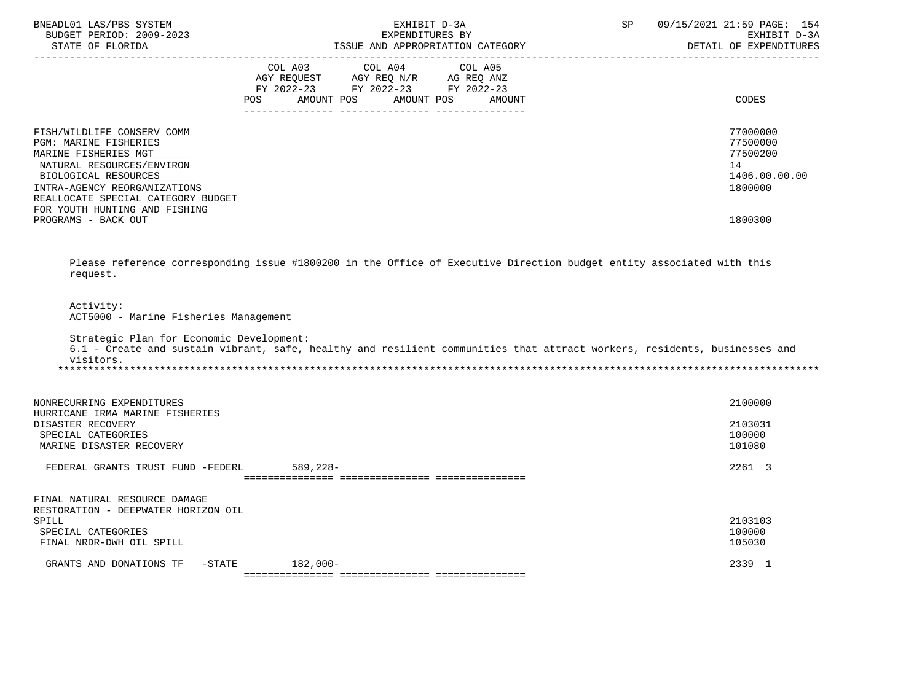| | COL A03 AGY REQUEST FY 2022-23 POS AMOUNT | COL A04 AGY REQ N/R FY 2022-23 POS AMOUNT | COL A05 AG REQ ANZ FY 2022-23 POS AMOUNT | CODES |
|---|---|---|---|---|
| FISH/WILDLIFE CONSERV COMM | | | | 77000000 |
| PGM: MARINE FISHERIES | | | | 77500000 |
| MARINE FISHERIES MGT | | | | 77500200 |
| NATURAL RESOURCES/ENVIRON | | | | 14 |
| BIOLOGICAL RESOURCES | | | | 1406.00.00.00 |
| INTRA-AGENCY REORGANIZATIONS | | | | 1800000 |
| REALLOCATE SPECIAL CATEGORY BUDGET FOR YOUTH HUNTING AND FISHING PROGRAMS - BACK OUT | | | | 1800300 |

Please reference corresponding issue #1800200 in the Office of Executive Direction budget entity associated with this request.

Activity:
ACT5000 - Marine Fisheries Management

Strategic Plan for Economic Development:
6.1 - Create and sustain vibrant, safe, healthy and resilient communities that attract workers, residents, businesses and visitors.

*******************************************************************************************************************************

| | COL A03 | COL A04 | COL A05 | CODES |
|---|---|---|---|---|
| NONRECURRING EXPENDITURES | | | | 2100000 |
| HURRICANE IRMA MARINE FISHERIES DISASTER RECOVERY | | | | 2103031 |
| SPECIAL CATEGORIES | | | | 100000 |
| MARINE DISASTER RECOVERY | | | | 101080 |
| FEDERAL GRANTS TRUST FUND -FEDERL | 589,228- | | | 2261 3 |
| FINAL NATURAL RESOURCE DAMAGE RESTORATION - DEEPWATER HORIZON OIL SPILL | | | | 2103103 |
| SPECIAL CATEGORIES | | | | 100000 |
| FINAL NRDR-DWH OIL SPILL | | | | 105030 |
| GRANTS AND DONATIONS TF -STATE | 182,000- | | | 2339 1 |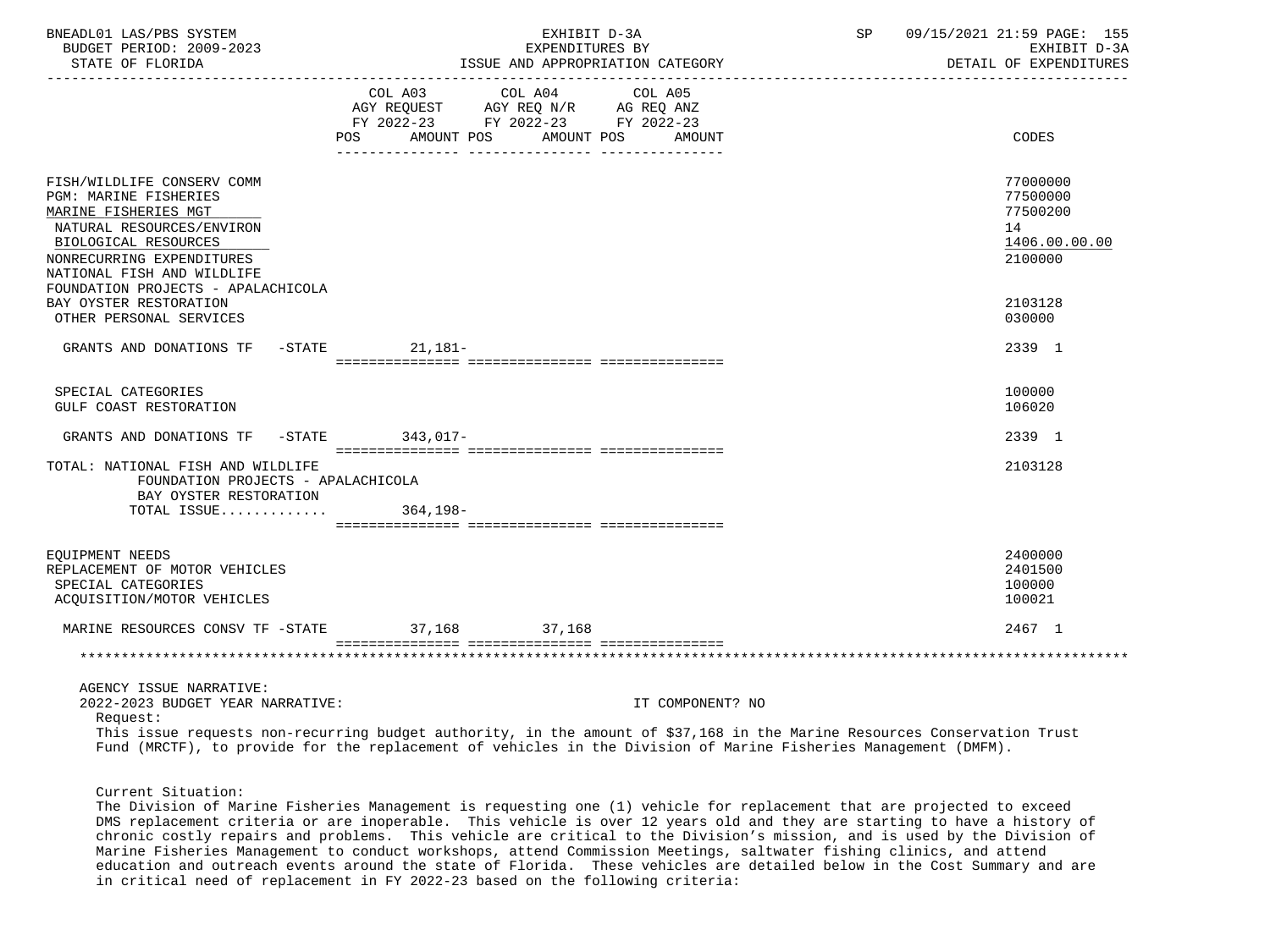| | COL A03 AGY REQUEST FY 2022-23 POS AMOUNT | COL A04 AGY REQ N/R FY 2022-23 POS AMOUNT | COL A05 AG REQ ANZ FY 2022-23 POS AMOUNT | CODES |
|---|---|---|---|---|
| FISH/WILDLIFE CONSERV COMM | | | | 77000000 |
| PGM: MARINE FISHERIES | | | | 77500000 |
| MARINE FISHERIES MGT | | | | 77500200 |
| NATURAL RESOURCES/ENVIRON | | | | 14 |
| BIOLOGICAL RESOURCES | | | | 1406.00.00.00 |
| NONRECURRING EXPENDITURES | | | | 2100000 |
| NATIONAL FISH AND WILDLIFE FOUNDATION PROJECTS - APALACHICOLA BAY OYSTER RESTORATION | | | | 2103128 |
| OTHER PERSONAL SERVICES | | | | 030000 |
| GRANTS AND DONATIONS TF -STATE | 21,181- | | | 2339 1 |
| SPECIAL CATEGORIES | | | | 100000 |
| GULF COAST RESTORATION | | | | 106020 |
| GRANTS AND DONATIONS TF -STATE | 343,017- | | | 2339 1 |
| TOTAL: NATIONAL FISH AND WILDLIFE FOUNDATION PROJECTS - APALACHICOLA BAY OYSTER RESTORATION | | | | 2103128 |
| TOTAL ISSUE............. | 364,198- | | | |
| EQUIPMENT NEEDS | | | | 2400000 |
| REPLACEMENT OF MOTOR VEHICLES | | | | 2401500 |
| SPECIAL CATEGORIES | | | | 100000 |
| ACQUISITION/MOTOR VEHICLES | | | | 100021 |
| MARINE RESOURCES CONSV TF -STATE | 37,168 | 37,168 | | 2467 1 |

AGENCY ISSUE NARRATIVE:

2022-2023 BUDGET YEAR NARRATIVE: IT COMPONENT? NO

Request:

This issue requests non-recurring budget authority, in the amount of $37,168 in the Marine Resources Conservation Trust Fund (MRCTF), to provide for the replacement of vehicles in the Division of Marine Fisheries Management (DMFM).

Current Situation:

The Division of Marine Fisheries Management is requesting one (1) vehicle for replacement that are projected to exceed DMS replacement criteria or are inoperable. This vehicle is over 12 years old and they are starting to have a history of chronic costly repairs and problems. This vehicle are critical to the Division's mission, and is used by the Division of Marine Fisheries Management to conduct workshops, attend Commission Meetings, saltwater fishing clinics, and attend education and outreach events around the state of Florida. These vehicles are detailed below in the Cost Summary and are in critical need of replacement in FY 2022-23 based on the following criteria: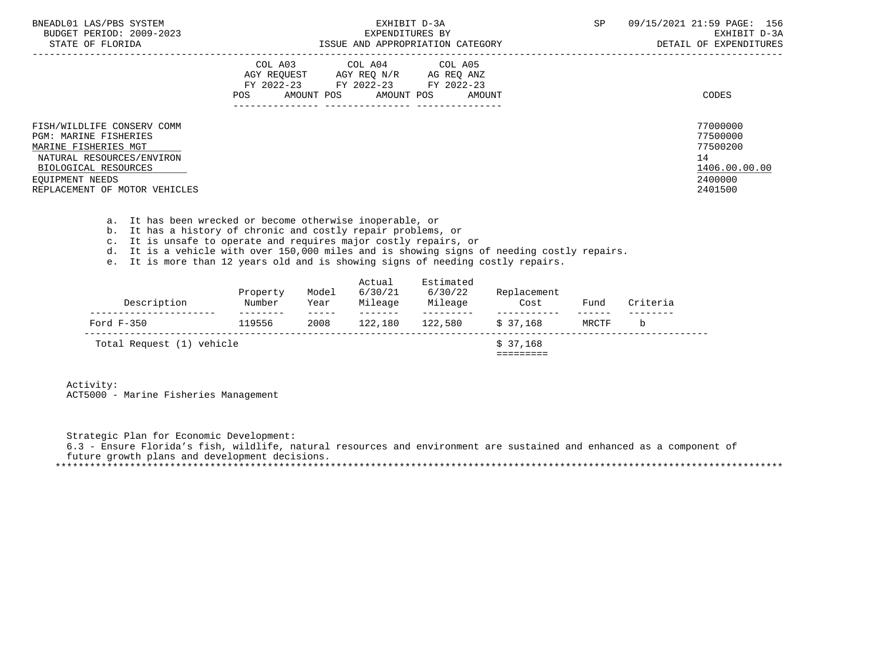| | COL A03 AGY REQUEST FY 2022-23 POS AMOUNT | COL A04 AGY REQ N/R FY 2022-23 POS AMOUNT | COL A05 AG REQ ANZ FY 2022-23 POS AMOUNT | CODES |
|---|---|---|---|---|
| FISH/WILDLIFE CONSERV COMM | | | | 77000000 |
| PGM: MARINE FISHERIES | | | | 77500000 |
| MARINE FISHERIES MGT | | | | 77500200 |
| NATURAL RESOURCES/ENVIRON | | | | 14 |
| BIOLOGICAL RESOURCES | | | | 1406.00.00.00 |
| EQUIPMENT NEEDS | | | | 2400000 |
| REPLACEMENT OF MOTOR VEHICLES | | | | 2401500 |

a. It has been wrecked or become otherwise inoperable, or
b. It has a history of chronic and costly repair problems, or
c. It is unsafe to operate and requires major costly repairs, or
d. It is a vehicle with over 150,000 miles and is showing signs of needing costly repairs.
e. It is more than 12 years old and is showing signs of needing costly repairs.

| Description | Property Number | Model Year | Actual 6/30/21 Mileage | Estimated 6/30/22 Mileage | Replacement Cost | Fund | Criteria |
|---|---|---|---|---|---|---|---|
| Ford F-350 | 119556 | 2008 | 122,180 | 122,580 | $ 37,168 | MRCTF | b |
| Total Request (1) vehicle | | | | | $ 37,168 | | |

Activity:
ACT5000 - Marine Fisheries Management

Strategic Plan for Economic Development:
6.3 - Ensure Florida's fish, wildlife, natural resources and environment are sustained and enhanced as a component of future growth plans and development decisions.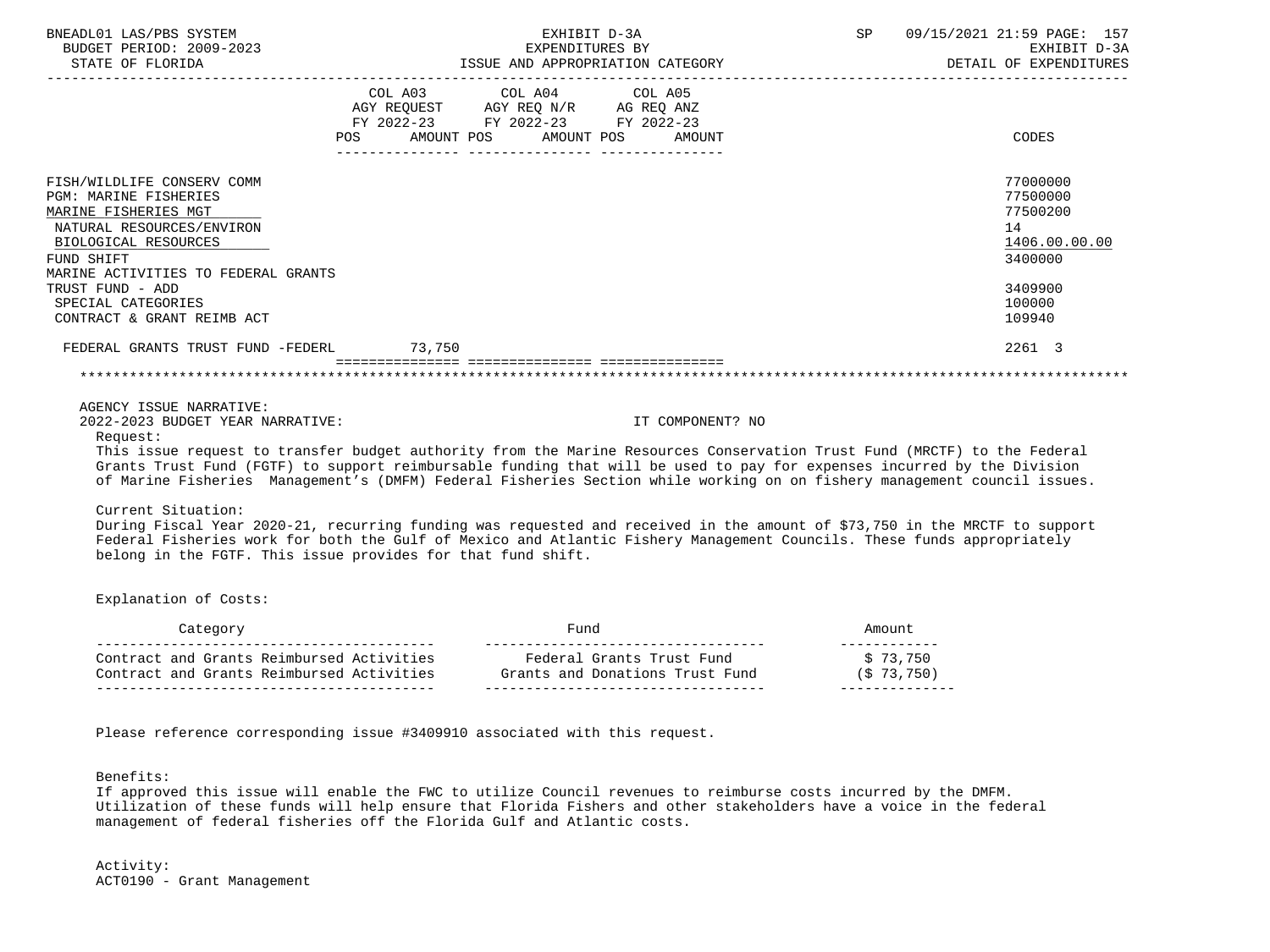| | COL A03 AGY REQUEST FY 2022-23 POS AMOUNT | COL A04 AGY REQ N/R FY 2022-23 POS AMOUNT | COL A05 AG REQ ANZ FY 2022-23 POS AMOUNT | CODES |
|---|---|---|---|---|
| FISH/WILDLIFE CONSERV COMM | | | | 77000000 |
| PGM: MARINE FISHERIES | | | | 77500000 |
| MARINE FISHERIES MGT | | | | 77500200 |
| NATURAL RESOURCES/ENVIRON | | | | 14 |
| BIOLOGICAL RESOURCES | | | | 1406.00.00.00 |
| FUND SHIFT | | | | 3400000 |
| MARINE ACTIVITIES TO FEDERAL GRANTS TRUST FUND - ADD | | | | 3409900 |
| SPECIAL CATEGORIES | | | | 100000 |
| CONTRACT & GRANT REIMB ACT | | | | 109940 |
| FEDERAL GRANTS TRUST FUND -FEDERL | 73,750 | | | 2261 3 |

AGENCY ISSUE NARRATIVE:

2022-2023 BUDGET YEAR NARRATIVE: IT COMPONENT? NO

Request:

This issue request to transfer budget authority from the Marine Resources Conservation Trust Fund (MRCTF) to the Federal Grants Trust Fund (FGTF) to support reimbursable funding that will be used to pay for expenses incurred by the Division of Marine Fisheries Management's (DMFM) Federal Fisheries Section while working on on fishery management council issues.

Current Situation:

During Fiscal Year 2020-21, recurring funding was requested and received in the amount of $73,750 in the MRCTF to support Federal Fisheries work for both the Gulf of Mexico and Atlantic Fishery Management Councils. These funds appropriately belong in the FGTF. This issue provides for that fund shift.

Explanation of Costs:

| Category | Fund | Amount |
|---|---|---|
| Contract and Grants Reimbursed Activities | Federal Grants Trust Fund | $ 73,750 |
| Contract and Grants Reimbursed Activities | Grants and Donations Trust Fund | ($ 73,750) |

Please reference corresponding issue #3409910 associated with this request.

Benefits:

If approved this issue will enable the FWC to utilize Council revenues to reimburse costs incurred by the DMFM. Utilization of these funds will help ensure that Florida Fishers and other stakeholders have a voice in the federal management of federal fisheries off the Florida Gulf and Atlantic costs.

Activity:

ACT0190 - Grant Management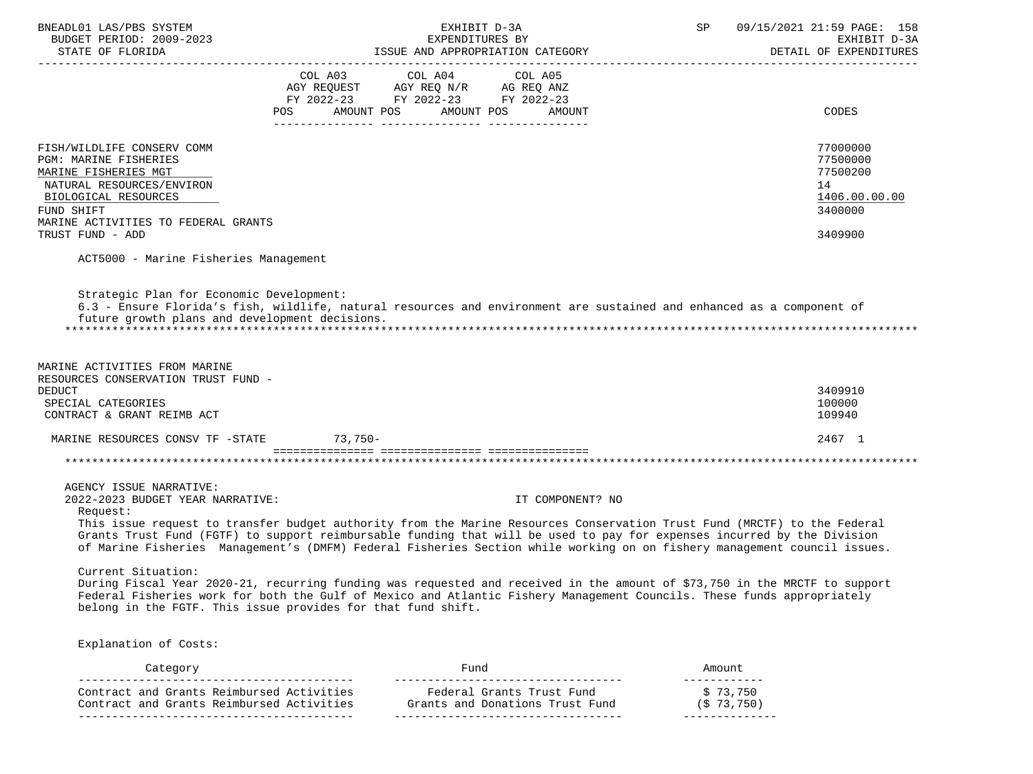| | COL A03 AGY REQUEST FY 2022-23 POS AMOUNT | COL A04 AGY REQ N/R FY 2022-23 POS AMOUNT | COL A05 AG REQ ANZ FY 2022-23 POS AMOUNT | CODES |
|---|---|---|---|---|
| FISH/WILDLIFE CONSERV COMM | | | | 77000000 |
| PGM: MARINE FISHERIES | | | | 77500000 |
| MARINE FISHERIES MGT | | | | 77500200 |
| NATURAL RESOURCES/ENVIRON | | | | 14 |
| BIOLOGICAL RESOURCES | | | | 1406.00.00.00 |
| FUND SHIFT | | | | 3400000 |
| MARINE ACTIVITIES TO FEDERAL GRANTS TRUST FUND - ADD | | | | 3409900 |

ACT5000 - Marine Fisheries Management

Strategic Plan for Economic Development:
6.3 - Ensure Florida's fish, wildlife, natural resources and environment are sustained and enhanced as a component of future growth plans and development decisions.

| | COL A03 | COL A04 | COL A05 | CODES |
|---|---|---|---|---|
| MARINE ACTIVITIES FROM MARINE RESOURCES CONSERVATION TRUST FUND - DEDUCT | | | | 3409910 |
| SPECIAL CATEGORIES | | | | 100000 |
| CONTRACT & GRANT REIMB ACT | | | | 109940 |
| MARINE RESOURCES CONSV TF -STATE | 73,750- | | | 2467 1 |

AGENCY ISSUE NARRATIVE:
2022-2023 BUDGET YEAR NARRATIVE: IT COMPONENT? NO

Request:
This issue request to transfer budget authority from the Marine Resources Conservation Trust Fund (MRCTF) to the Federal Grants Trust Fund (FGTF) to support reimbursable funding that will be used to pay for expenses incurred by the Division of Marine Fisheries Management's (DMFM) Federal Fisheries Section while working on on fishery management council issues.

Current Situation:
During Fiscal Year 2020-21, recurring funding was requested and received in the amount of $73,750 in the MRCTF to support Federal Fisheries work for both the Gulf of Mexico and Atlantic Fishery Management Councils. These funds appropriately belong in the FGTF. This issue provides for that fund shift.

Explanation of Costs:

| Category | Fund | Amount |
|---|---|---|
| Contract and Grants Reimbursed Activities | Federal Grants Trust Fund | $ 73,750 |
| Contract and Grants Reimbursed Activities | Grants and Donations Trust Fund | ($ 73,750) |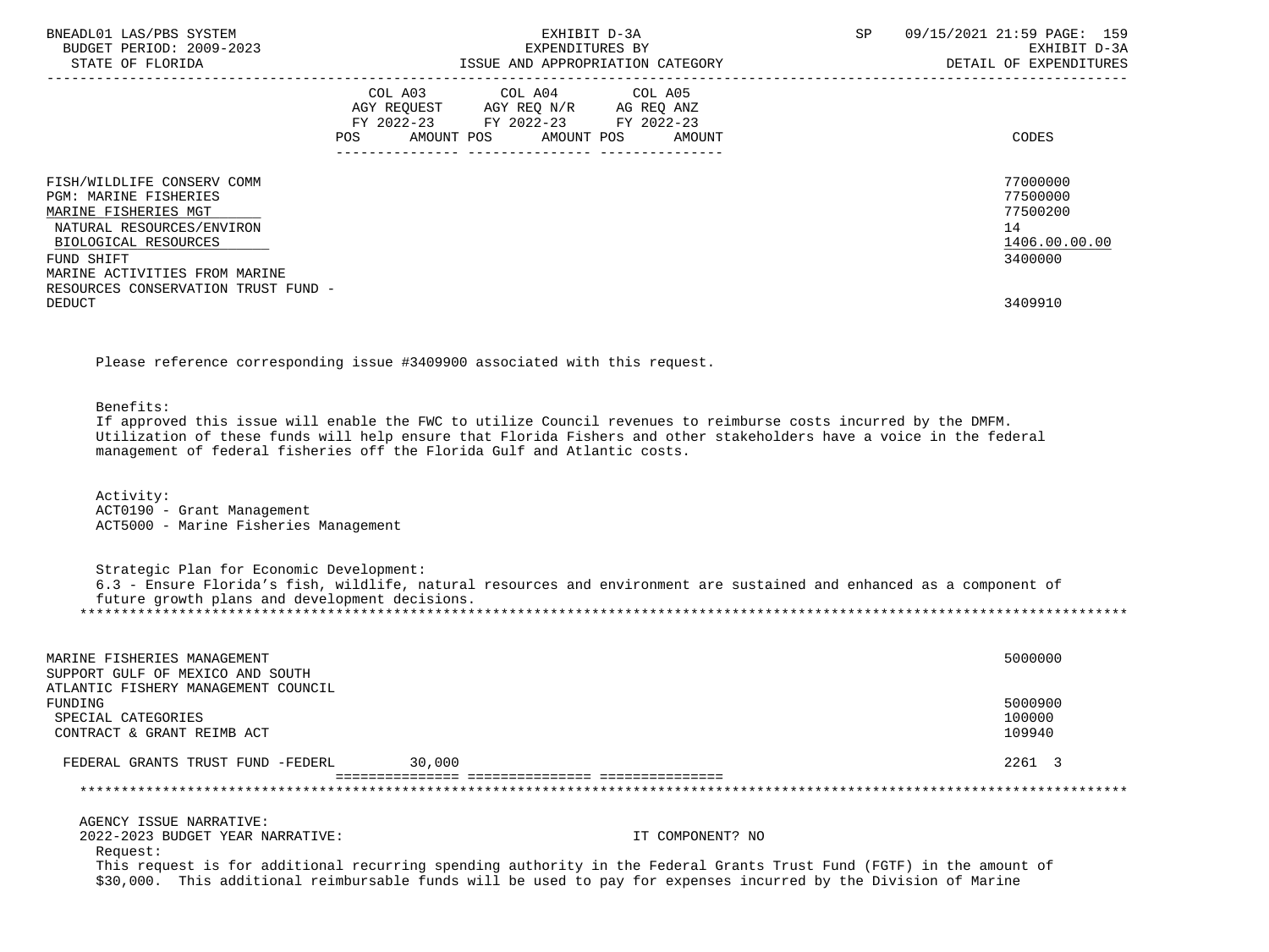| | COL A03 AGY REQUEST FY 2022-23 POS AMOUNT | COL A04 AGY REQ N/R FY 2022-23 POS AMOUNT | COL A05 AG REQ ANZ FY 2022-23 POS AMOUNT | CODES |
|---|---|---|---|---|
| FISH/WILDLIFE CONSERV COMM | | | | 77000000 |
| PGM: MARINE FISHERIES | | | | 77500000 |
| MARINE FISHERIES MGT | | | | 77500200 |
| NATURAL RESOURCES/ENVIRON | | | | 14 |
| BIOLOGICAL RESOURCES | | | | 1406.00.00.00 |
| FUND SHIFT | | | | 3400000 |
| MARINE ACTIVITIES FROM MARINE RESOURCES CONSERVATION TRUST FUND - DEDUCT | | | | 3409910 |

Please reference corresponding issue #3409900 associated with this request.

Benefits:
If approved this issue will enable the FWC to utilize Council revenues to reimburse costs incurred by the DMFM. Utilization of these funds will help ensure that Florida Fishers and other stakeholders have a voice in the federal management of federal fisheries off the Florida Gulf and Atlantic costs.

Activity:
ACT0190 - Grant Management
ACT5000 - Marine Fisheries Management

Strategic Plan for Economic Development:
6.3 - Ensure Florida's fish, wildlife, natural resources and environment are sustained and enhanced as a component of future growth plans and development decisions.

*******************************************************************************************************************

| | COL A03 | COL A04 | COL A05 | CODES |
|---|---|---|---|---|
| MARINE FISHERIES MANAGEMENT | | | | 5000000 |
| SUPPORT GULF OF MEXICO AND SOUTH ATLANTIC FISHERY MANAGEMENT COUNCIL FUNDING | | | | 5000900 |
| SPECIAL CATEGORIES | | | | 100000 |
| CONTRACT & GRANT REIMB ACT | | | | 109940 |
| FEDERAL GRANTS TRUST FUND -FEDERL | 30,000 | | | 2261 3 |

*******************************************************************************************************************

AGENCY ISSUE NARRATIVE:
2022-2023 BUDGET YEAR NARRATIVE: IT COMPONENT? NO

Request:
This request is for additional recurring spending authority in the Federal Grants Trust Fund (FGTF) in the amount of $30,000. This additional reimbursable funds will be used to pay for expenses incurred by the Division of Marine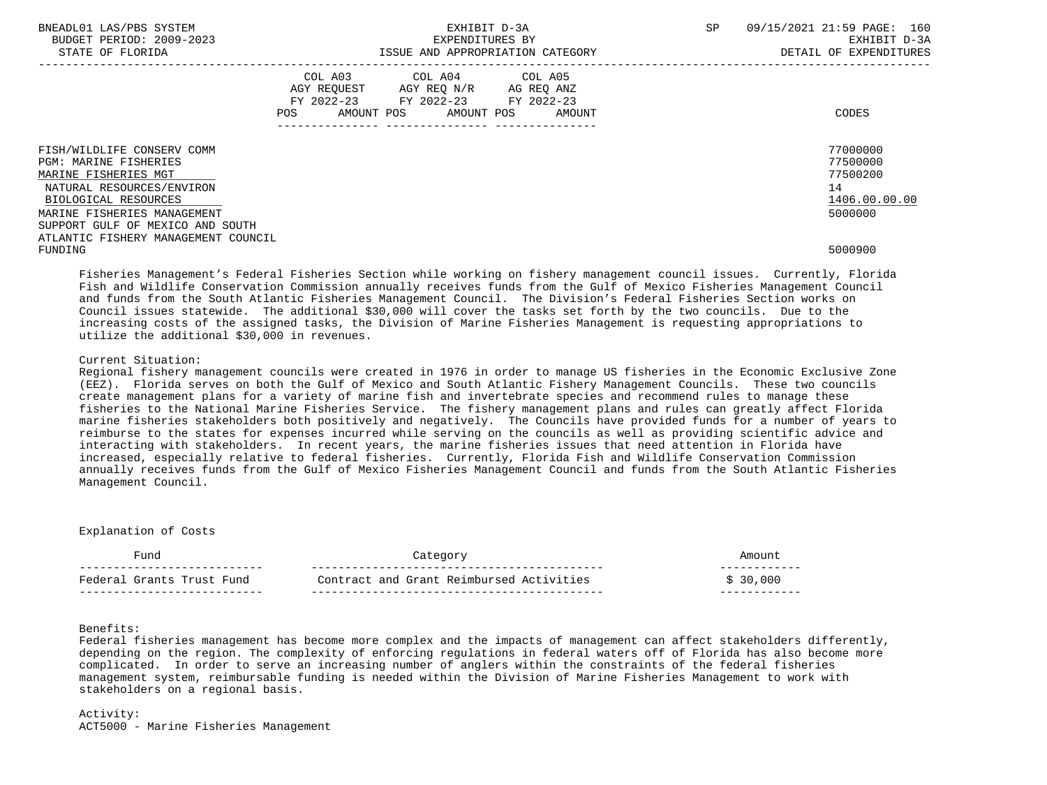| | COL A03 AGY REQUEST FY 2022-23 POS AMOUNT | COL A04 AGY REQ N/R FY 2022-23 POS AMOUNT | COL A05 AG REQ ANZ FY 2022-23 POS AMOUNT | CODES |
|---|---|---|---|---|
| FISH/WILDLIFE CONSERV COMM | | | | 77000000 |
| PGM: MARINE FISHERIES | | | | 77500000 |
| MARINE FISHERIES MGT | | | | 77500200 |
| NATURAL RESOURCES/ENVIRON | | | | 14 |
| BIOLOGICAL RESOURCES | | | | 1406.00.00.00 |
| MARINE FISHERIES MANAGEMENT | | | | 5000000 |
| SUPPORT GULF OF MEXICO AND SOUTH ATLANTIC FISHERY MANAGEMENT COUNCIL FUNDING | | | | 5000900 |

Fisheries Management's Federal Fisheries Section while working on fishery management council issues. Currently, Florida Fish and Wildlife Conservation Commission annually receives funds from the Gulf of Mexico Fisheries Management Council and funds from the South Atlantic Fisheries Management Council. The Division's Federal Fisheries Section works on Council issues statewide. The additional $30,000 will cover the tasks set forth by the two councils. Due to the increasing costs of the assigned tasks, the Division of Marine Fisheries Management is requesting appropriations to utilize the additional $30,000 in revenues.

Current Situation:
Regional fishery management councils were created in 1976 in order to manage US fisheries in the Economic Exclusive Zone (EEZ). Florida serves on both the Gulf of Mexico and South Atlantic Fishery Management Councils. These two councils create management plans for a variety of marine fish and invertebrate species and recommend rules to manage these fisheries to the National Marine Fisheries Service. The fishery management plans and rules can greatly affect Florida marine fisheries stakeholders both positively and negatively. The Councils have provided funds for a number of years to reimburse to the states for expenses incurred while serving on the councils as well as providing scientific advice and interacting with stakeholders. In recent years, the marine fisheries issues that need attention in Florida have increased, especially relative to federal fisheries. Currently, Florida Fish and Wildlife Conservation Commission annually receives funds from the Gulf of Mexico Fisheries Management Council and funds from the South Atlantic Fisheries Management Council.

Explanation of Costs

| Fund | Category | Amount |
|---|---|---|
| Federal Grants Trust Fund | Contract and Grant Reimbursed Activities | $ 30,000 |

Benefits:
Federal fisheries management has become more complex and the impacts of management can affect stakeholders differently, depending on the region. The complexity of enforcing regulations in federal waters off of Florida has also become more complicated. In order to serve an increasing number of anglers within the constraints of the federal fisheries management system, reimbursable funding is needed within the Division of Marine Fisheries Management to work with stakeholders on a regional basis.

Activity:
ACT5000 - Marine Fisheries Management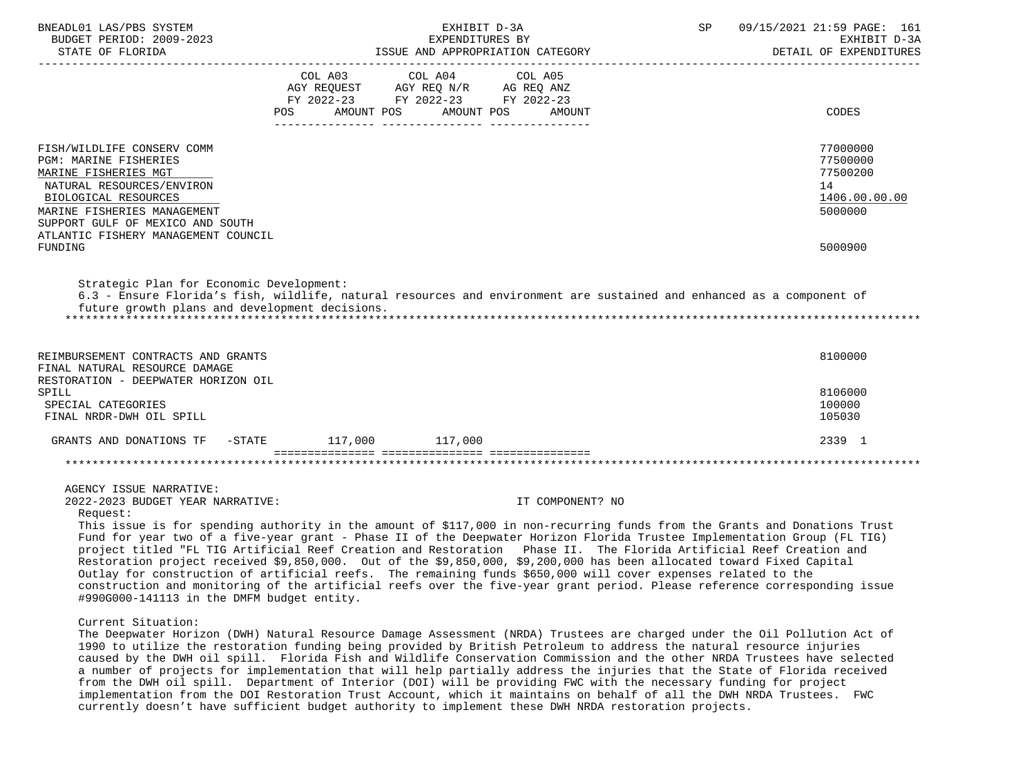| | COL A03 AGY REQUEST FY 2022-23 POS AMOUNT | COL A04 AGY REQ N/R FY 2022-23 POS AMOUNT | COL A05 AG REQ ANZ FY 2022-23 POS AMOUNT | CODES |
|---|---|---|---|---|
| FISH/WILDLIFE CONSERV COMM | | | | 77000000 |
| PGM: MARINE FISHERIES | | | | 77500000 |
| MARINE FISHERIES MGT | | | | 77500200 |
| NATURAL RESOURCES/ENVIRON | | | | 14 |
| BIOLOGICAL RESOURCES | | | | 1406.00.00.00 |
| MARINE FISHERIES MANAGEMENT | | | | 5000000 |
| SUPPORT GULF OF MEXICO AND SOUTH ATLANTIC FISHERY MANAGEMENT COUNCIL FUNDING | | | | 5000900 |

Strategic Plan for Economic Development:
6.3 - Ensure Florida's fish, wildlife, natural resources and environment are sustained and enhanced as a component of future growth plans and development decisions.

| | COL A03 | COL A04 | COL A05 | CODES |
|---|---|---|---|---|
| REIMBURSEMENT CONTRACTS AND GRANTS | | | | 8100000 |
| FINAL NATURAL RESOURCE DAMAGE RESTORATION - DEEPWATER HORIZON OIL SPILL | | | | 8106000 |
| SPECIAL CATEGORIES | | | | 100000 |
| FINAL NRDR-DWH OIL SPILL | | | | 105030 |
| GRANTS AND DONATIONS TF -STATE | 117,000 | 117,000 | | 2339 1 |

AGENCY ISSUE NARRATIVE:
2022-2023 BUDGET YEAR NARRATIVE: IT COMPONENT? NO

Request:
This issue is for spending authority in the amount of $117,000 in non-recurring funds from the Grants and Donations Trust Fund for year two of a five-year grant - Phase II of the Deepwater Horizon Florida Trustee Implementation Group (FL TIG) project titled "FL TIG Artificial Reef Creation and Restoration Phase II. The Florida Artificial Reef Creation and Restoration project received $9,850,000. Out of the $9,850,000, $9,200,000 has been allocated toward Fixed Capital Outlay for construction of artificial reefs. The remaining funds $650,000 will cover expenses related to the construction and monitoring of the artificial reefs over the five-year grant period. Please reference corresponding issue #990G000-141113 in the DMFM budget entity.

Current Situation:
The Deepwater Horizon (DWH) Natural Resource Damage Assessment (NRDA) Trustees are charged under the Oil Pollution Act of 1990 to utilize the restoration funding being provided by British Petroleum to address the natural resource injuries caused by the DWH oil spill. Florida Fish and Wildlife Conservation Commission and the other NRDA Trustees have selected a number of projects for implementation that will help partially address the injuries that the State of Florida received from the DWH oil spill. Department of Interior (DOI) will be providing FWC with the necessary funding for project implementation from the DOI Restoration Trust Account, which it maintains on behalf of all the DWH NRDA Trustees. FWC currently doesn't have sufficient budget authority to implement these DWH NRDA restoration projects.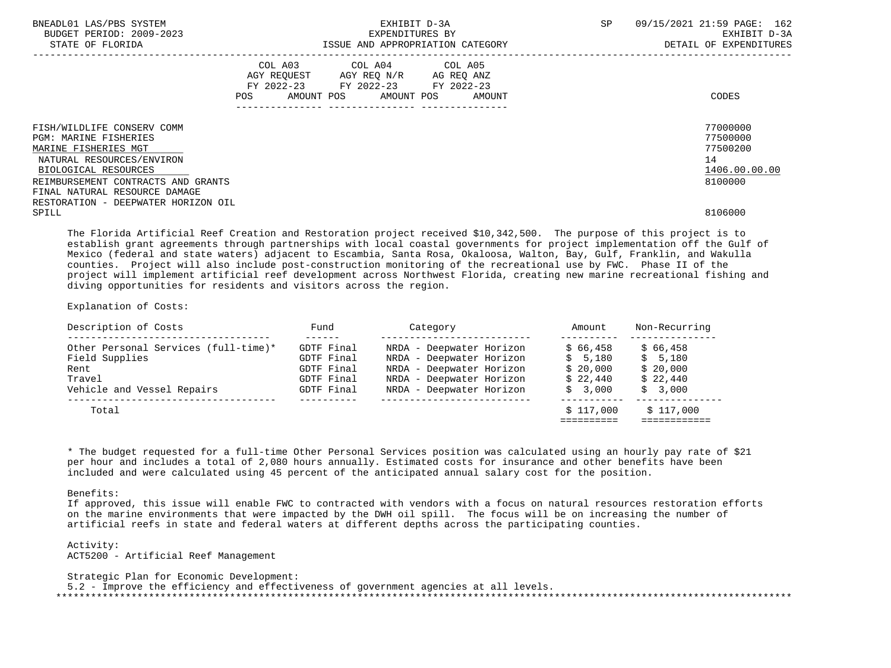| | COL A03 AGY REQUEST FY 2022-23 POS AMOUNT | COL A04 AGY REQ N/R FY 2022-23 POS AMOUNT | COL A05 AG REQ ANZ FY 2022-23 POS AMOUNT | CODES |
|---|---|---|---|---|
| FISH/WILDLIFE CONSERV COMM | | | | 77000000 |
| PGM: MARINE FISHERIES | | | | 77500000 |
| MARINE FISHERIES MGT | | | | 77500200 |
| NATURAL RESOURCES/ENVIRON | | | | 14 |
| BIOLOGICAL RESOURCES | | | | 1406.00.00.00 |
| REIMBURSEMENT CONTRACTS AND GRANTS | | | | 8100000 |
| FINAL NATURAL RESOURCE DAMAGE RESTORATION - DEEPWATER HORIZON OIL SPILL | | | | 8106000 |

The Florida Artificial Reef Creation and Restoration project received $10,342,500. The purpose of this project is to establish grant agreements through partnerships with local coastal governments for project implementation off the Gulf of Mexico (federal and state waters) adjacent to Escambia, Santa Rosa, Okaloosa, Walton, Bay, Gulf, Franklin, and Wakulla counties. Project will also include post-construction monitoring of the recreational use by FWC. Phase II of the project will implement artificial reef development across Northwest Florida, creating new marine recreational fishing and diving opportunities for residents and visitors across the region.

Explanation of Costs:

| Description of Costs | Fund | Category | Amount | Non-Recurring |
|---|---|---|---|---|
| Other Personal Services (full-time)* | GDTF Final | NRDA - Deepwater Horizon | $ 66,458 | $ 66,458 |
| Field Supplies | GDTF Final | NRDA - Deepwater Horizon | $ 5,180 | $ 5,180 |
| Rent | GDTF Final | NRDA - Deepwater Horizon | $ 20,000 | $ 20,000 |
| Travel | GDTF Final | NRDA - Deepwater Horizon | $ 22,440 | $ 22,440 |
| Vehicle and Vessel Repairs | GDTF Final | NRDA - Deepwater Horizon | $ 3,000 | $ 3,000 |
| Total | | | $ 117,000 | $ 117,000 |

* The budget requested for a full-time Other Personal Services position was calculated using an hourly pay rate of $21 per hour and includes a total of 2,080 hours annually. Estimated costs for insurance and other benefits have been included and were calculated using 45 percent of the anticipated annual salary cost for the position.

Benefits:
If approved, this issue will enable FWC to contracted with vendors with a focus on natural resources restoration efforts on the marine environments that were impacted by the DWH oil spill. The focus will be on increasing the number of artificial reefs in state and federal waters at different depths across the participating counties.

Activity:
ACT5200 - Artificial Reef Management

Strategic Plan for Economic Development:
5.2 - Improve the efficiency and effectiveness of government agencies at all levels.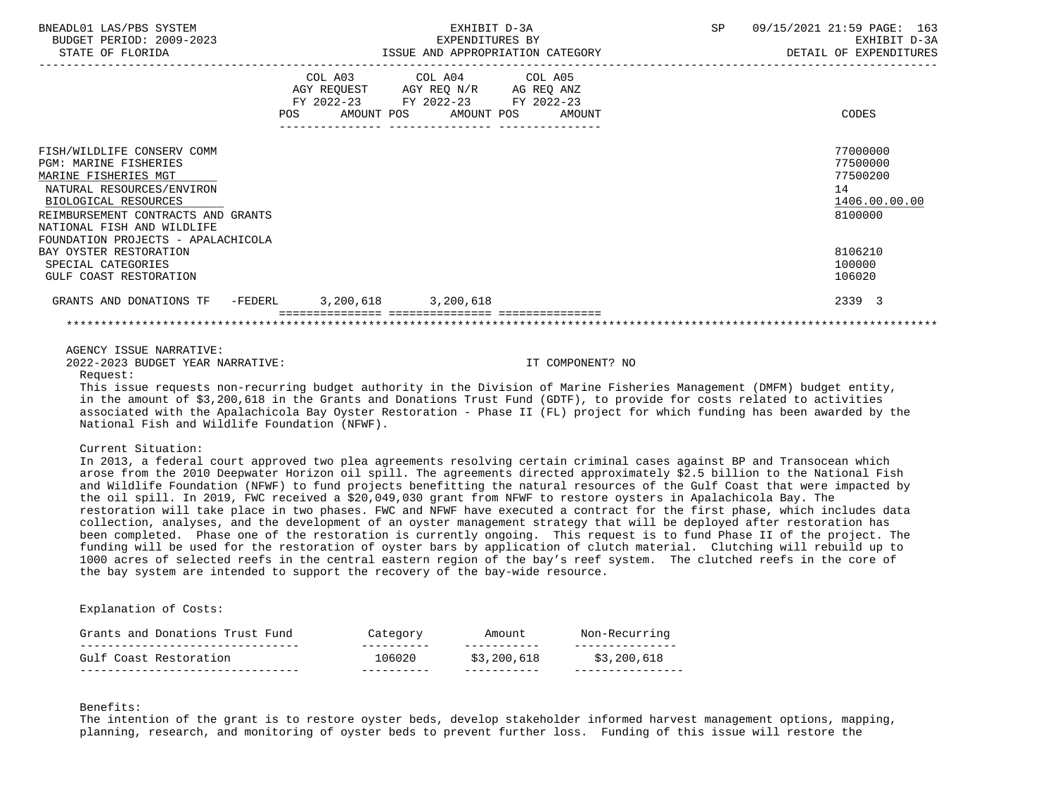| | COL A03 AGY REQUEST FY 2022-23 POS AMOUNT | COL A04 AGY REQ N/R FY 2022-23 POS AMOUNT | COL A05 AG REQ ANZ FY 2022-23 POS AMOUNT | CODES |
|---|---|---|---|---|
| FISH/WILDLIFE CONSERV COMM | | | | 77000000 |
| PGM: MARINE FISHERIES | | | | 77500000 |
| MARINE FISHERIES MGT | | | | 77500200 |
| NATURAL RESOURCES/ENVIRON | | | | 14 |
| BIOLOGICAL RESOURCES | | | | 1406.00.00.00 |
| REIMBURSEMENT CONTRACTS AND GRANTS | | | | 8100000 |
| NATIONAL FISH AND WILDLIFE FOUNDATION PROJECTS - APALACHICOLA BAY OYSTER RESTORATION | | | | 8106210 |
| SPECIAL CATEGORIES | | | | 100000 |
| GULF COAST RESTORATION | | | | 106020 |
| GRANTS AND DONATIONS TF -FEDERL | 3,200,618 | 3,200,618 | | 2339 3 |

AGENCY ISSUE NARRATIVE:

2022-2023 BUDGET YEAR NARRATIVE: IT COMPONENT? NO

Request:

This issue requests non-recurring budget authority in the Division of Marine Fisheries Management (DMFM) budget entity, in the amount of $3,200,618 in the Grants and Donations Trust Fund (GDTF), to provide for costs related to activities associated with the Apalachicola Bay Oyster Restoration - Phase II (FL) project for which funding has been awarded by the National Fish and Wildlife Foundation (NFWF).

Current Situation:

In 2013, a federal court approved two plea agreements resolving certain criminal cases against BP and Transocean which arose from the 2010 Deepwater Horizon oil spill. The agreements directed approximately $2.5 billion to the National Fish and Wildlife Foundation (NFWF) to fund projects benefitting the natural resources of the Gulf Coast that were impacted by the oil spill. In 2019, FWC received a $20,049,030 grant from NFWF to restore oysters in Apalachicola Bay. The restoration will take place in two phases. FWC and NFWF have executed a contract for the first phase, which includes data collection, analyses, and the development of an oyster management strategy that will be deployed after restoration has been completed. Phase one of the restoration is currently ongoing. This request is to fund Phase II of the project. The funding will be used for the restoration of oyster bars by application of clutch material. Clutching will rebuild up to 1000 acres of selected reefs in the central eastern region of the bay's reef system. The clutched reefs in the core of the bay system are intended to support the recovery of the bay-wide resource.

Explanation of Costs:

| Grants and Donations Trust Fund | Category | Amount | Non-Recurring |
|---|---|---|---|
| Gulf Coast Restoration | 106020 | $3,200,618 | $3,200,618 |

Benefits:

The intention of the grant is to restore oyster beds, develop stakeholder informed harvest management options, mapping, planning, research, and monitoring of oyster beds to prevent further loss. Funding of this issue will restore the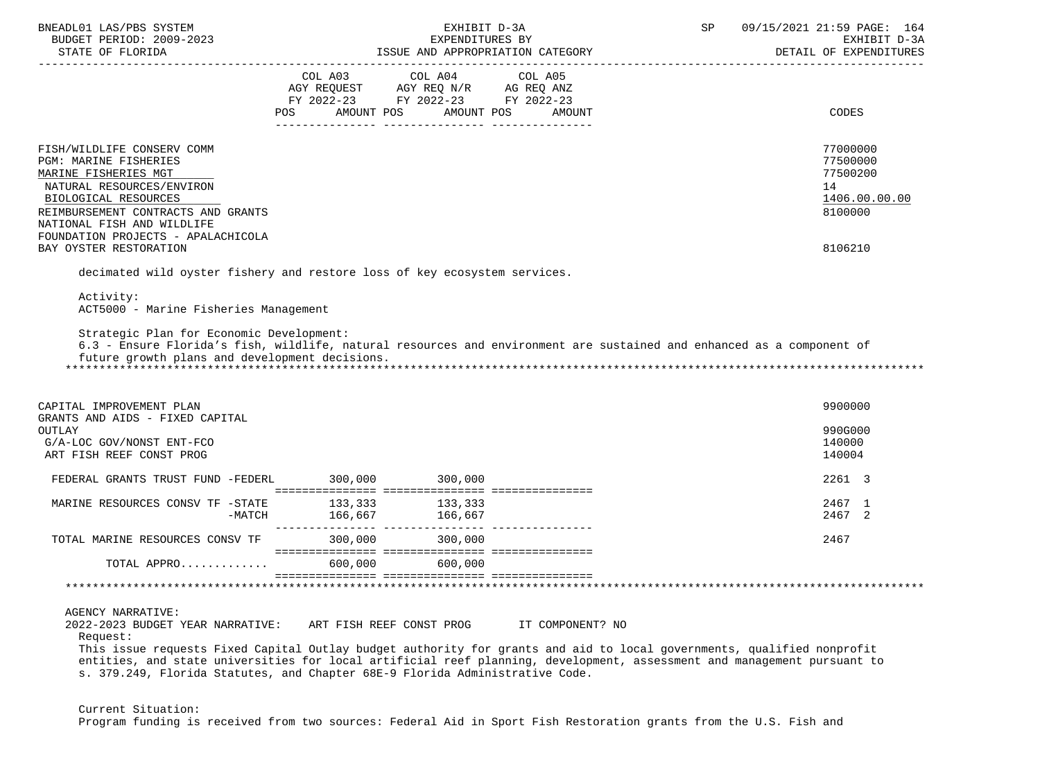| | COL A03 AGY REQUEST FY 2022-23 POS AMOUNT | COL A04 AGY REQ N/R FY 2022-23 POS AMOUNT | COL A05 AG REQ ANZ FY 2022-23 POS AMOUNT | CODES |
|---|---|---|---|---|
| FISH/WILDLIFE CONSERV COMM | | | | 77000000 |
| PGM: MARINE FISHERIES | | | | 77500000 |
| MARINE FISHERIES MGT | | | | 77500200 |
| NATURAL RESOURCES/ENVIRON | | | | 14 |
| BIOLOGICAL RESOURCES | | | | 1406.00.00.00 |
| REIMBURSEMENT CONTRACTS AND GRANTS | | | | 8100000 |
| NATIONAL FISH AND WILDLIFE FOUNDATION PROJECTS - APALACHICOLA BAY OYSTER RESTORATION | | | | 8106210 |

decimated wild oyster fishery and restore loss of key ecosystem services.

Activity:
ACT5000 - Marine Fisheries Management

Strategic Plan for Economic Development:
6.3 - Ensure Florida's fish, wildlife, natural resources and environment are sustained and enhanced as a component of future growth plans and development decisions.

*******************************************************************************************************************

| | COL A03 | COL A04 | COL A05 | CODES |
|---|---|---|---|---|
| CAPITAL IMPROVEMENT PLAN | | | | 9900000 |
| GRANTS AND AIDS - FIXED CAPITAL OUTLAY | | | | 990G000 |
| G/A-LOC GOV/NONST ENT-FCO | | | | 140000 |
| ART FISH REEF CONST PROG | | | | 140004 |
| FEDERAL GRANTS TRUST FUND -FEDERL | 300,000 | 300,000 | | 2261 3 |
| MARINE RESOURCES CONSV TF -STATE | 133,333 | 133,333 | | 2467 1 |
| -MATCH | 166,667 | 166,667 | | 2467 2 |
| TOTAL MARINE RESOURCES CONSV TF | 300,000 | 300,000 | | 2467 |
| TOTAL APPRO............ | 600,000 | 600,000 | | |

*******************************************************************************************************************

AGENCY NARRATIVE:
2022-2023 BUDGET YEAR NARRATIVE: ART FISH REEF CONST PROG IT COMPONENT? NO

Request:
This issue requests Fixed Capital Outlay budget authority for grants and aid to local governments, qualified nonprofit entities, and state universities for local artificial reef planning, development, assessment and management pursuant to s. 379.249, Florida Statutes, and Chapter 68E-9 Florida Administrative Code.

Current Situation:
Program funding is received from two sources: Federal Aid in Sport Fish Restoration grants from the U.S. Fish and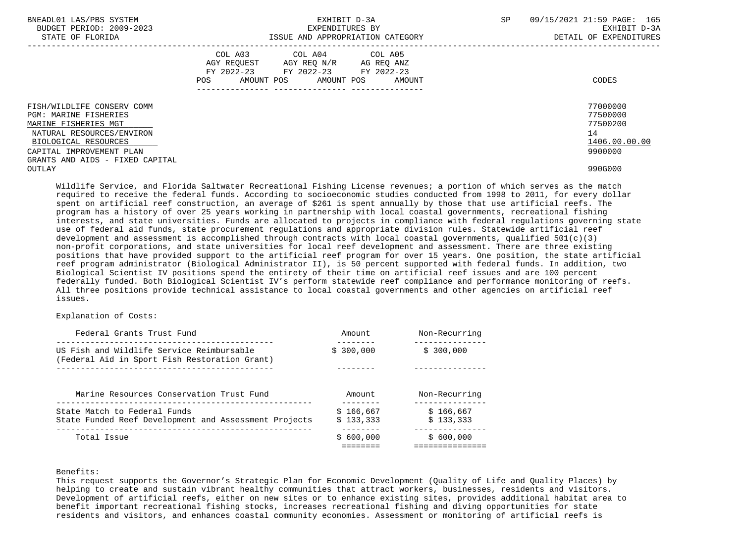| | COL A03 AGY REQUEST FY 2022-23 POS AMOUNT | COL A04 AGY REQ N/R FY 2022-23 POS AMOUNT | COL A05 AG REQ ANZ FY 2022-23 POS AMOUNT | CODES |
|---|---|---|---|---|
| FISH/WILDLIFE CONSERV COMM | | | | 77000000 |
| PGM: MARINE FISHERIES | | | | 77500000 |
| MARINE FISHERIES MGT | | | | 77500200 |
| NATURAL RESOURCES/ENVIRON | | | | 14 |
| BIOLOGICAL RESOURCES | | | | 1406.00.00.00 |
| CAPITAL IMPROVEMENT PLAN | | | | 9900000 |
| GRANTS AND AIDS - FIXED CAPITAL OUTLAY | | | | 990G000 |

Wildlife Service, and Florida Saltwater Recreational Fishing License revenues; a portion of which serves as the match required to receive the federal funds. According to socioeconomic studies conducted from 1998 to 2011, for every dollar spent on artificial reef construction, an average of $261 is spent annually by those that use artificial reefs. The program has a history of over 25 years working in partnership with local coastal governments, recreational fishing interests, and state universities. Funds are allocated to projects in compliance with federal regulations governing state use of federal aid funds, state procurement regulations and appropriate division rules. Statewide artificial reef development and assessment is accomplished through contracts with local coastal governments, qualified 501(c)(3) non-profit corporations, and state universities for local reef development and assessment. There are three existing positions that have provided support to the artificial reef program for over 15 years. One position, the state artificial reef program administrator (Biological Administrator II), is 50 percent supported with federal funds. In addition, two Biological Scientist IV positions spend the entirety of their time on artificial reef issues and are 100 percent federally funded. Both Biological Scientist IV's perform statewide reef compliance and performance monitoring of reefs. All three positions provide technical assistance to local coastal governments and other agencies on artificial reef issues.

Explanation of Costs:

| Federal Grants Trust Fund | Amount | Non-Recurring |
|---|---|---|
| US Fish and Wildlife Service Reimbursable (Federal Aid in Sport Fish Restoration Grant) | $ 300,000 | $ 300,000 |

| Marine Resources Conservation Trust Fund | Amount | Non-Recurring |
|---|---|---|
| State Match to Federal Funds | $ 166,667 | $ 166,667 |
| State Funded Reef Development and Assessment Projects | $ 133,333 | $ 133,333 |
| Total Issue | $ 600,000 | $ 600,000 |

Benefits:
This request supports the Governor's Strategic Plan for Economic Development (Quality of Life and Quality Places) by helping to create and sustain vibrant healthy communities that attract workers, businesses, residents and visitors. Development of artificial reefs, either on new sites or to enhance existing sites, provides additional habitat area to benefit important recreational fishing stocks, increases recreational fishing and diving opportunities for state residents and visitors, and enhances coastal community economies. Assessment or monitoring of artificial reefs is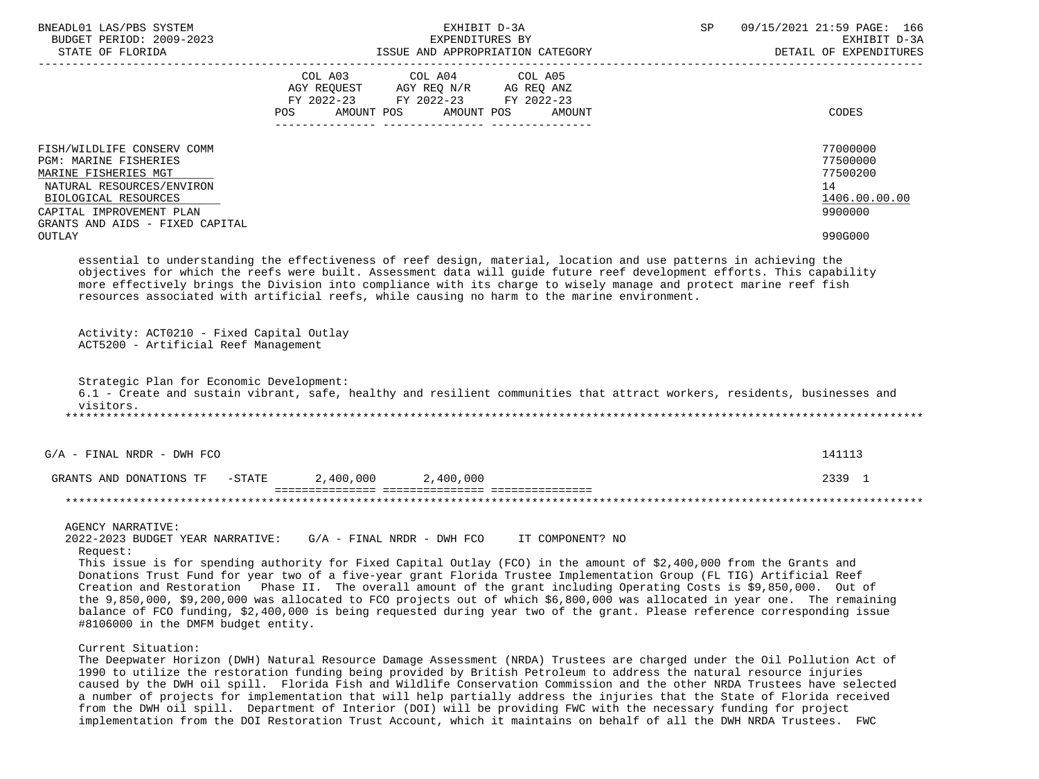| | COL A03 AGY REQUEST FY 2022-23 POS AMOUNT | COL A04 AGY REQ N/R FY 2022-23 POS AMOUNT | COL A05 AG REQ ANZ FY 2022-23 POS AMOUNT | CODES |
|---|---|---|---|---|
| FISH/WILDLIFE CONSERV COMM | | | | 77000000 |
| PGM: MARINE FISHERIES | | | | 77500000 |
| MARINE FISHERIES MGT | | | | 77500200 |
| NATURAL RESOURCES/ENVIRON | | | | 14 |
| BIOLOGICAL RESOURCES | | | | 1406.00.00.00 |
| CAPITAL IMPROVEMENT PLAN | | | | 9900000 |
| GRANTS AND AIDS - FIXED CAPITAL OUTLAY | | | | 990G000 |

essential to understanding the effectiveness of reef design, material, location and use patterns in achieving the objectives for which the reefs were built. Assessment data will guide future reef development efforts. This capability more effectively brings the Division into compliance with its charge to wisely manage and protect marine reef fish resources associated with artificial reefs, while causing no harm to the marine environment.

Activity: ACT0210 - Fixed Capital Outlay
ACT5200 - Artificial Reef Management

Strategic Plan for Economic Development:
6.1 - Create and sustain vibrant, safe, healthy and resilient communities that attract workers, residents, businesses and visitors.

*******************************************************************************************************************

| | COL A03 | COL A04 | COL A05 | CODES |
|---|---|---|---|---|
| G/A - FINAL NRDR - DWH FCO | | | | 141113 |
| GRANTS AND DONATIONS TF -STATE | 2,400,000 | 2,400,000 | | 2339 1 |

*******************************************************************************************************************

AGENCY NARRATIVE:
2022-2023 BUDGET YEAR NARRATIVE: G/A - FINAL NRDR - DWH FCO IT COMPONENT? NO

Request:
This issue is for spending authority for Fixed Capital Outlay (FCO) in the amount of $2,400,000 from the Grants and Donations Trust Fund for year two of a five-year grant Florida Trustee Implementation Group (FL TIG) Artificial Reef Creation and Restoration Phase II. The overall amount of the grant including Operating Costs is $9,850,000. Out of the 9,850,000, $9,200,000 was allocated to FCO projects out of which $6,800,000 was allocated in year one. The remaining balance of FCO funding, $2,400,000 is being requested during year two of the grant. Please reference corresponding issue #8106000 in the DMFM budget entity.

Current Situation:
The Deepwater Horizon (DWH) Natural Resource Damage Assessment (NRDA) Trustees are charged under the Oil Pollution Act of 1990 to utilize the restoration funding being provided by British Petroleum to address the natural resource injuries caused by the DWH oil spill. Florida Fish and Wildlife Conservation Commission and the other NRDA Trustees have selected a number of projects for implementation that will help partially address the injuries that the State of Florida received from the DWH oil spill. Department of Interior (DOI) will be providing FWC with the necessary funding for project implementation from the DOI Restoration Trust Account, which it maintains on behalf of all the DWH NRDA Trustees. FWC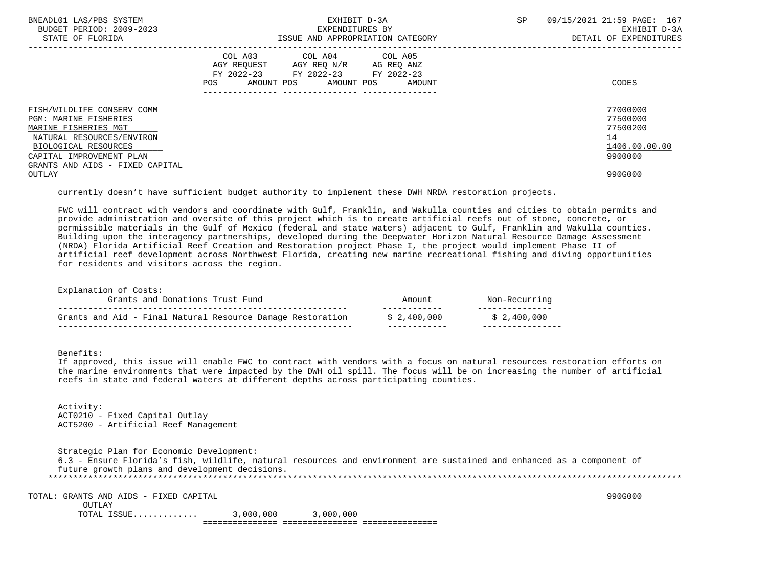| | COL A03 AGY REQUEST FY 2022-23 POS AMOUNT | COL A04 AGY REQ N/R FY 2022-23 POS AMOUNT | COL A05 AG REQ ANZ FY 2022-23 POS AMOUNT | CODES |
|---|---|---|---|---|
| FISH/WILDLIFE CONSERV COMM | | | | 77000000 |
| PGM: MARINE FISHERIES | | | | 77500000 |
| MARINE FISHERIES MGT | | | | 77500200 |
| NATURAL RESOURCES/ENVIRON | | | | 14 |
| BIOLOGICAL RESOURCES | | | | 1406.00.00.00 |
| CAPITAL IMPROVEMENT PLAN | | | | 9900000 |
| GRANTS AND AIDS - FIXED CAPITAL OUTLAY | | | | 990G000 |

currently doesn't have sufficient budget authority to implement these DWH NRDA restoration projects.

FWC will contract with vendors and coordinate with Gulf, Franklin, and Wakulla counties and cities to obtain permits and provide administration and oversite of this project which is to create artificial reefs out of stone, concrete, or permissible materials in the Gulf of Mexico (federal and state waters) adjacent to Gulf, Franklin and Wakulla counties. Building upon the interagency partnerships, developed during the Deepwater Horizon Natural Resource Damage Assessment (NRDA) Florida Artificial Reef Creation and Restoration project Phase I, the project would implement Phase II of artificial reef development across Northwest Florida, creating new marine recreational fishing and diving opportunities for residents and visitors across the region.

Explanation of Costs:

| Grants and Donations Trust Fund | Amount | Non-Recurring |
|---|---|---|
| Grants and Aid - Final Natural Resource Damage Restoration | $ 2,400,000 | $ 2,400,000 |

Benefits:
If approved, this issue will enable FWC to contract with vendors with a focus on natural resources restoration efforts on the marine environments that were impacted by the DWH oil spill. The focus will be on increasing the number of artificial reefs in state and federal waters at different depths across participating counties.

Activity:
ACT0210 - Fixed Capital Outlay
ACT5200 - Artificial Reef Management

Strategic Plan for Economic Development:
6.3 - Ensure Florida's fish, wildlife, natural resources and environment are sustained and enhanced as a component of future growth plans and development decisions.

*******************************************************************************************************************

| TOTAL: GRANTS AND AIDS - FIXED CAPITAL OUTLAY | COL A03 | COL A04 | COL A05 | CODES |
|---|---|---|---|---|
| | | | | 990G000 |
| TOTAL ISSUE............ | 3,000,000 | 3,000,000 | | |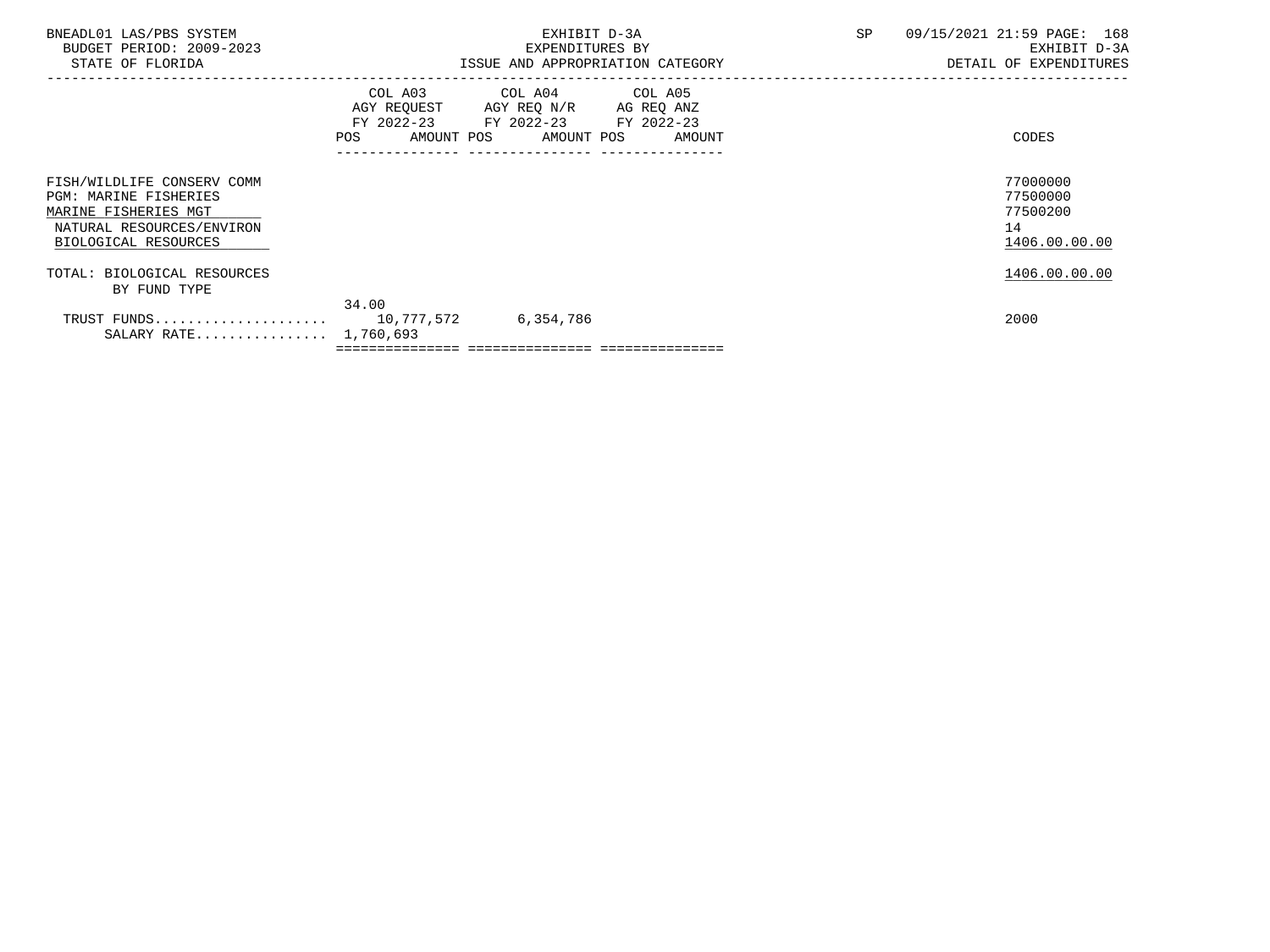BNEADL01 LAS/PBS SYSTEM
BUDGET PERIOD: 2009-2023
STATE OF FLORIDA

EXHIBIT D-3A
EXPENDITURES BY
ISSUE AND APPROPRIATION CATEGORY

SP 09/15/2021 21:59

EXHIBIT D-3A
DETAIL OF EXPENDITURES

| | COL A03 AGY REQUEST FY 2022-23 POS | AMOUNT | COL A04 AGY REQ N/R FY 2022-23 POS | AMOUNT | COL A05 AG REQ ANZ FY 2022-23 POS | AMOUNT | CODES |
|---|---|---|---|---|---|---|---|
| FISH/WILDLIFE CONSERV COMM | | | | | | | 77000000 |
| PGM: MARINE FISHERIES | | | | | | | 77500000 |
| MARINE FISHERIES MGT | | | | | | | 77500200 |
| NATURAL RESOURCES/ENVIRON | | | | | | | 14 |
| BIOLOGICAL RESOURCES | | | | | | | 1406.00.00.00 |
| TOTAL: BIOLOGICAL RESOURCES | | | | | | | 1406.00.00.00 |
| BY FUND TYPE | | | | | | | |
| TRUST FUNDS..................... | 34.00 | 10,777,572 | | 6,354,786 | | | 2000 |
| SALARY RATE................ | | 1,760,693 | | | | | |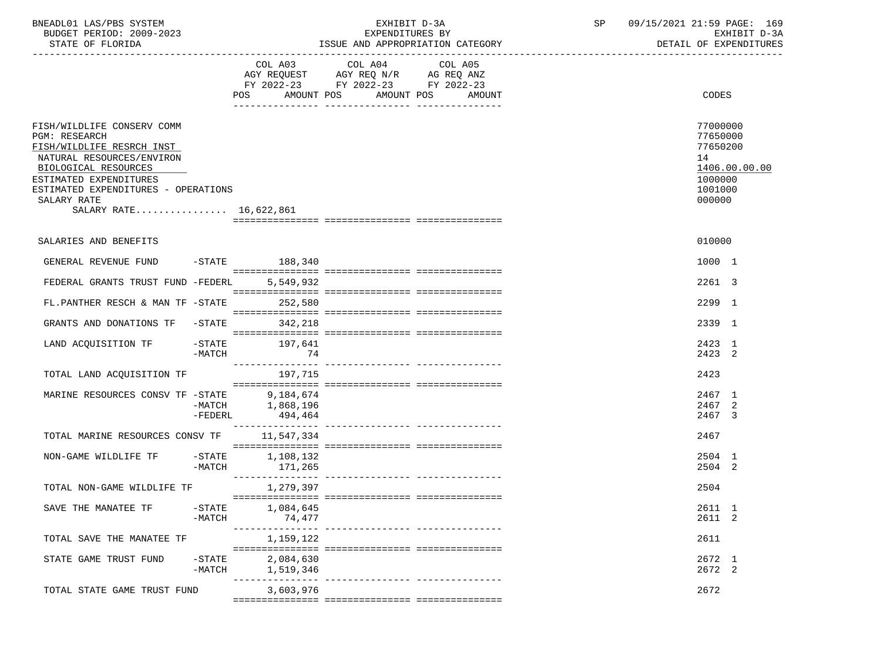BNEADL01 LAS/PBS SYSTEM | EXHIBIT D-3A | SP 09/15/2021 21:59
BUDGET PERIOD: 2009-2023 | EXPENDITURES BY | EXHIBIT D-3A
STATE OF FLORIDA | ISSUE AND APPROPRIATION CATEGORY | DETAIL OF EXPENDITURES

| | COL A03 AGY REQUEST FY 2022-23 POS AMOUNT | COL A04 AGY REQ N/R FY 2022-23 POS AMOUNT | COL A05 AG REQ ANZ FY 2022-23 POS AMOUNT | CODES |
|---|---|---|---|---|
| FISH/WILDLIFE CONSERV COMM | | | | 77000000 |
| PGM: RESEARCH | | | | 77650000 |
| FISH/WILDLIFE RESRCH INST | | | | 77650200 |
| NATURAL RESOURCES/ENVIRON | | | | 14 |
| BIOLOGICAL RESOURCES | | | | 1406.00.00.00 |
| ESTIMATED EXPENDITURES | | | | 1000000 |
| ESTIMATED EXPENDITURES - OPERATIONS | | | | 1001000 |
| SALARY RATE | | | | 000000 |
| SALARY RATE................ 16,622,861 | | | | |
| SALARIES AND BENEFITS | | | | 010000 |
| GENERAL REVENUE FUND -STATE | 188,340 | | | 1000 1 |
| FEDERAL GRANTS TRUST FUND -FEDERL | 5,549,932 | | | 2261 3 |
| FL.PANTHER RESCH & MAN TF -STATE | 252,580 | | | 2299 1 |
| GRANTS AND DONATIONS TF -STATE | 342,218 | | | 2339 1 |
| LAND ACQUISITION TF -STATE | 197,641 | | | 2423 1 |
| -MATCH | 74 | | | 2423 2 |
| TOTAL LAND ACQUISITION TF | 197,715 | | | 2423 |
| MARINE RESOURCES CONSV TF -STATE | 9,184,674 | | | 2467 1 |
| -MATCH | 1,868,196 | | | 2467 2 |
| -FEDERL | 494,464 | | | 2467 3 |
| TOTAL MARINE RESOURCES CONSV TF | 11,547,334 | | | 2467 |
| NON-GAME WILDLIFE TF -STATE | 1,108,132 | | | 2504 1 |
| -MATCH | 171,265 | | | 2504 2 |
| TOTAL NON-GAME WILDLIFE TF | 1,279,397 | | | 2504 |
| SAVE THE MANATEE TF -STATE | 1,084,645 | | | 2611 1 |
| -MATCH | 74,477 | | | 2611 2 |
| TOTAL SAVE THE MANATEE TF | 1,159,122 | | | 2611 |
| STATE GAME TRUST FUND -STATE | 2,084,630 | | | 2672 1 |
| -MATCH | 1,519,346 | | | 2672 2 |
| TOTAL STATE GAME TRUST FUND | 3,603,976 | | | 2672 |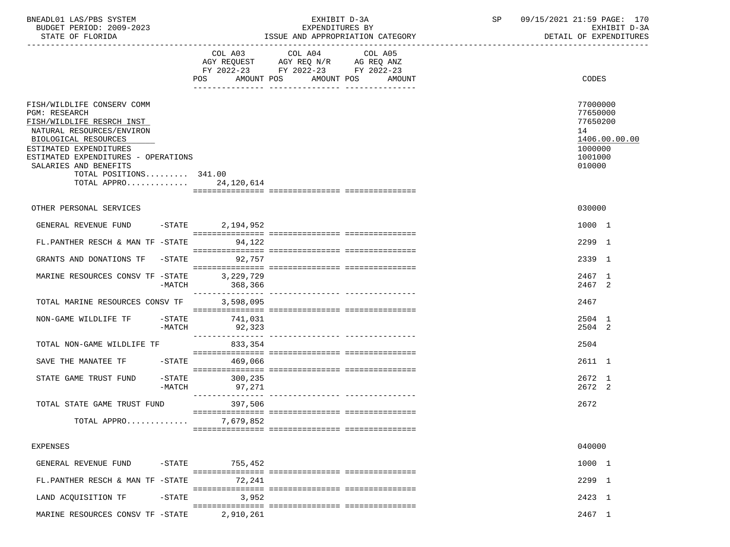BNEADL01 LAS/PBS SYSTEM — EXHIBIT D-3A — EXPENDITURES BY ISSUE AND APPROPRIATION CATEGORY — SP 09/15/2021 21:59

BUDGET PERIOD: 2009-2023 — STATE OF FLORIDA — EXHIBIT D-3A DETAIL OF EXPENDITURES

| | COL A03 AGY REQUEST FY 2022-23 POS AMOUNT | COL A04 AGY REQ N/R FY 2022-23 POS AMOUNT | COL A05 AG REQ ANZ FY 2022-23 POS AMOUNT | CODES |
|---|---|---|---|---|
| FISH/WILDLIFE CONSERV COMM | | | | 77000000 |
| PGM: RESEARCH | | | | 77650000 |
| FISH/WILDLIFE RESRCH INST | | | | 77650200 |
| NATURAL RESOURCES/ENVIRON | | | | 14 |
| BIOLOGICAL RESOURCES | | | | 1406.00.00.00 |
| ESTIMATED EXPENDITURES | | | | 1000000 |
| ESTIMATED EXPENDITURES - OPERATIONS | | | | 1001000 |
| SALARIES AND BENEFITS | | | | 010000 |
| TOTAL POSITIONS......... | 341.00 | | | |
| TOTAL APPRO............. | 24,120,614 | | | |
| OTHER PERSONAL SERVICES | | | | 030000 |
| GENERAL REVENUE FUND -STATE | 2,194,952 | | | 1000 1 |
| FL.PANTHER RESCH & MAN TF -STATE | 94,122 | | | 2299 1 |
| GRANTS AND DONATIONS TF -STATE | 92,757 | | | 2339 1 |
| MARINE RESOURCES CONSV TF -STATE | 3,229,729 | | | 2467 1 |
| -MATCH | 368,366 | | | 2467 2 |
| TOTAL MARINE RESOURCES CONSV TF | 3,598,095 | | | 2467 |
| NON-GAME WILDLIFE TF -STATE | 741,031 | | | 2504 1 |
| -MATCH | 92,323 | | | 2504 2 |
| TOTAL NON-GAME WILDLIFE TF | 833,354 | | | 2504 |
| SAVE THE MANATEE TF -STATE | 469,066 | | | 2611 1 |
| STATE GAME TRUST FUND -STATE | 300,235 | | | 2672 1 |
| -MATCH | 97,271 | | | 2672 2 |
| TOTAL STATE GAME TRUST FUND | 397,506 | | | 2672 |
| TOTAL APPRO............. | 7,679,852 | | | |
| EXPENSES | | | | 040000 |
| GENERAL REVENUE FUND -STATE | 755,452 | | | 1000 1 |
| FL.PANTHER RESCH & MAN TF -STATE | 72,241 | | | 2299 1 |
| LAND ACQUISITION TF -STATE | 3,952 | | | 2423 1 |
| MARINE RESOURCES CONSV TF -STATE | 2,910,261 | | | 2467 1 |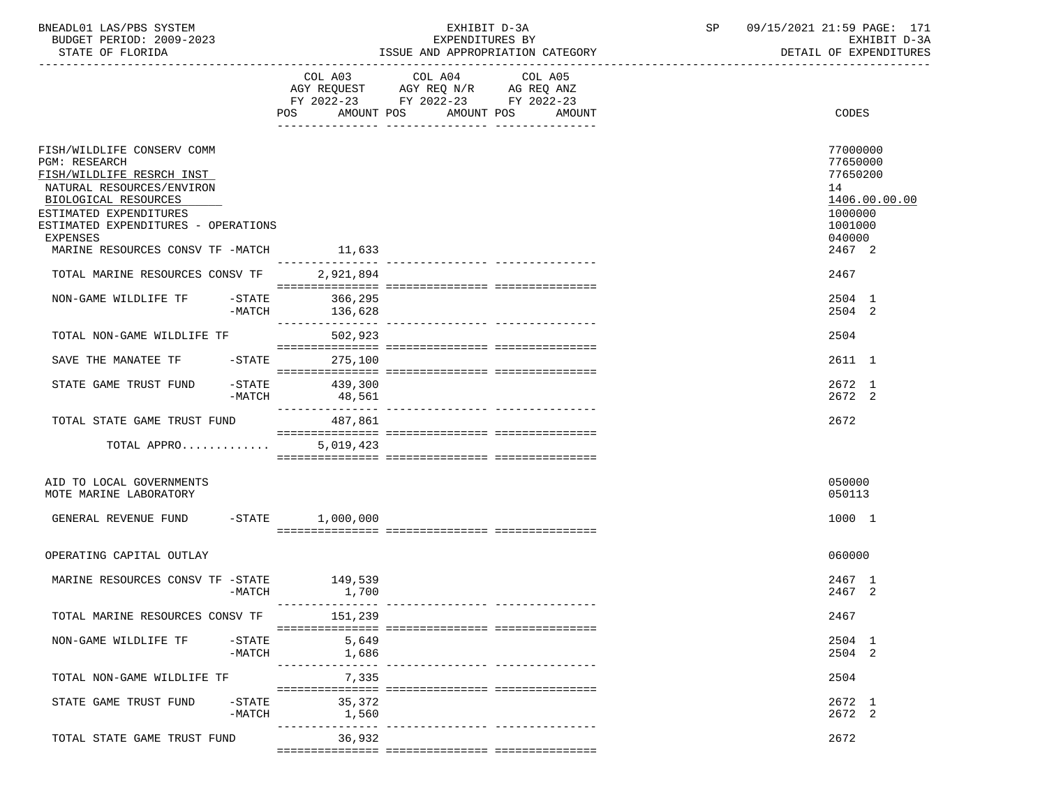| | COL A03 AGY REQUEST FY 2022-23 POS AMOUNT | COL A04 AGY REQ N/R FY 2022-23 POS AMOUNT | COL A05 AG REQ ANZ FY 2022-23 POS AMOUNT | CODES |
|---|---|---|---|---|
| FISH/WILDLIFE CONSERV COMM | | | | 77000000 |
| PGM: RESEARCH | | | | 77650000 |
| FISH/WILDLIFE RESRCH INST | | | | 77650200 |
| NATURAL RESOURCES/ENVIRON | | | | 14 |
| BIOLOGICAL RESOURCES | | | | 1406.00.00.00 |
| ESTIMATED EXPENDITURES | | | | 1000000 |
| ESTIMATED EXPENDITURES - OPERATIONS | | | | 1001000 |
| EXPENSES | | | | 040000 |
| MARINE RESOURCES CONSV TF -MATCH | 11,633 | | | 2467 2 |
| TOTAL MARINE RESOURCES CONSV TF | 2,921,894 | | | 2467 |
| NON-GAME WILDLIFE TF -STATE | 366,295 | | | 2504 1 |
| -MATCH | 136,628 | | | 2504 2 |
| TOTAL NON-GAME WILDLIFE TF | 502,923 | | | 2504 |
| SAVE THE MANATEE TF -STATE | 275,100 | | | 2611 1 |
| STATE GAME TRUST FUND -STATE | 439,300 | | | 2672 1 |
| -MATCH | 48,561 | | | 2672 2 |
| TOTAL STATE GAME TRUST FUND | 487,861 | | | 2672 |
| TOTAL APPRO............. | 5,019,423 | | | |
| AID TO LOCAL GOVERNMENTS | | | | 050000 |
| MOTE MARINE LABORATORY | | | | 050113 |
| GENERAL REVENUE FUND -STATE | 1,000,000 | | | 1000 1 |
| OPERATING CAPITAL OUTLAY | | | | 060000 |
| MARINE RESOURCES CONSV TF -STATE | 149,539 | | | 2467 1 |
| -MATCH | 1,700 | | | 2467 2 |
| TOTAL MARINE RESOURCES CONSV TF | 151,239 | | | 2467 |
| NON-GAME WILDLIFE TF -STATE | 5,649 | | | 2504 1 |
| -MATCH | 1,686 | | | 2504 2 |
| TOTAL NON-GAME WILDLIFE TF | 7,335 | | | 2504 |
| STATE GAME TRUST FUND -STATE | 35,372 | | | 2672 1 |
| -MATCH | 1,560 | | | 2672 2 |
| TOTAL STATE GAME TRUST FUND | 36,932 | | | 2672 |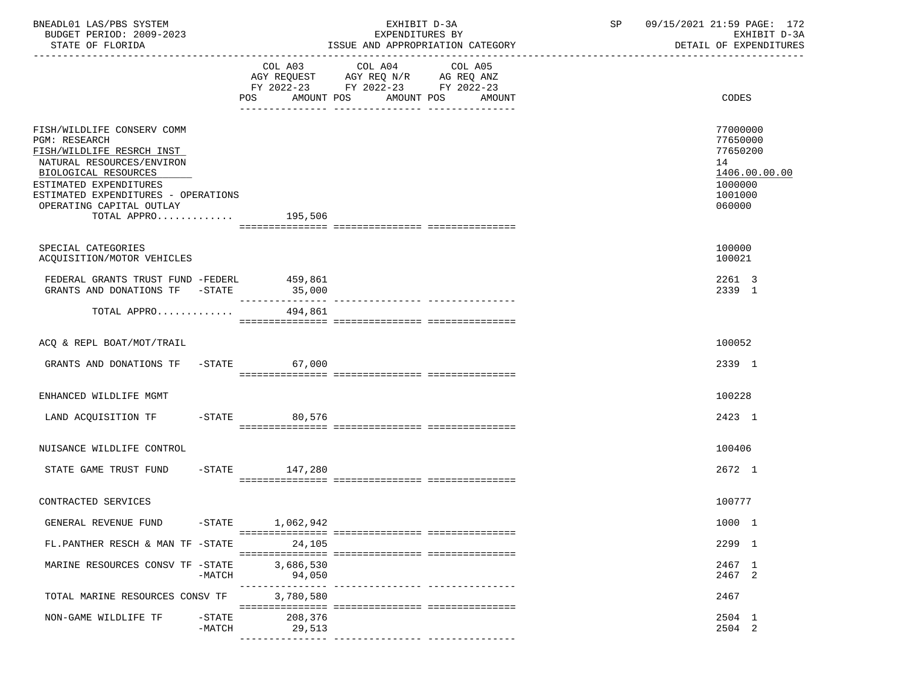BNEADL01 LAS/PBS SYSTEM — EXHIBIT D-3A — EXPENDITURES BY ISSUE AND APPROPRIATION CATEGORY
BUDGET PERIOD: 2009-2023 — STATE OF FLORIDA — SP 09/15/2021 21:59 — EXHIBIT D-3A DETAIL OF EXPENDITURES

| | COL A03 AGY REQUEST FY 2022-23 POS AMOUNT | COL A04 AGY REQ N/R FY 2022-23 POS AMOUNT | COL A05 AG REQ ANZ FY 2022-23 POS AMOUNT | CODES |
|---|---|---|---|---|
| FISH/WILDLIFE CONSERV COMM | | | | 77000000 |
| PGM: RESEARCH | | | | 77650000 |
| FISH/WILDLIFE RESRCH INST | | | | 77650200 |
| NATURAL RESOURCES/ENVIRON | | | | 14 |
| BIOLOGICAL RESOURCES | | | | 1406.00.00.00 |
| ESTIMATED EXPENDITURES | | | | 1000000 |
| ESTIMATED EXPENDITURES - OPERATIONS | | | | 1001000 |
| OPERATING CAPITAL OUTLAY | | | | 060000 |
| TOTAL APPRO............. | 195,506 | | | |
| SPECIAL CATEGORIES | | | | 100000 |
| ACQUISITION/MOTOR VEHICLES | | | | 100021 |
| FEDERAL GRANTS TRUST FUND -FEDERL | 459,861 | | | 2261 3 |
| GRANTS AND DONATIONS TF -STATE | 35,000 | | | 2339 1 |
| TOTAL APPRO............. | 494,861 | | | |
| ACQ & REPL BOAT/MOT/TRAIL | | | | 100052 |
| GRANTS AND DONATIONS TF -STATE | 67,000 | | | 2339 1 |
| ENHANCED WILDLIFE MGMT | | | | 100228 |
| LAND ACQUISITION TF -STATE | 80,576 | | | 2423 1 |
| NUISANCE WILDLIFE CONTROL | | | | 100406 |
| STATE GAME TRUST FUND -STATE | 147,280 | | | 2672 1 |
| CONTRACTED SERVICES | | | | 100777 |
| GENERAL REVENUE FUND -STATE | 1,062,942 | | | 1000 1 |
| FL.PANTHER RESCH & MAN TF -STATE | 24,105 | | | 2299 1 |
| MARINE RESOURCES CONSV TF -STATE | 3,686,530 | | | 2467 1 |
| -MATCH | 94,050 | | | 2467 2 |
| TOTAL MARINE RESOURCES CONSV TF | 3,780,580 | | | 2467 |
| NON-GAME WILDLIFE TF -STATE | 208,376 | | | 2504 1 |
| -MATCH | 29,513 | | | 2504 2 |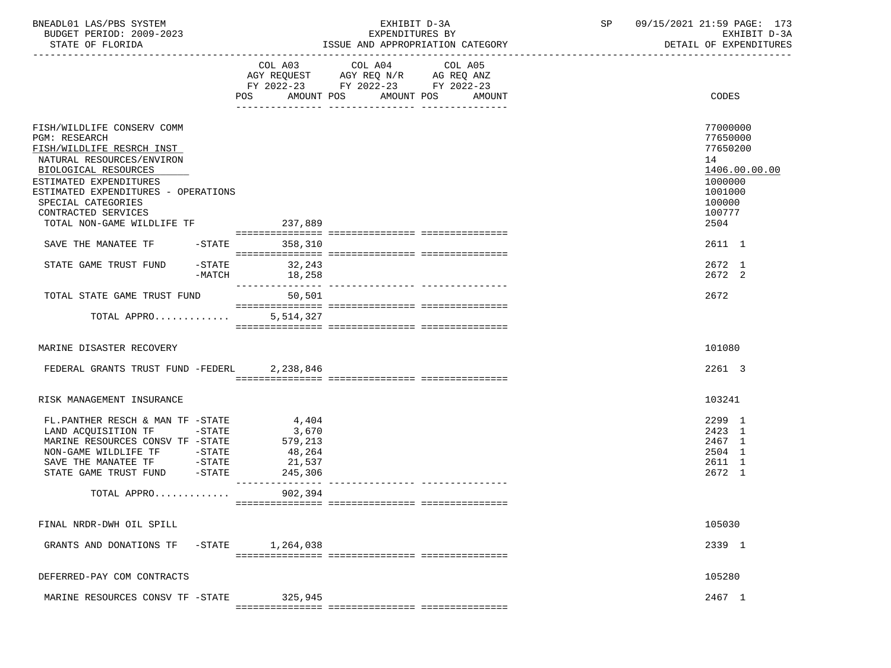BNEADL01 LAS/PBS SYSTEM | EXHIBIT D-3A | SP 09/15/2021 21:59
BUDGET PERIOD: 2009-2023 | EXPENDITURES BY | EXHIBIT D-3A
STATE OF FLORIDA | ISSUE AND APPROPRIATION CATEGORY | DETAIL OF EXPENDITURES

| | COL A03 AGY REQUEST FY 2022-23 POS AMOUNT | COL A04 AGY REQ N/R FY 2022-23 POS AMOUNT | COL A05 AG REQ ANZ FY 2022-23 POS AMOUNT | CODES |
|---|---|---|---|---|
| FISH/WILDLIFE CONSERV COMM | | | | 77000000 |
| PGM: RESEARCH | | | | 77650000 |
| FISH/WILDLIFE RESRCH INST | | | | 77650200 |
| NATURAL RESOURCES/ENVIRON | | | | 14 |
| BIOLOGICAL RESOURCES | | | | 1406.00.00.00 |
| ESTIMATED EXPENDITURES | | | | 1000000 |
| ESTIMATED EXPENDITURES - OPERATIONS | | | | 1001000 |
| SPECIAL CATEGORIES | | | | 100000 |
| CONTRACTED SERVICES | | | | 100777 |
| TOTAL NON-GAME WILDLIFE TF | 237,889 | | | 2504 |
| SAVE THE MANATEE TF -STATE | 358,310 | | | 2611 1 |
| STATE GAME TRUST FUND -STATE | 32,243 | | | 2672 1 |
| -MATCH | 18,258 | | | 2672 2 |
| TOTAL STATE GAME TRUST FUND | 50,501 | | | 2672 |
| TOTAL APPRO............ | 5,514,327 | | | |
| MARINE DISASTER RECOVERY | | | | 101080 |
| FEDERAL GRANTS TRUST FUND -FEDERL | 2,238,846 | | | 2261 3 |
| RISK MANAGEMENT INSURANCE | | | | 103241 |
| FL.PANTHER RESCH & MAN TF -STATE | 4,404 | | | 2299 1 |
| LAND ACQUISITION TF -STATE | 3,670 | | | 2423 1 |
| MARINE RESOURCES CONSV TF -STATE | 579,213 | | | 2467 1 |
| NON-GAME WILDLIFE TF -STATE | 48,264 | | | 2504 1 |
| SAVE THE MANATEE TF -STATE | 21,537 | | | 2611 1 |
| STATE GAME TRUST FUND -STATE | 245,306 | | | 2672 1 |
| TOTAL APPRO............ | 902,394 | | | |
| FINAL NRDR-DWH OIL SPILL | | | | 105030 |
| GRANTS AND DONATIONS TF -STATE | 1,264,038 | | | 2339 1 |
| DEFERRED-PAY COM CONTRACTS | | | | 105280 |
| MARINE RESOURCES CONSV TF -STATE | 325,945 | | | 2467 1 |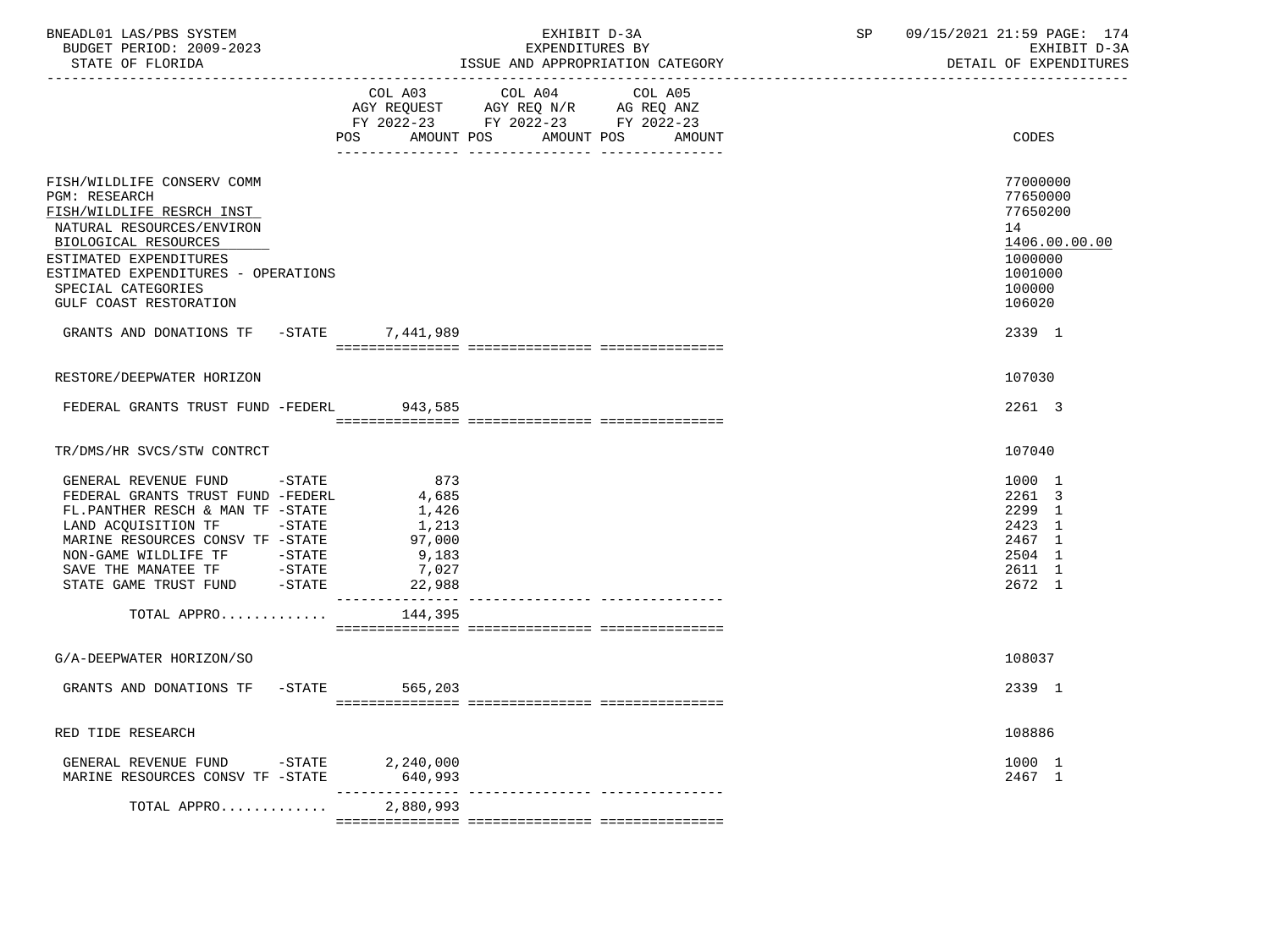BNEADL01 LAS/PBS SYSTEM | EXHIBIT D-3A | SP 09/15/2021 21:59

BUDGET PERIOD: 2009-2023 | EXPENDITURES BY | EXHIBIT D-3A

STATE OF FLORIDA | ISSUE AND APPROPRIATION CATEGORY | DETAIL OF EXPENDITURES

| | COL A03 AGY REQUEST FY 2022-23 POS AMOUNT | COL A04 AGY REQ N/R FY 2022-23 POS AMOUNT | COL A05 AG REQ ANZ FY 2022-23 POS AMOUNT | CODES |
|---|---|---|---|---|
| FISH/WILDLIFE CONSERV COMM | | | | 77000000 |
| PGM: RESEARCH | | | | 77650000 |
| FISH/WILDLIFE RESRCH INST | | | | 77650200 |
| NATURAL RESOURCES/ENVIRON | | | | 14 |
| BIOLOGICAL RESOURCES | | | | 1406.00.00.00 |
| ESTIMATED EXPENDITURES | | | | 1000000 |
| ESTIMATED EXPENDITURES - OPERATIONS | | | | 1001000 |
| SPECIAL CATEGORIES | | | | 100000 |
| GULF COAST RESTORATION | | | | 106020 |
| GRANTS AND DONATIONS TF -STATE | 7,441,989 | | | 2339 1 |
| RESTORE/DEEPWATER HORIZON | | | | 107030 |
| FEDERAL GRANTS TRUST FUND -FEDERL | 943,585 | | | 2261 3 |
| TR/DMS/HR SVCS/STW CONTRCT | | | | 107040 |
| GENERAL REVENUE FUND -STATE | 873 | | | 1000 1 |
| FEDERAL GRANTS TRUST FUND -FEDERL | 4,685 | | | 2261 3 |
| FL.PANTHER RESCH & MAN TF -STATE | 1,426 | | | 2299 1 |
| LAND ACQUISITION TF -STATE | 1,213 | | | 2423 1 |
| MARINE RESOURCES CONSV TF -STATE | 97,000 | | | 2467 1 |
| NON-GAME WILDLIFE TF -STATE | 9,183 | | | 2504 1 |
| SAVE THE MANATEE TF -STATE | 7,027 | | | 2611 1 |
| STATE GAME TRUST FUND -STATE | 22,988 | | | 2672 1 |
| TOTAL APPRO............ | 144,395 | | | |
| G/A-DEEPWATER HORIZON/SO | | | | 108037 |
| GRANTS AND DONATIONS TF -STATE | 565,203 | | | 2339 1 |
| RED TIDE RESEARCH | | | | 108886 |
| GENERAL REVENUE FUND -STATE | 2,240,000 | | | 1000 1 |
| MARINE RESOURCES CONSV TF -STATE | 640,993 | | | 2467 1 |
| TOTAL APPRO............ | 2,880,993 | | | |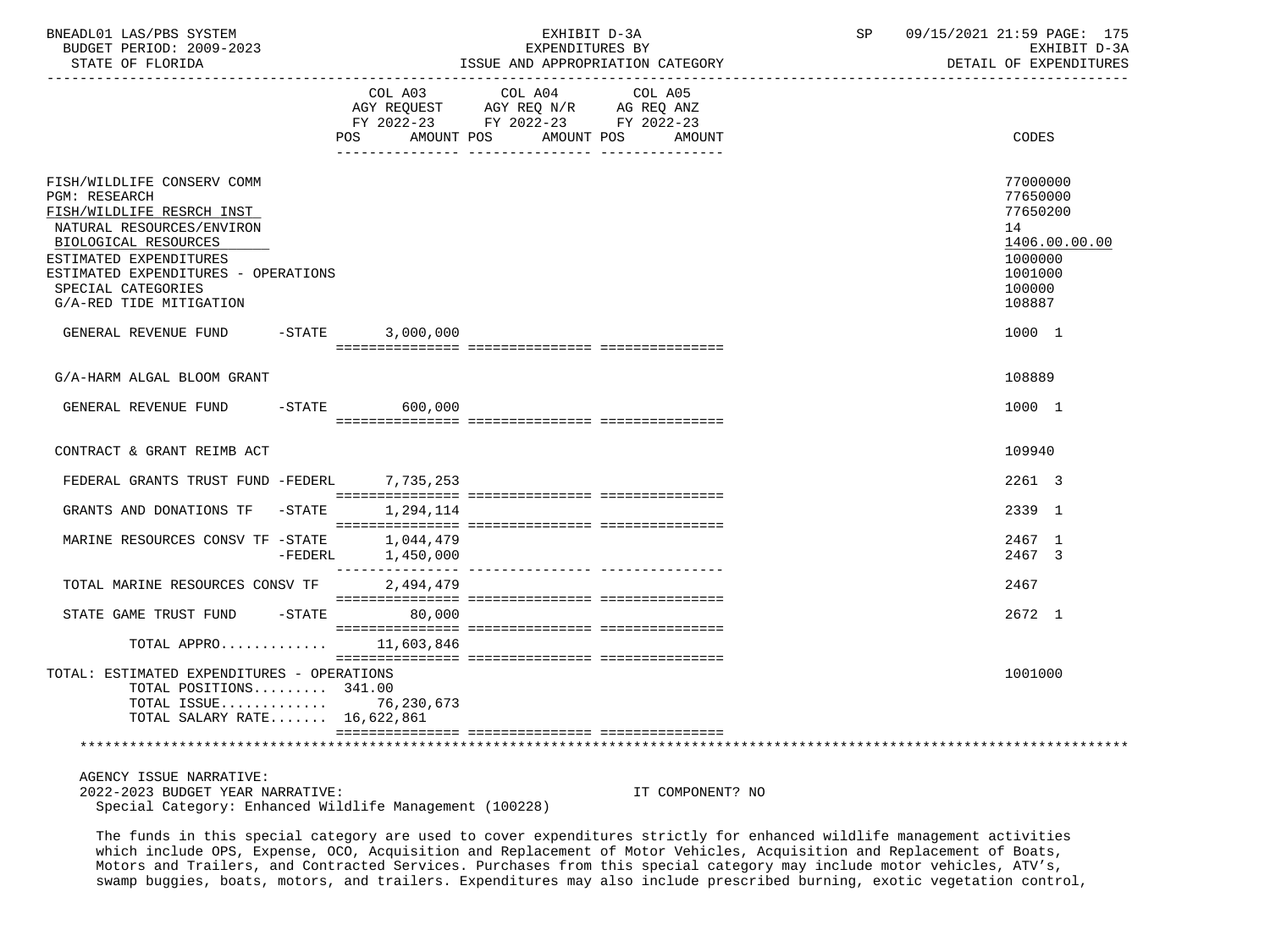| | COL A03 AGY REQUEST FY 2022-23 POS AMOUNT | COL A04 AGY REQ N/R FY 2022-23 POS AMOUNT | COL A05 AG REQ ANZ FY 2022-23 POS AMOUNT | CODES |
|---|---|---|---|---|
| FISH/WILDLIFE CONSERV COMM | | | | 77000000 |
| PGM: RESEARCH | | | | 77650000 |
| FISH/WILDLIFE RESRCH INST | | | | 77650200 |
| NATURAL RESOURCES/ENVIRON | | | | 14 |
| BIOLOGICAL RESOURCES | | | | 1406.00.00.00 |
| ESTIMATED EXPENDITURES | | | | 1000000 |
| ESTIMATED EXPENDITURES - OPERATIONS | | | | 1001000 |
| SPECIAL CATEGORIES | | | | 100000 |
| G/A-RED TIDE MITIGATION | | | | 108887 |
| GENERAL REVENUE FUND -STATE | 3,000,000 | | | 1000 1 |
| G/A-HARM ALGAL BLOOM GRANT | | | | 108889 |
| GENERAL REVENUE FUND -STATE | 600,000 | | | 1000 1 |
| CONTRACT & GRANT REIMB ACT | | | | 109940 |
| FEDERAL GRANTS TRUST FUND -FEDERL | 7,735,253 | | | 2261 3 |
| GRANTS AND DONATIONS TF -STATE | 1,294,114 | | | 2339 1 |
| MARINE RESOURCES CONSV TF -STATE | 1,044,479 | | | 2467 1 |
| -FEDERL | 1,450,000 | | | 2467 3 |
| TOTAL MARINE RESOURCES CONSV TF | 2,494,479 | | | 2467 |
| STATE GAME TRUST FUND -STATE | 80,000 | | | 2672 1 |
| TOTAL APPRO............ | 11,603,846 | | | |
| TOTAL: ESTIMATED EXPENDITURES - OPERATIONS | | | | 1001000 |
| TOTAL POSITIONS......... 341.00 | | | | |
| TOTAL ISSUE............ | 76,230,673 | | | |
| TOTAL SALARY RATE....... | 16,622,861 | | | |

AGENCY ISSUE NARRATIVE:
2022-2023 BUDGET YEAR NARRATIVE: IT COMPONENT? NO
Special Category: Enhanced Wildlife Management (100228)

The funds in this special category are used to cover expenditures strictly for enhanced wildlife management activities which include OPS, Expense, OCO, Acquisition and Replacement of Motor Vehicles, Acquisition and Replacement of Boats, Motors and Trailers, and Contracted Services. Purchases from this special category may include motor vehicles, ATV's, swamp buggies, boats, motors, and trailers. Expenditures may also include prescribed burning, exotic vegetation control,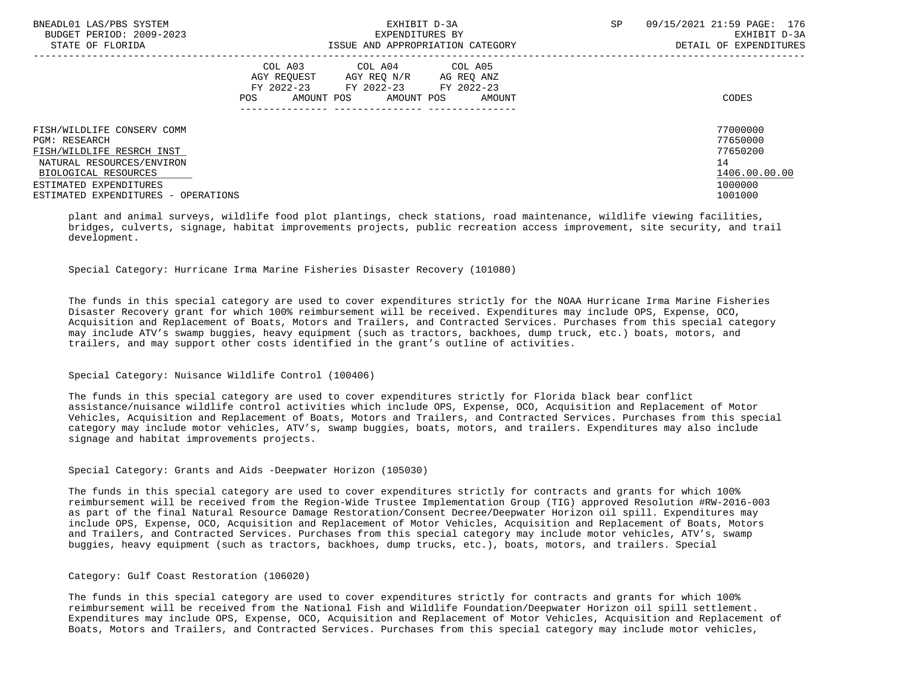| | COL A03 AGY REQUEST FY 2022-23 POS AMOUNT | COL A04 AGY REQ N/R FY 2022-23 POS AMOUNT | COL A05 AG REQ ANZ FY 2022-23 POS AMOUNT | CODES |
|---|---|---|---|---|
| FISH/WILDLIFE CONSERV COMM | | | | 77000000 |
| PGM: RESEARCH | | | | 77650000 |
| FISH/WILDLIFE RESRCH INST | | | | 77650200 |
| NATURAL RESOURCES/ENVIRON | | | | 14 |
| BIOLOGICAL RESOURCES | | | | 1406.00.00.00 |
| ESTIMATED EXPENDITURES | | | | 1000000 |
| ESTIMATED EXPENDITURES - OPERATIONS | | | | 1001000 |

plant and animal surveys, wildlife food plot plantings, check stations, road maintenance, wildlife viewing facilities, bridges, culverts, signage, habitat improvements projects, public recreation access improvement, site security, and trail development.

Special Category: Hurricane Irma Marine Fisheries Disaster Recovery (101080)

The funds in this special category are used to cover expenditures strictly for the NOAA Hurricane Irma Marine Fisheries Disaster Recovery grant for which 100% reimbursement will be received. Expenditures may include OPS, Expense, OCO, Acquisition and Replacement of Boats, Motors and Trailers, and Contracted Services. Purchases from this special category may include ATV's swamp buggies, heavy equipment (such as tractors, backhoes, dump truck, etc.) boats, motors, and trailers, and may support other costs identified in the grant's outline of activities.

Special Category: Nuisance Wildlife Control (100406)

The funds in this special category are used to cover expenditures strictly for Florida black bear conflict assistance/nuisance wildlife control activities which include OPS, Expense, OCO, Acquisition and Replacement of Motor Vehicles, Acquisition and Replacement of Boats, Motors and Trailers, and Contracted Services. Purchases from this special category may include motor vehicles, ATV's, swamp buggies, boats, motors, and trailers. Expenditures may also include signage and habitat improvements projects.

Special Category: Grants and Aids -Deepwater Horizon (105030)

The funds in this special category are used to cover expenditures strictly for contracts and grants for which 100% reimbursement will be received from the Region-Wide Trustee Implementation Group (TIG) approved Resolution #RW-2016-003 as part of the final Natural Resource Damage Restoration/Consent Decree/Deepwater Horizon oil spill. Expenditures may include OPS, Expense, OCO, Acquisition and Replacement of Motor Vehicles, Acquisition and Replacement of Boats, Motors and Trailers, and Contracted Services. Purchases from this special category may include motor vehicles, ATV's, swamp buggies, heavy equipment (such as tractors, backhoes, dump trucks, etc.), boats, motors, and trailers. Special

Category: Gulf Coast Restoration (106020)

The funds in this special category are used to cover expenditures strictly for contracts and grants for which 100% reimbursement will be received from the National Fish and Wildlife Foundation/Deepwater Horizon oil spill settlement. Expenditures may include OPS, Expense, OCO, Acquisition and Replacement of Motor Vehicles, Acquisition and Replacement of Boats, Motors and Trailers, and Contracted Services. Purchases from this special category may include motor vehicles,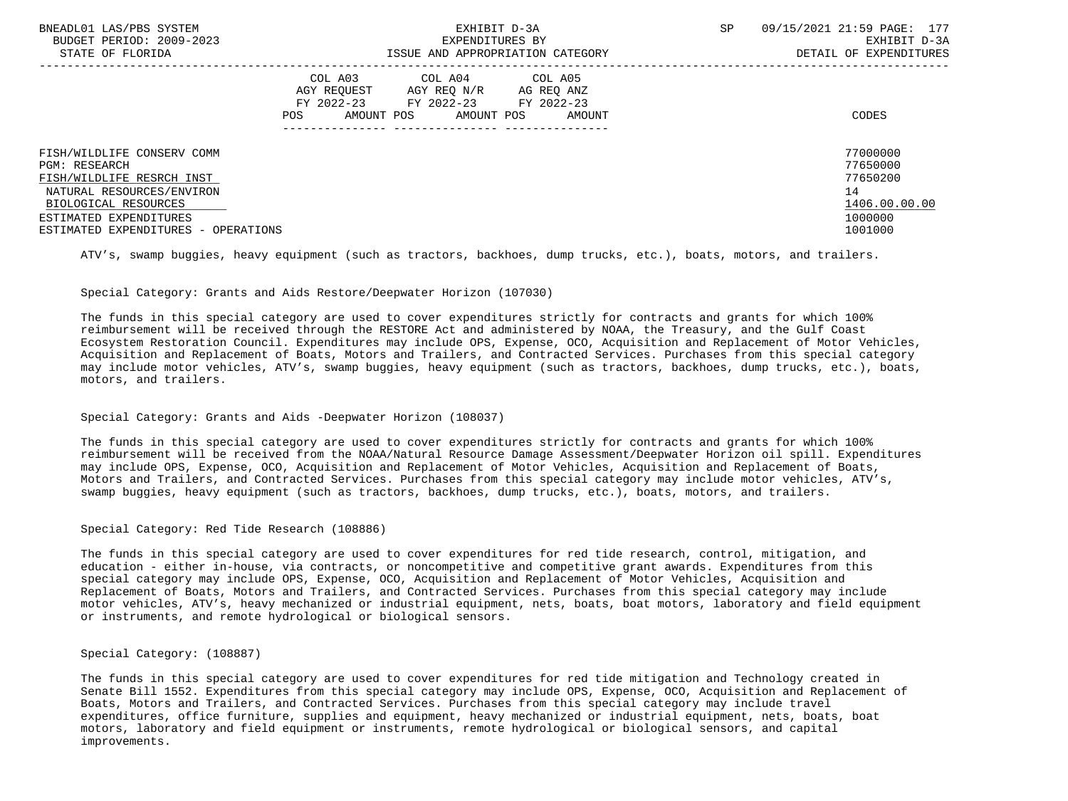| | COL A03 AGY REQUEST FY 2022-23 POS AMOUNT | COL A04 AGY REQ N/R FY 2022-23 POS AMOUNT | COL A05 AG REQ ANZ FY 2022-23 POS AMOUNT | CODES |
|---|---|---|---|---|
| FISH/WILDLIFE CONSERV COMM | | | | 77000000 |
| PGM: RESEARCH | | | | 77650000 |
| FISH/WILDLIFE RESRCH INST | | | | 77650200 |
| NATURAL RESOURCES/ENVIRON | | | | 14 |
| BIOLOGICAL RESOURCES | | | | 1406.00.00.00 |
| ESTIMATED EXPENDITURES | | | | 1000000 |
| ESTIMATED EXPENDITURES - OPERATIONS | | | | 1001000 |

ATV's, swamp buggies, heavy equipment (such as tractors, backhoes, dump trucks, etc.), boats, motors, and trailers.

Special Category: Grants and Aids Restore/Deepwater Horizon (107030)

The funds in this special category are used to cover expenditures strictly for contracts and grants for which 100% reimbursement will be received through the RESTORE Act and administered by NOAA, the Treasury, and the Gulf Coast Ecosystem Restoration Council. Expenditures may include OPS, Expense, OCO, Acquisition and Replacement of Motor Vehicles, Acquisition and Replacement of Boats, Motors and Trailers, and Contracted Services. Purchases from this special category may include motor vehicles, ATV's, swamp buggies, heavy equipment (such as tractors, backhoes, dump trucks, etc.), boats, motors, and trailers.

Special Category: Grants and Aids -Deepwater Horizon (108037)

The funds in this special category are used to cover expenditures strictly for contracts and grants for which 100% reimbursement will be received from the NOAA/Natural Resource Damage Assessment/Deepwater Horizon oil spill. Expenditures may include OPS, Expense, OCO, Acquisition and Replacement of Motor Vehicles, Acquisition and Replacement of Boats, Motors and Trailers, and Contracted Services. Purchases from this special category may include motor vehicles, ATV's, swamp buggies, heavy equipment (such as tractors, backhoes, dump trucks, etc.), boats, motors, and trailers.

Special Category: Red Tide Research (108886)

The funds in this special category are used to cover expenditures for red tide research, control, mitigation, and education - either in-house, via contracts, or noncompetitive and competitive grant awards. Expenditures from this special category may include OPS, Expense, OCO, Acquisition and Replacement of Motor Vehicles, Acquisition and Replacement of Boats, Motors and Trailers, and Contracted Services. Purchases from this special category may include motor vehicles, ATV's, heavy mechanized or industrial equipment, nets, boats, boat motors, laboratory and field equipment or instruments, and remote hydrological or biological sensors.

Special Category: (108887)

The funds in this special category are used to cover expenditures for red tide mitigation and Technology created in Senate Bill 1552. Expenditures from this special category may include OPS, Expense, OCO, Acquisition and Replacement of Boats, Motors and Trailers, and Contracted Services. Purchases from this special category may include travel expenditures, office furniture, supplies and equipment, heavy mechanized or industrial equipment, nets, boats, boat motors, laboratory and field equipment or instruments, remote hydrological or biological sensors, and capital improvements.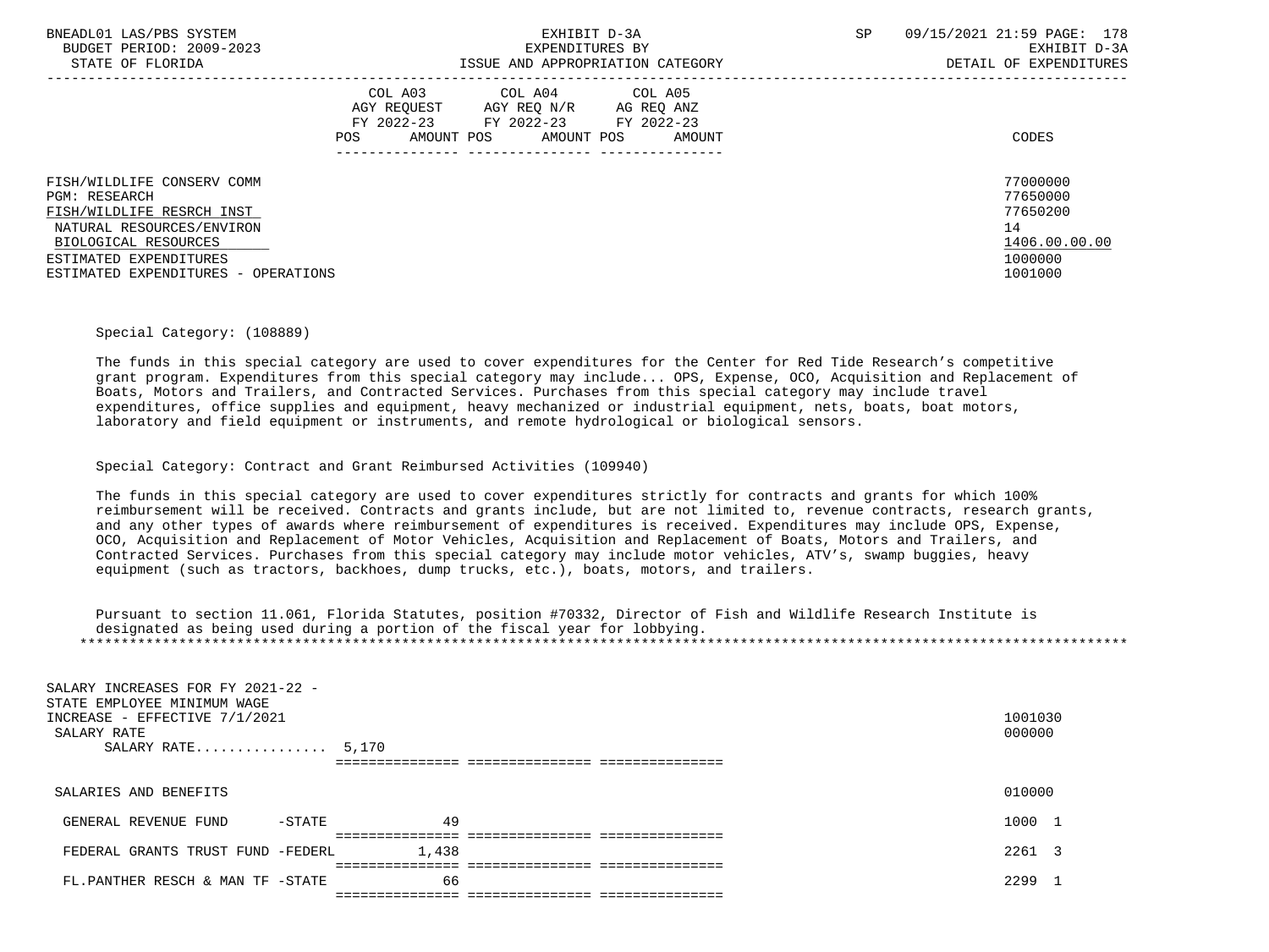| | COL A03 AGY REQUEST FY 2022-23 POS AMOUNT | COL A04 AGY REQ N/R FY 2022-23 POS AMOUNT | COL A05 AG REQ ANZ FY 2022-23 POS AMOUNT | CODES |
|---|---|---|---|---|
| FISH/WILDLIFE CONSERV COMM | | | | 77000000 |
| PGM: RESEARCH | | | | 77650000 |
| FISH/WILDLIFE RESRCH INST | | | | 77650200 |
| NATURAL RESOURCES/ENVIRON | | | | 14 |
| BIOLOGICAL RESOURCES | | | | 1406.00.00.00 |
| ESTIMATED EXPENDITURES | | | | 1000000 |
| ESTIMATED EXPENDITURES - OPERATIONS | | | | 1001000 |

Special Category: (108889)

The funds in this special category are used to cover expenditures for the Center for Red Tide Research's competitive grant program. Expenditures from this special category may include... OPS, Expense, OCO, Acquisition and Replacement of Boats, Motors and Trailers, and Contracted Services. Purchases from this special category may include travel expenditures, office supplies and equipment, heavy mechanized or industrial equipment, nets, boats, boat motors, laboratory and field equipment or instruments, and remote hydrological or biological sensors.

Special Category: Contract and Grant Reimbursed Activities (109940)

The funds in this special category are used to cover expenditures strictly for contracts and grants for which 100% reimbursement will be received. Contracts and grants include, but are not limited to, revenue contracts, research grants, and any other types of awards where reimbursement of expenditures is received. Expenditures may include OPS, Expense, OCO, Acquisition and Replacement of Motor Vehicles, Acquisition and Replacement of Boats, Motors and Trailers, and Contracted Services. Purchases from this special category may include motor vehicles, ATV's, swamp buggies, heavy equipment (such as tractors, backhoes, dump trucks, etc.), boats, motors, and trailers.

Pursuant to section 11.061, Florida Statutes, position #70332, Director of Fish and Wildlife Research Institute is designated as being used during a portion of the fiscal year for lobbying.

| | COL A03 | COL A04 | COL A05 | CODES |
|---|---|---|---|---|
| SALARY INCREASES FOR FY 2021-22 - STATE EMPLOYEE MINIMUM WAGE INCREASE - EFFECTIVE 7/1/2021 | | | | 1001030 |
| SALARY RATE | | | | 000000 |
| SALARY RATE................ 5,170 | | | | |
| SALARIES AND BENEFITS | | | | 010000 |
| GENERAL REVENUE FUND -STATE | 49 | | | 1000 1 |
| FEDERAL GRANTS TRUST FUND -FEDERL | 1,438 | | | 2261 3 |
| FL.PANTHER RESCH & MAN TF -STATE | 66 | | | 2299 1 |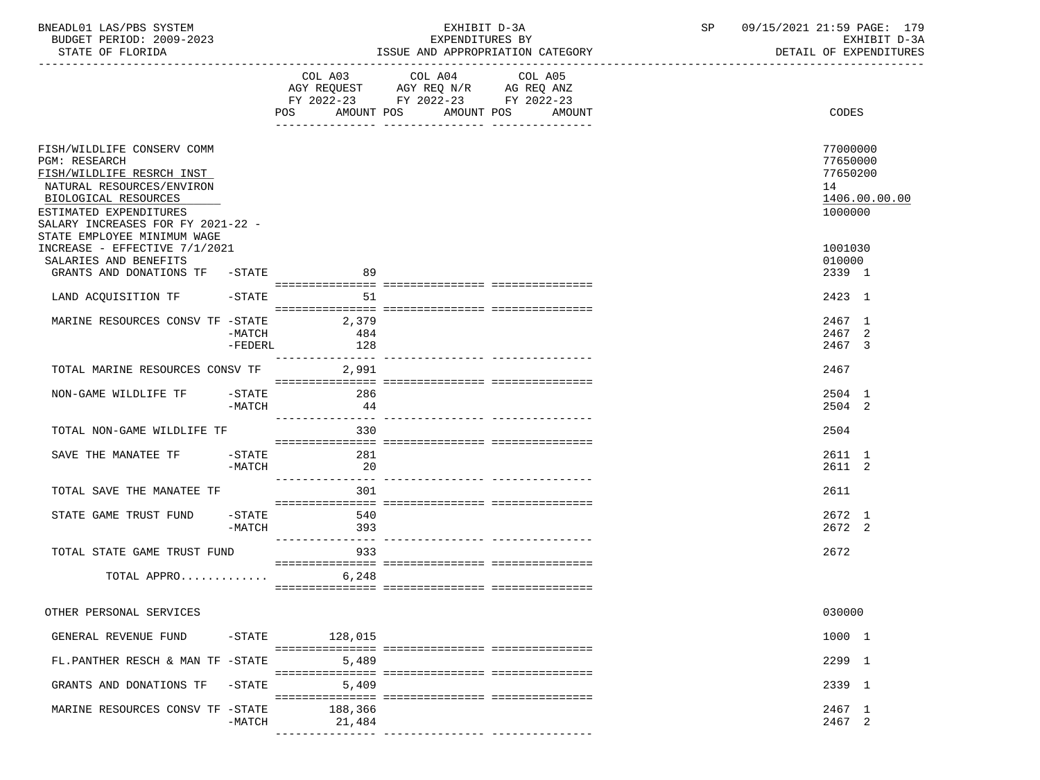BNEADL01 LAS/PBS SYSTEM
BUDGET PERIOD: 2009-2023
STATE OF FLORIDA

EXHIBIT D-3A
EXPENDITURES BY
ISSUE AND APPROPRIATION CATEGORY

SP 09/15/2021 21:59
EXHIBIT D-3A
DETAIL OF EXPENDITURES

| | COL A03 AGY REQUEST FY 2022-23 POS AMOUNT | COL A04 AGY REQ N/R FY 2022-23 POS AMOUNT | COL A05 AG REQ ANZ FY 2022-23 POS AMOUNT | CODES |
|---|---|---|---|---|
| FISH/WILDLIFE CONSERV COMM | | | | 77000000 |
| PGM: RESEARCH | | | | 77650000 |
| FISH/WILDLIFE RESRCH INST | | | | 77650200 |
| NATURAL RESOURCES/ENVIRON | | | | 14 |
| BIOLOGICAL RESOURCES | | | | 1406.00.00.00 |
| ESTIMATED EXPENDITURES | | | | 1000000 |
| SALARY INCREASES FOR FY 2021-22 - STATE EMPLOYEE MINIMUM WAGE INCREASE - EFFECTIVE 7/1/2021 | | | | 1001030 |
| SALARIES AND BENEFITS | | | | 010000 |
| GRANTS AND DONATIONS TF -STATE | 89 | | | 2339 1 |
| LAND ACQUISITION TF -STATE | 51 | | | 2423 1 |
| MARINE RESOURCES CONSV TF -STATE | 2,379 | | | 2467 1 |
| -MATCH | 484 | | | 2467 2 |
| -FEDERL | 128 | | | 2467 3 |
| TOTAL MARINE RESOURCES CONSV TF | 2,991 | | | 2467 |
| NON-GAME WILDLIFE TF -STATE | 286 | | | 2504 1 |
| -MATCH | 44 | | | 2504 2 |
| TOTAL NON-GAME WILDLIFE TF | 330 | | | 2504 |
| SAVE THE MANATEE TF -STATE | 281 | | | 2611 1 |
| -MATCH | 20 | | | 2611 2 |
| TOTAL SAVE THE MANATEE TF | 301 | | | 2611 |
| STATE GAME TRUST FUND -STATE | 540 | | | 2672 1 |
| -MATCH | 393 | | | 2672 2 |
| TOTAL STATE GAME TRUST FUND | 933 | | | 2672 |
| TOTAL APPRO............. | 6,248 | | | |
| OTHER PERSONAL SERVICES | | | | 030000 |
| GENERAL REVENUE FUND -STATE | 128,015 | | | 1000 1 |
| FL.PANTHER RESCH & MAN TF -STATE | 5,489 | | | 2299 1 |
| GRANTS AND DONATIONS TF -STATE | 5,409 | | | 2339 1 |
| MARINE RESOURCES CONSV TF -STATE | 188,366 | | | 2467 1 |
| -MATCH | 21,484 | | | 2467 2 |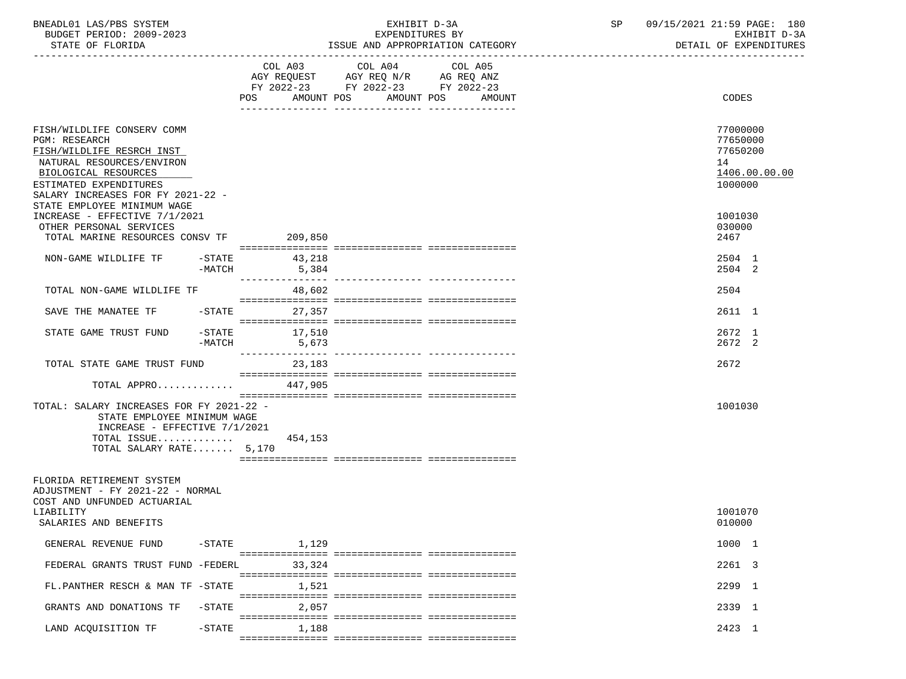BNEADL01 LAS/PBS SYSTEM
BUDGET PERIOD: 2009-2023
STATE OF FLORIDA

EXHIBIT D-3A
EXPENDITURES BY
ISSUE AND APPROPRIATION CATEGORY

SP 09/15/2021 21:59 PAGE: 180
EXHIBIT D-3A
DETAIL OF EXPENDITURES

| | COL A03 AGY REQUEST FY 2022-23 POS AMOUNT | COL A04 AGY REQ N/R FY 2022-23 POS AMOUNT | COL A05 AG REQ ANZ FY 2022-23 POS AMOUNT | CODES |
|---|---|---|---|---|
| FISH/WILDLIFE CONSERV COMM | | | | 77000000 |
| PGM: RESEARCH | | | | 77650000 |
| FISH/WILDLIFE RESRCH INST | | | | 77650200 |
| NATURAL RESOURCES/ENVIRON | | | | 14 |
| BIOLOGICAL RESOURCES | | | | 1406.00.00.00 |
| ESTIMATED EXPENDITURES | | | | 1000000 |
| SALARY INCREASES FOR FY 2021-22 - STATE EMPLOYEE MINIMUM WAGE INCREASE - EFFECTIVE 7/1/2021 | | | | 1001030 |
| OTHER PERSONAL SERVICES | | | | 030000 |
| TOTAL MARINE RESOURCES CONSV TF | 209,850 | | | 2467 |
| NON-GAME WILDLIFE TF -STATE | 43,218 | | | 2504 1 |
| -MATCH | 5,384 | | | 2504 2 |
| TOTAL NON-GAME WILDLIFE TF | 48,602 | | | 2504 |
| SAVE THE MANATEE TF -STATE | 27,357 | | | 2611 1 |
| STATE GAME TRUST FUND -STATE | 17,510 | | | 2672 1 |
| -MATCH | 5,673 | | | 2672 2 |
| TOTAL STATE GAME TRUST FUND | 23,183 | | | 2672 |
| TOTAL APPRO............ | 447,905 | | | |
| TOTAL: SALARY INCREASES FOR FY 2021-22 - STATE EMPLOYEE MINIMUM WAGE INCREASE - EFFECTIVE 7/1/2021 | | | | 1001030 |
| TOTAL ISSUE............ | 454,153 | | | |
| TOTAL SALARY RATE....... | 5,170 | | | |
| FLORIDA RETIREMENT SYSTEM ADJUSTMENT - FY 2021-22 - NORMAL COST AND UNFUNDED ACTUARIAL LIABILITY | | | | 1001070 |
| SALARIES AND BENEFITS | | | | 010000 |
| GENERAL REVENUE FUND -STATE | 1,129 | | | 1000 1 |
| FEDERAL GRANTS TRUST FUND -FEDERL | 33,324 | | | 2261 3 |
| FL.PANTHER RESCH & MAN TF -STATE | 1,521 | | | 2299 1 |
| GRANTS AND DONATIONS TF -STATE | 2,057 | | | 2339 1 |
| LAND ACQUISITION TF -STATE | 1,188 | | | 2423 1 |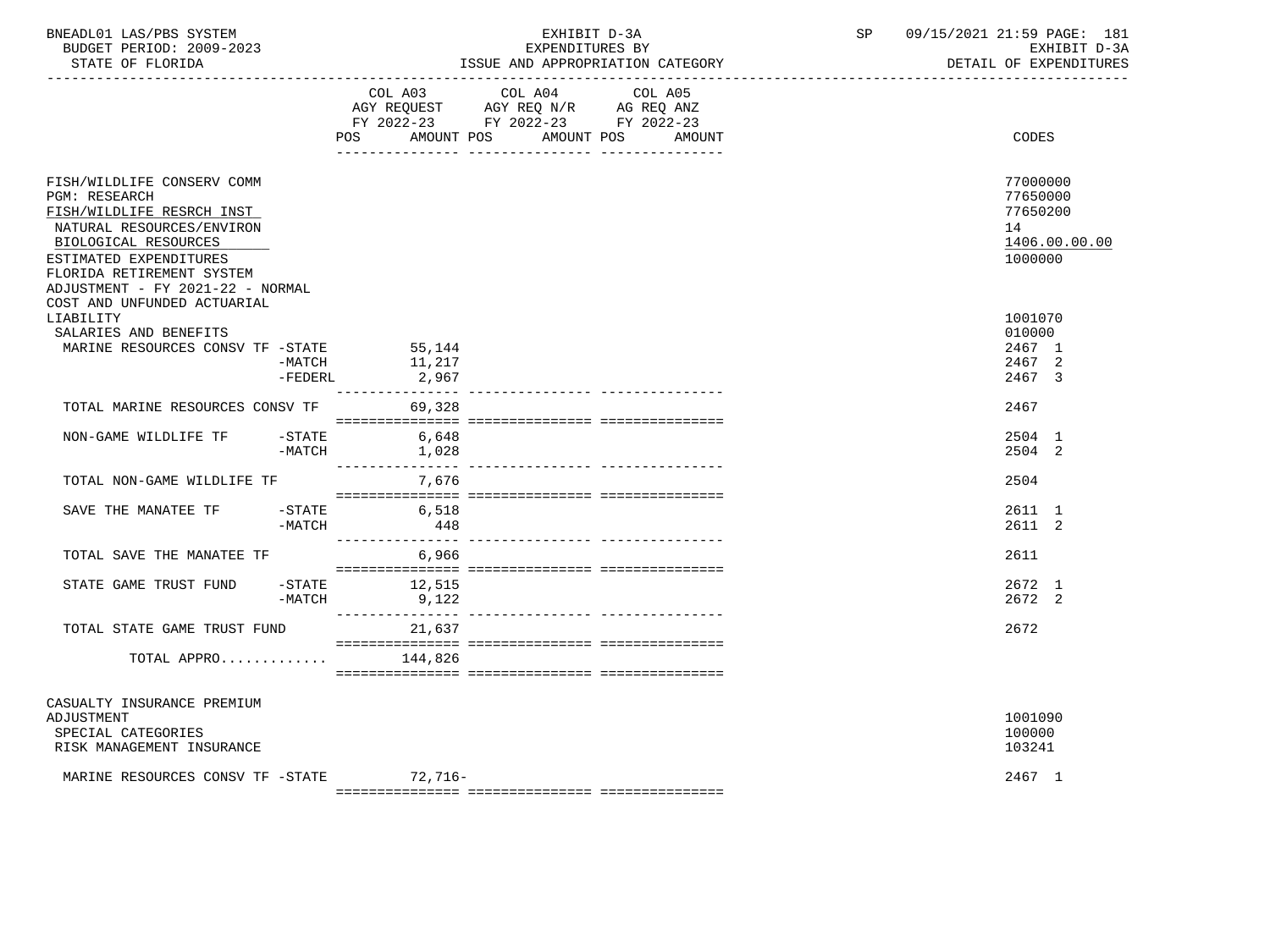BNEADL01 LAS/PBS SYSTEM — EXHIBIT D-3A — EXPENDITURES BY ISSUE AND APPROPRIATION CATEGORY — DETAIL OF EXPENDITURES
BUDGET PERIOD: 2009-2023 — STATE OF FLORIDA — SP 09/15/2021 21:59

| | COL A03 AGY REQUEST FY 2022-23 POS AMOUNT | COL A04 AGY REQ N/R FY 2022-23 POS AMOUNT | COL A05 AG REQ ANZ FY 2022-23 POS AMOUNT | CODES |
|---|---|---|---|---|
| FISH/WILDLIFE CONSERV COMM | | | | 77000000 |
| PGM: RESEARCH | | | | 77650000 |
| FISH/WILDLIFE RESRCH INST | | | | 77650200 |
| NATURAL RESOURCES/ENVIRON | | | | 14 |
| BIOLOGICAL RESOURCES | | | | 1406.00.00.00 |
| ESTIMATED EXPENDITURES | | | | 1000000 |
| FLORIDA RETIREMENT SYSTEM ADJUSTMENT - FY 2021-22 - NORMAL COST AND UNFUNDED ACTUARIAL LIABILITY | | | | 1001070 |
| SALARIES AND BENEFITS | | | | 010000 |
| MARINE RESOURCES CONSV TF -STATE | 55,144 | | | 2467 1 |
| -MATCH | 11,217 | | | 2467 2 |
| -FEDERL | 2,967 | | | 2467 3 |
| TOTAL MARINE RESOURCES CONSV TF | 69,328 | | | 2467 |
| NON-GAME WILDLIFE TF -STATE | 6,648 | | | 2504 1 |
| -MATCH | 1,028 | | | 2504 2 |
| TOTAL NON-GAME WILDLIFE TF | 7,676 | | | 2504 |
| SAVE THE MANATEE TF -STATE | 6,518 | | | 2611 1 |
| -MATCH | 448 | | | 2611 2 |
| TOTAL SAVE THE MANATEE TF | 6,966 | | | 2611 |
| STATE GAME TRUST FUND -STATE | 12,515 | | | 2672 1 |
| -MATCH | 9,122 | | | 2672 2 |
| TOTAL STATE GAME TRUST FUND | 21,637 | | | 2672 |
| TOTAL APPRO............ | 144,826 | | | |
| CASUALTY INSURANCE PREMIUM ADJUSTMENT | | | | 1001090 |
| SPECIAL CATEGORIES | | | | 100000 |
| RISK MANAGEMENT INSURANCE | | | | 103241 |
| MARINE RESOURCES CONSV TF -STATE | 72,716- | | | 2467 1 |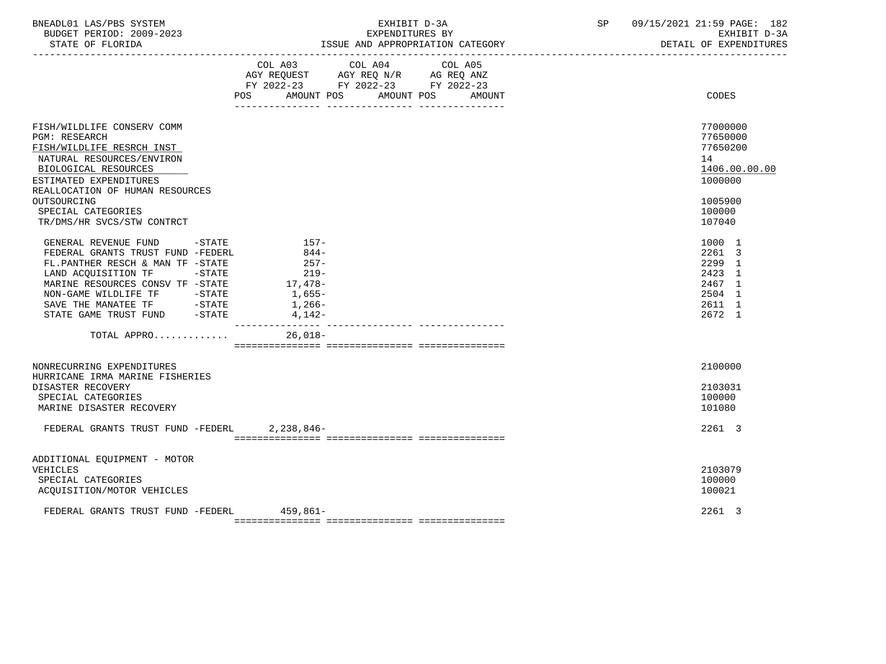BNEADL01 LAS/PBS SYSTEM | EXHIBIT D-3A | SP 09/15/2021 21:59 PAGE: 182
BUDGET PERIOD: 2009-2023 | EXPENDITURES BY | EXHIBIT D-3A
STATE OF FLORIDA | ISSUE AND APPROPRIATION CATEGORY | DETAIL OF EXPENDITURES

| | COL A03 AGY REQUEST FY 2022-23 POS AMOUNT | COL A04 AGY REQ N/R FY 2022-23 POS AMOUNT | COL A05 AG REQ ANZ FY 2022-23 POS AMOUNT | CODES |
|---|---|---|---|---|
| FISH/WILDLIFE CONSERV COMM | | | | 77000000 |
| PGM: RESEARCH | | | | 77650000 |
| FISH/WILDLIFE RESRCH INST | | | | 77650200 |
| NATURAL RESOURCES/ENVIRON | | | | 14 |
| BIOLOGICAL RESOURCES | | | | 1406.00.00.00 |
| ESTIMATED EXPENDITURES | | | | 1000000 |
| REALLOCATION OF HUMAN RESOURCES OUTSOURCING | | | | 1005900 |
| SPECIAL CATEGORIES | | | | 100000 |
| TR/DMS/HR SVCS/STW CONTRCT | | | | 107040 |
| GENERAL REVENUE FUND -STATE | 157- | | | 1000 1 |
| FEDERAL GRANTS TRUST FUND -FEDERL | 844- | | | 2261 3 |
| FL.PANTHER RESCH & MAN TF -STATE | 257- | | | 2299 1 |
| LAND ACQUISITION TF -STATE | 219- | | | 2423 1 |
| MARINE RESOURCES CONSV TF -STATE | 17,478- | | | 2467 1 |
| NON-GAME WILDLIFE TF -STATE | 1,655- | | | 2504 1 |
| SAVE THE MANATEE TF -STATE | 1,266- | | | 2611 1 |
| STATE GAME TRUST FUND -STATE | 4,142- | | | 2672 1 |
| TOTAL APPRO............ | 26,018- | | | |
| NONRECURRING EXPENDITURES | | | | 2100000 |
| HURRICANE IRMA MARINE FISHERIES DISASTER RECOVERY | | | | 2103031 |
| SPECIAL CATEGORIES | | | | 100000 |
| MARINE DISASTER RECOVERY | | | | 101080 |
| FEDERAL GRANTS TRUST FUND -FEDERL | 2,238,846- | | | 2261 3 |
| ADDITIONAL EQUIPMENT - MOTOR VEHICLES | | | | 2103079 |
| SPECIAL CATEGORIES | | | | 100000 |
| ACQUISITION/MOTOR VEHICLES | | | | 100021 |
| FEDERAL GRANTS TRUST FUND -FEDERL | 459,861- | | | 2261 3 |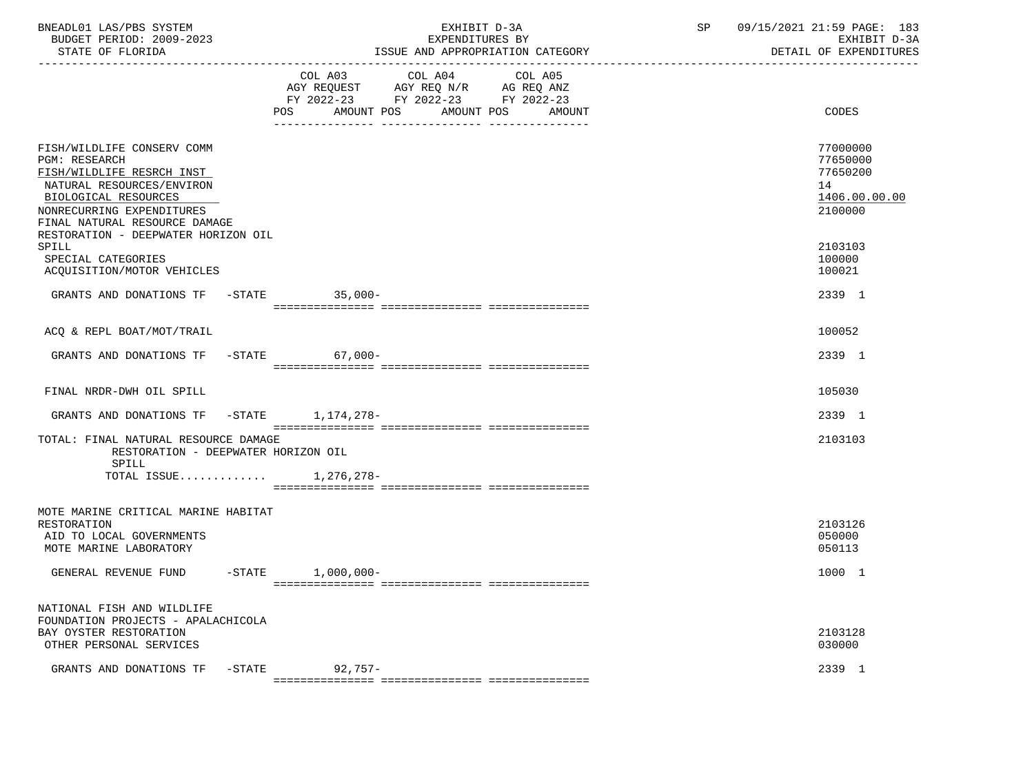| | COL A03 AGY REQUEST FY 2022-23 POS AMOUNT | COL A04 AGY REQ N/R FY 2022-23 POS AMOUNT | COL A05 AG REQ ANZ FY 2022-23 POS AMOUNT | CODES |
|---|---|---|---|---|
| FISH/WILDLIFE CONSERV COMM | | | | 77000000 |
| PGM: RESEARCH | | | | 77650000 |
| FISH/WILDLIFE RESRCH INST | | | | 77650200 |
| NATURAL RESOURCES/ENVIRON | | | | 14 |
| BIOLOGICAL RESOURCES | | | | 1406.00.00.00 |
| NONRECURRING EXPENDITURES | | | | 2100000 |
| FINAL NATURAL RESOURCE DAMAGE RESTORATION - DEEPWATER HORIZON OIL SPILL | | | | 2103103 |
| SPECIAL CATEGORIES | | | | 100000 |
| ACQUISITION/MOTOR VEHICLES | | | | 100021 |
| GRANTS AND DONATIONS TF -STATE | 35,000- | | | 2339 1 |
| ACQ & REPL BOAT/MOT/TRAIL | | | | 100052 |
| GRANTS AND DONATIONS TF -STATE | 67,000- | | | 2339 1 |
| FINAL NRDR-DWH OIL SPILL | | | | 105030 |
| GRANTS AND DONATIONS TF -STATE | 1,174,278- | | | 2339 1 |
| TOTAL: FINAL NATURAL RESOURCE DAMAGE RESTORATION - DEEPWATER HORIZON OIL SPILL | | | | 2103103 |
| TOTAL ISSUE............ | 1,276,278- | | | |
| MOTE MARINE CRITICAL MARINE HABITAT RESTORATION | | | | 2103126 |
| AID TO LOCAL GOVERNMENTS | | | | 050000 |
| MOTE MARINE LABORATORY | | | | 050113 |
| GENERAL REVENUE FUND -STATE | 1,000,000- | | | 1000 1 |
| NATIONAL FISH AND WILDLIFE FOUNDATION PROJECTS - APALACHICOLA BAY OYSTER RESTORATION | | | | 2103128 |
| OTHER PERSONAL SERVICES | | | | 030000 |
| GRANTS AND DONATIONS TF -STATE | 92,757- | | | 2339 1 |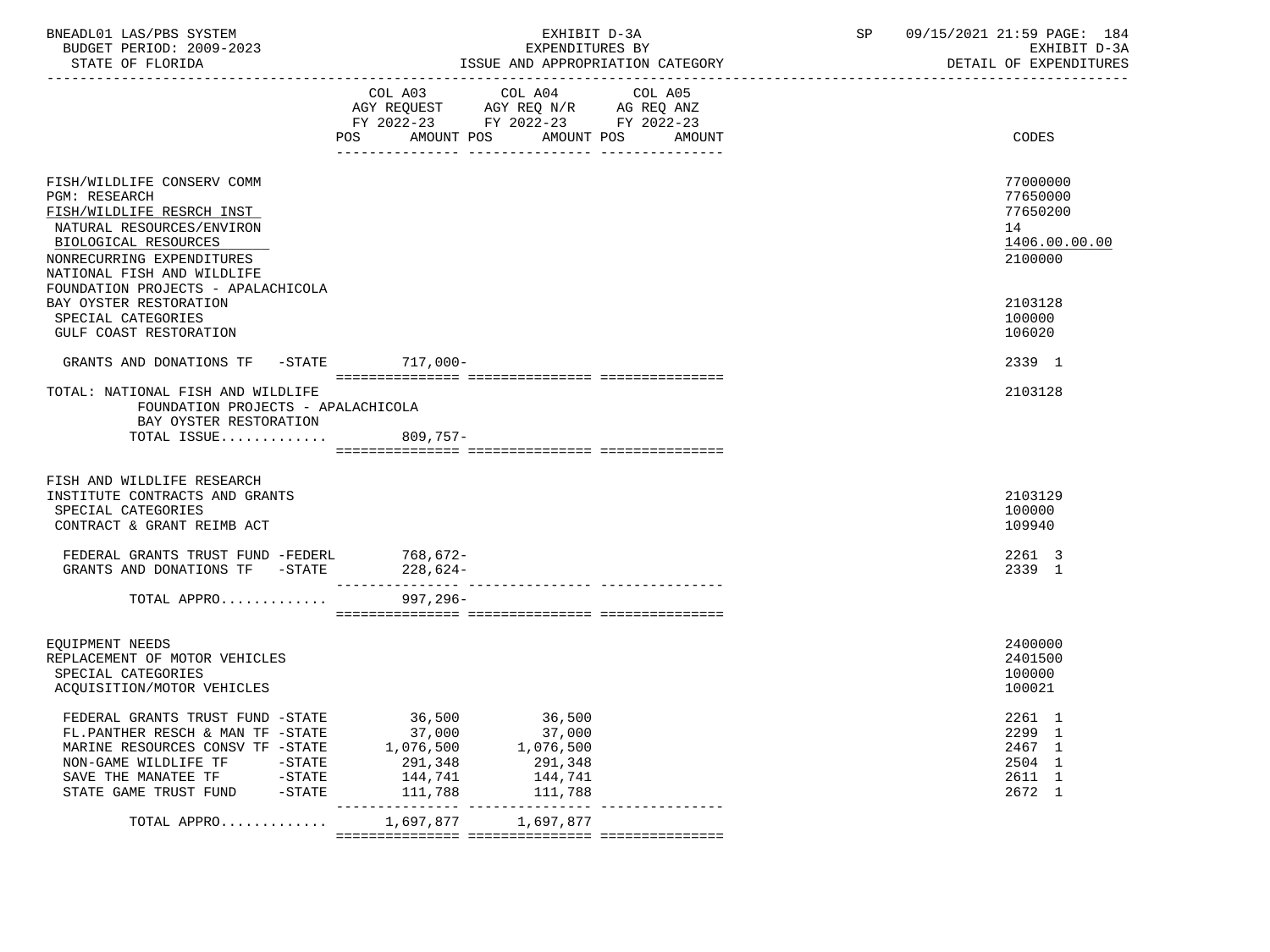EXHIBIT D-3A
EXPENDITURES BY
ISSUE AND APPROPRIATION CATEGORY

BNEADL01 LAS/PBS SYSTEM
BUDGET PERIOD: 2009-2023
STATE OF FLORIDA

SP 09/15/2021 21:59 PAGE: 184
EXHIBIT D-3A
DETAIL OF EXPENDITURES

| | COL A03 AGY REQUEST FY 2022-23 POS AMOUNT | COL A04 AGY REQ N/R FY 2022-23 POS AMOUNT | COL A05 AG REQ ANZ FY 2022-23 POS AMOUNT | CODES |
|---|---|---|---|---|
| FISH/WILDLIFE CONSERV COMM | | | | 77000000 |
| PGM: RESEARCH | | | | 77650000 |
| FISH/WILDLIFE RESRCH INST | | | | 77650200 |
| NATURAL RESOURCES/ENVIRON | | | | 14 |
| BIOLOGICAL RESOURCES | | | | 1406.00.00.00 |
| NONRECURRING EXPENDITURES | | | | 2100000 |
| NATIONAL FISH AND WILDLIFE FOUNDATION PROJECTS - APALACHICOLA BAY OYSTER RESTORATION | | | | 2103128 |
| SPECIAL CATEGORIES | | | | 100000 |
| GULF COAST RESTORATION | | | | 106020 |
| GRANTS AND DONATIONS TF -STATE | 717,000- | | | 2339 1 |
| TOTAL: NATIONAL FISH AND WILDLIFE FOUNDATION PROJECTS - APALACHICOLA BAY OYSTER RESTORATION | | | | 2103128 |
| TOTAL ISSUE............. | 809,757- | | | |
| FISH AND WILDLIFE RESEARCH INSTITUTE CONTRACTS AND GRANTS | | | | 2103129 |
| SPECIAL CATEGORIES | | | | 100000 |
| CONTRACT & GRANT REIMB ACT | | | | 109940 |
| FEDERAL GRANTS TRUST FUND -FEDERL | 768,672- | | | 2261 3 |
| GRANTS AND DONATIONS TF -STATE | 228,624- | | | 2339 1 |
| TOTAL APPRO............. | 997,296- | | | |
| EQUIPMENT NEEDS | | | | 2400000 |
| REPLACEMENT OF MOTOR VEHICLES | | | | 2401500 |
| SPECIAL CATEGORIES | | | | 100000 |
| ACQUISITION/MOTOR VEHICLES | | | | 100021 |
| FEDERAL GRANTS TRUST FUND -STATE | 36,500 | 36,500 | | 2261 1 |
| FL.PANTHER RESCH & MAN TF -STATE | 37,000 | 37,000 | | 2299 1 |
| MARINE RESOURCES CONSV TF -STATE | 1,076,500 | 1,076,500 | | 2467 1 |
| NON-GAME WILDLIFE TF -STATE | 291,348 | 291,348 | | 2504 1 |
| SAVE THE MANATEE TF -STATE | 144,741 | 144,741 | | 2611 1 |
| STATE GAME TRUST FUND -STATE | 111,788 | 111,788 | | 2672 1 |
| TOTAL APPRO............. | 1,697,877 | 1,697,877 | | |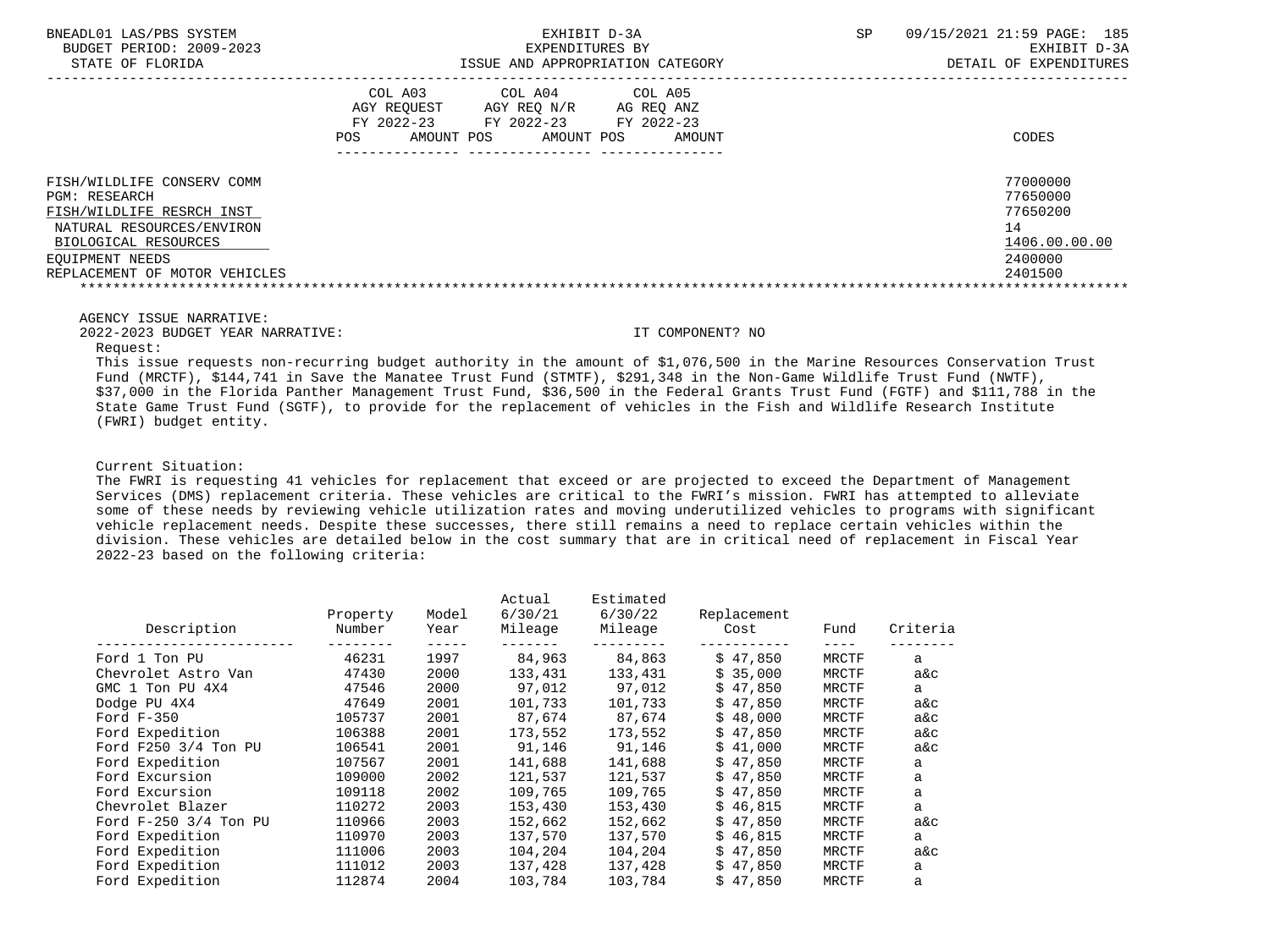EXHIBIT D-3A
EXPENDITURES BY
ISSUE AND APPROPRIATION CATEGORY

BUDGET PERIOD: 2009-2023
STATE OF FLORIDA

EXHIBIT D-3A
DETAIL OF EXPENDITURES

| | COL A03 AGY REQUEST FY 2022-23 POS AMOUNT | COL A04 AGY REQ N/R FY 2022-23 POS AMOUNT | COL A05 AG REQ ANZ FY 2022-23 POS AMOUNT | CODES |
|---|---|---|---|---|
| FISH/WILDLIFE CONSERV COMM | | | | 77000000 |
| PGM: RESEARCH | | | | 77650000 |
| FISH/WILDLIFE RESRCH INST | | | | 77650200 |
| NATURAL RESOURCES/ENVIRON | | | | 14 |
| BIOLOGICAL RESOURCES | | | | 1406.00.00.00 |
| EQUIPMENT NEEDS | | | | 2400000 |
| REPLACEMENT OF MOTOR VEHICLES | | | | 2401500 |

AGENCY ISSUE NARRATIVE:

2022-2023 BUDGET YEAR NARRATIVE: IT COMPONENT? NO

Request:

This issue requests non-recurring budget authority in the amount of $1,076,500 in the Marine Resources Conservation Trust Fund (MRCTF), $144,741 in Save the Manatee Trust Fund (STMTF), $291,348 in the Non-Game Wildlife Trust Fund (NWTF), $37,000 in the Florida Panther Management Trust Fund, $36,500 in the Federal Grants Trust Fund (FGTF) and $111,788 in the State Game Trust Fund (SGTF), to provide for the replacement of vehicles in the Fish and Wildlife Research Institute (FWRI) budget entity.

Current Situation:

The FWRI is requesting 41 vehicles for replacement that exceed or are projected to exceed the Department of Management Services (DMS) replacement criteria. These vehicles are critical to the FWRI's mission. FWRI has attempted to alleviate some of these needs by reviewing vehicle utilization rates and moving underutilized vehicles to programs with significant vehicle replacement needs. Despite these successes, there still remains a need to replace certain vehicles within the division. These vehicles are detailed below in the cost summary that are in critical need of replacement in Fiscal Year 2022-23 based on the following criteria:

| Description | Property Number | Model Year | Actual 6/30/21 Mileage | Estimated 6/30/22 Mileage | Replacement Cost | Fund | Criteria |
|---|---|---|---|---|---|---|---|
| Ford 1 Ton PU | 46231 | 1997 | 84,963 | 84,863 | $ 47,850 | MRCTF | a |
| Chevrolet Astro Van | 47430 | 2000 | 133,431 | 133,431 | $ 35,000 | MRCTF | a&c |
| GMC 1 Ton PU 4X4 | 47546 | 2000 | 97,012 | 97,012 | $ 47,850 | MRCTF | a |
| Dodge PU 4X4 | 47649 | 2001 | 101,733 | 101,733 | $ 47,850 | MRCTF | a&c |
| Ford F-350 | 105737 | 2001 | 87,674 | 87,674 | $ 48,000 | MRCTF | a&c |
| Ford Expedition | 106388 | 2001 | 173,552 | 173,552 | $ 47,850 | MRCTF | a&c |
| Ford F250 3/4 Ton PU | 106541 | 2001 | 91,146 | 91,146 | $ 41,000 | MRCTF | a&c |
| Ford Expedition | 107567 | 2001 | 141,688 | 141,688 | $ 47,850 | MRCTF | a |
| Ford Excursion | 109000 | 2002 | 121,537 | 121,537 | $ 47,850 | MRCTF | a |
| Ford Excursion | 109118 | 2002 | 109,765 | 109,765 | $ 47,850 | MRCTF | a |
| Chevrolet Blazer | 110272 | 2003 | 153,430 | 153,430 | $ 46,815 | MRCTF | a |
| Ford F-250 3/4 Ton PU | 110966 | 2003 | 152,662 | 152,662 | $ 47,850 | MRCTF | a&c |
| Ford Expedition | 110970 | 2003 | 137,570 | 137,570 | $ 46,815 | MRCTF | a |
| Ford Expedition | 111006 | 2003 | 104,204 | 104,204 | $ 47,850 | MRCTF | a&c |
| Ford Expedition | 111012 | 2003 | 137,428 | 137,428 | $ 47,850 | MRCTF | a |
| Ford Expedition | 112874 | 2004 | 103,784 | 103,784 | $ 47,850 | MRCTF | a |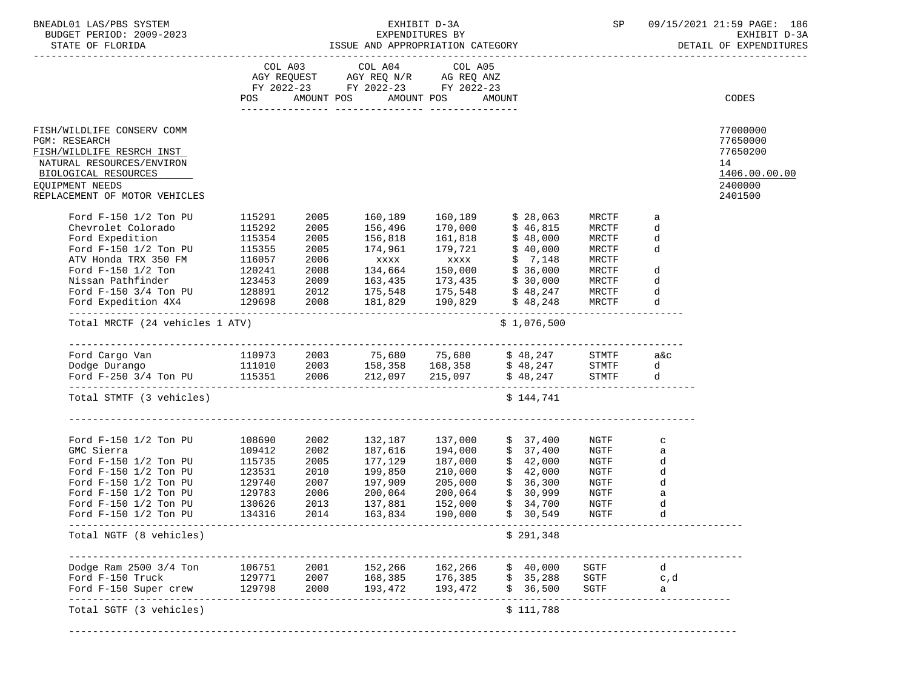BNEADL01 LAS/PBS SYSTEM — BUDGET PERIOD: 2009-2023 — STATE OF FLORIDA

EXHIBIT D-3A — EXPENDITURES BY ISSUE AND APPROPRIATION CATEGORY — DETAIL OF EXPENDITURES

| | COL A03 AGY REQUEST FY 2022-23 POS AMOUNT | COL A04 AGY REQ N/R FY 2022-23 POS AMOUNT | COL A05 AG REQ ANZ FY 2022-23 POS AMOUNT | CODES |
|---|---|---|---|---|
| FISH/WILDLIFE CONSERV COMM | | | | 77000000 |
| PGM: RESEARCH | | | | 77650000 |
| FISH/WILDLIFE RESRCH INST | | | | 77650200 |
| NATURAL RESOURCES/ENVIRON | | | | 14 |
| BIOLOGICAL RESOURCES | | | | 1406.00.00.00 |
| EQUIPMENT NEEDS | | | | 2400000 |
| REPLACEMENT OF MOTOR VEHICLES | | | | 2401500 |

| Vehicle | ID | Year | | | Amount | Fund | Code |
|---|---|---|---|---|---|---|---|
| Ford F-150 1/2 Ton PU | 115291 | 2005 | 160,189 | 160,189 | $ 28,063 | MRCTF | a |
| Chevrolet Colorado | 115292 | 2005 | 156,496 | 170,000 | $ 46,815 | MRCTF | d |
| Ford Expedition | 115354 | 2005 | 156,818 | 161,818 | $ 48,000 | MRCTF | d |
| Ford F-150 1/2 Ton PU | 115355 | 2005 | 174,961 | 179,721 | $ 40,000 | MRCTF | d |
| ATV Honda TRX 350 FM | 116057 | 2006 | xxxx | xxxx | $ 7,148 | MRCTF | |
| Ford F-150 1/2 Ton | 120241 | 2008 | 134,664 | 150,000 | $ 36,000 | MRCTF | d |
| Nissan Pathfinder | 123453 | 2009 | 163,435 | 173,435 | $ 30,000 | MRCTF | d |
| Ford F-150 3/4 Ton PU | 128891 | 2012 | 175,548 | 175,548 | $ 48,247 | MRCTF | d |
| Ford Expedition 4X4 | 129698 | 2008 | 181,829 | 190,829 | $ 48,248 | MRCTF | d |
| Total MRCTF (24 vehicles 1 ATV) | | | | | $ 1,076,500 | | |
| Ford Cargo Van | 110973 | 2003 | 75,680 | 75,680 | $ 48,247 | STMTF | a&c |
| Dodge Durango | 111010 | 2003 | 158,358 | 168,358 | $ 48,247 | STMTF | d |
| Ford F-250 3/4 Ton PU | 115351 | 2006 | 212,097 | 215,097 | $ 48,247 | STMTF | d |
| Total STMTF (3 vehicles) | | | | | $ 144,741 | | |
| Ford F-150 1/2 Ton PU | 108690 | 2002 | 132,187 | 137,000 | $ 37,400 | NGTF | c |
| GMC Sierra | 109412 | 2002 | 187,616 | 194,000 | $ 37,400 | NGTF | a |
| Ford F-150 1/2 Ton PU | 115735 | 2005 | 177,129 | 187,000 | $ 42,000 | NGTF | d |
| Ford F-150 1/2 Ton PU | 123531 | 2010 | 199,850 | 210,000 | $ 42,000 | NGTF | d |
| Ford F-150 1/2 Ton PU | 129740 | 2007 | 197,909 | 205,000 | $ 36,300 | NGTF | d |
| Ford F-150 1/2 Ton PU | 129783 | 2006 | 200,064 | 200,064 | $ 30,999 | NGTF | a |
| Ford F-150 1/2 Ton PU | 130626 | 2013 | 137,881 | 152,000 | $ 34,700 | NGTF | d |
| Ford F-150 1/2 Ton PU | 134316 | 2014 | 163,834 | 190,000 | $ 30,549 | NGTF | d |
| Total NGTF (8 vehicles) | | | | | $ 291,348 | | |
| Dodge Ram 2500 3/4 Ton | 106751 | 2001 | 152,266 | 162,266 | $ 40,000 | SGTF | d |
| Ford F-150 Truck | 129771 | 2007 | 168,385 | 176,385 | $ 35,288 | SGTF | c,d |
| Ford F-150 Super crew | 129798 | 2000 | 193,472 | 193,472 | $ 36,500 | SGTF | a |
| Total SGTF (3 vehicles) | | | | | $ 111,788 | | |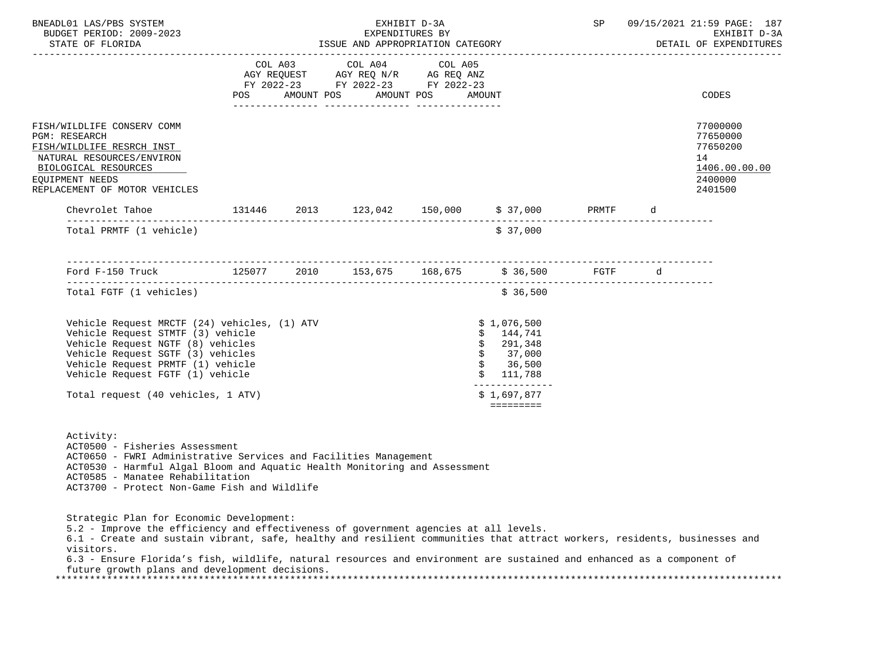| | COL A03 AGY REQUEST FY 2022-23 | | COL A04 AGY REQ N/R FY 2022-23 | | COL A05 AG REQ ANZ FY 2022-23 | | |
|---|---|---|---|---|---|---|---|
| | POS | AMOUNT | POS | AMOUNT | POS | AMOUNT | CODES |

FISH/WILDLIFE CONSERV COMM — 77000000
PGM: RESEARCH — 77650000
FISH/WILDLIFE RESRCH INST — 77650200
NATURAL RESOURCES/ENVIRON — 14
BIOLOGICAL RESOURCES — 1406.00.00.00
EQUIPMENT NEEDS — 2400000
REPLACEMENT OF MOTOR VEHICLES — 2401500

| | | | | | | | |
|---|---|---|---|---|---|---|---|
| Chevrolet Tahoe | 131446 | 2013 | 123,042 | 150,000 | $ 37,000 | PRMTF | d |
| Total PRMTF (1 vehicle) | | | | | $ 37,000 | | |
| Ford F-150 Truck | 125077 | 2010 | 153,675 | 168,675 | $ 36,500 | FGTF | d |
| Total FGTF (1 vehicles) | | | | | $ 36,500 | | |

| | |
|---|---|
| Vehicle Request MRCTF (24) vehicles, (1) ATV | $ 1,076,500 |
| Vehicle Request STMTF (3) vehicle | $ 144,741 |
| Vehicle Request NGTF (8) vehicles | $ 291,348 |
| Vehicle Request SGTF (3) vehicles | $ 37,000 |
| Vehicle Request PRMTF (1) vehicle | $ 36,500 |
| Vehicle Request FGTF (1) vehicle | $ 111,788 |
| Total request (40 vehicles, 1 ATV) | $ 1,697,877 |

Activity:
ACT0500 - Fisheries Assessment
ACT0650 - FWRI Administrative Services and Facilities Management
ACT0530 - Harmful Algal Bloom and Aquatic Health Monitoring and Assessment
ACT0585 - Manatee Rehabilitation
ACT3700 - Protect Non-Game Fish and Wildlife

Strategic Plan for Economic Development:
5.2 - Improve the efficiency and effectiveness of government agencies at all levels.
6.1 - Create and sustain vibrant, safe, healthy and resilient communities that attract workers, residents, businesses and visitors.
6.3 - Ensure Florida's fish, wildlife, natural resources and environment are sustained and enhanced as a component of future growth plans and development decisions.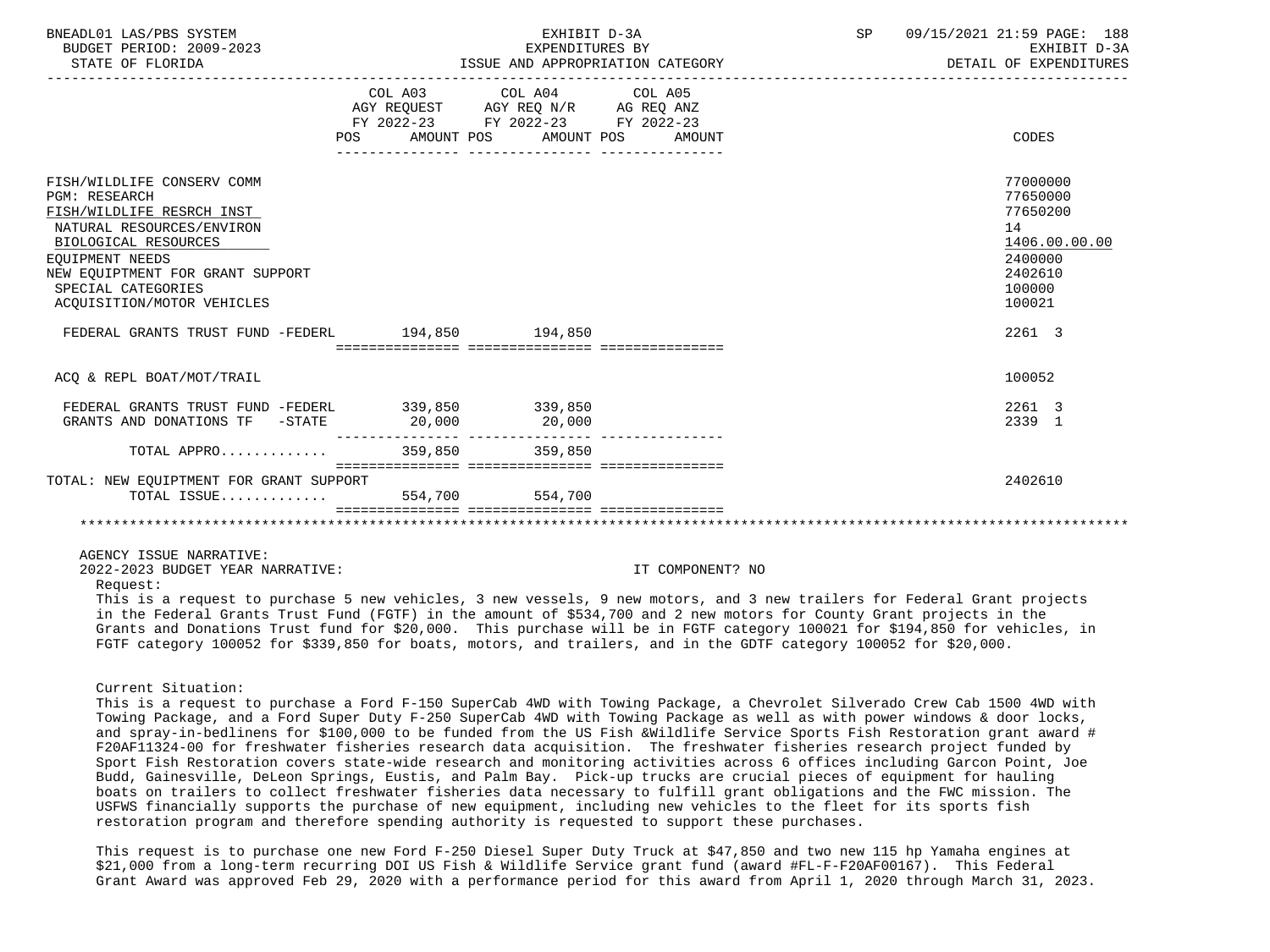| | COL A03 AGY REQUEST FY 2022-23 POS AMOUNT | COL A04 AGY REQ N/R FY 2022-23 POS AMOUNT | COL A05 AG REQ ANZ FY 2022-23 POS AMOUNT | CODES |
|---|---|---|---|---|
| FISH/WILDLIFE CONSERV COMM | | | | 77000000 |
| PGM: RESEARCH | | | | 77650000 |
| FISH/WILDLIFE RESRCH INST | | | | 77650200 |
| NATURAL RESOURCES/ENVIRON | | | | 14 |
| BIOLOGICAL RESOURCES | | | | 1406.00.00.00 |
| EQUIPMENT NEEDS | | | | 2400000 |
| NEW EQUIPTMENT FOR GRANT SUPPORT | | | | 2402610 |
| SPECIAL CATEGORIES | | | | 100000 |
| ACQUISITION/MOTOR VEHICLES | | | | 100021 |
| FEDERAL GRANTS TRUST FUND -FEDERL | 194,850 | 194,850 | | 2261 3 |
| ACQ & REPL BOAT/MOT/TRAIL | | | | 100052 |
| FEDERAL GRANTS TRUST FUND -FEDERL | 339,850 | 339,850 | | 2261 3 |
| GRANTS AND DONATIONS TF -STATE | 20,000 | 20,000 | | 2339 1 |
| TOTAL APPRO............ | 359,850 | 359,850 | | |
| TOTAL: NEW EQUIPTMENT FOR GRANT SUPPORT | | | | 2402610 |
| TOTAL ISSUE............ | 554,700 | 554,700 | | |

AGENCY ISSUE NARRATIVE:

2022-2023 BUDGET YEAR NARRATIVE: IT COMPONENT? NO

Request:

This is a request to purchase 5 new vehicles, 3 new vessels, 9 new motors, and 3 new trailers for Federal Grant projects in the Federal Grants Trust Fund (FGTF) in the amount of $534,700 and 2 new motors for County Grant projects in the Grants and Donations Trust fund for $20,000. This purchase will be in FGTF category 100021 for $194,850 for vehicles, in FGTF category 100052 for $339,850 for boats, motors, and trailers, and in the GDTF category 100052 for $20,000.

Current Situation:

This is a request to purchase a Ford F-150 SuperCab 4WD with Towing Package, a Chevrolet Silverado Crew Cab 1500 4WD with Towing Package, and a Ford Super Duty F-250 SuperCab 4WD with Towing Package as well as with power windows & door locks, and spray-in-bedlinens for $100,000 to be funded from the US Fish &Wildlife Service Sports Fish Restoration grant award # F20AF11324-00 for freshwater fisheries research data acquisition. The freshwater fisheries research project funded by Sport Fish Restoration covers state-wide research and monitoring activities across 6 offices including Garcon Point, Joe Budd, Gainesville, DeLeon Springs, Eustis, and Palm Bay. Pick-up trucks are crucial pieces of equipment for hauling boats on trailers to collect freshwater fisheries data necessary to fulfill grant obligations and the FWC mission. The USFWS financially supports the purchase of new equipment, including new vehicles to the fleet for its sports fish restoration program and therefore spending authority is requested to support these purchases.

This request is to purchase one new Ford F-250 Diesel Super Duty Truck at $47,850 and two new 115 hp Yamaha engines at $21,000 from a long-term recurring DOI US Fish & Wildlife Service grant fund (award #FL-F-F20AF00167). This Federal Grant Award was approved Feb 29, 2020 with a performance period for this award from April 1, 2020 through March 31, 2023.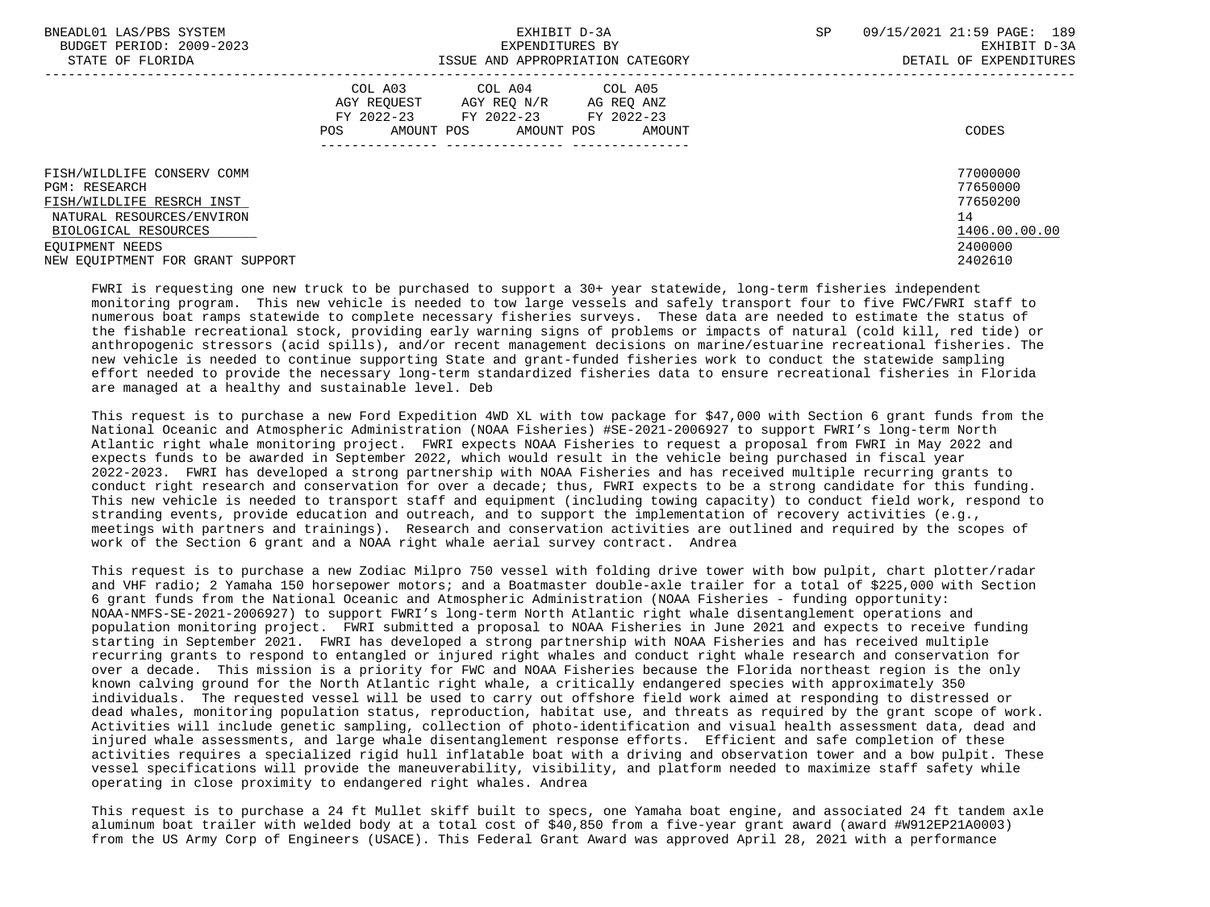| | COL A03 AGY REQUEST FY 2022-23 POS AMOUNT | COL A04 AGY REQ N/R FY 2022-23 POS AMOUNT | COL A05 AG REQ ANZ FY 2022-23 POS AMOUNT | CODES |
|---|---|---|---|---|
| FISH/WILDLIFE CONSERV COMM | | | | 77000000 |
| PGM: RESEARCH | | | | 77650000 |
| FISH/WILDLIFE RESRCH INST | | | | 77650200 |
| NATURAL RESOURCES/ENVIRON | | | | 14 |
| BIOLOGICAL RESOURCES | | | | 1406.00.00.00 |
| EQUIPMENT NEEDS | | | | 2400000 |
| NEW EQUIPTMENT FOR GRANT SUPPORT | | | | 2402610 |

FWRI is requesting one new truck to be purchased to support a 30+ year statewide, long-term fisheries independent monitoring program. This new vehicle is needed to tow large vessels and safely transport four to five FWC/FWRI staff to numerous boat ramps statewide to complete necessary fisheries surveys. These data are needed to estimate the status of the fishable recreational stock, providing early warning signs of problems or impacts of natural (cold kill, red tide) or anthropogenic stressors (acid spills), and/or recent management decisions on marine/estuarine recreational fisheries. The new vehicle is needed to continue supporting State and grant-funded fisheries work to conduct the statewide sampling effort needed to provide the necessary long-term standardized fisheries data to ensure recreational fisheries in Florida are managed at a healthy and sustainable level. Deb

This request is to purchase a new Ford Expedition 4WD XL with tow package for $47,000 with Section 6 grant funds from the National Oceanic and Atmospheric Administration (NOAA Fisheries) #SE-2021-2006927 to support FWRI's long-term North Atlantic right whale monitoring project. FWRI expects NOAA Fisheries to request a proposal from FWRI in May 2022 and expects funds to be awarded in September 2022, which would result in the vehicle being purchased in fiscal year 2022-2023. FWRI has developed a strong partnership with NOAA Fisheries and has received multiple recurring grants to conduct right research and conservation for over a decade; thus, FWRI expects to be a strong candidate for this funding. This new vehicle is needed to transport staff and equipment (including towing capacity) to conduct field work, respond to stranding events, provide education and outreach, and to support the implementation of recovery activities (e.g., meetings with partners and trainings). Research and conservation activities are outlined and required by the scopes of work of the Section 6 grant and a NOAA right whale aerial survey contract. Andrea

This request is to purchase a new Zodiac Milpro 750 vessel with folding drive tower with bow pulpit, chart plotter/radar and VHF radio; 2 Yamaha 150 horsepower motors; and a Boatmaster double-axle trailer for a total of $225,000 with Section 6 grant funds from the National Oceanic and Atmospheric Administration (NOAA Fisheries - funding opportunity: NOAA-NMFS-SE-2021-2006927) to support FWRI's long-term North Atlantic right whale disentanglement operations and population monitoring project. FWRI submitted a proposal to NOAA Fisheries in June 2021 and expects to receive funding starting in September 2021. FWRI has developed a strong partnership with NOAA Fisheries and has received multiple recurring grants to respond to entangled or injured right whales and conduct right whale research and conservation for over a decade. This mission is a priority for FWC and NOAA Fisheries because the Florida northeast region is the only known calving ground for the North Atlantic right whale, a critically endangered species with approximately 350 individuals. The requested vessel will be used to carry out offshore field work aimed at responding to distressed or dead whales, monitoring population status, reproduction, habitat use, and threats as required by the grant scope of work. Activities will include genetic sampling, collection of photo-identification and visual health assessment data, dead and injured whale assessments, and large whale disentanglement response efforts. Efficient and safe completion of these activities requires a specialized rigid hull inflatable boat with a driving and observation tower and a bow pulpit. These vessel specifications will provide the maneuverability, visibility, and platform needed to maximize staff safety while operating in close proximity to endangered right whales. Andrea

This request is to purchase a 24 ft Mullet skiff built to specs, one Yamaha boat engine, and associated 24 ft tandem axle aluminum boat trailer with welded body at a total cost of $40,850 from a five-year grant award (award #W912EP21A0003) from the US Army Corp of Engineers (USACE). This Federal Grant Award was approved April 28, 2021 with a performance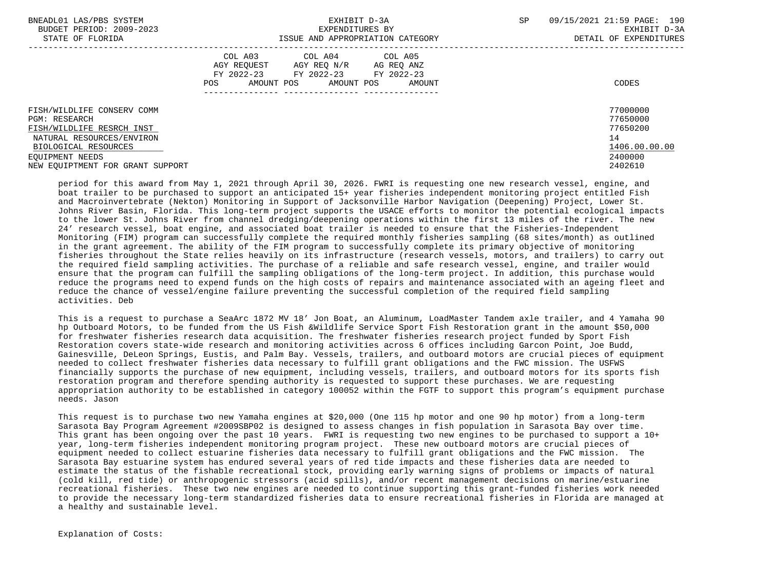| | COL A03 AGY REQUEST FY 2022-23 POS AMOUNT | COL A04 AGY REQ N/R FY 2022-23 POS AMOUNT | COL A05 AG REQ ANZ FY 2022-23 POS AMOUNT | CODES |
|---|---|---|---|---|
| FISH/WILDLIFE CONSERV COMM | | | | 77000000 |
| PGM: RESEARCH | | | | 77650000 |
| FISH/WILDLIFE RESRCH INST | | | | 77650200 |
| NATURAL RESOURCES/ENVIRON | | | | 14 |
| BIOLOGICAL RESOURCES | | | | 1406.00.00.00 |
| EQUIPMENT NEEDS | | | | 2400000 |
| NEW EQUIPTMENT FOR GRANT SUPPORT | | | | 2402610 |

period for this award from May 1, 2021 through April 30, 2026. FWRI is requesting one new research vessel, engine, and boat trailer to be purchased to support an anticipated 15+ year fisheries independent monitoring project entitled Fish and Macroinvertebrate (Nekton) Monitoring in Support of Jacksonville Harbor Navigation (Deepening) Project, Lower St. Johns River Basin, Florida. This long-term project supports the USACE efforts to monitor the potential ecological impacts to the lower St. Johns River from channel dredging/deepening operations within the first 13 miles of the river. The new 24’ research vessel, boat engine, and associated boat trailer is needed to ensure that the Fisheries-Independent Monitoring (FIM) program can successfully complete the required monthly fisheries sampling (68 sites/month) as outlined in the grant agreement. The ability of the FIM program to successfully complete its primary objective of monitoring fisheries throughout the State relies heavily on its infrastructure (research vessels, motors, and trailers) to carry out the required field sampling activities. The purchase of a reliable and safe research vessel, engine, and trailer would ensure that the program can fulfill the sampling obligations of the long-term project. In addition, this purchase would reduce the programs need to expend funds on the high costs of repairs and maintenance associated with an ageing fleet and reduce the chance of vessel/engine failure preventing the successful completion of the required field sampling activities. Deb

This is a request to purchase a SeaArc 1872 MV 18’ Jon Boat, an Aluminum, LoadMaster Tandem axle trailer, and 4 Yamaha 90 hp Outboard Motors, to be funded from the US Fish &Wildlife Service Sport Fish Restoration grant in the amount $50,000 for freshwater fisheries research data acquisition. The freshwater fisheries research project funded by Sport Fish Restoration covers state-wide research and monitoring activities across 6 offices including Garcon Point, Joe Budd, Gainesville, DeLeon Springs, Eustis, and Palm Bay. Vessels, trailers, and outboard motors are crucial pieces of equipment needed to collect freshwater fisheries data necessary to fulfill grant obligations and the FWC mission. The USFWS financially supports the purchase of new equipment, including vessels, trailers, and outboard motors for its sports fish restoration program and therefore spending authority is requested to support these purchases. We are requesting appropriation authority to be established in category 100052 within the FGTF to support this program’s equipment purchase needs. Jason

This request is to purchase two new Yamaha engines at $20,000 (One 115 hp motor and one 90 hp motor) from a long-term Sarasota Bay Program Agreement #2009SBP02 is designed to assess changes in fish population in Sarasota Bay over time. This grant has been ongoing over the past 10 years. FWRI is requesting two new engines to be purchased to support a 10+ year, long-term fisheries independent monitoring program project. These new outboard motors are crucial pieces of equipment needed to collect estuarine fisheries data necessary to fulfill grant obligations and the FWC mission. The Sarasota Bay estuarine system has endured several years of red tide impacts and these fisheries data are needed to estimate the status of the fishable recreational stock, providing early warning signs of problems or impacts of natural (cold kill, red tide) or anthropogenic stressors (acid spills), and/or recent management decisions on marine/estuarine recreational fisheries. These two new engines are needed to continue supporting this grant-funded fisheries work needed to provide the necessary long-term standardized fisheries data to ensure recreational fisheries in Florida are managed at a healthy and sustainable level.

Explanation of Costs: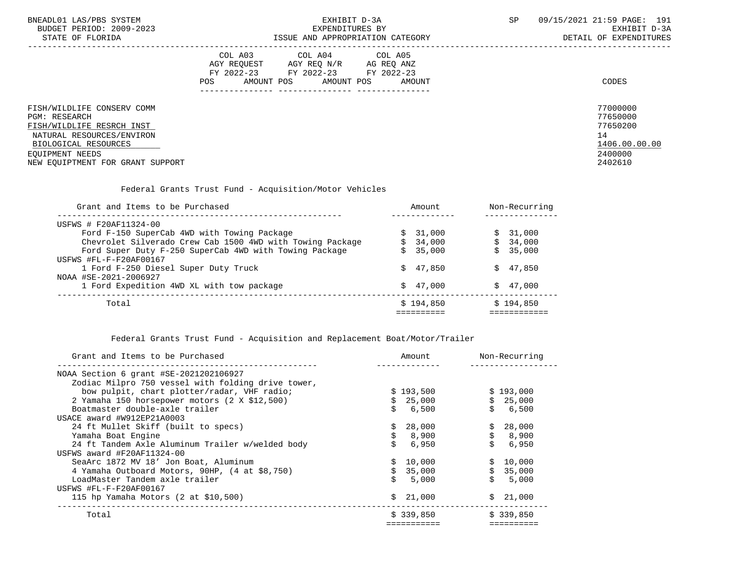BNEADL01 LAS/PBS SYSTEM — BUDGET PERIOD: 2009-2023 — STATE OF FLORIDA

EXHIBIT D-3A — EXPENDITURES BY ISSUE AND APPROPRIATION CATEGORY

EXHIBIT D-3A — DETAIL OF EXPENDITURES

| | COL A03 AGY REQUEST FY 2022-23 POS AMOUNT | COL A04 AGY REQ N/R FY 2022-23 POS AMOUNT | COL A05 AG REQ ANZ FY 2022-23 POS AMOUNT | CODES |
|---|---|---|---|---|
| FISH/WILDLIFE CONSERV COMM | | | | 77000000 |
| PGM: RESEARCH | | | | 77650000 |
| FISH/WILDLIFE RESRCH INST | | | | 77650200 |
| NATURAL RESOURCES/ENVIRON | | | | 14 |
| BIOLOGICAL RESOURCES | | | | 1406.00.00.00 |
| EQUIPMENT NEEDS | | | | 2400000 |
| NEW EQUIPTMENT FOR GRANT SUPPORT | | | | 2402610 |

Federal Grants Trust Fund - Acquisition/Motor Vehicles

| Grant and Items to be Purchased | Amount | Non-Recurring |
|---|---|---|
| USFWS # F20AF11324-00 | | |
| Ford F-150 SuperCab 4WD with Towing Package | $ 31,000 | $ 31,000 |
| Chevrolet Silverado Crew Cab 1500 4WD with Towing Package | $ 34,000 | $ 34,000 |
| Ford Super Duty F-250 SuperCab 4WD with Towing Package | $ 35,000 | $ 35,000 |
| USFWS #FL-F-F20AF00167 | | |
| 1 Ford F-250 Diesel Super Duty Truck | $ 47,850 | $ 47,850 |
| NOAA #SE-2021-2006927 | | |
| 1 Ford Expedition 4WD XL with tow package | $ 47,000 | $ 47,000 |
| Total | $ 194,850 | $ 194,850 |

Federal Grants Trust Fund - Acquisition and Replacement Boat/Motor/Trailer

| Grant and Items to be Purchased | Amount | Non-Recurring |
|---|---|---|
| NOAA Section 6 grant #SE-2021202106927 | | |
| Zodiac Milpro 750 vessel with folding drive tower, bow pulpit, chart plotter/radar, VHF radio; | $ 193,500 | $ 193,000 |
| 2 Yamaha 150 horsepower motors (2 X $12,500) | $ 25,000 | $ 25,000 |
| Boatmaster double-axle trailer | $ 6,500 | $ 6,500 |
| USACE award #W912EP21A0003 | | |
| 24 ft Mullet Skiff (built to specs) | $ 28,000 | $ 28,000 |
| Yamaha Boat Engine | $ 8,900 | $ 8,900 |
| 24 ft Tandem Axle Aluminum Trailer w/welded body | $ 6,950 | $ 6,950 |
| USFWS award #F20AF11324-00 | | |
| SeaArc 1872 MV 18’ Jon Boat, Aluminum | $ 10,000 | $ 10,000 |
| 4 Yamaha Outboard Motors, 90HP, (4 at $8,750) | $ 35,000 | $ 35,000 |
| LoadMaster Tandem axle trailer | $ 5,000 | $ 5,000 |
| USFWS #FL-F-F20AF00167 | | |
| 115 hp Yamaha Motors (2 at $10,500) | $ 21,000 | $ 21,000 |
| Total | $ 339,850 | $ 339,850 |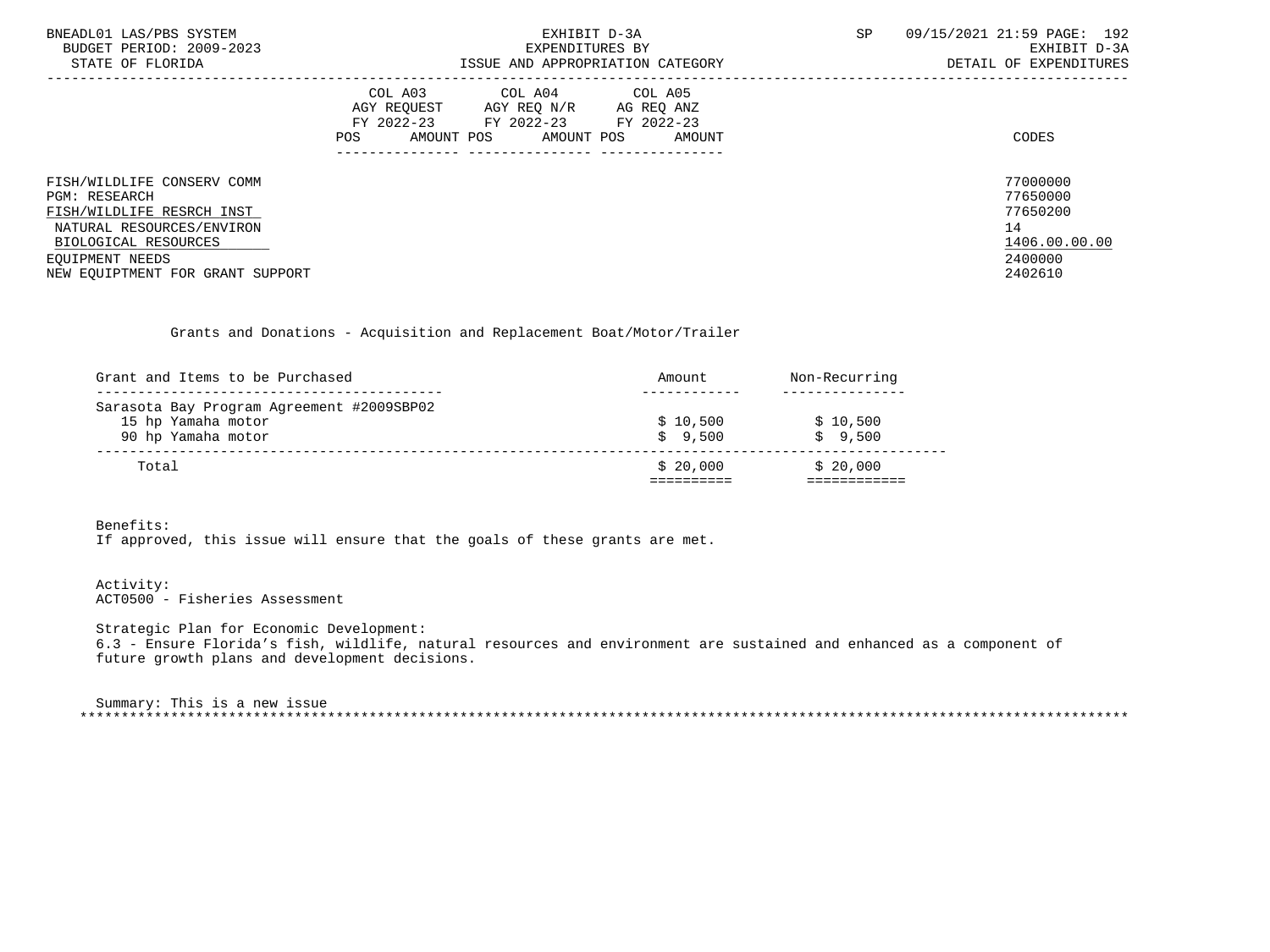| | COL A03 AGY REQUEST FY 2022-23 | | COL A04 AGY REQ N/R FY 2022-23 | | COL A05 AG REQ ANZ FY 2022-23 | | |
|---|---|---|---|---|---|---|---|
| | POS | AMOUNT | POS | AMOUNT | POS | AMOUNT | CODES |
| FISH/WILDLIFE CONSERV COMM | | | | | | | 77000000 |
| PGM: RESEARCH | | | | | | | 77650000 |
| FISH/WILDLIFE RESRCH INST | | | | | | | 77650200 |
| NATURAL RESOURCES/ENVIRON | | | | | | | 14 |
| BIOLOGICAL RESOURCES | | | | | | | 1406.00.00.00 |
| EQUIPMENT NEEDS | | | | | | | 2400000 |
| NEW EQUIPTMENT FOR GRANT SUPPORT | | | | | | | 2402610 |

Grants and Donations - Acquisition and Replacement Boat/Motor/Trailer

| Grant and Items to be Purchased | Amount | Non-Recurring |
|---|---|---|
| Sarasota Bay Program Agreement #2009SBP02 | | |
| 15 hp Yamaha motor | $ 10,500 | $ 10,500 |
| 90 hp Yamaha motor | $ 9,500 | $ 9,500 |
| Total | $ 20,000 | $ 20,000 |

Benefits:
If approved, this issue will ensure that the goals of these grants are met.

Activity:
ACT0500 - Fisheries Assessment

Strategic Plan for Economic Development:
6.3 - Ensure Florida's fish, wildlife, natural resources and environment are sustained and enhanced as a component of future growth plans and development decisions.

Summary: This is a new issue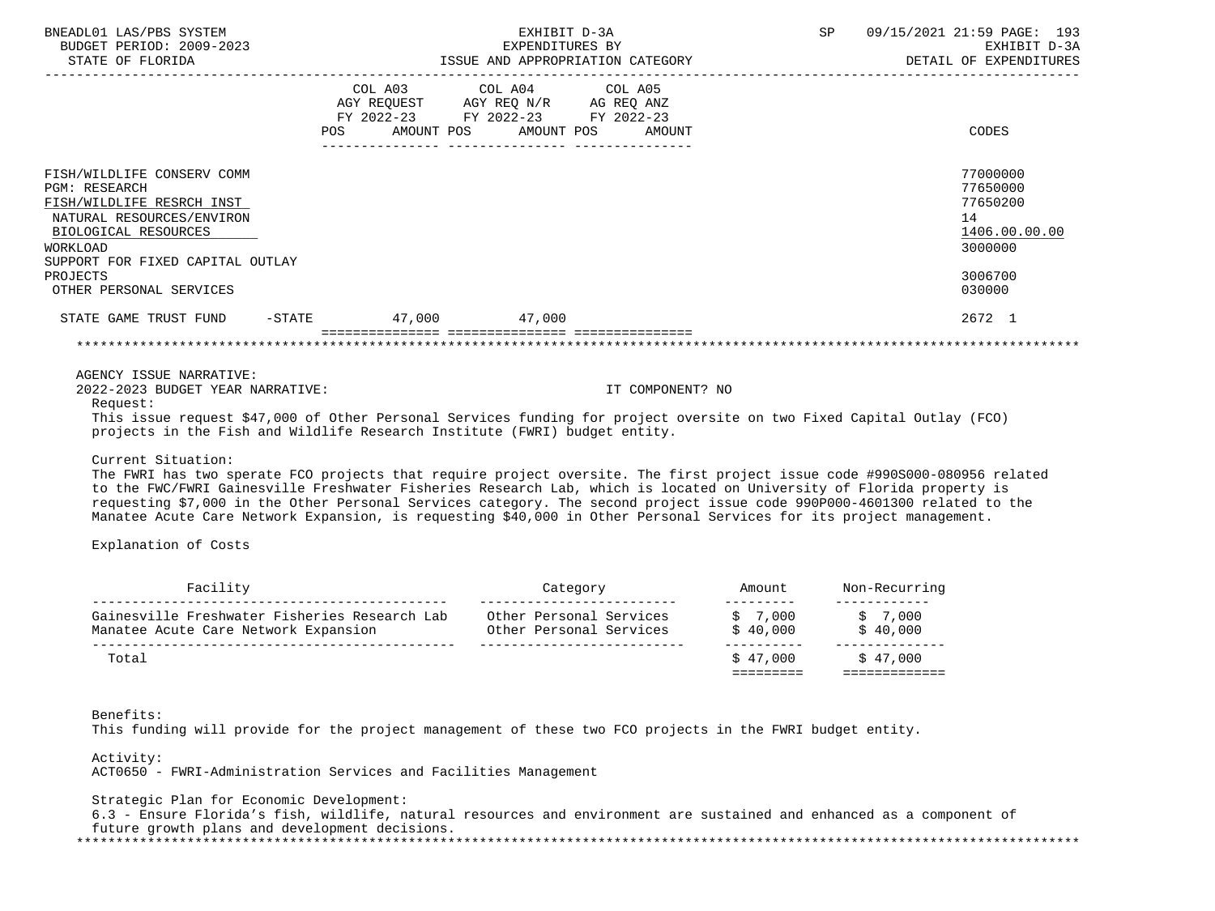| | COL A03 AGY REQUEST FY 2022-23 POS AMOUNT | COL A04 AGY REQ N/R FY 2022-23 POS AMOUNT | COL A05 AG REQ ANZ FY 2022-23 POS AMOUNT | CODES |
|---|---|---|---|---|
| FISH/WILDLIFE CONSERV COMM | | | | 77000000 |
| PGM: RESEARCH | | | | 77650000 |
| FISH/WILDLIFE RESRCH INST | | | | 77650200 |
| NATURAL RESOURCES/ENVIRON | | | | 14 |
| BIOLOGICAL RESOURCES | | | | 1406.00.00.00 |
| WORKLOAD | | | | 3000000 |
| SUPPORT FOR FIXED CAPITAL OUTLAY PROJECTS | | | | 3006700 |
| OTHER PERSONAL SERVICES | | | | 030000 |
| STATE GAME TRUST FUND -STATE | 47,000 | 47,000 | | 2672 1 |

AGENCY ISSUE NARRATIVE:

2022-2023 BUDGET YEAR NARRATIVE: IT COMPONENT? NO

Request:

This issue request $47,000 of Other Personal Services funding for project oversite on two Fixed Capital Outlay (FCO) projects in the Fish and Wildlife Research Institute (FWRI) budget entity.

Current Situation:

The FWRI has two sperate FCO projects that require project oversite. The first project issue code #990S000-080956 related to the FWC/FWRI Gainesville Freshwater Fisheries Research Lab, which is located on University of Florida property is requesting $7,000 in the Other Personal Services category. The second project issue code 990P000-4601300 related to the Manatee Acute Care Network Expansion, is requesting $40,000 in Other Personal Services for its project management.

Explanation of Costs

| Facility | Category | Amount | Non-Recurring |
|---|---|---|---|
| Gainesville Freshwater Fisheries Research Lab | Other Personal Services | $ 7,000 | $ 7,000 |
| Manatee Acute Care Network Expansion | Other Personal Services | $ 40,000 | $ 40,000 |
| Total | | $ 47,000 | $ 47,000 |

Benefits:

This funding will provide for the project management of these two FCO projects in the FWRI budget entity.

Activity:

ACT0650 - FWRI-Administration Services and Facilities Management

Strategic Plan for Economic Development:

6.3 - Ensure Florida’s fish, wildlife, natural resources and environment are sustained and enhanced as a component of future growth plans and development decisions.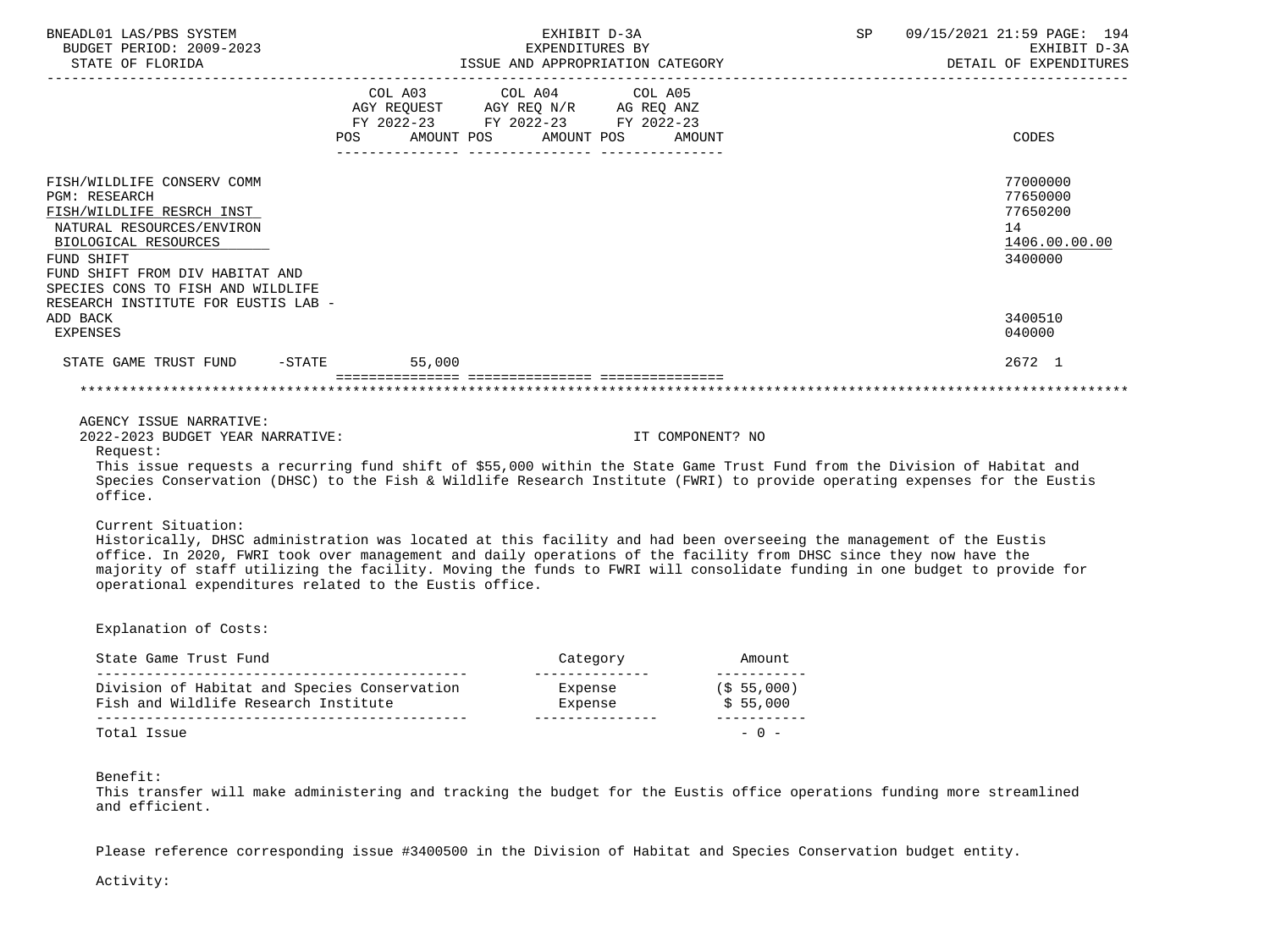| | COL A03 AGY REQUEST FY 2022-23 POS AMOUNT | COL A04 AGY REQ N/R FY 2022-23 POS AMOUNT | COL A05 AG REQ ANZ FY 2022-23 POS AMOUNT | CODES |
|---|---|---|---|---|
| FISH/WILDLIFE CONSERV COMM | | | | 77000000 |
| PGM: RESEARCH | | | | 77650000 |
| FISH/WILDLIFE RESRCH INST | | | | 77650200 |
| NATURAL RESOURCES/ENVIRON | | | | 14 |
| BIOLOGICAL RESOURCES | | | | 1406.00.00.00 |
| FUND SHIFT | | | | 3400000 |
| FUND SHIFT FROM DIV HABITAT AND SPECIES CONS TO FISH AND WILDLIFE RESEARCH INSTITUTE FOR EUSTIS LAB - ADD BACK | | | | 3400510 |
| EXPENSES | | | | 040000 |
| STATE GAME TRUST FUND -STATE | 55,000 | | | 2672 1 |

AGENCY ISSUE NARRATIVE:

2022-2023 BUDGET YEAR NARRATIVE: IT COMPONENT? NO

Request:

This issue requests a recurring fund shift of $55,000 within the State Game Trust Fund from the Division of Habitat and Species Conservation (DHSC) to the Fish & Wildlife Research Institute (FWRI) to provide operating expenses for the Eustis office.

Current Situation:

Historically, DHSC administration was located at this facility and had been overseeing the management of the Eustis office. In 2020, FWRI took over management and daily operations of the facility from DHSC since they now have the majority of staff utilizing the facility. Moving the funds to FWRI will consolidate funding in one budget to provide for operational expenditures related to the Eustis office.

Explanation of Costs:

| State Game Trust Fund | Category | Amount |
|---|---|---|
| Division of Habitat and Species Conservation | Expense | ($ 55,000) |
| Fish and Wildlife Research Institute | Expense | $ 55,000 |
| Total Issue | | - 0 - |

Benefit:

This transfer will make administering and tracking the budget for the Eustis office operations funding more streamlined and efficient.

Please reference corresponding issue #3400500 in the Division of Habitat and Species Conservation budget entity.

Activity: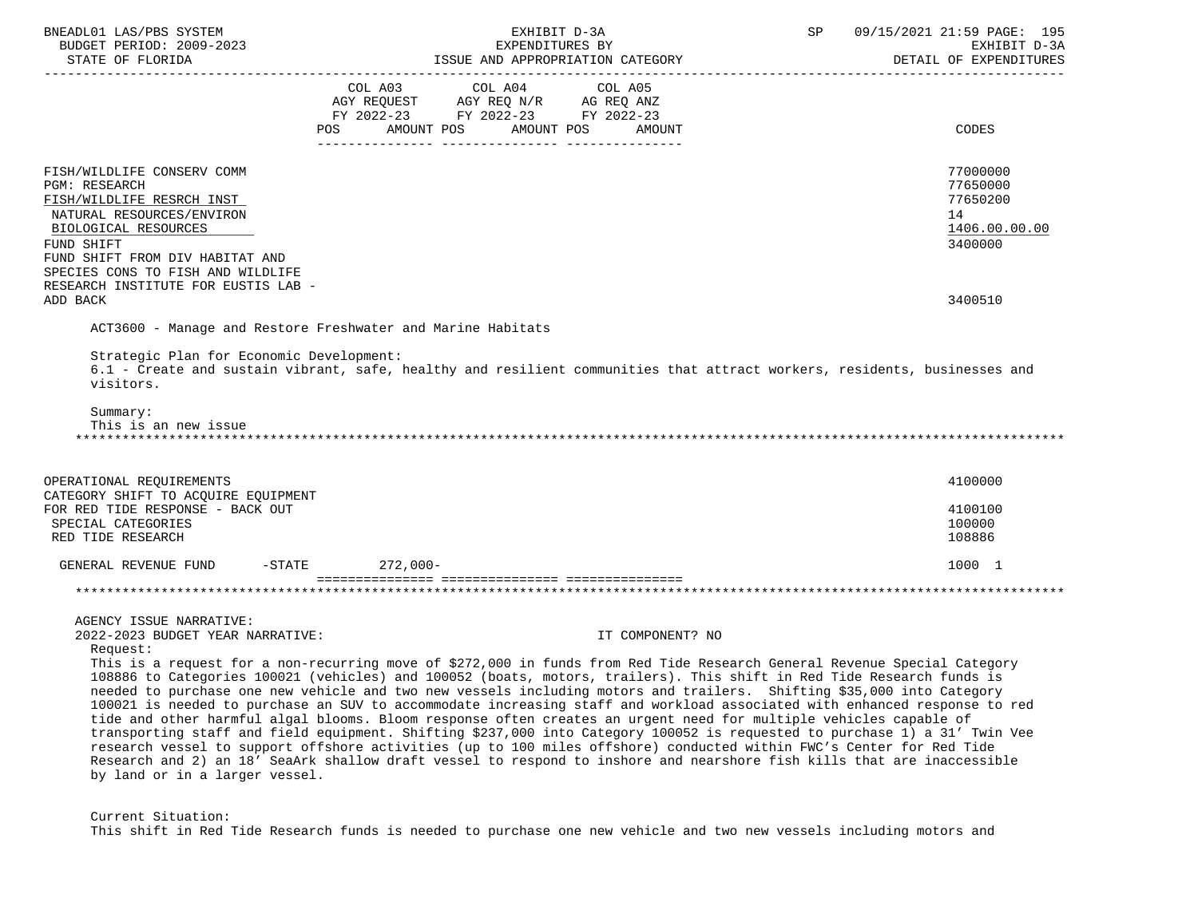| | COL A03 AGY REQUEST FY 2022-23 POS AMOUNT | COL A04 AGY REQ N/R FY 2022-23 POS AMOUNT | COL A05 AG REQ ANZ FY 2022-23 POS AMOUNT | CODES |
|---|---|---|---|---|
| FISH/WILDLIFE CONSERV COMM | | | | 77000000 |
| PGM: RESEARCH | | | | 77650000 |
| FISH/WILDLIFE RESRCH INST | | | | 77650200 |
| NATURAL RESOURCES/ENVIRON | | | | 14 |
| BIOLOGICAL RESOURCES | | | | 1406.00.00.00 |
| FUND SHIFT | | | | 3400000 |
| FUND SHIFT FROM DIV HABITAT AND SPECIES CONS TO FISH AND WILDLIFE RESEARCH INSTITUTE FOR EUSTIS LAB - ADD BACK | | | | 3400510 |

ACT3600 - Manage and Restore Freshwater and Marine Habitats

Strategic Plan for Economic Development:
6.1 - Create and sustain vibrant, safe, healthy and resilient communities that attract workers, residents, businesses and visitors.

Summary:
This is an new issue

*******************************************************************************************************************

| | COL A03 | COL A04 | COL A05 | CODES |
|---|---|---|---|---|
| OPERATIONAL REQUIREMENTS | | | | 4100000 |
| CATEGORY SHIFT TO ACQUIRE EQUIPMENT FOR RED TIDE RESPONSE - BACK OUT | | | | 4100100 |
| SPECIAL CATEGORIES | | | | 100000 |
| RED TIDE RESEARCH | | | | 108886 |
| GENERAL REVENUE FUND -STATE | 272,000- | | | 1000 1 |

*******************************************************************************************************************

AGENCY ISSUE NARRATIVE:
2022-2023 BUDGET YEAR NARRATIVE: IT COMPONENT? NO

Request:
This is a request for a non-recurring move of $272,000 in funds from Red Tide Research General Revenue Special Category 108886 to Categories 100021 (vehicles) and 100052 (boats, motors, trailers). This shift in Red Tide Research funds is needed to purchase one new vehicle and two new vessels including motors and trailers. Shifting $35,000 into Category 100021 is needed to purchase an SUV to accommodate increasing staff and workload associated with enhanced response to red tide and other harmful algal blooms. Bloom response often creates an urgent need for multiple vehicles capable of transporting staff and field equipment. Shifting $237,000 into Category 100052 is requested to purchase 1) a 31' Twin Vee research vessel to support offshore activities (up to 100 miles offshore) conducted within FWC's Center for Red Tide Research and 2) an 18' SeaArk shallow draft vessel to respond to inshore and nearshore fish kills that are inaccessible by land or in a larger vessel.

Current Situation:
This shift in Red Tide Research funds is needed to purchase one new vehicle and two new vessels including motors and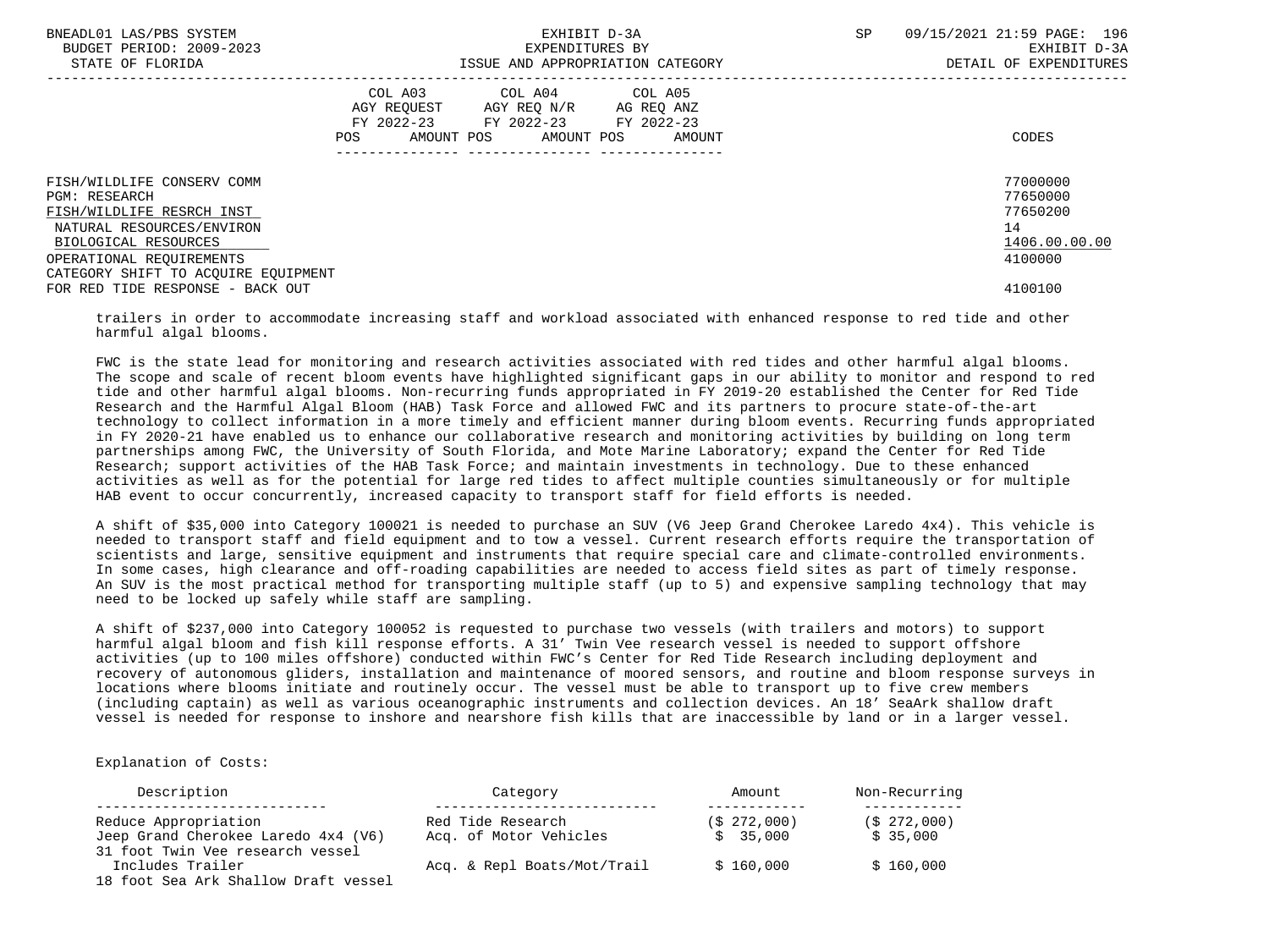| | COL A03 AGY REQUEST FY 2022-23 POS AMOUNT | COL A04 AGY REQ N/R FY 2022-23 POS AMOUNT | COL A05 AG REQ ANZ FY 2022-23 POS AMOUNT | CODES |
|---|---|---|---|---|
| FISH/WILDLIFE CONSERV COMM | | | | 77000000 |
| PGM: RESEARCH | | | | 77650000 |
| FISH/WILDLIFE RESRCH INST | | | | 77650200 |
| NATURAL RESOURCES/ENVIRON | | | | 14 |
| BIOLOGICAL RESOURCES | | | | 1406.00.00.00 |
| OPERATIONAL REQUIREMENTS | | | | 4100000 |
| CATEGORY SHIFT TO ACQUIRE EQUIPMENT FOR RED TIDE RESPONSE - BACK OUT | | | | 4100100 |

trailers in order to accommodate increasing staff and workload associated with enhanced response to red tide and other harmful algal blooms.

FWC is the state lead for monitoring and research activities associated with red tides and other harmful algal blooms. The scope and scale of recent bloom events have highlighted significant gaps in our ability to monitor and respond to red tide and other harmful algal blooms. Non-recurring funds appropriated in FY 2019-20 established the Center for Red Tide Research and the Harmful Algal Bloom (HAB) Task Force and allowed FWC and its partners to procure state-of-the-art technology to collect information in a more timely and efficient manner during bloom events. Recurring funds appropriated in FY 2020-21 have enabled us to enhance our collaborative research and monitoring activities by building on long term partnerships among FWC, the University of South Florida, and Mote Marine Laboratory; expand the Center for Red Tide Research; support activities of the HAB Task Force; and maintain investments in technology. Due to these enhanced activities as well as for the potential for large red tides to affect multiple counties simultaneously or for multiple HAB event to occur concurrently, increased capacity to transport staff for field efforts is needed.

A shift of $35,000 into Category 100021 is needed to purchase an SUV (V6 Jeep Grand Cherokee Laredo 4x4). This vehicle is needed to transport staff and field equipment and to tow a vessel. Current research efforts require the transportation of scientists and large, sensitive equipment and instruments that require special care and climate-controlled environments. In some cases, high clearance and off-roading capabilities are needed to access field sites as part of timely response. An SUV is the most practical method for transporting multiple staff (up to 5) and expensive sampling technology that may need to be locked up safely while staff are sampling.

A shift of $237,000 into Category 100052 is requested to purchase two vessels (with trailers and motors) to support harmful algal bloom and fish kill response efforts. A 31' Twin Vee research vessel is needed to support offshore activities (up to 100 miles offshore) conducted within FWC's Center for Red Tide Research including deployment and recovery of autonomous gliders, installation and maintenance of moored sensors, and routine and bloom response surveys in locations where blooms initiate and routinely occur. The vessel must be able to transport up to five crew members (including captain) as well as various oceanographic instruments and collection devices. An 18' SeaArk shallow draft vessel is needed for response to inshore and nearshore fish kills that are inaccessible by land or in a larger vessel.

Explanation of Costs:

| Description | Category | Amount | Non-Recurring |
|---|---|---|---|
| Reduce Appropriation | Red Tide Research | ($ 272,000) | ($ 272,000) |
| Jeep Grand Cherokee Laredo 4x4 (V6) | Acq. of Motor Vehicles | $ 35,000 | $ 35,000 |
| 31 foot Twin Vee research vessel Includes Trailer | Acq. & Repl Boats/Mot/Trail | $ 160,000 | $ 160,000 |
| 18 foot Sea Ark Shallow Draft vessel | | | |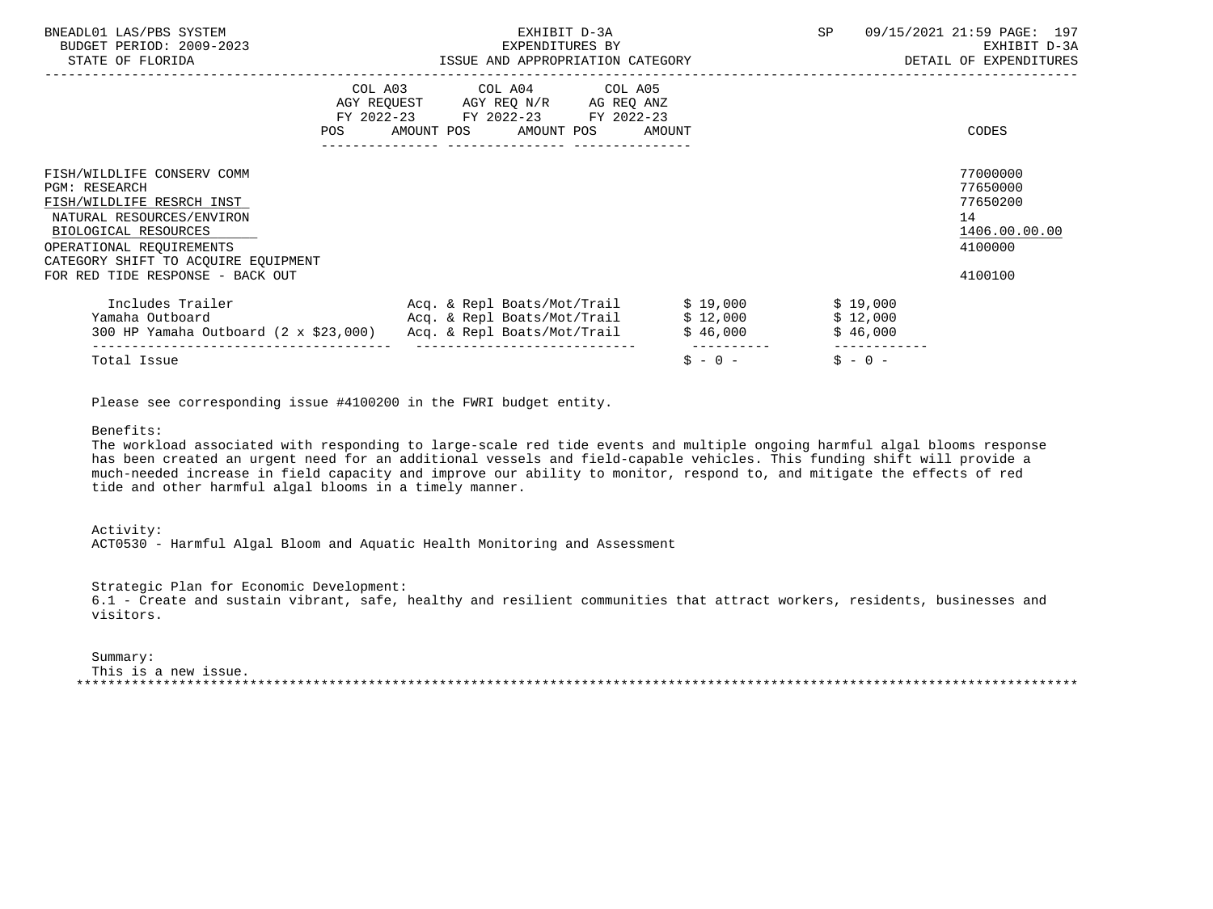| | COL A03 AGY REQUEST FY 2022-23 POS AMOUNT | COL A04 AGY REQ N/R FY 2022-23 POS AMOUNT | COL A05 AG REQ ANZ FY 2022-23 POS AMOUNT | CODES |
|---|---|---|---|---|
| FISH/WILDLIFE CONSERV COMM | | | | 77000000 |
| PGM: RESEARCH | | | | 77650000 |
| FISH/WILDLIFE RESRCH INST | | | | 77650200 |
| NATURAL RESOURCES/ENVIRON | | | | 14 |
| BIOLOGICAL RESOURCES | | | | 1406.00.00.00 |
| OPERATIONAL REQUIREMENTS | | | | 4100000 |
| CATEGORY SHIFT TO ACQUIRE EQUIPMENT FOR RED TIDE RESPONSE - BACK OUT | | | | 4100100 |

| | | | |
|---|---|---|---|
| Includes Trailer | Acq. & Repl Boats/Mot/Trail | $ 19,000 | $ 19,000 |
| Yamaha Outboard | Acq. & Repl Boats/Mot/Trail | $ 12,000 | $ 12,000 |
| 300 HP Yamaha Outboard (2 x $23,000) | Acq. & Repl Boats/Mot/Trail | $ 46,000 | $ 46,000 |
| Total Issue | | $ - 0 - | $ - 0 - |

Please see corresponding issue #4100200 in the FWRI budget entity.

Benefits:
The workload associated with responding to large-scale red tide events and multiple ongoing harmful algal blooms response has been created an urgent need for an additional vessels and field-capable vehicles. This funding shift will provide a much-needed increase in field capacity and improve our ability to monitor, respond to, and mitigate the effects of red tide and other harmful algal blooms in a timely manner.

Activity:
ACT0530 - Harmful Algal Bloom and Aquatic Health Monitoring and Assessment

Strategic Plan for Economic Development:
6.1 - Create and sustain vibrant, safe, healthy and resilient communities that attract workers, residents, businesses and visitors.

Summary:
This is a new issue.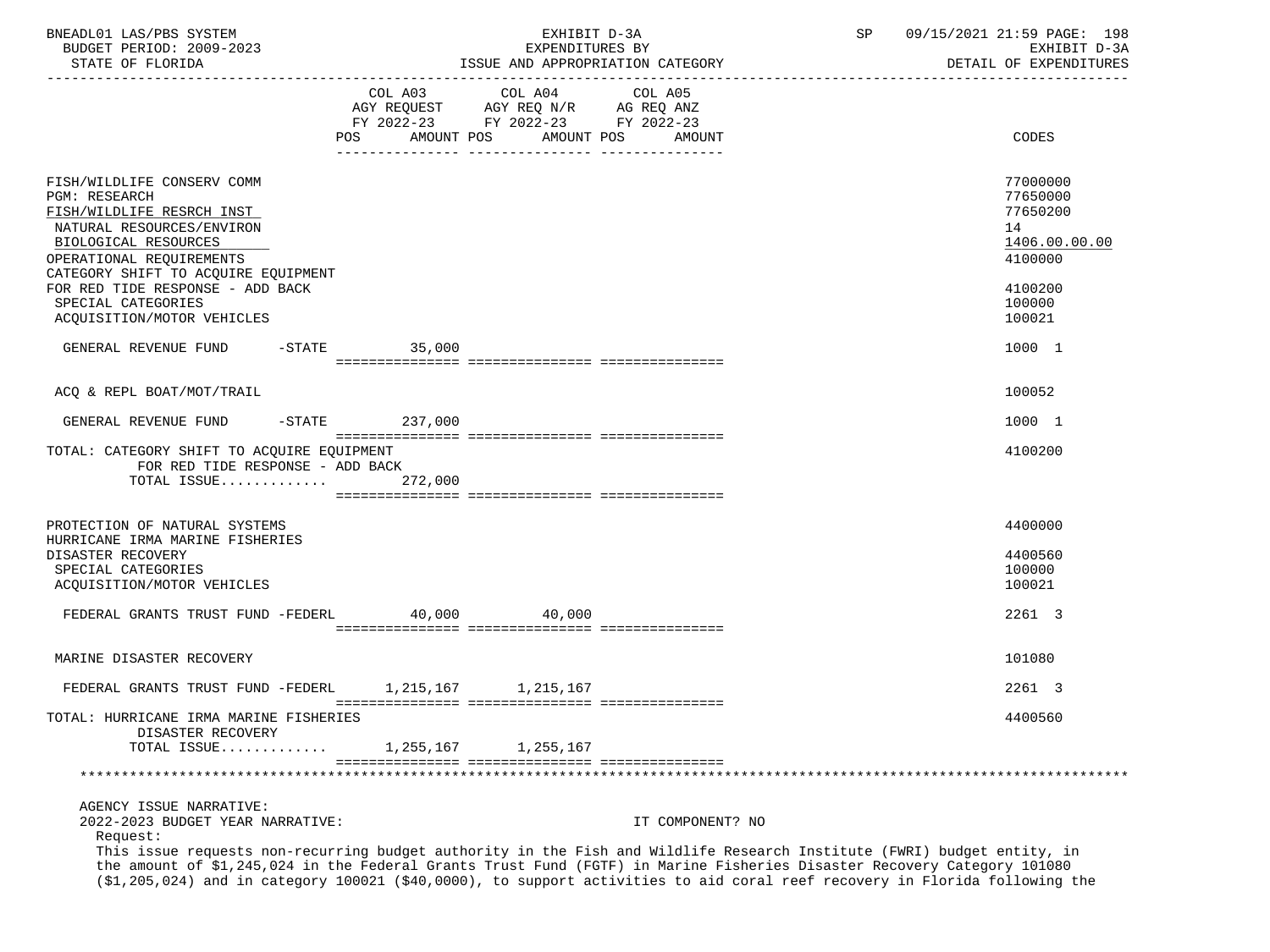BNEADL01 LAS/PBS SYSTEM — EXHIBIT D-3A — EXPENDITURES BY ISSUE AND APPROPRIATION CATEGORY
BUDGET PERIOD: 2009-2023 — STATE OF FLORIDA — SP 09/15/2021 21:59 — EXHIBIT D-3A DETAIL OF EXPENDITURES

| | COL A03 AGY REQUEST FY 2022-23 POS AMOUNT | COL A04 AGY REQ N/R FY 2022-23 POS AMOUNT | COL A05 AG REQ ANZ FY 2022-23 POS AMOUNT | CODES |
|---|---|---|---|---|
| FISH/WILDLIFE CONSERV COMM | | | | 77000000 |
| PGM: RESEARCH | | | | 77650000 |
| FISH/WILDLIFE RESRCH INST | | | | 77650200 |
| NATURAL RESOURCES/ENVIRON | | | | 14 |
| BIOLOGICAL RESOURCES | | | | 1406.00.00.00 |
| OPERATIONAL REQUIREMENTS | | | | 4100000 |
| CATEGORY SHIFT TO ACQUIRE EQUIPMENT FOR RED TIDE RESPONSE - ADD BACK | | | | 4100200 |
| SPECIAL CATEGORIES | | | | 100000 |
| ACQUISITION/MOTOR VEHICLES | | | | 100021 |
| GENERAL REVENUE FUND -STATE | 35,000 | | | 1000 1 |
| ACQ & REPL BOAT/MOT/TRAIL | | | | 100052 |
| GENERAL REVENUE FUND -STATE | 237,000 | | | 1000 1 |
| TOTAL: CATEGORY SHIFT TO ACQUIRE EQUIPMENT FOR RED TIDE RESPONSE - ADD BACK | | | | 4100200 |
| TOTAL ISSUE............ | 272,000 | | | |
| PROTECTION OF NATURAL SYSTEMS | | | | 4400000 |
| HURRICANE IRMA MARINE FISHERIES DISASTER RECOVERY | | | | 4400560 |
| SPECIAL CATEGORIES | | | | 100000 |
| ACQUISITION/MOTOR VEHICLES | | | | 100021 |
| FEDERAL GRANTS TRUST FUND -FEDERL | 40,000 | 40,000 | | 2261 3 |
| MARINE DISASTER RECOVERY | | | | 101080 |
| FEDERAL GRANTS TRUST FUND -FEDERL | 1,215,167 | 1,215,167 | | 2261 3 |
| TOTAL: HURRICANE IRMA MARINE FISHERIES DISASTER RECOVERY | | | | 4400560 |
| TOTAL ISSUE............ | 1,255,167 | 1,255,167 | | |

AGENCY ISSUE NARRATIVE:

2022-2023 BUDGET YEAR NARRATIVE: IT COMPONENT? NO

Request:

This issue requests non-recurring budget authority in the Fish and Wildlife Research Institute (FWRI) budget entity, in the amount of $1,245,024 in the Federal Grants Trust Fund (FGTF) in Marine Fisheries Disaster Recovery Category 101080 ($1,205,024) and in category 100021 ($40,0000), to support activities to aid coral reef recovery in Florida following the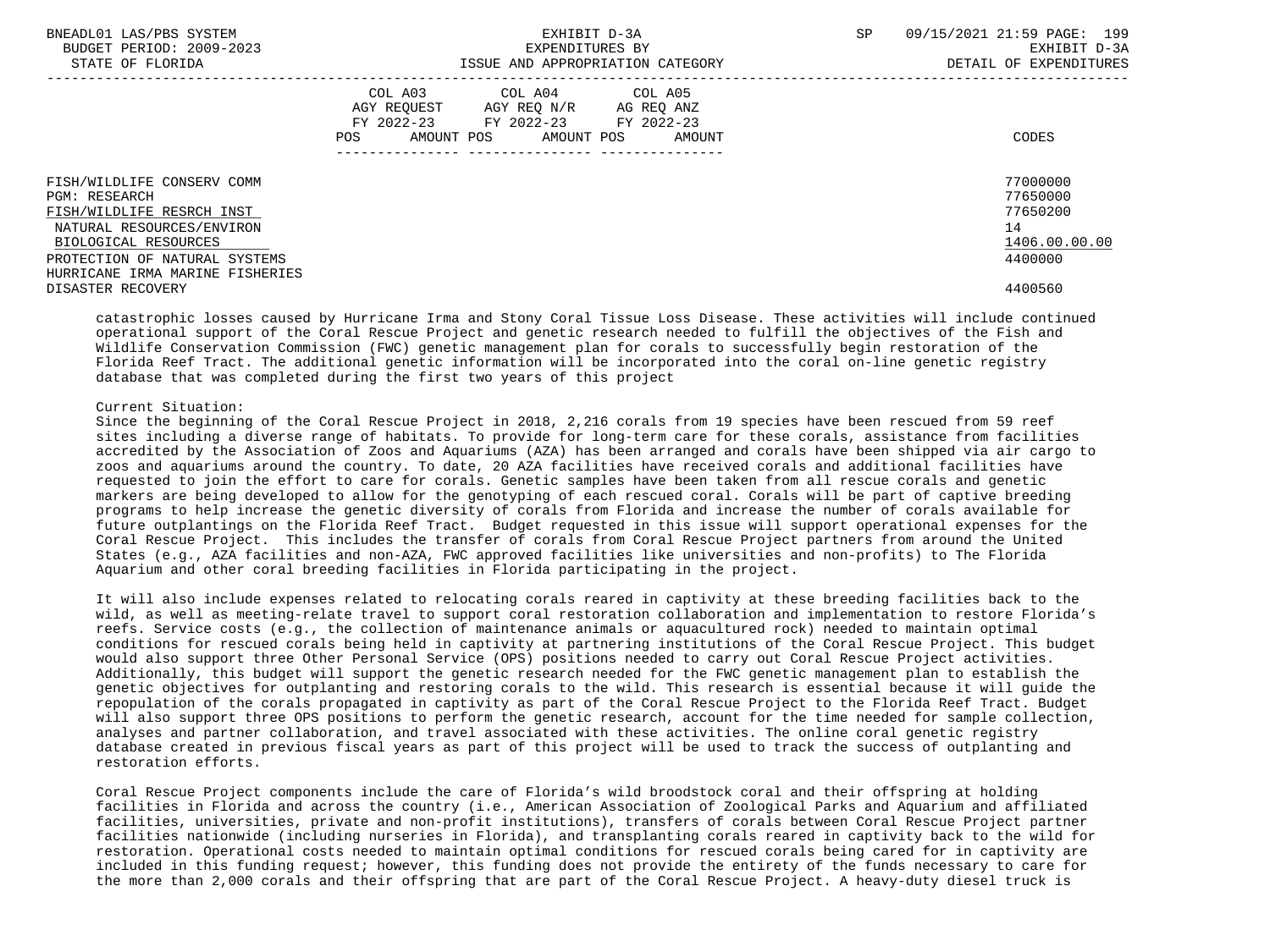| | COL A03 AGY REQUEST FY 2022-23 POS AMOUNT | COL A04 AGY REQ N/R FY 2022-23 POS AMOUNT | COL A05 AG REQ ANZ FY 2022-23 POS AMOUNT | CODES |
|---|---|---|---|---|
| FISH/WILDLIFE CONSERV COMM | | | | 77000000 |
| PGM: RESEARCH | | | | 77650000 |
| FISH/WILDLIFE RESRCH INST | | | | 77650200 |
| NATURAL RESOURCES/ENVIRON | | | | 14 |
| BIOLOGICAL RESOURCES | | | | 1406.00.00.00 |
| PROTECTION OF NATURAL SYSTEMS | | | | 4400000 |
| HURRICANE IRMA MARINE FISHERIES DISASTER RECOVERY | | | | 4400560 |

catastrophic losses caused by Hurricane Irma and Stony Coral Tissue Loss Disease. These activities will include continued operational support of the Coral Rescue Project and genetic research needed to fulfill the objectives of the Fish and Wildlife Conservation Commission (FWC) genetic management plan for corals to successfully begin restoration of the Florida Reef Tract. The additional genetic information will be incorporated into the coral on-line genetic registry database that was completed during the first two years of this project

Current Situation:
Since the beginning of the Coral Rescue Project in 2018, 2,216 corals from 19 species have been rescued from 59 reef sites including a diverse range of habitats. To provide for long-term care for these corals, assistance from facilities accredited by the Association of Zoos and Aquariums (AZA) has been arranged and corals have been shipped via air cargo to zoos and aquariums around the country. To date, 20 AZA facilities have received corals and additional facilities have requested to join the effort to care for corals. Genetic samples have been taken from all rescue corals and genetic markers are being developed to allow for the genotyping of each rescued coral. Corals will be part of captive breeding programs to help increase the genetic diversity of corals from Florida and increase the number of corals available for future outplantings on the Florida Reef Tract. Budget requested in this issue will support operational expenses for the Coral Rescue Project. This includes the transfer of corals from Coral Rescue Project partners from around the United States (e.g., AZA facilities and non-AZA, FWC approved facilities like universities and non-profits) to The Florida Aquarium and other coral breeding facilities in Florida participating in the project.

It will also include expenses related to relocating corals reared in captivity at these breeding facilities back to the wild, as well as meeting-relate travel to support coral restoration collaboration and implementation to restore Florida's reefs. Service costs (e.g., the collection of maintenance animals or aquacultured rock) needed to maintain optimal conditions for rescued corals being held in captivity at partnering institutions of the Coral Rescue Project. This budget would also support three Other Personal Service (OPS) positions needed to carry out Coral Rescue Project activities. Additionally, this budget will support the genetic research needed for the FWC genetic management plan to establish the genetic objectives for outplanting and restoring corals to the wild. This research is essential because it will guide the repopulation of the corals propagated in captivity as part of the Coral Rescue Project to the Florida Reef Tract. Budget will also support three OPS positions to perform the genetic research, account for the time needed for sample collection, analyses and partner collaboration, and travel associated with these activities. The online coral genetic registry database created in previous fiscal years as part of this project will be used to track the success of outplanting and restoration efforts.

Coral Rescue Project components include the care of Florida's wild broodstock coral and their offspring at holding facilities in Florida and across the country (i.e., American Association of Zoological Parks and Aquarium and affiliated facilities, universities, private and non-profit institutions), transfers of corals between Coral Rescue Project partner facilities nationwide (including nurseries in Florida), and transplanting corals reared in captivity back to the wild for restoration. Operational costs needed to maintain optimal conditions for rescued corals being cared for in captivity are included in this funding request; however, this funding does not provide the entirety of the funds necessary to care for the more than 2,000 corals and their offspring that are part of the Coral Rescue Project. A heavy-duty diesel truck is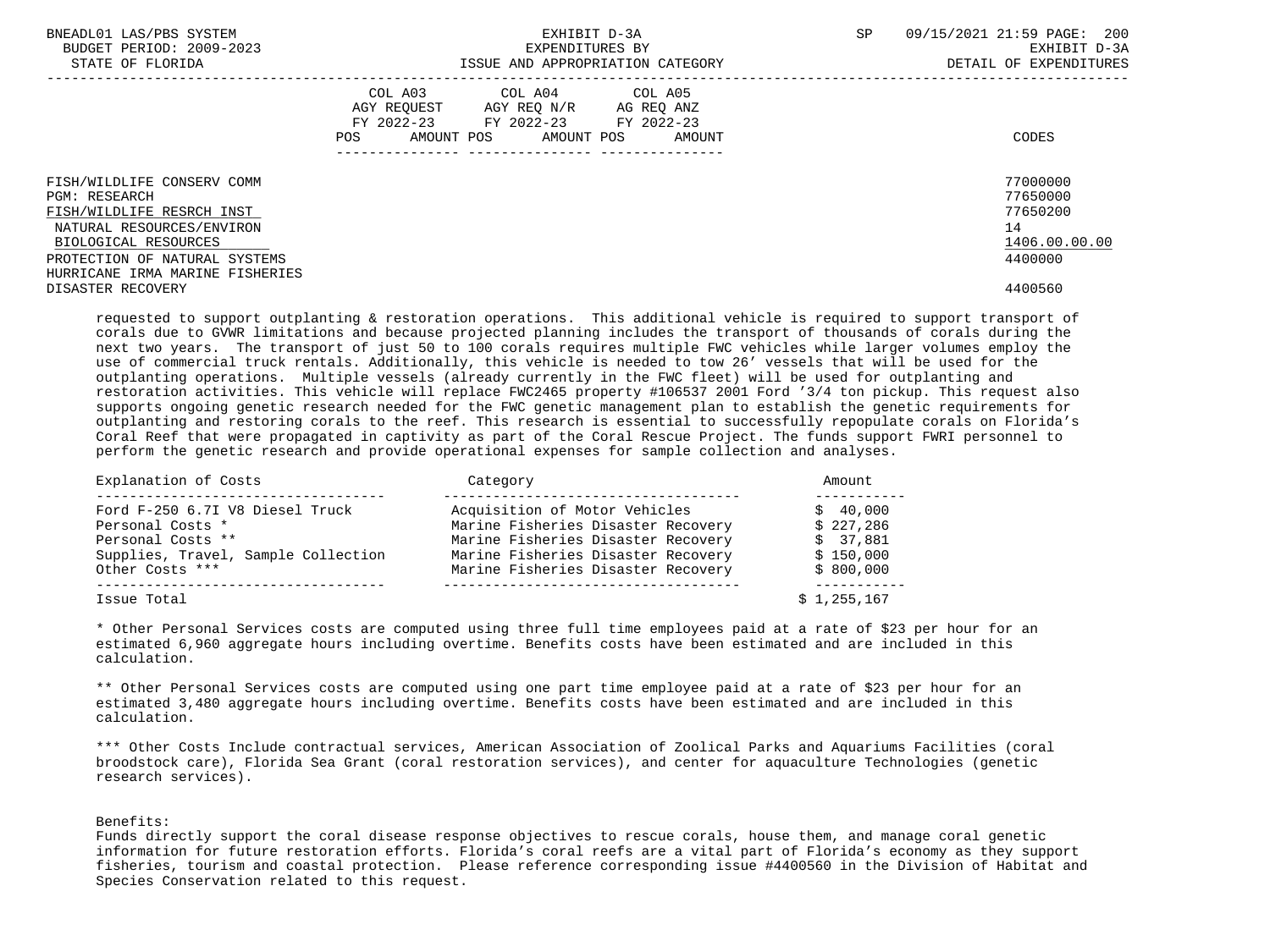| | COL A03 AGY REQUEST FY 2022-23 | | COL A04 AGY REQ N/R FY 2022-23 | | COL A05 AG REQ ANZ FY 2022-23 | | |
|---|---|---|---|---|---|---|---|
| | POS | AMOUNT | POS | AMOUNT | POS | AMOUNT | CODES |

FISH/WILDLIFE CONSERV COMM — 77000000
PGM: RESEARCH — 77650000
FISH/WILDLIFE RESRCH INST — 77650200
NATURAL RESOURCES/ENVIRON — 14
BIOLOGICAL RESOURCES — 1406.00.00.00
PROTECTION OF NATURAL SYSTEMS — 4400000
HURRICANE IRMA MARINE FISHERIES DISASTER RECOVERY — 4400560

requested to support outplanting & restoration operations. This additional vehicle is required to support transport of corals due to GVWR limitations and because projected planning includes the transport of thousands of corals during the next two years. The transport of just 50 to 100 corals requires multiple FWC vehicles while larger volumes employ the use of commercial truck rentals. Additionally, this vehicle is needed to tow 26' vessels that will be used for the outplanting operations. Multiple vessels (already currently in the FWC fleet) will be used for outplanting and restoration activities. This vehicle will replace FWC2465 property #106537 2001 Ford '3/4 ton pickup. This request also supports ongoing genetic research needed for the FWC genetic management plan to establish the genetic requirements for outplanting and restoring corals to the reef. This research is essential to successfully repopulate corals on Florida's Coral Reef that were propagated in captivity as part of the Coral Rescue Project. The funds support FWRI personnel to perform the genetic research and provide operational expenses for sample collection and analyses.

| Explanation of Costs | Category | Amount |
|---|---|---|
| Ford F-250 6.7I V8 Diesel Truck | Acquisition of Motor Vehicles | $ 40,000 |
| Personal Costs * | Marine Fisheries Disaster Recovery | $ 227,286 |
| Personal Costs ** | Marine Fisheries Disaster Recovery | $ 37,881 |
| Supplies, Travel, Sample Collection | Marine Fisheries Disaster Recovery | $ 150,000 |
| Other Costs *** | Marine Fisheries Disaster Recovery | $ 800,000 |
| Issue Total | | $ 1,255,167 |

* Other Personal Services costs are computed using three full time employees paid at a rate of $23 per hour for an estimated 6,960 aggregate hours including overtime. Benefits costs have been estimated and are included in this calculation.

** Other Personal Services costs are computed using one part time employee paid at a rate of $23 per hour for an estimated 3,480 aggregate hours including overtime. Benefits costs have been estimated and are included in this calculation.

*** Other Costs Include contractual services, American Association of Zoolical Parks and Aquariums Facilities (coral broodstock care), Florida Sea Grant (coral restoration services), and center for aquaculture Technologies (genetic research services).

Benefits:
Funds directly support the coral disease response objectives to rescue corals, house them, and manage coral genetic information for future restoration efforts. Florida's coral reefs are a vital part of Florida's economy as they support fisheries, tourism and coastal protection. Please reference corresponding issue #4400560 in the Division of Habitat and Species Conservation related to this request.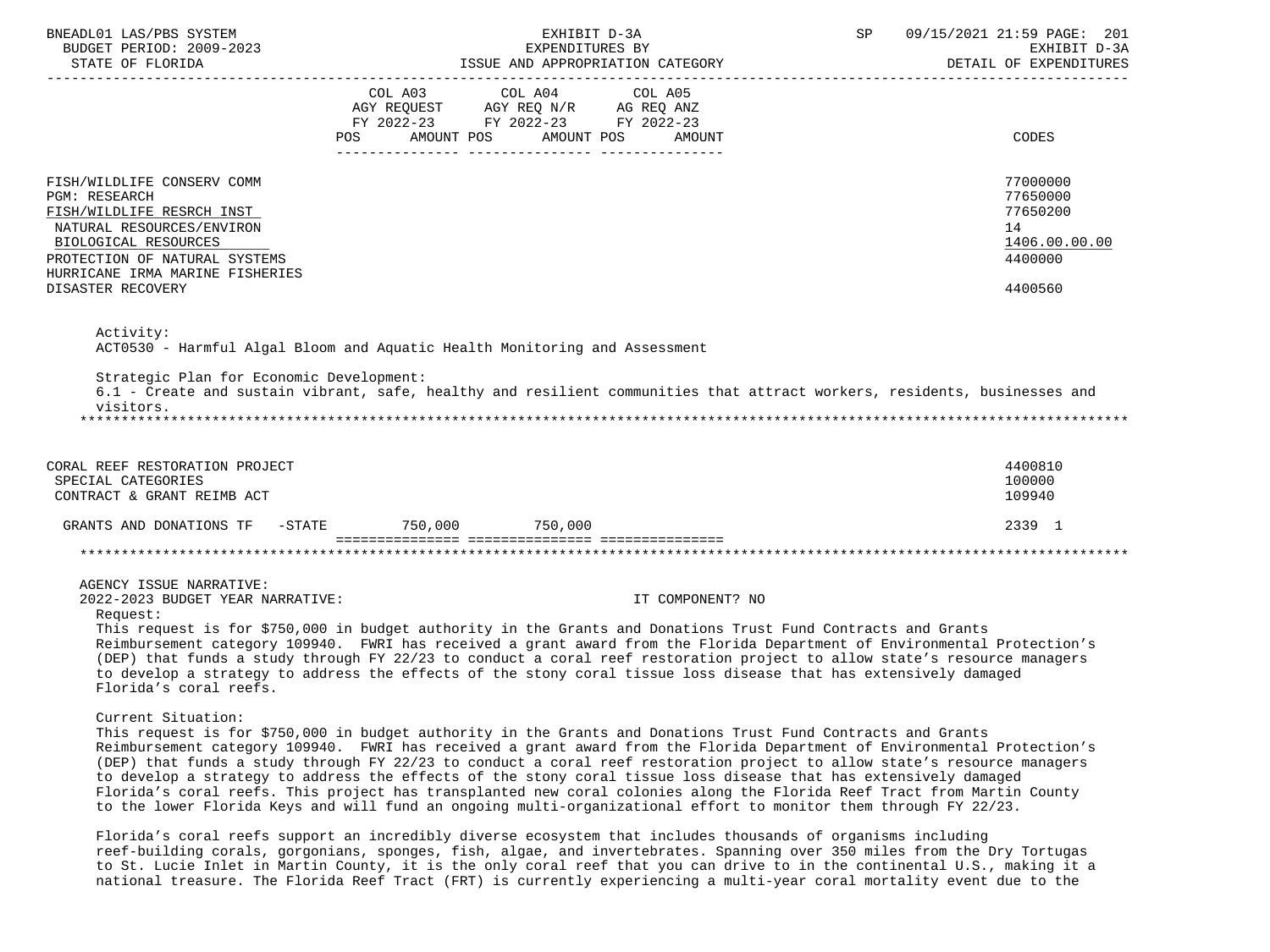| | COL A03 AGY REQUEST FY 2022-23 POS AMOUNT | COL A04 AGY REQ N/R FY 2022-23 POS AMOUNT | COL A05 AG REQ ANZ FY 2022-23 POS AMOUNT | CODES |
|---|---|---|---|---|
| FISH/WILDLIFE CONSERV COMM | | | | 77000000 |
| PGM: RESEARCH | | | | 77650000 |
| FISH/WILDLIFE RESRCH INST | | | | 77650200 |
| NATURAL RESOURCES/ENVIRON | | | | 14 |
| BIOLOGICAL RESOURCES | | | | 1406.00.00.00 |
| PROTECTION OF NATURAL SYSTEMS | | | | 4400000 |
| HURRICANE IRMA MARINE FISHERIES DISASTER RECOVERY | | | | 4400560 |

Activity:
ACT0530 - Harmful Algal Bloom and Aquatic Health Monitoring and Assessment

Strategic Plan for Economic Development:
6.1 - Create and sustain vibrant, safe, healthy and resilient communities that attract workers, residents, businesses and visitors.

| | COL A03 | COL A04 | COL A05 | CODES |
|---|---|---|---|---|
| CORAL REEF RESTORATION PROJECT | | | | 4400810 |
| SPECIAL CATEGORIES | | | | 100000 |
| CONTRACT & GRANT REIMB ACT | | | | 109940 |
| GRANTS AND DONATIONS TF -STATE | 750,000 | 750,000 | | 2339 1 |

AGENCY ISSUE NARRATIVE:
2022-2023 BUDGET YEAR NARRATIVE: IT COMPONENT? NO

Request:
This request is for $750,000 in budget authority in the Grants and Donations Trust Fund Contracts and Grants Reimbursement category 109940. FWRI has received a grant award from the Florida Department of Environmental Protection's (DEP) that funds a study through FY 22/23 to conduct a coral reef restoration project to allow state's resource managers to develop a strategy to address the effects of the stony coral tissue loss disease that has extensively damaged Florida's coral reefs.

Current Situation:
This request is for $750,000 in budget authority in the Grants and Donations Trust Fund Contracts and Grants Reimbursement category 109940. FWRI has received a grant award from the Florida Department of Environmental Protection's (DEP) that funds a study through FY 22/23 to conduct a coral reef restoration project to allow state's resource managers to develop a strategy to address the effects of the stony coral tissue loss disease that has extensively damaged Florida's coral reefs. This project has transplanted new coral colonies along the Florida Reef Tract from Martin County to the lower Florida Keys and will fund an ongoing multi-organizational effort to monitor them through FY 22/23.

Florida's coral reefs support an incredibly diverse ecosystem that includes thousands of organisms including reef-building corals, gorgonians, sponges, fish, algae, and invertebrates. Spanning over 350 miles from the Dry Tortugas to St. Lucie Inlet in Martin County, it is the only coral reef that you can drive to in the continental U.S., making it a national treasure. The Florida Reef Tract (FRT) is currently experiencing a multi-year coral mortality event due to the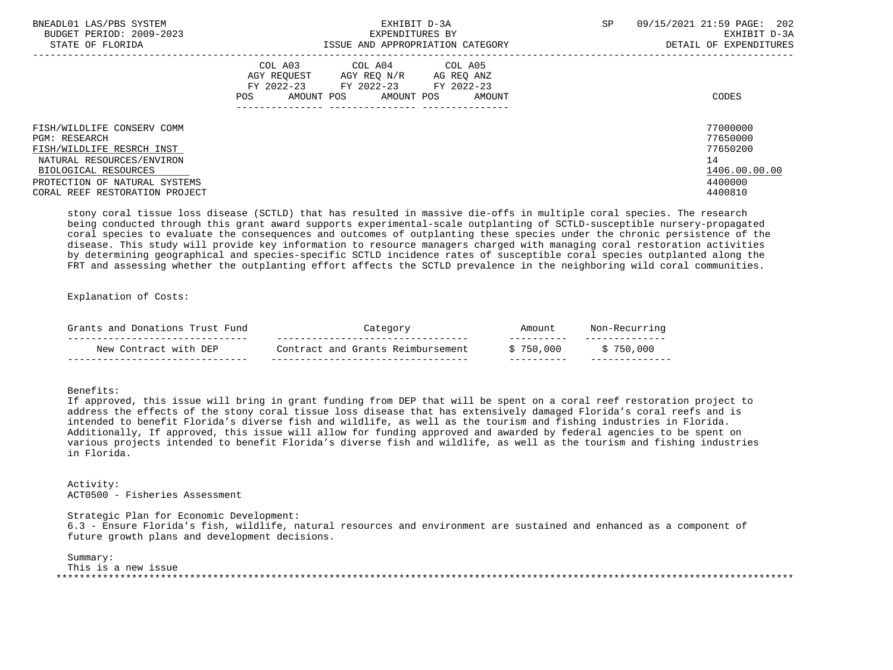| | COL A03 AGY REQUEST FY 2022-23 | | COL A04 AGY REQ N/R FY 2022-23 | | COL A05 AG REQ ANZ FY 2022-23 | | |
|---|---|---|---|---|---|---|---|
| | POS | AMOUNT | POS | AMOUNT | POS | AMOUNT | CODES |
| FISH/WILDLIFE CONSERV COMM | | | | | | | 77000000 |
| PGM: RESEARCH | | | | | | | 77650000 |
| FISH/WILDLIFE RESRCH INST | | | | | | | 77650200 |
| NATURAL RESOURCES/ENVIRON | | | | | | | 14 |
| BIOLOGICAL RESOURCES | | | | | | | 1406.00.00.00 |
| PROTECTION OF NATURAL SYSTEMS | | | | | | | 4400000 |
| CORAL REEF RESTORATION PROJECT | | | | | | | 4400810 |

stony coral tissue loss disease (SCTLD) that has resulted in massive die-offs in multiple coral species. The research being conducted through this grant award supports experimental-scale outplanting of SCTLD-susceptible nursery-propagated coral species to evaluate the consequences and outcomes of outplanting these species under the chronic persistence of the disease. This study will provide key information to resource managers charged with managing coral restoration activities by determining geographical and species-specific SCTLD incidence rates of susceptible coral species outplanted along the FRT and assessing whether the outplanting effort affects the SCTLD prevalence in the neighboring wild coral communities.

Explanation of Costs:

| Grants and Donations Trust Fund | Category | Amount | Non-Recurring |
|---|---|---|---|
| New Contract with DEP | Contract and Grants Reimbursement | $ 750,000 | $ 750,000 |

Benefits:
If approved, this issue will bring in grant funding from DEP that will be spent on a coral reef restoration project to address the effects of the stony coral tissue loss disease that has extensively damaged Florida's coral reefs and is intended to benefit Florida's diverse fish and wildlife, as well as the tourism and fishing industries in Florida. Additionally, If approved, this issue will allow for funding approved and awarded by federal agencies to be spent on various projects intended to benefit Florida's diverse fish and wildlife, as well as the tourism and fishing industries in Florida.

Activity:
ACT0500 - Fisheries Assessment

Strategic Plan for Economic Development:
6.3 - Ensure Florida's fish, wildlife, natural resources and environment are sustained and enhanced as a component of future growth plans and development decisions.

Summary:
This is a new issue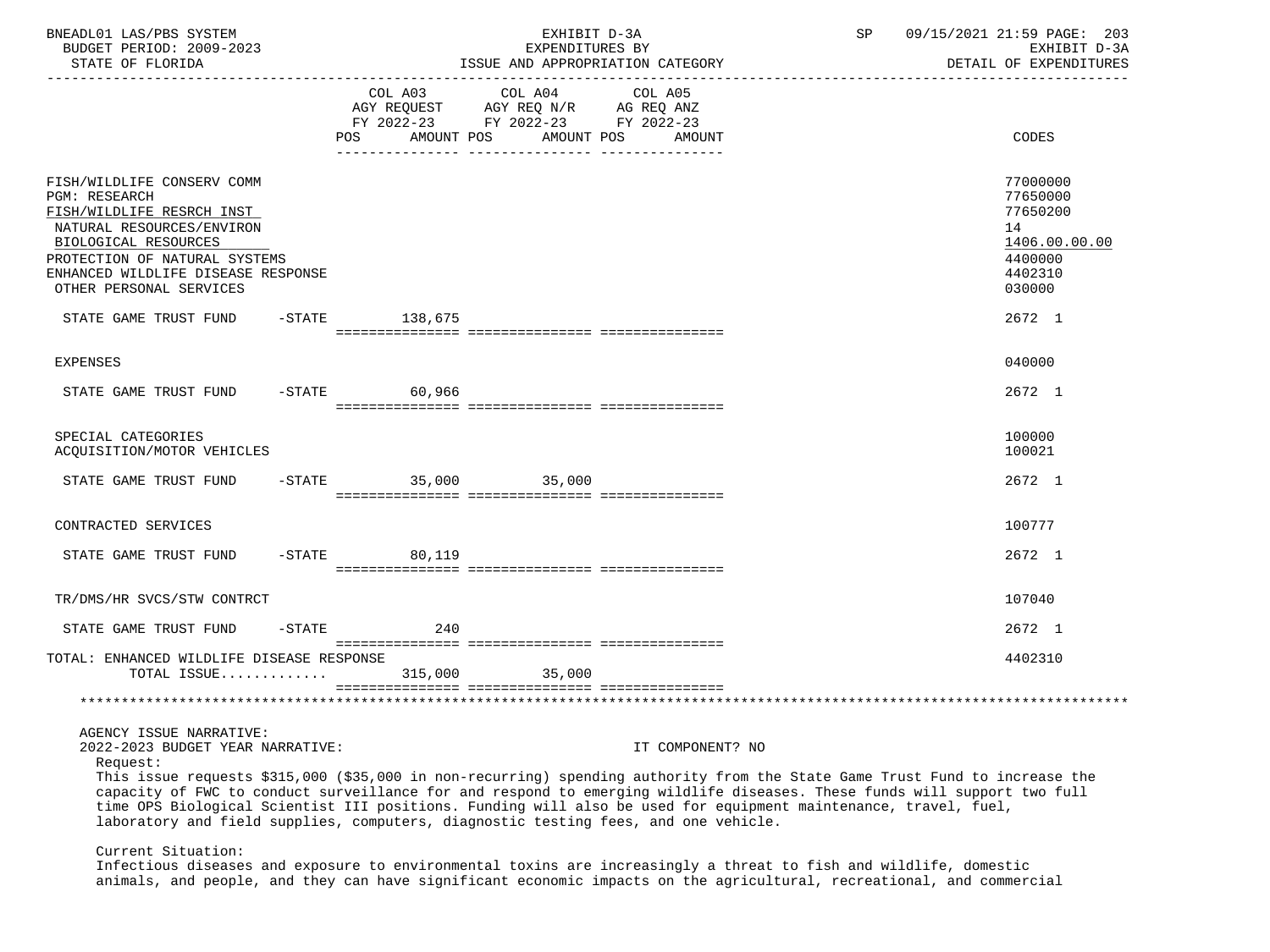| | COL A03 AGY REQUEST FY 2022-23 POS AMOUNT | COL A04 AGY REQ N/R FY 2022-23 POS AMOUNT | COL A05 AG REQ ANZ FY 2022-23 POS AMOUNT | CODES |
|---|---|---|---|---|
| FISH/WILDLIFE CONSERV COMM | | | | 77000000 |
| PGM: RESEARCH | | | | 77650000 |
| FISH/WILDLIFE RESRCH INST | | | | 77650200 |
| NATURAL RESOURCES/ENVIRON | | | | 14 |
| BIOLOGICAL RESOURCES | | | | 1406.00.00.00 |
| PROTECTION OF NATURAL SYSTEMS | | | | 4400000 |
| ENHANCED WILDLIFE DISEASE RESPONSE | | | | 4402310 |
| OTHER PERSONAL SERVICES | | | | 030000 |
| STATE GAME TRUST FUND -STATE | 138,675 | | | 2672 1 |
| EXPENSES | | | | 040000 |
| STATE GAME TRUST FUND -STATE | 60,966 | | | 2672 1 |
| SPECIAL CATEGORIES | | | | 100000 |
| ACQUISITION/MOTOR VEHICLES | | | | 100021 |
| STATE GAME TRUST FUND -STATE | 35,000 | 35,000 | | 2672 1 |
| CONTRACTED SERVICES | | | | 100777 |
| STATE GAME TRUST FUND -STATE | 80,119 | | | 2672 1 |
| TR/DMS/HR SVCS/STW CONTRCT | | | | 107040 |
| STATE GAME TRUST FUND -STATE | 240 | | | 2672 1 |
| TOTAL: ENHANCED WILDLIFE DISEASE RESPONSE | | | | 4402310 |
| TOTAL ISSUE............ | 315,000 | 35,000 | | |

AGENCY ISSUE NARRATIVE:

2022-2023 BUDGET YEAR NARRATIVE: IT COMPONENT? NO

Request:

This issue requests $315,000 ($35,000 in non-recurring) spending authority from the State Game Trust Fund to increase the capacity of FWC to conduct surveillance for and respond to emerging wildlife diseases. These funds will support two full time OPS Biological Scientist III positions. Funding will also be used for equipment maintenance, travel, fuel, laboratory and field supplies, computers, diagnostic testing fees, and one vehicle.

Current Situation:

Infectious diseases and exposure to environmental toxins are increasingly a threat to fish and wildlife, domestic animals, and people, and they can have significant economic impacts on the agricultural, recreational, and commercial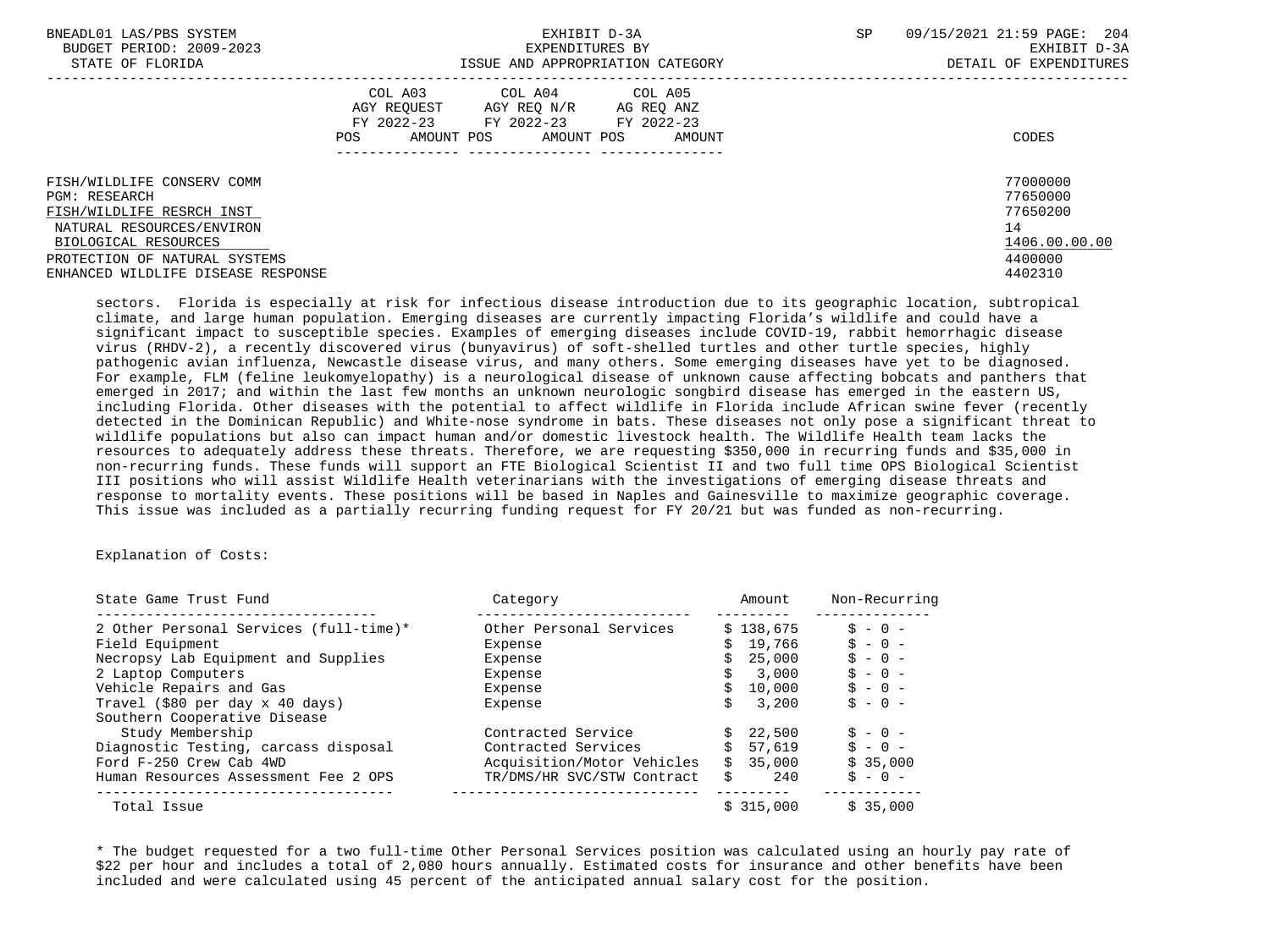FISH/WILDLIFE CONSERV COMM 77000000
PGM: RESEARCH 77650000
FISH/WILDLIFE RESRCH INST 77650200
NATURAL RESOURCES/ENVIRON 14
BIOLOGICAL RESOURCES 1406.00.00.00
PROTECTION OF NATURAL SYSTEMS 4400000
ENHANCED WILDLIFE DISEASE RESPONSE 4402310

sectors. Florida is especially at risk for infectious disease introduction due to its geographic location, subtropical climate, and large human population. Emerging diseases are currently impacting Florida's wildlife and could have a significant impact to susceptible species. Examples of emerging diseases include COVID-19, rabbit hemorrhagic disease virus (RHDV-2), a recently discovered virus (bunyavirus) of soft-shelled turtles and other turtle species, highly pathogenic avian influenza, Newcastle disease virus, and many others. Some emerging diseases have yet to be diagnosed. For example, FLM (feline leukomyelopathy) is a neurological disease of unknown cause affecting bobcats and panthers that emerged in 2017; and within the last few months an unknown neurologic songbird disease has emerged in the eastern US, including Florida. Other diseases with the potential to affect wildlife in Florida include African swine fever (recently detected in the Dominican Republic) and White-nose syndrome in bats. These diseases not only pose a significant threat to wildlife populations but also can impact human and/or domestic livestock health. The Wildlife Health team lacks the resources to adequately address these threats. Therefore, we are requesting $350,000 in recurring funds and $35,000 in non-recurring funds. These funds will support an FTE Biological Scientist II and two full time OPS Biological Scientist III positions who will assist Wildlife Health veterinarians with the investigations of emerging disease threats and response to mortality events. These positions will be based in Naples and Gainesville to maximize geographic coverage. This issue was included as a partially recurring funding request for FY 20/21 but was funded as non-recurring.

Explanation of Costs:

| State Game Trust Fund | Category | Amount | Non-Recurring |
|---|---|---|---|
| 2 Other Personal Services (full-time)* | Other Personal Services | $ 138,675 | $ - 0 - |
| Field Equipment | Expense | $ 19,766 | $ - 0 - |
| Necropsy Lab Equipment and Supplies | Expense | $ 25,000 | $ - 0 - |
| 2 Laptop Computers | Expense | $ 3,000 | $ - 0 - |
| Vehicle Repairs and Gas | Expense | $ 10,000 | $ - 0 - |
| Travel ($80 per day x 40 days) | Expense | $ 3,200 | $ - 0 - |
| Southern Cooperative Disease Study Membership | Contracted Service | $ 22,500 | $ - 0 - |
| Diagnostic Testing, carcass disposal | Contracted Services | $ 57,619 | $ - 0 - |
| Ford F-250 Crew Cab 4WD | Acquisition/Motor Vehicles | $ 35,000 | $ 35,000 |
| Human Resources Assessment Fee 2 OPS | TR/DMS/HR SVC/STW Contract | $ 240 | $ - 0 - |
| Total Issue | | $ 315,000 | $ 35,000 |

* The budget requested for a two full-time Other Personal Services position was calculated using an hourly pay rate of $22 per hour and includes a total of 2,080 hours annually. Estimated costs for insurance and other benefits have been included and were calculated using 45 percent of the anticipated annual salary cost for the position.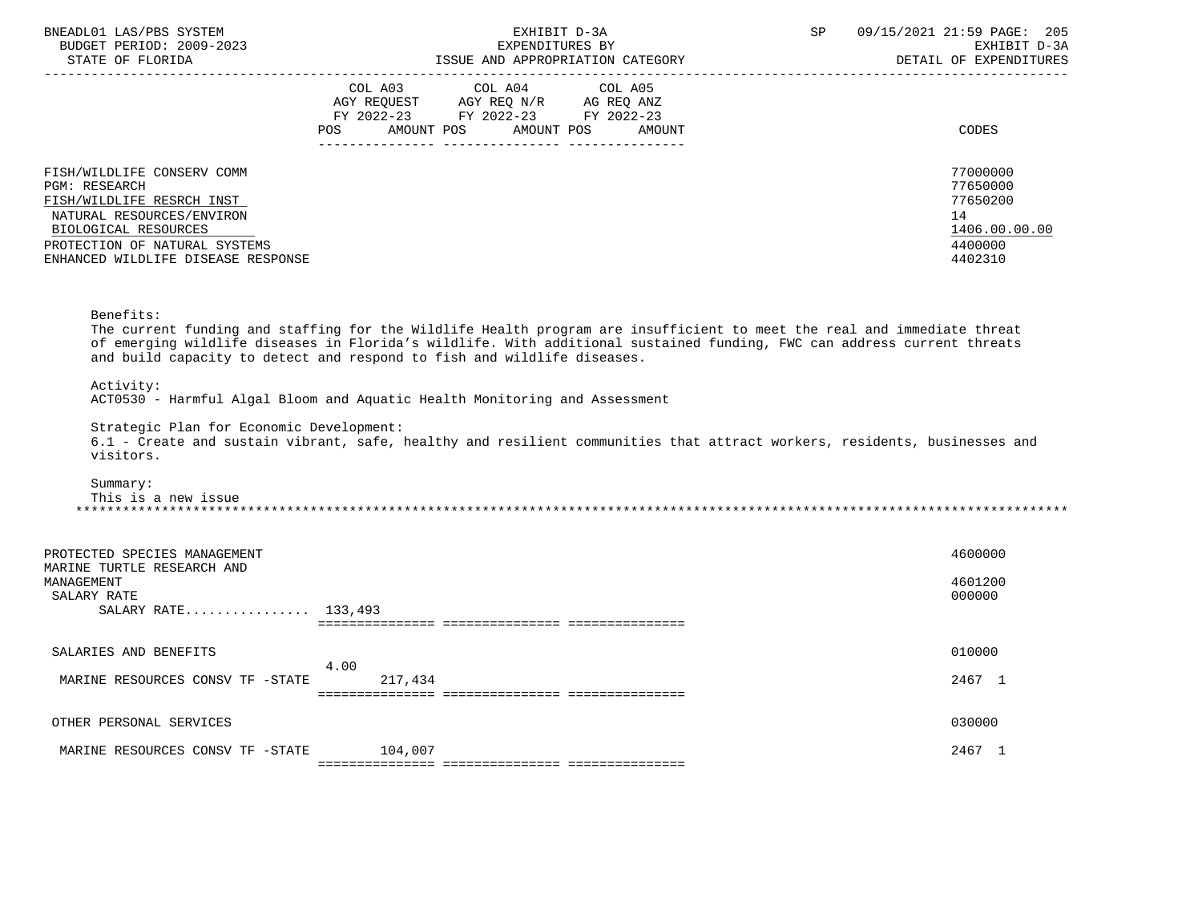| | COL A03 AGY REQUEST FY 2022-23 POS AMOUNT | COL A04 AGY REQ N/R FY 2022-23 POS AMOUNT | COL A05 AG REQ ANZ FY 2022-23 POS AMOUNT | CODES |
|---|---|---|---|---|
| FISH/WILDLIFE CONSERV COMM | | | | 77000000 |
| PGM: RESEARCH | | | | 77650000 |
| FISH/WILDLIFE RESRCH INST | | | | 77650200 |
| NATURAL RESOURCES/ENVIRON | | | | 14 |
| BIOLOGICAL RESOURCES | | | | 1406.00.00.00 |
| PROTECTION OF NATURAL SYSTEMS | | | | 4400000 |
| ENHANCED WILDLIFE DISEASE RESPONSE | | | | 4402310 |

Benefits:
The current funding and staffing for the Wildlife Health program are insufficient to meet the real and immediate threat of emerging wildlife diseases in Florida's wildlife. With additional sustained funding, FWC can address current threats and build capacity to detect and respond to fish and wildlife diseases.

Activity:
ACT0530 - Harmful Algal Bloom and Aquatic Health Monitoring and Assessment

Strategic Plan for Economic Development:
6.1 - Create and sustain vibrant, safe, healthy and resilient communities that attract workers, residents, businesses and visitors.

Summary:
This is a new issue

*******************************************************************************************************************

| | COL A03 | COL A04 | COL A05 | CODES |
|---|---|---|---|---|
| PROTECTED SPECIES MANAGEMENT | | | | 4600000 |
| MARINE TURTLE RESEARCH AND MANAGEMENT | | | | 4601200 |
| SALARY RATE | | | | 000000 |
| SALARY RATE................ | 133,493 | | | |
| SALARIES AND BENEFITS | | | | 010000 |
| MARINE RESOURCES CONSV TF -STATE | 4.00 217,434 | | | 2467 1 |
| OTHER PERSONAL SERVICES | | | | 030000 |
| MARINE RESOURCES CONSV TF -STATE | 104,007 | | | 2467 1 |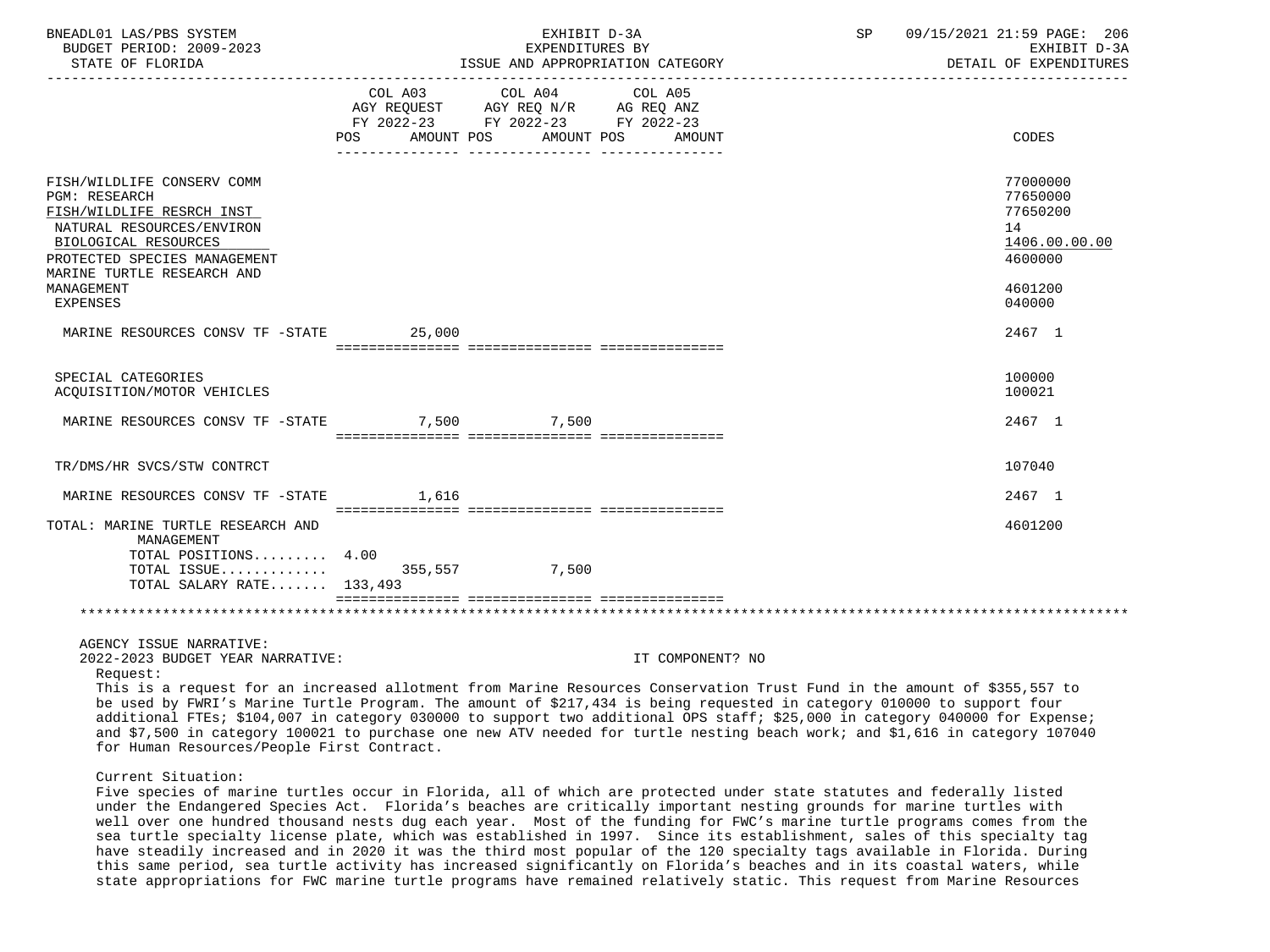BNEADL01 LAS/PBS SYSTEM — BUDGET PERIOD: 2009-2023 — STATE OF FLORIDA

EXHIBIT D-3A — EXPENDITURES BY ISSUE AND APPROPRIATION CATEGORY

SP 09/15/2021 21:59 — EXHIBIT D-3A — DETAIL OF EXPENDITURES

| | COL A03 AGY REQUEST FY 2022-23 POS | AMOUNT | COL A04 AGY REQ N/R FY 2022-23 POS | AMOUNT | COL A05 AG REQ ANZ FY 2022-23 POS | AMOUNT | CODES |
|---|---|---|---|---|---|---|---|
| FISH/WILDLIFE CONSERV COMM | | | | | | | 77000000 |
| PGM: RESEARCH | | | | | | | 77650000 |
| FISH/WILDLIFE RESRCH INST | | | | | | | 77650200 |
| NATURAL RESOURCES/ENVIRON | | | | | | | 14 |
| BIOLOGICAL RESOURCES | | | | | | | 1406.00.00.00 |
| PROTECTED SPECIES MANAGEMENT | | | | | | | 4600000 |
| MARINE TURTLE RESEARCH AND MANAGEMENT | | | | | | | 4601200 |
| EXPENSES | | | | | | | 040000 |
| MARINE RESOURCES CONSV TF -STATE | | 25,000 | | | | | 2467 1 |
| SPECIAL CATEGORIES | | | | | | | 100000 |
| ACQUISITION/MOTOR VEHICLES | | | | | | | 100021 |
| MARINE RESOURCES CONSV TF -STATE | | 7,500 | | 7,500 | | | 2467 1 |
| TR/DMS/HR SVCS/STW CONTRCT | | | | | | | 107040 |
| MARINE RESOURCES CONSV TF -STATE | | 1,616 | | | | | 2467 1 |
| TOTAL: MARINE TURTLE RESEARCH AND MANAGEMENT | | | | | | | 4601200 |
| TOTAL POSITIONS | 4.00 | | | | | | |
| TOTAL ISSUE | | 355,557 | | 7,500 | | | |
| TOTAL SALARY RATE | | 133,493 | | | | | |

AGENCY ISSUE NARRATIVE:

2022-2023 BUDGET YEAR NARRATIVE: IT COMPONENT? NO

Request:

This is a request for an increased allotment from Marine Resources Conservation Trust Fund in the amount of $355,557 to be used by FWRI's Marine Turtle Program. The amount of $217,434 is being requested in category 010000 to support four additional FTEs; $104,007 in category 030000 to support two additional OPS staff; $25,000 in category 040000 for Expense; and $7,500 in category 100021 to purchase one new ATV needed for turtle nesting beach work; and $1,616 in category 107040 for Human Resources/People First Contract.

Current Situation:

Five species of marine turtles occur in Florida, all of which are protected under state statutes and federally listed under the Endangered Species Act. Florida's beaches are critically important nesting grounds for marine turtles with well over one hundred thousand nests dug each year. Most of the funding for FWC's marine turtle programs comes from the sea turtle specialty license plate, which was established in 1997. Since its establishment, sales of this specialty tag have steadily increased and in 2020 it was the third most popular of the 120 specialty tags available in Florida. During this same period, sea turtle activity has increased significantly on Florida's beaches and in its coastal waters, while state appropriations for FWC marine turtle programs have remained relatively static. This request from Marine Resources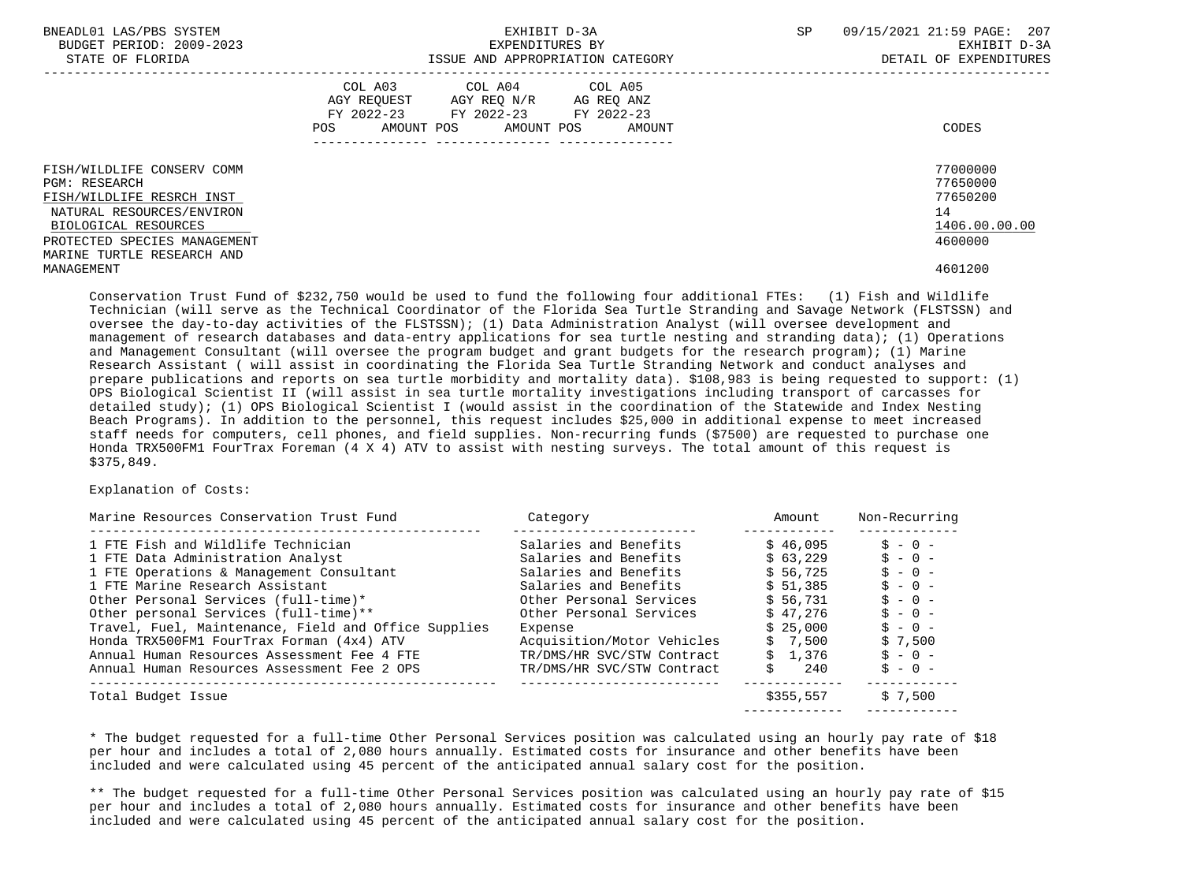FISH/WILDLIFE CONSERV COMM 77000000
PGM: RESEARCH 77650000
FISH/WILDLIFE RESRCH INST 77650200
NATURAL RESOURCES/ENVIRON 14
BIOLOGICAL RESOURCES 1406.00.00.00
PROTECTED SPECIES MANAGEMENT 4600000
MARINE TURTLE RESEARCH AND MANAGEMENT 4601200

| COL A03 AGY REQUEST FY 2022-23 POS AMOUNT | COL A04 AGY REQ N/R FY 2022-23 POS AMOUNT | COL A05 AG REQ ANZ FY 2022-23 POS AMOUNT | CODES |
|---|---|---|---|

Conservation Trust Fund of $232,750 would be used to fund the following four additional FTEs: (1) Fish and Wildlife Technician (will serve as the Technical Coordinator of the Florida Sea Turtle Stranding and Savage Network (FLSTSSN) and oversee the day-to-day activities of the FLSTSSN); (1) Data Administration Analyst (will oversee development and management of research databases and data-entry applications for sea turtle nesting and stranding data); (1) Operations and Management Consultant (will oversee the program budget and grant budgets for the research program); (1) Marine Research Assistant ( will assist in coordinating the Florida Sea Turtle Stranding Network and conduct analyses and prepare publications and reports on sea turtle morbidity and mortality data). $108,983 is being requested to support: (1) OPS Biological Scientist II (will assist in sea turtle mortality investigations including transport of carcasses for detailed study); (1) OPS Biological Scientist I (would assist in the coordination of the Statewide and Index Nesting Beach Programs). In addition to the personnel, this request includes $25,000 in additional expense to meet increased staff needs for computers, cell phones, and field supplies. Non-recurring funds ($7500) are requested to purchase one Honda TRX500FM1 FourTrax Foreman (4 X 4) ATV to assist with nesting surveys. The total amount of this request is $375,849.

Explanation of Costs:

| Marine Resources Conservation Trust Fund | Category | Amount | Non-Recurring |
|---|---|---|---|
| 1 FTE Fish and Wildlife Technician | Salaries and Benefits | $ 46,095 | $ - 0 - |
| 1 FTE Data Administration Analyst | Salaries and Benefits | $ 63,229 | $ - 0 - |
| 1 FTE Operations & Management Consultant | Salaries and Benefits | $ 56,725 | $ - 0 - |
| 1 FTE Marine Research Assistant | Salaries and Benefits | $ 51,385 | $ - 0 - |
| Other Personal Services (full-time)* | Other Personal Services | $ 56,731 | $ - 0 - |
| Other personal Services (full-time)** | Other Personal Services | $ 47,276 | $ - 0 - |
| Travel, Fuel, Maintenance, Field and Office Supplies | Expense | $ 25,000 | $ - 0 - |
| Honda TRX500FM1 FourTrax Forman (4x4) ATV | Acquisition/Motor Vehicles | $ 7,500 | $ 7,500 |
| Annual Human Resources Assessment Fee 4 FTE | TR/DMS/HR SVC/STW Contract | $ 1,376 | $ - 0 - |
| Annual Human Resources Assessment Fee 2 OPS | TR/DMS/HR SVC/STW Contract | $ 240 | $ - 0 - |
| Total Budget Issue | | $355,557 | $ 7,500 |

* The budget requested for a full-time Other Personal Services position was calculated using an hourly pay rate of $18 per hour and includes a total of 2,080 hours annually. Estimated costs for insurance and other benefits have been included and were calculated using 45 percent of the anticipated annual salary cost for the position.

** The budget requested for a full-time Other Personal Services position was calculated using an hourly pay rate of $15 per hour and includes a total of 2,080 hours annually. Estimated costs for insurance and other benefits have been included and were calculated using 45 percent of the anticipated annual salary cost for the position.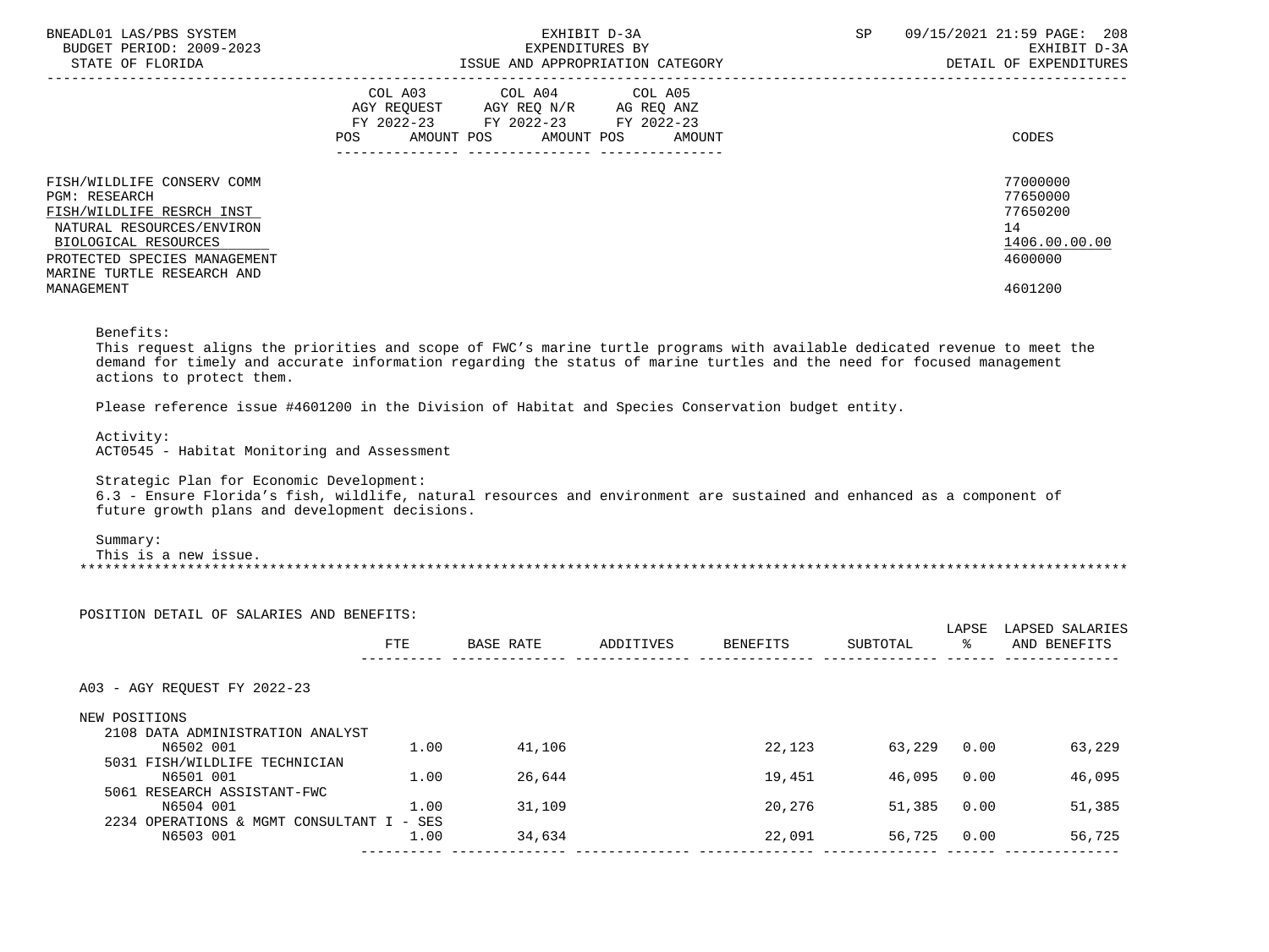| | COL A03 AGY REQUEST FY 2022-23 | | COL A04 AGY REQ N/R FY 2022-23 | | COL A05 AG REQ ANZ FY 2022-23 | | |
|---|---|---|---|---|---|---|---|
| | POS | AMOUNT | POS | AMOUNT | POS | AMOUNT | CODES |
| FISH/WILDLIFE CONSERV COMM | | | | | | | 77000000 |
| PGM: RESEARCH | | | | | | | 77650000 |
| FISH/WILDLIFE RESRCH INST | | | | | | | 77650200 |
| NATURAL RESOURCES/ENVIRON | | | | | | | 14 |
| BIOLOGICAL RESOURCES | | | | | | | 1406.00.00.00 |
| PROTECTED SPECIES MANAGEMENT | | | | | | | 4600000 |
| MARINE TURTLE RESEARCH AND MANAGEMENT | | | | | | | 4601200 |

Benefits:
This request aligns the priorities and scope of FWC's marine turtle programs with available dedicated revenue to meet the demand for timely and accurate information regarding the status of marine turtles and the need for focused management actions to protect them.

Please reference issue #4601200 in the Division of Habitat and Species Conservation budget entity.

Activity:
ACT0545 - Habitat Monitoring and Assessment

Strategic Plan for Economic Development:
6.3 - Ensure Florida's fish, wildlife, natural resources and environment are sustained and enhanced as a component of future growth plans and development decisions.

Summary:
This is a new issue.

***

POSITION DETAIL OF SALARIES AND BENEFITS:

| | FTE | BASE RATE | ADDITIVES | BENEFITS | SUBTOTAL | LAPSE % | LAPSED SALARIES AND BENEFITS |
|---|---|---|---|---|---|---|---|
| A03 - AGY REQUEST FY 2022-23 | | | | | | | |
| NEW POSITIONS | | | | | | | |
| 2108 DATA ADMINISTRATION ANALYST N6502 001 | 1.00 | 41,106 | | 22,123 | 63,229 | 0.00 | 63,229 |
| 5031 FISH/WILDLIFE TECHNICIAN N6501 001 | 1.00 | 26,644 | | 19,451 | 46,095 | 0.00 | 46,095 |
| 5061 RESEARCH ASSISTANT-FWC N6504 001 | 1.00 | 31,109 | | 20,276 | 51,385 | 0.00 | 51,385 |
| 2234 OPERATIONS & MGMT CONSULTANT I - SES N6503 001 | 1.00 | 34,634 | | 22,091 | 56,725 | 0.00 | 56,725 |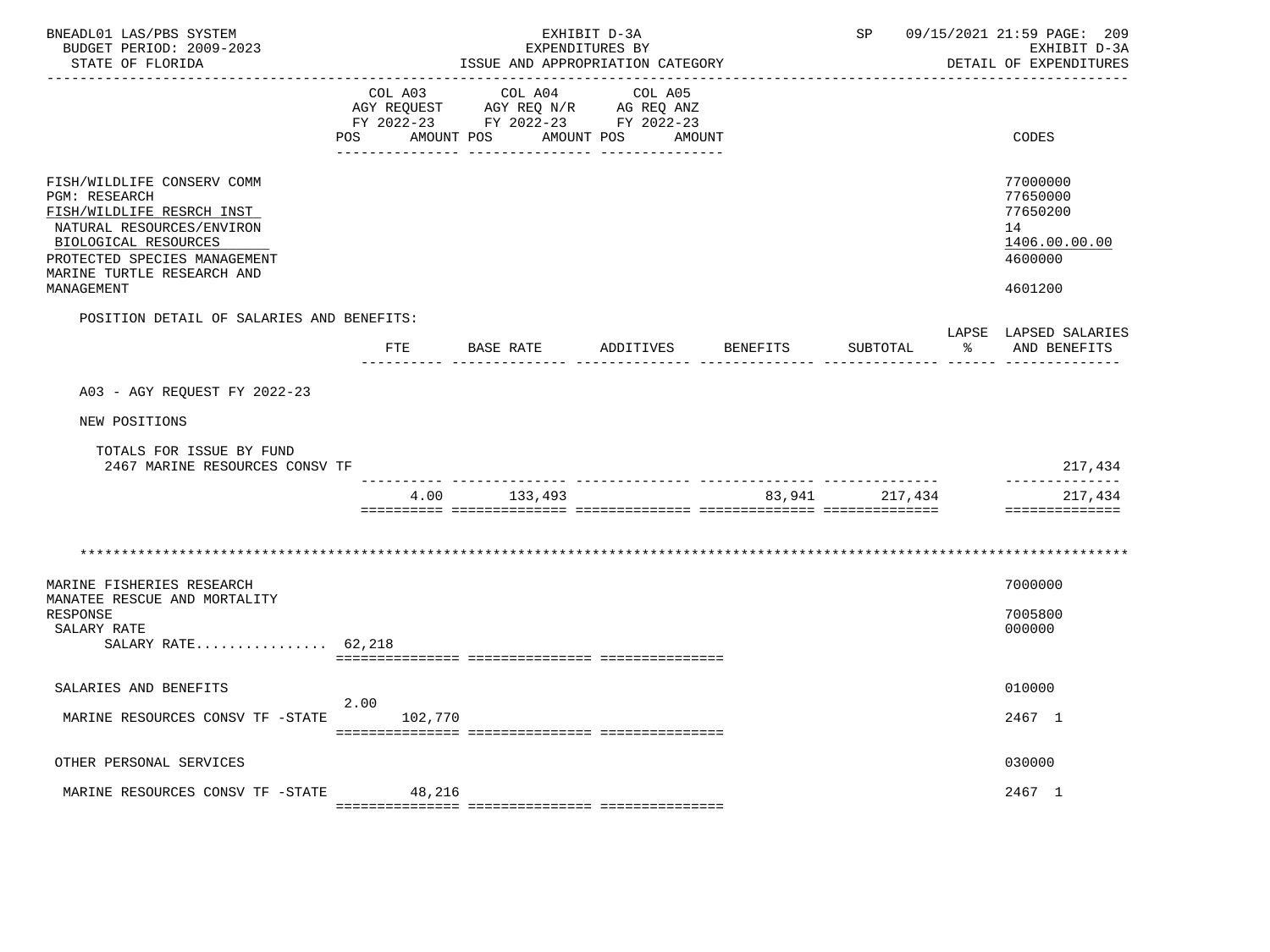BNEADL01 LAS/PBS SYSTEM
BUDGET PERIOD: 2009-2023
STATE OF FLORIDA

EXHIBIT D-3A
EXPENDITURES BY
ISSUE AND APPROPRIATION CATEGORY

SP 09/15/2021 21:59 PAGE: 209
EXHIBIT D-3A
DETAIL OF EXPENDITURES

| | COL A03 AGY REQUEST FY 2022-23 POS AMOUNT | COL A04 AGY REQ N/R FY 2022-23 POS AMOUNT | COL A05 AG REQ ANZ FY 2022-23 POS AMOUNT | CODES |
|---|---|---|---|---|
| FISH/WILDLIFE CONSERV COMM | | | | 77000000 |
| PGM: RESEARCH | | | | 77650000 |
| FISH/WILDLIFE RESRCH INST | | | | 77650200 |
| NATURAL RESOURCES/ENVIRON | | | | 14 |
| BIOLOGICAL RESOURCES | | | | 1406.00.00.00 |
| PROTECTED SPECIES MANAGEMENT | | | | 4600000 |
| MARINE TURTLE RESEARCH AND MANAGEMENT | | | | 4601200 |

POSITION DETAIL OF SALARIES AND BENEFITS:

| | FTE | BASE RATE | ADDITIVES | BENEFITS | SUBTOTAL | LAPSE % | LAPSED SALARIES AND BENEFITS |
|---|---|---|---|---|---|---|---|
| A03 - AGY REQUEST FY 2022-23 | | | | | | | |
| NEW POSITIONS | | | | | | | |
| TOTALS FOR ISSUE BY FUND | | | | | | | |
| 2467 MARINE RESOURCES CONSV TF | | | | | | | 217,434 |
| | 4.00 | 133,493 | | 83,941 | 217,434 | | 217,434 |

*******************************************************************************************************************

| | COL A03 POS | COL A03 AMOUNT | COL A04 | COL A05 | CODES |
|---|---|---|---|---|---|
| MARINE FISHERIES RESEARCH | | | | | 7000000 |
| MANATEE RESCUE AND MORTALITY RESPONSE | | | | | 7005800 |
| SALARY RATE | | | | | 000000 |
| SALARY RATE................ | 62,218 | | | | |
| SALARIES AND BENEFITS | | | | | 010000 |
| MARINE RESOURCES CONSV TF -STATE | 2.00 | 102,770 | | | 2467 1 |
| OTHER PERSONAL SERVICES | | | | | 030000 |
| MARINE RESOURCES CONSV TF -STATE | | 48,216 | | | 2467 1 |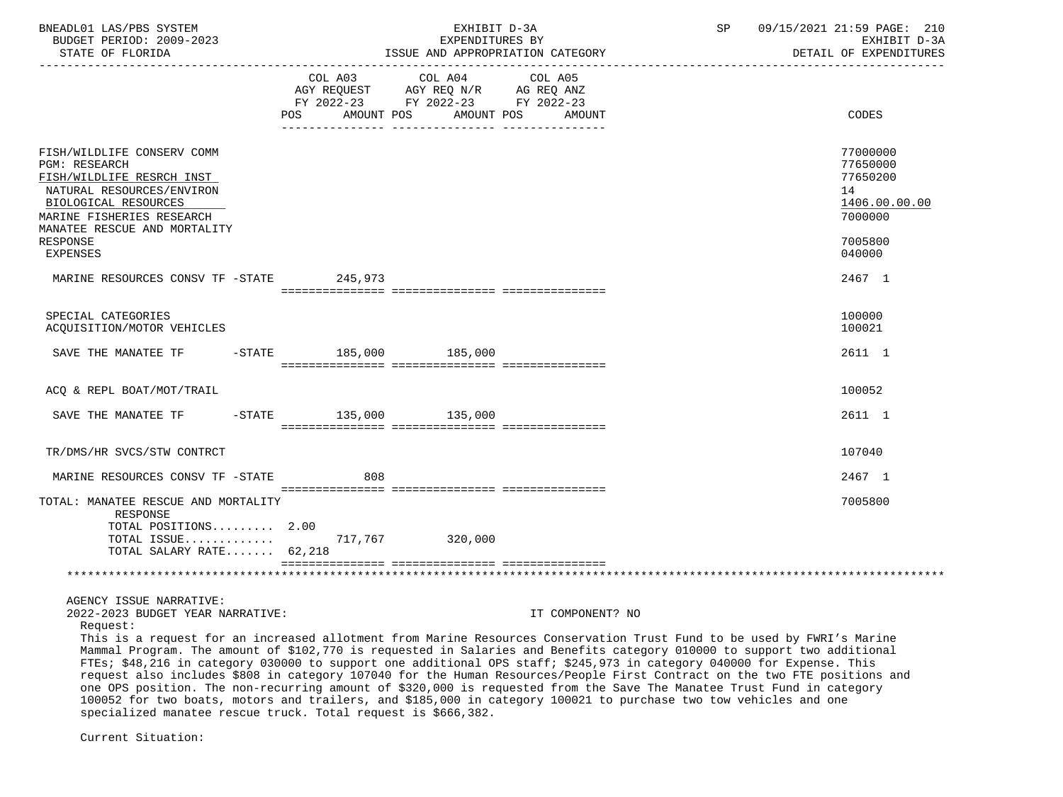BNEADL01 LAS/PBS SYSTEM — BUDGET PERIOD: 2009-2023 — STATE OF FLORIDA

EXHIBIT D-3A — EXPENDITURES BY ISSUE AND APPROPRIATION CATEGORY

SP 09/15/2021 21:59 — EXHIBIT D-3A — DETAIL OF EXPENDITURES

| | COL A03 AGY REQUEST FY 2022-23 POS AMOUNT | COL A04 AGY REQ N/R FY 2022-23 POS AMOUNT | COL A05 AG REQ ANZ FY 2022-23 POS AMOUNT | CODES |
|---|---|---|---|---|
| FISH/WILDLIFE CONSERV COMM | | | | 77000000 |
| PGM: RESEARCH | | | | 77650000 |
| FISH/WILDLIFE RESRCH INST | | | | 77650200 |
| NATURAL RESOURCES/ENVIRON | | | | 14 |
| BIOLOGICAL RESOURCES | | | | 1406.00.00.00 |
| MARINE FISHERIES RESEARCH | | | | 7000000 |
| MANATEE RESCUE AND MORTALITY RESPONSE | | | | 7005800 |
| EXPENSES | | | | 040000 |
| MARINE RESOURCES CONSV TF -STATE | 245,973 | | | 2467 1 |
| SPECIAL CATEGORIES | | | | 100000 |
| ACQUISITION/MOTOR VEHICLES | | | | 100021 |
| SAVE THE MANATEE TF -STATE | 185,000 | 185,000 | | 2611 1 |
| ACQ & REPL BOAT/MOT/TRAIL | | | | 100052 |
| SAVE THE MANATEE TF -STATE | 135,000 | 135,000 | | 2611 1 |
| TR/DMS/HR SVCS/STW CONTRCT | | | | 107040 |
| MARINE RESOURCES CONSV TF -STATE | 808 | | | 2467 1 |
| TOTAL: MANATEE RESCUE AND MORTALITY RESPONSE | | | | 7005800 |
| TOTAL POSITIONS......... | 2.00 | | | |
| TOTAL ISSUE............. | 717,767 | 320,000 | | |
| TOTAL SALARY RATE....... | 62,218 | | | |

AGENCY ISSUE NARRATIVE:

2022-2023 BUDGET YEAR NARRATIVE: IT COMPONENT? NO

Request:

This is a request for an increased allotment from Marine Resources Conservation Trust Fund to be used by FWRI's Marine Mammal Program. The amount of $102,770 is requested in Salaries and Benefits category 010000 to support two additional FTEs; $48,216 in category 030000 to support one additional OPS staff; $245,973 in category 040000 for Expense. This request also includes $808 in category 107040 for the Human Resources/People First Contract on the two FTE positions and one OPS position. The non-recurring amount of $320,000 is requested from the Save The Manatee Trust Fund in category 100052 for two boats, motors and trailers, and $185,000 in category 100021 to purchase two tow vehicles and one specialized manatee rescue truck. Total request is $666,382.

Current Situation: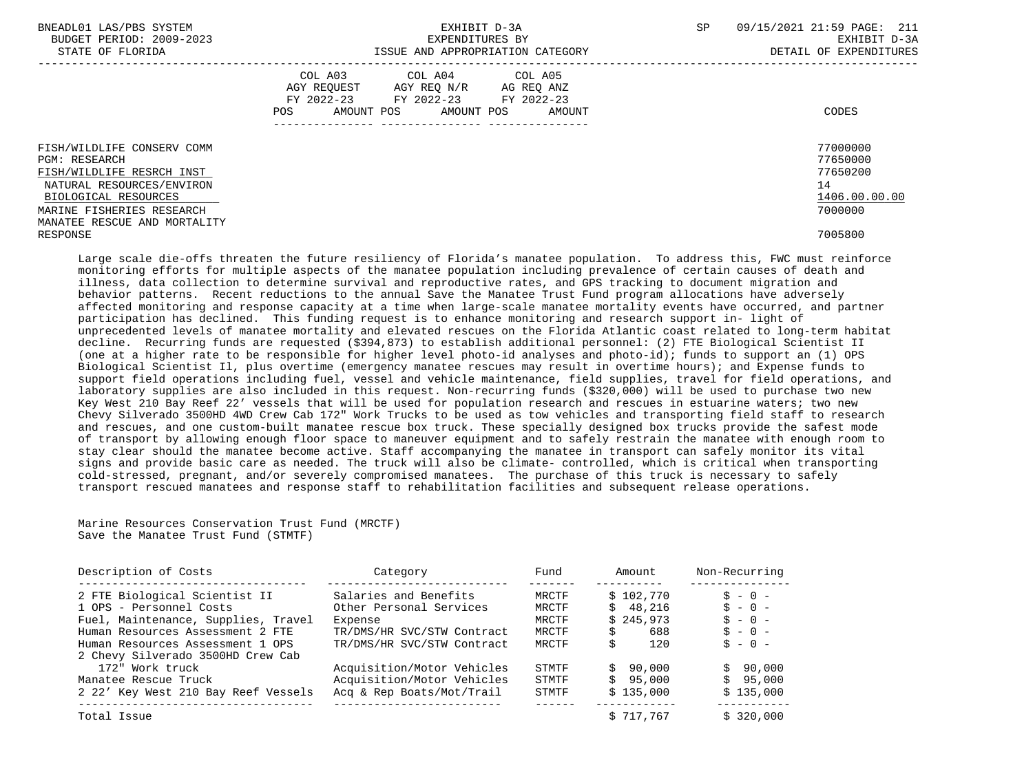BNEADL01 LAS/PBS SYSTEM | EXHIBIT D-3A | SP 09/15/2021 21:59
BUDGET PERIOD: 2009-2023 | EXPENDITURES BY | EXHIBIT D-3A
STATE OF FLORIDA | ISSUE AND APPROPRIATION CATEGORY | DETAIL OF EXPENDITURES

| | COL A03 AGY REQUEST FY 2022-23 POS AMOUNT | COL A04 AGY REQ N/R FY 2022-23 POS AMOUNT | COL A05 AG REQ ANZ FY 2022-23 POS AMOUNT | CODES |
|---|---|---|---|---|
| FISH/WILDLIFE CONSERV COMM | | | | 77000000 |
| PGM: RESEARCH | | | | 77650000 |
| FISH/WILDLIFE RESRCH INST | | | | 77650200 |
| NATURAL RESOURCES/ENVIRON | | | | 14 |
| BIOLOGICAL RESOURCES | | | | 1406.00.00.00 |
| MARINE FISHERIES RESEARCH | | | | 7000000 |
| MANATEE RESCUE AND MORTALITY RESPONSE | | | | 7005800 |

Large scale die-offs threaten the future resiliency of Florida's manatee population. To address this, FWC must reinforce monitoring efforts for multiple aspects of the manatee population including prevalence of certain causes of death and illness, data collection to determine survival and reproductive rates, and GPS tracking to document migration and behavior patterns. Recent reductions to the annual Save the Manatee Trust Fund program allocations have adversely affected monitoring and response capacity at a time when large-scale manatee mortality events have occurred, and partner participation has declined. This funding request is to enhance monitoring and research support in- light of unprecedented levels of manatee mortality and elevated rescues on the Florida Atlantic coast related to long-term habitat decline. Recurring funds are requested ($394,873) to establish additional personnel: (2) FTE Biological Scientist II (one at a higher rate to be responsible for higher level photo-id analyses and photo-id); funds to support an (1) OPS Biological Scientist Il, plus overtime (emergency manatee rescues may result in overtime hours); and Expense funds to support field operations including fuel, vessel and vehicle maintenance, field supplies, travel for field operations, and laboratory supplies are also included in this request. Non-recurring funds ($320,000) will be used to purchase two new Key West 210 Bay Reef 22' vessels that will be used for population research and rescues in estuarine waters; two new Chevy Silverado 3500HD 4WD Crew Cab 172" Work Trucks to be used as tow vehicles and transporting field staff to research and rescues, and one custom-built manatee rescue box truck. These specially designed box trucks provide the safest mode of transport by allowing enough floor space to maneuver equipment and to safely restrain the manatee with enough room to stay clear should the manatee become active. Staff accompanying the manatee in transport can safely monitor its vital signs and provide basic care as needed. The truck will also be climate- controlled, which is critical when transporting cold-stressed, pregnant, and/or severely compromised manatees. The purchase of this truck is necessary to safely transport rescued manatees and response staff to rehabilitation facilities and subsequent release operations.

Marine Resources Conservation Trust Fund (MRCTF)
Save the Manatee Trust Fund (STMTF)

| Description of Costs | Category | Fund | Amount | Non-Recurring |
|---|---|---|---|---|
| 2 FTE Biological Scientist II | Salaries and Benefits | MRCTF | $ 102,770 | $ - 0 - |
| 1 OPS - Personnel Costs | Other Personal Services | MRCTF | $ 48,216 | $ - 0 - |
| Fuel, Maintenance, Supplies, Travel | Expense | MRCTF | $ 245,973 | $ - 0 - |
| Human Resources Assessment 2 FTE | TR/DMS/HR SVC/STW Contract | MRCTF | $ 688 | $ - 0 - |
| Human Resources Assessment 1 OPS | TR/DMS/HR SVC/STW Contract | MRCTF | $ 120 | $ - 0 - |
| 2 Chevy Silverado 3500HD Crew Cab 172" Work truck | Acquisition/Motor Vehicles | STMTF | $ 90,000 | $ 90,000 |
| Manatee Rescue Truck | Acquisition/Motor Vehicles | STMTF | $ 95,000 | $ 95,000 |
| 2 22' Key West 210 Bay Reef Vessels | Acq & Rep Boats/Mot/Trail | STMTF | $ 135,000 | $ 135,000 |
| Total Issue | | | $ 717,767 | $ 320,000 |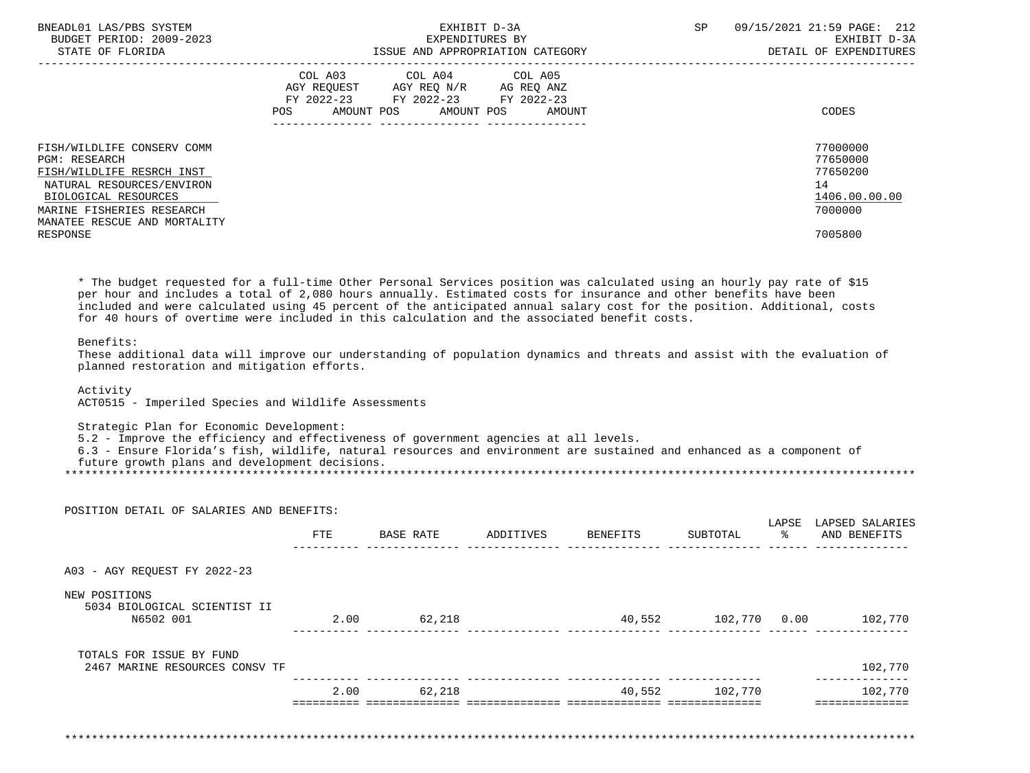| | COL A03 AGY REQUEST FY 2022-23 POS AMOUNT | COL A04 AGY REQ N/R FY 2022-23 POS AMOUNT | COL A05 AG REQ ANZ FY 2022-23 POS AMOUNT | CODES |
|---|---|---|---|---|
| FISH/WILDLIFE CONSERV COMM | | | | 77000000 |
| PGM: RESEARCH | | | | 77650000 |
| FISH/WILDLIFE RESRCH INST | | | | 77650200 |
| NATURAL RESOURCES/ENVIRON | | | | 14 |
| BIOLOGICAL RESOURCES | | | | 1406.00.00.00 |
| MARINE FISHERIES RESEARCH | | | | 7000000 |
| MANATEE RESCUE AND MORTALITY RESPONSE | | | | 7005800 |

* The budget requested for a full-time Other Personal Services position was calculated using an hourly pay rate of $15 per hour and includes a total of 2,080 hours annually. Estimated costs for insurance and other benefits have been included and were calculated using 45 percent of the anticipated annual salary cost for the position. Additional, costs for 40 hours of overtime were included in this calculation and the associated benefit costs.

Benefits:
These additional data will improve our understanding of population dynamics and threats and assist with the evaluation of planned restoration and mitigation efforts.

Activity
ACT0515 - Imperiled Species and Wildlife Assessments

Strategic Plan for Economic Development:
5.2 - Improve the efficiency and effectiveness of government agencies at all levels.
6.3 - Ensure Florida's fish, wildlife, natural resources and environment are sustained and enhanced as a component of future growth plans and development decisions.

POSITION DETAIL OF SALARIES AND BENEFITS:

| | FTE | BASE RATE | ADDITIVES | BENEFITS | SUBTOTAL | LAPSE % | LAPSED SALARIES AND BENEFITS |
|---|---|---|---|---|---|---|---|
| A03 - AGY REQUEST FY 2022-23 | | | | | | | |
| NEW POSITIONS | | | | | | | |
| 5034 BIOLOGICAL SCIENTIST II N6502 001 | 2.00 | 62,218 | | 40,552 | 102,770 | 0.00 | 102,770 |
| TOTALS FOR ISSUE BY FUND | | | | | | | |
| 2467 MARINE RESOURCES CONSV TF | | | | | | | 102,770 |
| | 2.00 | 62,218 | | 40,552 | 102,770 | | 102,770 |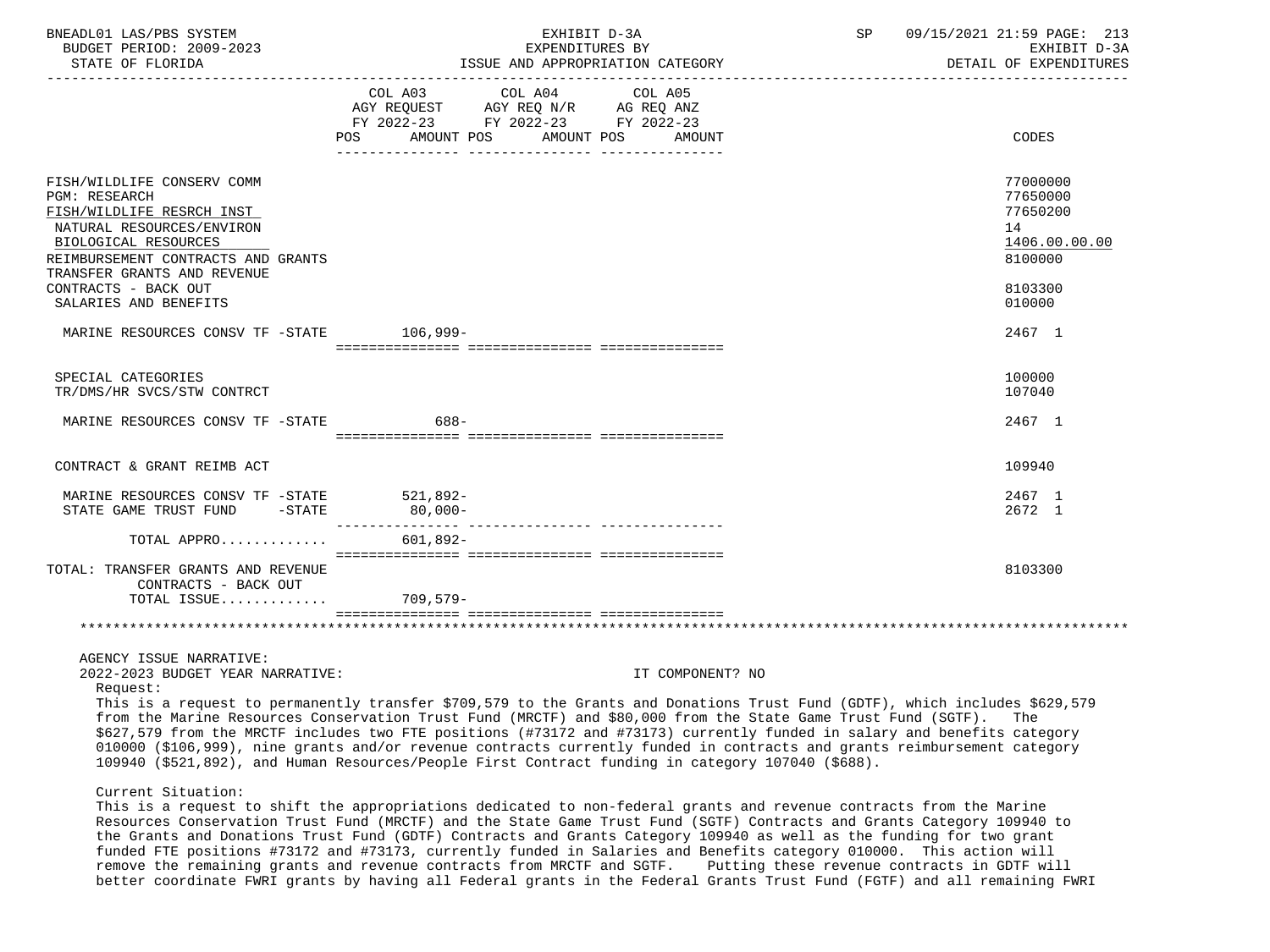BNEADL01 LAS/PBS SYSTEM — EXHIBIT D-3A — EXPENDITURES BY ISSUE AND APPROPRIATION CATEGORY
BUDGET PERIOD: 2009-2023 — STATE OF FLORIDA — SP 09/15/2021 21:59 — EXHIBIT D-3A DETAIL OF EXPENDITURES

| | COL A03 AGY REQUEST FY 2022-23 POS AMOUNT | COL A04 AGY REQ N/R FY 2022-23 POS AMOUNT | COL A05 AG REQ ANZ FY 2022-23 POS AMOUNT | CODES |
|---|---|---|---|---|
| FISH/WILDLIFE CONSERV COMM | | | | 77000000 |
| PGM: RESEARCH | | | | 77650000 |
| FISH/WILDLIFE RESRCH INST | | | | 77650200 |
| NATURAL RESOURCES/ENVIRON | | | | 14 |
| BIOLOGICAL RESOURCES | | | | 1406.00.00.00 |
| REIMBURSEMENT CONTRACTS AND GRANTS | | | | 8100000 |
| TRANSFER GRANTS AND REVENUE CONTRACTS - BACK OUT | | | | 8103300 |
| SALARIES AND BENEFITS | | | | 010000 |
| MARINE RESOURCES CONSV TF -STATE | 106,999- | | | 2467 1 |
| SPECIAL CATEGORIES | | | | 100000 |
| TR/DMS/HR SVCS/STW CONTRCT | | | | 107040 |
| MARINE RESOURCES CONSV TF -STATE | 688- | | | 2467 1 |
| CONTRACT & GRANT REIMB ACT | | | | 109940 |
| MARINE RESOURCES CONSV TF -STATE | 521,892- | | | 2467 1 |
| STATE GAME TRUST FUND -STATE | 80,000- | | | 2672 1 |
| TOTAL APPRO............. | 601,892- | | | |
| TOTAL: TRANSFER GRANTS AND REVENUE CONTRACTS - BACK OUT | | | | 8103300 |
| TOTAL ISSUE............. | 709,579- | | | |

AGENCY ISSUE NARRATIVE:

2022-2023 BUDGET YEAR NARRATIVE: IT COMPONENT? NO

Request:

This is a request to permanently transfer $709,579 to the Grants and Donations Trust Fund (GDTF), which includes $629,579 from the Marine Resources Conservation Trust Fund (MRCTF) and $80,000 from the State Game Trust Fund (SGTF). The $627,579 from the MRCTF includes two FTE positions (#73172 and #73173) currently funded in salary and benefits category 010000 ($106,999), nine grants and/or revenue contracts currently funded in contracts and grants reimbursement category 109940 ($521,892), and Human Resources/People First Contract funding in category 107040 ($688).

Current Situation:

This is a request to shift the appropriations dedicated to non-federal grants and revenue contracts from the Marine Resources Conservation Trust Fund (MRCTF) and the State Game Trust Fund (SGTF) Contracts and Grants Category 109940 to the Grants and Donations Trust Fund (GDTF) Contracts and Grants Category 109940 as well as the funding for two grant funded FTE positions #73172 and #73173, currently funded in Salaries and Benefits category 010000. This action will remove the remaining grants and revenue contracts from MRCTF and SGTF. Putting these revenue contracts in GDTF will better coordinate FWRI grants by having all Federal grants in the Federal Grants Trust Fund (FGTF) and all remaining FWRI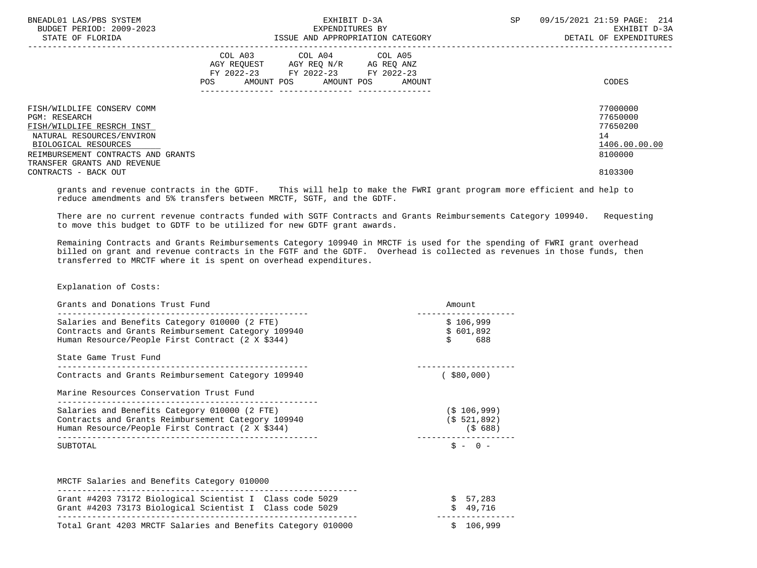| | COL A03 AGY REQUEST FY 2022-23 POS AMOUNT | COL A04 AGY REQ N/R FY 2022-23 POS AMOUNT | COL A05 AG REQ ANZ FY 2022-23 POS AMOUNT | CODES |
|---|---|---|---|---|
| FISH/WILDLIFE CONSERV COMM | | | | 77000000 |
| PGM: RESEARCH | | | | 77650000 |
| FISH/WILDLIFE RESRCH INST | | | | 77650200 |
| NATURAL RESOURCES/ENVIRON | | | | 14 |
| BIOLOGICAL RESOURCES | | | | 1406.00.00.00 |
| REIMBURSEMENT CONTRACTS AND GRANTS | | | | 8100000 |
| TRANSFER GRANTS AND REVENUE CONTRACTS - BACK OUT | | | | 8103300 |

grants and revenue contracts in the GDTF. This will help to make the FWRI grant program more efficient and help to reduce amendments and 5% transfers between MRCTF, SGTF, and the GDTF.

There are no current revenue contracts funded with SGTF Contracts and Grants Reimbursements Category 109940. Requesting to move this budget to GDTF to be utilized for new GDTF grant awards.

Remaining Contracts and Grants Reimbursements Category 109940 in MRCTF is used for the spending of FWRI grant overhead billed on grant and revenue contracts in the FGTF and the GDTF. Overhead is collected as revenues in those funds, then transferred to MRCTF where it is spent on overhead expenditures.

Explanation of Costs:

| Grants and Donations Trust Fund | Amount |
|---|---|
| Salaries and Benefits Category 010000 (2 FTE) | $ 106,999 |
| Contracts and Grants Reimbursement Category 109940 | $ 601,892 |
| Human Resource/People First Contract (2 X $344) | $ 688 |
| **State Game Trust Fund** | |
| Contracts and Grants Reimbursement Category 109940 | ( $80,000) |
| **Marine Resources Conservation Trust Fund** | |
| Salaries and Benefits Category 010000 (2 FTE) | ($ 106,999) |
| Contracts and Grants Reimbursement Category 109940 | ($ 521,892) |
| Human Resource/People First Contract (2 X $344) | ($ 688) |
| SUBTOTAL | $ - 0 - |

| MRCTF Salaries and Benefits Category 010000 | |
|---|---|
| Grant #4203 73172 Biological Scientist I Class code 5029 | $ 57,283 |
| Grant #4203 73173 Biological Scientist I Class code 5029 | $ 49,716 |
| Total Grant 4203 MRCTF Salaries and Benefits Category 010000 | $ 106,999 |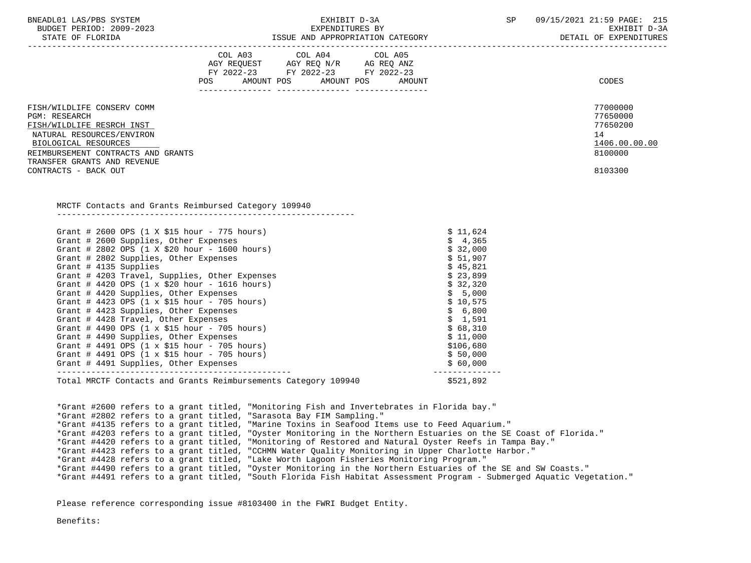| | COL A03 AGY REQUEST FY 2022-23 | | COL A04 AGY REQ N/R FY 2022-23 | | COL A05 AG REQ ANZ FY 2022-23 | | |
|---|---|---|---|---|---|---|---|
| | POS | AMOUNT | POS | AMOUNT | POS | AMOUNT | CODES |
| FISH/WILDLIFE CONSERV COMM | | | | | | | 77000000 |
| PGM: RESEARCH | | | | | | | 77650000 |
| FISH/WILDLIFE RESRCH INST | | | | | | | 77650200 |
| NATURAL RESOURCES/ENVIRON | | | | | | | 14 |
| BIOLOGICAL RESOURCES | | | | | | | 1406.00.00.00 |
| REIMBURSEMENT CONTRACTS AND GRANTS | | | | | | | 8100000 |
| TRANSFER GRANTS AND REVENUE CONTRACTS - BACK OUT | | | | | | | 8103300 |

MRCTF Contacts and Grants Reimbursed Category 109940

| Item | Amount |
|---|---|
| Grant # 2600 OPS (1 X $15 hour - 775 hours) | $ 11,624 |
| Grant # 2600 Supplies, Other Expenses | $ 4,365 |
| Grant # 2802 OPS (1 X $20 hour - 1600 hours) | $ 32,000 |
| Grant # 2802 Supplies, Other Expenses | $ 51,907 |
| Grant # 4135 Supplies | $ 45,821 |
| Grant # 4203 Travel, Supplies, Other Expenses | $ 23,899 |
| Grant # 4420 OPS (1 x $20 hour - 1616 hours) | $ 32,320 |
| Grant # 4420 Supplies, Other Expenses | $ 5,000 |
| Grant # 4423 OPS (1 x $15 hour - 705 hours) | $ 10,575 |
| Grant # 4423 Supplies, Other Expenses | $ 6,800 |
| Grant # 4428 Travel, Other Expenses | $ 1,591 |
| Grant # 4490 OPS (1 x $15 hour - 705 hours) | $ 68,310 |
| Grant # 4490 Supplies, Other Expenses | $ 11,000 |
| Grant # 4491 OPS (1 x $15 hour - 705 hours) | $106,680 |
| Grant # 4491 OPS (1 x $15 hour - 705 hours) | $ 50,000 |
| Grant # 4491 Supplies, Other Expenses | $ 60,000 |
| Total MRCTF Contacts and Grants Reimbursements Category 109940 | $521,892 |

*Grant #2600 refers to a grant titled, "Monitoring Fish and Invertebrates in Florida bay."
*Grant #2802 refers to a grant titled, "Sarasota Bay FIM Sampling."
*Grant #4135 refers to a grant titled, "Marine Toxins in Seafood Items use to Feed Aquarium."
*Grant #4203 refers to a grant titled, "Oyster Monitoring in the Northern Estuaries on the SE Coast of Florida."
*Grant #4420 refers to a grant titled, "Monitoring of Restored and Natural Oyster Reefs in Tampa Bay."
*Grant #4423 refers to a grant titled, "CCHMN Water Quality Monitoring in Upper Charlotte Harbor."
*Grant #4428 refers to a grant titled, "Lake Worth Lagoon Fisheries Monitoring Program."
*Grant #4490 refers to a grant titled, "Oyster Monitoring in the Northern Estuaries of the SE and SW Coasts."
*Grant #4491 refers to a grant titled, "South Florida Fish Habitat Assessment Program - Submerged Aquatic Vegetation."

Please reference corresponding issue #8103400 in the FWRI Budget Entity.

Benefits: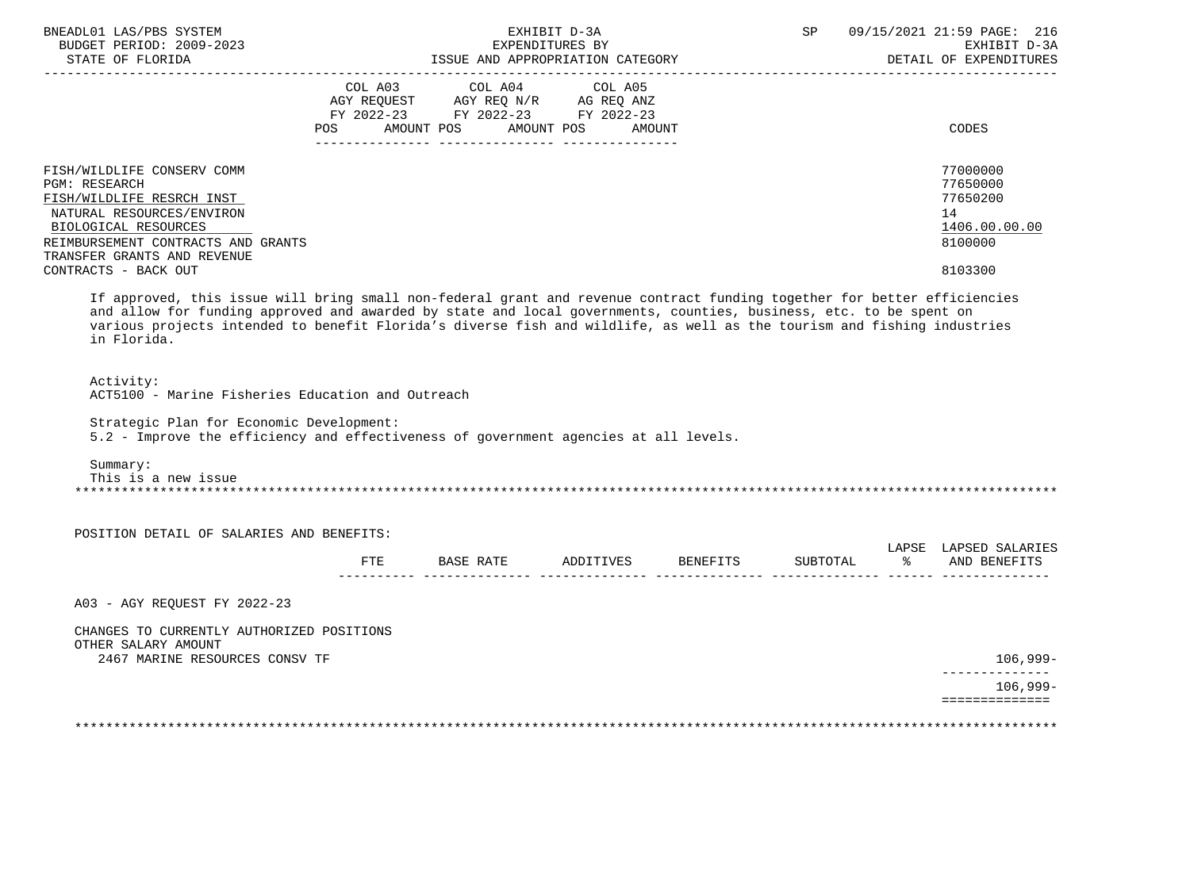| | COL A03 AGY REQUEST FY 2022-23 POS AMOUNT | COL A04 AGY REQ N/R FY 2022-23 POS AMOUNT | COL A05 AG REQ ANZ FY 2022-23 POS AMOUNT | CODES |
|---|---|---|---|---|
| FISH/WILDLIFE CONSERV COMM | | | | 77000000 |
| PGM: RESEARCH | | | | 77650000 |
| FISH/WILDLIFE RESRCH INST | | | | 77650200 |
| NATURAL RESOURCES/ENVIRON | | | | 14 |
| BIOLOGICAL RESOURCES | | | | 1406.00.00.00 |
| REIMBURSEMENT CONTRACTS AND GRANTS | | | | 8100000 |
| TRANSFER GRANTS AND REVENUE CONTRACTS - BACK OUT | | | | 8103300 |

If approved, this issue will bring small non-federal grant and revenue contract funding together for better efficiencies and allow for funding approved and awarded by state and local governments, counties, business, etc. to be spent on various projects intended to benefit Florida's diverse fish and wildlife, as well as the tourism and fishing industries in Florida.

Activity:
ACT5100 - Marine Fisheries Education and Outreach

Strategic Plan for Economic Development:
5.2 - Improve the efficiency and effectiveness of government agencies at all levels.

Summary:
This is a new issue

POSITION DETAIL OF SALARIES AND BENEFITS:

| | FTE | BASE RATE | ADDITIVES | BENEFITS | SUBTOTAL | LAPSE % | LAPSED SALARIES AND BENEFITS |
|---|---|---|---|---|---|---|---|
| A03 - AGY REQUEST FY 2022-23 | | | | | | | |
| CHANGES TO CURRENTLY AUTHORIZED POSITIONS | | | | | | | |
| OTHER SALARY AMOUNT | | | | | | | |
| 2467 MARINE RESOURCES CONSV TF | | | | | | | 106,999- |
| | | | | | | | 106,999- |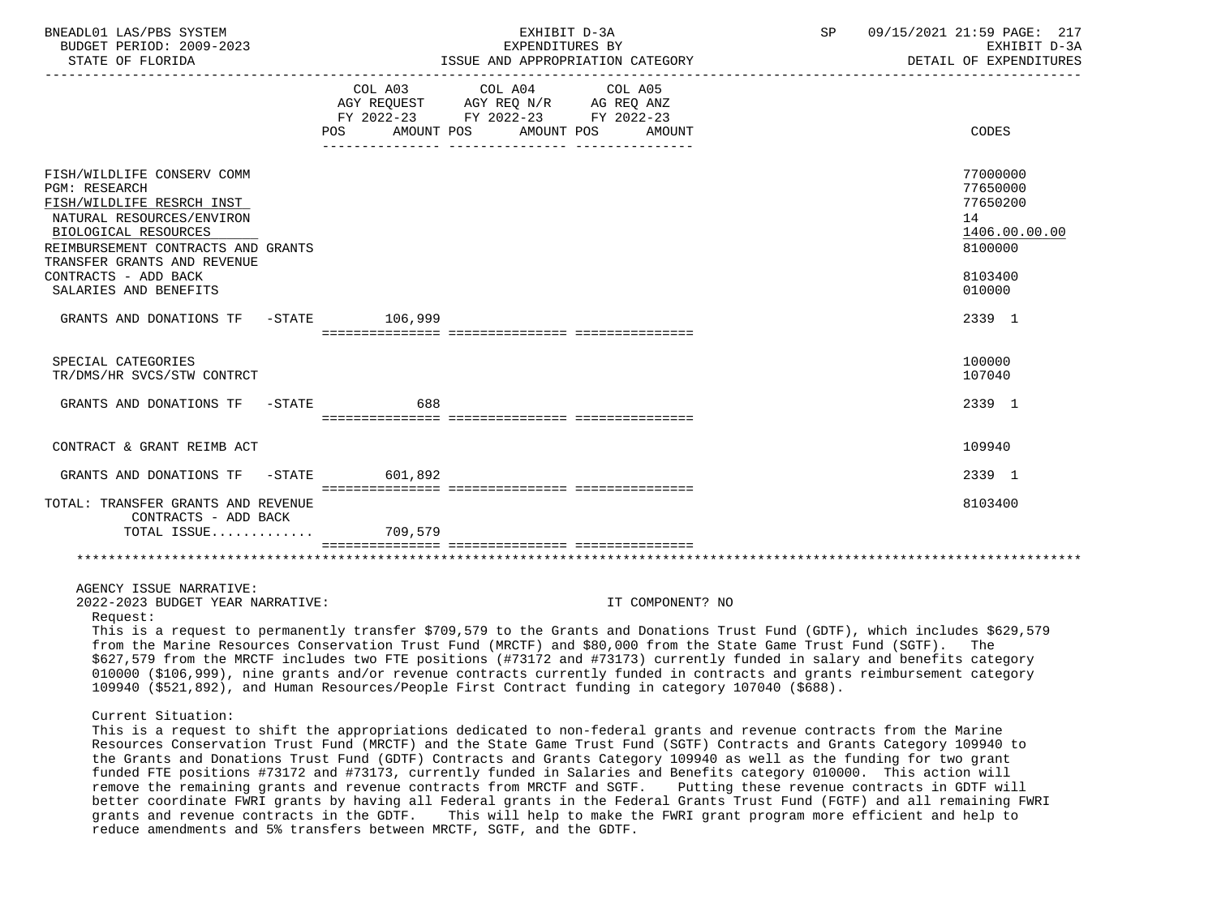BNEADL01 LAS/PBS SYSTEM
BUDGET PERIOD: 2009-2023
STATE OF FLORIDA

EXHIBIT D-3A
EXPENDITURES BY
ISSUE AND APPROPRIATION CATEGORY

SP 09/15/2021 21:59 PAGE: 217
EXHIBIT D-3A
DETAIL OF EXPENDITURES

| | COL A03 AGY REQUEST FY 2022-23 POS AMOUNT | COL A04 AGY REQ N/R FY 2022-23 POS AMOUNT | COL A05 AG REQ ANZ FY 2022-23 POS AMOUNT | CODES |
|---|---|---|---|---|
| FISH/WILDLIFE CONSERV COMM | | | | 77000000 |
| PGM: RESEARCH | | | | 77650000 |
| FISH/WILDLIFE RESRCH INST | | | | 77650200 |
| NATURAL RESOURCES/ENVIRON | | | | 14 |
| BIOLOGICAL RESOURCES | | | | 1406.00.00.00 |
| REIMBURSEMENT CONTRACTS AND GRANTS | | | | 8100000 |
| TRANSFER GRANTS AND REVENUE CONTRACTS - ADD BACK | | | | 8103400 |
| SALARIES AND BENEFITS | | | | 010000 |
| GRANTS AND DONATIONS TF -STATE | 106,999 | | | 2339 1 |
| SPECIAL CATEGORIES | | | | 100000 |
| TR/DMS/HR SVCS/STW CONTRCT | | | | 107040 |
| GRANTS AND DONATIONS TF -STATE | 688 | | | 2339 1 |
| CONTRACT & GRANT REIMB ACT | | | | 109940 |
| GRANTS AND DONATIONS TF -STATE | 601,892 | | | 2339 1 |
| TOTAL: TRANSFER GRANTS AND REVENUE CONTRACTS - ADD BACK | | | | 8103400 |
| TOTAL ISSUE............ | 709,579 | | | |

AGENCY ISSUE NARRATIVE:
2022-2023 BUDGET YEAR NARRATIVE: IT COMPONENT? NO

Request:
This is a request to permanently transfer $709,579 to the Grants and Donations Trust Fund (GDTF), which includes $629,579 from the Marine Resources Conservation Trust Fund (MRCTF) and $80,000 from the State Game Trust Fund (SGTF). The $627,579 from the MRCTF includes two FTE positions (#73172 and #73173) currently funded in salary and benefits category 010000 ($106,999), nine grants and/or revenue contracts currently funded in contracts and grants reimbursement category 109940 ($521,892), and Human Resources/People First Contract funding in category 107040 ($688).

Current Situation:
This is a request to shift the appropriations dedicated to non-federal grants and revenue contracts from the Marine Resources Conservation Trust Fund (MRCTF) and the State Game Trust Fund (SGTF) Contracts and Grants Category 109940 to the Grants and Donations Trust Fund (GDTF) Contracts and Grants Category 109940 as well as the funding for two grant funded FTE positions #73172 and #73173, currently funded in Salaries and Benefits category 010000. This action will remove the remaining grants and revenue contracts from MRCTF and SGTF. Putting these revenue contracts in GDTF will better coordinate FWRI grants by having all Federal grants in the Federal Grants Trust Fund (FGTF) and all remaining FWRI grants and revenue contracts in the GDTF. This will help to make the FWRI grant program more efficient and help to reduce amendments and 5% transfers between MRCTF, SGTF, and the GDTF.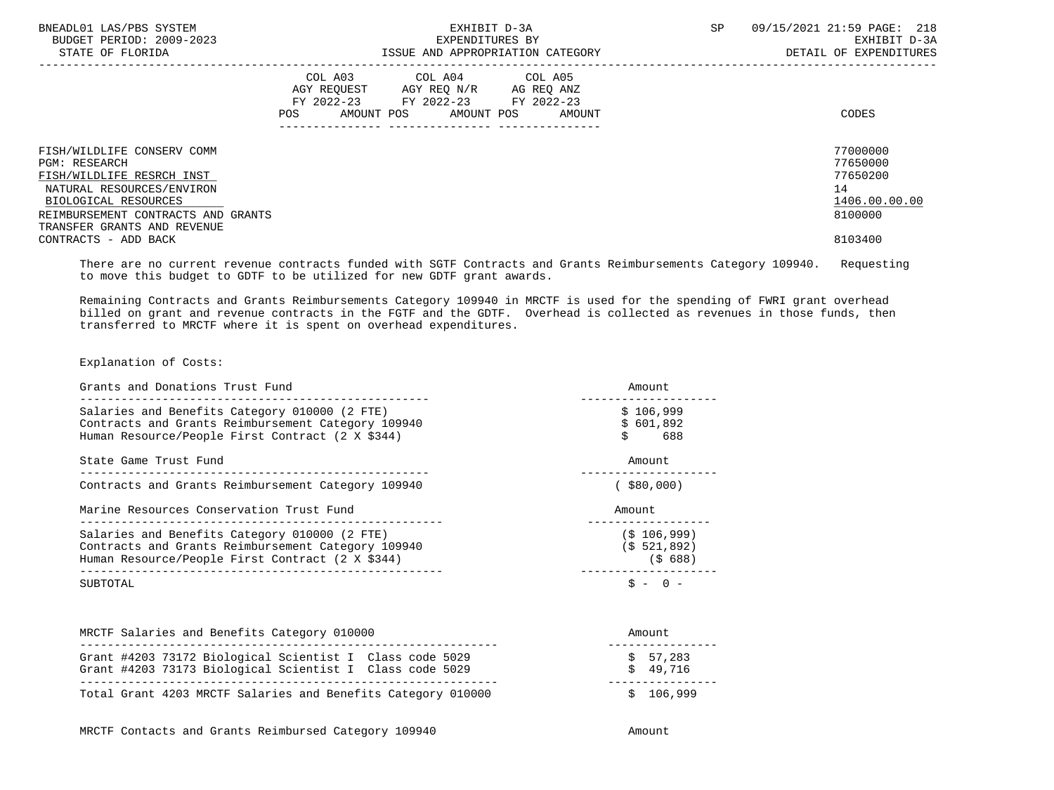| COL A03 AGY REQUEST FY 2022-23 POS AMOUNT | COL A04 AGY REQ N/R FY 2022-23 POS AMOUNT | COL A05 AG REQ ANZ FY 2022-23 POS AMOUNT | CODES |
|---|---|---|---|

FISH/WILDLIFE CONSERV COMM — 77000000
PGM: RESEARCH — 77650000
FISH/WILDLIFE RESRCH INST — 77650200
NATURAL RESOURCES/ENVIRON — 14
BIOLOGICAL RESOURCES — 1406.00.00.00
REIMBURSEMENT CONTRACTS AND GRANTS — 8100000
TRANSFER GRANTS AND REVENUE CONTRACTS - ADD BACK — 8103400

There are no current revenue contracts funded with SGTF Contracts and Grants Reimbursements Category 109940. Requesting to move this budget to GDTF to be utilized for new GDTF grant awards.

Remaining Contracts and Grants Reimbursements Category 109940 in MRCTF is used for the spending of FWRI grant overhead billed on grant and revenue contracts in the FGTF and the GDTF. Overhead is collected as revenues in those funds, then transferred to MRCTF where it is spent on overhead expenditures.

Explanation of Costs:

| Grants and Donations Trust Fund | Amount |
|---|---|
| Salaries and Benefits Category 010000 (2 FTE) | $ 106,999 |
| Contracts and Grants Reimbursement Category 109940 | $ 601,892 |
| Human Resource/People First Contract (2 X $344) | $ 688 |

| State Game Trust Fund | Amount |
|---|---|
| Contracts and Grants Reimbursement Category 109940 | ( $80,000) |

| Marine Resources Conservation Trust Fund | Amount |
|---|---|
| Salaries and Benefits Category 010000 (2 FTE) | ($ 106,999) |
| Contracts and Grants Reimbursement Category 109940 | ($ 521,892) |
| Human Resource/People First Contract (2 X $344) | ($ 688) |
| SUBTOTAL | $ - 0 - |

| MRCTF Salaries and Benefits Category 010000 | Amount |
|---|---|
| Grant #4203 73172 Biological Scientist I Class code 5029 | $ 57,283 |
| Grant #4203 73173 Biological Scientist I Class code 5029 | $ 49,716 |
| Total Grant 4203 MRCTF Salaries and Benefits Category 010000 | $ 106,999 |

MRCTF Contacts and Grants Reimbursed Category 109940 — Amount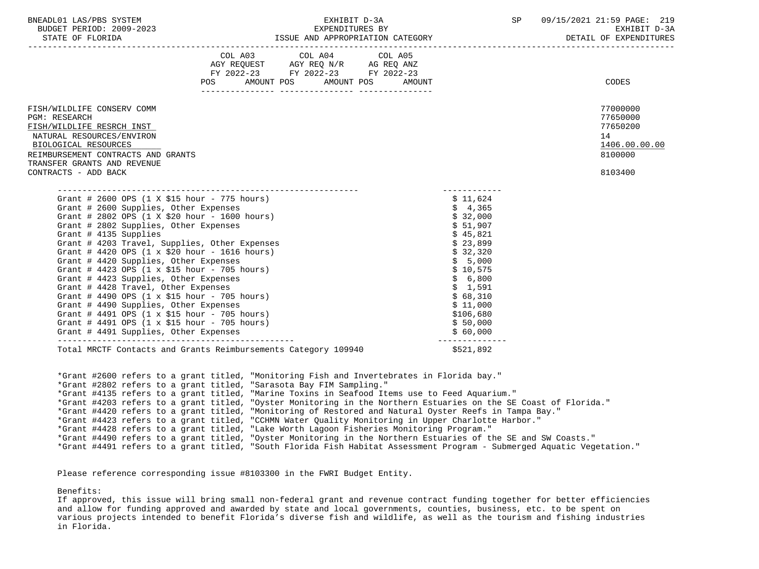| | COL A03 AGY REQUEST FY 2022-23 POS AMOUNT | COL A04 AGY REQ N/R FY 2022-23 POS AMOUNT | COL A05 AG REQ ANZ FY 2022-23 POS AMOUNT | CODES |
|---|---|---|---|---|
| FISH/WILDLIFE CONSERV COMM | | | | 77000000 |
| PGM: RESEARCH | | | | 77650000 |
| FISH/WILDLIFE RESRCH INST | | | | 77650200 |
| NATURAL RESOURCES/ENVIRON | | | | 14 |
| BIOLOGICAL RESOURCES | | | | 1406.00.00.00 |
| REIMBURSEMENT CONTRACTS AND GRANTS | | | | 8100000 |
| TRANSFER GRANTS AND REVENUE CONTRACTS - ADD BACK | | | | 8103400 |

| Item | Amount |
|---|---|
| Grant # 2600 OPS (1 X $15 hour - 775 hours) | $ 11,624 |
| Grant # 2600 Supplies, Other Expenses | $ 4,365 |
| Grant # 2802 OPS (1 X $20 hour - 1600 hours) | $ 32,000 |
| Grant # 2802 Supplies, Other Expenses | $ 51,907 |
| Grant # 4135 Supplies | $ 45,821 |
| Grant # 4203 Travel, Supplies, Other Expenses | $ 23,899 |
| Grant # 4420 OPS (1 x $20 hour - 1616 hours) | $ 32,320 |
| Grant # 4420 Supplies, Other Expenses | $ 5,000 |
| Grant # 4423 OPS (1 x $15 hour - 705 hours) | $ 10,575 |
| Grant # 4423 Supplies, Other Expenses | $ 6,800 |
| Grant # 4428 Travel, Other Expenses | $ 1,591 |
| Grant # 4490 OPS (1 x $15 hour - 705 hours) | $ 68,310 |
| Grant # 4490 Supplies, Other Expenses | $ 11,000 |
| Grant # 4491 OPS (1 x $15 hour - 705 hours) | $106,680 |
| Grant # 4491 OPS (1 x $15 hour - 705 hours) | $ 50,000 |
| Grant # 4491 Supplies, Other Expenses | $ 60,000 |
| Total MRCTF Contacts and Grants Reimbursements Category 109940 | $521,892 |

*Grant #2600 refers to a grant titled, "Monitoring Fish and Invertebrates in Florida bay."
*Grant #2802 refers to a grant titled, "Sarasota Bay FIM Sampling."
*Grant #4135 refers to a grant titled, "Marine Toxins in Seafood Items use to Feed Aquarium."
*Grant #4203 refers to a grant titled, "Oyster Monitoring in the Northern Estuaries on the SE Coast of Florida."
*Grant #4420 refers to a grant titled, "Monitoring of Restored and Natural Oyster Reefs in Tampa Bay."
*Grant #4423 refers to a grant titled, "CCHMN Water Quality Monitoring in Upper Charlotte Harbor."
*Grant #4428 refers to a grant titled, "Lake Worth Lagoon Fisheries Monitoring Program."
*Grant #4490 refers to a grant titled, "Oyster Monitoring in the Northern Estuaries of the SE and SW Coasts."
*Grant #4491 refers to a grant titled, "South Florida Fish Habitat Assessment Program - Submerged Aquatic Vegetation."

Please reference corresponding issue #8103300 in the FWRI Budget Entity.

Benefits:
If approved, this issue will bring small non-federal grant and revenue contract funding together for better efficiencies and allow for funding approved and awarded by state and local governments, counties, business, etc. to be spent on various projects intended to benefit Florida's diverse fish and wildlife, as well as the tourism and fishing industries in Florida.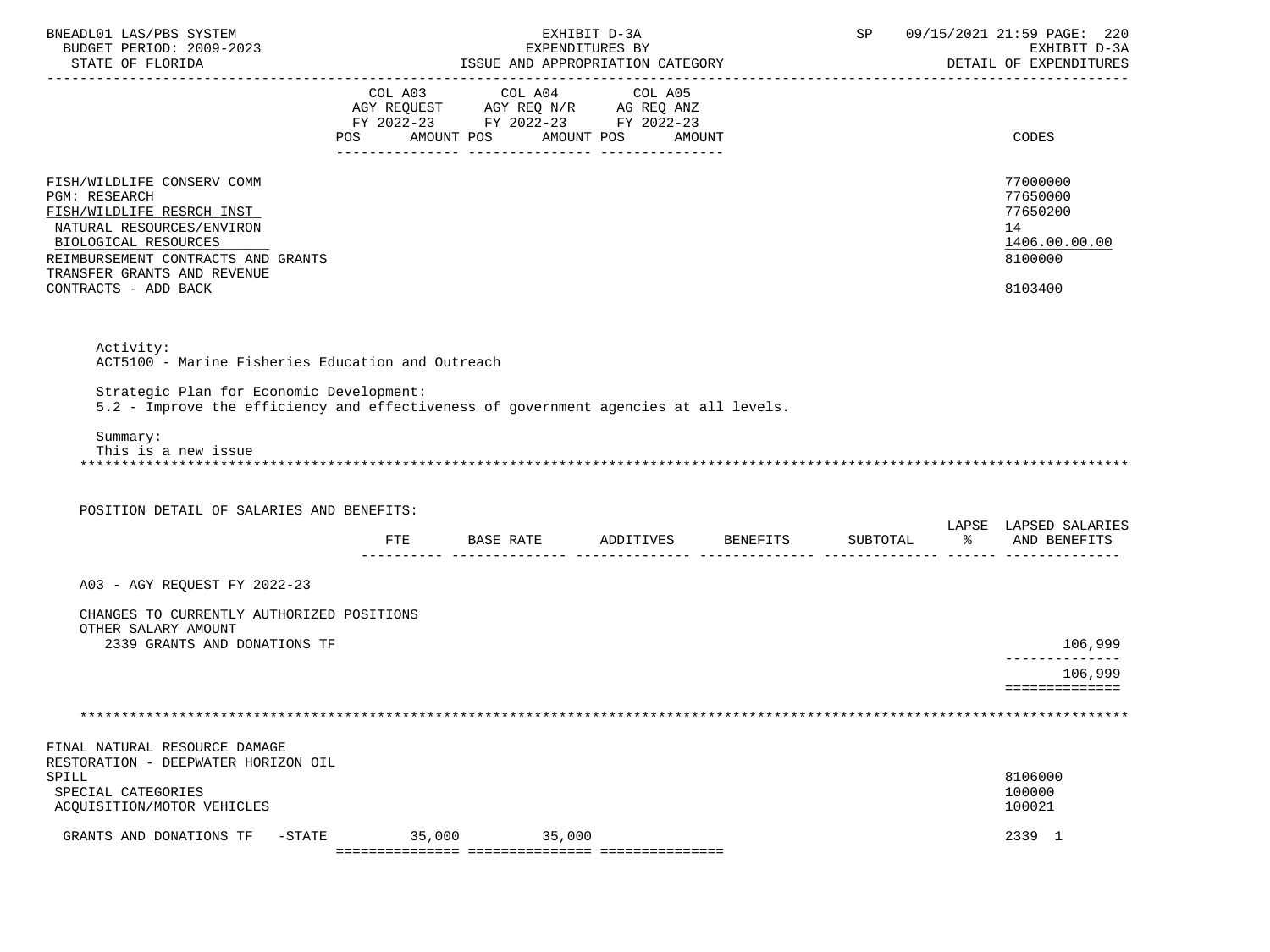BNEADL01 LAS/PBS SYSTEM — BUDGET PERIOD: 2009-2023 — STATE OF FLORIDA

EXHIBIT D-3A — EXPENDITURES BY ISSUE AND APPROPRIATION CATEGORY

SP 09/15/2021 21:59 — EXHIBIT D-3A — DETAIL OF EXPENDITURES

| | COL A03 AGY REQUEST FY 2022-23 POS AMOUNT | COL A04 AGY REQ N/R FY 2022-23 POS AMOUNT | COL A05 AG REQ ANZ FY 2022-23 POS AMOUNT | CODES |
|---|---|---|---|---|
| FISH/WILDLIFE CONSERV COMM | | | | 77000000 |
| PGM: RESEARCH | | | | 77650000 |
| FISH/WILDLIFE RESRCH INST | | | | 77650200 |
| NATURAL RESOURCES/ENVIRON | | | | 14 |
| BIOLOGICAL RESOURCES | | | | 1406.00.00.00 |
| REIMBURSEMENT CONTRACTS AND GRANTS | | | | 8100000 |
| TRANSFER GRANTS AND REVENUE CONTRACTS - ADD BACK | | | | 8103400 |

Activity:
ACT5100 - Marine Fisheries Education and Outreach

Strategic Plan for Economic Development:
5.2 - Improve the efficiency and effectiveness of government agencies at all levels.

Summary:
This is a new issue

POSITION DETAIL OF SALARIES AND BENEFITS:

| | FTE | BASE RATE | ADDITIVES | BENEFITS | SUBTOTAL | LAPSE % | LAPSED SALARIES AND BENEFITS |
|---|---|---|---|---|---|---|---|
| A03 - AGY REQUEST FY 2022-23 | | | | | | | |
| CHANGES TO CURRENTLY AUTHORIZED POSITIONS | | | | | | | |
| OTHER SALARY AMOUNT | | | | | | | |
| 2339 GRANTS AND DONATIONS TF | | | | | | | 106,999 |
| | | | | | | | 106,999 |

| | COL A03 | COL A04 | COL A05 | CODES |
|---|---|---|---|---|
| FINAL NATURAL RESOURCE DAMAGE RESTORATION - DEEPWATER HORIZON OIL SPILL | | | | 8106000 |
| SPECIAL CATEGORIES | | | | 100000 |
| ACQUISITION/MOTOR VEHICLES | | | | 100021 |
| GRANTS AND DONATIONS TF -STATE | 35,000 | 35,000 | | 2339 1 |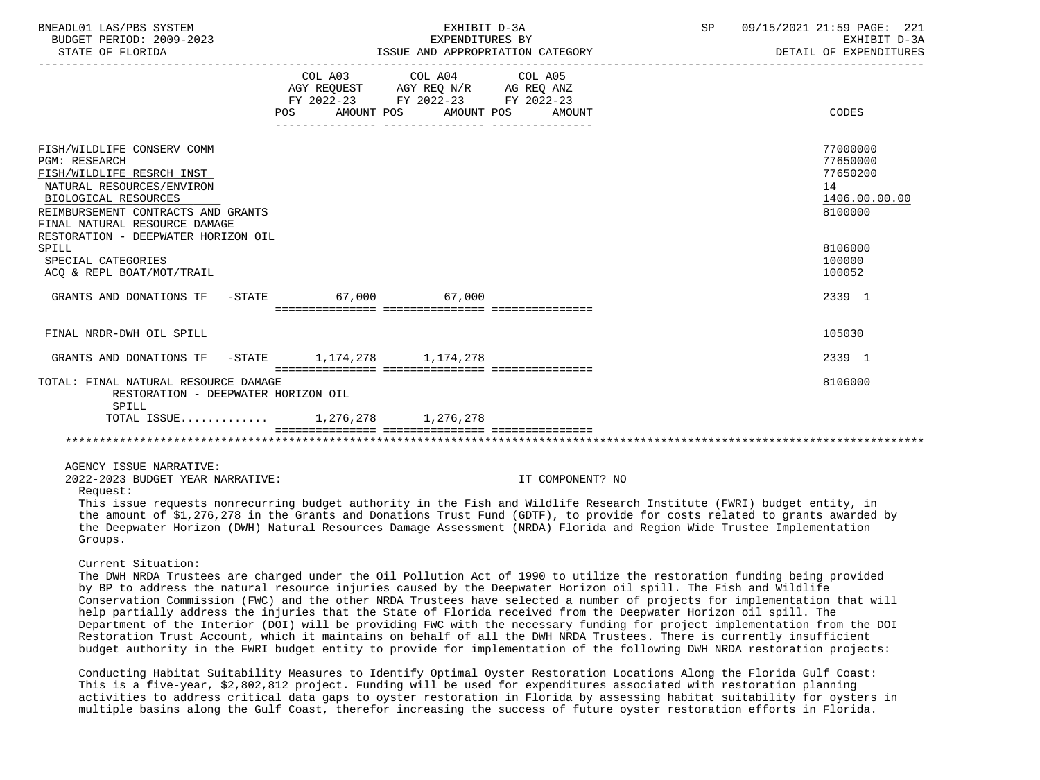| | COL A03 AGY REQUEST FY 2022-23 POS AMOUNT | COL A04 AGY REQ N/R FY 2022-23 POS AMOUNT | COL A05 AG REQ ANZ FY 2022-23 POS AMOUNT | CODES |
|---|---|---|---|---|
| FISH/WILDLIFE CONSERV COMM | | | | 77000000 |
| PGM: RESEARCH | | | | 77650000 |
| FISH/WILDLIFE RESRCH INST | | | | 77650200 |
| NATURAL RESOURCES/ENVIRON | | | | 14 |
| BIOLOGICAL RESOURCES | | | | 1406.00.00.00 |
| REIMBURSEMENT CONTRACTS AND GRANTS | | | | 8100000 |
| FINAL NATURAL RESOURCE DAMAGE RESTORATION - DEEPWATER HORIZON OIL SPILL | | | | 8106000 |
| SPECIAL CATEGORIES | | | | 100000 |
| ACQ & REPL BOAT/MOT/TRAIL | | | | 100052 |
| GRANTS AND DONATIONS TF -STATE | 67,000 | 67,000 | | 2339 1 |
| FINAL NRDR-DWH OIL SPILL | | | | 105030 |
| GRANTS AND DONATIONS TF -STATE | 1,174,278 | 1,174,278 | | 2339 1 |
| TOTAL: FINAL NATURAL RESOURCE DAMAGE RESTORATION - DEEPWATER HORIZON OIL SPILL | | | | 8106000 |
| TOTAL ISSUE............ | 1,276,278 | 1,276,278 | | |

AGENCY ISSUE NARRATIVE:

2022-2023 BUDGET YEAR NARRATIVE: IT COMPONENT? NO

Request:

This issue requests nonrecurring budget authority in the Fish and Wildlife Research Institute (FWRI) budget entity, in the amount of $1,276,278 in the Grants and Donations Trust Fund (GDTF), to provide for costs related to grants awarded by the Deepwater Horizon (DWH) Natural Resources Damage Assessment (NRDA) Florida and Region Wide Trustee Implementation Groups.

Current Situation:

The DWH NRDA Trustees are charged under the Oil Pollution Act of 1990 to utilize the restoration funding being provided by BP to address the natural resource injuries caused by the Deepwater Horizon oil spill. The Fish and Wildlife Conservation Commission (FWC) and the other NRDA Trustees have selected a number of projects for implementation that will help partially address the injuries that the State of Florida received from the Deepwater Horizon oil spill. The Department of the Interior (DOI) will be providing FWC with the necessary funding for project implementation from the DOI Restoration Trust Account, which it maintains on behalf of all the DWH NRDA Trustees. There is currently insufficient budget authority in the FWRI budget entity to provide for implementation of the following DWH NRDA restoration projects:

Conducting Habitat Suitability Measures to Identify Optimal Oyster Restoration Locations Along the Florida Gulf Coast: This is a five-year, $2,802,812 project. Funding will be used for expenditures associated with restoration planning activities to address critical data gaps to oyster restoration in Florida by assessing habitat suitability for oysters in multiple basins along the Gulf Coast, therefor increasing the success of future oyster restoration efforts in Florida.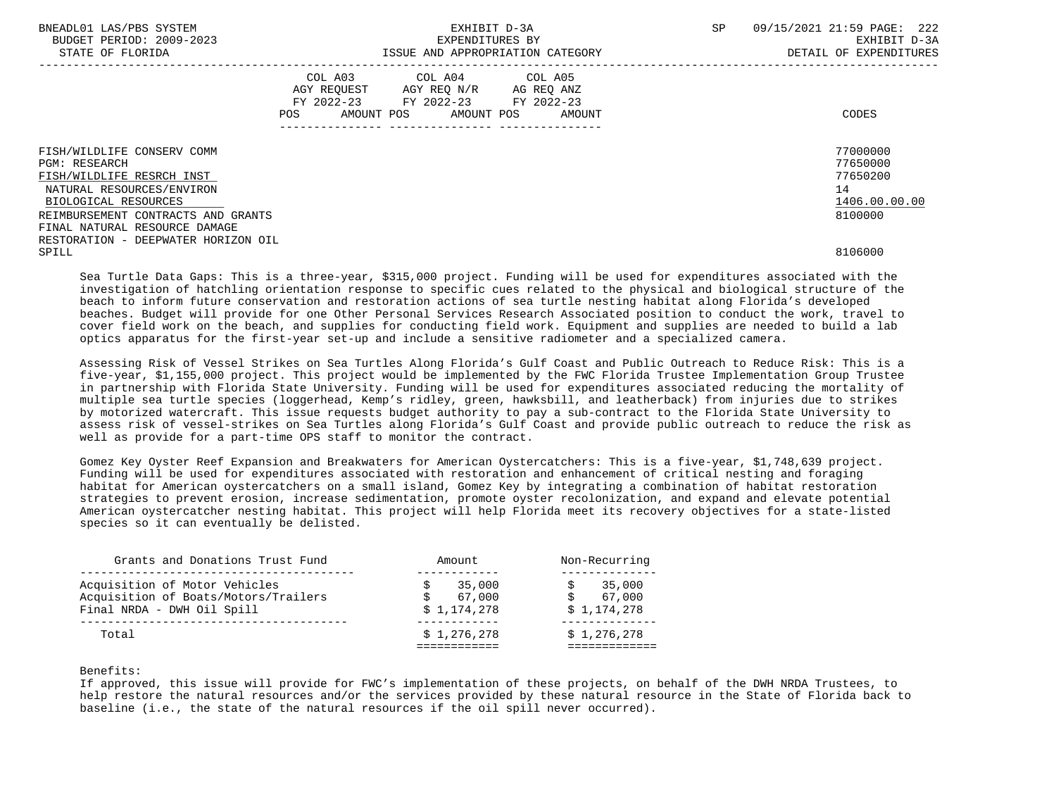| | COL A03 AGY REQUEST FY 2022-23 POS AMOUNT | COL A04 AGY REQ N/R FY 2022-23 POS AMOUNT | COL A05 AG REQ ANZ FY 2022-23 POS AMOUNT | CODES |
|---|---|---|---|---|
| FISH/WILDLIFE CONSERV COMM | | | | 77000000 |
| PGM: RESEARCH | | | | 77650000 |
| FISH/WILDLIFE RESRCH INST | | | | 77650200 |
| NATURAL RESOURCES/ENVIRON | | | | 14 |
| BIOLOGICAL RESOURCES | | | | 1406.00.00.00 |
| REIMBURSEMENT CONTRACTS AND GRANTS | | | | 8100000 |
| FINAL NATURAL RESOURCE DAMAGE RESTORATION - DEEPWATER HORIZON OIL SPILL | | | | 8106000 |

Sea Turtle Data Gaps: This is a three-year, $315,000 project. Funding will be used for expenditures associated with the investigation of hatchling orientation response to specific cues related to the physical and biological structure of the beach to inform future conservation and restoration actions of sea turtle nesting habitat along Florida's developed beaches. Budget will provide for one Other Personal Services Research Associated position to conduct the work, travel to cover field work on the beach, and supplies for conducting field work. Equipment and supplies are needed to build a lab optics apparatus for the first-year set-up and include a sensitive radiometer and a specialized camera.

Assessing Risk of Vessel Strikes on Sea Turtles Along Florida's Gulf Coast and Public Outreach to Reduce Risk: This is a five-year, $1,155,000 project. This project would be implemented by the FWC Florida Trustee Implementation Group Trustee in partnership with Florida State University. Funding will be used for expenditures associated reducing the mortality of multiple sea turtle species (loggerhead, Kemp's ridley, green, hawksbill, and leatherback) from injuries due to strikes by motorized watercraft. This issue requests budget authority to pay a sub-contract to the Florida State University to assess risk of vessel-strikes on Sea Turtles along Florida's Gulf Coast and provide public outreach to reduce the risk as well as provide for a part-time OPS staff to monitor the contract.

Gomez Key Oyster Reef Expansion and Breakwaters for American Oystercatchers: This is a five-year, $1,748,639 project. Funding will be used for expenditures associated with restoration and enhancement of critical nesting and foraging habitat for American oystercatchers on a small island, Gomez Key by integrating a combination of habitat restoration strategies to prevent erosion, increase sedimentation, promote oyster recolonization, and expand and elevate potential American oystercatcher nesting habitat. This project will help Florida meet its recovery objectives for a state-listed species so it can eventually be delisted.

| Grants and Donations Trust Fund | Amount | Non-Recurring |
|---|---|---|
| Acquisition of Motor Vehicles | $ 35,000 | $ 35,000 |
| Acquisition of Boats/Motors/Trailers | $ 67,000 | $ 67,000 |
| Final NRDA - DWH Oil Spill | $ 1,174,278 | $ 1,174,278 |
| Total | $ 1,276,278 | $ 1,276,278 |

Benefits:
If approved, this issue will provide for FWC's implementation of these projects, on behalf of the DWH NRDA Trustees, to help restore the natural resources and/or the services provided by these natural resource in the State of Florida back to baseline (i.e., the state of the natural resources if the oil spill never occurred).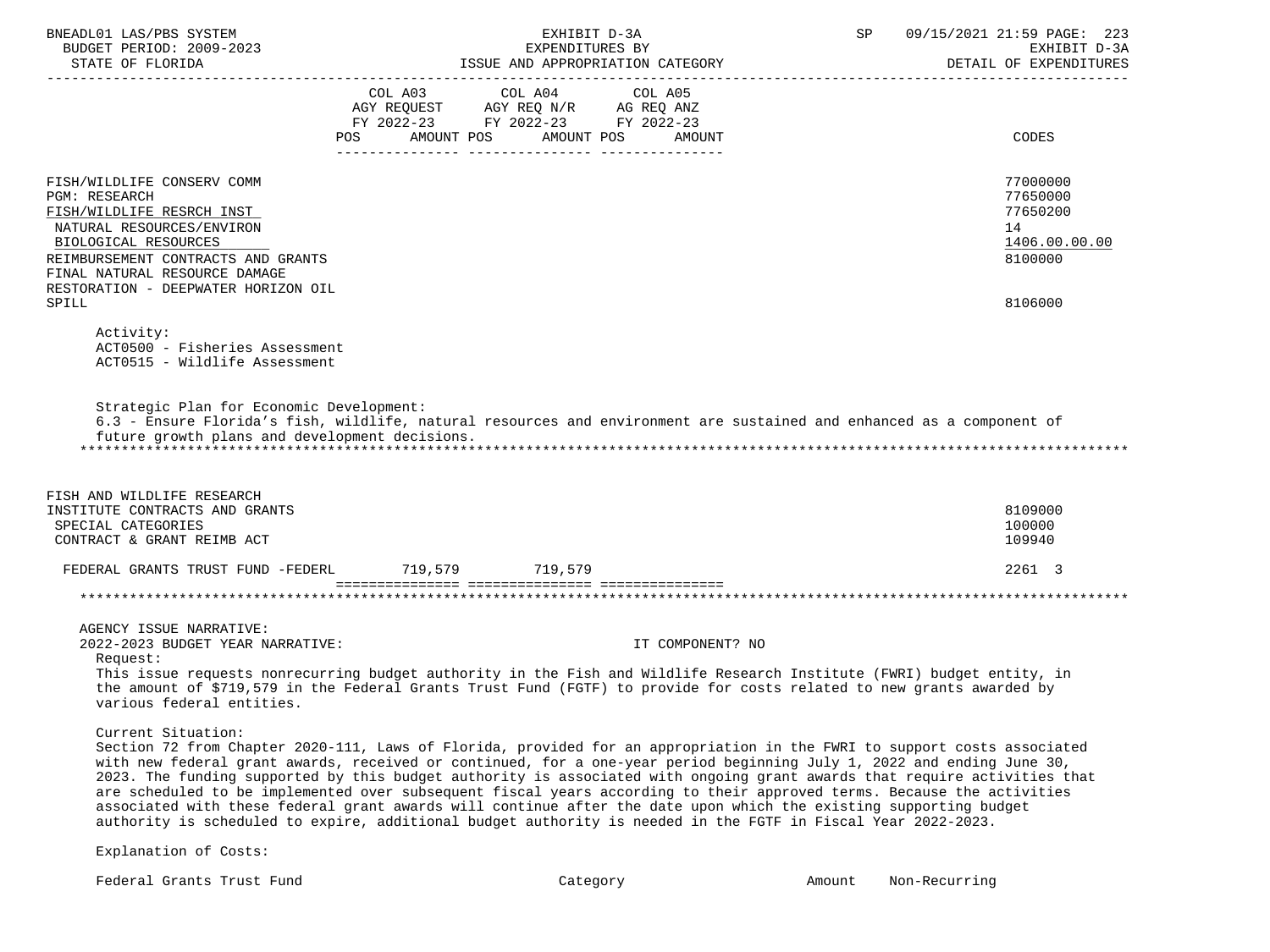| | COL A03 AGY REQUEST FY 2022-23 POS AMOUNT | COL A04 AGY REQ N/R FY 2022-23 POS AMOUNT | COL A05 AG REQ ANZ FY 2022-23 POS AMOUNT | CODES |
|---|---|---|---|---|
| FISH/WILDLIFE CONSERV COMM | | | | 77000000 |
| PGM: RESEARCH | | | | 77650000 |
| FISH/WILDLIFE RESRCH INST | | | | 77650200 |
| NATURAL RESOURCES/ENVIRON | | | | 14 |
| BIOLOGICAL RESOURCES | | | | 1406.00.00.00 |
| REIMBURSEMENT CONTRACTS AND GRANTS | | | | 8100000 |
| FINAL NATURAL RESOURCE DAMAGE RESTORATION - DEEPWATER HORIZON OIL SPILL | | | | 8106000 |

Activity:
ACT0500 - Fisheries Assessment
ACT0515 - Wildlife Assessment

Strategic Plan for Economic Development:
6.3 - Ensure Florida's fish, wildlife, natural resources and environment are sustained and enhanced as a component of future growth plans and development decisions.

| | COL A03 | COL A04 | COL A05 | CODES |
|---|---|---|---|---|
| FISH AND WILDLIFE RESEARCH INSTITUTE CONTRACTS AND GRANTS | | | | 8109000 |
| SPECIAL CATEGORIES | | | | 100000 |
| CONTRACT & GRANT REIMB ACT | | | | 109940 |
| FEDERAL GRANTS TRUST FUND -FEDERL | 719,579 | 719,579 | | 2261 3 |

AGENCY ISSUE NARRATIVE:
2022-2023 BUDGET YEAR NARRATIVE: IT COMPONENT? NO

Request:
This issue requests nonrecurring budget authority in the Fish and Wildlife Research Institute (FWRI) budget entity, in the amount of $719,579 in the Federal Grants Trust Fund (FGTF) to provide for costs related to new grants awarded by various federal entities.

Current Situation:
Section 72 from Chapter 2020-111, Laws of Florida, provided for an appropriation in the FWRI to support costs associated with new federal grant awards, received or continued, for a one-year period beginning July 1, 2022 and ending June 30, 2023. The funding supported by this budget authority is associated with ongoing grant awards that require activities that are scheduled to be implemented over subsequent fiscal years according to their approved terms. Because the activities associated with these federal grant awards will continue after the date upon which the existing supporting budget authority is scheduled to expire, additional budget authority is needed in the FGTF in Fiscal Year 2022-2023.

Explanation of Costs:

| Federal Grants Trust Fund | Category | Amount | Non-Recurring |
|---|---|---|---|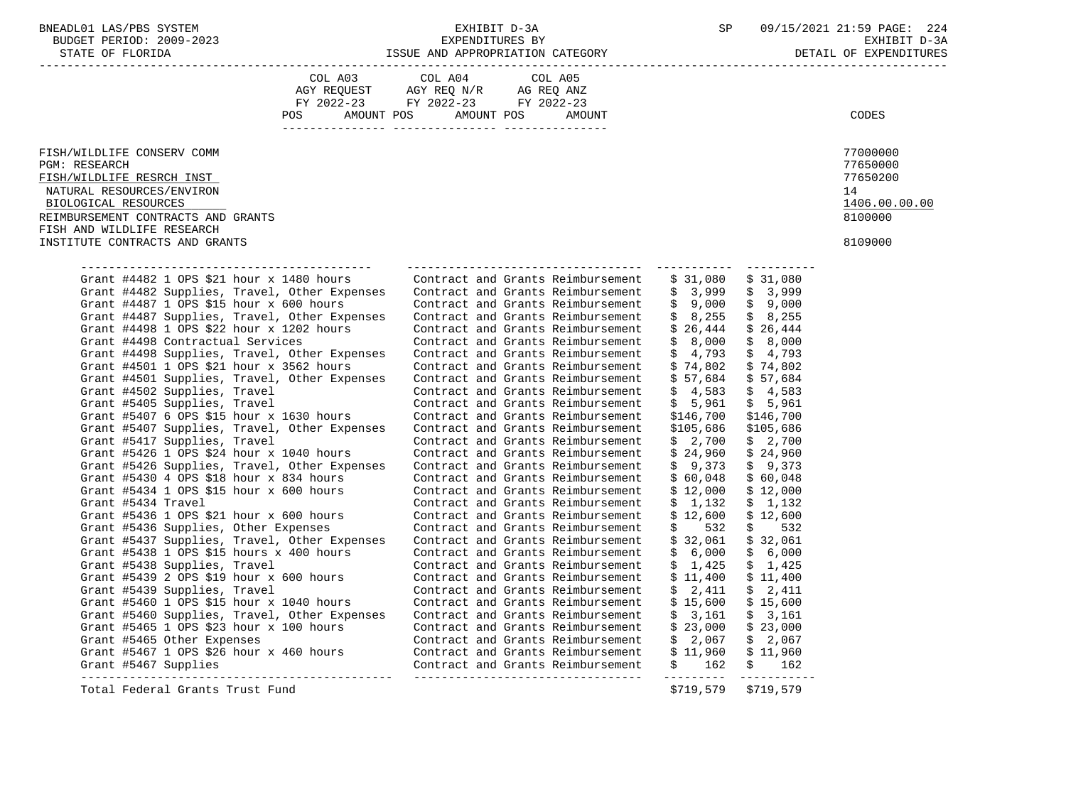BNEADL01 LAS/PBS SYSTEM — BUDGET PERIOD: 2009-2023 — STATE OF FLORIDA

EXHIBIT D-3A — EXPENDITURES BY ISSUE AND APPROPRIATION CATEGORY

SP 09/15/2021 21:59 — EXHIBIT D-3A — DETAIL OF EXPENDITURES

| | COL A03 AGY REQUEST FY 2022-23 POS AMOUNT | COL A04 AGY REQ N/R FY 2022-23 POS AMOUNT | COL A05 AG REQ ANZ FY 2022-23 POS AMOUNT | CODES |
|---|---|---|---|---|
| FISH/WILDLIFE CONSERV COMM | | | | 77000000 |
| PGM: RESEARCH | | | | 77650000 |
| FISH/WILDLIFE RESRCH INST | | | | 77650200 |
| NATURAL RESOURCES/ENVIRON | | | | 14 |
| BIOLOGICAL RESOURCES | | | | 1406.00.00.00 |
| REIMBURSEMENT CONTRACTS AND GRANTS | | | | 8100000 |
| FISH AND WILDLIFE RESEARCH INSTITUTE CONTRACTS AND GRANTS | | | | 8109000 |

| | | | |
|---|---|---|---|
| Grant #4482 1 OPS $21 hour x 1480 hours | Contract and Grants Reimbursement | $ 31,080 | $ 31,080 |
| Grant #4482 Supplies, Travel, Other Expenses | Contract and Grants Reimbursement | $ 3,999 | $ 3,999 |
| Grant #4487 1 OPS $15 hour x 600 hours | Contract and Grants Reimbursement | $ 9,000 | $ 9,000 |
| Grant #4487 Supplies, Travel, Other Expenses | Contract and Grants Reimbursement | $ 8,255 | $ 8,255 |
| Grant #4498 1 OPS $22 hour x 1202 hours | Contract and Grants Reimbursement | $ 26,444 | $ 26,444 |
| Grant #4498 Contractual Services | Contract and Grants Reimbursement | $ 8,000 | $ 8,000 |
| Grant #4498 Supplies, Travel, Other Expenses | Contract and Grants Reimbursement | $ 4,793 | $ 4,793 |
| Grant #4501 1 OPS $21 hour x 3562 hours | Contract and Grants Reimbursement | $ 74,802 | $ 74,802 |
| Grant #4501 Supplies, Travel, Other Expenses | Contract and Grants Reimbursement | $ 57,684 | $ 57,684 |
| Grant #4502 Supplies, Travel | Contract and Grants Reimbursement | $ 4,583 | $ 4,583 |
| Grant #5405 Supplies, Travel | Contract and Grants Reimbursement | $ 5,961 | $ 5,961 |
| Grant #5407 6 OPS $15 hour x 1630 hours | Contract and Grants Reimbursement | $146,700 | $146,700 |
| Grant #5407 Supplies, Travel, Other Expenses | Contract and Grants Reimbursement | $105,686 | $105,686 |
| Grant #5417 Supplies, Travel | Contract and Grants Reimbursement | $ 2,700 | $ 2,700 |
| Grant #5426 1 OPS $24 hour x 1040 hours | Contract and Grants Reimbursement | $ 24,960 | $ 24,960 |
| Grant #5426 Supplies, Travel, Other Expenses | Contract and Grants Reimbursement | $ 9,373 | $ 9,373 |
| Grant #5430 4 OPS $18 hour x 834 hours | Contract and Grants Reimbursement | $ 60,048 | $ 60,048 |
| Grant #5434 1 OPS $15 hour x 600 hours | Contract and Grants Reimbursement | $ 12,000 | $ 12,000 |
| Grant #5434 Travel | Contract and Grants Reimbursement | $ 1,132 | $ 1,132 |
| Grant #5436 1 OPS $21 hour x 600 hours | Contract and Grants Reimbursement | $ 12,600 | $ 12,600 |
| Grant #5436 Supplies, Other Expenses | Contract and Grants Reimbursement | $ 532 | $ 532 |
| Grant #5437 Supplies, Travel, Other Expenses | Contract and Grants Reimbursement | $ 32,061 | $ 32,061 |
| Grant #5438 1 OPS $15 hours x 400 hours | Contract and Grants Reimbursement | $ 6,000 | $ 6,000 |
| Grant #5438 Supplies, Travel | Contract and Grants Reimbursement | $ 1,425 | $ 1,425 |
| Grant #5439 2 OPS $19 hour x 600 hours | Contract and Grants Reimbursement | $ 11,400 | $ 11,400 |
| Grant #5439 Supplies, Travel | Contract and Grants Reimbursement | $ 2,411 | $ 2,411 |
| Grant #5460 1 OPS $15 hour x 1040 hours | Contract and Grants Reimbursement | $ 15,600 | $ 15,600 |
| Grant #5460 Supplies, Travel, Other Expenses | Contract and Grants Reimbursement | $ 3,161 | $ 3,161 |
| Grant #5465 1 OPS $23 hour x 100 hours | Contract and Grants Reimbursement | $ 23,000 | $ 23,000 |
| Grant #5465 Other Expenses | Contract and Grants Reimbursement | $ 2,067 | $ 2,067 |
| Grant #5467 1 OPS $26 hour x 460 hours | Contract and Grants Reimbursement | $ 11,960 | $ 11,960 |
| Grant #5467 Supplies | Contract and Grants Reimbursement | $ 162 | $ 162 |
| Total Federal Grants Trust Fund | | $719,579 | $719,579 |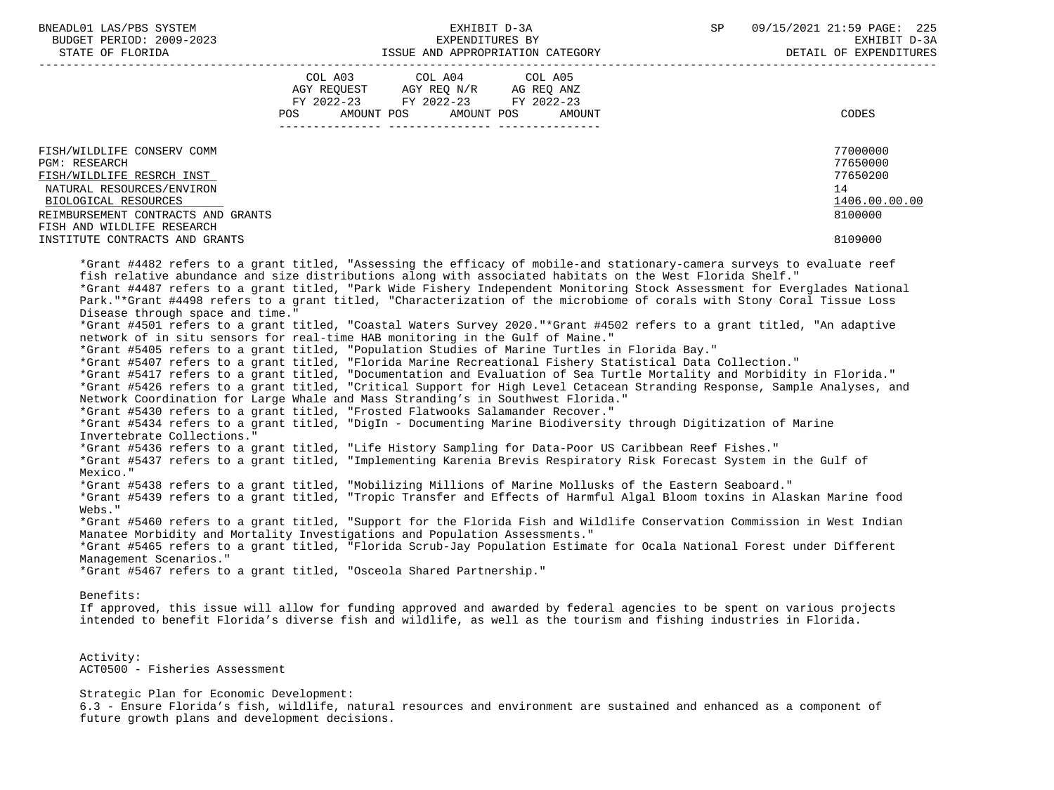| | COL A03 AGY REQUEST FY 2022-23 POS AMOUNT | COL A04 AGY REQ N/R FY 2022-23 POS AMOUNT | COL A05 AG REQ ANZ FY 2022-23 POS AMOUNT | CODES |
|---|---|---|---|---|
| FISH/WILDLIFE CONSERV COMM | | | | 77000000 |
| PGM: RESEARCH | | | | 77650000 |
| FISH/WILDLIFE RESRCH INST | | | | 77650200 |
| NATURAL RESOURCES/ENVIRON | | | | 14 |
| BIOLOGICAL RESOURCES | | | | 1406.00.00.00 |
| REIMBURSEMENT CONTRACTS AND GRANTS | | | | 8100000 |
| FISH AND WILDLIFE RESEARCH INSTITUTE CONTRACTS AND GRANTS | | | | 8109000 |

*Grant #4482 refers to a grant titled, "Assessing the efficacy of mobile-and stationary-camera surveys to evaluate reef fish relative abundance and size distributions along with associated habitats on the West Florida Shelf."
*Grant #4487 refers to a grant titled, "Park Wide Fishery Independent Monitoring Stock Assessment for Everglades National Park."*Grant #4498 refers to a grant titled, "Characterization of the microbiome of corals with Stony Coral Tissue Loss Disease through space and time."
*Grant #4501 refers to a grant titled, "Coastal Waters Survey 2020."*Grant #4502 refers to a grant titled, "An adaptive network of in situ sensors for real-time HAB monitoring in the Gulf of Maine."
*Grant #5405 refers to a grant titled, "Population Studies of Marine Turtles in Florida Bay."
*Grant #5407 refers to a grant titled, "Florida Marine Recreational Fishery Statistical Data Collection."
*Grant #5417 refers to a grant titled, "Documentation and Evaluation of Sea Turtle Mortality and Morbidity in Florida."
*Grant #5426 refers to a grant titled, "Critical Support for High Level Cetacean Stranding Response, Sample Analyses, and Network Coordination for Large Whale and Mass Stranding's in Southwest Florida."
*Grant #5430 refers to a grant titled, "Frosted Flatwoods Salamander Recover."
*Grant #5434 refers to a grant titled, "DigIn - Documenting Marine Biodiversity through Digitization of Marine Invertebrate Collections."
*Grant #5436 refers to a grant titled, "Life History Sampling for Data-Poor US Caribbean Reef Fishes."
*Grant #5437 refers to a grant titled, "Implementing Karenia Brevis Respiratory Risk Forecast System in the Gulf of Mexico."
*Grant #5438 refers to a grant titled, "Mobilizing Millions of Marine Mollusks of the Eastern Seaboard."
*Grant #5439 refers to a grant titled, "Tropic Transfer and Effects of Harmful Algal Bloom toxins in Alaskan Marine food Webs."
*Grant #5460 refers to a grant titled, "Support for the Florida Fish and Wildlife Conservation Commission in West Indian Manatee Morbidity and Mortality Investigations and Population Assessments."
*Grant #5465 refers to a grant titled, "Florida Scrub-Jay Population Estimate for Ocala National Forest under Different Management Scenarios."
*Grant #5467 refers to a grant titled, "Osceola Shared Partnership."

Benefits:
If approved, this issue will allow for funding approved and awarded by federal agencies to be spent on various projects intended to benefit Florida's diverse fish and wildlife, as well as the tourism and fishing industries in Florida.

Activity:
ACT0500 - Fisheries Assessment

Strategic Plan for Economic Development:
6.3 - Ensure Florida's fish, wildlife, natural resources and environment are sustained and enhanced as a component of future growth plans and development decisions.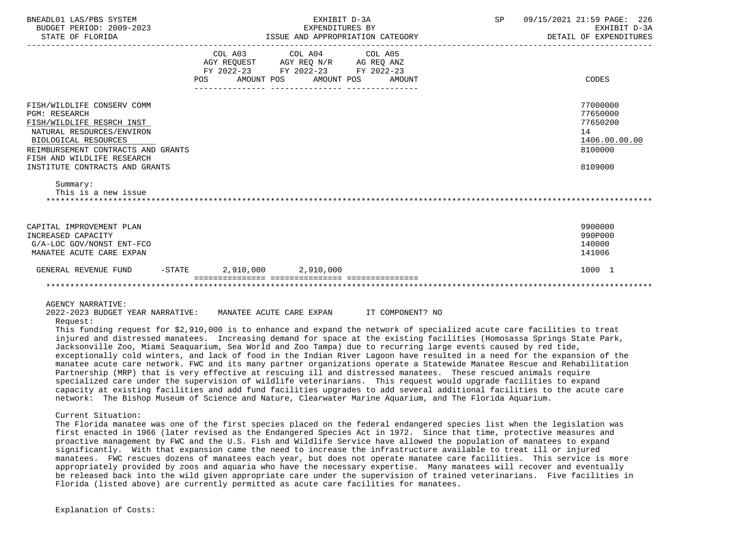| | COL A03 AGY REQUEST FY 2022-23 POS AMOUNT | COL A04 AGY REQ N/R FY 2022-23 POS AMOUNT | COL A05 AG REQ ANZ FY 2022-23 POS AMOUNT | CODES |
|---|---|---|---|---|
| FISH/WILDLIFE CONSERV COMM | | | | 77000000 |
| PGM: RESEARCH | | | | 77650000 |
| FISH/WILDLIFE RESRCH INST | | | | 77650200 |
| NATURAL RESOURCES/ENVIRON | | | | 14 |
| BIOLOGICAL RESOURCES | | | | 1406.00.00.00 |
| REIMBURSEMENT CONTRACTS AND GRANTS | | | | 8100000 |
| FISH AND WILDLIFE RESEARCH INSTITUTE CONTRACTS AND GRANTS | | | | 8109000 |

Summary:
This is a new issue

***

| | COL A03 | COL A04 | COL A05 | CODES |
|---|---|---|---|---|
| CAPITAL IMPROVEMENT PLAN | | | | 9900000 |
| INCREASED CAPACITY | | | | 990P000 |
| G/A-LOC GOV/NONST ENT-FCO | | | | 140000 |
| MANATEE ACUTE CARE EXPAN | | | | 141006 |
| GENERAL REVENUE FUND -STATE | 2,910,000 | 2,910,000 | | 1000 1 |

***

AGENCY NARRATIVE:
2022-2023 BUDGET YEAR NARRATIVE: MANATEE ACUTE CARE EXPAN IT COMPONENT? NO

Request:
This funding request for $2,910,000 is to enhance and expand the network of specialized acute care facilities to treat injured and distressed manatees. Increasing demand for space at the existing facilities (Homosassa Springs State Park, Jacksonville Zoo, Miami Seaquarium, Sea World and Zoo Tampa) due to recurring large events caused by red tide, exceptionally cold winters, and lack of food in the Indian River Lagoon have resulted in a need for the expansion of the manatee acute care network. FWC and its many partner organizations operate a Statewide Manatee Rescue and Rehabilitation Partnership (MRP) that is very effective at rescuing ill and distressed manatees. These rescued animals require specialized care under the supervision of wildlife veterinarians. This request would upgrade facilities to expand capacity at existing facilities and add fund facilities upgrades to add several additional facilities to the acute care network: The Bishop Museum of Science and Nature, Clearwater Marine Aquarium, and The Florida Aquarium.

Current Situation:
The Florida manatee was one of the first species placed on the federal endangered species list when the legislation was first enacted in 1966 (later revised as the Endangered Species Act in 1972. Since that time, protective measures and proactive management by FWC and the U.S. Fish and Wildlife Service have allowed the population of manatees to expand significantly. With that expansion came the need to increase the infrastructure available to treat ill or injured manatees. FWC rescues dozens of manatees each year, but does not operate manatee care facilities. This service is more appropriately provided by zoos and aquaria who have the necessary expertise. Many manatees will recover and eventually be released back into the wild given appropriate care under the supervision of trained veterinarians. Five facilities in Florida (listed above) are currently permitted as acute care facilities for manatees.

Explanation of Costs: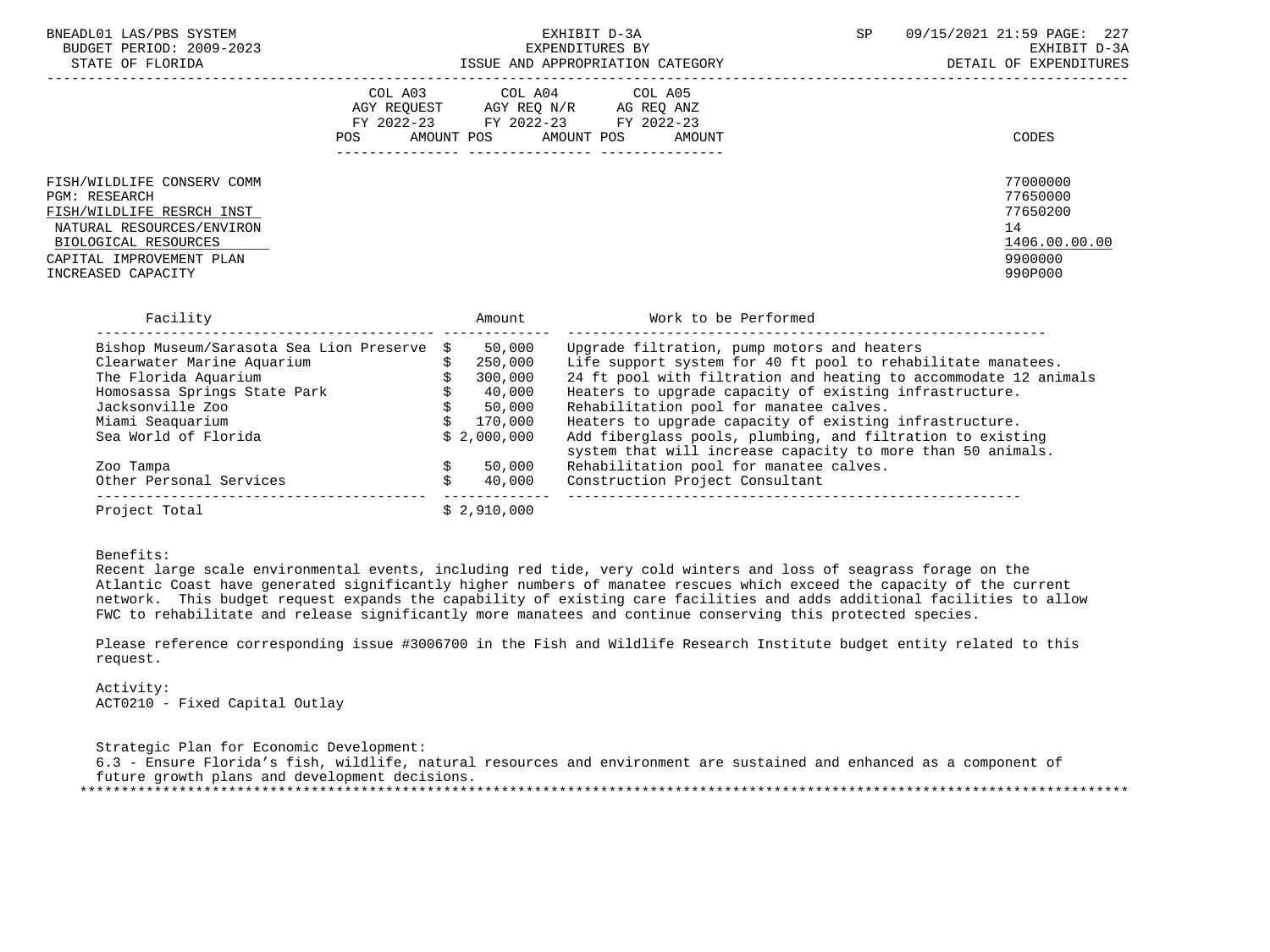| | COL A03 AGY REQUEST FY 2022-23 POS AMOUNT | COL A04 AGY REQ N/R FY 2022-23 POS AMOUNT | COL A05 AG REQ ANZ FY 2022-23 POS AMOUNT | CODES |
|---|---|---|---|---|
| FISH/WILDLIFE CONSERV COMM | | | | 77000000 |
| PGM: RESEARCH | | | | 77650000 |
| FISH/WILDLIFE RESRCH INST | | | | 77650200 |
| NATURAL RESOURCES/ENVIRON | | | | 14 |
| BIOLOGICAL RESOURCES | | | | 1406.00.00.00 |
| CAPITAL IMPROVEMENT PLAN | | | | 9900000 |
| INCREASED CAPACITY | | | | 990P000 |

| Facility | Amount | Work to be Performed |
|---|---|---|
| Bishop Museum/Sarasota Sea Lion Preserve | $ 50,000 | Upgrade filtration, pump motors and heaters |
| Clearwater Marine Aquarium | $ 250,000 | Life support system for 40 ft pool to rehabilitate manatees. |
| The Florida Aquarium | $ 300,000 | 24 ft pool with filtration and heating to accommodate 12 animals |
| Homosassa Springs State Park | $ 40,000 | Heaters to upgrade capacity of existing infrastructure. |
| Jacksonville Zoo | $ 50,000 | Rehabilitation pool for manatee calves. |
| Miami Seaquarium | $ 170,000 | Heaters to upgrade capacity of existing infrastructure. |
| Sea World of Florida | $ 2,000,000 | Add fiberglass pools, plumbing, and filtration to existing system that will increase capacity to more than 50 animals. |
| Zoo Tampa | $ 50,000 | Rehabilitation pool for manatee calves. |
| Other Personal Services | $ 40,000 | Construction Project Consultant |
| Project Total | $ 2,910,000 | |

Benefits:
Recent large scale environmental events, including red tide, very cold winters and loss of seagrass forage on the Atlantic Coast have generated significantly higher numbers of manatee rescues which exceed the capacity of the current network. This budget request expands the capability of existing care facilities and adds additional facilities to allow FWC to rehabilitate and release significantly more manatees and continue conserving this protected species.

Please reference corresponding issue #3006700 in the Fish and Wildlife Research Institute budget entity related to this request.

Activity:
ACT0210 - Fixed Capital Outlay

Strategic Plan for Economic Development:
6.3 - Ensure Florida's fish, wildlife, natural resources and environment are sustained and enhanced as a component of future growth plans and development decisions.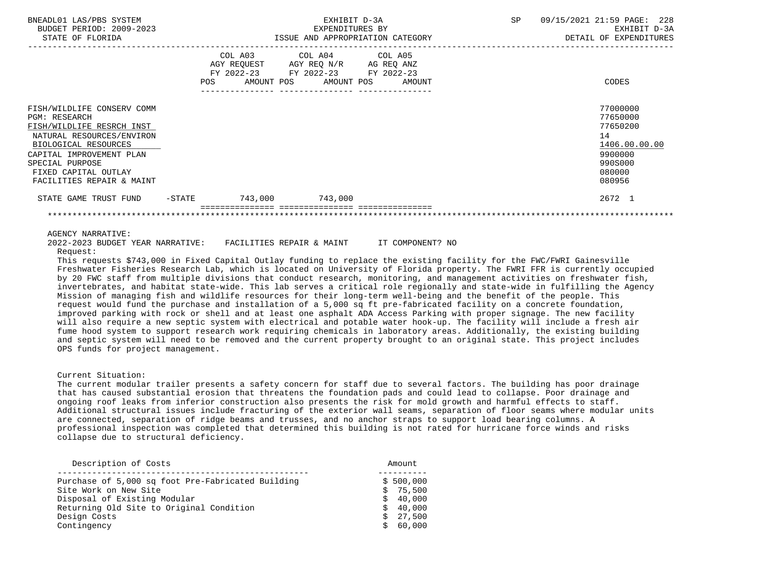| | COL A03 AGY REQUEST FY 2022-23 POS | AMOUNT | COL A04 AGY REQ N/R FY 2022-23 POS | AMOUNT | COL A05 AG REQ ANZ FY 2022-23 POS | AMOUNT | CODES |
|---|---|---|---|---|---|---|---|
| FISH/WILDLIFE CONSERV COMM | | | | | | | 77000000 |
| PGM: RESEARCH | | | | | | | 77650000 |
| FISH/WILDLIFE RESRCH INST | | | | | | | 77650200 |
| NATURAL RESOURCES/ENVIRON | | | | | | | 14 |
| BIOLOGICAL RESOURCES | | | | | | | 1406.00.00.00 |
| CAPITAL IMPROVEMENT PLAN | | | | | | | 9900000 |
| SPECIAL PURPOSE | | | | | | | 990S000 |
| FIXED CAPITAL OUTLAY | | | | | | | 080000 |
| FACILITIES REPAIR & MAINT | | | | | | | 080956 |
| STATE GAME TRUST FUND -STATE | | 743,000 | | 743,000 | | | 2672 1 |

AGENCY NARRATIVE:

2022-2023 BUDGET YEAR NARRATIVE: FACILITIES REPAIR & MAINT IT COMPONENT? NO

Request:

This requests $743,000 in Fixed Capital Outlay funding to replace the existing facility for the FWC/FWRI Gainesville Freshwater Fisheries Research Lab, which is located on University of Florida property. The FWRI FFR is currently occupied by 20 FWC staff from multiple divisions that conduct research, monitoring, and management activities on freshwater fish, invertebrates, and habitat state-wide. This lab serves a critical role regionally and state-wide in fulfilling the Agency Mission of managing fish and wildlife resources for their long-term well-being and the benefit of the people. This request would fund the purchase and installation of a 5,000 sq ft pre-fabricated facility on a concrete foundation, improved parking with rock or shell and at least one asphalt ADA Access Parking with proper signage. The new facility will also require a new septic system with electrical and potable water hook-up. The facility will include a fresh air fume hood system to support research work requiring chemicals in laboratory areas. Additionally, the existing building and septic system will need to be removed and the current property brought to an original state. This project includes OPS funds for project management.

Current Situation:

The current modular trailer presents a safety concern for staff due to several factors. The building has poor drainage that has caused substantial erosion that threatens the foundation pads and could lead to collapse. Poor drainage and ongoing roof leaks from inferior construction also presents the risk for mold growth and harmful effects to staff. Additional structural issues include fracturing of the exterior wall seams, separation of floor seams where modular units are connected, separation of ridge beams and trusses, and no anchor straps to support load bearing columns. A professional inspection was completed that determined this building is not rated for hurricane force winds and risks collapse due to structural deficiency.

| Description of Costs | Amount |
|---|---|
| Purchase of 5,000 sq foot Pre-Fabricated Building | $ 500,000 |
| Site Work on New Site | $ 75,500 |
| Disposal of Existing Modular | $ 40,000 |
| Returning Old Site to Original Condition | $ 40,000 |
| Design Costs | $ 27,500 |
| Contingency | $ 60,000 |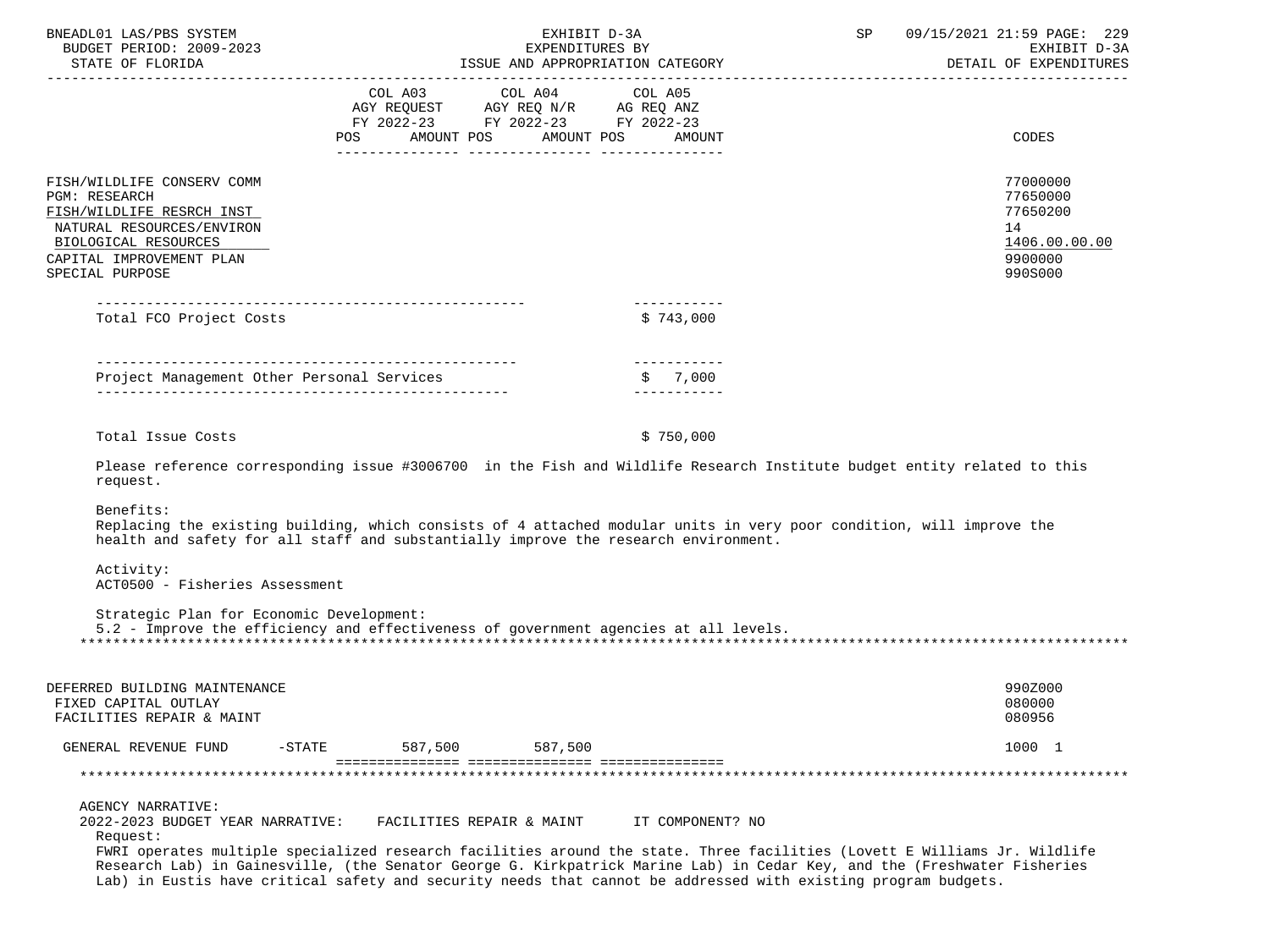| | COL A03 AGY REQUEST FY 2022-23 POS AMOUNT | COL A04 AGY REQ N/R FY 2022-23 POS AMOUNT | COL A05 AG REQ ANZ FY 2022-23 POS AMOUNT | CODES |
|---|---|---|---|---|
| FISH/WILDLIFE CONSERV COMM | | | | 77000000 |
| PGM: RESEARCH | | | | 77650000 |
| FISH/WILDLIFE RESRCH INST | | | | 77650200 |
| NATURAL RESOURCES/ENVIRON | | | | 14 |
| BIOLOGICAL RESOURCES | | | | 1406.00.00.00 |
| CAPITAL IMPROVEMENT PLAN | | | | 9900000 |
| SPECIAL PURPOSE | | | | 990S000 |

| | |
|---|---|
| Total FCO Project Costs | $ 743,000 |
| Project Management Other Personal Services | $ 7,000 |
| Total Issue Costs | $ 750,000 |

Please reference corresponding issue #3006700 in the Fish and Wildlife Research Institute budget entity related to this request.

Benefits:
Replacing the existing building, which consists of 4 attached modular units in very poor condition, will improve the health and safety for all staff and substantially improve the research environment.

Activity:
ACT0500 - Fisheries Assessment

Strategic Plan for Economic Development:
5.2 - Improve the efficiency and effectiveness of government agencies at all levels.

*******************************************************************************************************************

| | COL A03 | COL A04 | COL A05 | CODES |
|---|---|---|---|---|
| DEFERRED BUILDING MAINTENANCE | | | | 990Z000 |
| FIXED CAPITAL OUTLAY | | | | 080000 |
| FACILITIES REPAIR & MAINT | | | | 080956 |
| GENERAL REVENUE FUND -STATE | 587,500 | 587,500 | | 1000 1 |

*******************************************************************************************************************

AGENCY NARRATIVE:
2022-2023 BUDGET YEAR NARRATIVE: FACILITIES REPAIR & MAINT IT COMPONENT? NO

Request:
FWRI operates multiple specialized research facilities around the state. Three facilities (Lovett E Williams Jr. Wildlife Research Lab) in Gainesville, (the Senator George G. Kirkpatrick Marine Lab) in Cedar Key, and the (Freshwater Fisheries Lab) in Eustis have critical safety and security needs that cannot be addressed with existing program budgets.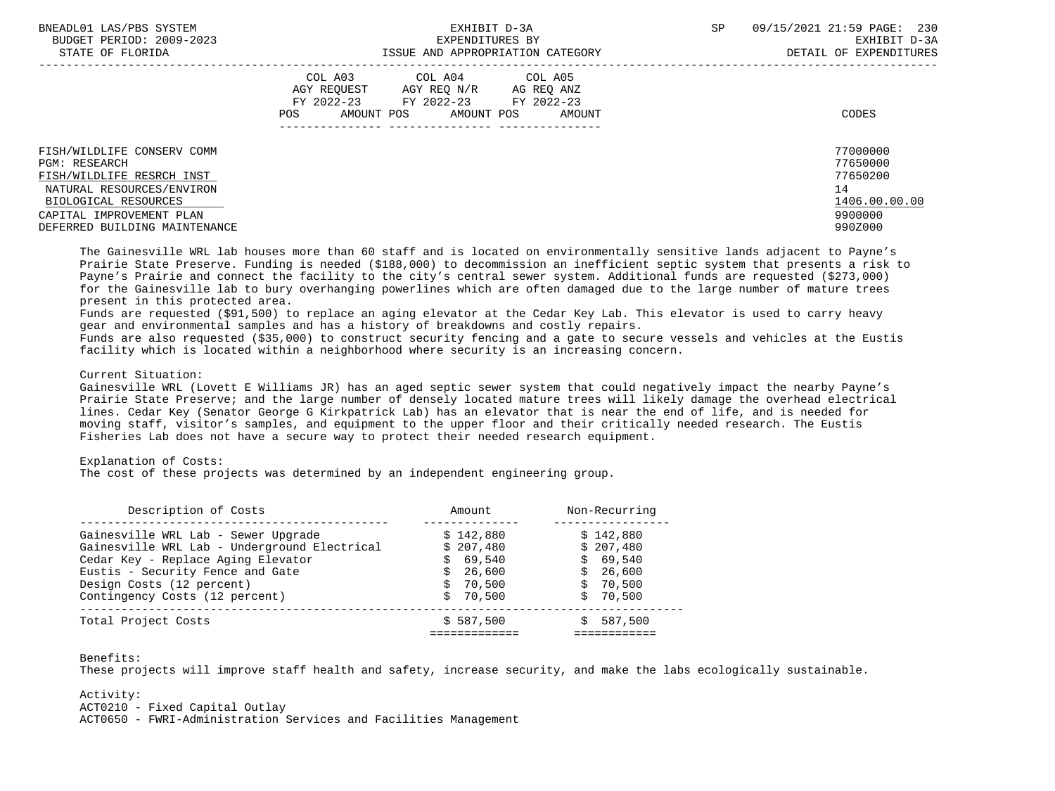| | COL A03 AGY REQUEST FY 2022-23 | | COL A04 AGY REQ N/R FY 2022-23 | | COL A05 AG REQ ANZ FY 2022-23 | | |
|---|---|---|---|---|---|---|---|
| | POS | AMOUNT | POS | AMOUNT | POS | AMOUNT | CODES |
| FISH/WILDLIFE CONSERV COMM | | | | | | | 77000000 |
| PGM: RESEARCH | | | | | | | 77650000 |
| FISH/WILDLIFE RESRCH INST | | | | | | | 77650200 |
| NATURAL RESOURCES/ENVIRON | | | | | | | 14 |
| BIOLOGICAL RESOURCES | | | | | | | 1406.00.00.00 |
| CAPITAL IMPROVEMENT PLAN | | | | | | | 9900000 |
| DEFERRED BUILDING MAINTENANCE | | | | | | | 990Z000 |

The Gainesville WRL lab houses more than 60 staff and is located on environmentally sensitive lands adjacent to Payne's Prairie State Preserve. Funding is needed ($188,000) to decommission an inefficient septic system that presents a risk to Payne's Prairie and connect the facility to the city's central sewer system. Additional funds are requested ($273,000) for the Gainesville lab to bury overhanging powerlines which are often damaged due to the large number of mature trees present in this protected area.
Funds are requested ($91,500) to replace an aging elevator at the Cedar Key Lab. This elevator is used to carry heavy gear and environmental samples and has a history of breakdowns and costly repairs.
Funds are also requested ($35,000) to construct security fencing and a gate to secure vessels and vehicles at the Eustis facility which is located within a neighborhood where security is an increasing concern.

Current Situation:
Gainesville WRL (Lovett E Williams JR) has an aged septic sewer system that could negatively impact the nearby Payne's Prairie State Preserve; and the large number of densely located mature trees will likely damage the overhead electrical lines. Cedar Key (Senator George G Kirkpatrick Lab) has an elevator that is near the end of life, and is needed for moving staff, visitor's samples, and equipment to the upper floor and their critically needed research. The Eustis Fisheries Lab does not have a secure way to protect their needed research equipment.

Explanation of Costs:
The cost of these projects was determined by an independent engineering group.

| Description of Costs | Amount | Non-Recurring |
|---|---|---|
| Gainesville WRL Lab - Sewer Upgrade | $ 142,880 | $ 142,880 |
| Gainesville WRL Lab - Underground Electrical | $ 207,480 | $ 207,480 |
| Cedar Key - Replace Aging Elevator | $ 69,540 | $ 69,540 |
| Eustis - Security Fence and Gate | $ 26,600 | $ 26,600 |
| Design Costs (12 percent) | $ 70,500 | $ 70,500 |
| Contingency Costs (12 percent) | $ 70,500 | $ 70,500 |
| Total Project Costs | $ 587,500 | $ 587,500 |

Benefits:
These projects will improve staff health and safety, increase security, and make the labs ecologically sustainable.

Activity:
ACT0210 - Fixed Capital Outlay
ACT0650 - FWRI-Administration Services and Facilities Management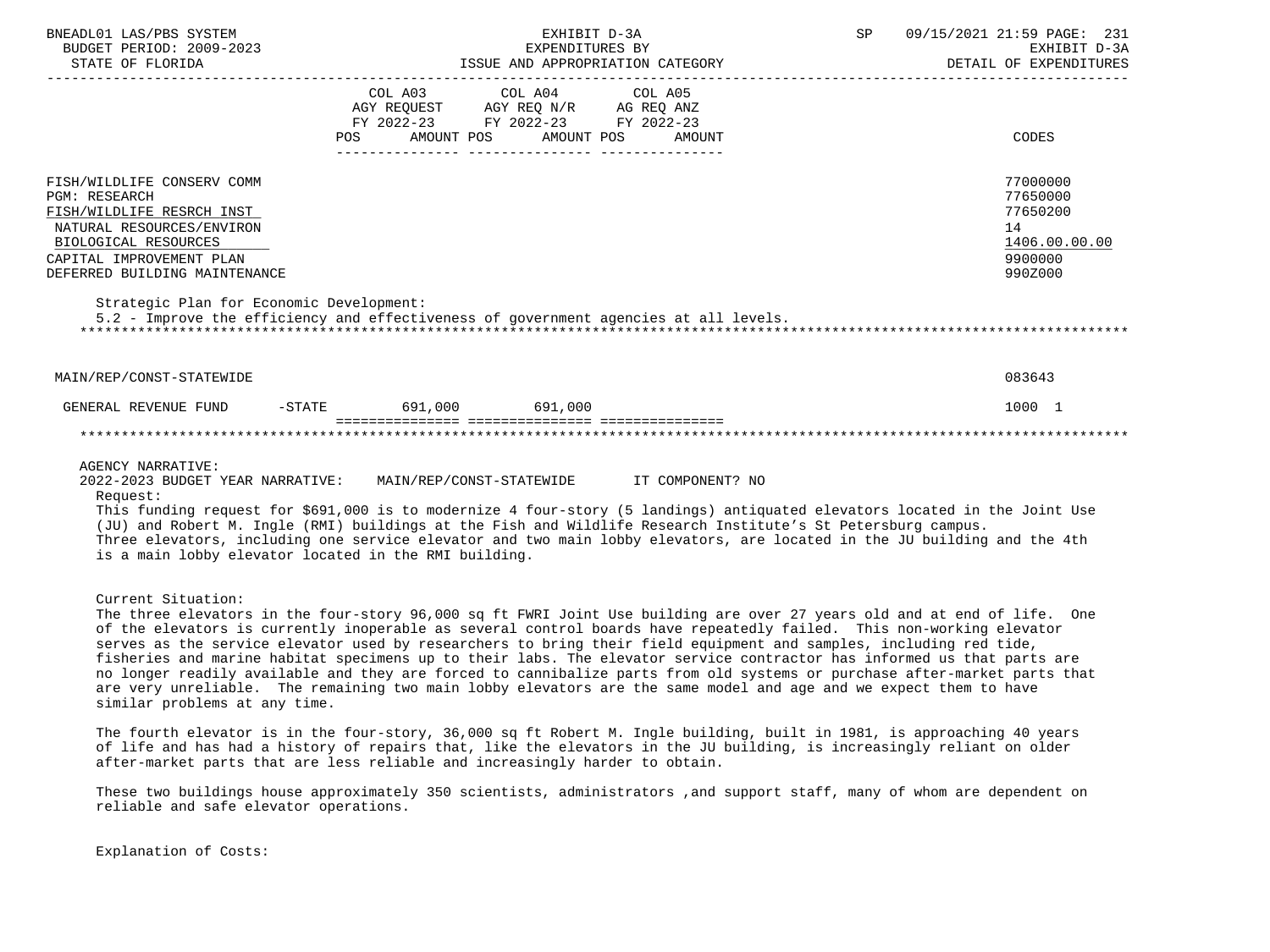| | COL A03 AGY REQUEST FY 2022-23 POS AMOUNT | COL A04 AGY REQ N/R FY 2022-23 AMOUNT | COL A05 AG REQ ANZ FY 2022-23 POS AMOUNT | CODES |
|---|---|---|---|---|
| FISH/WILDLIFE CONSERV COMM | | | | 77000000 |
| PGM: RESEARCH | | | | 77650000 |
| FISH/WILDLIFE RESRCH INST | | | | 77650200 |
| NATURAL RESOURCES/ENVIRON | | | | 14 |
| BIOLOGICAL RESOURCES | | | | 1406.00.00.00 |
| CAPITAL IMPROVEMENT PLAN | | | | 9900000 |
| DEFERRED BUILDING MAINTENANCE | | | | 990Z000 |

Strategic Plan for Economic Development:
5.2 - Improve the efficiency and effectiveness of government agencies at all levels.

| | COL A03 | COL A04 | COL A05 | CODES |
|---|---|---|---|---|
| MAIN/REP/CONST-STATEWIDE | | | | 083643 |
| GENERAL REVENUE FUND -STATE | 691,000 | 691,000 | | 1000 1 |

AGENCY NARRATIVE:
2022-2023 BUDGET YEAR NARRATIVE: MAIN/REP/CONST-STATEWIDE IT COMPONENT? NO

Request:
This funding request for $691,000 is to modernize 4 four-story (5 landings) antiquated elevators located in the Joint Use (JU) and Robert M. Ingle (RMI) buildings at the Fish and Wildlife Research Institute's St Petersburg campus. Three elevators, including one service elevator and two main lobby elevators, are located in the JU building and the 4th is a main lobby elevator located in the RMI building.

Current Situation:
The three elevators in the four-story 96,000 sq ft FWRI Joint Use building are over 27 years old and at end of life. One of the elevators is currently inoperable as several control boards have repeatedly failed. This non-working elevator serves as the service elevator used by researchers to bring their field equipment and samples, including red tide, fisheries and marine habitat specimens up to their labs. The elevator service contractor has informed us that parts are no longer readily available and they are forced to cannibalize parts from old systems or purchase after-market parts that are very unreliable. The remaining two main lobby elevators are the same model and age and we expect them to have similar problems at any time.

The fourth elevator is in the four-story, 36,000 sq ft Robert M. Ingle building, built in 1981, is approaching 40 years of life and has had a history of repairs that, like the elevators in the JU building, is increasingly reliant on older after-market parts that are less reliable and increasingly harder to obtain.

These two buildings house approximately 350 scientists, administrators ,and support staff, many of whom are dependent on reliable and safe elevator operations.

Explanation of Costs: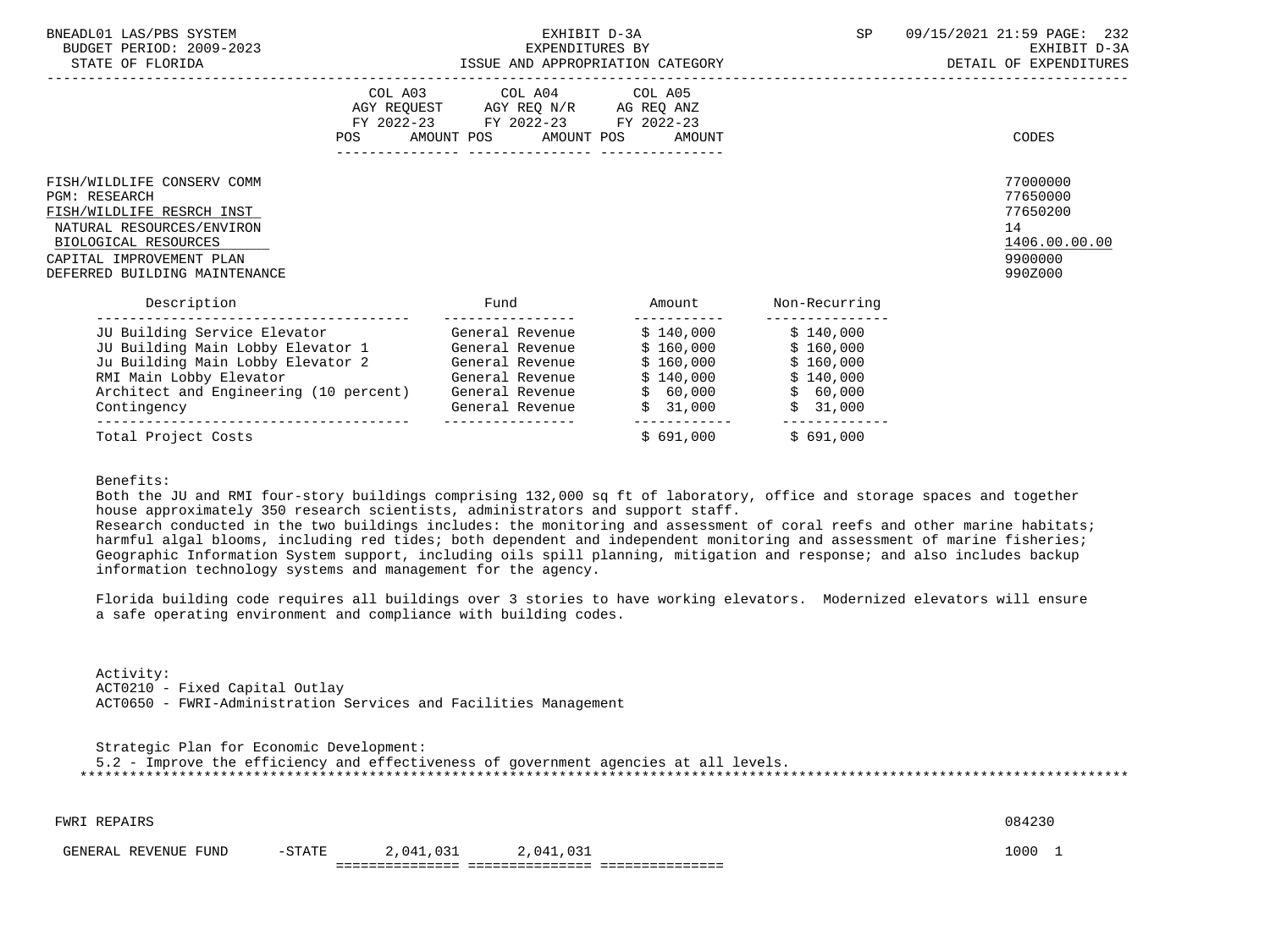| | COL A03 AGY REQUEST FY 2022-23 | | COL A04 AGY REQ N/R FY 2022-23 | | COL A05 AG REQ ANZ FY 2022-23 | | CODES |
|---|---|---|---|---|---|---|---|
| | POS | AMOUNT | POS | AMOUNT | POS | AMOUNT | |

FISH/WILDLIFE CONSERV COMM — 77000000
PGM: RESEARCH — 77650000
FISH/WILDLIFE RESRCH INST — 77650200
NATURAL RESOURCES/ENVIRON — 14
BIOLOGICAL RESOURCES — 1406.00.00.00
CAPITAL IMPROVEMENT PLAN — 9900000
DEFERRED BUILDING MAINTENANCE — 990Z000

| Description | Fund | Amount | Non-Recurring |
|---|---|---|---|
| JU Building Service Elevator | General Revenue | $ 140,000 | $ 140,000 |
| JU Building Main Lobby Elevator 1 | General Revenue | $ 160,000 | $ 160,000 |
| Ju Building Main Lobby Elevator 2 | General Revenue | $ 160,000 | $ 160,000 |
| RMI Main Lobby Elevator | General Revenue | $ 140,000 | $ 140,000 |
| Architect and Engineering (10 percent) | General Revenue | $ 60,000 | $ 60,000 |
| Contingency | General Revenue | $ 31,000 | $ 31,000 |
| Total Project Costs | | $ 691,000 | $ 691,000 |

Benefits:
Both the JU and RMI four-story buildings comprising 132,000 sq ft of laboratory, office and storage spaces and together house approximately 350 research scientists, administrators and support staff.
Research conducted in the two buildings includes: the monitoring and assessment of coral reefs and other marine habitats; harmful algal blooms, including red tides; both dependent and independent monitoring and assessment of marine fisheries; Geographic Information System support, including oils spill planning, mitigation and response; and also includes backup information technology systems and management for the agency.

Florida building code requires all buildings over 3 stories to have working elevators. Modernized elevators will ensure a safe operating environment and compliance with building codes.

Activity:
ACT0210 - Fixed Capital Outlay
ACT0650 - FWRI-Administration Services and Facilities Management

Strategic Plan for Economic Development:
5.2 - Improve the efficiency and effectiveness of government agencies at all levels.

***

| FWRI REPAIRS | | | | | 084230 |
|---|---|---|---|---|---|
| GENERAL REVENUE FUND | -STATE | 2,041,031 | 2,041,031 | | 1000 1 |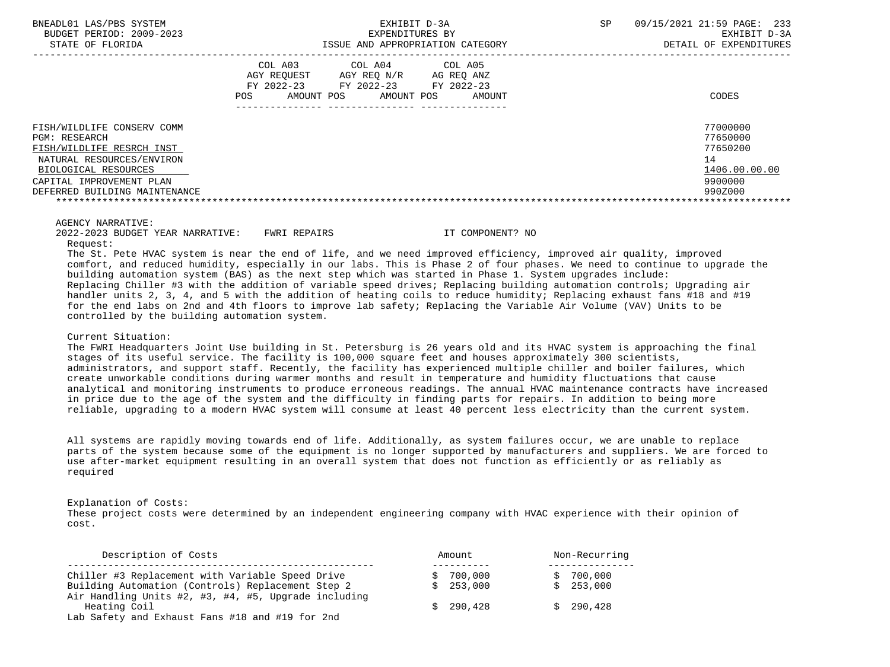| | COL A03 AGY REQUEST FY 2022-23 POS AMOUNT | COL A04 AGY REQ N/R FY 2022-23 POS AMOUNT | COL A05 AG REQ ANZ FY 2022-23 POS AMOUNT | CODES |
|---|---|---|---|---|
| FISH/WILDLIFE CONSERV COMM | | | | 77000000 |
| PGM: RESEARCH | | | | 77650000 |
| FISH/WILDLIFE RESRCH INST | | | | 77650200 |
| NATURAL RESOURCES/ENVIRON | | | | 14 |
| BIOLOGICAL RESOURCES | | | | 1406.00.00.00 |
| CAPITAL IMPROVEMENT PLAN | | | | 9900000 |
| DEFERRED BUILDING MAINTENANCE | | | | 990Z000 |

AGENCY NARRATIVE:

2022-2023 BUDGET YEAR NARRATIVE: FWRI REPAIRS IT COMPONENT? NO

Request:

The St. Pete HVAC system is near the end of life, and we need improved efficiency, improved air quality, improved comfort, and reduced humidity, especially in our labs. This is Phase 2 of four phases. We need to continue to upgrade the building automation system (BAS) as the next step which was started in Phase 1. System upgrades include: Replacing Chiller #3 with the addition of variable speed drives; Replacing building automation controls; Upgrading air handler units 2, 3, 4, and 5 with the addition of heating coils to reduce humidity; Replacing exhaust fans #18 and #19 for the end labs on 2nd and 4th floors to improve lab safety; Replacing the Variable Air Volume (VAV) Units to be controlled by the building automation system.

Current Situation:

The FWRI Headquarters Joint Use building in St. Petersburg is 26 years old and its HVAC system is approaching the final stages of its useful service. The facility is 100,000 square feet and houses approximately 300 scientists, administrators, and support staff. Recently, the facility has experienced multiple chiller and boiler failures, which create unworkable conditions during warmer months and result in temperature and humidity fluctuations that cause analytical and monitoring instruments to produce erroneous readings. The annual HVAC maintenance contracts have increased in price due to the age of the system and the difficulty in finding parts for repairs. In addition to being more reliable, upgrading to a modern HVAC system will consume at least 40 percent less electricity than the current system.

All systems are rapidly moving towards end of life. Additionally, as system failures occur, we are unable to replace parts of the system because some of the equipment is no longer supported by manufacturers and suppliers. We are forced to use after-market equipment resulting in an overall system that does not function as efficiently or as reliably as required

Explanation of Costs:

These project costs were determined by an independent engineering company with HVAC experience with their opinion of cost.

| Description of Costs | Amount | Non-Recurring |
|---|---|---|
| Chiller #3 Replacement with Variable Speed Drive | $ 700,000 | $ 700,000 |
| Building Automation (Controls) Replacement Step 2 | $ 253,000 | $ 253,000 |
| Air Handling Units #2, #3, #4, #5, Upgrade including Heating Coil | $ 290,428 | $ 290,428 |
| Lab Safety and Exhaust Fans #18 and #19 for 2nd | | |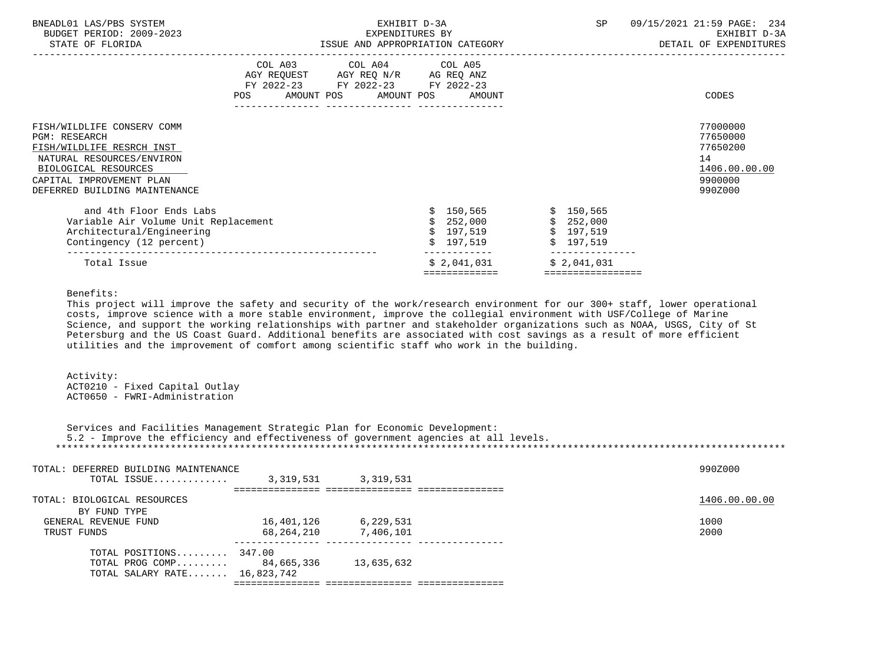BNEADL01 LAS/PBS SYSTEM — EXHIBIT D-3A — SP 09/15/2021 21:59

BUDGET PERIOD: 2009-2023 — EXPENDITURES BY — EXHIBIT D-3A

STATE OF FLORIDA — ISSUE AND APPROPRIATION CATEGORY — DETAIL OF EXPENDITURES

| | COL A03 AGY REQUEST FY 2022-23 POS AMOUNT | COL A04 AGY REQ N/R FY 2022-23 POS AMOUNT | COL A05 AG REQ ANZ FY 2022-23 POS AMOUNT | CODES |
|---|---|---|---|---|
| FISH/WILDLIFE CONSERV COMM | | | | 77000000 |
| PGM: RESEARCH | | | | 77650000 |
| FISH/WILDLIFE RESRCH INST | | | | 77650200 |
| NATURAL RESOURCES/ENVIRON | | | | 14 |
| BIOLOGICAL RESOURCES | | | | 1406.00.00.00 |
| CAPITAL IMPROVEMENT PLAN | | | | 9900000 |
| DEFERRED BUILDING MAINTENANCE | | | | 990Z000 |

| | | |
|---|---|---|
| and 4th Floor Ends Labs | $ 150,565 | $ 150,565 |
| Variable Air Volume Unit Replacement | $ 252,000 | $ 252,000 |
| Architectural/Engineering | $ 197,519 | $ 197,519 |
| Contingency (12 percent) | $ 197,519 | $ 197,519 |
| Total Issue | $ 2,041,031 | $ 2,041,031 |

Benefits:
This project will improve the safety and security of the work/research environment for our 300+ staff, lower operational costs, improve science with a more stable environment, improve the collegial environment with USF/College of Marine Science, and support the working relationships with partner and stakeholder organizations such as NOAA, USGS, City of St Petersburg and the US Coast Guard. Additional benefits are associated with cost savings as a result of more efficient utilities and the improvement of comfort among scientific staff who work in the building.

Activity:
ACT0210 - Fixed Capital Outlay
ACT0650 - FWRI-Administration

Services and Facilities Management Strategic Plan for Economic Development:
5.2 - Improve the efficiency and effectiveness of government agencies at all levels.

******************************************************************************************************************************

| | COL A03 | COL A04 | COL A05 | CODES |
|---|---|---|---|---|
| TOTAL: DEFERRED BUILDING MAINTENANCE | | | | 990Z000 |
| TOTAL ISSUE............ | 3,319,531 | 3,319,531 | | |
| TOTAL: BIOLOGICAL RESOURCES | | | | 1406.00.00.00 |
| BY FUND TYPE | | | | |
| GENERAL REVENUE FUND | 16,401,126 | 6,229,531 | | 1000 |
| TRUST FUNDS | 68,264,210 | 7,406,101 | | 2000 |
| TOTAL POSITIONS......... | 347.00 | | | |
| TOTAL PROG COMP......... | 84,665,336 | 13,635,632 | | |
| TOTAL SALARY RATE....... | 16,823,742 | | | |